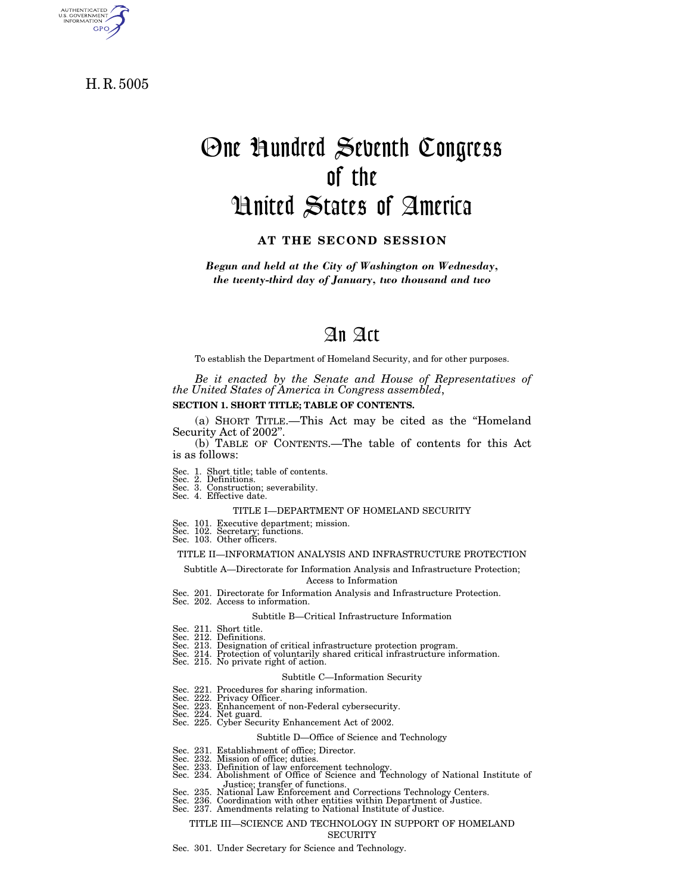H. R. 5005

# One Hundred Seventh Congress of the United States of America

**AT THE SECOND SESSION**

***Begun and held at the City of Washington on Wednesday, the twenty-third day of January, two thousand and two***

# An Act

To establish the Department of Homeland Security, and for other purposes.

*Be it enacted by the Senate and House of Representatives of the United States of America in Congress assembled*,

**SECTION 1. SHORT TITLE; TABLE OF CONTENTS.**

(a) SHORT TITLE.—This Act may be cited as the "Homeland Security Act of 2002".

(b) TABLE OF CONTENTS.—The table of contents for this Act is as follows:

Sec. 1. Short title; table of contents.
Sec. 2. Definitions.
Sec. 3. Construction; severability.
Sec. 4. Effective date.

TITLE I—DEPARTMENT OF HOMELAND SECURITY

Sec. 101. Executive department; mission.
Sec. 102. Secretary; functions.
Sec. 103. Other officers.

TITLE II—INFORMATION ANALYSIS AND INFRASTRUCTURE PROTECTION

Subtitle A—Directorate for Information Analysis and Infrastructure Protection; Access to Information

Sec. 201. Directorate for Information Analysis and Infrastructure Protection.
Sec. 202. Access to information.

Subtitle B—Critical Infrastructure Information

Sec. 211. Short title.
Sec. 212. Definitions.
Sec. 213. Designation of critical infrastructure protection program.
Sec. 214. Protection of voluntarily shared critical infrastructure information.
Sec. 215. No private right of action.

Subtitle C—Information Security

Sec. 221. Procedures for sharing information.
Sec. 222. Privacy Officer.
Sec. 223. Enhancement of non-Federal cybersecurity.
Sec. 224. Net guard.
Sec. 225. Cyber Security Enhancement Act of 2002.

Subtitle D—Office of Science and Technology

Sec. 231. Establishment of office; Director.
Sec. 232. Mission of office; duties.
Sec. 233. Definition of law enforcement technology.
Sec. 234. Abolishment of Office of Science and Technology of National Institute of Justice; transfer of functions.
Sec. 235. National Law Enforcement and Corrections Technology Centers.
Sec. 236. Coordination with other entities within Department of Justice.
Sec. 237. Amendments relating to National Institute of Justice.

TITLE III—SCIENCE AND TECHNOLOGY IN SUPPORT OF HOMELAND SECURITY

Sec. 301. Under Secretary for Science and Technology.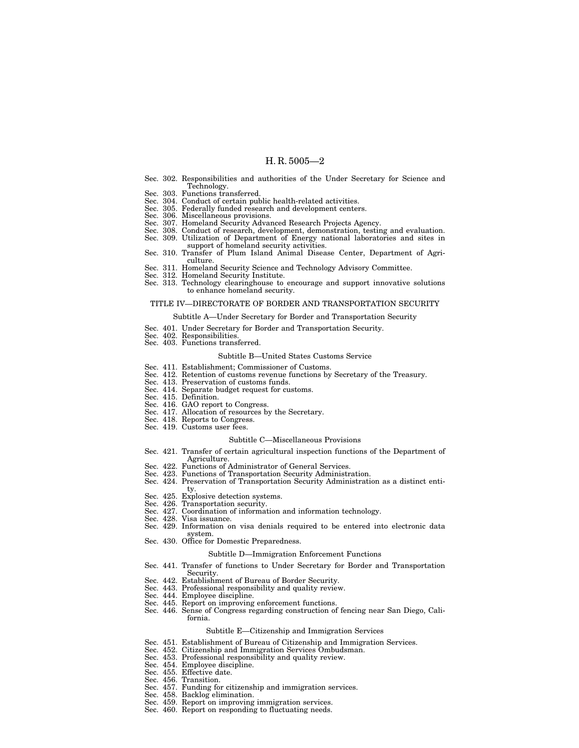Sec. 302. Responsibilities and authorities of the Under Secretary for Science and Technology.
Sec. 303. Functions transferred.
Sec. 304. Conduct of certain public health-related activities.
Sec. 305. Federally funded research and development centers.
Sec. 306. Miscellaneous provisions.
Sec. 307. Homeland Security Advanced Research Projects Agency.
Sec. 308. Conduct of research, development, demonstration, testing and evaluation.
Sec. 309. Utilization of Department of Energy national laboratories and sites in support of homeland security activities.
Sec. 310. Transfer of Plum Island Animal Disease Center, Department of Agriculture.
Sec. 311. Homeland Security Science and Technology Advisory Committee.
Sec. 312. Homeland Security Institute.
Sec. 313. Technology clearinghouse to encourage and support innovative solutions to enhance homeland security.

## TITLE IV—DIRECTORATE OF BORDER AND TRANSPORTATION SECURITY

### Subtitle A—Under Secretary for Border and Transportation Security

Sec. 401. Under Secretary for Border and Transportation Security.
Sec. 402. Responsibilities.
Sec. 403. Functions transferred.

### Subtitle B—United States Customs Service

Sec. 411. Establishment; Commissioner of Customs.
Sec. 412. Retention of customs revenue functions by Secretary of the Treasury.
Sec. 413. Preservation of customs funds.
Sec. 414. Separate budget request for customs.
Sec. 415. Definition.
Sec. 416. GAO report to Congress.
Sec. 417. Allocation of resources by the Secretary.
Sec. 418. Reports to Congress.
Sec. 419. Customs user fees.

### Subtitle C—Miscellaneous Provisions

Sec. 421. Transfer of certain agricultural inspection functions of the Department of Agriculture.
Sec. 422. Functions of Administrator of General Services.
Sec. 423. Functions of Transportation Security Administration.
Sec. 424. Preservation of Transportation Security Administration as a distinct entity.
Sec. 425. Explosive detection systems.
Sec. 426. Transportation security.
Sec. 427. Coordination of information and information technology.
Sec. 428. Visa issuance.
Sec. 429. Information on visa denials required to be entered into electronic data system.
Sec. 430. Office for Domestic Preparedness.

### Subtitle D—Immigration Enforcement Functions

Sec. 441. Transfer of functions to Under Secretary for Border and Transportation Security.
Sec. 442. Establishment of Bureau of Border Security.
Sec. 443. Professional responsibility and quality review.
Sec. 444. Employee discipline.
Sec. 445. Report on improving enforcement functions.
Sec. 446. Sense of Congress regarding construction of fencing near San Diego, California.

### Subtitle E—Citizenship and Immigration Services

Sec. 451. Establishment of Bureau of Citizenship and Immigration Services.
Sec. 452. Citizenship and Immigration Services Ombudsman.
Sec. 453. Professional responsibility and quality review.
Sec. 454. Employee discipline.
Sec. 455. Effective date.
Sec. 456. Transition.
Sec. 457. Funding for citizenship and immigration services.
Sec. 458. Backlog elimination.
Sec. 459. Report on improving immigration services.
Sec. 460. Report on responding to fluctuating needs.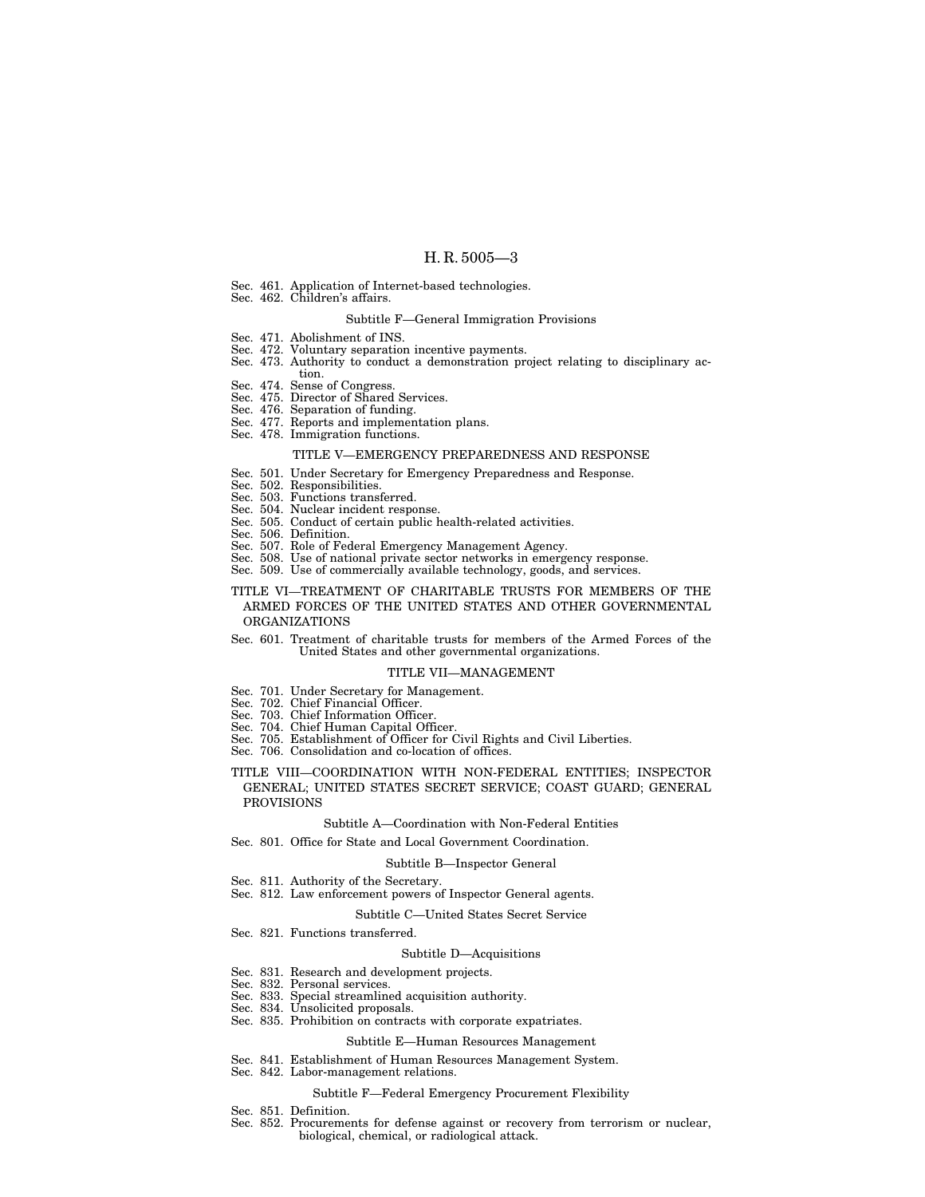Sec. 461. Application of Internet-based technologies.
Sec. 462. Children's affairs.

Subtitle F—General Immigration Provisions

Sec. 471. Abolishment of INS.
Sec. 472. Voluntary separation incentive payments.
Sec. 473. Authority to conduct a demonstration project relating to disciplinary action.
Sec. 474. Sense of Congress.
Sec. 475. Director of Shared Services.
Sec. 476. Separation of funding.
Sec. 477. Reports and implementation plans.
Sec. 478. Immigration functions.

TITLE V—EMERGENCY PREPAREDNESS AND RESPONSE

Sec. 501. Under Secretary for Emergency Preparedness and Response.
Sec. 502. Responsibilities.
Sec. 503. Functions transferred.
Sec. 504. Nuclear incident response.
Sec. 505. Conduct of certain public health-related activities.
Sec. 506. Definition.
Sec. 507. Role of Federal Emergency Management Agency.
Sec. 508. Use of national private sector networks in emergency response.
Sec. 509. Use of commercially available technology, goods, and services.

TITLE VI—TREATMENT OF CHARITABLE TRUSTS FOR MEMBERS OF THE ARMED FORCES OF THE UNITED STATES AND OTHER GOVERNMENTAL ORGANIZATIONS

Sec. 601. Treatment of charitable trusts for members of the Armed Forces of the United States and other governmental organizations.

TITLE VII—MANAGEMENT

Sec. 701. Under Secretary for Management.
Sec. 702. Chief Financial Officer.
Sec. 703. Chief Information Officer.
Sec. 704. Chief Human Capital Officer.
Sec. 705. Establishment of Officer for Civil Rights and Civil Liberties.
Sec. 706. Consolidation and co-location of offices.

TITLE VIII—COORDINATION WITH NON-FEDERAL ENTITIES; INSPECTOR GENERAL; UNITED STATES SECRET SERVICE; COAST GUARD; GENERAL PROVISIONS

Subtitle A—Coordination with Non-Federal Entities

Sec. 801. Office for State and Local Government Coordination.

Subtitle B—Inspector General

Sec. 811. Authority of the Secretary.
Sec. 812. Law enforcement powers of Inspector General agents.

Subtitle C—United States Secret Service

Sec. 821. Functions transferred.

Subtitle D—Acquisitions

Sec. 831. Research and development projects.
Sec. 832. Personal services.
Sec. 833. Special streamlined acquisition authority.
Sec. 834. Unsolicited proposals.
Sec. 835. Prohibition on contracts with corporate expatriates.

Subtitle E—Human Resources Management

Sec. 841. Establishment of Human Resources Management System.
Sec. 842. Labor-management relations.

Subtitle F—Federal Emergency Procurement Flexibility

Sec. 851. Definition.
Sec. 852. Procurements for defense against or recovery from terrorism or nuclear, biological, chemical, or radiological attack.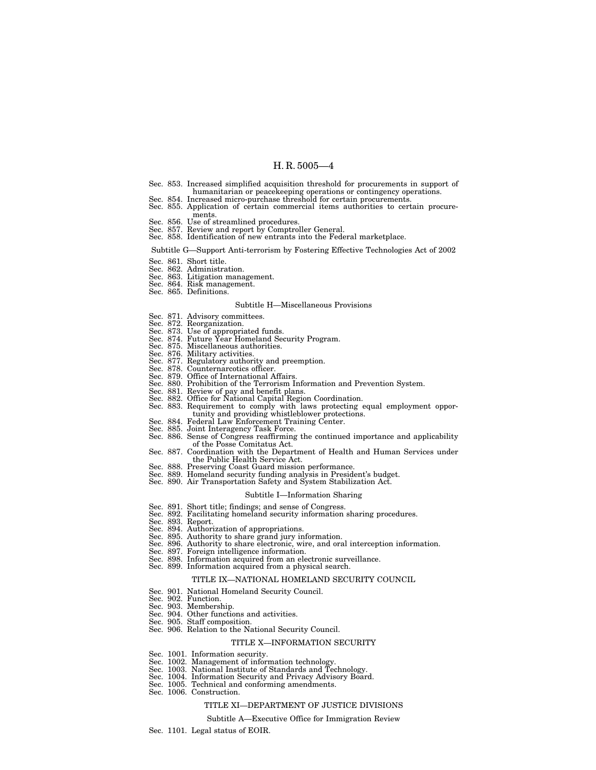Sec. 853. Increased simplified acquisition threshold for procurements in support of humanitarian or peacekeeping operations or contingency operations.
Sec. 854. Increased micro-purchase threshold for certain procurements.
Sec. 855. Application of certain commercial items authorities to certain procurements.
Sec. 856. Use of streamlined procedures.
Sec. 857. Review and report by Comptroller General.
Sec. 858. Identification of new entrants into the Federal marketplace.

Subtitle G—Support Anti-terrorism by Fostering Effective Technologies Act of 2002

Sec. 861. Short title.
Sec. 862. Administration.
Sec. 863. Litigation management.
Sec. 864. Risk management.
Sec. 865. Definitions.

Subtitle H—Miscellaneous Provisions

Sec. 871. Advisory committees.
Sec. 872. Reorganization.
Sec. 873. Use of appropriated funds.
Sec. 874. Future Year Homeland Security Program.
Sec. 875. Miscellaneous authorities.
Sec. 876. Military activities.
Sec. 877. Regulatory authority and preemption.
Sec. 878. Counternarcotics officer.
Sec. 879. Office of International Affairs.
Sec. 880. Prohibition of the Terrorism Information and Prevention System.
Sec. 881. Review of pay and benefit plans.
Sec. 882. Office for National Capital Region Coordination.
Sec. 883. Requirement to comply with laws protecting equal employment opportunity and providing whistleblower protections.
Sec. 884. Federal Law Enforcement Training Center.
Sec. 885. Joint Interagency Task Force.
Sec. 886. Sense of Congress reaffirming the continued importance and applicability of the Posse Comitatus Act.
Sec. 887. Coordination with the Department of Health and Human Services under the Public Health Service Act.
Sec. 888. Preserving Coast Guard mission performance.
Sec. 889. Homeland security funding analysis in President's budget.
Sec. 890. Air Transportation Safety and System Stabilization Act.

Subtitle I—Information Sharing

Sec. 891. Short title; findings; and sense of Congress.
Sec. 892. Facilitating homeland security information sharing procedures.
Sec. 893. Report.
Sec. 894. Authorization of appropriations.
Sec. 895. Authority to share grand jury information.
Sec. 896. Authority to share electronic, wire, and oral interception information.
Sec. 897. Foreign intelligence information.
Sec. 898. Information acquired from an electronic surveillance.
Sec. 899. Information acquired from a physical search.

TITLE IX—NATIONAL HOMELAND SECURITY COUNCIL

Sec. 901. National Homeland Security Council.
Sec. 902. Function.
Sec. 903. Membership.
Sec. 904. Other functions and activities.
Sec. 905. Staff composition.
Sec. 906. Relation to the National Security Council.

TITLE X—INFORMATION SECURITY

Sec. 1001. Information security.
Sec. 1002. Management of information technology.
Sec. 1003. National Institute of Standards and Technology.
Sec. 1004. Information Security and Privacy Advisory Board.
Sec. 1005. Technical and conforming amendments.
Sec. 1006. Construction.

TITLE XI—DEPARTMENT OF JUSTICE DIVISIONS

Subtitle A—Executive Office for Immigration Review

Sec. 1101. Legal status of EOIR.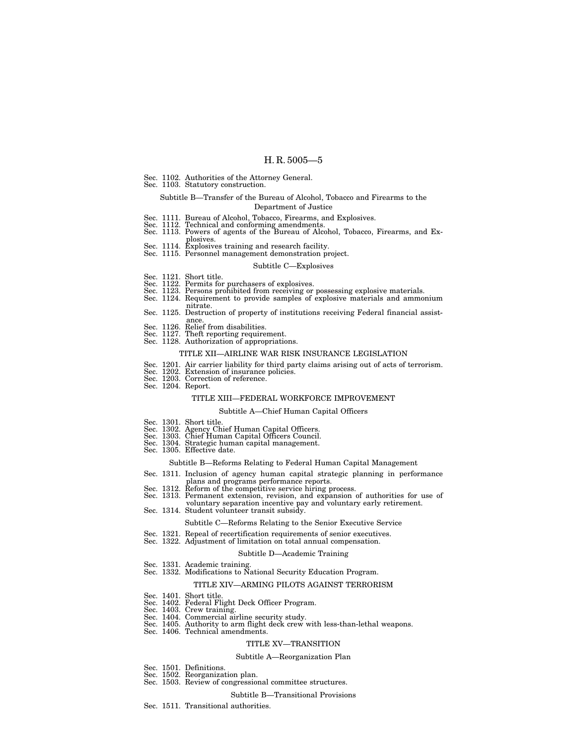Sec. 1102. Authorities of the Attorney General.
Sec. 1103. Statutory construction.

Subtitle B—Transfer of the Bureau of Alcohol, Tobacco and Firearms to the Department of Justice

Sec. 1111. Bureau of Alcohol, Tobacco, Firearms, and Explosives.
Sec. 1112. Technical and conforming amendments.
Sec. 1113. Powers of agents of the Bureau of Alcohol, Tobacco, Firearms, and Explosives.
Sec. 1114. Explosives training and research facility.
Sec. 1115. Personnel management demonstration project.

Subtitle C—Explosives

Sec. 1121. Short title.
Sec. 1122. Permits for purchasers of explosives.
Sec. 1123. Persons prohibited from receiving or possessing explosive materials.
Sec. 1124. Requirement to provide samples of explosive materials and ammonium nitrate.
Sec. 1125. Destruction of property of institutions receiving Federal financial assistance.
Sec. 1126. Relief from disabilities.
Sec. 1127. Theft reporting requirement.
Sec. 1128. Authorization of appropriations.

TITLE XII—AIRLINE WAR RISK INSURANCE LEGISLATION

Sec. 1201. Air carrier liability for third party claims arising out of acts of terrorism.
Sec. 1202. Extension of insurance policies.
Sec. 1203. Correction of reference.
Sec. 1204. Report.

TITLE XIII—FEDERAL WORKFORCE IMPROVEMENT

Subtitle A—Chief Human Capital Officers

Sec. 1301. Short title.
Sec. 1302. Agency Chief Human Capital Officers.
Sec. 1303. Chief Human Capital Officers Council.
Sec. 1304. Strategic human capital management.
Sec. 1305. Effective date.

Subtitle B—Reforms Relating to Federal Human Capital Management

Sec. 1311. Inclusion of agency human capital strategic planning in performance plans and programs performance reports.
Sec. 1312. Reform of the competitive service hiring process.
Sec. 1313. Permanent extension, revision, and expansion of authorities for use of voluntary separation incentive pay and voluntary early retirement.
Sec. 1314. Student volunteer transit subsidy.

Subtitle C—Reforms Relating to the Senior Executive Service

Sec. 1321. Repeal of recertification requirements of senior executives.
Sec. 1322. Adjustment of limitation on total annual compensation.

Subtitle D—Academic Training

Sec. 1331. Academic training.
Sec. 1332. Modifications to National Security Education Program.

TITLE XIV—ARMING PILOTS AGAINST TERRORISM

Sec. 1401. Short title.
Sec. 1402. Federal Flight Deck Officer Program.
Sec. 1403. Crew training.
Sec. 1404. Commercial airline security study.
Sec. 1405. Authority to arm flight deck crew with less-than-lethal weapons.
Sec. 1406. Technical amendments.

TITLE XV—TRANSITION

Subtitle A—Reorganization Plan

Sec. 1501. Definitions.
Sec. 1502. Reorganization plan.
Sec. 1503. Review of congressional committee structures.

Subtitle B—Transitional Provisions

Sec. 1511. Transitional authorities.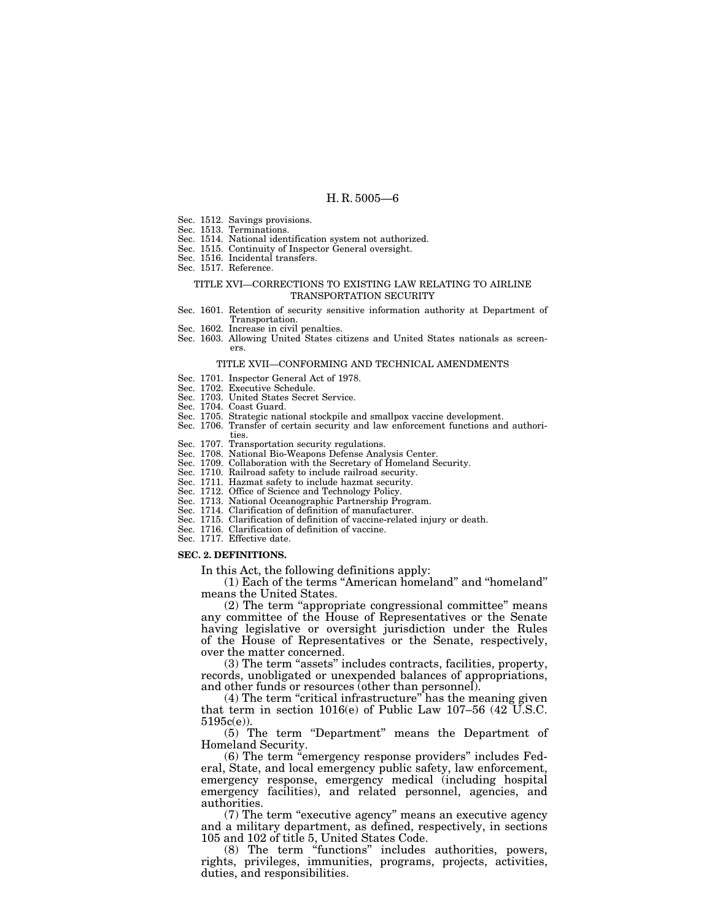Sec. 1512. Savings provisions.
Sec. 1513. Terminations.
Sec. 1514. National identification system not authorized.
Sec. 1515. Continuity of Inspector General oversight.
Sec. 1516. Incidental transfers.
Sec. 1517. Reference.

TITLE XVI—CORRECTIONS TO EXISTING LAW RELATING TO AIRLINE TRANSPORTATION SECURITY

Sec. 1601. Retention of security sensitive information authority at Department of Transportation.
Sec. 1602. Increase in civil penalties.
Sec. 1603. Allowing United States citizens and United States nationals as screeners.

TITLE XVII—CONFORMING AND TECHNICAL AMENDMENTS

Sec. 1701. Inspector General Act of 1978.
Sec. 1702. Executive Schedule.
Sec. 1703. United States Secret Service.
Sec. 1704. Coast Guard.
Sec. 1705. Strategic national stockpile and smallpox vaccine development.
Sec. 1706. Transfer of certain security and law enforcement functions and authorities.
Sec. 1707. Transportation security regulations.
Sec. 1708. National Bio-Weapons Defense Analysis Center.
Sec. 1709. Collaboration with the Secretary of Homeland Security.
Sec. 1710. Railroad safety to include railroad security.
Sec. 1711. Hazmat safety to include hazmat security.
Sec. 1712. Office of Science and Technology Policy.
Sec. 1713. National Oceanographic Partnership Program.
Sec. 1714. Clarification of definition of manufacturer.
Sec. 1715. Clarification of definition of vaccine-related injury or death.
Sec. 1716. Clarification of definition of vaccine.
Sec. 1717. Effective date.

**SEC. 2. DEFINITIONS.**

In this Act, the following definitions apply:

(1) Each of the terms "American homeland" and "homeland" means the United States.

(2) The term "appropriate congressional committee" means any committee of the House of Representatives or the Senate having legislative or oversight jurisdiction under the Rules of the House of Representatives or the Senate, respectively, over the matter concerned.

(3) The term "assets" includes contracts, facilities, property, records, unobligated or unexpended balances of appropriations, and other funds or resources (other than personnel).

(4) The term "critical infrastructure" has the meaning given that term in section 1016(e) of Public Law 107–56 (42 U.S.C. 5195c(e)).

(5) The term "Department" means the Department of Homeland Security.

(6) The term "emergency response providers" includes Federal, State, and local emergency public safety, law enforcement, emergency response, emergency medical (including hospital emergency facilities), and related personnel, agencies, and authorities.

(7) The term "executive agency" means an executive agency and a military department, as defined, respectively, in sections 105 and 102 of title 5, United States Code.

(8) The term "functions" includes authorities, powers, rights, privileges, immunities, programs, projects, activities, duties, and responsibilities.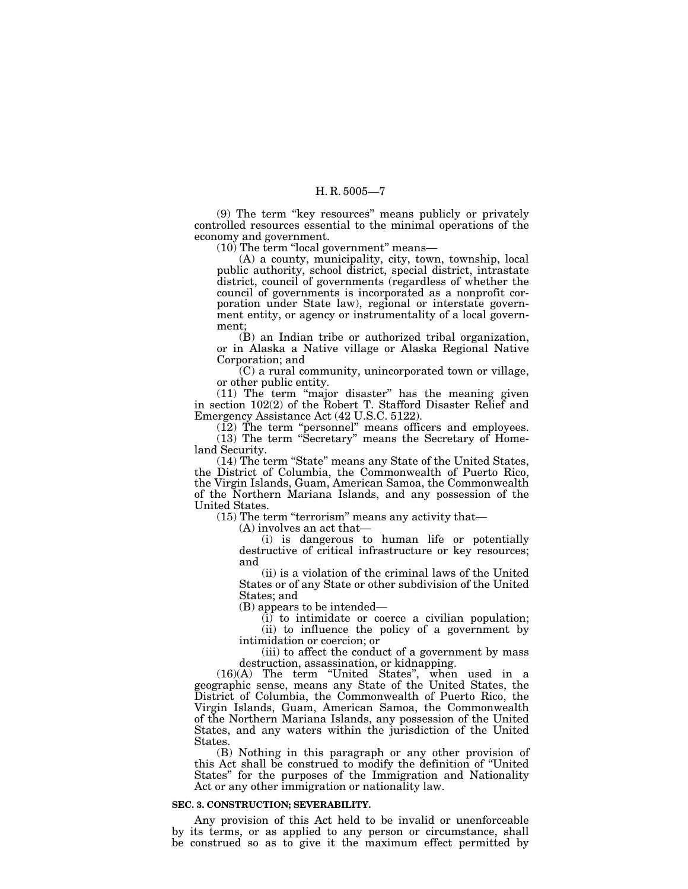(9) The term "key resources" means publicly or privately controlled resources essential to the minimal operations of the economy and government.

(10) The term "local government" means—

(A) a county, municipality, city, town, township, local public authority, school district, special district, intrastate district, council of governments (regardless of whether the council of governments is incorporated as a nonprofit corporation under State law), regional or interstate government entity, or agency or instrumentality of a local government;

(B) an Indian tribe or authorized tribal organization, or in Alaska a Native village or Alaska Regional Native Corporation; and

(C) a rural community, unincorporated town or village, or other public entity.

(11) The term "major disaster" has the meaning given in section 102(2) of the Robert T. Stafford Disaster Relief and Emergency Assistance Act (42 U.S.C. 5122).

(12) The term "personnel" means officers and employees.

(13) The term "Secretary" means the Secretary of Homeland Security.

(14) The term "State" means any State of the United States, the District of Columbia, the Commonwealth of Puerto Rico, the Virgin Islands, Guam, American Samoa, the Commonwealth of the Northern Mariana Islands, and any possession of the United States.

(15) The term "terrorism" means any activity that—

(A) involves an act that—

(i) is dangerous to human life or potentially destructive of critical infrastructure or key resources; and

(ii) is a violation of the criminal laws of the United States or of any State or other subdivision of the United States; and

(B) appears to be intended—

(i) to intimidate or coerce a civilian population;

(ii) to influence the policy of a government by intimidation or coercion; or

(iii) to affect the conduct of a government by mass destruction, assassination, or kidnapping.

(16)(A) The term "United States", when used in a geographic sense, means any State of the United States, the District of Columbia, the Commonwealth of Puerto Rico, the Virgin Islands, Guam, American Samoa, the Commonwealth of the Northern Mariana Islands, any possession of the United States, and any waters within the jurisdiction of the United States.

(B) Nothing in this paragraph or any other provision of this Act shall be construed to modify the definition of "United States" for the purposes of the Immigration and Nationality Act or any other immigration or nationality law.

**SEC. 3. CONSTRUCTION; SEVERABILITY.**

Any provision of this Act held to be invalid or unenforceable by its terms, or as applied to any person or circumstance, shall be construed so as to give it the maximum effect permitted by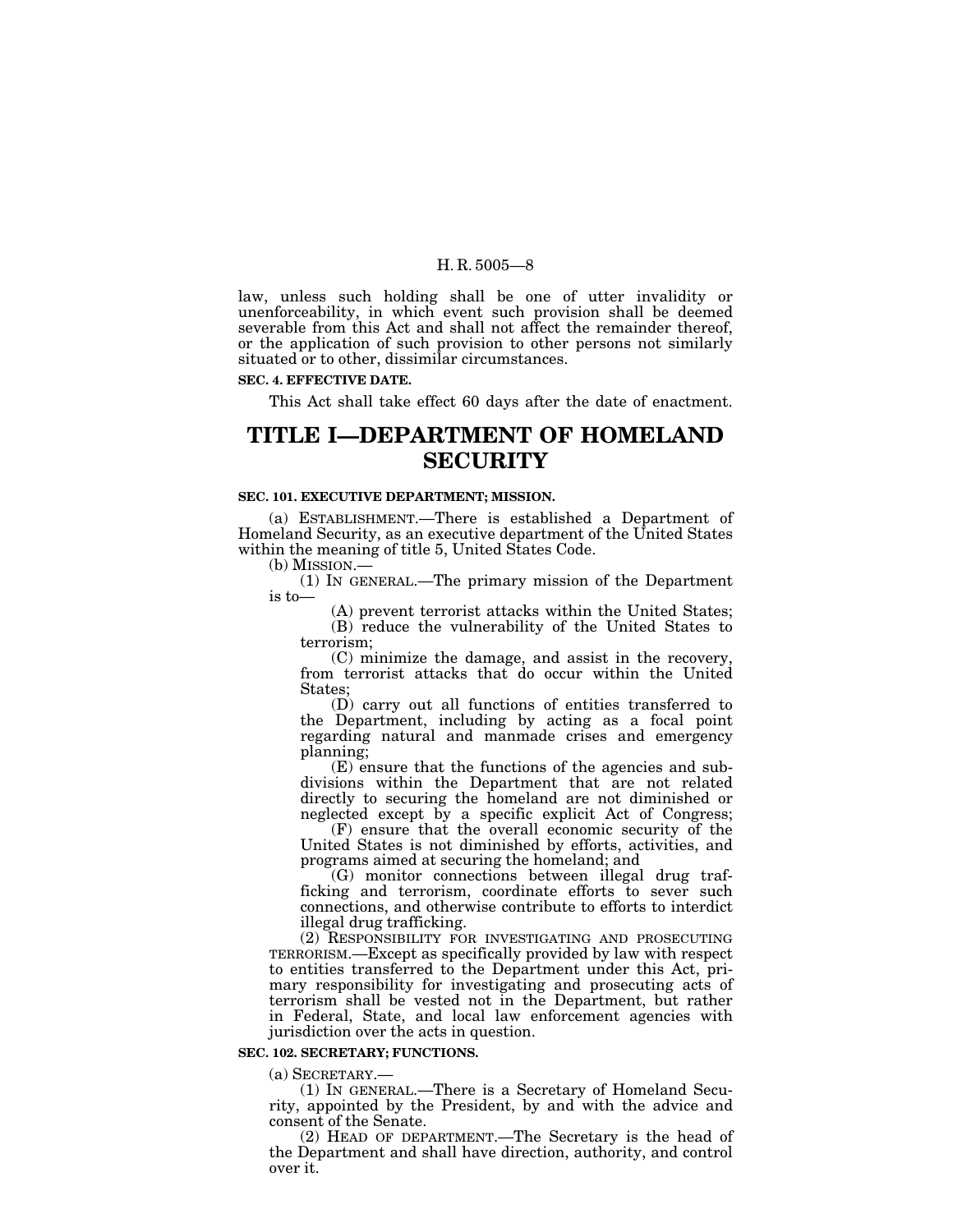law, unless such holding shall be one of utter invalidity or unenforceability, in which event such provision shall be deemed severable from this Act and shall not affect the remainder thereof, or the application of such provision to other persons not similarly situated or to other, dissimilar circumstances.

**SEC. 4. EFFECTIVE DATE.**

This Act shall take effect 60 days after the date of enactment.

# TITLE I—DEPARTMENT OF HOMELAND SECURITY

**SEC. 101. EXECUTIVE DEPARTMENT; MISSION.**

(a) ESTABLISHMENT.—There is established a Department of Homeland Security, as an executive department of the United States within the meaning of title 5, United States Code.

(b) MISSION.—

(1) IN GENERAL.—The primary mission of the Department is to—

(A) prevent terrorist attacks within the United States;

(B) reduce the vulnerability of the United States to terrorism;

(C) minimize the damage, and assist in the recovery, from terrorist attacks that do occur within the United States;

(D) carry out all functions of entities transferred to the Department, including by acting as a focal point regarding natural and manmade crises and emergency planning;

(E) ensure that the functions of the agencies and subdivisions within the Department that are not related directly to securing the homeland are not diminished or neglected except by a specific explicit Act of Congress;

(F) ensure that the overall economic security of the United States is not diminished by efforts, activities, and programs aimed at securing the homeland; and

(G) monitor connections between illegal drug trafficking and terrorism, coordinate efforts to sever such connections, and otherwise contribute to efforts to interdict illegal drug trafficking.

(2) RESPONSIBILITY FOR INVESTIGATING AND PROSECUTING TERRORISM.—Except as specifically provided by law with respect to entities transferred to the Department under this Act, primary responsibility for investigating and prosecuting acts of terrorism shall be vested not in the Department, but rather in Federal, State, and local law enforcement agencies with jurisdiction over the acts in question.

**SEC. 102. SECRETARY; FUNCTIONS.**

(a) SECRETARY.—

(1) IN GENERAL.—There is a Secretary of Homeland Security, appointed by the President, by and with the advice and consent of the Senate.

(2) HEAD OF DEPARTMENT.—The Secretary is the head of the Department and shall have direction, authority, and control over it.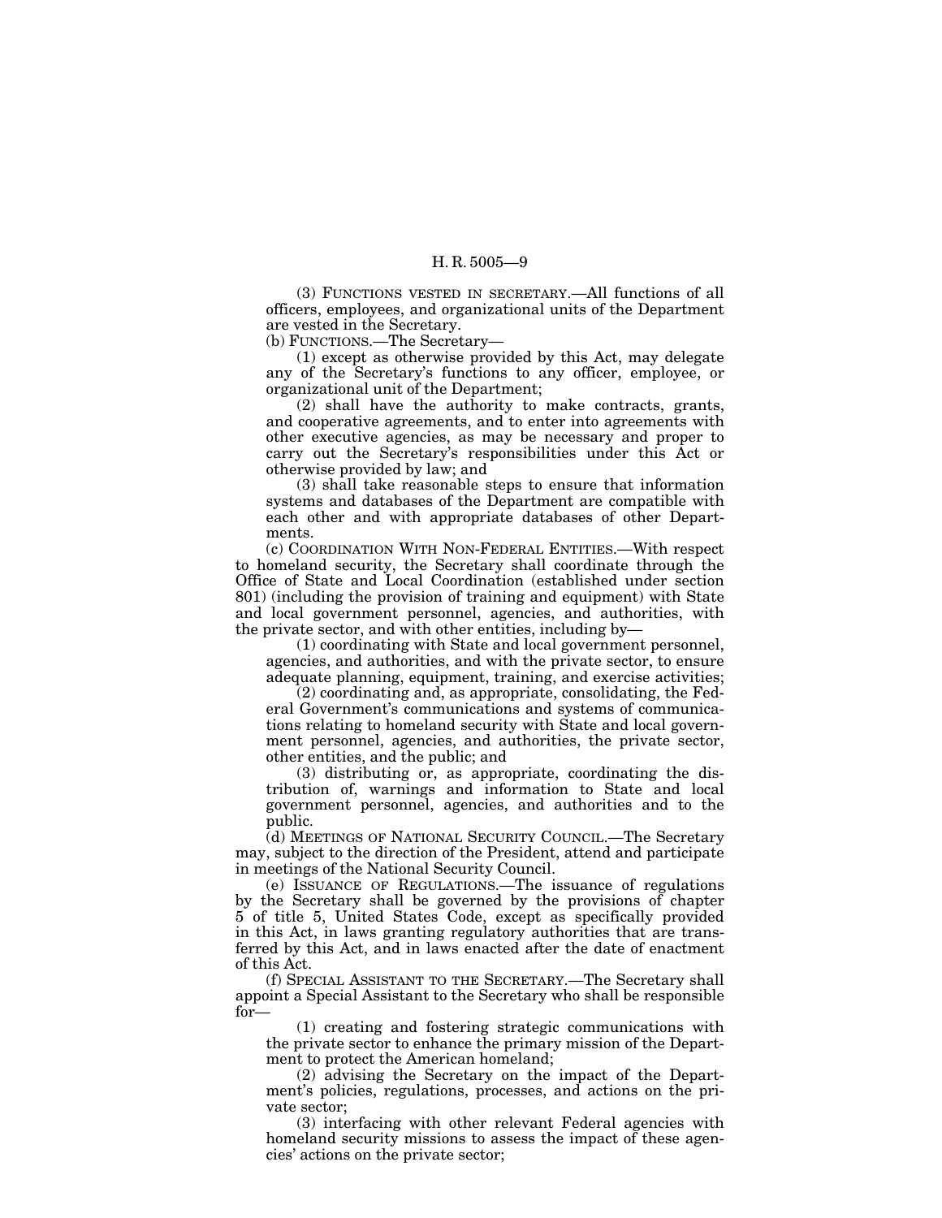(3) FUNCTIONS VESTED IN SECRETARY.—All functions of all officers, employees, and organizational units of the Department are vested in the Secretary.

(b) FUNCTIONS.—The Secretary—

(1) except as otherwise provided by this Act, may delegate any of the Secretary's functions to any officer, employee, or organizational unit of the Department;

(2) shall have the authority to make contracts, grants, and cooperative agreements, and to enter into agreements with other executive agencies, as may be necessary and proper to carry out the Secretary's responsibilities under this Act or otherwise provided by law; and

(3) shall take reasonable steps to ensure that information systems and databases of the Department are compatible with each other and with appropriate databases of other Departments.

(c) COORDINATION WITH NON-FEDERAL ENTITIES.—With respect to homeland security, the Secretary shall coordinate through the Office of State and Local Coordination (established under section 801) (including the provision of training and equipment) with State and local government personnel, agencies, and authorities, with the private sector, and with other entities, including by—

(1) coordinating with State and local government personnel, agencies, and authorities, and with the private sector, to ensure adequate planning, equipment, training, and exercise activities;

(2) coordinating and, as appropriate, consolidating, the Federal Government's communications and systems of communications relating to homeland security with State and local government personnel, agencies, and authorities, the private sector, other entities, and the public; and

(3) distributing or, as appropriate, coordinating the distribution of, warnings and information to State and local government personnel, agencies, and authorities and to the public.

(d) MEETINGS OF NATIONAL SECURITY COUNCIL.—The Secretary may, subject to the direction of the President, attend and participate in meetings of the National Security Council.

(e) ISSUANCE OF REGULATIONS.—The issuance of regulations by the Secretary shall be governed by the provisions of chapter 5 of title 5, United States Code, except as specifically provided in this Act, in laws granting regulatory authorities that are transferred by this Act, and in laws enacted after the date of enactment of this Act.

(f) SPECIAL ASSISTANT TO THE SECRETARY.—The Secretary shall appoint a Special Assistant to the Secretary who shall be responsible for—

(1) creating and fostering strategic communications with the private sector to enhance the primary mission of the Department to protect the American homeland;

(2) advising the Secretary on the impact of the Department's policies, regulations, processes, and actions on the private sector;

(3) interfacing with other relevant Federal agencies with homeland security missions to assess the impact of these agencies' actions on the private sector;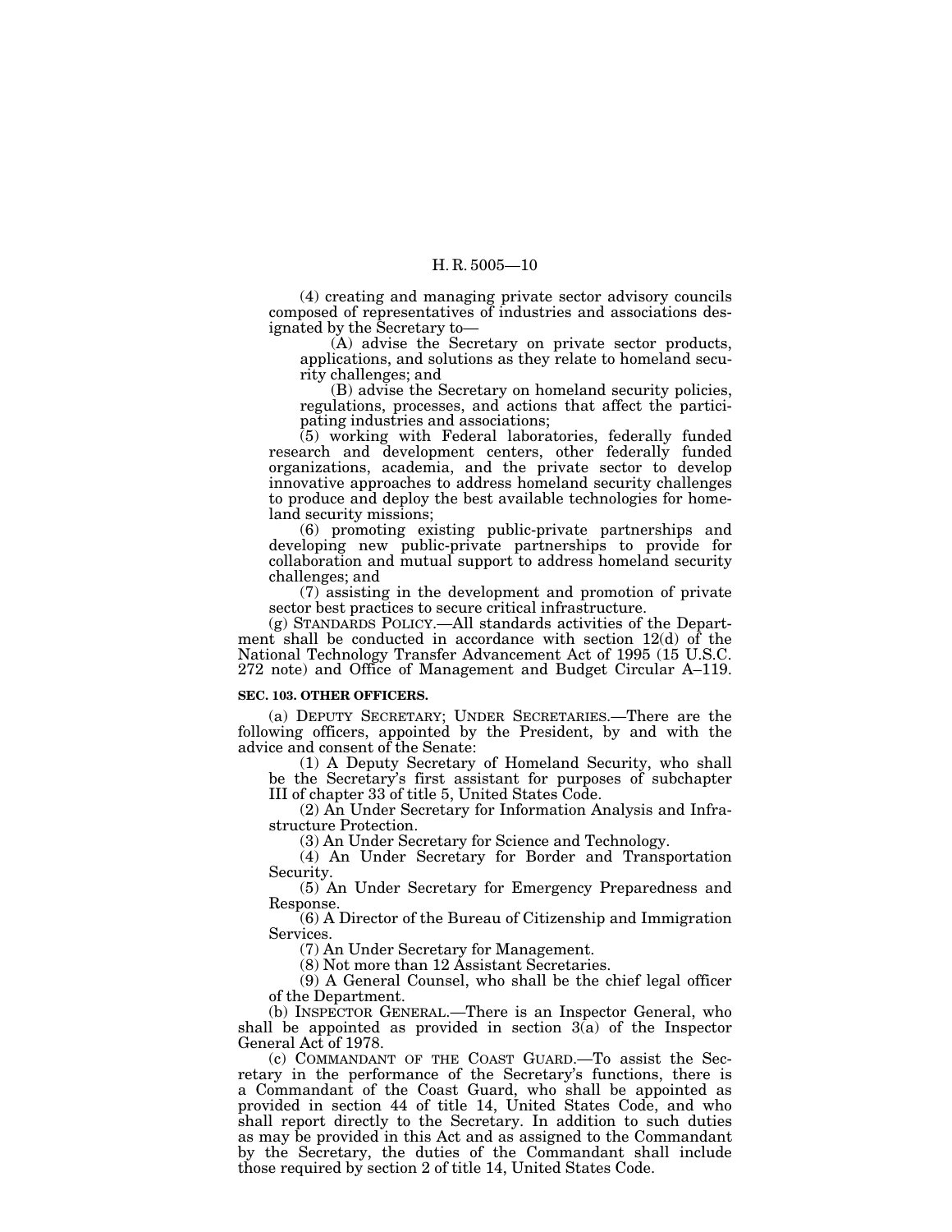(4) creating and managing private sector advisory councils composed of representatives of industries and associations designated by the Secretary to—

(A) advise the Secretary on private sector products, applications, and solutions as they relate to homeland security challenges; and

(B) advise the Secretary on homeland security policies, regulations, processes, and actions that affect the participating industries and associations;

(5) working with Federal laboratories, federally funded research and development centers, other federally funded organizations, academia, and the private sector to develop innovative approaches to address homeland security challenges to produce and deploy the best available technologies for homeland security missions;

(6) promoting existing public-private partnerships and developing new public-private partnerships to provide for collaboration and mutual support to address homeland security challenges; and

(7) assisting in the development and promotion of private sector best practices to secure critical infrastructure.

(g) STANDARDS POLICY.—All standards activities of the Department shall be conducted in accordance with section 12(d) of the National Technology Transfer Advancement Act of 1995 (15 U.S.C. 272 note) and Office of Management and Budget Circular A–119.

**SEC. 103. OTHER OFFICERS.**

(a) DEPUTY SECRETARY; UNDER SECRETARIES.—There are the following officers, appointed by the President, by and with the advice and consent of the Senate:

(1) A Deputy Secretary of Homeland Security, who shall be the Secretary's first assistant for purposes of subchapter III of chapter 33 of title 5, United States Code.

(2) An Under Secretary for Information Analysis and Infrastructure Protection.

(3) An Under Secretary for Science and Technology.

(4) An Under Secretary for Border and Transportation Security.

(5) An Under Secretary for Emergency Preparedness and Response.

(6) A Director of the Bureau of Citizenship and Immigration Services.

(7) An Under Secretary for Management.

(8) Not more than 12 Assistant Secretaries.

(9) A General Counsel, who shall be the chief legal officer of the Department.

(b) INSPECTOR GENERAL.—There is an Inspector General, who shall be appointed as provided in section 3(a) of the Inspector General Act of 1978.

(c) COMMANDANT OF THE COAST GUARD.—To assist the Secretary in the performance of the Secretary's functions, there is a Commandant of the Coast Guard, who shall be appointed as provided in section 44 of title 14, United States Code, and who shall report directly to the Secretary. In addition to such duties as may be provided in this Act and as assigned to the Commandant by the Secretary, the duties of the Commandant shall include those required by section 2 of title 14, United States Code.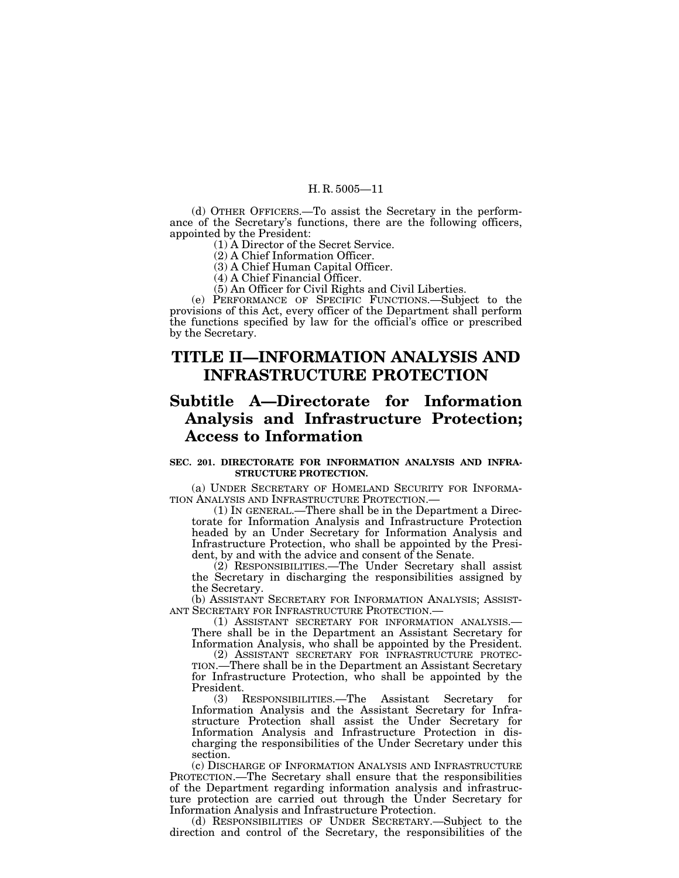(d) OTHER OFFICERS.—To assist the Secretary in the performance of the Secretary's functions, there are the following officers, appointed by the President:

(1) A Director of the Secret Service.

(2) A Chief Information Officer.

(3) A Chief Human Capital Officer.

(4) A Chief Financial Officer.

(5) An Officer for Civil Rights and Civil Liberties.

(e) PERFORMANCE OF SPECIFIC FUNCTIONS.—Subject to the provisions of this Act, every officer of the Department shall perform the functions specified by law for the official's office or prescribed by the Secretary.

# TITLE II—INFORMATION ANALYSIS AND INFRASTRUCTURE PROTECTION

## Subtitle A—Directorate for Information Analysis and Infrastructure Protection; Access to Information

### SEC. 201. DIRECTORATE FOR INFORMATION ANALYSIS AND INFRASTRUCTURE PROTECTION.

(a) UNDER SECRETARY OF HOMELAND SECURITY FOR INFORMATION ANALYSIS AND INFRASTRUCTURE PROTECTION.—

(1) IN GENERAL.—There shall be in the Department a Directorate for Information Analysis and Infrastructure Protection headed by an Under Secretary for Information Analysis and Infrastructure Protection, who shall be appointed by the President, by and with the advice and consent of the Senate.

(2) RESPONSIBILITIES.—The Under Secretary shall assist the Secretary in discharging the responsibilities assigned by the Secretary.

(b) ASSISTANT SECRETARY FOR INFORMATION ANALYSIS; ASSISTANT SECRETARY FOR INFRASTRUCTURE PROTECTION.—

(1) ASSISTANT SECRETARY FOR INFORMATION ANALYSIS.—There shall be in the Department an Assistant Secretary for Information Analysis, who shall be appointed by the President.

(2) ASSISTANT SECRETARY FOR INFRASTRUCTURE PROTECTION.—There shall be in the Department an Assistant Secretary for Infrastructure Protection, who shall be appointed by the President.

(3) RESPONSIBILITIES.—The Assistant Secretary for Information Analysis and the Assistant Secretary for Infrastructure Protection shall assist the Under Secretary for Information Analysis and Infrastructure Protection in discharging the responsibilities of the Under Secretary under this section.

(c) DISCHARGE OF INFORMATION ANALYSIS AND INFRASTRUCTURE PROTECTION.—The Secretary shall ensure that the responsibilities of the Department regarding information analysis and infrastructure protection are carried out through the Under Secretary for Information Analysis and Infrastructure Protection.

(d) RESPONSIBILITIES OF UNDER SECRETARY.—Subject to the direction and control of the Secretary, the responsibilities of the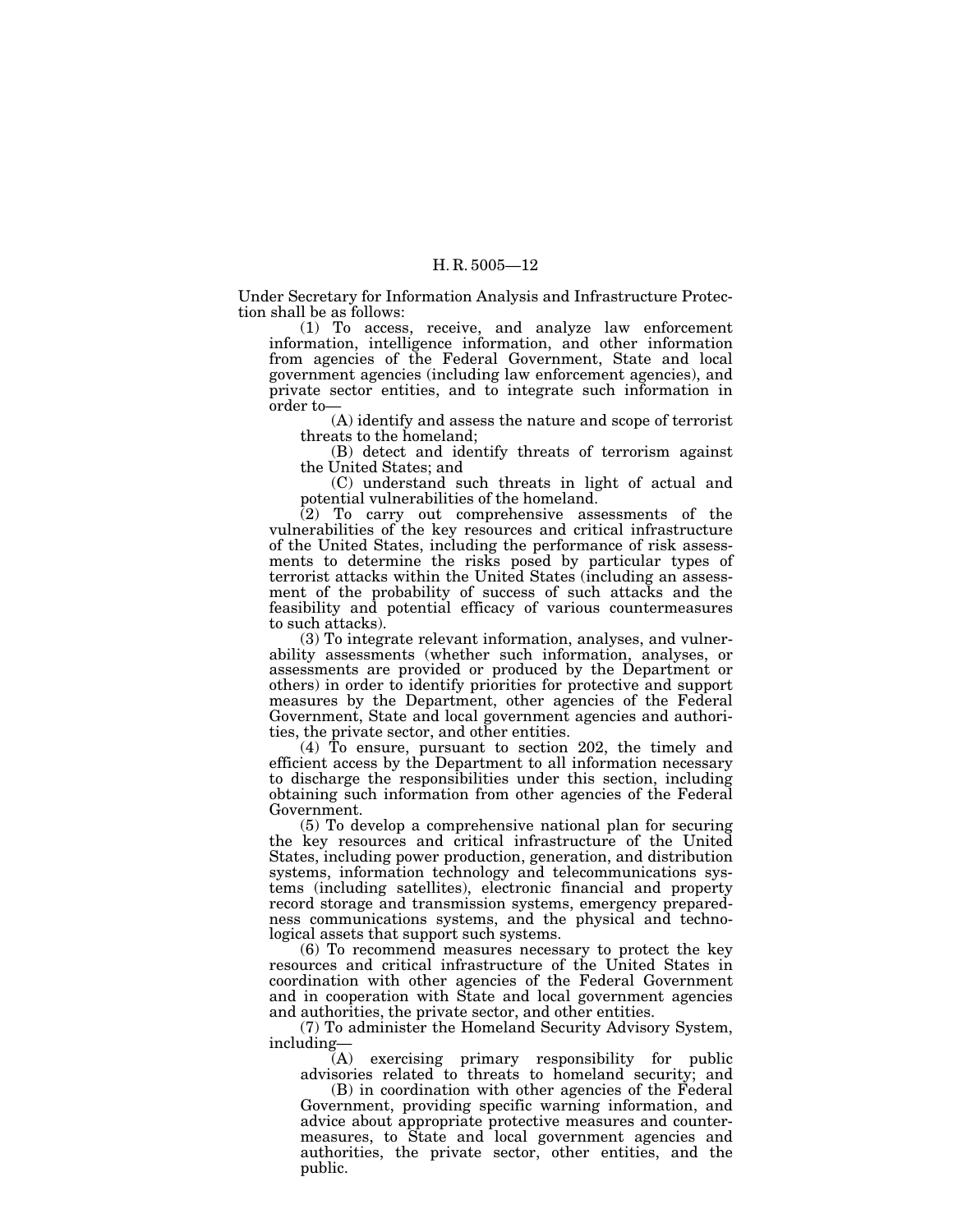Under Secretary for Information Analysis and Infrastructure Protection shall be as follows:

(1) To access, receive, and analyze law enforcement information, intelligence information, and other information from agencies of the Federal Government, State and local government agencies (including law enforcement agencies), and private sector entities, and to integrate such information in order to—

(A) identify and assess the nature and scope of terrorist threats to the homeland;

(B) detect and identify threats of terrorism against the United States; and

(C) understand such threats in light of actual and potential vulnerabilities of the homeland.

(2) To carry out comprehensive assessments of the vulnerabilities of the key resources and critical infrastructure of the United States, including the performance of risk assessments to determine the risks posed by particular types of terrorist attacks within the United States (including an assessment of the probability of success of such attacks and the feasibility and potential efficacy of various countermeasures to such attacks).

(3) To integrate relevant information, analyses, and vulnerability assessments (whether such information, analyses, or assessments are provided or produced by the Department or others) in order to identify priorities for protective and support measures by the Department, other agencies of the Federal Government, State and local government agencies and authorities, the private sector, and other entities.

(4) To ensure, pursuant to section 202, the timely and efficient access by the Department to all information necessary to discharge the responsibilities under this section, including obtaining such information from other agencies of the Federal Government.

(5) To develop a comprehensive national plan for securing the key resources and critical infrastructure of the United States, including power production, generation, and distribution systems, information technology and telecommunications systems (including satellites), electronic financial and property record storage and transmission systems, emergency preparedness communications systems, and the physical and technological assets that support such systems.

(6) To recommend measures necessary to protect the key resources and critical infrastructure of the United States in coordination with other agencies of the Federal Government and in cooperation with State and local government agencies and authorities, the private sector, and other entities.

(7) To administer the Homeland Security Advisory System, including—

(A) exercising primary responsibility for public advisories related to threats to homeland security; and

(B) in coordination with other agencies of the Federal Government, providing specific warning information, and advice about appropriate protective measures and countermeasures, to State and local government agencies and authorities, the private sector, other entities, and the public.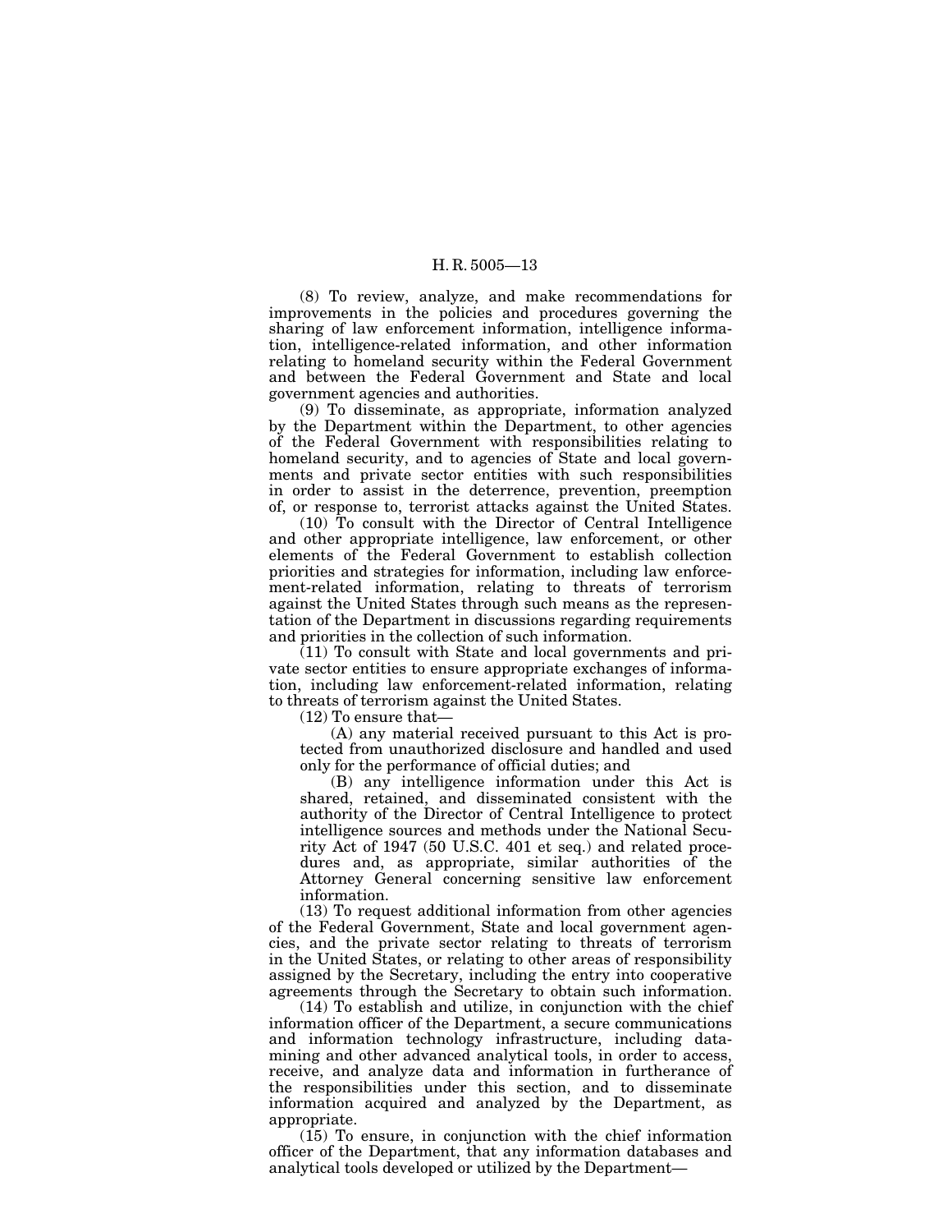(8) To review, analyze, and make recommendations for improvements in the policies and procedures governing the sharing of law enforcement information, intelligence information, intelligence-related information, and other information relating to homeland security within the Federal Government and between the Federal Government and State and local government agencies and authorities.

(9) To disseminate, as appropriate, information analyzed by the Department within the Department, to other agencies of the Federal Government with responsibilities relating to homeland security, and to agencies of State and local governments and private sector entities with such responsibilities in order to assist in the deterrence, prevention, preemption of, or response to, terrorist attacks against the United States.

(10) To consult with the Director of Central Intelligence and other appropriate intelligence, law enforcement, or other elements of the Federal Government to establish collection priorities and strategies for information, including law enforcement-related information, relating to threats of terrorism against the United States through such means as the representation of the Department in discussions regarding requirements and priorities in the collection of such information.

(11) To consult with State and local governments and private sector entities to ensure appropriate exchanges of information, including law enforcement-related information, relating to threats of terrorism against the United States.

(12) To ensure that—

(A) any material received pursuant to this Act is protected from unauthorized disclosure and handled and used only for the performance of official duties; and

(B) any intelligence information under this Act is shared, retained, and disseminated consistent with the authority of the Director of Central Intelligence to protect intelligence sources and methods under the National Security Act of 1947 (50 U.S.C. 401 et seq.) and related procedures and, as appropriate, similar authorities of the Attorney General concerning sensitive law enforcement information.

(13) To request additional information from other agencies of the Federal Government, State and local government agencies, and the private sector relating to threats of terrorism in the United States, or relating to other areas of responsibility assigned by the Secretary, including the entry into cooperative agreements through the Secretary to obtain such information.

(14) To establish and utilize, in conjunction with the chief information officer of the Department, a secure communications and information technology infrastructure, including datamining and other advanced analytical tools, in order to access, receive, and analyze data and information in furtherance of the responsibilities under this section, and to disseminate information acquired and analyzed by the Department, as appropriate.

(15) To ensure, in conjunction with the chief information officer of the Department, that any information databases and analytical tools developed or utilized by the Department—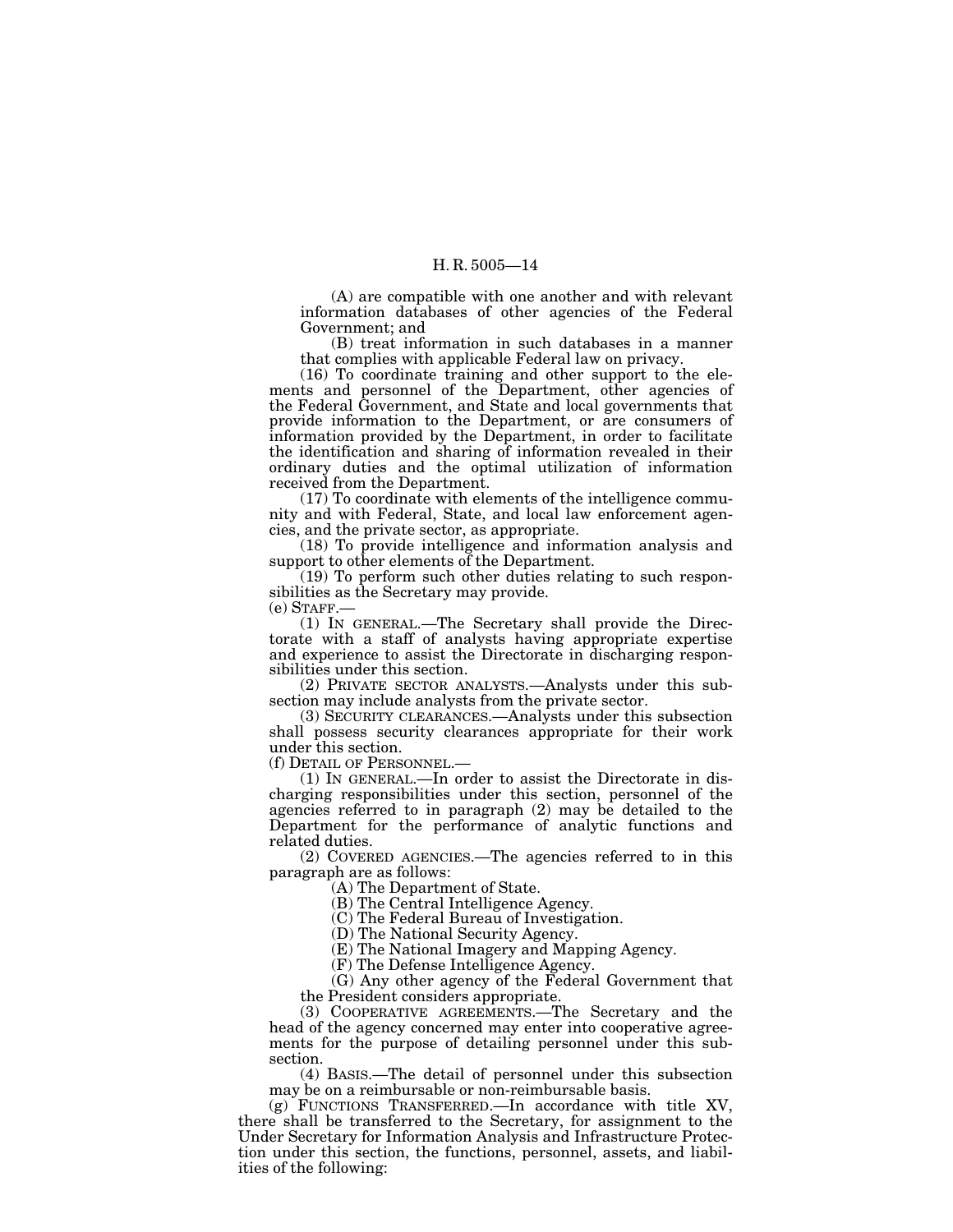(A) are compatible with one another and with relevant information databases of other agencies of the Federal Government; and

(B) treat information in such databases in a manner that complies with applicable Federal law on privacy.

(16) To coordinate training and other support to the elements and personnel of the Department, other agencies of the Federal Government, and State and local governments that provide information to the Department, or are consumers of information provided by the Department, in order to facilitate the identification and sharing of information revealed in their ordinary duties and the optimal utilization of information received from the Department.

(17) To coordinate with elements of the intelligence community and with Federal, State, and local law enforcement agencies, and the private sector, as appropriate.

(18) To provide intelligence and information analysis and support to other elements of the Department.

(19) To perform such other duties relating to such responsibilities as the Secretary may provide.

(e) STAFF.—

(1) IN GENERAL.—The Secretary shall provide the Directorate with a staff of analysts having appropriate expertise and experience to assist the Directorate in discharging responsibilities under this section.

(2) PRIVATE SECTOR ANALYSTS.—Analysts under this subsection may include analysts from the private sector.

(3) SECURITY CLEARANCES.—Analysts under this subsection shall possess security clearances appropriate for their work under this section.

(f) DETAIL OF PERSONNEL.—

(1) IN GENERAL.—In order to assist the Directorate in discharging responsibilities under this section, personnel of the agencies referred to in paragraph (2) may be detailed to the Department for the performance of analytic functions and related duties.

(2) COVERED AGENCIES.—The agencies referred to in this paragraph are as follows:

(A) The Department of State.

(B) The Central Intelligence Agency.

(C) The Federal Bureau of Investigation.

(D) The National Security Agency.

(E) The National Imagery and Mapping Agency.

(F) The Defense Intelligence Agency.

(G) Any other agency of the Federal Government that the President considers appropriate.

(3) COOPERATIVE AGREEMENTS.—The Secretary and the head of the agency concerned may enter into cooperative agreements for the purpose of detailing personnel under this subsection.

(4) BASIS.—The detail of personnel under this subsection may be on a reimbursable or non-reimbursable basis.

(g) FUNCTIONS TRANSFERRED.—In accordance with title XV, there shall be transferred to the Secretary, for assignment to the Under Secretary for Information Analysis and Infrastructure Protection under this section, the functions, personnel, assets, and liabilities of the following: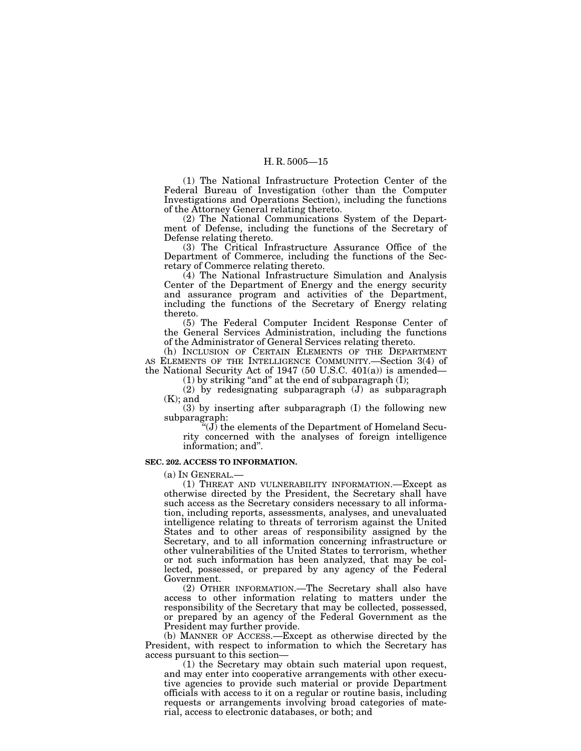(1) The National Infrastructure Protection Center of the Federal Bureau of Investigation (other than the Computer Investigations and Operations Section), including the functions of the Attorney General relating thereto.

(2) The National Communications System of the Department of Defense, including the functions of the Secretary of Defense relating thereto.

(3) The Critical Infrastructure Assurance Office of the Department of Commerce, including the functions of the Secretary of Commerce relating thereto.

(4) The National Infrastructure Simulation and Analysis Center of the Department of Energy and the energy security and assurance program and activities of the Department, including the functions of the Secretary of Energy relating thereto.

(5) The Federal Computer Incident Response Center of the General Services Administration, including the functions of the Administrator of General Services relating thereto.

(h) INCLUSION OF CERTAIN ELEMENTS OF THE DEPARTMENT AS ELEMENTS OF THE INTELLIGENCE COMMUNITY.—Section 3(4) of the National Security Act of 1947 (50 U.S.C. 401(a)) is amended—

(1) by striking "and" at the end of subparagraph (I);

(2) by redesignating subparagraph (J) as subparagraph (K); and

(3) by inserting after subparagraph (I) the following new subparagraph:

"(J) the elements of the Department of Homeland Security concerned with the analyses of foreign intelligence information; and".

**SEC. 202. ACCESS TO INFORMATION.**

(a) IN GENERAL.—

(1) THREAT AND VULNERABILITY INFORMATION.—Except as otherwise directed by the President, the Secretary shall have such access as the Secretary considers necessary to all information, including reports, assessments, analyses, and unevaluated intelligence relating to threats of terrorism against the United States and to other areas of responsibility assigned by the Secretary, and to all information concerning infrastructure or other vulnerabilities of the United States to terrorism, whether or not such information has been analyzed, that may be collected, possessed, or prepared by any agency of the Federal Government.

(2) OTHER INFORMATION.—The Secretary shall also have access to other information relating to matters under the responsibility of the Secretary that may be collected, possessed, or prepared by an agency of the Federal Government as the President may further provide.

(b) MANNER OF ACCESS.—Except as otherwise directed by the President, with respect to information to which the Secretary has access pursuant to this section—

(1) the Secretary may obtain such material upon request, and may enter into cooperative arrangements with other executive agencies to provide such material or provide Department officials with access to it on a regular or routine basis, including requests or arrangements involving broad categories of material, access to electronic databases, or both; and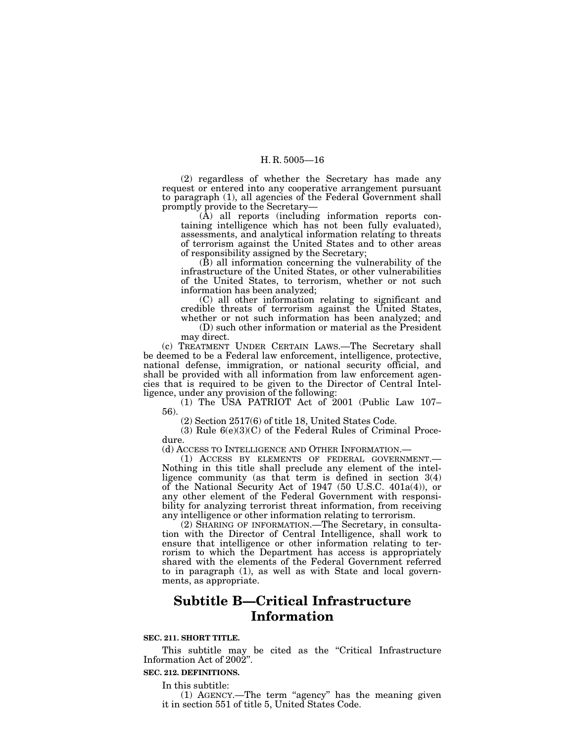(2) regardless of whether the Secretary has made any request or entered into any cooperative arrangement pursuant to paragraph (1), all agencies of the Federal Government shall promptly provide to the Secretary—

(A) all reports (including information reports containing intelligence which has not been fully evaluated), assessments, and analytical information relating to threats of terrorism against the United States and to other areas of responsibility assigned by the Secretary;

(B) all information concerning the vulnerability of the infrastructure of the United States, or other vulnerabilities of the United States, to terrorism, whether or not such information has been analyzed;

(C) all other information relating to significant and credible threats of terrorism against the United States, whether or not such information has been analyzed; and

(D) such other information or material as the President may direct.

(c) TREATMENT UNDER CERTAIN LAWS.—The Secretary shall be deemed to be a Federal law enforcement, intelligence, protective, national defense, immigration, or national security official, and shall be provided with all information from law enforcement agencies that is required to be given to the Director of Central Intelligence, under any provision of the following:

(1) The USA PATRIOT Act of 2001 (Public Law 107–56).

(2) Section 2517(6) of title 18, United States Code.

(3) Rule 6(e)(3)(C) of the Federal Rules of Criminal Procedure.

(d) ACCESS TO INTELLIGENCE AND OTHER INFORMATION.—

(1) ACCESS BY ELEMENTS OF FEDERAL GOVERNMENT.—Nothing in this title shall preclude any element of the intelligence community (as that term is defined in section 3(4) of the National Security Act of 1947 (50 U.S.C. 401a(4)), or any other element of the Federal Government with responsibility for analyzing terrorist threat information, from receiving any intelligence or other information relating to terrorism.

(2) SHARING OF INFORMATION.—The Secretary, in consultation with the Director of Central Intelligence, shall work to ensure that intelligence or other information relating to terrorism to which the Department has access is appropriately shared with the elements of the Federal Government referred to in paragraph (1), as well as with State and local governments, as appropriate.

## Subtitle B—Critical Infrastructure Information

**SEC. 211. SHORT TITLE.**

This subtitle may be cited as the "Critical Infrastructure Information Act of 2002".

**SEC. 212. DEFINITIONS.**

In this subtitle:

(1) AGENCY.—The term "agency" has the meaning given it in section 551 of title 5, United States Code.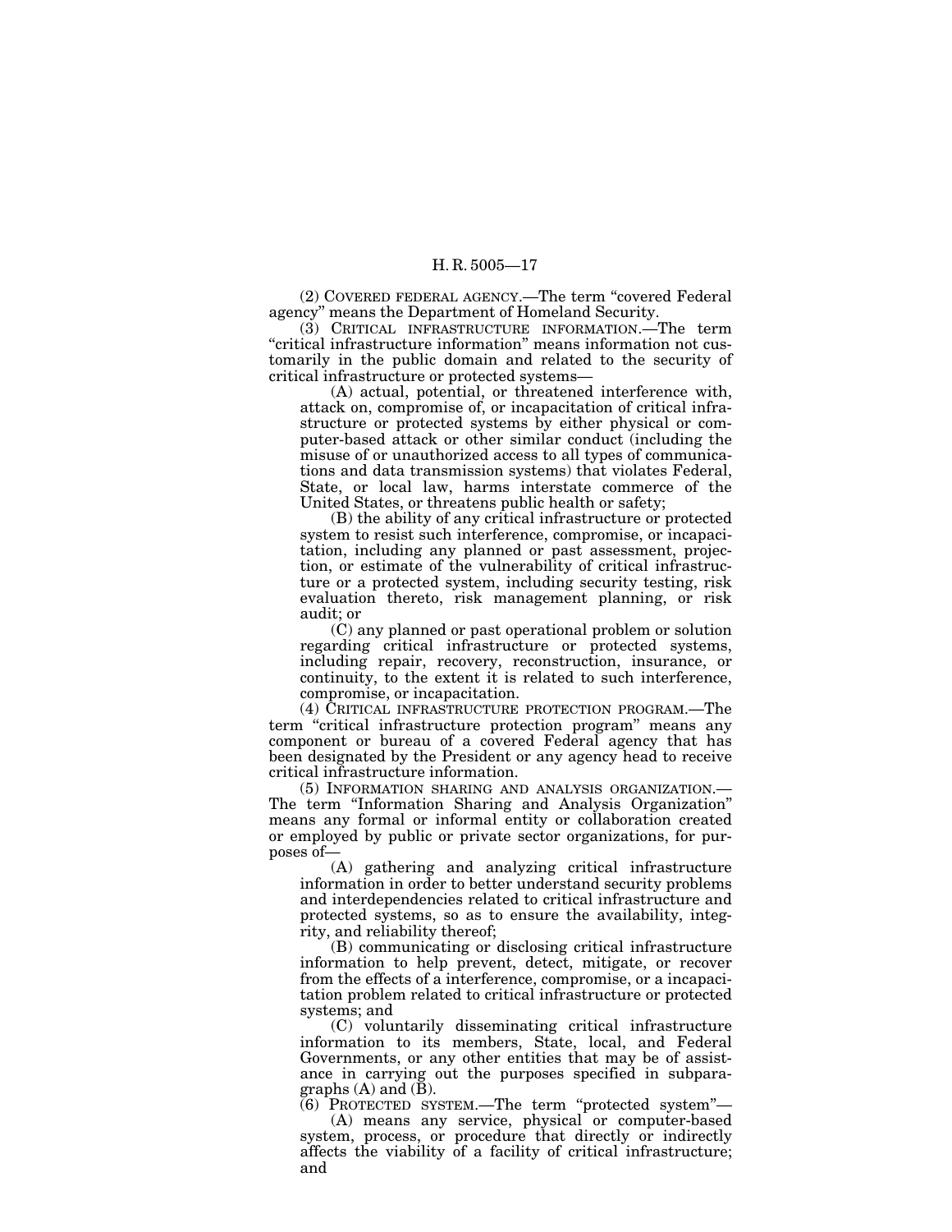(2) COVERED FEDERAL AGENCY.—The term "covered Federal agency" means the Department of Homeland Security.

(3) CRITICAL INFRASTRUCTURE INFORMATION.—The term "critical infrastructure information" means information not customarily in the public domain and related to the security of critical infrastructure or protected systems—

(A) actual, potential, or threatened interference with, attack on, compromise of, or incapacitation of critical infrastructure or protected systems by either physical or computer-based attack or other similar conduct (including the misuse of or unauthorized access to all types of communications and data transmission systems) that violates Federal, State, or local law, harms interstate commerce of the United States, or threatens public health or safety;

(B) the ability of any critical infrastructure or protected system to resist such interference, compromise, or incapacitation, including any planned or past assessment, projection, or estimate of the vulnerability of critical infrastructure or a protected system, including security testing, risk evaluation thereto, risk management planning, or risk audit; or

(C) any planned or past operational problem or solution regarding critical infrastructure or protected systems, including repair, recovery, reconstruction, insurance, or continuity, to the extent it is related to such interference, compromise, or incapacitation.

(4) CRITICAL INFRASTRUCTURE PROTECTION PROGRAM.—The term "critical infrastructure protection program" means any component or bureau of a covered Federal agency that has been designated by the President or any agency head to receive critical infrastructure information.

(5) INFORMATION SHARING AND ANALYSIS ORGANIZATION.—The term "Information Sharing and Analysis Organization" means any formal or informal entity or collaboration created or employed by public or private sector organizations, for purposes of—

(A) gathering and analyzing critical infrastructure information in order to better understand security problems and interdependencies related to critical infrastructure and protected systems, so as to ensure the availability, integrity, and reliability thereof;

(B) communicating or disclosing critical infrastructure information to help prevent, detect, mitigate, or recover from the effects of a interference, compromise, or a incapacitation problem related to critical infrastructure or protected systems; and

(C) voluntarily disseminating critical infrastructure information to its members, State, local, and Federal Governments, or any other entities that may be of assistance in carrying out the purposes specified in subparagraphs (A) and (B).

(6) PROTECTED SYSTEM.—The term "protected system"—

(A) means any service, physical or computer-based system, process, or procedure that directly or indirectly affects the viability of a facility of critical infrastructure; and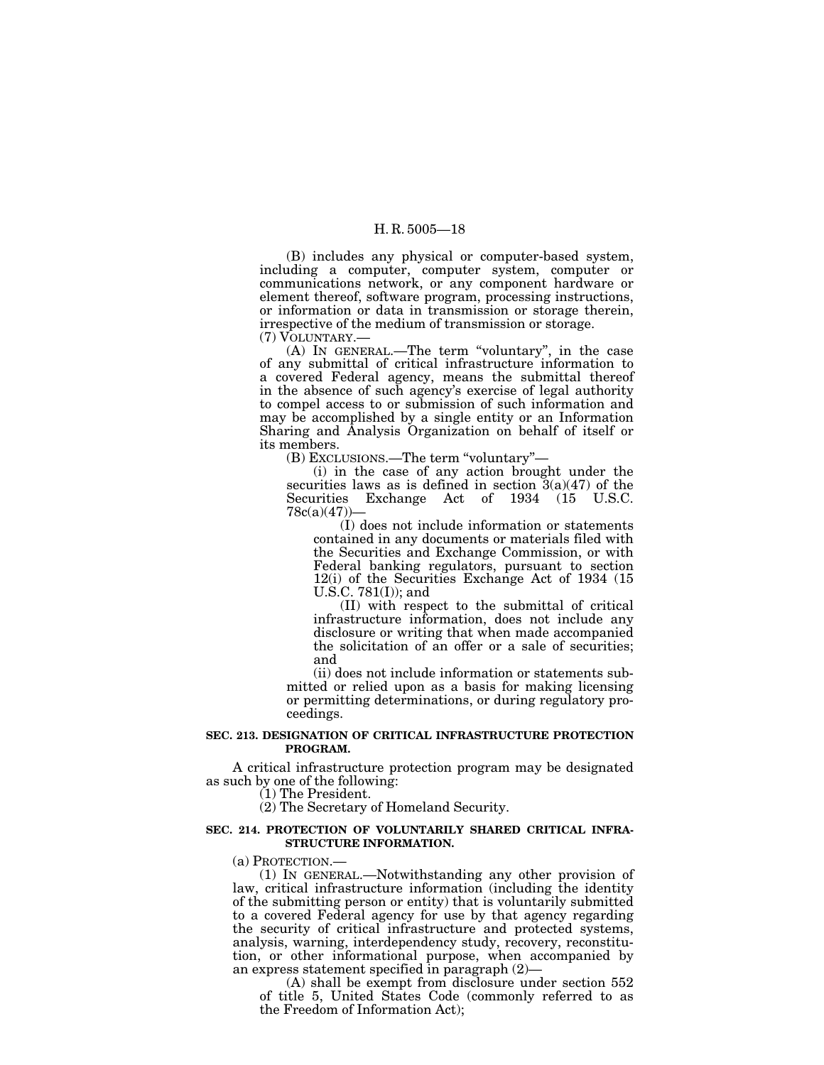(B) includes any physical or computer-based system, including a computer, computer system, computer or communications network, or any component hardware or element thereof, software program, processing instructions, or information or data in transmission or storage therein, irrespective of the medium of transmission or storage.

(7) VOLUNTARY.—

(A) IN GENERAL.—The term "voluntary", in the case of any submittal of critical infrastructure information to a covered Federal agency, means the submittal thereof in the absence of such agency's exercise of legal authority to compel access to or submission of such information and may be accomplished by a single entity or an Information Sharing and Analysis Organization on behalf of itself or its members.

(B) EXCLUSIONS.—The term "voluntary"—

(i) in the case of any action brought under the securities laws as is defined in section 3(a)(47) of the Securities Exchange Act of 1934 (15 U.S.C. 78c(a)(47))—

(I) does not include information or statements contained in any documents or materials filed with the Securities and Exchange Commission, or with Federal banking regulators, pursuant to section 12(i) of the Securities Exchange Act of 1934 (15 U.S.C. 781(I)); and

(II) with respect to the submittal of critical infrastructure information, does not include any disclosure or writing that when made accompanied the solicitation of an offer or a sale of securities; and

(ii) does not include information or statements submitted or relied upon as a basis for making licensing or permitting determinations, or during regulatory proceedings.

**SEC. 213. DESIGNATION OF CRITICAL INFRASTRUCTURE PROTECTION PROGRAM.**

A critical infrastructure protection program may be designated as such by one of the following:

(1) The President.

(2) The Secretary of Homeland Security.

**SEC. 214. PROTECTION OF VOLUNTARILY SHARED CRITICAL INFRASTRUCTURE INFORMATION.**

(a) PROTECTION.—

(1) IN GENERAL.—Notwithstanding any other provision of law, critical infrastructure information (including the identity of the submitting person or entity) that is voluntarily submitted to a covered Federal agency for use by that agency regarding the security of critical infrastructure and protected systems, analysis, warning, interdependency study, recovery, reconstitution, or other informational purpose, when accompanied by an express statement specified in paragraph (2)—

(A) shall be exempt from disclosure under section 552 of title 5, United States Code (commonly referred to as the Freedom of Information Act);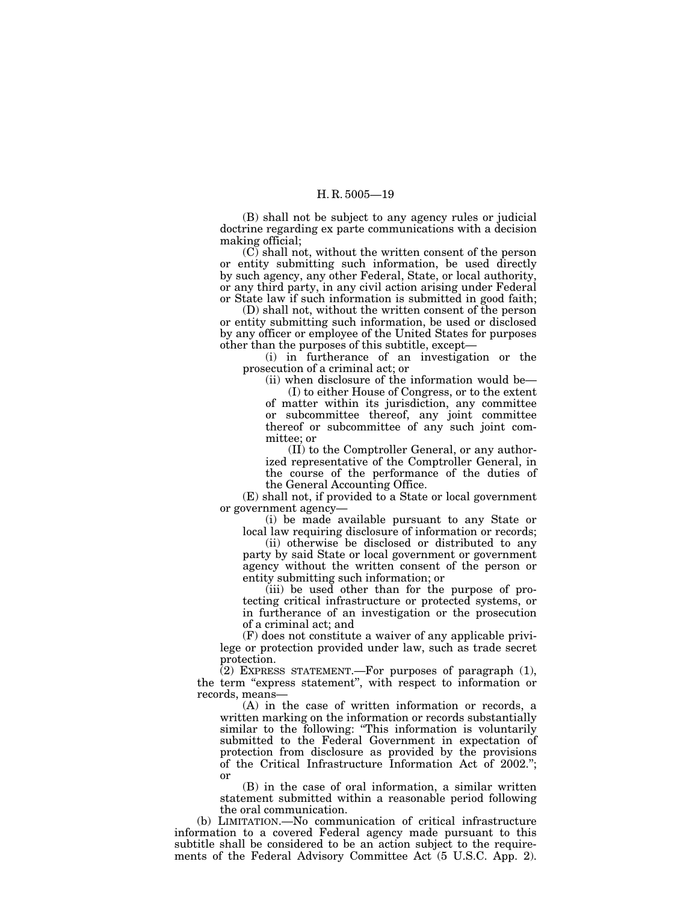(B) shall not be subject to any agency rules or judicial doctrine regarding ex parte communications with a decision making official;

(C) shall not, without the written consent of the person or entity submitting such information, be used directly by such agency, any other Federal, State, or local authority, or any third party, in any civil action arising under Federal or State law if such information is submitted in good faith;

(D) shall not, without the written consent of the person or entity submitting such information, be used or disclosed by any officer or employee of the United States for purposes other than the purposes of this subtitle, except—

(i) in furtherance of an investigation or the prosecution of a criminal act; or

(ii) when disclosure of the information would be—

(I) to either House of Congress, or to the extent of matter within its jurisdiction, any committee or subcommittee thereof, any joint committee thereof or subcommittee of any such joint committee; or

(II) to the Comptroller General, or any authorized representative of the Comptroller General, in the course of the performance of the duties of the General Accounting Office.

(E) shall not, if provided to a State or local government or government agency—

(i) be made available pursuant to any State or local law requiring disclosure of information or records;

(ii) otherwise be disclosed or distributed to any party by said State or local government or government agency without the written consent of the person or entity submitting such information; or

(iii) be used other than for the purpose of protecting critical infrastructure or protected systems, or in furtherance of an investigation or the prosecution of a criminal act; and

(F) does not constitute a waiver of any applicable privilege or protection provided under law, such as trade secret protection.

(2) EXPRESS STATEMENT.—For purposes of paragraph (1), the term "express statement", with respect to information or records, means—

(A) in the case of written information or records, a written marking on the information or records substantially similar to the following: "This information is voluntarily submitted to the Federal Government in expectation of protection from disclosure as provided by the provisions of the Critical Infrastructure Information Act of 2002."; or

(B) in the case of oral information, a similar written statement submitted within a reasonable period following the oral communication.

(b) LIMITATION.—No communication of critical infrastructure information to a covered Federal agency made pursuant to this subtitle shall be considered to be an action subject to the requirements of the Federal Advisory Committee Act (5 U.S.C. App. 2).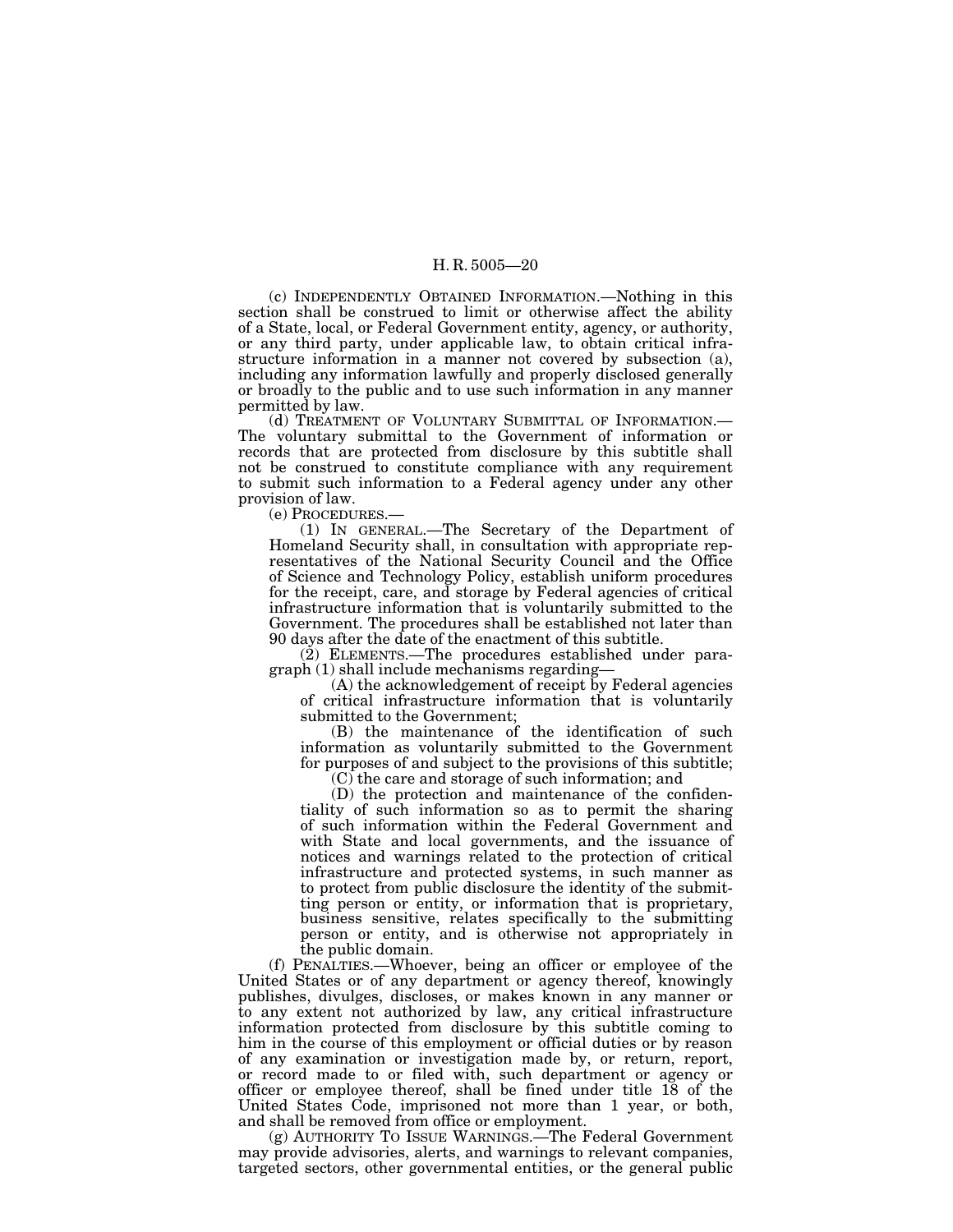(c) INDEPENDENTLY OBTAINED INFORMATION.—Nothing in this section shall be construed to limit or otherwise affect the ability of a State, local, or Federal Government entity, agency, or authority, or any third party, under applicable law, to obtain critical infrastructure information in a manner not covered by subsection (a), including any information lawfully and properly disclosed generally or broadly to the public and to use such information in any manner permitted by law.

(d) TREATMENT OF VOLUNTARY SUBMITTAL OF INFORMATION.—The voluntary submittal to the Government of information or records that are protected from disclosure by this subtitle shall not be construed to constitute compliance with any requirement to submit such information to a Federal agency under any other provision of law.

(e) PROCEDURES.—

(1) IN GENERAL.—The Secretary of the Department of Homeland Security shall, in consultation with appropriate representatives of the National Security Council and the Office of Science and Technology Policy, establish uniform procedures for the receipt, care, and storage by Federal agencies of critical infrastructure information that is voluntarily submitted to the Government. The procedures shall be established not later than 90 days after the date of the enactment of this subtitle.

(2) ELEMENTS.—The procedures established under paragraph (1) shall include mechanisms regarding—

(A) the acknowledgement of receipt by Federal agencies of critical infrastructure information that is voluntarily submitted to the Government;

(B) the maintenance of the identification of such information as voluntarily submitted to the Government for purposes of and subject to the provisions of this subtitle;

(C) the care and storage of such information; and

(D) the protection and maintenance of the confidentiality of such information so as to permit the sharing of such information within the Federal Government and with State and local governments, and the issuance of notices and warnings related to the protection of critical infrastructure and protected systems, in such manner as to protect from public disclosure the identity of the submitting person or entity, or information that is proprietary, business sensitive, relates specifically to the submitting person or entity, and is otherwise not appropriately in the public domain.

(f) PENALTIES.—Whoever, being an officer or employee of the United States or of any department or agency thereof, knowingly publishes, divulges, discloses, or makes known in any manner or to any extent not authorized by law, any critical infrastructure information protected from disclosure by this subtitle coming to him in the course of this employment or official duties or by reason of any examination or investigation made by, or return, report, or record made to or filed with, such department or agency or officer or employee thereof, shall be fined under title 18 of the United States Code, imprisoned not more than 1 year, or both, and shall be removed from office or employment.

(g) AUTHORITY TO ISSUE WARNINGS.—The Federal Government may provide advisories, alerts, and warnings to relevant companies, targeted sectors, other governmental entities, or the general public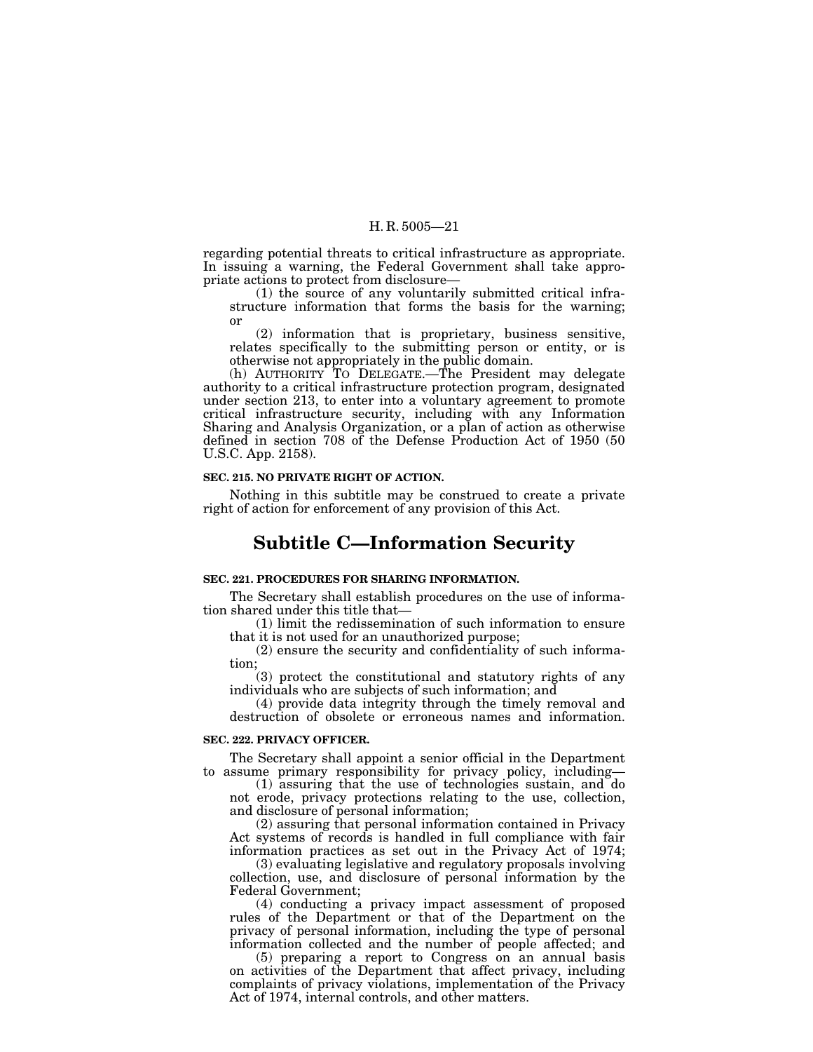regarding potential threats to critical infrastructure as appropriate. In issuing a warning, the Federal Government shall take appropriate actions to protect from disclosure—

(1) the source of any voluntarily submitted critical infrastructure information that forms the basis for the warning; or

(2) information that is proprietary, business sensitive, relates specifically to the submitting person or entity, or is otherwise not appropriately in the public domain.

(h) AUTHORITY TO DELEGATE.—The President may delegate authority to a critical infrastructure protection program, designated under section 213, to enter into a voluntary agreement to promote critical infrastructure security, including with any Information Sharing and Analysis Organization, or a plan of action as otherwise defined in section 708 of the Defense Production Act of 1950 (50 U.S.C. App. 2158).

**SEC. 215. NO PRIVATE RIGHT OF ACTION.**

Nothing in this subtitle may be construed to create a private right of action for enforcement of any provision of this Act.

# Subtitle C—Information Security

**SEC. 221. PROCEDURES FOR SHARING INFORMATION.**

The Secretary shall establish procedures on the use of information shared under this title that—

(1) limit the redissemination of such information to ensure that it is not used for an unauthorized purpose;

(2) ensure the security and confidentiality of such information;

(3) protect the constitutional and statutory rights of any individuals who are subjects of such information; and

(4) provide data integrity through the timely removal and destruction of obsolete or erroneous names and information.

**SEC. 222. PRIVACY OFFICER.**

The Secretary shall appoint a senior official in the Department to assume primary responsibility for privacy policy, including—

(1) assuring that the use of technologies sustain, and do not erode, privacy protections relating to the use, collection, and disclosure of personal information;

(2) assuring that personal information contained in Privacy Act systems of records is handled in full compliance with fair information practices as set out in the Privacy Act of 1974;

(3) evaluating legislative and regulatory proposals involving collection, use, and disclosure of personal information by the Federal Government;

(4) conducting a privacy impact assessment of proposed rules of the Department or that of the Department on the privacy of personal information, including the type of personal information collected and the number of people affected; and

(5) preparing a report to Congress on an annual basis on activities of the Department that affect privacy, including complaints of privacy violations, implementation of the Privacy Act of 1974, internal controls, and other matters.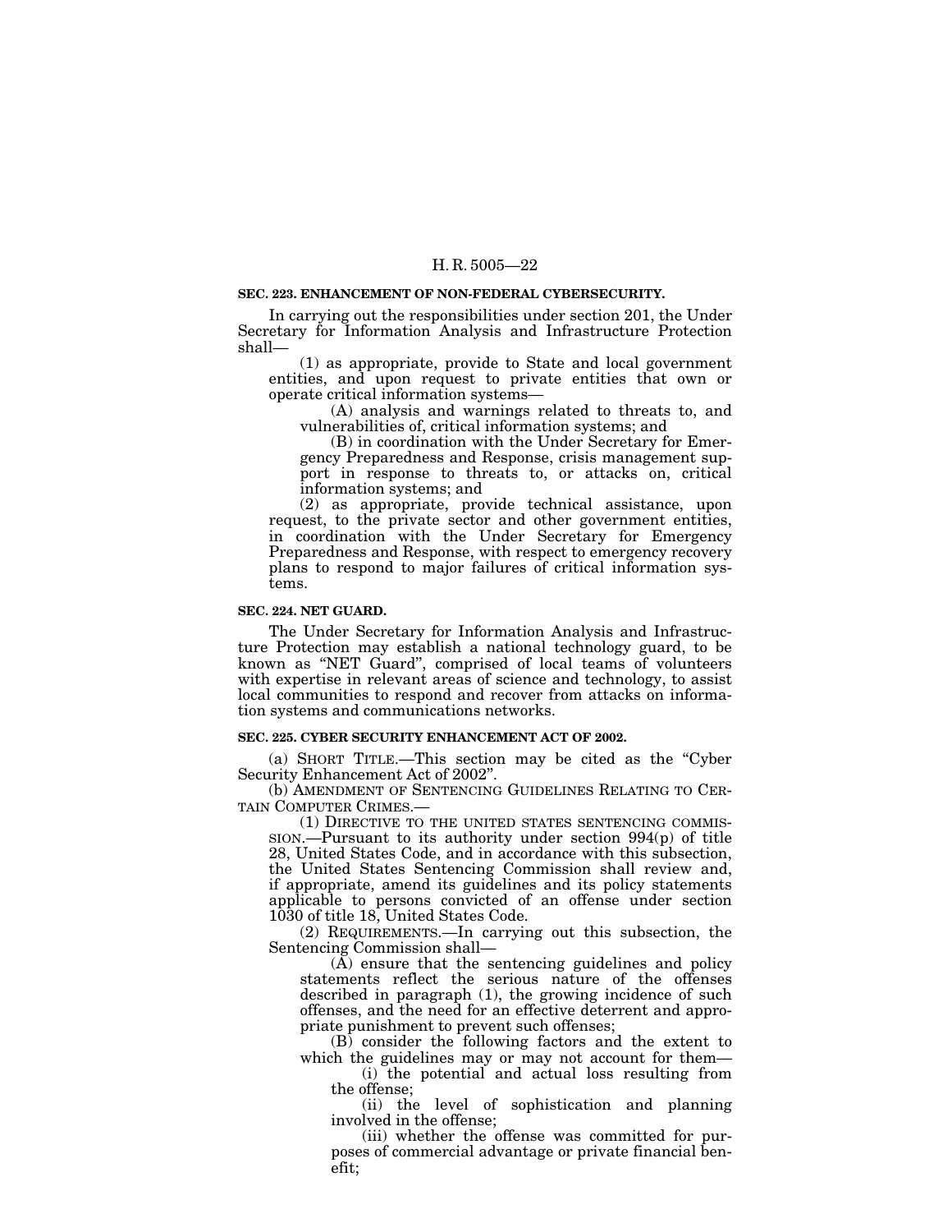**SEC. 223. ENHANCEMENT OF NON-FEDERAL CYBERSECURITY.**

In carrying out the responsibilities under section 201, the Under Secretary for Information Analysis and Infrastructure Protection shall—

(1) as appropriate, provide to State and local government entities, and upon request to private entities that own or operate critical information systems—

(A) analysis and warnings related to threats to, and vulnerabilities of, critical information systems; and

(B) in coordination with the Under Secretary for Emergency Preparedness and Response, crisis management support in response to threats to, or attacks on, critical information systems; and

(2) as appropriate, provide technical assistance, upon request, to the private sector and other government entities, in coordination with the Under Secretary for Emergency Preparedness and Response, with respect to emergency recovery plans to respond to major failures of critical information systems.

**SEC. 224. NET GUARD.**

The Under Secretary for Information Analysis and Infrastructure Protection may establish a national technology guard, to be known as "NET Guard", comprised of local teams of volunteers with expertise in relevant areas of science and technology, to assist local communities to respond and recover from attacks on information systems and communications networks.

**SEC. 225. CYBER SECURITY ENHANCEMENT ACT OF 2002.**

(a) SHORT TITLE.—This section may be cited as the "Cyber Security Enhancement Act of 2002".

(b) AMENDMENT OF SENTENCING GUIDELINES RELATING TO CERTAIN COMPUTER CRIMES.—

(1) DIRECTIVE TO THE UNITED STATES SENTENCING COMMISSION.—Pursuant to its authority under section 994(p) of title 28, United States Code, and in accordance with this subsection, the United States Sentencing Commission shall review and, if appropriate, amend its guidelines and its policy statements applicable to persons convicted of an offense under section 1030 of title 18, United States Code.

(2) REQUIREMENTS.—In carrying out this subsection, the Sentencing Commission shall—

(A) ensure that the sentencing guidelines and policy statements reflect the serious nature of the offenses described in paragraph (1), the growing incidence of such offenses, and the need for an effective deterrent and appropriate punishment to prevent such offenses;

(B) consider the following factors and the extent to which the guidelines may or may not account for them—

(i) the potential and actual loss resulting from the offense;

(ii) the level of sophistication and planning involved in the offense;

(iii) whether the offense was committed for purposes of commercial advantage or private financial benefit;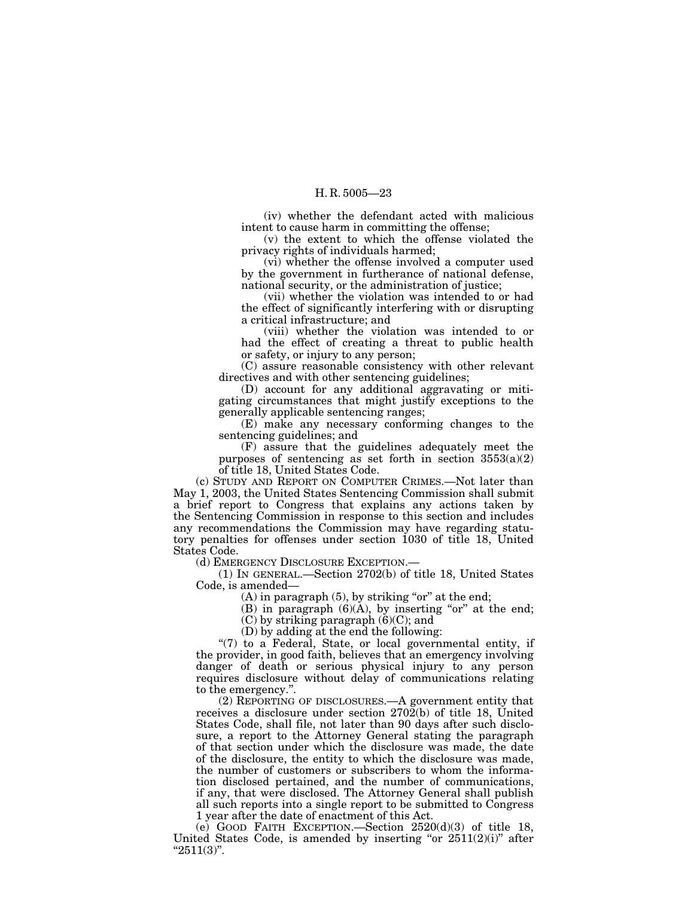(iv) whether the defendant acted with malicious intent to cause harm in committing the offense;

(v) the extent to which the offense violated the privacy rights of individuals harmed;

(vi) whether the offense involved a computer used by the government in furtherance of national defense, national security, or the administration of justice;

(vii) whether the violation was intended to or had the effect of significantly interfering with or disrupting a critical infrastructure; and

(viii) whether the violation was intended to or had the effect of creating a threat to public health or safety, or injury to any person;

(C) assure reasonable consistency with other relevant directives and with other sentencing guidelines;

(D) account for any additional aggravating or mitigating circumstances that might justify exceptions to the generally applicable sentencing ranges;

(E) make any necessary conforming changes to the sentencing guidelines; and

(F) assure that the guidelines adequately meet the purposes of sentencing as set forth in section 3553(a)(2) of title 18, United States Code.

(c) STUDY AND REPORT ON COMPUTER CRIMES.—Not later than May 1, 2003, the United States Sentencing Commission shall submit a brief report to Congress that explains any actions taken by the Sentencing Commission in response to this section and includes any recommendations the Commission may have regarding statutory penalties for offenses under section 1030 of title 18, United States Code.

(d) EMERGENCY DISCLOSURE EXCEPTION.—

(1) IN GENERAL.—Section 2702(b) of title 18, United States Code, is amended—

(A) in paragraph (5), by striking "or" at the end;

(B) in paragraph (6)(A), by inserting "or" at the end;

(C) by striking paragraph (6)(C); and

(D) by adding at the end the following:

"(7) to a Federal, State, or local governmental entity, if the provider, in good faith, believes that an emergency involving danger of death or serious physical injury to any person requires disclosure without delay of communications relating to the emergency.".

(2) REPORTING OF DISCLOSURES.—A government entity that receives a disclosure under section 2702(b) of title 18, United States Code, shall file, not later than 90 days after such disclosure, a report to the Attorney General stating the paragraph of that section under which the disclosure was made, the date of the disclosure, the entity to which the disclosure was made, the number of customers or subscribers to whom the information disclosed pertained, and the number of communications, if any, that were disclosed. The Attorney General shall publish all such reports into a single report to be submitted to Congress 1 year after the date of enactment of this Act.

(e) GOOD FAITH EXCEPTION.—Section 2520(d)(3) of title 18, United States Code, is amended by inserting "or 2511(2)(i)" after "2511(3)".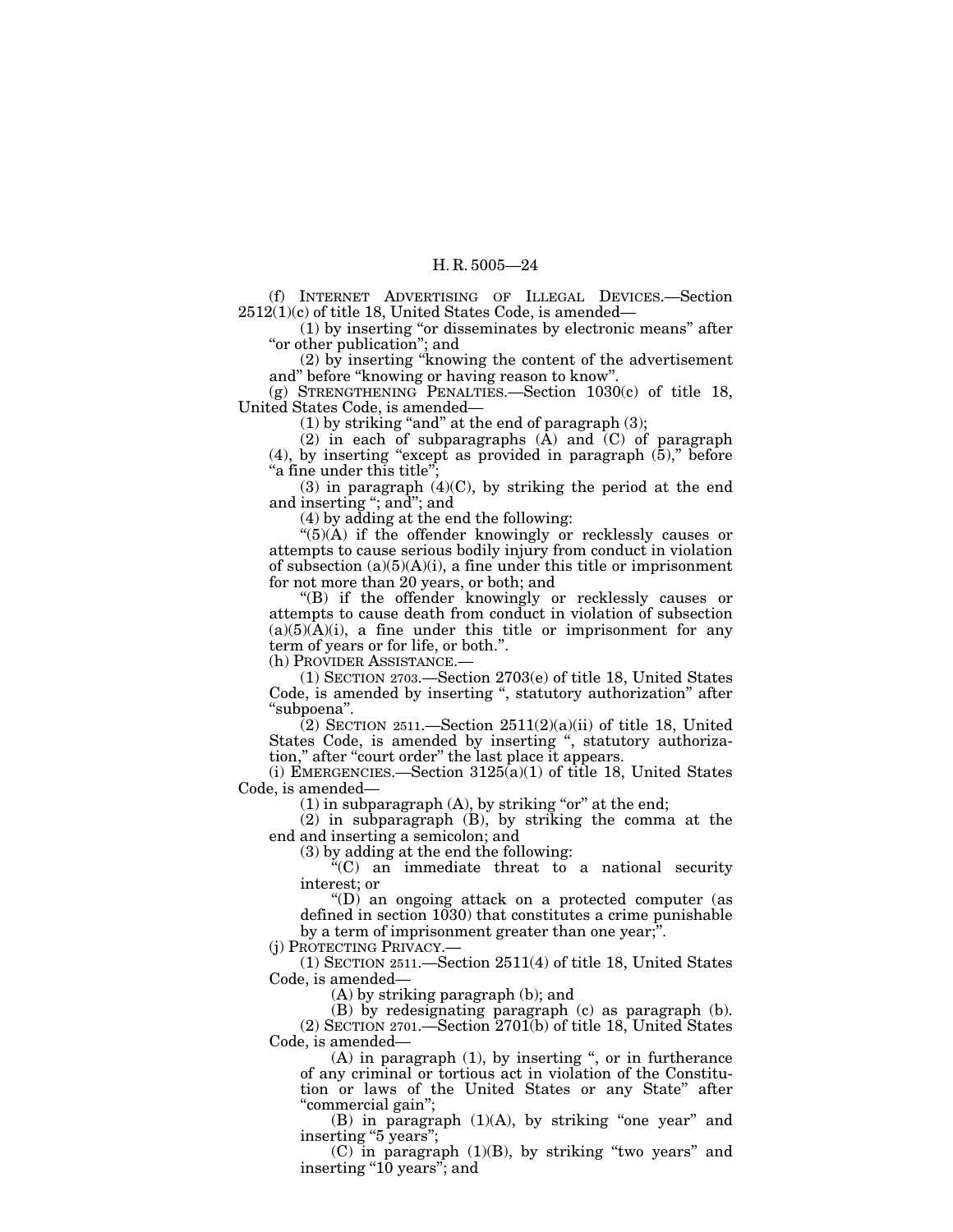(f) INTERNET ADVERTISING OF ILLEGAL DEVICES.—Section 2512(1)(c) of title 18, United States Code, is amended—

(1) by inserting "or disseminates by electronic means" after "or other publication"; and

(2) by inserting "knowing the content of the advertisement and" before "knowing or having reason to know".

(g) STRENGTHENING PENALTIES.—Section 1030(c) of title 18, United States Code, is amended—

(1) by striking "and" at the end of paragraph (3);

(2) in each of subparagraphs (A) and (C) of paragraph (4), by inserting "except as provided in paragraph (5)," before "a fine under this title";

(3) in paragraph (4)(C), by striking the period at the end and inserting "; and"; and

(4) by adding at the end the following:

"(5)(A) if the offender knowingly or recklessly causes or attempts to cause serious bodily injury from conduct in violation of subsection (a)(5)(A)(i), a fine under this title or imprisonment for not more than 20 years, or both; and

"(B) if the offender knowingly or recklessly causes or attempts to cause death from conduct in violation of subsection (a)(5)(A)(i), a fine under this title or imprisonment for any term of years or for life, or both.".

(h) PROVIDER ASSISTANCE.—

(1) SECTION 2703.—Section 2703(e) of title 18, United States Code, is amended by inserting ", statutory authorization" after "subpoena".

(2) SECTION 2511.—Section 2511(2)(a)(ii) of title 18, United States Code, is amended by inserting ", statutory authorization," after "court order" the last place it appears.

(i) EMERGENCIES.—Section 3125(a)(1) of title 18, United States Code, is amended—

(1) in subparagraph (A), by striking "or" at the end;

(2) in subparagraph (B), by striking the comma at the end and inserting a semicolon; and

(3) by adding at the end the following:

"(C) an immediate threat to a national security interest; or

"(D) an ongoing attack on a protected computer (as defined in section 1030) that constitutes a crime punishable by a term of imprisonment greater than one year;".

(j) PROTECTING PRIVACY.—

(1) SECTION 2511.—Section 2511(4) of title 18, United States Code, is amended—

(A) by striking paragraph (b); and

(B) by redesignating paragraph (c) as paragraph (b).

(2) SECTION 2701.—Section 2701(b) of title 18, United States Code, is amended—

(A) in paragraph (1), by inserting ", or in furtherance of any criminal or tortious act in violation of the Constitution or laws of the United States or any State" after "commercial gain";

(B) in paragraph (1)(A), by striking "one year" and inserting "5 years";

(C) in paragraph (1)(B), by striking "two years" and inserting "10 years"; and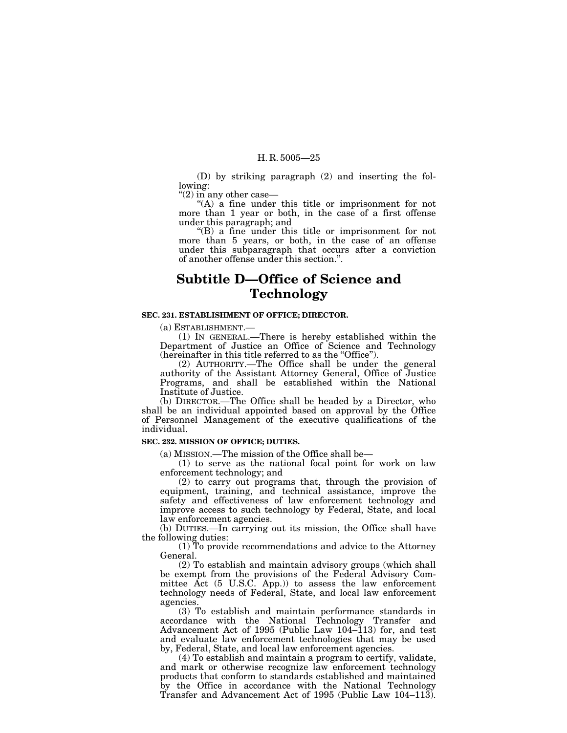(D) by striking paragraph (2) and inserting the following:

"(2) in any other case—

"(A) a fine under this title or imprisonment for not more than 1 year or both, in the case of a first offense under this paragraph; and

"(B) a fine under this title or imprisonment for not more than 5 years, or both, in the case of an offense under this subparagraph that occurs after a conviction of another offense under this section.".

## Subtitle D—Office of Science and Technology

**SEC. 231. ESTABLISHMENT OF OFFICE; DIRECTOR.**

(a) ESTABLISHMENT.—

(1) IN GENERAL.—There is hereby established within the Department of Justice an Office of Science and Technology (hereinafter in this title referred to as the "Office").

(2) AUTHORITY.—The Office shall be under the general authority of the Assistant Attorney General, Office of Justice Programs, and shall be established within the National Institute of Justice.

(b) DIRECTOR.—The Office shall be headed by a Director, who shall be an individual appointed based on approval by the Office of Personnel Management of the executive qualifications of the individual.

**SEC. 232. MISSION OF OFFICE; DUTIES.**

(a) MISSION.—The mission of the Office shall be—

(1) to serve as the national focal point for work on law enforcement technology; and

(2) to carry out programs that, through the provision of equipment, training, and technical assistance, improve the safety and effectiveness of law enforcement technology and improve access to such technology by Federal, State, and local law enforcement agencies.

(b) DUTIES.—In carrying out its mission, the Office shall have the following duties:

(1) To provide recommendations and advice to the Attorney General.

(2) To establish and maintain advisory groups (which shall be exempt from the provisions of the Federal Advisory Committee Act (5 U.S.C. App.)) to assess the law enforcement technology needs of Federal, State, and local law enforcement agencies.

(3) To establish and maintain performance standards in accordance with the National Technology Transfer and Advancement Act of 1995 (Public Law 104–113) for, and test and evaluate law enforcement technologies that may be used by, Federal, State, and local law enforcement agencies.

(4) To establish and maintain a program to certify, validate, and mark or otherwise recognize law enforcement technology products that conform to standards established and maintained by the Office in accordance with the National Technology Transfer and Advancement Act of 1995 (Public Law 104–113).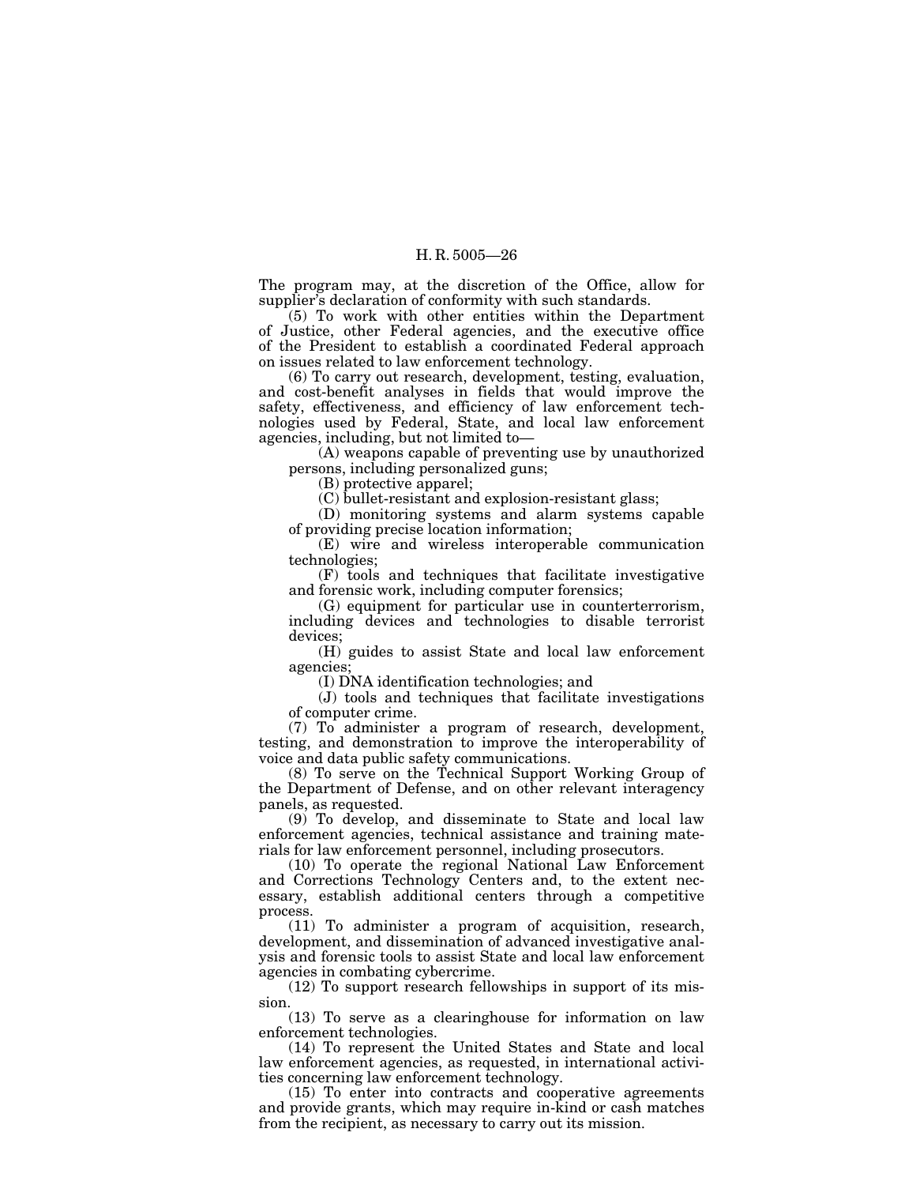The program may, at the discretion of the Office, allow for supplier's declaration of conformity with such standards.

(5) To work with other entities within the Department of Justice, other Federal agencies, and the executive office of the President to establish a coordinated Federal approach on issues related to law enforcement technology.

(6) To carry out research, development, testing, evaluation, and cost-benefit analyses in fields that would improve the safety, effectiveness, and efficiency of law enforcement technologies used by Federal, State, and local law enforcement agencies, including, but not limited to—

(A) weapons capable of preventing use by unauthorized persons, including personalized guns;

(B) protective apparel;

(C) bullet-resistant and explosion-resistant glass;

(D) monitoring systems and alarm systems capable of providing precise location information;

(E) wire and wireless interoperable communication technologies;

(F) tools and techniques that facilitate investigative and forensic work, including computer forensics;

(G) equipment for particular use in counterterrorism, including devices and technologies to disable terrorist devices;

(H) guides to assist State and local law enforcement agencies;

(I) DNA identification technologies; and

(J) tools and techniques that facilitate investigations of computer crime.

(7) To administer a program of research, development, testing, and demonstration to improve the interoperability of voice and data public safety communications.

(8) To serve on the Technical Support Working Group of the Department of Defense, and on other relevant interagency panels, as requested.

(9) To develop, and disseminate to State and local law enforcement agencies, technical assistance and training materials for law enforcement personnel, including prosecutors.

(10) To operate the regional National Law Enforcement and Corrections Technology Centers and, to the extent necessary, establish additional centers through a competitive process.

(11) To administer a program of acquisition, research, development, and dissemination of advanced investigative analysis and forensic tools to assist State and local law enforcement agencies in combating cybercrime.

(12) To support research fellowships in support of its mission.

(13) To serve as a clearinghouse for information on law enforcement technologies.

(14) To represent the United States and State and local law enforcement agencies, as requested, in international activities concerning law enforcement technology.

(15) To enter into contracts and cooperative agreements and provide grants, which may require in-kind or cash matches from the recipient, as necessary to carry out its mission.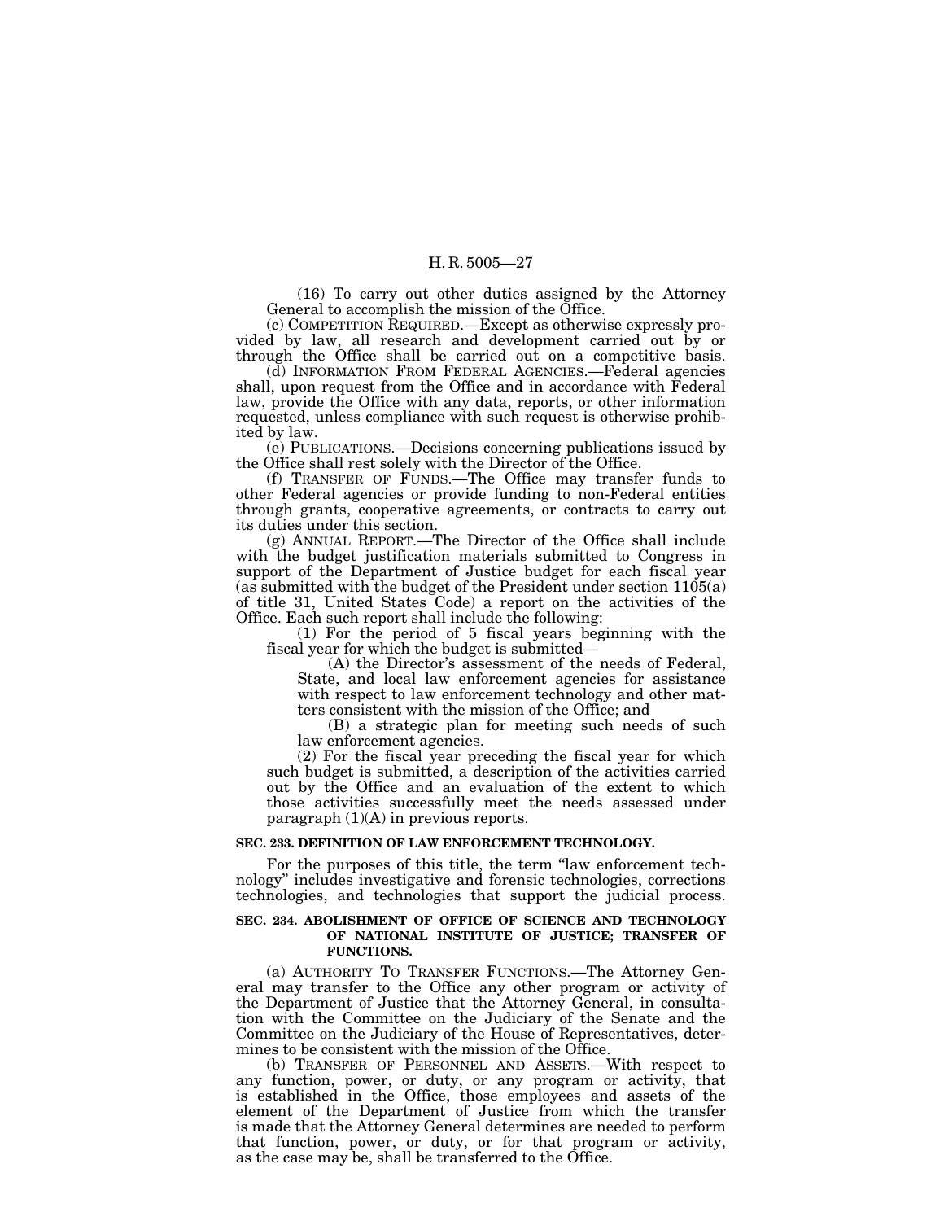(16) To carry out other duties assigned by the Attorney General to accomplish the mission of the Office.

(c) COMPETITION REQUIRED.—Except as otherwise expressly provided by law, all research and development carried out by or through the Office shall be carried out on a competitive basis.

(d) INFORMATION FROM FEDERAL AGENCIES.—Federal agencies shall, upon request from the Office and in accordance with Federal law, provide the Office with any data, reports, or other information requested, unless compliance with such request is otherwise prohibited by law.

(e) PUBLICATIONS.—Decisions concerning publications issued by the Office shall rest solely with the Director of the Office.

(f) TRANSFER OF FUNDS.—The Office may transfer funds to other Federal agencies or provide funding to non-Federal entities through grants, cooperative agreements, or contracts to carry out its duties under this section.

(g) ANNUAL REPORT.—The Director of the Office shall include with the budget justification materials submitted to Congress in support of the Department of Justice budget for each fiscal year (as submitted with the budget of the President under section 1105(a) of title 31, United States Code) a report on the activities of the Office. Each such report shall include the following:

(1) For the period of 5 fiscal years beginning with the fiscal year for which the budget is submitted—

(A) the Director's assessment of the needs of Federal, State, and local law enforcement agencies for assistance with respect to law enforcement technology and other matters consistent with the mission of the Office; and

(B) a strategic plan for meeting such needs of such law enforcement agencies.

(2) For the fiscal year preceding the fiscal year for which such budget is submitted, a description of the activities carried out by the Office and an evaluation of the extent to which those activities successfully meet the needs assessed under paragraph (1)(A) in previous reports.

**SEC. 233. DEFINITION OF LAW ENFORCEMENT TECHNOLOGY.**

For the purposes of this title, the term "law enforcement technology" includes investigative and forensic technologies, corrections technologies, and technologies that support the judicial process.

**SEC. 234. ABOLISHMENT OF OFFICE OF SCIENCE AND TECHNOLOGY OF NATIONAL INSTITUTE OF JUSTICE; TRANSFER OF FUNCTIONS.**

(a) AUTHORITY TO TRANSFER FUNCTIONS.—The Attorney General may transfer to the Office any other program or activity of the Department of Justice that the Attorney General, in consultation with the Committee on the Judiciary of the Senate and the Committee on the Judiciary of the House of Representatives, determines to be consistent with the mission of the Office.

(b) TRANSFER OF PERSONNEL AND ASSETS.—With respect to any function, power, or duty, or any program or activity, that is established in the Office, those employees and assets of the element of the Department of Justice from which the transfer is made that the Attorney General determines are needed to perform that function, power, or duty, or for that program or activity, as the case may be, shall be transferred to the Office.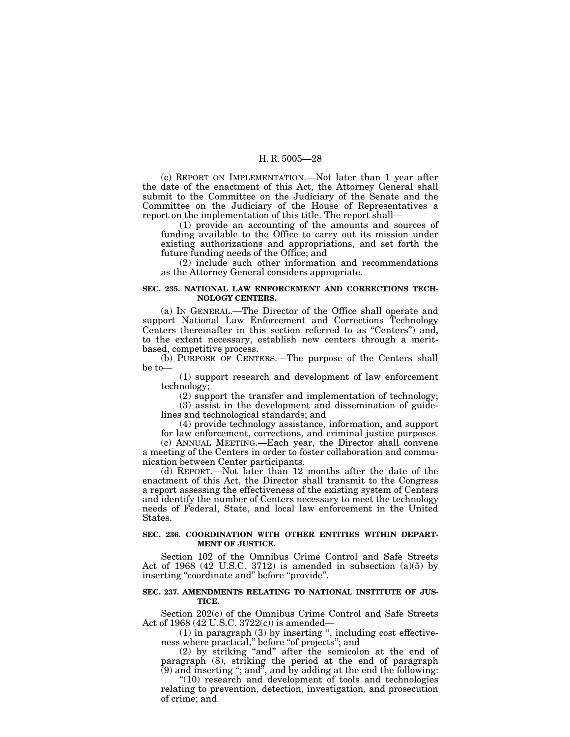(c) REPORT ON IMPLEMENTATION.—Not later than 1 year after the date of the enactment of this Act, the Attorney General shall submit to the Committee on the Judiciary of the Senate and the Committee on the Judiciary of the House of Representatives a report on the implementation of this title. The report shall—

(1) provide an accounting of the amounts and sources of funding available to the Office to carry out its mission under existing authorizations and appropriations, and set forth the future funding needs of the Office; and

(2) include such other information and recommendations as the Attorney General considers appropriate.

### SEC. 235. NATIONAL LAW ENFORCEMENT AND CORRECTIONS TECHNOLOGY CENTERS.

(a) IN GENERAL.—The Director of the Office shall operate and support National Law Enforcement and Corrections Technology Centers (hereinafter in this section referred to as "Centers") and, to the extent necessary, establish new centers through a merit-based, competitive process.

(b) PURPOSE OF CENTERS.—The purpose of the Centers shall be to—

(1) support research and development of law enforcement technology;

(2) support the transfer and implementation of technology;

(3) assist in the development and dissemination of guidelines and technological standards; and

(4) provide technology assistance, information, and support for law enforcement, corrections, and criminal justice purposes.

(c) ANNUAL MEETING.—Each year, the Director shall convene a meeting of the Centers in order to foster collaboration and communication between Center participants.

(d) REPORT.—Not later than 12 months after the date of the enactment of this Act, the Director shall transmit to the Congress a report assessing the effectiveness of the existing system of Centers and identify the number of Centers necessary to meet the technology needs of Federal, State, and local law enforcement in the United States.

### SEC. 236. COORDINATION WITH OTHER ENTITIES WITHIN DEPARTMENT OF JUSTICE.

Section 102 of the Omnibus Crime Control and Safe Streets Act of 1968 (42 U.S.C. 3712) is amended in subsection (a)(5) by inserting "coordinate and" before "provide".

### SEC. 237. AMENDMENTS RELATING TO NATIONAL INSTITUTE OF JUSTICE.

Section 202(c) of the Omnibus Crime Control and Safe Streets Act of 1968 (42 U.S.C. 3722(c)) is amended—

(1) in paragraph (3) by inserting ", including cost effectiveness where practical," before "of projects"; and

(2) by striking "and" after the semicolon at the end of paragraph (8), striking the period at the end of paragraph (9) and inserting "; and", and by adding at the end the following:

"(10) research and development of tools and technologies relating to prevention, detection, investigation, and prosecution of crime; and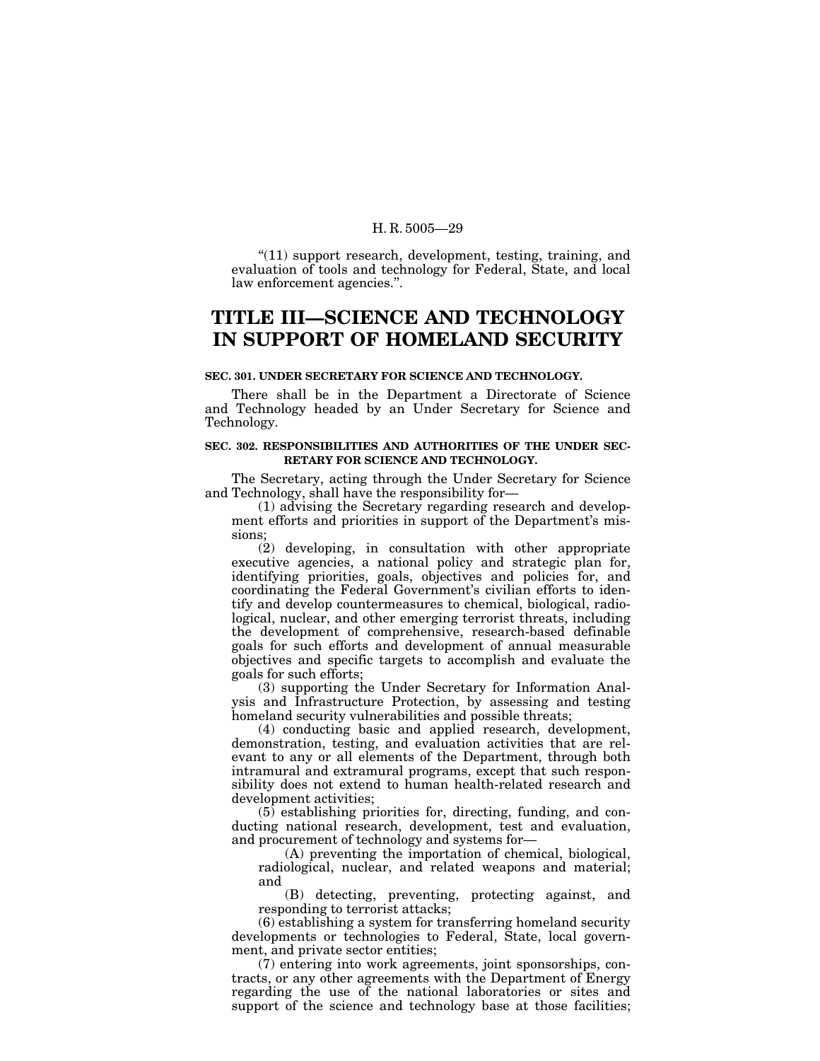"(11) support research, development, testing, training, and evaluation of tools and technology for Federal, State, and local law enforcement agencies.".

# TITLE III—SCIENCE AND TECHNOLOGY IN SUPPORT OF HOMELAND SECURITY

### SEC. 301. UNDER SECRETARY FOR SCIENCE AND TECHNOLOGY.

There shall be in the Department a Directorate of Science and Technology headed by an Under Secretary for Science and Technology.

### SEC. 302. RESPONSIBILITIES AND AUTHORITIES OF THE UNDER SECRETARY FOR SCIENCE AND TECHNOLOGY.

The Secretary, acting through the Under Secretary for Science and Technology, shall have the responsibility for—

(1) advising the Secretary regarding research and development efforts and priorities in support of the Department's missions;

(2) developing, in consultation with other appropriate executive agencies, a national policy and strategic plan for, identifying priorities, goals, objectives and policies for, and coordinating the Federal Government's civilian efforts to identify and develop countermeasures to chemical, biological, radiological, nuclear, and other emerging terrorist threats, including the development of comprehensive, research-based definable goals for such efforts and development of annual measurable objectives and specific targets to accomplish and evaluate the goals for such efforts;

(3) supporting the Under Secretary for Information Analysis and Infrastructure Protection, by assessing and testing homeland security vulnerabilities and possible threats;

(4) conducting basic and applied research, development, demonstration, testing, and evaluation activities that are relevant to any or all elements of the Department, through both intramural and extramural programs, except that such responsibility does not extend to human health-related research and development activities;

(5) establishing priorities for, directing, funding, and conducting national research, development, test and evaluation, and procurement of technology and systems for—

(A) preventing the importation of chemical, biological, radiological, nuclear, and related weapons and material; and

(B) detecting, preventing, protecting against, and responding to terrorist attacks;

(6) establishing a system for transferring homeland security developments or technologies to Federal, State, local government, and private sector entities;

(7) entering into work agreements, joint sponsorships, contracts, or any other agreements with the Department of Energy regarding the use of the national laboratories or sites and support of the science and technology base at those facilities;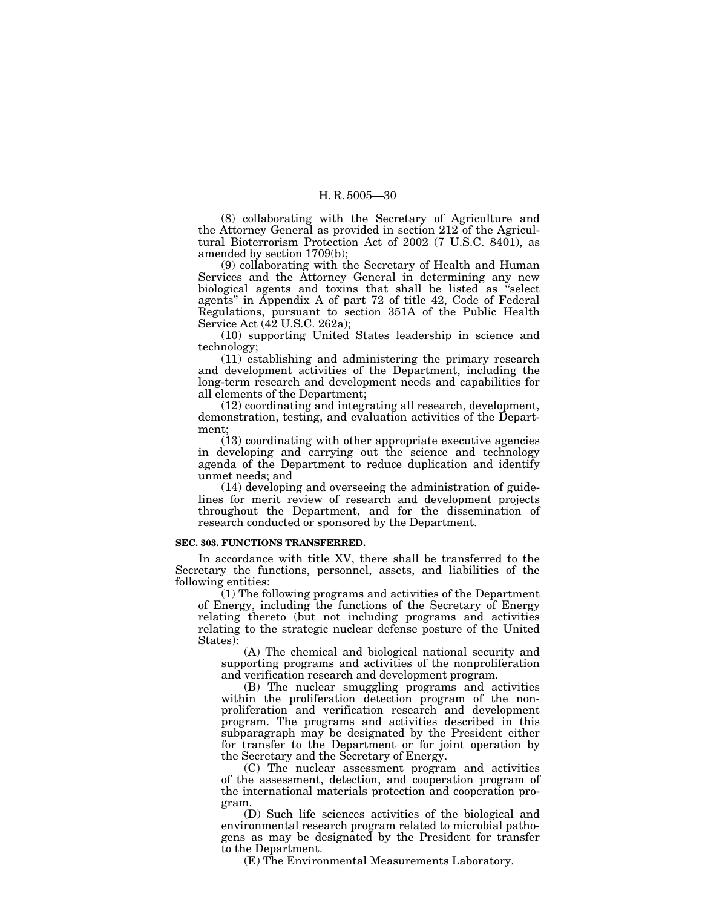(8) collaborating with the Secretary of Agriculture and the Attorney General as provided in section 212 of the Agricultural Bioterrorism Protection Act of 2002 (7 U.S.C. 8401), as amended by section 1709(b);

(9) collaborating with the Secretary of Health and Human Services and the Attorney General in determining any new biological agents and toxins that shall be listed as "select agents" in Appendix A of part 72 of title 42, Code of Federal Regulations, pursuant to section 351A of the Public Health Service Act (42 U.S.C. 262a);

(10) supporting United States leadership in science and technology;

(11) establishing and administering the primary research and development activities of the Department, including the long-term research and development needs and capabilities for all elements of the Department;

(12) coordinating and integrating all research, development, demonstration, testing, and evaluation activities of the Department;

(13) coordinating with other appropriate executive agencies in developing and carrying out the science and technology agenda of the Department to reduce duplication and identify unmet needs; and

(14) developing and overseeing the administration of guidelines for merit review of research and development projects throughout the Department, and for the dissemination of research conducted or sponsored by the Department.

**SEC. 303. FUNCTIONS TRANSFERRED.**

In accordance with title XV, there shall be transferred to the Secretary the functions, personnel, assets, and liabilities of the following entities:

(1) The following programs and activities of the Department of Energy, including the functions of the Secretary of Energy relating thereto (but not including programs and activities relating to the strategic nuclear defense posture of the United States):

(A) The chemical and biological national security and supporting programs and activities of the nonproliferation and verification research and development program.

(B) The nuclear smuggling programs and activities within the proliferation detection program of the nonproliferation and verification research and development program. The programs and activities described in this subparagraph may be designated by the President either for transfer to the Department or for joint operation by the Secretary and the Secretary of Energy.

(C) The nuclear assessment program and activities of the assessment, detection, and cooperation program of the international materials protection and cooperation program.

(D) Such life sciences activities of the biological and environmental research program related to microbial pathogens as may be designated by the President for transfer to the Department.

(E) The Environmental Measurements Laboratory.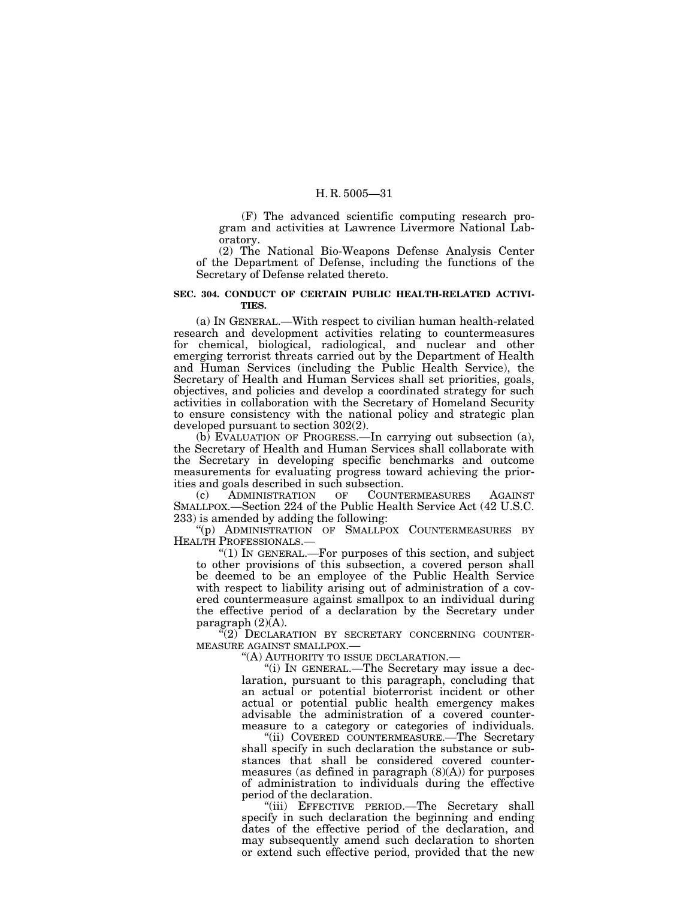(F) The advanced scientific computing research program and activities at Lawrence Livermore National Laboratory.

(2) The National Bio-Weapons Defense Analysis Center of the Department of Defense, including the functions of the Secretary of Defense related thereto.

**SEC. 304. CONDUCT OF CERTAIN PUBLIC HEALTH-RELATED ACTIVITIES.**

(a) IN GENERAL.—With respect to civilian human health-related research and development activities relating to countermeasures for chemical, biological, radiological, and nuclear and other emerging terrorist threats carried out by the Department of Health and Human Services (including the Public Health Service), the Secretary of Health and Human Services shall set priorities, goals, objectives, and policies and develop a coordinated strategy for such activities in collaboration with the Secretary of Homeland Security to ensure consistency with the national policy and strategic plan developed pursuant to section 302(2).

(b) EVALUATION OF PROGRESS.—In carrying out subsection (a), the Secretary of Health and Human Services shall collaborate with the Secretary in developing specific benchmarks and outcome measurements for evaluating progress toward achieving the priorities and goals described in such subsection.

(c) ADMINISTRATION OF COUNTERMEASURES AGAINST SMALLPOX.—Section 224 of the Public Health Service Act (42 U.S.C. 233) is amended by adding the following:

"(p) ADMINISTRATION OF SMALLPOX COUNTERMEASURES BY HEALTH PROFESSIONALS.—

"(1) IN GENERAL.—For purposes of this section, and subject to other provisions of this subsection, a covered person shall be deemed to be an employee of the Public Health Service with respect to liability arising out of administration of a covered countermeasure against smallpox to an individual during the effective period of a declaration by the Secretary under paragraph (2)(A).

"(2) DECLARATION BY SECRETARY CONCERNING COUNTERMEASURE AGAINST SMALLPOX.—

"(A) AUTHORITY TO ISSUE DECLARATION.—

"(i) IN GENERAL.—The Secretary may issue a declaration, pursuant to this paragraph, concluding that an actual or potential bioterrorist incident or other actual or potential public health emergency makes advisable the administration of a covered countermeasure to a category or categories of individuals.

"(ii) COVERED COUNTERMEASURE.—The Secretary shall specify in such declaration the substance or substances that shall be considered covered countermeasures (as defined in paragraph (8)(A)) for purposes of administration to individuals during the effective period of the declaration.

"(iii) EFFECTIVE PERIOD.—The Secretary shall specify in such declaration the beginning and ending dates of the effective period of the declaration, and may subsequently amend such declaration to shorten or extend such effective period, provided that the new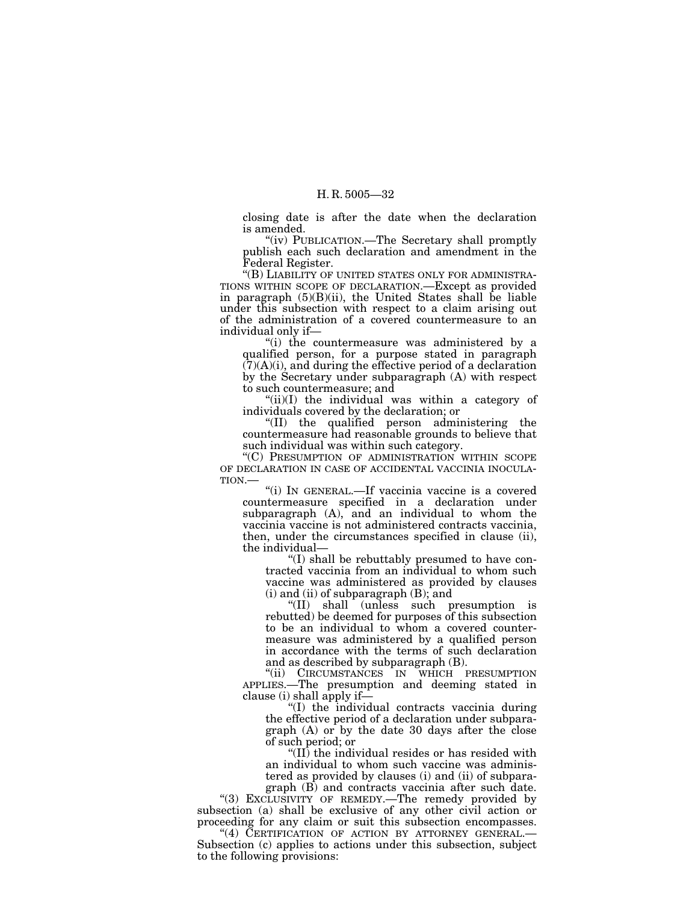closing date is after the date when the declaration is amended.

"(iv) PUBLICATION.—The Secretary shall promptly publish each such declaration and amendment in the Federal Register.

"(B) LIABILITY OF UNITED STATES ONLY FOR ADMINISTRATIONS WITHIN SCOPE OF DECLARATION.—Except as provided in paragraph (5)(B)(ii), the United States shall be liable under this subsection with respect to a claim arising out of the administration of a covered countermeasure to an individual only if—

"(i) the countermeasure was administered by a qualified person, for a purpose stated in paragraph (7)(A)(i), and during the effective period of a declaration by the Secretary under subparagraph (A) with respect to such countermeasure; and

"(ii)(I) the individual was within a category of individuals covered by the declaration; or

"(II) the qualified person administering the countermeasure had reasonable grounds to believe that such individual was within such category.

"(C) PRESUMPTION OF ADMINISTRATION WITHIN SCOPE OF DECLARATION IN CASE OF ACCIDENTAL VACCINIA INOCULATION.—

"(i) IN GENERAL.—If vaccinia vaccine is a covered countermeasure specified in a declaration under subparagraph (A), and an individual to whom the vaccinia vaccine is not administered contracts vaccinia, then, under the circumstances specified in clause (ii), the individual—

"(I) shall be rebuttably presumed to have contracted vaccinia from an individual to whom such vaccine was administered as provided by clauses (i) and (ii) of subparagraph (B); and

"(II) shall (unless such presumption is rebutted) be deemed for purposes of this subsection to be an individual to whom a covered countermeasure was administered by a qualified person in accordance with the terms of such declaration and as described by subparagraph (B).

"(ii) CIRCUMSTANCES IN WHICH PRESUMPTION APPLIES.—The presumption and deeming stated in clause (i) shall apply if—

"(I) the individual contracts vaccinia during the effective period of a declaration under subparagraph (A) or by the date 30 days after the close of such period; or

"(II) the individual resides or has resided with an individual to whom such vaccine was administered as provided by clauses (i) and (ii) of subparagraph (B) and contracts vaccinia after such date.

"(3) EXCLUSIVITY OF REMEDY.—The remedy provided by subsection (a) shall be exclusive of any other civil action or proceeding for any claim or suit this subsection encompasses.

"(4) CERTIFICATION OF ACTION BY ATTORNEY GENERAL.—Subsection (c) applies to actions under this subsection, subject to the following provisions: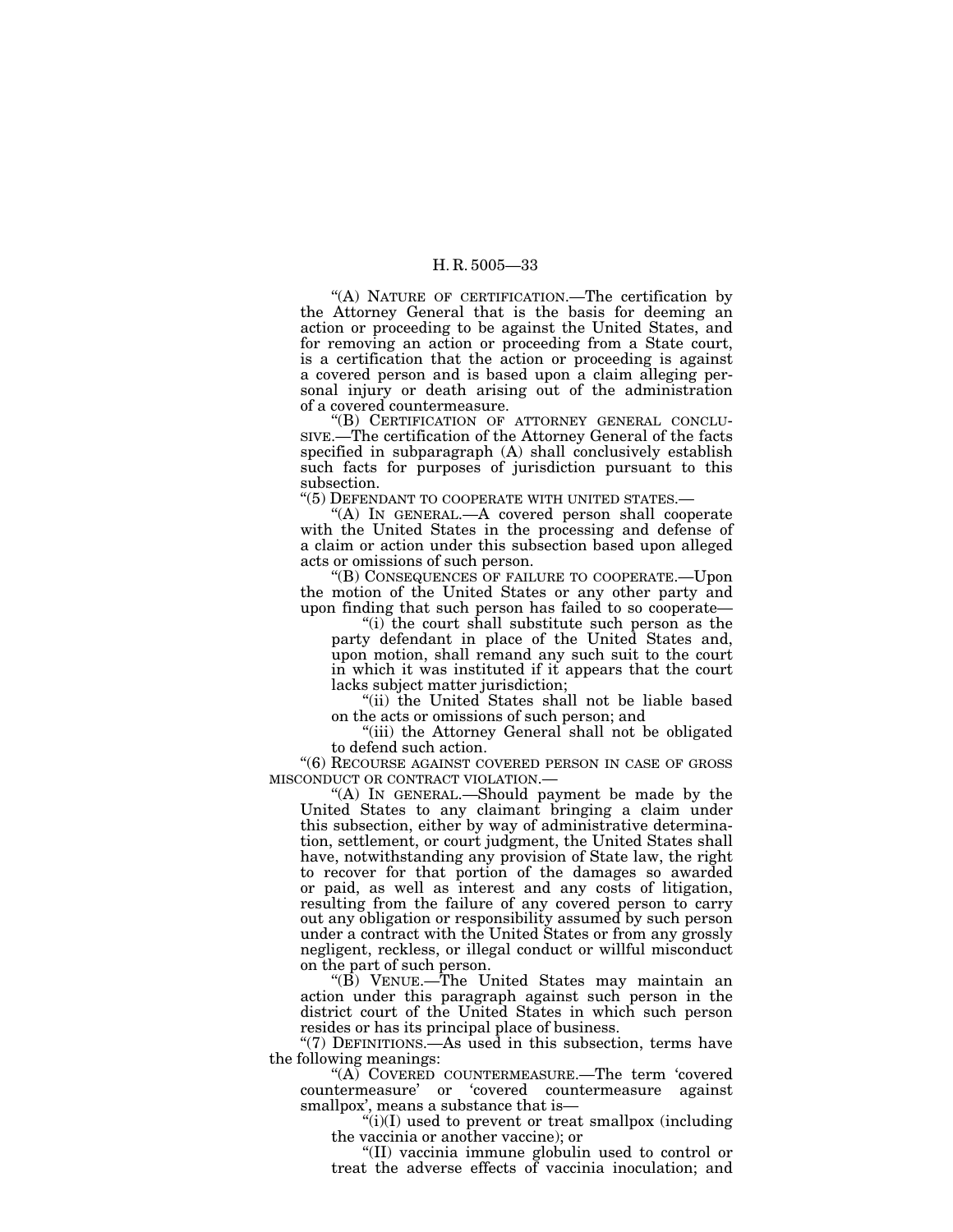"(A) NATURE OF CERTIFICATION.—The certification by the Attorney General that is the basis for deeming an action or proceeding to be against the United States, and for removing an action or proceeding from a State court, is a certification that the action or proceeding is against a covered person and is based upon a claim alleging personal injury or death arising out of the administration of a covered countermeasure.

"(B) CERTIFICATION OF ATTORNEY GENERAL CONCLUSIVE.—The certification of the Attorney General of the facts specified in subparagraph (A) shall conclusively establish such facts for purposes of jurisdiction pursuant to this subsection.

"(5) DEFENDANT TO COOPERATE WITH UNITED STATES.—

"(A) IN GENERAL.—A covered person shall cooperate with the United States in the processing and defense of a claim or action under this subsection based upon alleged acts or omissions of such person.

"(B) CONSEQUENCES OF FAILURE TO COOPERATE.—Upon the motion of the United States or any other party and upon finding that such person has failed to so cooperate—

"(i) the court shall substitute such person as the party defendant in place of the United States and, upon motion, shall remand any such suit to the court in which it was instituted if it appears that the court lacks subject matter jurisdiction;

"(ii) the United States shall not be liable based on the acts or omissions of such person; and

"(iii) the Attorney General shall not be obligated to defend such action.

"(6) RECOURSE AGAINST COVERED PERSON IN CASE OF GROSS MISCONDUCT OR CONTRACT VIOLATION.—

"(A) IN GENERAL.—Should payment be made by the United States to any claimant bringing a claim under this subsection, either by way of administrative determination, settlement, or court judgment, the United States shall have, notwithstanding any provision of State law, the right to recover for that portion of the damages so awarded or paid, as well as interest and any costs of litigation, resulting from the failure of any covered person to carry out any obligation or responsibility assumed by such person under a contract with the United States or from any grossly negligent, reckless, or illegal conduct or willful misconduct on the part of such person.

"(B) VENUE.—The United States may maintain an action under this paragraph against such person in the district court of the United States in which such person resides or has its principal place of business.

"(7) DEFINITIONS.—As used in this subsection, terms have the following meanings:

"(A) COVERED COUNTERMEASURE.—The term 'covered countermeasure' or 'covered countermeasure against smallpox', means a substance that is—

"(i)(I) used to prevent or treat smallpox (including the vaccinia or another vaccine); or

"(II) vaccinia immune globulin used to control or treat the adverse effects of vaccinia inoculation; and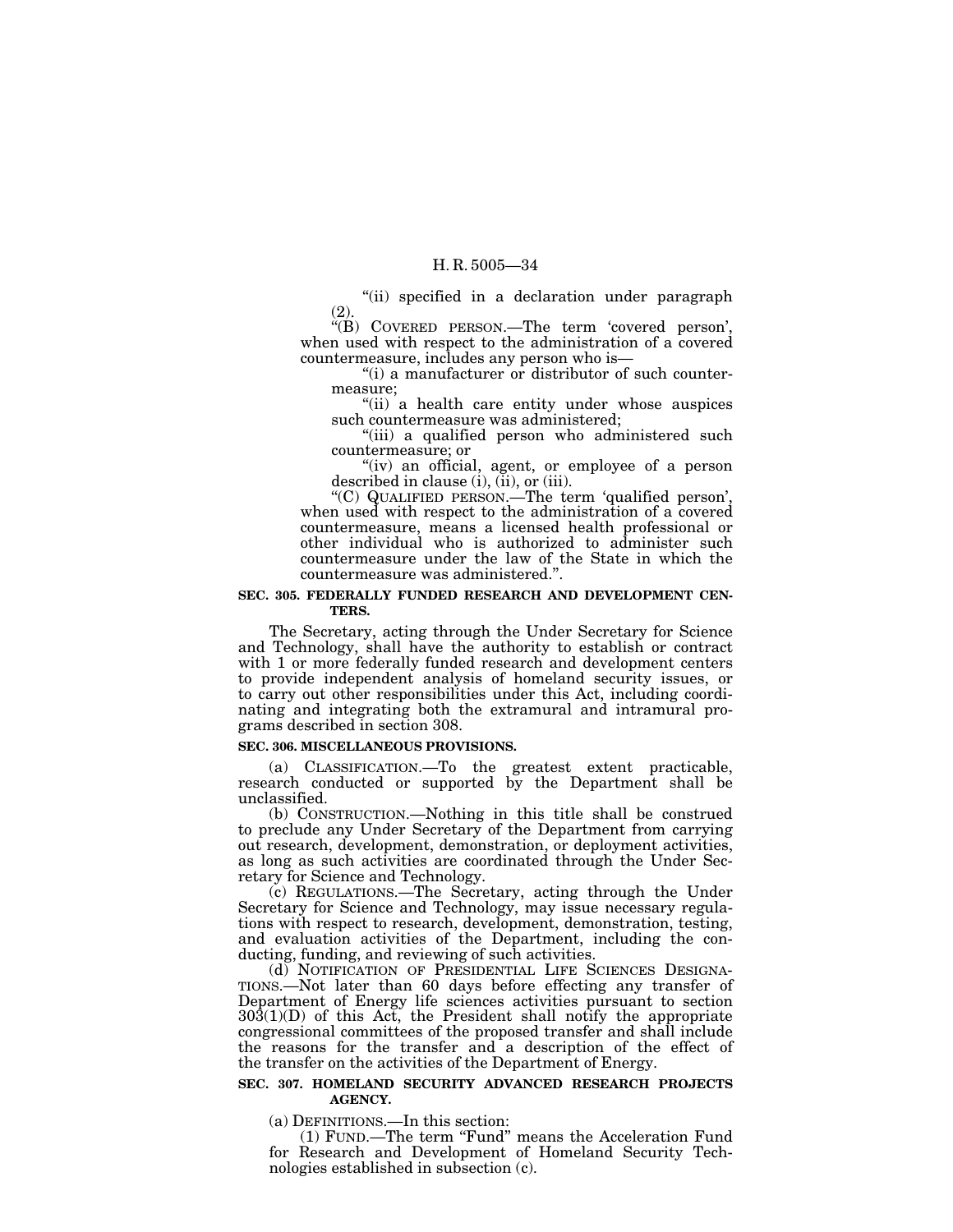“(ii) specified in a declaration under paragraph (2).

“(B) COVERED PERSON.—The term ‘covered person’, when used with respect to the administration of a covered countermeasure, includes any person who is—

“(i) a manufacturer or distributor of such countermeasure;

“(ii) a health care entity under whose auspices such countermeasure was administered;

“(iii) a qualified person who administered such countermeasure; or

“(iv) an official, agent, or employee of a person described in clause (i), (ii), or (iii).

“(C) QUALIFIED PERSON.—The term ‘qualified person’, when used with respect to the administration of a covered countermeasure, means a licensed health professional or other individual who is authorized to administer such countermeasure under the law of the State in which the countermeasure was administered.”.

**SEC. 305. FEDERALLY FUNDED RESEARCH AND DEVELOPMENT CENTERS.**

The Secretary, acting through the Under Secretary for Science and Technology, shall have the authority to establish or contract with 1 or more federally funded research and development centers to provide independent analysis of homeland security issues, or to carry out other responsibilities under this Act, including coordinating and integrating both the extramural and intramural programs described in section 308.

**SEC. 306. MISCELLANEOUS PROVISIONS.**

(a) CLASSIFICATION.—To the greatest extent practicable, research conducted or supported by the Department shall be unclassified.

(b) CONSTRUCTION.—Nothing in this title shall be construed to preclude any Under Secretary of the Department from carrying out research, development, demonstration, or deployment activities, as long as such activities are coordinated through the Under Secretary for Science and Technology.

(c) REGULATIONS.—The Secretary, acting through the Under Secretary for Science and Technology, may issue necessary regulations with respect to research, development, demonstration, testing, and evaluation activities of the Department, including the conducting, funding, and reviewing of such activities.

(d) NOTIFICATION OF PRESIDENTIAL LIFE SCIENCES DESIGNATIONS.—Not later than 60 days before effecting any transfer of Department of Energy life sciences activities pursuant to section 303(1)(D) of this Act, the President shall notify the appropriate congressional committees of the proposed transfer and shall include the reasons for the transfer and a description of the effect of the transfer on the activities of the Department of Energy.

**SEC. 307. HOMELAND SECURITY ADVANCED RESEARCH PROJECTS AGENCY.**

(a) DEFINITIONS.—In this section:

(1) FUND.—The term “Fund” means the Acceleration Fund for Research and Development of Homeland Security Technologies established in subsection (c).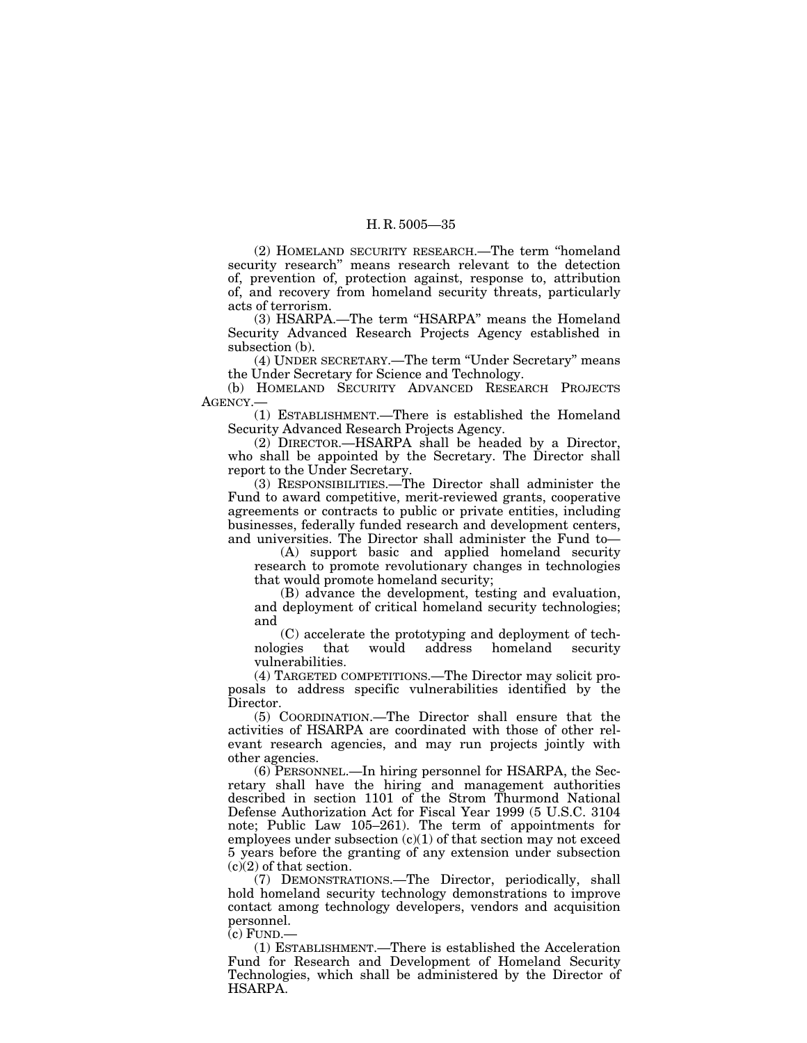(2) HOMELAND SECURITY RESEARCH.—The term "homeland security research" means research relevant to the detection of, prevention of, protection against, response to, attribution of, and recovery from homeland security threats, particularly acts of terrorism.

(3) HSARPA.—The term "HSARPA" means the Homeland Security Advanced Research Projects Agency established in subsection (b).

(4) UNDER SECRETARY.—The term "Under Secretary" means the Under Secretary for Science and Technology.

(b) HOMELAND SECURITY ADVANCED RESEARCH PROJECTS AGENCY.—

(1) ESTABLISHMENT.—There is established the Homeland Security Advanced Research Projects Agency.

(2) DIRECTOR.—HSARPA shall be headed by a Director, who shall be appointed by the Secretary. The Director shall report to the Under Secretary.

(3) RESPONSIBILITIES.—The Director shall administer the Fund to award competitive, merit-reviewed grants, cooperative agreements or contracts to public or private entities, including businesses, federally funded research and development centers, and universities. The Director shall administer the Fund to—

(A) support basic and applied homeland security research to promote revolutionary changes in technologies that would promote homeland security;

(B) advance the development, testing and evaluation, and deployment of critical homeland security technologies; and

(C) accelerate the prototyping and deployment of technologies that would address homeland security vulnerabilities.

(4) TARGETED COMPETITIONS.—The Director may solicit proposals to address specific vulnerabilities identified by the Director.

(5) COORDINATION.—The Director shall ensure that the activities of HSARPA are coordinated with those of other relevant research agencies, and may run projects jointly with other agencies.

(6) PERSONNEL.—In hiring personnel for HSARPA, the Secretary shall have the hiring and management authorities described in section 1101 of the Strom Thurmond National Defense Authorization Act for Fiscal Year 1999 (5 U.S.C. 3104 note; Public Law 105–261). The term of appointments for employees under subsection (c)(1) of that section may not exceed 5 years before the granting of any extension under subsection (c)(2) of that section.

(7) DEMONSTRATIONS.—The Director, periodically, shall hold homeland security technology demonstrations to improve contact among technology developers, vendors and acquisition personnel.

(c) FUND.—

(1) ESTABLISHMENT.—There is established the Acceleration Fund for Research and Development of Homeland Security Technologies, which shall be administered by the Director of HSARPA.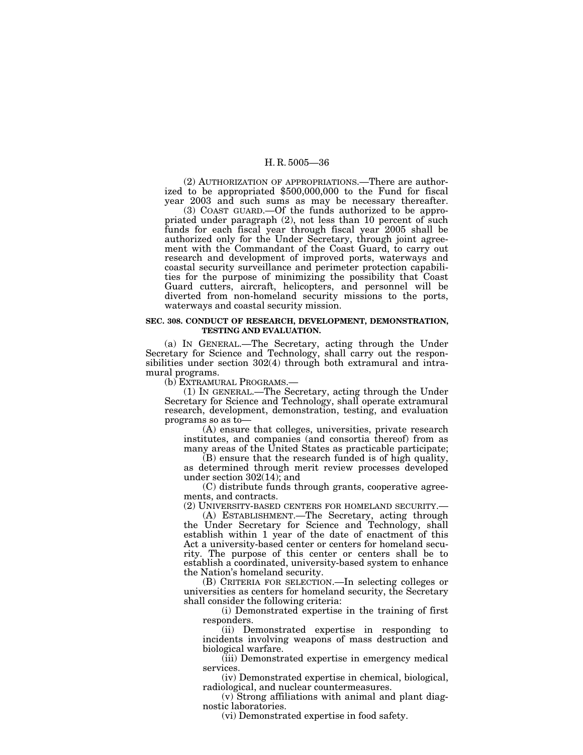(2) AUTHORIZATION OF APPROPRIATIONS.—There are authorized to be appropriated $500,000,000 to the Fund for fiscal year 2003 and such sums as may be necessary thereafter.

(3) COAST GUARD.—Of the funds authorized to be appropriated under paragraph (2), not less than 10 percent of such funds for each fiscal year through fiscal year 2005 shall be authorized only for the Under Secretary, through joint agreement with the Commandant of the Coast Guard, to carry out research and development of improved ports, waterways and coastal security surveillance and perimeter protection capabilities for the purpose of minimizing the possibility that Coast Guard cutters, aircraft, helicopters, and personnel will be diverted from non-homeland security missions to the ports, waterways and coastal security mission.

**SEC. 308. CONDUCT OF RESEARCH, DEVELOPMENT, DEMONSTRATION, TESTING AND EVALUATION.**

(a) IN GENERAL.—The Secretary, acting through the Under Secretary for Science and Technology, shall carry out the responsibilities under section 302(4) through both extramural and intramural programs.

(b) EXTRAMURAL PROGRAMS.—

(1) IN GENERAL.—The Secretary, acting through the Under Secretary for Science and Technology, shall operate extramural research, development, demonstration, testing, and evaluation programs so as to—

(A) ensure that colleges, universities, private research institutes, and companies (and consortia thereof) from as many areas of the United States as practicable participate;

(B) ensure that the research funded is of high quality, as determined through merit review processes developed under section 302(14); and

(C) distribute funds through grants, cooperative agreements, and contracts.

(2) UNIVERSITY-BASED CENTERS FOR HOMELAND SECURITY.—

(A) ESTABLISHMENT.—The Secretary, acting through the Under Secretary for Science and Technology, shall establish within 1 year of the date of enactment of this Act a university-based center or centers for homeland security. The purpose of this center or centers shall be to establish a coordinated, university-based system to enhance the Nation's homeland security.

(B) CRITERIA FOR SELECTION.—In selecting colleges or universities as centers for homeland security, the Secretary shall consider the following criteria:

(i) Demonstrated expertise in the training of first responders.

(ii) Demonstrated expertise in responding to incidents involving weapons of mass destruction and biological warfare.

(iii) Demonstrated expertise in emergency medical services.

(iv) Demonstrated expertise in chemical, biological, radiological, and nuclear countermeasures.

(v) Strong affiliations with animal and plant diagnostic laboratories.

(vi) Demonstrated expertise in food safety.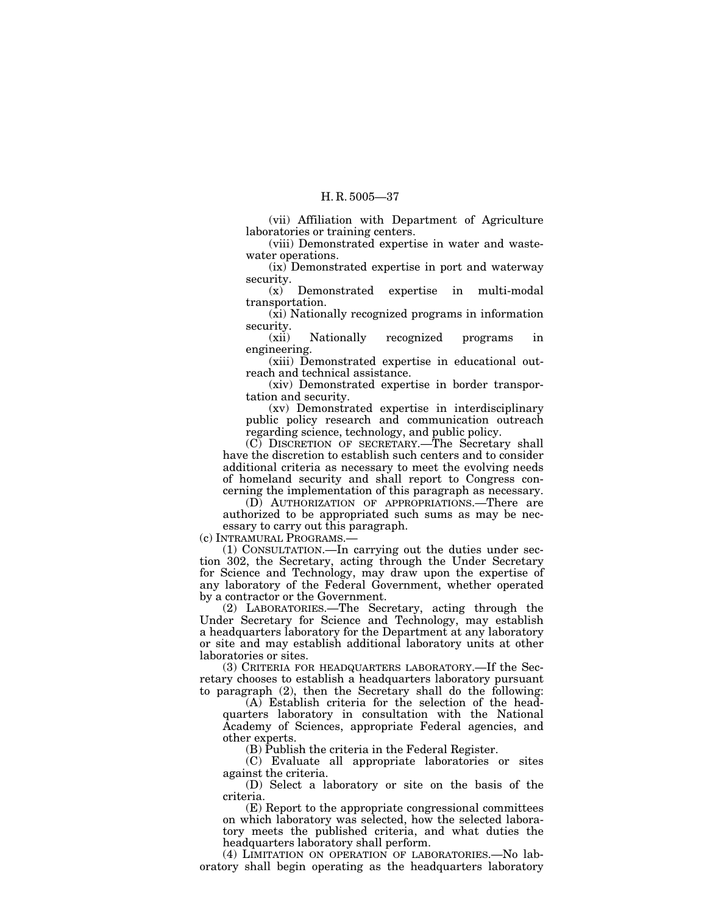(vii) Affiliation with Department of Agriculture laboratories or training centers.

(viii) Demonstrated expertise in water and wastewater operations.

(ix) Demonstrated expertise in port and waterway security.

(x) Demonstrated expertise in multi-modal transportation.

(xi) Nationally recognized programs in information security.

(xii) Nationally recognized programs in engineering.

(xiii) Demonstrated expertise in educational outreach and technical assistance.

(xiv) Demonstrated expertise in border transportation and security.

(xv) Demonstrated expertise in interdisciplinary public policy research and communication outreach regarding science, technology, and public policy.

(C) DISCRETION OF SECRETARY.—The Secretary shall have the discretion to establish such centers and to consider additional criteria as necessary to meet the evolving needs of homeland security and shall report to Congress concerning the implementation of this paragraph as necessary.

(D) AUTHORIZATION OF APPROPRIATIONS.—There are authorized to be appropriated such sums as may be necessary to carry out this paragraph.

(c) INTRAMURAL PROGRAMS.—

(1) CONSULTATION.—In carrying out the duties under section 302, the Secretary, acting through the Under Secretary for Science and Technology, may draw upon the expertise of any laboratory of the Federal Government, whether operated by a contractor or the Government.

(2) LABORATORIES.—The Secretary, acting through the Under Secretary for Science and Technology, may establish a headquarters laboratory for the Department at any laboratory or site and may establish additional laboratory units at other laboratories or sites.

(3) CRITERIA FOR HEADQUARTERS LABORATORY.—If the Secretary chooses to establish a headquarters laboratory pursuant to paragraph (2), then the Secretary shall do the following:

(A) Establish criteria for the selection of the headquarters laboratory in consultation with the National Academy of Sciences, appropriate Federal agencies, and other experts.

(B) Publish the criteria in the Federal Register.

(C) Evaluate all appropriate laboratories or sites against the criteria.

(D) Select a laboratory or site on the basis of the criteria.

(E) Report to the appropriate congressional committees on which laboratory was selected, how the selected laboratory meets the published criteria, and what duties the headquarters laboratory shall perform.

(4) LIMITATION ON OPERATION OF LABORATORIES.—No laboratory shall begin operating as the headquarters laboratory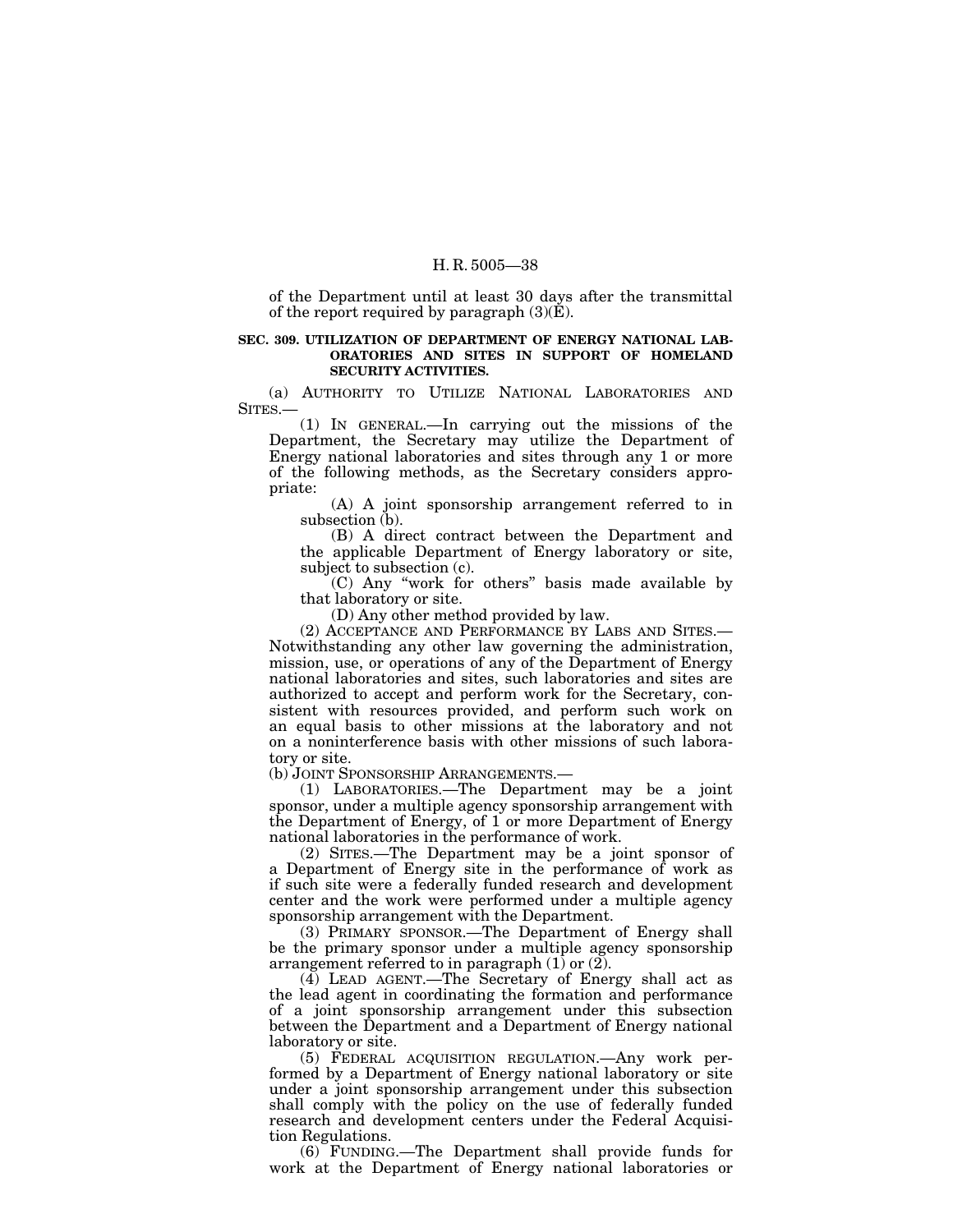of the Department until at least 30 days after the transmittal of the report required by paragraph (3)(E).

**SEC. 309. UTILIZATION OF DEPARTMENT OF ENERGY NATIONAL LABORATORIES AND SITES IN SUPPORT OF HOMELAND SECURITY ACTIVITIES.**

(a) AUTHORITY TO UTILIZE NATIONAL LABORATORIES AND SITES.—

(1) IN GENERAL.—In carrying out the missions of the Department, the Secretary may utilize the Department of Energy national laboratories and sites through any 1 or more of the following methods, as the Secretary considers appropriate:

(A) A joint sponsorship arrangement referred to in subsection (b).

(B) A direct contract between the Department and the applicable Department of Energy laboratory or site, subject to subsection (c).

(C) Any "work for others" basis made available by that laboratory or site.

(D) Any other method provided by law.

(2) ACCEPTANCE AND PERFORMANCE BY LABS AND SITES.—Notwithstanding any other law governing the administration, mission, use, or operations of any of the Department of Energy national laboratories and sites, such laboratories and sites are authorized to accept and perform work for the Secretary, consistent with resources provided, and perform such work on an equal basis to other missions at the laboratory and not on a noninterference basis with other missions of such laboratory or site.

(b) JOINT SPONSORSHIP ARRANGEMENTS.—

(1) LABORATORIES.—The Department may be a joint sponsor, under a multiple agency sponsorship arrangement with the Department of Energy, of 1 or more Department of Energy national laboratories in the performance of work.

(2) SITES.—The Department may be a joint sponsor of a Department of Energy site in the performance of work as if such site were a federally funded research and development center and the work were performed under a multiple agency sponsorship arrangement with the Department.

(3) PRIMARY SPONSOR.—The Department of Energy shall be the primary sponsor under a multiple agency sponsorship arrangement referred to in paragraph (1) or (2).

(4) LEAD AGENT.—The Secretary of Energy shall act as the lead agent in coordinating the formation and performance of a joint sponsorship arrangement under this subsection between the Department and a Department of Energy national laboratory or site.

(5) FEDERAL ACQUISITION REGULATION.—Any work performed by a Department of Energy national laboratory or site under a joint sponsorship arrangement under this subsection shall comply with the policy on the use of federally funded research and development centers under the Federal Acquisition Regulations.

(6) FUNDING.—The Department shall provide funds for work at the Department of Energy national laboratories or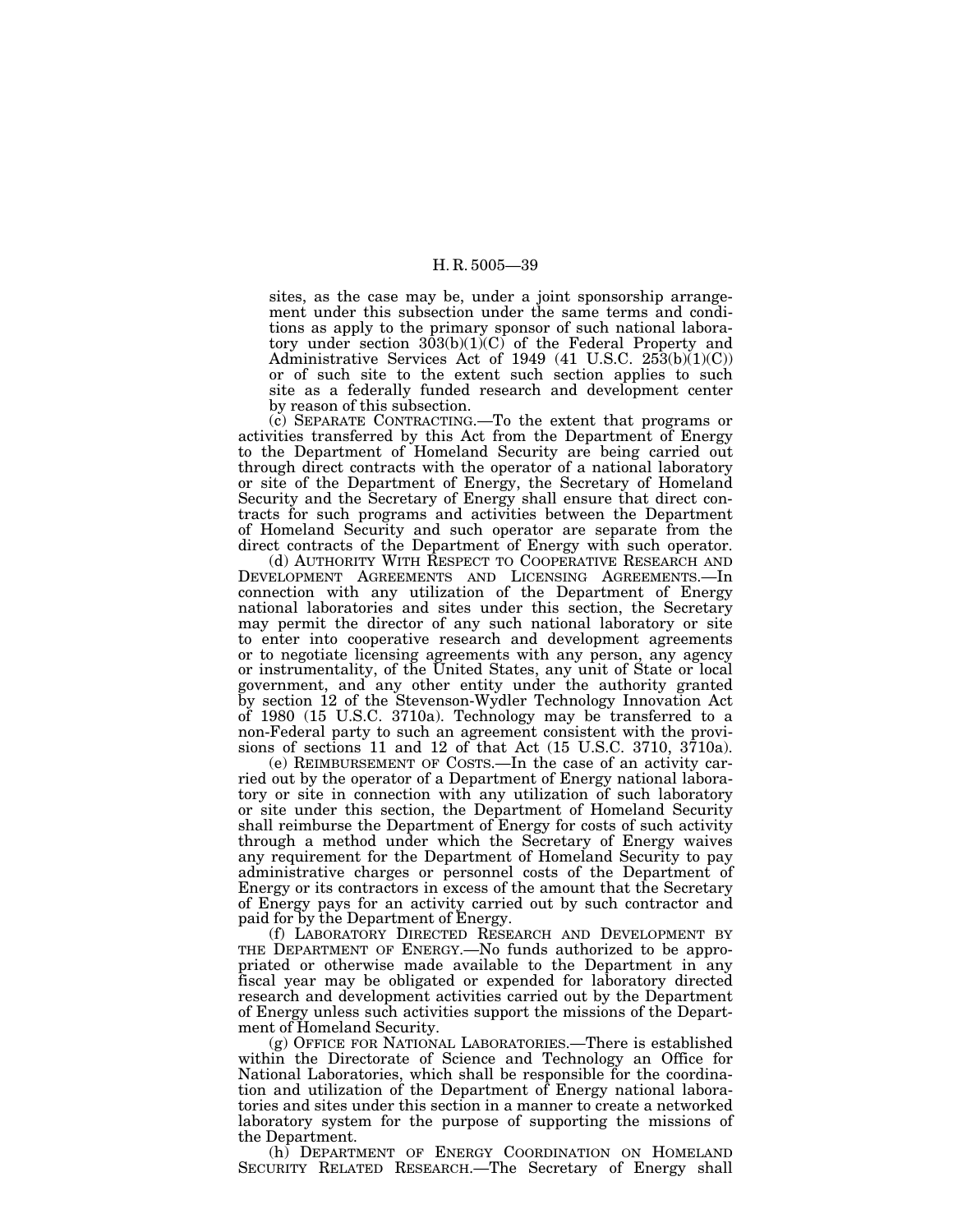sites, as the case may be, under a joint sponsorship arrangement under this subsection under the same terms and conditions as apply to the primary sponsor of such national laboratory under section 303(b)(1)(C) of the Federal Property and Administrative Services Act of 1949 (41 U.S.C. 253(b)(1)(C)) or of such site to the extent such section applies to such site as a federally funded research and development center by reason of this subsection.

(c) SEPARATE CONTRACTING.—To the extent that programs or activities transferred by this Act from the Department of Energy to the Department of Homeland Security are being carried out through direct contracts with the operator of a national laboratory or site of the Department of Energy, the Secretary of Homeland Security and the Secretary of Energy shall ensure that direct contracts for such programs and activities between the Department of Homeland Security and such operator are separate from the direct contracts of the Department of Energy with such operator.

(d) AUTHORITY WITH RESPECT TO COOPERATIVE RESEARCH AND DEVELOPMENT AGREEMENTS AND LICENSING AGREEMENTS.—In connection with any utilization of the Department of Energy national laboratories and sites under this section, the Secretary may permit the director of any such national laboratory or site to enter into cooperative research and development agreements or to negotiate licensing agreements with any person, any agency or instrumentality, of the United States, any unit of State or local government, and any other entity under the authority granted by section 12 of the Stevenson-Wydler Technology Innovation Act of 1980 (15 U.S.C. 3710a). Technology may be transferred to a non-Federal party to such an agreement consistent with the provisions of sections 11 and 12 of that Act (15 U.S.C. 3710, 3710a).

(e) REIMBURSEMENT OF COSTS.—In the case of an activity carried out by the operator of a Department of Energy national laboratory or site in connection with any utilization of such laboratory or site under this section, the Department of Homeland Security shall reimburse the Department of Energy for costs of such activity through a method under which the Secretary of Energy waives any requirement for the Department of Homeland Security to pay administrative charges or personnel costs of the Department of Energy or its contractors in excess of the amount that the Secretary of Energy pays for an activity carried out by such contractor and paid for by the Department of Energy.

(f) LABORATORY DIRECTED RESEARCH AND DEVELOPMENT BY THE DEPARTMENT OF ENERGY.—No funds authorized to be appropriated or otherwise made available to the Department in any fiscal year may be obligated or expended for laboratory directed research and development activities carried out by the Department of Energy unless such activities support the missions of the Department of Homeland Security.

(g) OFFICE FOR NATIONAL LABORATORIES.—There is established within the Directorate of Science and Technology an Office for National Laboratories, which shall be responsible for the coordination and utilization of the Department of Energy national laboratories and sites under this section in a manner to create a networked laboratory system for the purpose of supporting the missions of the Department.

(h) DEPARTMENT OF ENERGY COORDINATION ON HOMELAND SECURITY RELATED RESEARCH.—The Secretary of Energy shall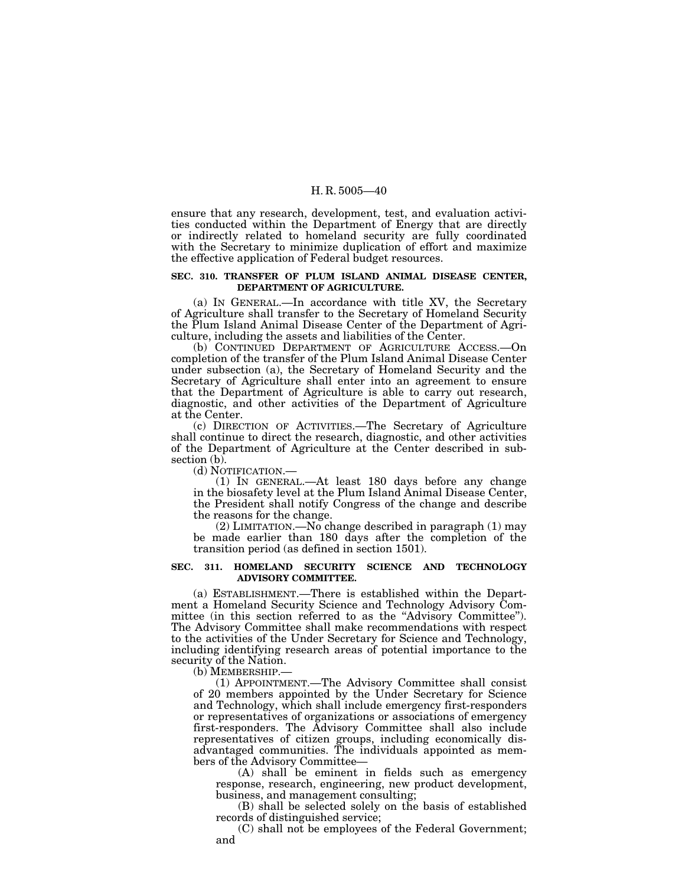ensure that any research, development, test, and evaluation activities conducted within the Department of Energy that are directly or indirectly related to homeland security are fully coordinated with the Secretary to minimize duplication of effort and maximize the effective application of Federal budget resources.

**SEC. 310. TRANSFER OF PLUM ISLAND ANIMAL DISEASE CENTER, DEPARTMENT OF AGRICULTURE.**

(a) IN GENERAL.—In accordance with title XV, the Secretary of Agriculture shall transfer to the Secretary of Homeland Security the Plum Island Animal Disease Center of the Department of Agriculture, including the assets and liabilities of the Center.

(b) CONTINUED DEPARTMENT OF AGRICULTURE ACCESS.—On completion of the transfer of the Plum Island Animal Disease Center under subsection (a), the Secretary of Homeland Security and the Secretary of Agriculture shall enter into an agreement to ensure that the Department of Agriculture is able to carry out research, diagnostic, and other activities of the Department of Agriculture at the Center.

(c) DIRECTION OF ACTIVITIES.—The Secretary of Agriculture shall continue to direct the research, diagnostic, and other activities of the Department of Agriculture at the Center described in subsection (b).

(d) NOTIFICATION.—

(1) IN GENERAL.—At least 180 days before any change in the biosafety level at the Plum Island Animal Disease Center, the President shall notify Congress of the change and describe the reasons for the change.

(2) LIMITATION.—No change described in paragraph (1) may be made earlier than 180 days after the completion of the transition period (as defined in section 1501).

**SEC. 311. HOMELAND SECURITY SCIENCE AND TECHNOLOGY ADVISORY COMMITTEE.**

(a) ESTABLISHMENT.—There is established within the Department a Homeland Security Science and Technology Advisory Committee (in this section referred to as the "Advisory Committee"). The Advisory Committee shall make recommendations with respect to the activities of the Under Secretary for Science and Technology, including identifying research areas of potential importance to the security of the Nation.

(b) MEMBERSHIP.—

(1) APPOINTMENT.—The Advisory Committee shall consist of 20 members appointed by the Under Secretary for Science and Technology, which shall include emergency first-responders or representatives of organizations or associations of emergency first-responders. The Advisory Committee shall also include representatives of citizen groups, including economically disadvantaged communities. The individuals appointed as members of the Advisory Committee—

(A) shall be eminent in fields such as emergency response, research, engineering, new product development, business, and management consulting;

(B) shall be selected solely on the basis of established records of distinguished service;

(C) shall not be employees of the Federal Government; and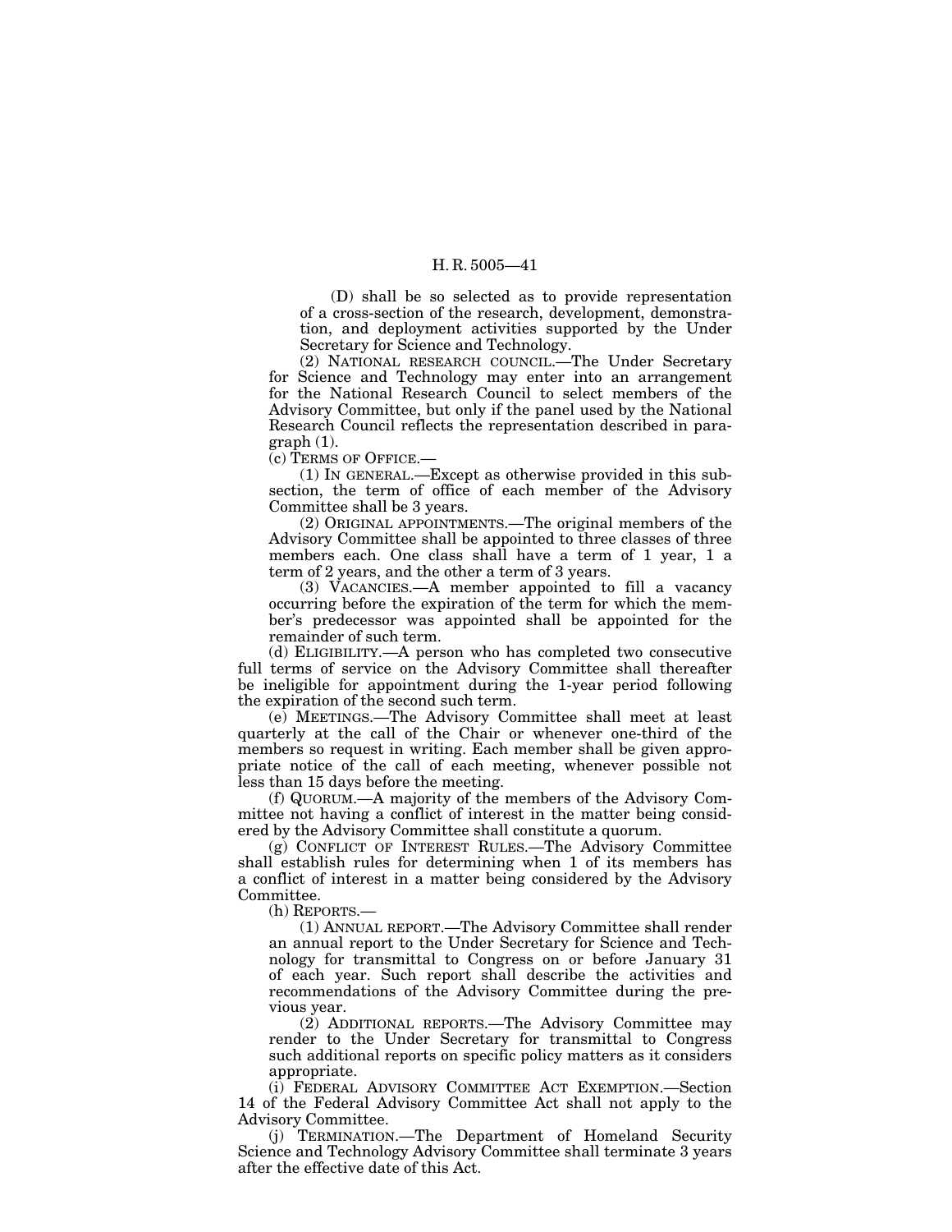(D) shall be so selected as to provide representation of a cross-section of the research, development, demonstration, and deployment activities supported by the Under Secretary for Science and Technology.

(2) NATIONAL RESEARCH COUNCIL.—The Under Secretary for Science and Technology may enter into an arrangement for the National Research Council to select members of the Advisory Committee, but only if the panel used by the National Research Council reflects the representation described in paragraph (1).

(c) TERMS OF OFFICE.—

(1) IN GENERAL.—Except as otherwise provided in this subsection, the term of office of each member of the Advisory Committee shall be 3 years.

(2) ORIGINAL APPOINTMENTS.—The original members of the Advisory Committee shall be appointed to three classes of three members each. One class shall have a term of 1 year, 1 a term of 2 years, and the other a term of 3 years.

(3) VACANCIES.—A member appointed to fill a vacancy occurring before the expiration of the term for which the member's predecessor was appointed shall be appointed for the remainder of such term.

(d) ELIGIBILITY.—A person who has completed two consecutive full terms of service on the Advisory Committee shall thereafter be ineligible for appointment during the 1-year period following the expiration of the second such term.

(e) MEETINGS.—The Advisory Committee shall meet at least quarterly at the call of the Chair or whenever one-third of the members so request in writing. Each member shall be given appropriate notice of the call of each meeting, whenever possible not less than 15 days before the meeting.

(f) QUORUM.—A majority of the members of the Advisory Committee not having a conflict of interest in the matter being considered by the Advisory Committee shall constitute a quorum.

(g) CONFLICT OF INTEREST RULES.—The Advisory Committee shall establish rules for determining when 1 of its members has a conflict of interest in a matter being considered by the Advisory Committee.

(h) REPORTS.—

(1) ANNUAL REPORT.—The Advisory Committee shall render an annual report to the Under Secretary for Science and Technology for transmittal to Congress on or before January 31 of each year. Such report shall describe the activities and recommendations of the Advisory Committee during the previous year.

(2) ADDITIONAL REPORTS.—The Advisory Committee may render to the Under Secretary for transmittal to Congress such additional reports on specific policy matters as it considers appropriate.

(i) FEDERAL ADVISORY COMMITTEE ACT EXEMPTION.—Section 14 of the Federal Advisory Committee Act shall not apply to the Advisory Committee.

(j) TERMINATION.—The Department of Homeland Security Science and Technology Advisory Committee shall terminate 3 years after the effective date of this Act.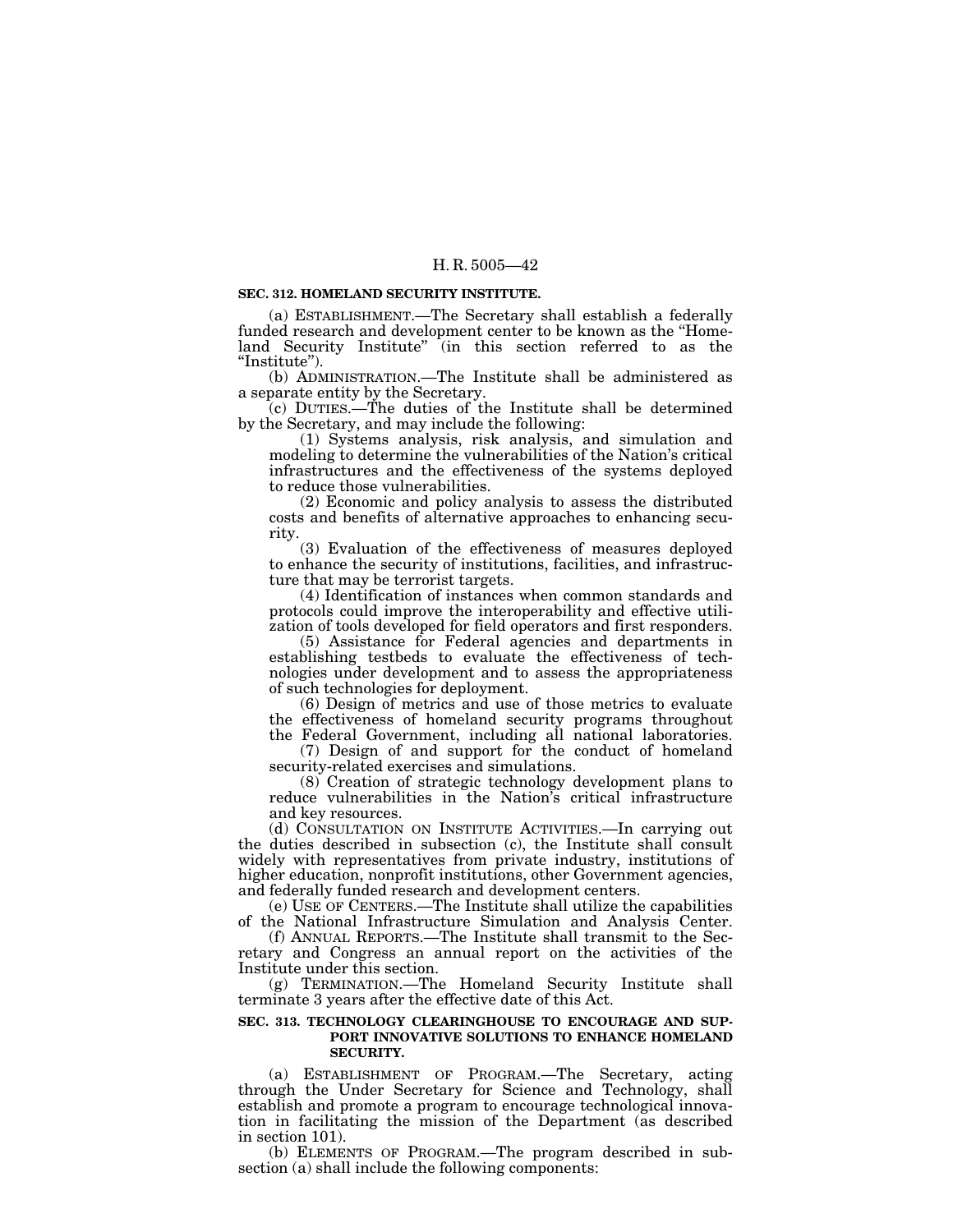**SEC. 312. HOMELAND SECURITY INSTITUTE.**

(a) ESTABLISHMENT.—The Secretary shall establish a federally funded research and development center to be known as the "Homeland Security Institute" (in this section referred to as the "Institute").

(b) ADMINISTRATION.—The Institute shall be administered as a separate entity by the Secretary.

(c) DUTIES.—The duties of the Institute shall be determined by the Secretary, and may include the following:

(1) Systems analysis, risk analysis, and simulation and modeling to determine the vulnerabilities of the Nation's critical infrastructures and the effectiveness of the systems deployed to reduce those vulnerabilities.

(2) Economic and policy analysis to assess the distributed costs and benefits of alternative approaches to enhancing security.

(3) Evaluation of the effectiveness of measures deployed to enhance the security of institutions, facilities, and infrastructure that may be terrorist targets.

(4) Identification of instances when common standards and protocols could improve the interoperability and effective utilization of tools developed for field operators and first responders.

(5) Assistance for Federal agencies and departments in establishing testbeds to evaluate the effectiveness of technologies under development and to assess the appropriateness of such technologies for deployment.

(6) Design of metrics and use of those metrics to evaluate the effectiveness of homeland security programs throughout the Federal Government, including all national laboratories.

(7) Design of and support for the conduct of homeland security-related exercises and simulations.

(8) Creation of strategic technology development plans to reduce vulnerabilities in the Nation's critical infrastructure and key resources.

(d) CONSULTATION ON INSTITUTE ACTIVITIES.—In carrying out the duties described in subsection (c), the Institute shall consult widely with representatives from private industry, institutions of higher education, nonprofit institutions, other Government agencies, and federally funded research and development centers.

(e) USE OF CENTERS.—The Institute shall utilize the capabilities of the National Infrastructure Simulation and Analysis Center.

(f) ANNUAL REPORTS.—The Institute shall transmit to the Secretary and Congress an annual report on the activities of the Institute under this section.

(g) TERMINATION.—The Homeland Security Institute shall terminate 3 years after the effective date of this Act.

**SEC. 313. TECHNOLOGY CLEARINGHOUSE TO ENCOURAGE AND SUPPORT INNOVATIVE SOLUTIONS TO ENHANCE HOMELAND SECURITY.**

(a) ESTABLISHMENT OF PROGRAM.—The Secretary, acting through the Under Secretary for Science and Technology, shall establish and promote a program to encourage technological innovation in facilitating the mission of the Department (as described in section 101).

(b) ELEMENTS OF PROGRAM.—The program described in subsection (a) shall include the following components: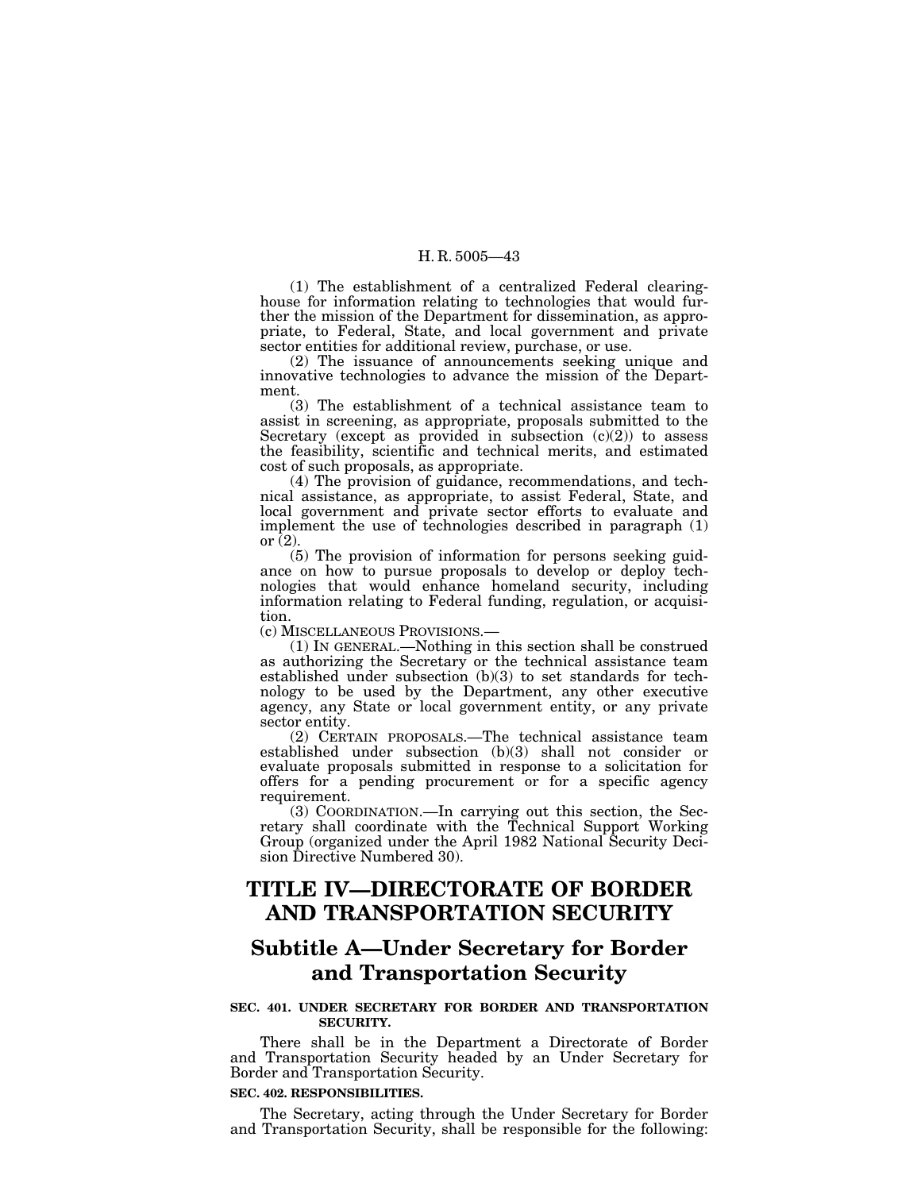(1) The establishment of a centralized Federal clearinghouse for information relating to technologies that would further the mission of the Department for dissemination, as appropriate, to Federal, State, and local government and private sector entities for additional review, purchase, or use.

(2) The issuance of announcements seeking unique and innovative technologies to advance the mission of the Department.

(3) The establishment of a technical assistance team to assist in screening, as appropriate, proposals submitted to the Secretary (except as provided in subsection (c)(2)) to assess the feasibility, scientific and technical merits, and estimated cost of such proposals, as appropriate.

(4) The provision of guidance, recommendations, and technical assistance, as appropriate, to assist Federal, State, and local government and private sector efforts to evaluate and implement the use of technologies described in paragraph (1) or (2).

(5) The provision of information for persons seeking guidance on how to pursue proposals to develop or deploy technologies that would enhance homeland security, including information relating to Federal funding, regulation, or acquisition.

(c) MISCELLANEOUS PROVISIONS.—

(1) IN GENERAL.—Nothing in this section shall be construed as authorizing the Secretary or the technical assistance team established under subsection (b)(3) to set standards for technology to be used by the Department, any other executive agency, any State or local government entity, or any private sector entity.

(2) CERTAIN PROPOSALS.—The technical assistance team established under subsection (b)(3) shall not consider or evaluate proposals submitted in response to a solicitation for offers for a pending procurement or for a specific agency requirement.

(3) COORDINATION.—In carrying out this section, the Secretary shall coordinate with the Technical Support Working Group (organized under the April 1982 National Security Decision Directive Numbered 30).

# TITLE IV—DIRECTORATE OF BORDER AND TRANSPORTATION SECURITY

## Subtitle A—Under Secretary for Border and Transportation Security

### SEC. 401. UNDER SECRETARY FOR BORDER AND TRANSPORTATION SECURITY.

There shall be in the Department a Directorate of Border and Transportation Security headed by an Under Secretary for Border and Transportation Security.

### SEC. 402. RESPONSIBILITIES.

The Secretary, acting through the Under Secretary for Border and Transportation Security, shall be responsible for the following: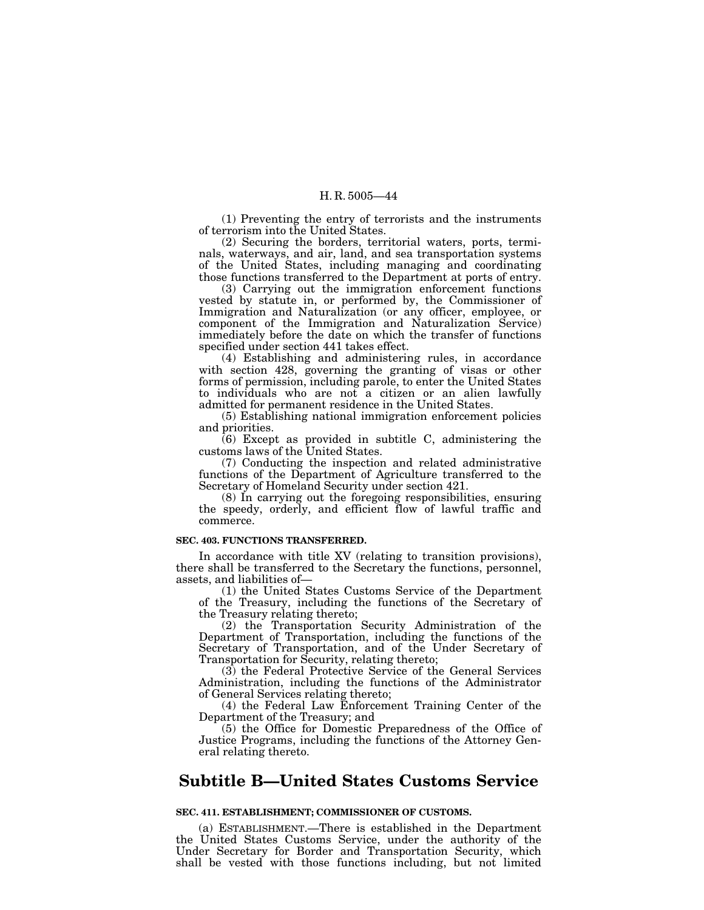(1) Preventing the entry of terrorists and the instruments of terrorism into the United States.

(2) Securing the borders, territorial waters, ports, terminals, waterways, and air, land, and sea transportation systems of the United States, including managing and coordinating those functions transferred to the Department at ports of entry.

(3) Carrying out the immigration enforcement functions vested by statute in, or performed by, the Commissioner of Immigration and Naturalization (or any officer, employee, or component of the Immigration and Naturalization Service) immediately before the date on which the transfer of functions specified under section 441 takes effect.

(4) Establishing and administering rules, in accordance with section 428, governing the granting of visas or other forms of permission, including parole, to enter the United States to individuals who are not a citizen or an alien lawfully admitted for permanent residence in the United States.

(5) Establishing national immigration enforcement policies and priorities.

(6) Except as provided in subtitle C, administering the customs laws of the United States.

(7) Conducting the inspection and related administrative functions of the Department of Agriculture transferred to the Secretary of Homeland Security under section 421.

(8) In carrying out the foregoing responsibilities, ensuring the speedy, orderly, and efficient flow of lawful traffic and commerce.

**SEC. 403. FUNCTIONS TRANSFERRED.**

In accordance with title XV (relating to transition provisions), there shall be transferred to the Secretary the functions, personnel, assets, and liabilities of—

(1) the United States Customs Service of the Department of the Treasury, including the functions of the Secretary of the Treasury relating thereto;

(2) the Transportation Security Administration of the Department of Transportation, including the functions of the Secretary of Transportation, and of the Under Secretary of Transportation for Security, relating thereto;

(3) the Federal Protective Service of the General Services Administration, including the functions of the Administrator of General Services relating thereto;

(4) the Federal Law Enforcement Training Center of the Department of the Treasury; and

(5) the Office for Domestic Preparedness of the Office of Justice Programs, including the functions of the Attorney General relating thereto.

## Subtitle B—United States Customs Service

**SEC. 411. ESTABLISHMENT; COMMISSIONER OF CUSTOMS.**

(a) ESTABLISHMENT.—There is established in the Department the United States Customs Service, under the authority of the Under Secretary for Border and Transportation Security, which shall be vested with those functions including, but not limited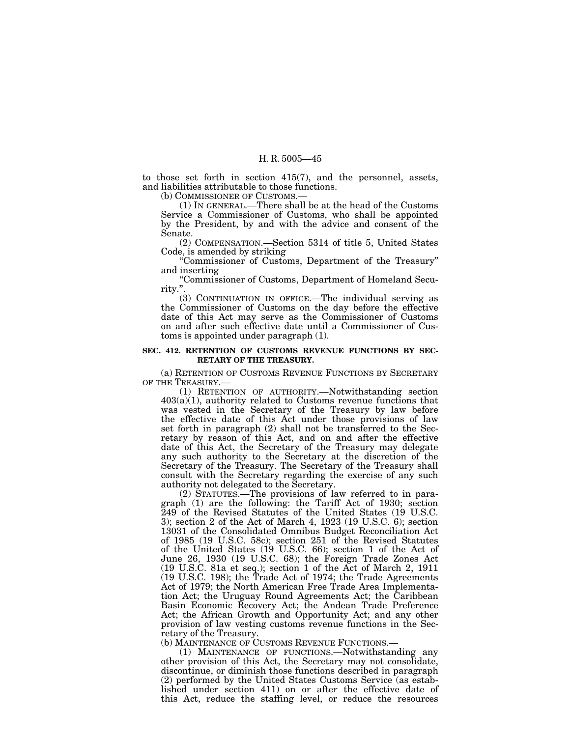to those set forth in section 415(7), and the personnel, assets, and liabilities attributable to those functions.

(b) COMMISSIONER OF CUSTOMS.—

(1) IN GENERAL.—There shall be at the head of the Customs Service a Commissioner of Customs, who shall be appointed by the President, by and with the advice and consent of the Senate.

(2) COMPENSATION.—Section 5314 of title 5, United States Code, is amended by striking

"Commissioner of Customs, Department of the Treasury" and inserting

"Commissioner of Customs, Department of Homeland Security.".

(3) CONTINUATION IN OFFICE.—The individual serving as the Commissioner of Customs on the day before the effective date of this Act may serve as the Commissioner of Customs on and after such effective date until a Commissioner of Customs is appointed under paragraph (1).

### SEC. 412. RETENTION OF CUSTOMS REVENUE FUNCTIONS BY SECRETARY OF THE TREASURY.

(a) RETENTION OF CUSTOMS REVENUE FUNCTIONS BY SECRETARY OF THE TREASURY.—

(1) RETENTION OF AUTHORITY.—Notwithstanding section 403(a)(1), authority related to Customs revenue functions that was vested in the Secretary of the Treasury by law before the effective date of this Act under those provisions of law set forth in paragraph (2) shall not be transferred to the Secretary by reason of this Act, and on and after the effective date of this Act, the Secretary of the Treasury may delegate any such authority to the Secretary at the discretion of the Secretary of the Treasury. The Secretary of the Treasury shall consult with the Secretary regarding the exercise of any such authority not delegated to the Secretary.

(2) STATUTES.—The provisions of law referred to in paragraph (1) are the following: the Tariff Act of 1930; section 249 of the Revised Statutes of the United States (19 U.S.C. 3); section 2 of the Act of March 4, 1923 (19 U.S.C. 6); section 13031 of the Consolidated Omnibus Budget Reconciliation Act of 1985 (19 U.S.C. 58c); section 251 of the Revised Statutes of the United States (19 U.S.C. 66); section 1 of the Act of June 26, 1930 (19 U.S.C. 68); the Foreign Trade Zones Act (19 U.S.C. 81a et seq.); section 1 of the Act of March 2, 1911 (19 U.S.C. 198); the Trade Act of 1974; the Trade Agreements Act of 1979; the North American Free Trade Area Implementation Act; the Uruguay Round Agreements Act; the Caribbean Basin Economic Recovery Act; the Andean Trade Preference Act; the African Growth and Opportunity Act; and any other provision of law vesting customs revenue functions in the Secretary of the Treasury.

(b) MAINTENANCE OF CUSTOMS REVENUE FUNCTIONS.—

(1) MAINTENANCE OF FUNCTIONS.—Notwithstanding any other provision of this Act, the Secretary may not consolidate, discontinue, or diminish those functions described in paragraph (2) performed by the United States Customs Service (as established under section 411) on or after the effective date of this Act, reduce the staffing level, or reduce the resources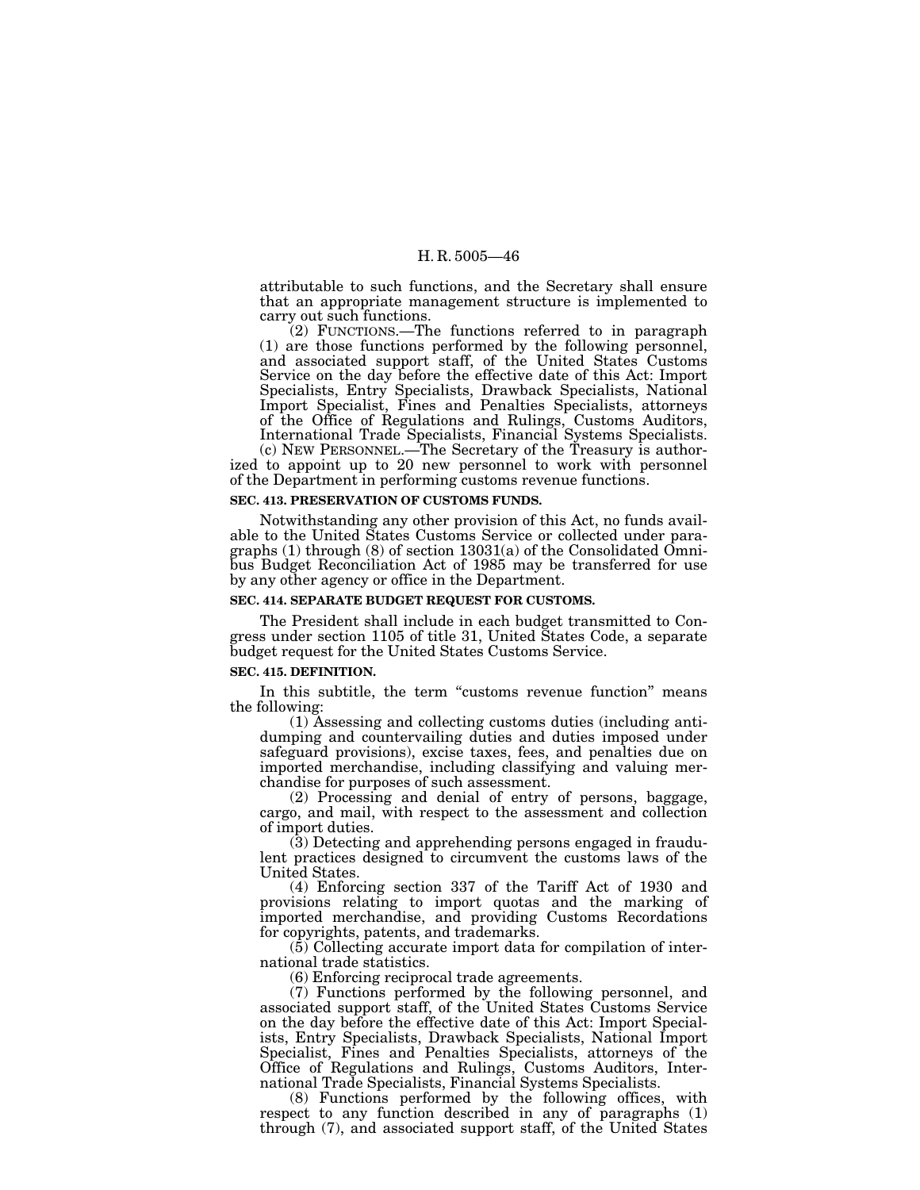attributable to such functions, and the Secretary shall ensure that an appropriate management structure is implemented to carry out such functions.

(2) FUNCTIONS.—The functions referred to in paragraph (1) are those functions performed by the following personnel, and associated support staff, of the United States Customs Service on the day before the effective date of this Act: Import Specialists, Entry Specialists, Drawback Specialists, National Import Specialist, Fines and Penalties Specialists, attorneys of the Office of Regulations and Rulings, Customs Auditors, International Trade Specialists, Financial Systems Specialists.

(c) NEW PERSONNEL.—The Secretary of the Treasury is authorized to appoint up to 20 new personnel to work with personnel of the Department in performing customs revenue functions.

**SEC. 413. PRESERVATION OF CUSTOMS FUNDS.**

Notwithstanding any other provision of this Act, no funds available to the United States Customs Service or collected under paragraphs (1) through (8) of section 13031(a) of the Consolidated Omnibus Budget Reconciliation Act of 1985 may be transferred for use by any other agency or office in the Department.

**SEC. 414. SEPARATE BUDGET REQUEST FOR CUSTOMS.**

The President shall include in each budget transmitted to Congress under section 1105 of title 31, United States Code, a separate budget request for the United States Customs Service.

**SEC. 415. DEFINITION.**

In this subtitle, the term "customs revenue function" means the following:

(1) Assessing and collecting customs duties (including antidumping and countervailing duties and duties imposed under safeguard provisions), excise taxes, fees, and penalties due on imported merchandise, including classifying and valuing merchandise for purposes of such assessment.

(2) Processing and denial of entry of persons, baggage, cargo, and mail, with respect to the assessment and collection of import duties.

(3) Detecting and apprehending persons engaged in fraudulent practices designed to circumvent the customs laws of the United States.

(4) Enforcing section 337 of the Tariff Act of 1930 and provisions relating to import quotas and the marking of imported merchandise, and providing Customs Recordations for copyrights, patents, and trademarks.

(5) Collecting accurate import data for compilation of international trade statistics.

(6) Enforcing reciprocal trade agreements.

(7) Functions performed by the following personnel, and associated support staff, of the United States Customs Service on the day before the effective date of this Act: Import Specialists, Entry Specialists, Drawback Specialists, National Import Specialist, Fines and Penalties Specialists, attorneys of the Office of Regulations and Rulings, Customs Auditors, International Trade Specialists, Financial Systems Specialists.

(8) Functions performed by the following offices, with respect to any function described in any of paragraphs (1) through (7), and associated support staff, of the United States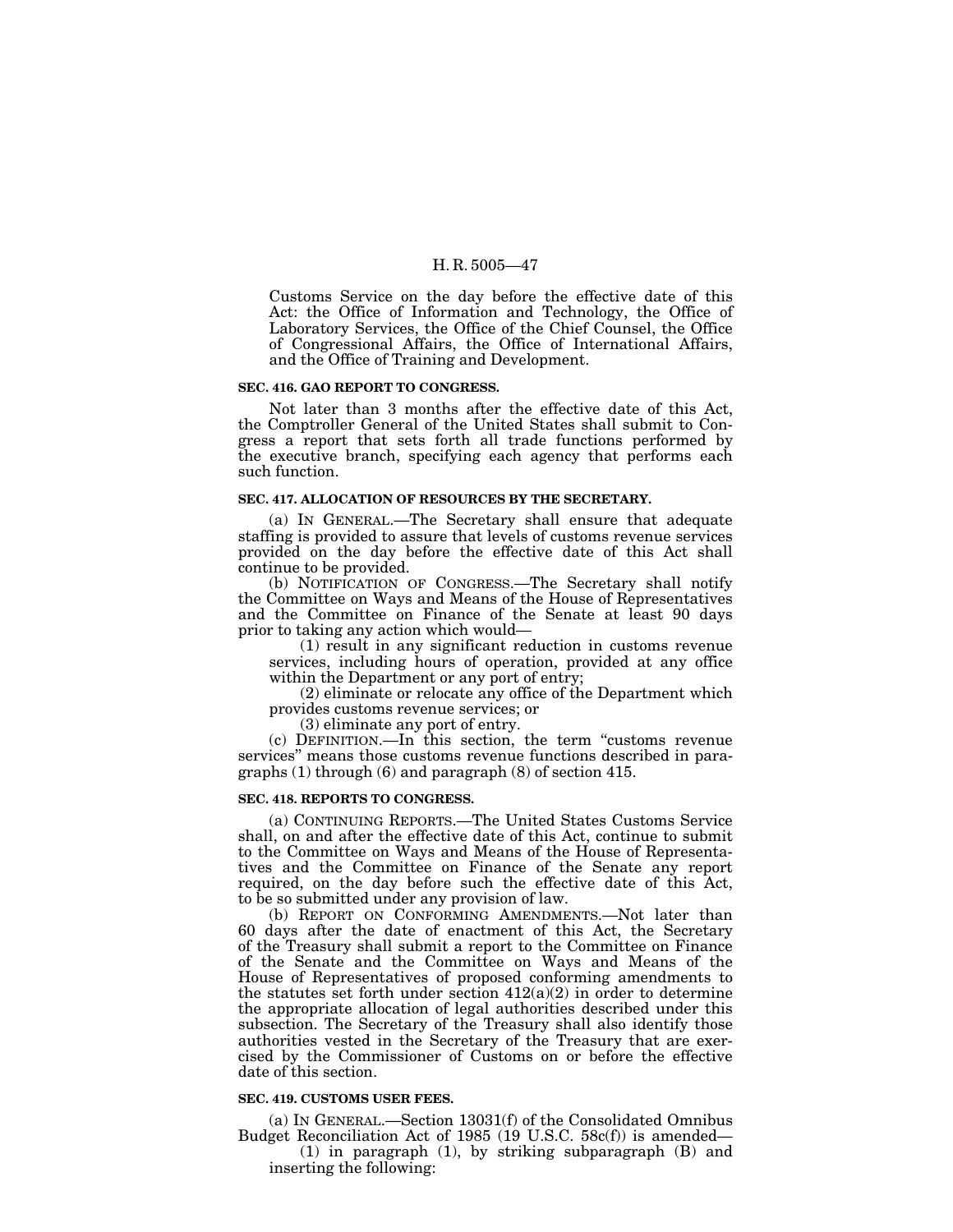Customs Service on the day before the effective date of this Act: the Office of Information and Technology, the Office of Laboratory Services, the Office of the Chief Counsel, the Office of Congressional Affairs, the Office of International Affairs, and the Office of Training and Development.

### SEC. 416. GAO REPORT TO CONGRESS.

Not later than 3 months after the effective date of this Act, the Comptroller General of the United States shall submit to Congress a report that sets forth all trade functions performed by the executive branch, specifying each agency that performs each such function.

### SEC. 417. ALLOCATION OF RESOURCES BY THE SECRETARY.

(a) IN GENERAL.—The Secretary shall ensure that adequate staffing is provided to assure that levels of customs revenue services provided on the day before the effective date of this Act shall continue to be provided.

(b) NOTIFICATION OF CONGRESS.—The Secretary shall notify the Committee on Ways and Means of the House of Representatives and the Committee on Finance of the Senate at least 90 days prior to taking any action which would—

(1) result in any significant reduction in customs revenue services, including hours of operation, provided at any office within the Department or any port of entry;

(2) eliminate or relocate any office of the Department which provides customs revenue services; or

(3) eliminate any port of entry.

(c) DEFINITION.—In this section, the term "customs revenue services" means those customs revenue functions described in paragraphs (1) through (6) and paragraph (8) of section 415.

### SEC. 418. REPORTS TO CONGRESS.

(a) CONTINUING REPORTS.—The United States Customs Service shall, on and after the effective date of this Act, continue to submit to the Committee on Ways and Means of the House of Representatives and the Committee on Finance of the Senate any report required, on the day before such the effective date of this Act, to be so submitted under any provision of law.

(b) REPORT ON CONFORMING AMENDMENTS.—Not later than 60 days after the date of enactment of this Act, the Secretary of the Treasury shall submit a report to the Committee on Finance of the Senate and the Committee on Ways and Means of the House of Representatives of proposed conforming amendments to the statutes set forth under section 412(a)(2) in order to determine the appropriate allocation of legal authorities described under this subsection. The Secretary of the Treasury shall also identify those authorities vested in the Secretary of the Treasury that are exercised by the Commissioner of Customs on or before the effective date of this section.

### SEC. 419. CUSTOMS USER FEES.

(a) IN GENERAL.—Section 13031(f) of the Consolidated Omnibus Budget Reconciliation Act of 1985 (19 U.S.C. 58c(f)) is amended—

(1) in paragraph (1), by striking subparagraph (B) and inserting the following: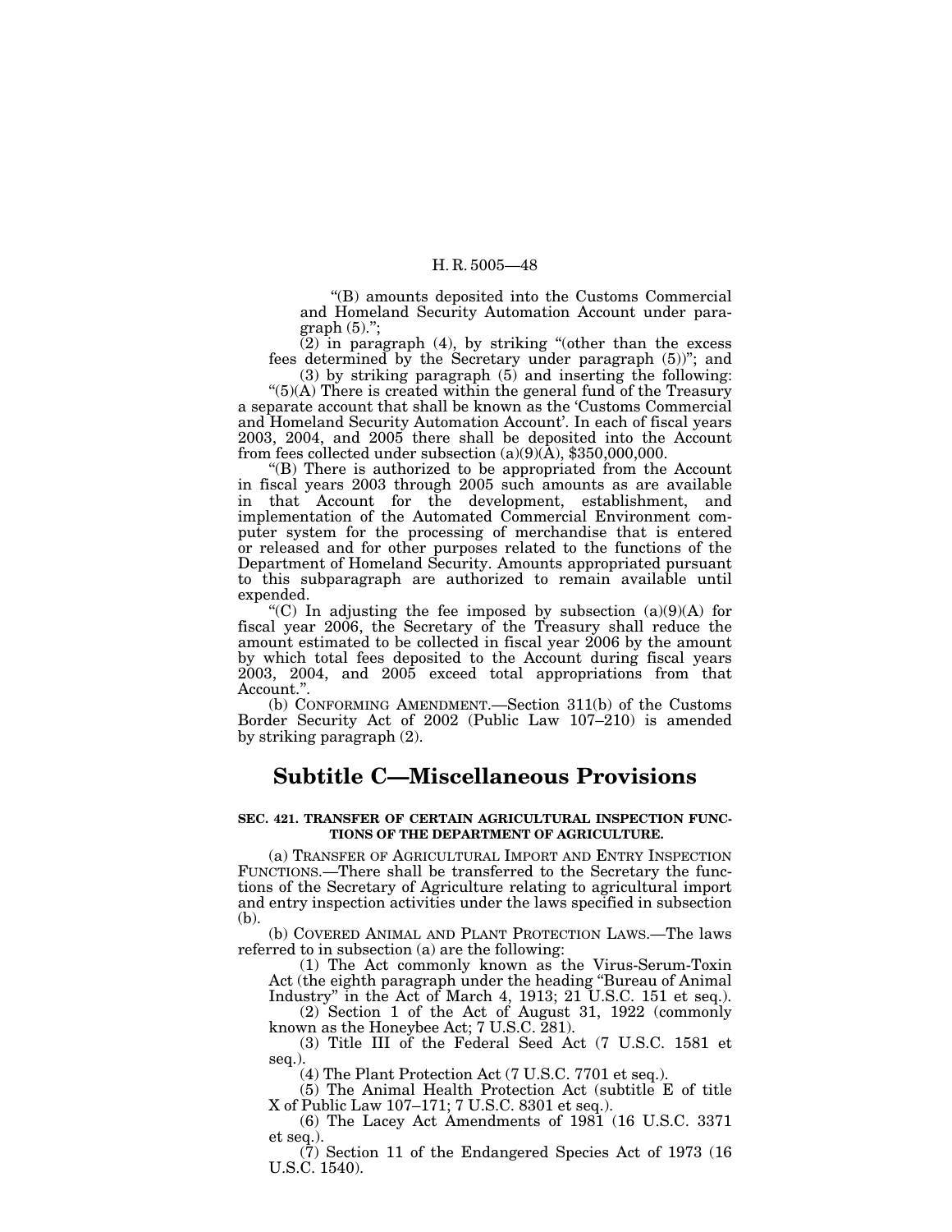"(B) amounts deposited into the Customs Commercial and Homeland Security Automation Account under paragraph (5).";

(2) in paragraph (4), by striking "(other than the excess fees determined by the Secretary under paragraph (5))"; and

(3) by striking paragraph (5) and inserting the following:

"(5)(A) There is created within the general fund of the Treasury a separate account that shall be known as the 'Customs Commercial and Homeland Security Automation Account'. In each of fiscal years 2003, 2004, and 2005 there shall be deposited into the Account from fees collected under subsection (a)(9)(A), $350,000,000.

"(B) There is authorized to be appropriated from the Account in fiscal years 2003 through 2005 such amounts as are available in that Account for the development, establishment, and implementation of the Automated Commercial Environment computer system for the processing of merchandise that is entered or released and for other purposes related to the functions of the Department of Homeland Security. Amounts appropriated pursuant to this subparagraph are authorized to remain available until expended.

"(C) In adjusting the fee imposed by subsection (a)(9)(A) for fiscal year 2006, the Secretary of the Treasury shall reduce the amount estimated to be collected in fiscal year 2006 by the amount by which total fees deposited to the Account during fiscal years 2003, 2004, and 2005 exceed total appropriations from that Account.".

(b) CONFORMING AMENDMENT.—Section 311(b) of the Customs Border Security Act of 2002 (Public Law 107–210) is amended by striking paragraph (2).

# Subtitle C—Miscellaneous Provisions

### SEC. 421. TRANSFER OF CERTAIN AGRICULTURAL INSPECTION FUNCTIONS OF THE DEPARTMENT OF AGRICULTURE.

(a) TRANSFER OF AGRICULTURAL IMPORT AND ENTRY INSPECTION FUNCTIONS.—There shall be transferred to the Secretary the functions of the Secretary of Agriculture relating to agricultural import and entry inspection activities under the laws specified in subsection (b).

(b) COVERED ANIMAL AND PLANT PROTECTION LAWS.—The laws referred to in subsection (a) are the following:

(1) The Act commonly known as the Virus-Serum-Toxin Act (the eighth paragraph under the heading "Bureau of Animal Industry" in the Act of March 4, 1913; 21 U.S.C. 151 et seq.).

(2) Section 1 of the Act of August 31, 1922 (commonly known as the Honeybee Act; 7 U.S.C. 281).

(3) Title III of the Federal Seed Act (7 U.S.C. 1581 et seq.).

(4) The Plant Protection Act (7 U.S.C. 7701 et seq.).

(5) The Animal Health Protection Act (subtitle E of title X of Public Law 107–171; 7 U.S.C. 8301 et seq.).

(6) The Lacey Act Amendments of 1981 (16 U.S.C. 3371 et seq.).

(7) Section 11 of the Endangered Species Act of 1973 (16 U.S.C. 1540).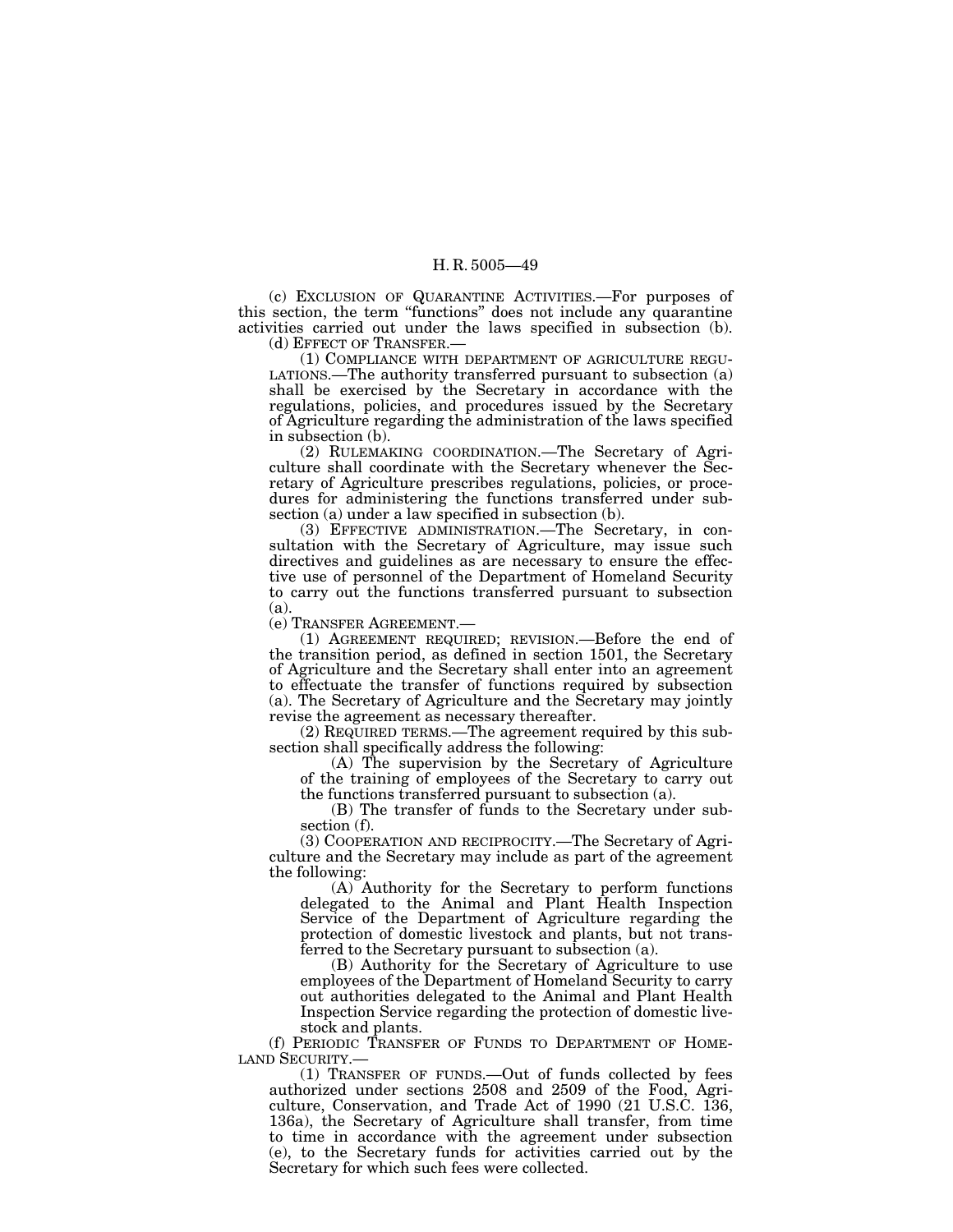(c) EXCLUSION OF QUARANTINE ACTIVITIES.—For purposes of this section, the term "functions" does not include any quarantine activities carried out under the laws specified in subsection (b).

(d) EFFECT OF TRANSFER.—

(1) COMPLIANCE WITH DEPARTMENT OF AGRICULTURE REGULATIONS.—The authority transferred pursuant to subsection (a) shall be exercised by the Secretary in accordance with the regulations, policies, and procedures issued by the Secretary of Agriculture regarding the administration of the laws specified in subsection (b).

(2) RULEMAKING COORDINATION.—The Secretary of Agriculture shall coordinate with the Secretary whenever the Secretary of Agriculture prescribes regulations, policies, or procedures for administering the functions transferred under subsection (a) under a law specified in subsection (b).

(3) EFFECTIVE ADMINISTRATION.—The Secretary, in consultation with the Secretary of Agriculture, may issue such directives and guidelines as are necessary to ensure the effective use of personnel of the Department of Homeland Security to carry out the functions transferred pursuant to subsection (a).

(e) TRANSFER AGREEMENT.—

(1) AGREEMENT REQUIRED; REVISION.—Before the end of the transition period, as defined in section 1501, the Secretary of Agriculture and the Secretary shall enter into an agreement to effectuate the transfer of functions required by subsection (a). The Secretary of Agriculture and the Secretary may jointly revise the agreement as necessary thereafter.

(2) REQUIRED TERMS.—The agreement required by this subsection shall specifically address the following:

(A) The supervision by the Secretary of Agriculture of the training of employees of the Secretary to carry out the functions transferred pursuant to subsection (a).

(B) The transfer of funds to the Secretary under subsection (f).

(3) COOPERATION AND RECIPROCITY.—The Secretary of Agriculture and the Secretary may include as part of the agreement the following:

(A) Authority for the Secretary to perform functions delegated to the Animal and Plant Health Inspection Service of the Department of Agriculture regarding the protection of domestic livestock and plants, but not transferred to the Secretary pursuant to subsection (a).

(B) Authority for the Secretary of Agriculture to use employees of the Department of Homeland Security to carry out authorities delegated to the Animal and Plant Health Inspection Service regarding the protection of domestic livestock and plants.

(f) PERIODIC TRANSFER OF FUNDS TO DEPARTMENT OF HOMELAND SECURITY.—

(1) TRANSFER OF FUNDS.—Out of funds collected by fees authorized under sections 2508 and 2509 of the Food, Agriculture, Conservation, and Trade Act of 1990 (21 U.S.C. 136, 136a), the Secretary of Agriculture shall transfer, from time to time in accordance with the agreement under subsection (e), to the Secretary funds for activities carried out by the Secretary for which such fees were collected.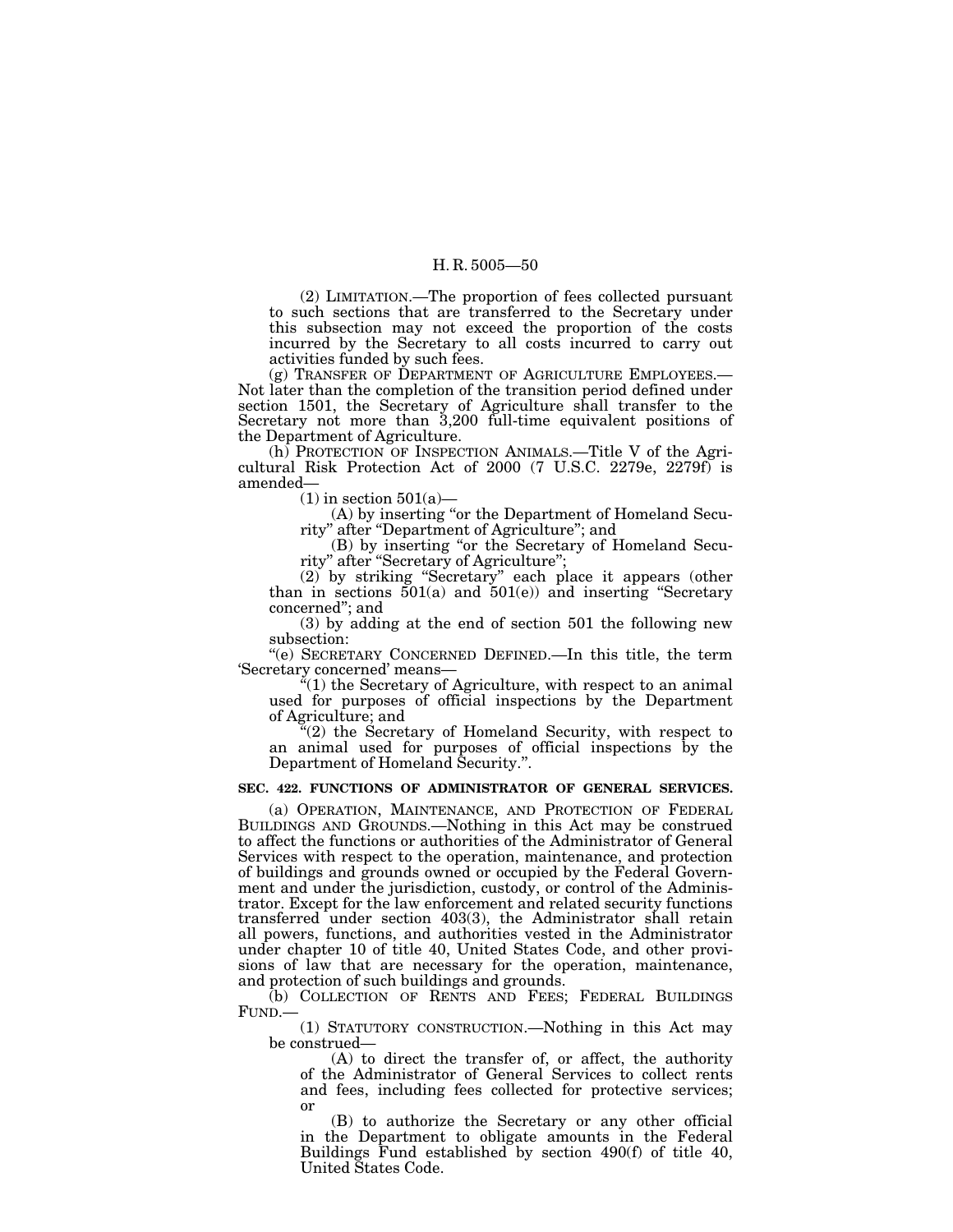(2) LIMITATION.—The proportion of fees collected pursuant to such sections that are transferred to the Secretary under this subsection may not exceed the proportion of the costs incurred by the Secretary to all costs incurred to carry out activities funded by such fees.

(g) TRANSFER OF DEPARTMENT OF AGRICULTURE EMPLOYEES.—Not later than the completion of the transition period defined under section 1501, the Secretary of Agriculture shall transfer to the Secretary not more than 3,200 full-time equivalent positions of the Department of Agriculture.

(h) PROTECTION OF INSPECTION ANIMALS.—Title V of the Agricultural Risk Protection Act of 2000 (7 U.S.C. 2279e, 2279f) is amended—

(1) in section 501(a)—

(A) by inserting "or the Department of Homeland Security" after "Department of Agriculture"; and

(B) by inserting "or the Secretary of Homeland Security" after "Secretary of Agriculture";

(2) by striking "Secretary" each place it appears (other than in sections 501(a) and 501(e)) and inserting "Secretary concerned"; and

(3) by adding at the end of section 501 the following new subsection:

"(e) SECRETARY CONCERNED DEFINED.—In this title, the term 'Secretary concerned' means—

"(1) the Secretary of Agriculture, with respect to an animal used for purposes of official inspections by the Department of Agriculture; and

"(2) the Secretary of Homeland Security, with respect to an animal used for purposes of official inspections by the Department of Homeland Security.".

**SEC. 422. FUNCTIONS OF ADMINISTRATOR OF GENERAL SERVICES.**

(a) OPERATION, MAINTENANCE, AND PROTECTION OF FEDERAL BUILDINGS AND GROUNDS.—Nothing in this Act may be construed to affect the functions or authorities of the Administrator of General Services with respect to the operation, maintenance, and protection of buildings and grounds owned or occupied by the Federal Government and under the jurisdiction, custody, or control of the Administrator. Except for the law enforcement and related security functions transferred under section 403(3), the Administrator shall retain all powers, functions, and authorities vested in the Administrator under chapter 10 of title 40, United States Code, and other provisions of law that are necessary for the operation, maintenance, and protection of such buildings and grounds.

(b) COLLECTION OF RENTS AND FEES; FEDERAL BUILDINGS FUND.—

(1) STATUTORY CONSTRUCTION.—Nothing in this Act may be construed—

(A) to direct the transfer of, or affect, the authority of the Administrator of General Services to collect rents and fees, including fees collected for protective services; or

(B) to authorize the Secretary or any other official in the Department to obligate amounts in the Federal Buildings Fund established by section 490(f) of title 40, United States Code.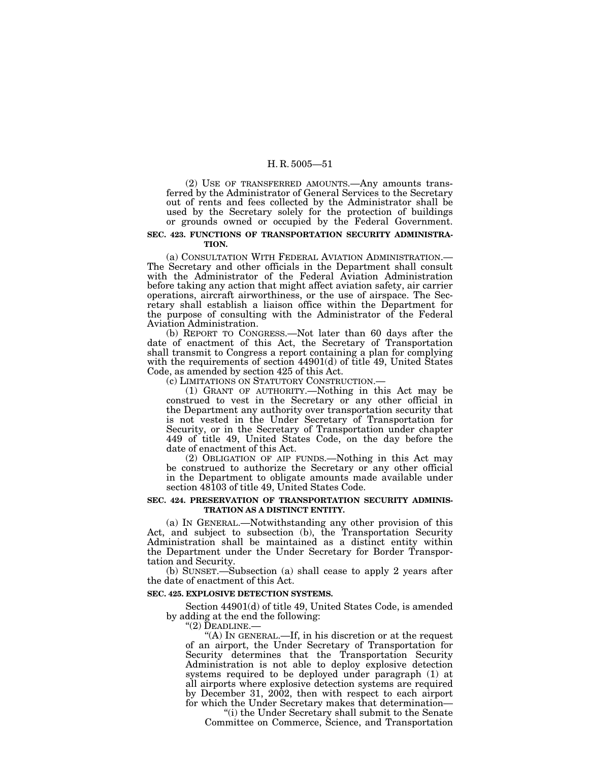(2) USE OF TRANSFERRED AMOUNTS.—Any amounts transferred by the Administrator of General Services to the Secretary out of rents and fees collected by the Administrator shall be used by the Secretary solely for the protection of buildings or grounds owned or occupied by the Federal Government.

**SEC. 423. FUNCTIONS OF TRANSPORTATION SECURITY ADMINISTRATION.**

(a) CONSULTATION WITH FEDERAL AVIATION ADMINISTRATION.—The Secretary and other officials in the Department shall consult with the Administrator of the Federal Aviation Administration before taking any action that might affect aviation safety, air carrier operations, aircraft airworthiness, or the use of airspace. The Secretary shall establish a liaison office within the Department for the purpose of consulting with the Administrator of the Federal Aviation Administration.

(b) REPORT TO CONGRESS.—Not later than 60 days after the date of enactment of this Act, the Secretary of Transportation shall transmit to Congress a report containing a plan for complying with the requirements of section 44901(d) of title 49, United States Code, as amended by section 425 of this Act.

(c) LIMITATIONS ON STATUTORY CONSTRUCTION.—

(1) GRANT OF AUTHORITY.—Nothing in this Act may be construed to vest in the Secretary or any other official in the Department any authority over transportation security that is not vested in the Under Secretary of Transportation for Security, or in the Secretary of Transportation under chapter 449 of title 49, United States Code, on the day before the date of enactment of this Act.

(2) OBLIGATION OF AIP FUNDS.—Nothing in this Act may be construed to authorize the Secretary or any other official in the Department to obligate amounts made available under section 48103 of title 49, United States Code.

**SEC. 424. PRESERVATION OF TRANSPORTATION SECURITY ADMINISTRATION AS A DISTINCT ENTITY.**

(a) IN GENERAL.—Notwithstanding any other provision of this Act, and subject to subsection (b), the Transportation Security Administration shall be maintained as a distinct entity within the Department under the Under Secretary for Border Transportation and Security.

(b) SUNSET.—Subsection (a) shall cease to apply 2 years after the date of enactment of this Act.

**SEC. 425. EXPLOSIVE DETECTION SYSTEMS.**

Section 44901(d) of title 49, United States Code, is amended by adding at the end the following:

"(2) DEADLINE.—

"(A) IN GENERAL.—If, in his discretion or at the request of an airport, the Under Secretary of Transportation for Security determines that the Transportation Security Administration is not able to deploy explosive detection systems required to be deployed under paragraph (1) at all airports where explosive detection systems are required by December 31, 2002, then with respect to each airport for which the Under Secretary makes that determination—

"(i) the Under Secretary shall submit to the Senate Committee on Commerce, Science, and Transportation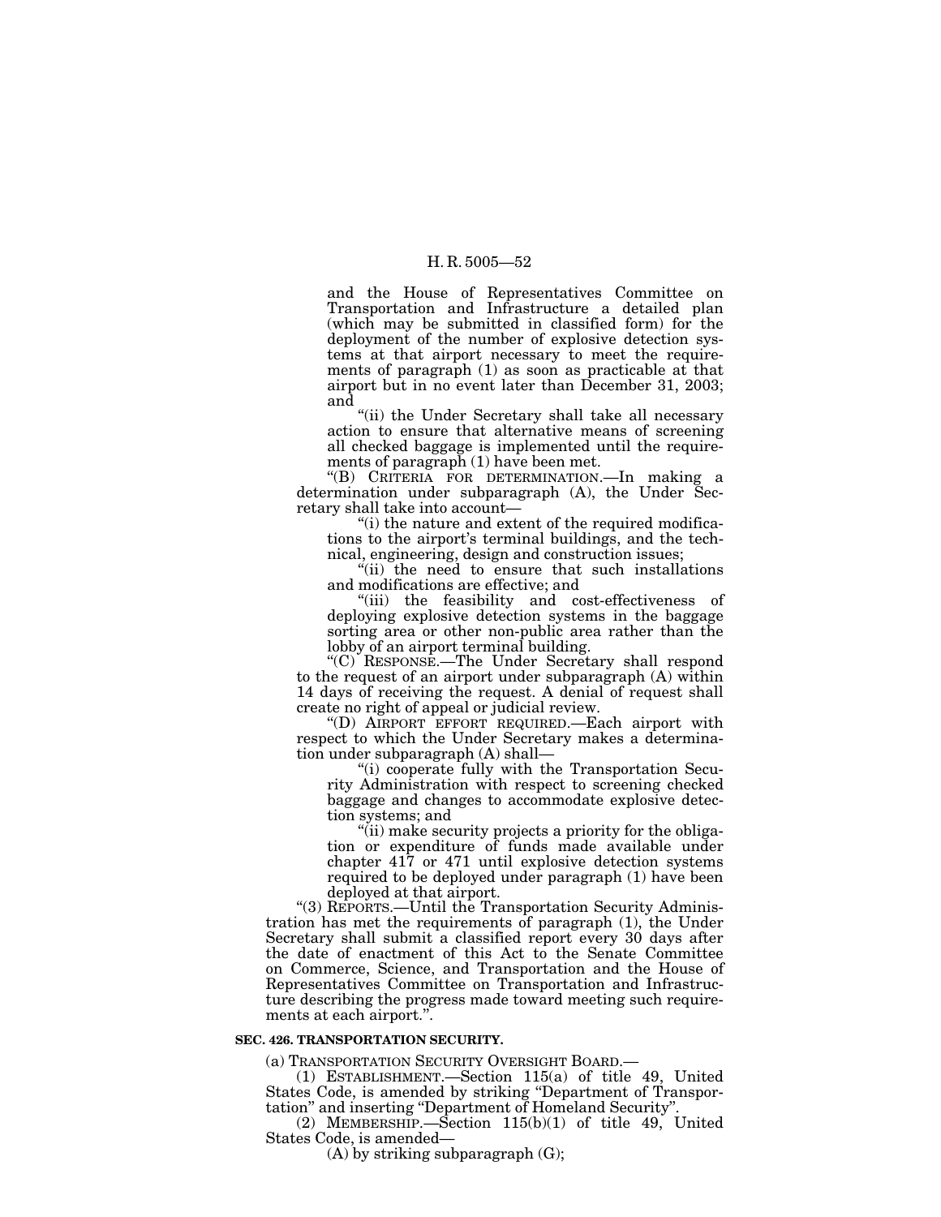and the House of Representatives Committee on Transportation and Infrastructure a detailed plan (which may be submitted in classified form) for the deployment of the number of explosive detection systems at that airport necessary to meet the requirements of paragraph (1) as soon as practicable at that airport but in no event later than December 31, 2003; and

"(ii) the Under Secretary shall take all necessary action to ensure that alternative means of screening all checked baggage is implemented until the requirements of paragraph (1) have been met.

"(B) CRITERIA FOR DETERMINATION.—In making a determination under subparagraph (A), the Under Secretary shall take into account—

"(i) the nature and extent of the required modifications to the airport's terminal buildings, and the technical, engineering, design and construction issues;

"(ii) the need to ensure that such installations and modifications are effective; and

"(iii) the feasibility and cost-effectiveness of deploying explosive detection systems in the baggage sorting area or other non-public area rather than the lobby of an airport terminal building.

"(C) RESPONSE.—The Under Secretary shall respond to the request of an airport under subparagraph (A) within 14 days of receiving the request. A denial of request shall create no right of appeal or judicial review.

"(D) AIRPORT EFFORT REQUIRED.—Each airport with respect to which the Under Secretary makes a determination under subparagraph (A) shall—

"(i) cooperate fully with the Transportation Security Administration with respect to screening checked baggage and changes to accommodate explosive detection systems; and

"(ii) make security projects a priority for the obligation or expenditure of funds made available under chapter 417 or 471 until explosive detection systems required to be deployed under paragraph (1) have been deployed at that airport.

"(3) REPORTS.—Until the Transportation Security Administration has met the requirements of paragraph (1), the Under Secretary shall submit a classified report every 30 days after the date of enactment of this Act to the Senate Committee on Commerce, Science, and Transportation and the House of Representatives Committee on Transportation and Infrastructure describing the progress made toward meeting such requirements at each airport.".

**SEC. 426. TRANSPORTATION SECURITY.**

(a) TRANSPORTATION SECURITY OVERSIGHT BOARD.—

(1) ESTABLISHMENT.—Section 115(a) of title 49, United States Code, is amended by striking "Department of Transportation" and inserting "Department of Homeland Security".

(2) MEMBERSHIP.—Section 115(b)(1) of title 49, United States Code, is amended—

(A) by striking subparagraph (G);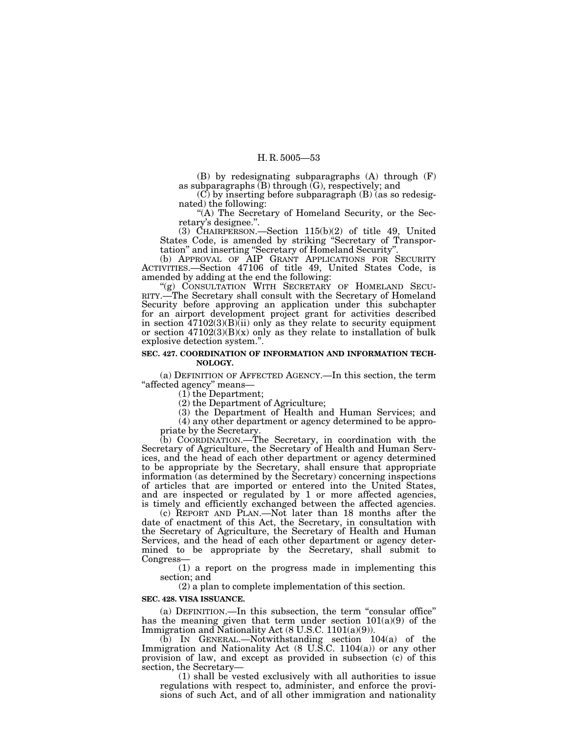(B) by redesignating subparagraphs (A) through (F) as subparagraphs (B) through (G), respectively; and

(C) by inserting before subparagraph (B) (as so redesignated) the following:

"(A) The Secretary of Homeland Security, or the Secretary's designee.".

(3) CHAIRPERSON.—Section 115(b)(2) of title 49, United States Code, is amended by striking "Secretary of Transportation" and inserting "Secretary of Homeland Security".

(b) APPROVAL OF AIP GRANT APPLICATIONS FOR SECURITY ACTIVITIES.—Section 47106 of title 49, United States Code, is amended by adding at the end the following:

"(g) CONSULTATION WITH SECRETARY OF HOMELAND SECURITY.—The Secretary shall consult with the Secretary of Homeland Security before approving an application under this subchapter for an airport development project grant for activities described in section 47102(3)(B)(ii) only as they relate to security equipment or section 47102(3)(B)(x) only as they relate to installation of bulk explosive detection system.".

**SEC. 427. COORDINATION OF INFORMATION AND INFORMATION TECHNOLOGY.**

(a) DEFINITION OF AFFECTED AGENCY.—In this section, the term "affected agency" means—

(1) the Department;

(2) the Department of Agriculture;

(3) the Department of Health and Human Services; and

(4) any other department or agency determined to be appropriate by the Secretary.

(b) COORDINATION.—The Secretary, in coordination with the Secretary of Agriculture, the Secretary of Health and Human Services, and the head of each other department or agency determined to be appropriate by the Secretary, shall ensure that appropriate information (as determined by the Secretary) concerning inspections of articles that are imported or entered into the United States, and are inspected or regulated by 1 or more affected agencies, is timely and efficiently exchanged between the affected agencies.

(c) REPORT AND PLAN.—Not later than 18 months after the date of enactment of this Act, the Secretary, in consultation with the Secretary of Agriculture, the Secretary of Health and Human Services, and the head of each other department or agency determined to be appropriate by the Secretary, shall submit to Congress—

(1) a report on the progress made in implementing this section; and

(2) a plan to complete implementation of this section.

**SEC. 428. VISA ISSUANCE.**

(a) DEFINITION.—In this subsection, the term "consular office" has the meaning given that term under section 101(a)(9) of the Immigration and Nationality Act (8 U.S.C. 1101(a)(9)).

(b) IN GENERAL.—Notwithstanding section 104(a) of the Immigration and Nationality Act (8 U.S.C. 1104(a)) or any other provision of law, and except as provided in subsection (c) of this section, the Secretary—

(1) shall be vested exclusively with all authorities to issue regulations with respect to, administer, and enforce the provisions of such Act, and of all other immigration and nationality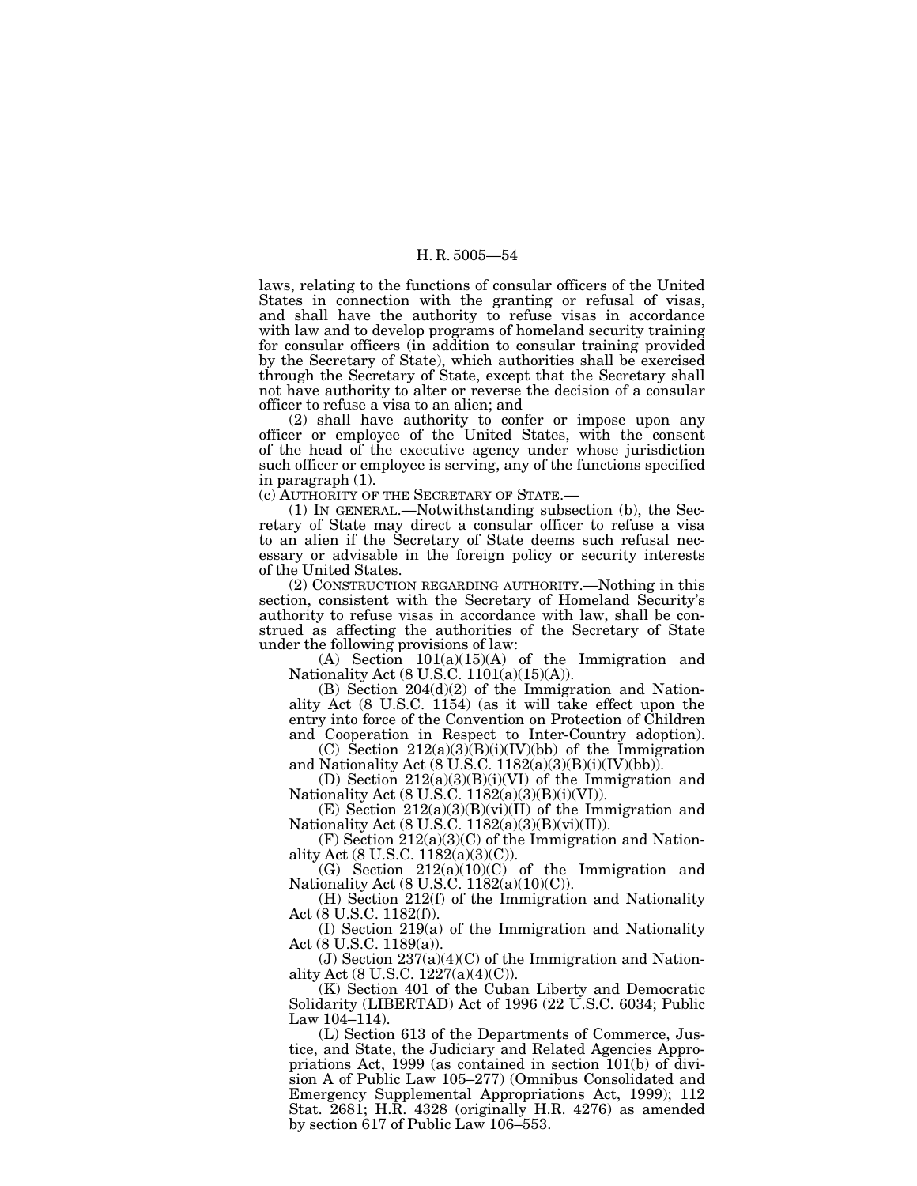laws, relating to the functions of consular officers of the United States in connection with the granting or refusal of visas, and shall have the authority to refuse visas in accordance with law and to develop programs of homeland security training for consular officers (in addition to consular training provided by the Secretary of State), which authorities shall be exercised through the Secretary of State, except that the Secretary shall not have authority to alter or reverse the decision of a consular officer to refuse a visa to an alien; and

(2) shall have authority to confer or impose upon any officer or employee of the United States, with the consent of the head of the executive agency under whose jurisdiction such officer or employee is serving, any of the functions specified in paragraph (1).

(c) AUTHORITY OF THE SECRETARY OF STATE.—

(1) IN GENERAL.—Notwithstanding subsection (b), the Secretary of State may direct a consular officer to refuse a visa to an alien if the Secretary of State deems such refusal necessary or advisable in the foreign policy or security interests of the United States.

(2) CONSTRUCTION REGARDING AUTHORITY.—Nothing in this section, consistent with the Secretary of Homeland Security's authority to refuse visas in accordance with law, shall be construed as affecting the authorities of the Secretary of State under the following provisions of law:

(A) Section 101(a)(15)(A) of the Immigration and Nationality Act (8 U.S.C. 1101(a)(15)(A)).

(B) Section 204(d)(2) of the Immigration and Nationality Act (8 U.S.C. 1154) (as it will take effect upon the entry into force of the Convention on Protection of Children and Cooperation in Respect to Inter-Country adoption).

(C) Section 212(a)(3)(B)(i)(IV)(bb) of the Immigration and Nationality Act (8 U.S.C. 1182(a)(3)(B)(i)(IV)(bb)).

(D) Section 212(a)(3)(B)(i)(VI) of the Immigration and Nationality Act (8 U.S.C. 1182(a)(3)(B)(i)(VI)).

(E) Section 212(a)(3)(B)(vi)(II) of the Immigration and Nationality Act (8 U.S.C. 1182(a)(3)(B)(vi)(II)).

(F) Section 212(a)(3)(C) of the Immigration and Nationality Act (8 U.S.C. 1182(a)(3)(C)).

(G) Section 212(a)(10)(C) of the Immigration and Nationality Act (8 U.S.C. 1182(a)(10)(C)).

(H) Section 212(f) of the Immigration and Nationality Act (8 U.S.C. 1182(f)).

(I) Section 219(a) of the Immigration and Nationality Act (8 U.S.C. 1189(a)).

(J) Section 237(a)(4)(C) of the Immigration and Nationality Act (8 U.S.C. 1227(a)(4)(C)).

(K) Section 401 of the Cuban Liberty and Democratic Solidarity (LIBERTAD) Act of 1996 (22 U.S.C. 6034; Public Law 104–114).

(L) Section 613 of the Departments of Commerce, Justice, and State, the Judiciary and Related Agencies Appropriations Act, 1999 (as contained in section 101(b) of division A of Public Law 105–277) (Omnibus Consolidated and Emergency Supplemental Appropriations Act, 1999); 112 Stat. 2681; H.R. 4328 (originally H.R. 4276) as amended by section 617 of Public Law 106–553.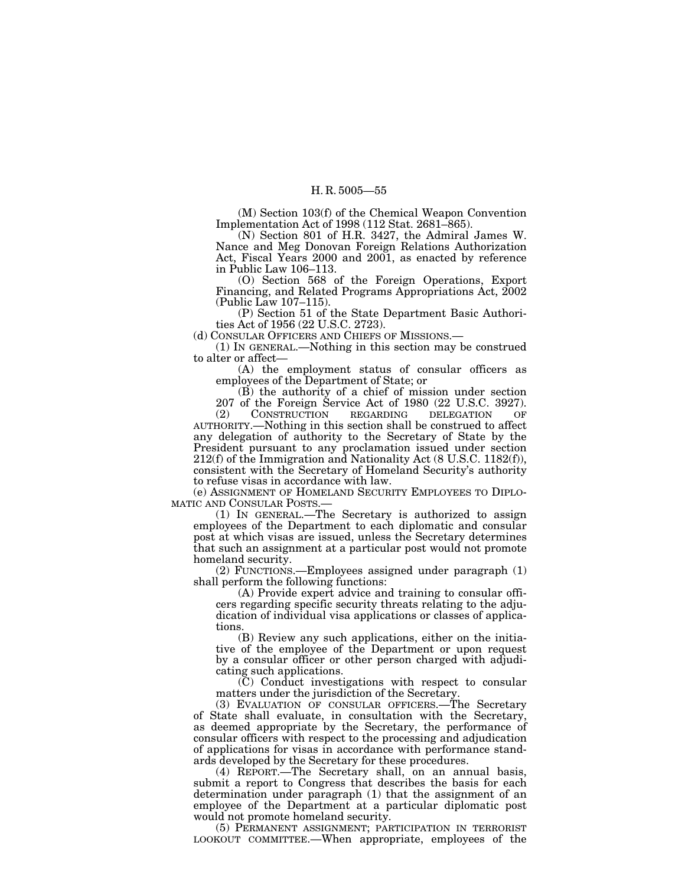(M) Section 103(f) of the Chemical Weapon Convention Implementation Act of 1998 (112 Stat. 2681–865).

(N) Section 801 of H.R. 3427, the Admiral James W. Nance and Meg Donovan Foreign Relations Authorization Act, Fiscal Years 2000 and 2001, as enacted by reference in Public Law 106–113.

(O) Section 568 of the Foreign Operations, Export Financing, and Related Programs Appropriations Act, 2002 (Public Law 107–115).

(P) Section 51 of the State Department Basic Authorities Act of 1956 (22 U.S.C. 2723).

(d) CONSULAR OFFICERS AND CHIEFS OF MISSIONS.—

(1) IN GENERAL.—Nothing in this section may be construed to alter or affect—

(A) the employment status of consular officers as employees of the Department of State; or

(B) the authority of a chief of mission under section 207 of the Foreign Service Act of 1980 (22 U.S.C. 3927).

(2) CONSTRUCTION REGARDING DELEGATION OF AUTHORITY.—Nothing in this section shall be construed to affect any delegation of authority to the Secretary of State by the President pursuant to any proclamation issued under section 212(f) of the Immigration and Nationality Act (8 U.S.C. 1182(f)), consistent with the Secretary of Homeland Security's authority to refuse visas in accordance with law.

(e) ASSIGNMENT OF HOMELAND SECURITY EMPLOYEES TO DIPLOMATIC AND CONSULAR POSTS.—

(1) IN GENERAL.—The Secretary is authorized to assign employees of the Department to each diplomatic and consular post at which visas are issued, unless the Secretary determines that such an assignment at a particular post would not promote homeland security.

(2) FUNCTIONS.—Employees assigned under paragraph (1) shall perform the following functions:

(A) Provide expert advice and training to consular officers regarding specific security threats relating to the adjudication of individual visa applications or classes of applications.

(B) Review any such applications, either on the initiative of the employee of the Department or upon request by a consular officer or other person charged with adjudicating such applications.

(C) Conduct investigations with respect to consular matters under the jurisdiction of the Secretary.

(3) EVALUATION OF CONSULAR OFFICERS.—The Secretary of State shall evaluate, in consultation with the Secretary, as deemed appropriate by the Secretary, the performance of consular officers with respect to the processing and adjudication of applications for visas in accordance with performance standards developed by the Secretary for these procedures.

(4) REPORT.—The Secretary shall, on an annual basis, submit a report to Congress that describes the basis for each determination under paragraph (1) that the assignment of an employee of the Department at a particular diplomatic post would not promote homeland security.

(5) PERMANENT ASSIGNMENT; PARTICIPATION IN TERRORIST LOOKOUT COMMITTEE.—When appropriate, employees of the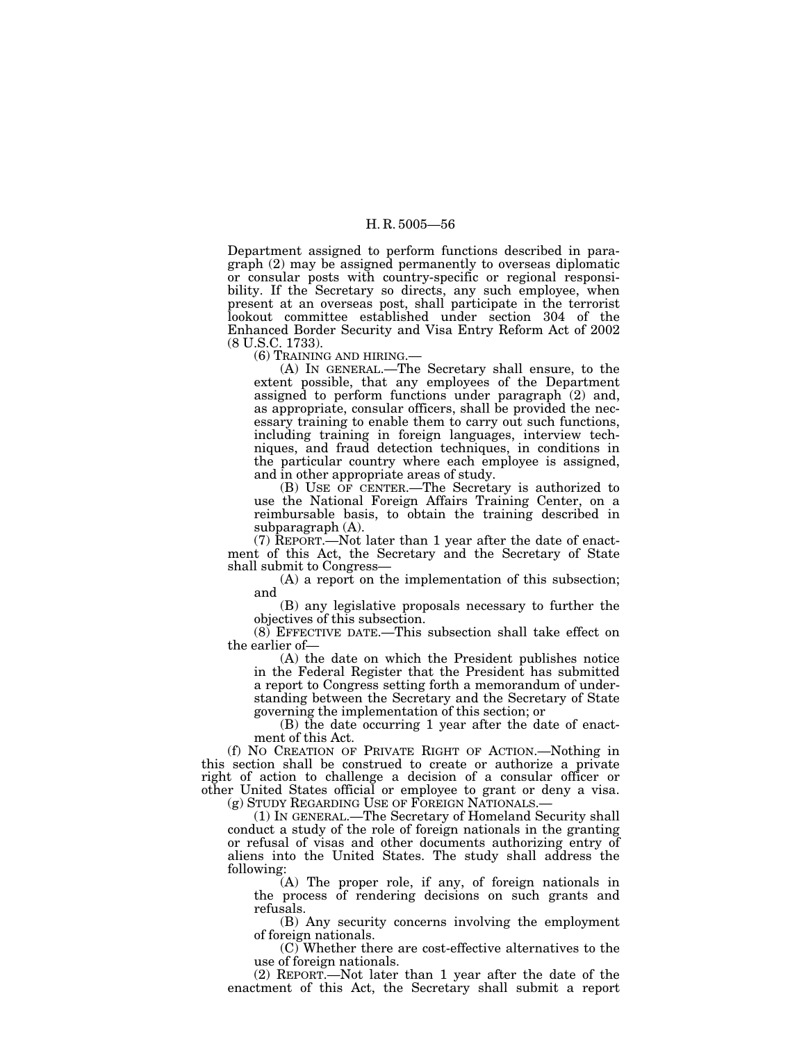Department assigned to perform functions described in paragraph (2) may be assigned permanently to overseas diplomatic or consular posts with country-specific or regional responsibility. If the Secretary so directs, any such employee, when present at an overseas post, shall participate in the terrorist lookout committee established under section 304 of the Enhanced Border Security and Visa Entry Reform Act of 2002 (8 U.S.C. 1733).

(6) TRAINING AND HIRING.—

(A) IN GENERAL.—The Secretary shall ensure, to the extent possible, that any employees of the Department assigned to perform functions under paragraph (2) and, as appropriate, consular officers, shall be provided the necessary training to enable them to carry out such functions, including training in foreign languages, interview techniques, and fraud detection techniques, in conditions in the particular country where each employee is assigned, and in other appropriate areas of study.

(B) USE OF CENTER.—The Secretary is authorized to use the National Foreign Affairs Training Center, on a reimbursable basis, to obtain the training described in subparagraph (A).

(7) REPORT.—Not later than 1 year after the date of enactment of this Act, the Secretary and the Secretary of State shall submit to Congress—

(A) a report on the implementation of this subsection; and

(B) any legislative proposals necessary to further the objectives of this subsection.

(8) EFFECTIVE DATE.—This subsection shall take effect on the earlier of—

(A) the date on which the President publishes notice in the Federal Register that the President has submitted a report to Congress setting forth a memorandum of understanding between the Secretary and the Secretary of State governing the implementation of this section; or

(B) the date occurring 1 year after the date of enactment of this Act.

(f) NO CREATION OF PRIVATE RIGHT OF ACTION.—Nothing in this section shall be construed to create or authorize a private right of action to challenge a decision of a consular officer or other United States official or employee to grant or deny a visa.

(g) STUDY REGARDING USE OF FOREIGN NATIONALS.—

(1) IN GENERAL.—The Secretary of Homeland Security shall conduct a study of the role of foreign nationals in the granting or refusal of visas and other documents authorizing entry of aliens into the United States. The study shall address the following:

(A) The proper role, if any, of foreign nationals in the process of rendering decisions on such grants and refusals.

(B) Any security concerns involving the employment of foreign nationals.

(C) Whether there are cost-effective alternatives to the use of foreign nationals.

(2) REPORT.—Not later than 1 year after the date of the enactment of this Act, the Secretary shall submit a report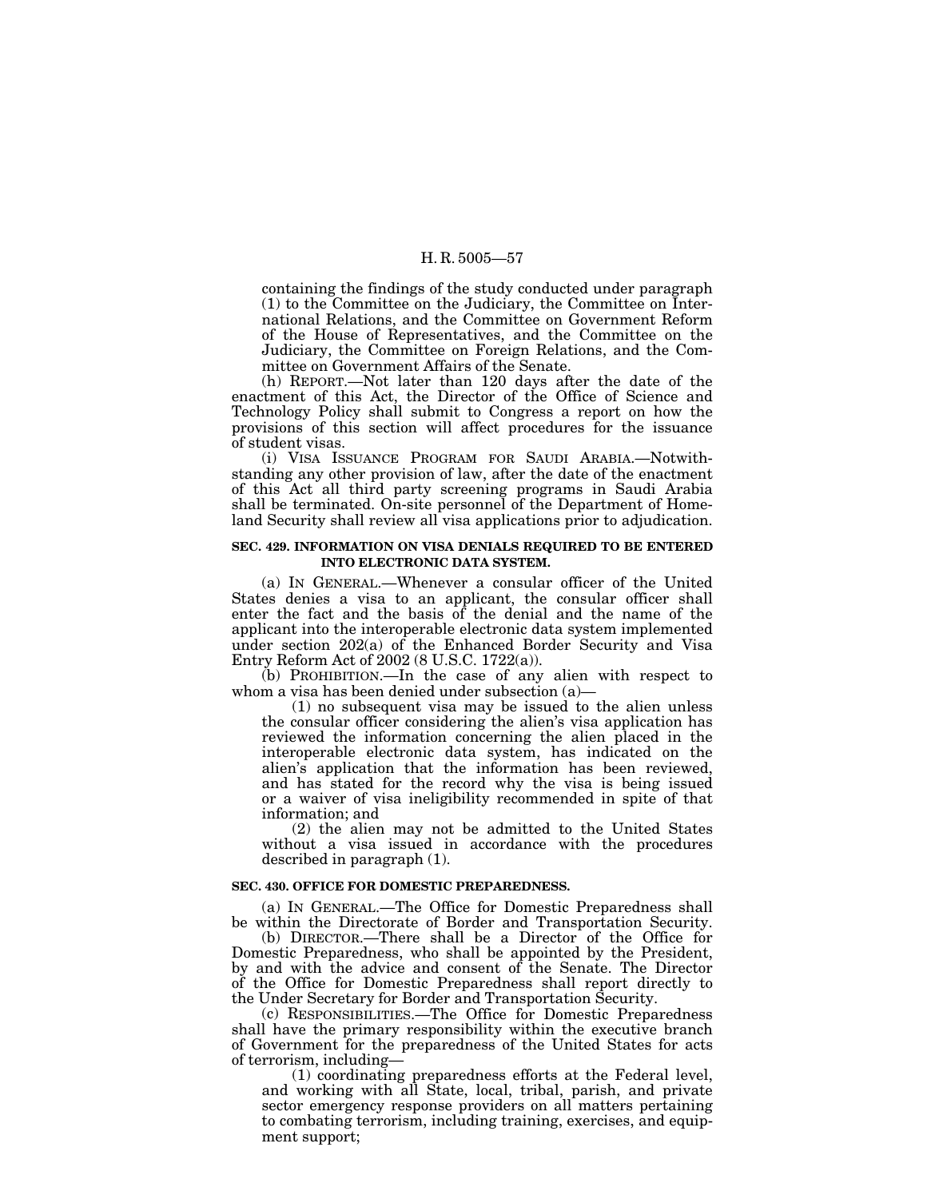containing the findings of the study conducted under paragraph (1) to the Committee on the Judiciary, the Committee on International Relations, and the Committee on Government Reform of the House of Representatives, and the Committee on the Judiciary, the Committee on Foreign Relations, and the Committee on Government Affairs of the Senate.

(h) REPORT.—Not later than 120 days after the date of the enactment of this Act, the Director of the Office of Science and Technology Policy shall submit to Congress a report on how the provisions of this section will affect procedures for the issuance of student visas.

(i) VISA ISSUANCE PROGRAM FOR SAUDI ARABIA.—Notwithstanding any other provision of law, after the date of the enactment of this Act all third party screening programs in Saudi Arabia shall be terminated. On-site personnel of the Department of Homeland Security shall review all visa applications prior to adjudication.

**SEC. 429. INFORMATION ON VISA DENIALS REQUIRED TO BE ENTERED INTO ELECTRONIC DATA SYSTEM.**

(a) IN GENERAL.—Whenever a consular officer of the United States denies a visa to an applicant, the consular officer shall enter the fact and the basis of the denial and the name of the applicant into the interoperable electronic data system implemented under section 202(a) of the Enhanced Border Security and Visa Entry Reform Act of 2002 (8 U.S.C. 1722(a)).

(b) PROHIBITION.—In the case of any alien with respect to whom a visa has been denied under subsection (a)—

(1) no subsequent visa may be issued to the alien unless the consular officer considering the alien's visa application has reviewed the information concerning the alien placed in the interoperable electronic data system, has indicated on the alien's application that the information has been reviewed, and has stated for the record why the visa is being issued or a waiver of visa ineligibility recommended in spite of that information; and

(2) the alien may not be admitted to the United States without a visa issued in accordance with the procedures described in paragraph (1).

**SEC. 430. OFFICE FOR DOMESTIC PREPAREDNESS.**

(a) IN GENERAL.—The Office for Domestic Preparedness shall be within the Directorate of Border and Transportation Security.

(b) DIRECTOR.—There shall be a Director of the Office for Domestic Preparedness, who shall be appointed by the President, by and with the advice and consent of the Senate. The Director of the Office for Domestic Preparedness shall report directly to the Under Secretary for Border and Transportation Security.

(c) RESPONSIBILITIES.—The Office for Domestic Preparedness shall have the primary responsibility within the executive branch of Government for the preparedness of the United States for acts of terrorism, including—

(1) coordinating preparedness efforts at the Federal level, and working with all State, local, tribal, parish, and private sector emergency response providers on all matters pertaining to combating terrorism, including training, exercises, and equipment support;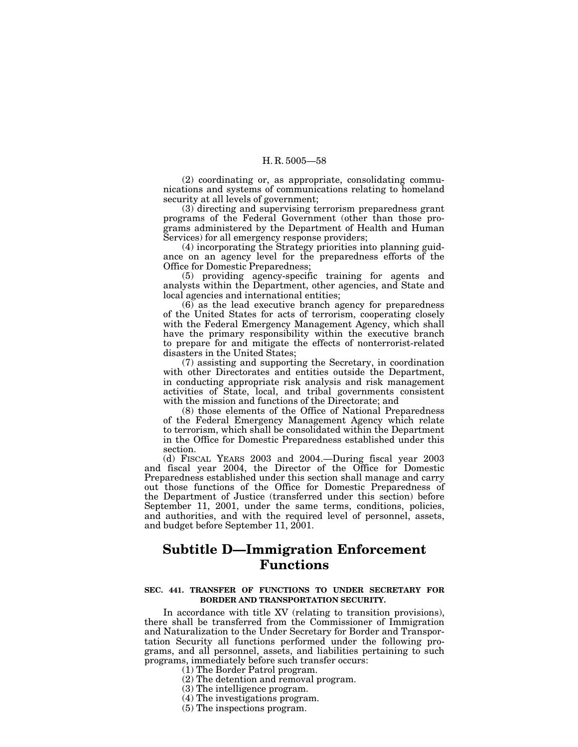(2) coordinating or, as appropriate, consolidating communications and systems of communications relating to homeland security at all levels of government;

(3) directing and supervising terrorism preparedness grant programs of the Federal Government (other than those programs administered by the Department of Health and Human Services) for all emergency response providers;

(4) incorporating the Strategy priorities into planning guidance on an agency level for the preparedness efforts of the Office for Domestic Preparedness;

(5) providing agency-specific training for agents and analysts within the Department, other agencies, and State and local agencies and international entities;

(6) as the lead executive branch agency for preparedness of the United States for acts of terrorism, cooperating closely with the Federal Emergency Management Agency, which shall have the primary responsibility within the executive branch to prepare for and mitigate the effects of nonterrorist-related disasters in the United States;

(7) assisting and supporting the Secretary, in coordination with other Directorates and entities outside the Department, in conducting appropriate risk analysis and risk management activities of State, local, and tribal governments consistent with the mission and functions of the Directorate; and

(8) those elements of the Office of National Preparedness of the Federal Emergency Management Agency which relate to terrorism, which shall be consolidated within the Department in the Office for Domestic Preparedness established under this section.

(d) FISCAL YEARS 2003 and 2004.—During fiscal year 2003 and fiscal year 2004, the Director of the Office for Domestic Preparedness established under this section shall manage and carry out those functions of the Office for Domestic Preparedness of the Department of Justice (transferred under this section) before September 11, 2001, under the same terms, conditions, policies, and authorities, and with the required level of personnel, assets, and budget before September 11, 2001.

## Subtitle D—Immigration Enforcement Functions

### SEC. 441. TRANSFER OF FUNCTIONS TO UNDER SECRETARY FOR BORDER AND TRANSPORTATION SECURITY.

In accordance with title XV (relating to transition provisions), there shall be transferred from the Commissioner of Immigration and Naturalization to the Under Secretary for Border and Transportation Security all functions performed under the following programs, and all personnel, assets, and liabilities pertaining to such programs, immediately before such transfer occurs:

(1) The Border Patrol program.

(2) The detention and removal program.

(3) The intelligence program.

(4) The investigations program.

(5) The inspections program.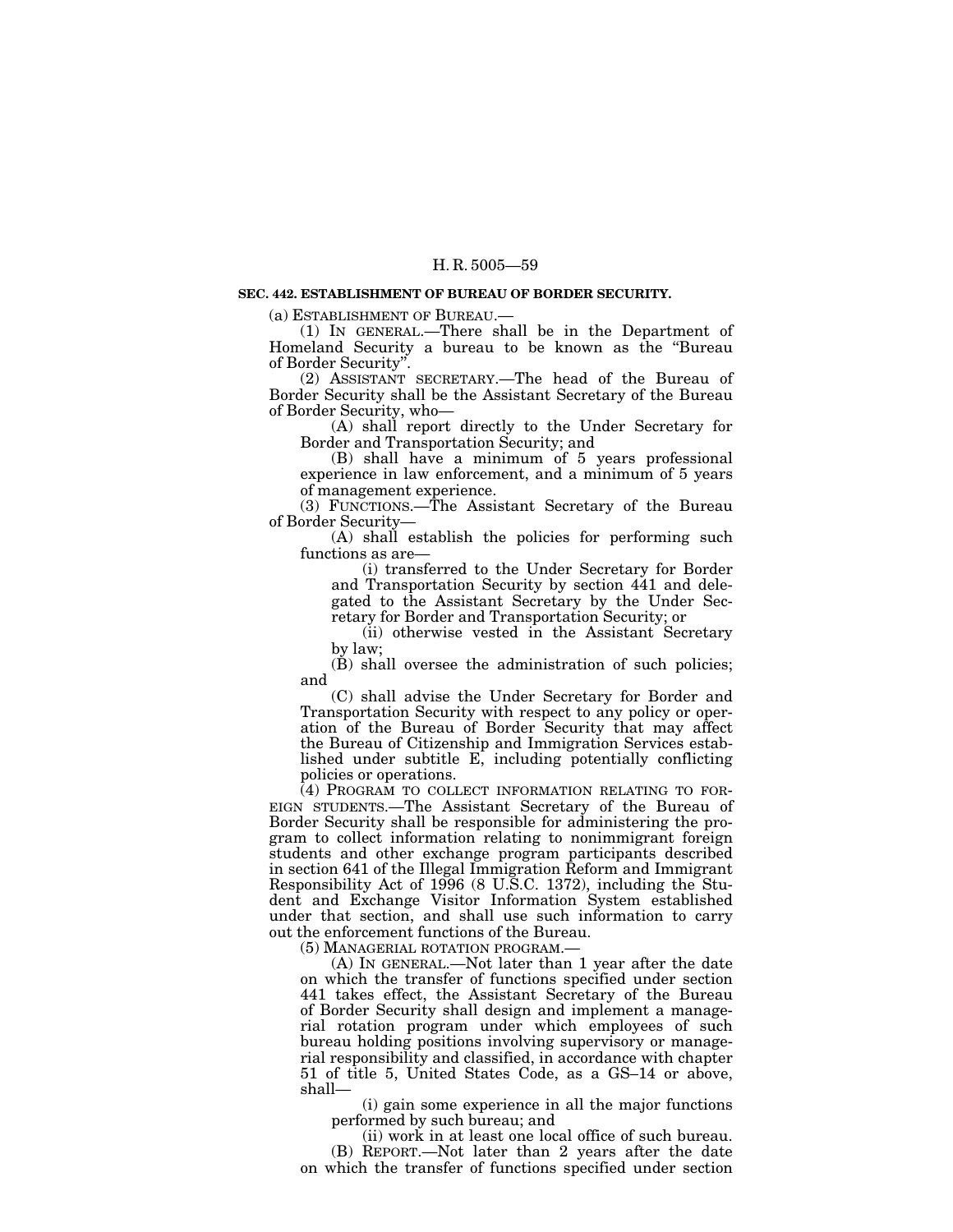**SEC. 442. ESTABLISHMENT OF BUREAU OF BORDER SECURITY.**

(a) ESTABLISHMENT OF BUREAU.—

(1) IN GENERAL.—There shall be in the Department of Homeland Security a bureau to be known as the "Bureau of Border Security".

(2) ASSISTANT SECRETARY.—The head of the Bureau of Border Security shall be the Assistant Secretary of the Bureau of Border Security, who—

(A) shall report directly to the Under Secretary for Border and Transportation Security; and

(B) shall have a minimum of 5 years professional experience in law enforcement, and a minimum of 5 years of management experience.

(3) FUNCTIONS.—The Assistant Secretary of the Bureau of Border Security—

(A) shall establish the policies for performing such functions as are—

(i) transferred to the Under Secretary for Border and Transportation Security by section 441 and delegated to the Assistant Secretary by the Under Secretary for Border and Transportation Security; or

(ii) otherwise vested in the Assistant Secretary by law;

(B) shall oversee the administration of such policies; and

(C) shall advise the Under Secretary for Border and Transportation Security with respect to any policy or operation of the Bureau of Border Security that may affect the Bureau of Citizenship and Immigration Services established under subtitle E, including potentially conflicting policies or operations.

(4) PROGRAM TO COLLECT INFORMATION RELATING TO FOREIGN STUDENTS.—The Assistant Secretary of the Bureau of Border Security shall be responsible for administering the program to collect information relating to nonimmigrant foreign students and other exchange program participants described in section 641 of the Illegal Immigration Reform and Immigrant Responsibility Act of 1996 (8 U.S.C. 1372), including the Student and Exchange Visitor Information System established under that section, and shall use such information to carry out the enforcement functions of the Bureau.

(5) MANAGERIAL ROTATION PROGRAM.—

(A) IN GENERAL.—Not later than 1 year after the date on which the transfer of functions specified under section 441 takes effect, the Assistant Secretary of the Bureau of Border Security shall design and implement a managerial rotation program under which employees of such bureau holding positions involving supervisory or managerial responsibility and classified, in accordance with chapter 51 of title 5, United States Code, as a GS–14 or above, shall—

(i) gain some experience in all the major functions performed by such bureau; and

(ii) work in at least one local office of such bureau.

(B) REPORT.—Not later than 2 years after the date on which the transfer of functions specified under section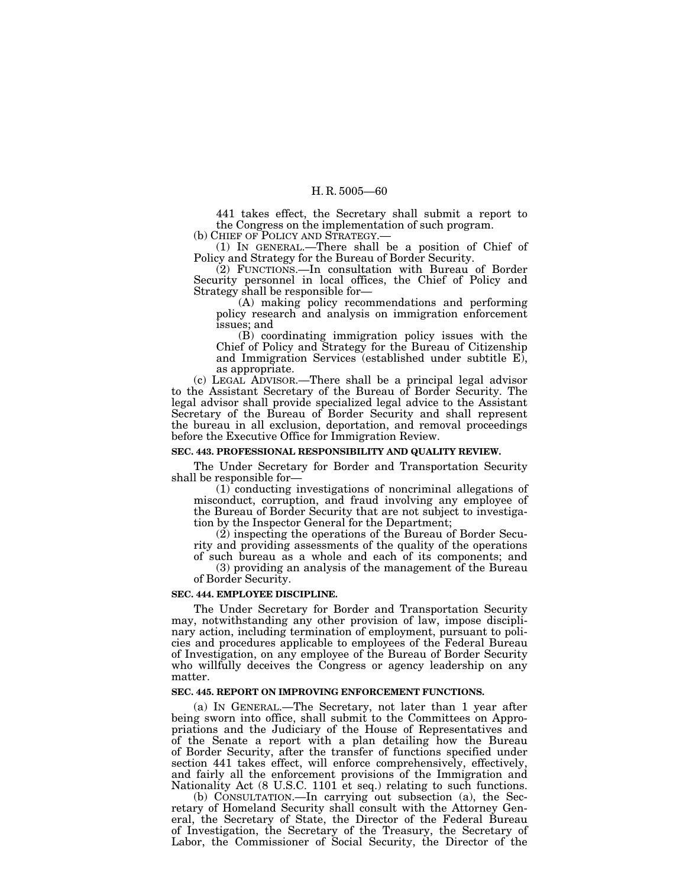441 takes effect, the Secretary shall submit a report to the Congress on the implementation of such program.

(b) CHIEF OF POLICY AND STRATEGY.—

(1) IN GENERAL.—There shall be a position of Chief of Policy and Strategy for the Bureau of Border Security.

(2) FUNCTIONS.—In consultation with Bureau of Border Security personnel in local offices, the Chief of Policy and Strategy shall be responsible for—

(A) making policy recommendations and performing policy research and analysis on immigration enforcement issues; and

(B) coordinating immigration policy issues with the Chief of Policy and Strategy for the Bureau of Citizenship and Immigration Services (established under subtitle E), as appropriate.

(c) LEGAL ADVISOR.—There shall be a principal legal advisor to the Assistant Secretary of the Bureau of Border Security. The legal advisor shall provide specialized legal advice to the Assistant Secretary of the Bureau of Border Security and shall represent the bureau in all exclusion, deportation, and removal proceedings before the Executive Office for Immigration Review.

**SEC. 443. PROFESSIONAL RESPONSIBILITY AND QUALITY REVIEW.**

The Under Secretary for Border and Transportation Security shall be responsible for—

(1) conducting investigations of noncriminal allegations of misconduct, corruption, and fraud involving any employee of the Bureau of Border Security that are not subject to investigation by the Inspector General for the Department;

(2) inspecting the operations of the Bureau of Border Security and providing assessments of the quality of the operations of such bureau as a whole and each of its components; and

(3) providing an analysis of the management of the Bureau of Border Security.

**SEC. 444. EMPLOYEE DISCIPLINE.**

The Under Secretary for Border and Transportation Security may, notwithstanding any other provision of law, impose disciplinary action, including termination of employment, pursuant to policies and procedures applicable to employees of the Federal Bureau of Investigation, on any employee of the Bureau of Border Security who willfully deceives the Congress or agency leadership on any matter.

**SEC. 445. REPORT ON IMPROVING ENFORCEMENT FUNCTIONS.**

(a) IN GENERAL.—The Secretary, not later than 1 year after being sworn into office, shall submit to the Committees on Appropriations and the Judiciary of the House of Representatives and of the Senate a report with a plan detailing how the Bureau of Border Security, after the transfer of functions specified under section 441 takes effect, will enforce comprehensively, effectively, and fairly all the enforcement provisions of the Immigration and Nationality Act (8 U.S.C. 1101 et seq.) relating to such functions.

(b) CONSULTATION.—In carrying out subsection (a), the Secretary of Homeland Security shall consult with the Attorney General, the Secretary of State, the Director of the Federal Bureau of Investigation, the Secretary of the Treasury, the Secretary of Labor, the Commissioner of Social Security, the Director of the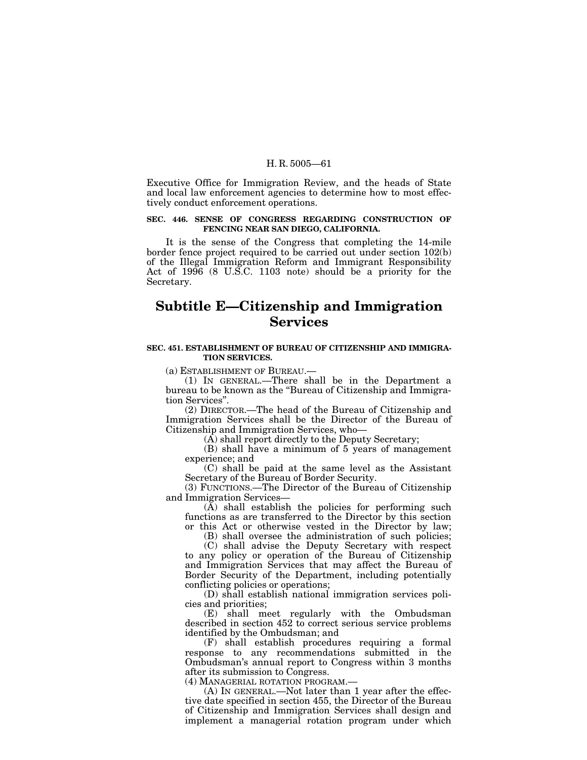Executive Office for Immigration Review, and the heads of State and local law enforcement agencies to determine how to most effectively conduct enforcement operations.

**SEC. 446. SENSE OF CONGRESS REGARDING CONSTRUCTION OF FENCING NEAR SAN DIEGO, CALIFORNIA.**

It is the sense of the Congress that completing the 14-mile border fence project required to be carried out under section 102(b) of the Illegal Immigration Reform and Immigrant Responsibility Act of 1996 (8 U.S.C. 1103 note) should be a priority for the Secretary.

# Subtitle E—Citizenship and Immigration Services

**SEC. 451. ESTABLISHMENT OF BUREAU OF CITIZENSHIP AND IMMIGRATION SERVICES.**

(a) ESTABLISHMENT OF BUREAU.—

(1) IN GENERAL.—There shall be in the Department a bureau to be known as the "Bureau of Citizenship and Immigration Services".

(2) DIRECTOR.—The head of the Bureau of Citizenship and Immigration Services shall be the Director of the Bureau of Citizenship and Immigration Services, who—

(A) shall report directly to the Deputy Secretary;

(B) shall have a minimum of 5 years of management experience; and

(C) shall be paid at the same level as the Assistant Secretary of the Bureau of Border Security.

(3) FUNCTIONS.—The Director of the Bureau of Citizenship and Immigration Services—

(A) shall establish the policies for performing such functions as are transferred to the Director by this section or this Act or otherwise vested in the Director by law;

(B) shall oversee the administration of such policies;

(C) shall advise the Deputy Secretary with respect to any policy or operation of the Bureau of Citizenship and Immigration Services that may affect the Bureau of Border Security of the Department, including potentially conflicting policies or operations;

(D) shall establish national immigration services policies and priorities;

(E) shall meet regularly with the Ombudsman described in section 452 to correct serious service problems identified by the Ombudsman; and

(F) shall establish procedures requiring a formal response to any recommendations submitted in the Ombudsman's annual report to Congress within 3 months after its submission to Congress.

(4) MANAGERIAL ROTATION PROGRAM.—

(A) IN GENERAL.—Not later than 1 year after the effective date specified in section 455, the Director of the Bureau of Citizenship and Immigration Services shall design and implement a managerial rotation program under which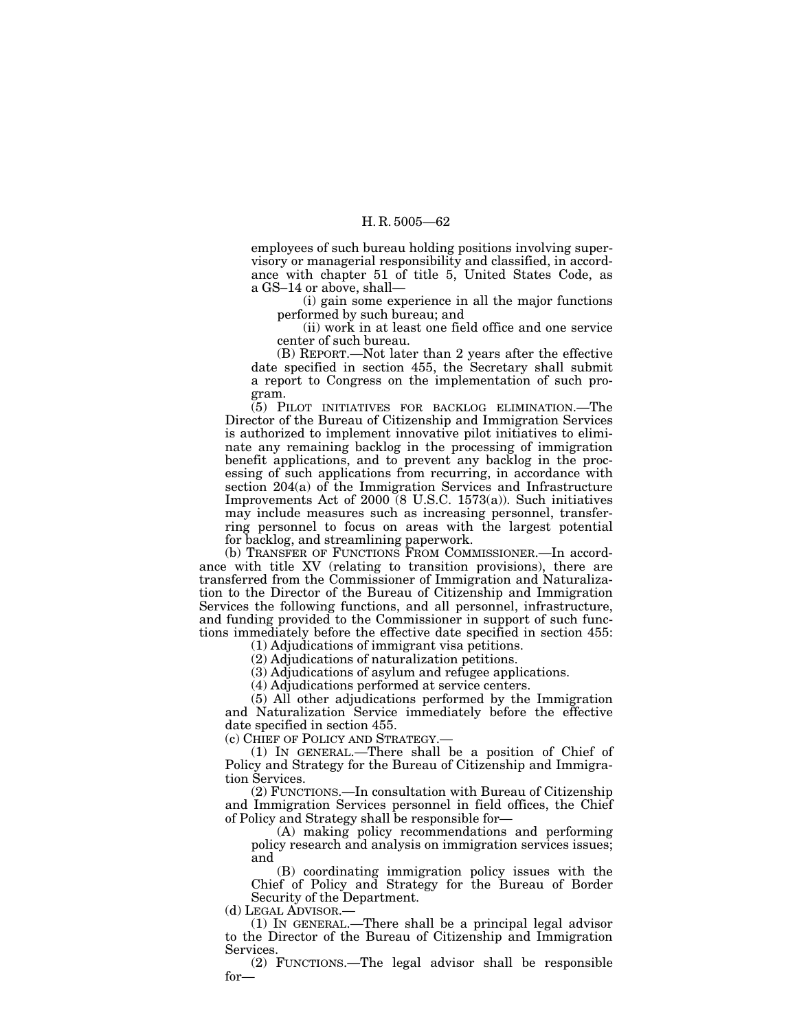employees of such bureau holding positions involving supervisory or managerial responsibility and classified, in accordance with chapter 51 of title 5, United States Code, as a GS–14 or above, shall—

(i) gain some experience in all the major functions performed by such bureau; and

(ii) work in at least one field office and one service center of such bureau.

(B) REPORT.—Not later than 2 years after the effective date specified in section 455, the Secretary shall submit a report to Congress on the implementation of such program.

(5) PILOT INITIATIVES FOR BACKLOG ELIMINATION.—The Director of the Bureau of Citizenship and Immigration Services is authorized to implement innovative pilot initiatives to eliminate any remaining backlog in the processing of immigration benefit applications, and to prevent any backlog in the processing of such applications from recurring, in accordance with section 204(a) of the Immigration Services and Infrastructure Improvements Act of 2000 (8 U.S.C. 1573(a)). Such initiatives may include measures such as increasing personnel, transferring personnel to focus on areas with the largest potential for backlog, and streamlining paperwork.

(b) TRANSFER OF FUNCTIONS FROM COMMISSIONER.—In accordance with title XV (relating to transition provisions), there are transferred from the Commissioner of Immigration and Naturalization to the Director of the Bureau of Citizenship and Immigration Services the following functions, and all personnel, infrastructure, and funding provided to the Commissioner in support of such functions immediately before the effective date specified in section 455:

(1) Adjudications of immigrant visa petitions.

(2) Adjudications of naturalization petitions.

(3) Adjudications of asylum and refugee applications.

(4) Adjudications performed at service centers.

(5) All other adjudications performed by the Immigration and Naturalization Service immediately before the effective date specified in section 455.

(c) CHIEF OF POLICY AND STRATEGY.—

(1) IN GENERAL.—There shall be a position of Chief of Policy and Strategy for the Bureau of Citizenship and Immigration Services.

(2) FUNCTIONS.—In consultation with Bureau of Citizenship and Immigration Services personnel in field offices, the Chief of Policy and Strategy shall be responsible for—

(A) making policy recommendations and performing policy research and analysis on immigration services issues; and

(B) coordinating immigration policy issues with the Chief of Policy and Strategy for the Bureau of Border Security of the Department.

(d) LEGAL ADVISOR.—

(1) IN GENERAL.—There shall be a principal legal advisor to the Director of the Bureau of Citizenship and Immigration Services.

(2) FUNCTIONS.—The legal advisor shall be responsible for—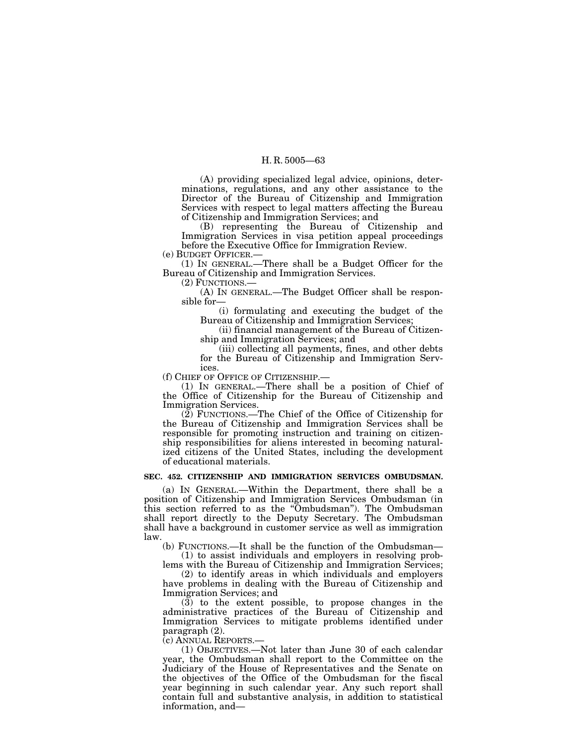(A) providing specialized legal advice, opinions, determinations, regulations, and any other assistance to the Director of the Bureau of Citizenship and Immigration Services with respect to legal matters affecting the Bureau of Citizenship and Immigration Services; and

(B) representing the Bureau of Citizenship and Immigration Services in visa petition appeal proceedings before the Executive Office for Immigration Review.

(e) BUDGET OFFICER.—

(1) IN GENERAL.—There shall be a Budget Officer for the Bureau of Citizenship and Immigration Services.

(2) FUNCTIONS.—

(A) IN GENERAL.—The Budget Officer shall be responsible for—

(i) formulating and executing the budget of the Bureau of Citizenship and Immigration Services;

(ii) financial management of the Bureau of Citizenship and Immigration Services; and

(iii) collecting all payments, fines, and other debts for the Bureau of Citizenship and Immigration Services.

(f) CHIEF OF OFFICE OF CITIZENSHIP.—

(1) IN GENERAL.—There shall be a position of Chief of the Office of Citizenship for the Bureau of Citizenship and Immigration Services.

(2) FUNCTIONS.—The Chief of the Office of Citizenship for the Bureau of Citizenship and Immigration Services shall be responsible for promoting instruction and training on citizenship responsibilities for aliens interested in becoming naturalized citizens of the United States, including the development of educational materials.

**SEC. 452. CITIZENSHIP AND IMMIGRATION SERVICES OMBUDSMAN.**

(a) IN GENERAL.—Within the Department, there shall be a position of Citizenship and Immigration Services Ombudsman (in this section referred to as the "Ombudsman"). The Ombudsman shall report directly to the Deputy Secretary. The Ombudsman shall have a background in customer service as well as immigration law.

(b) FUNCTIONS.—It shall be the function of the Ombudsman—

(1) to assist individuals and employers in resolving problems with the Bureau of Citizenship and Immigration Services;

(2) to identify areas in which individuals and employers have problems in dealing with the Bureau of Citizenship and Immigration Services; and

(3) to the extent possible, to propose changes in the administrative practices of the Bureau of Citizenship and Immigration Services to mitigate problems identified under paragraph (2).

(c) ANNUAL REPORTS.—

(1) OBJECTIVES.—Not later than June 30 of each calendar year, the Ombudsman shall report to the Committee on the Judiciary of the House of Representatives and the Senate on the objectives of the Office of the Ombudsman for the fiscal year beginning in such calendar year. Any such report shall contain full and substantive analysis, in addition to statistical information, and—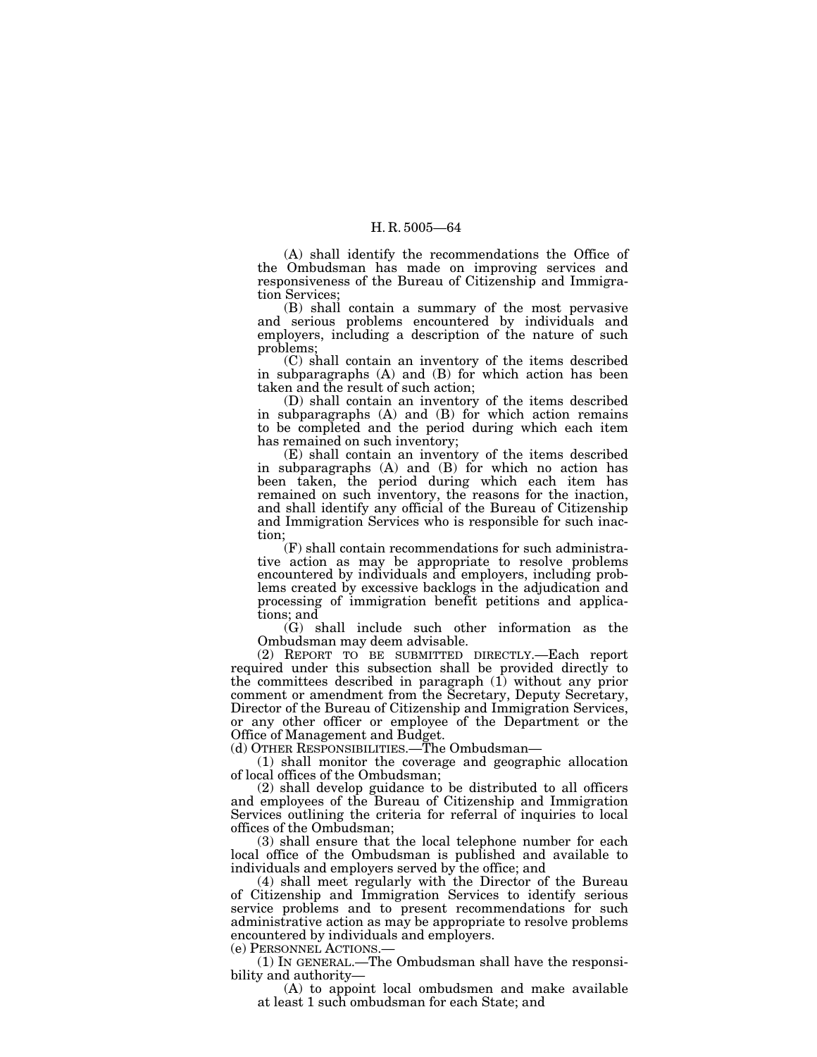(A) shall identify the recommendations the Office of the Ombudsman has made on improving services and responsiveness of the Bureau of Citizenship and Immigration Services;

(B) shall contain a summary of the most pervasive and serious problems encountered by individuals and employers, including a description of the nature of such problems;

(C) shall contain an inventory of the items described in subparagraphs (A) and (B) for which action has been taken and the result of such action;

(D) shall contain an inventory of the items described in subparagraphs (A) and (B) for which action remains to be completed and the period during which each item has remained on such inventory;

(E) shall contain an inventory of the items described in subparagraphs (A) and (B) for which no action has been taken, the period during which each item has remained on such inventory, the reasons for the inaction, and shall identify any official of the Bureau of Citizenship and Immigration Services who is responsible for such inaction;

(F) shall contain recommendations for such administrative action as may be appropriate to resolve problems encountered by individuals and employers, including problems created by excessive backlogs in the adjudication and processing of immigration benefit petitions and applications; and

(G) shall include such other information as the Ombudsman may deem advisable.

(2) REPORT TO BE SUBMITTED DIRECTLY.—Each report required under this subsection shall be provided directly to the committees described in paragraph (1) without any prior comment or amendment from the Secretary, Deputy Secretary, Director of the Bureau of Citizenship and Immigration Services, or any other officer or employee of the Department or the Office of Management and Budget.

(d) OTHER RESPONSIBILITIES.—The Ombudsman—

(1) shall monitor the coverage and geographic allocation of local offices of the Ombudsman;

(2) shall develop guidance to be distributed to all officers and employees of the Bureau of Citizenship and Immigration Services outlining the criteria for referral of inquiries to local offices of the Ombudsman;

(3) shall ensure that the local telephone number for each local office of the Ombudsman is published and available to individuals and employers served by the office; and

(4) shall meet regularly with the Director of the Bureau of Citizenship and Immigration Services to identify serious service problems and to present recommendations for such administrative action as may be appropriate to resolve problems encountered by individuals and employers.

(e) PERSONNEL ACTIONS.—

(1) IN GENERAL.—The Ombudsman shall have the responsibility and authority—

(A) to appoint local ombudsmen and make available at least 1 such ombudsman for each State; and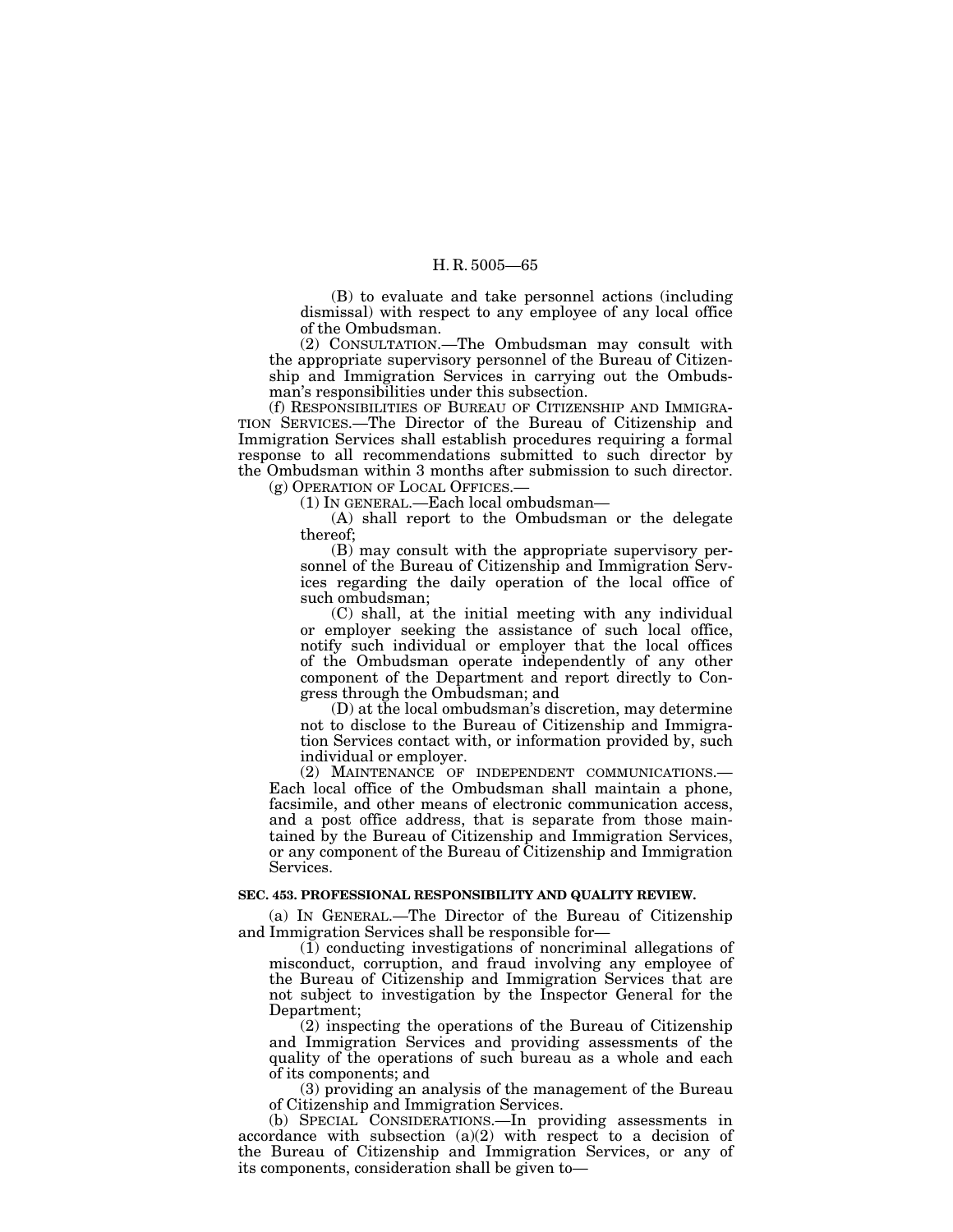(B) to evaluate and take personnel actions (including dismissal) with respect to any employee of any local office of the Ombudsman.

(2) CONSULTATION.—The Ombudsman may consult with the appropriate supervisory personnel of the Bureau of Citizenship and Immigration Services in carrying out the Ombudsman's responsibilities under this subsection.

(f) RESPONSIBILITIES OF BUREAU OF CITIZENSHIP AND IMMIGRATION SERVICES.—The Director of the Bureau of Citizenship and Immigration Services shall establish procedures requiring a formal response to all recommendations submitted to such director by the Ombudsman within 3 months after submission to such director.

(g) OPERATION OF LOCAL OFFICES.—

(1) IN GENERAL.—Each local ombudsman—

(A) shall report to the Ombudsman or the delegate thereof;

(B) may consult with the appropriate supervisory personnel of the Bureau of Citizenship and Immigration Services regarding the daily operation of the local office of such ombudsman;

(C) shall, at the initial meeting with any individual or employer seeking the assistance of such local office, notify such individual or employer that the local offices of the Ombudsman operate independently of any other component of the Department and report directly to Congress through the Ombudsman; and

(D) at the local ombudsman's discretion, may determine not to disclose to the Bureau of Citizenship and Immigration Services contact with, or information provided by, such individual or employer.

(2) MAINTENANCE OF INDEPENDENT COMMUNICATIONS.—Each local office of the Ombudsman shall maintain a phone, facsimile, and other means of electronic communication access, and a post office address, that is separate from those maintained by the Bureau of Citizenship and Immigration Services, or any component of the Bureau of Citizenship and Immigration Services.

**SEC. 453. PROFESSIONAL RESPONSIBILITY AND QUALITY REVIEW.**

(a) IN GENERAL.—The Director of the Bureau of Citizenship and Immigration Services shall be responsible for—

(1) conducting investigations of noncriminal allegations of misconduct, corruption, and fraud involving any employee of the Bureau of Citizenship and Immigration Services that are not subject to investigation by the Inspector General for the Department;

(2) inspecting the operations of the Bureau of Citizenship and Immigration Services and providing assessments of the quality of the operations of such bureau as a whole and each of its components; and

(3) providing an analysis of the management of the Bureau of Citizenship and Immigration Services.

(b) SPECIAL CONSIDERATIONS.—In providing assessments in accordance with subsection (a)(2) with respect to a decision of the Bureau of Citizenship and Immigration Services, or any of its components, consideration shall be given to—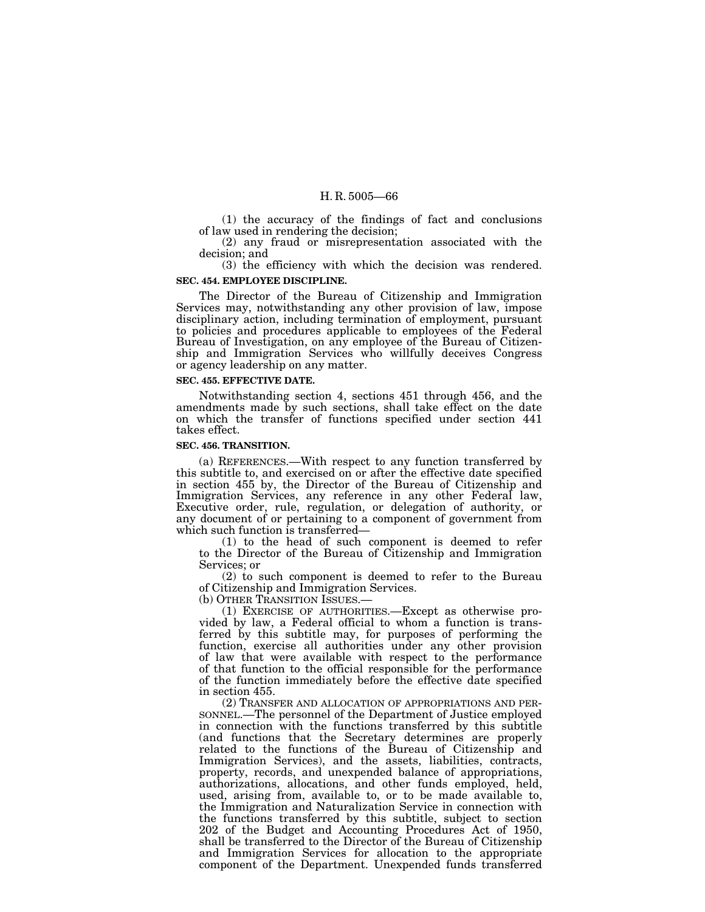(1) the accuracy of the findings of fact and conclusions of law used in rendering the decision;

(2) any fraud or misrepresentation associated with the decision; and

(3) the efficiency with which the decision was rendered.

**SEC. 454. EMPLOYEE DISCIPLINE.**

The Director of the Bureau of Citizenship and Immigration Services may, notwithstanding any other provision of law, impose disciplinary action, including termination of employment, pursuant to policies and procedures applicable to employees of the Federal Bureau of Investigation, on any employee of the Bureau of Citizenship and Immigration Services who willfully deceives Congress or agency leadership on any matter.

**SEC. 455. EFFECTIVE DATE.**

Notwithstanding section 4, sections 451 through 456, and the amendments made by such sections, shall take effect on the date on which the transfer of functions specified under section 441 takes effect.

**SEC. 456. TRANSITION.**

(a) REFERENCES.—With respect to any function transferred by this subtitle to, and exercised on or after the effective date specified in section 455 by, the Director of the Bureau of Citizenship and Immigration Services, any reference in any other Federal law, Executive order, rule, regulation, or delegation of authority, or any document of or pertaining to a component of government from which such function is transferred—

(1) to the head of such component is deemed to refer to the Director of the Bureau of Citizenship and Immigration Services; or

(2) to such component is deemed to refer to the Bureau of Citizenship and Immigration Services.

(b) OTHER TRANSITION ISSUES.—

(1) EXERCISE OF AUTHORITIES.—Except as otherwise provided by law, a Federal official to whom a function is transferred by this subtitle may, for purposes of performing the function, exercise all authorities under any other provision of law that were available with respect to the performance of that function to the official responsible for the performance of the function immediately before the effective date specified in section 455.

(2) TRANSFER AND ALLOCATION OF APPROPRIATIONS AND PERSONNEL.—The personnel of the Department of Justice employed in connection with the functions transferred by this subtitle (and functions that the Secretary determines are properly related to the functions of the Bureau of Citizenship and Immigration Services), and the assets, liabilities, contracts, property, records, and unexpended balance of appropriations, authorizations, allocations, and other funds employed, held, used, arising from, available to, or to be made available to, the Immigration and Naturalization Service in connection with the functions transferred by this subtitle, subject to section 202 of the Budget and Accounting Procedures Act of 1950, shall be transferred to the Director of the Bureau of Citizenship and Immigration Services for allocation to the appropriate component of the Department. Unexpended funds transferred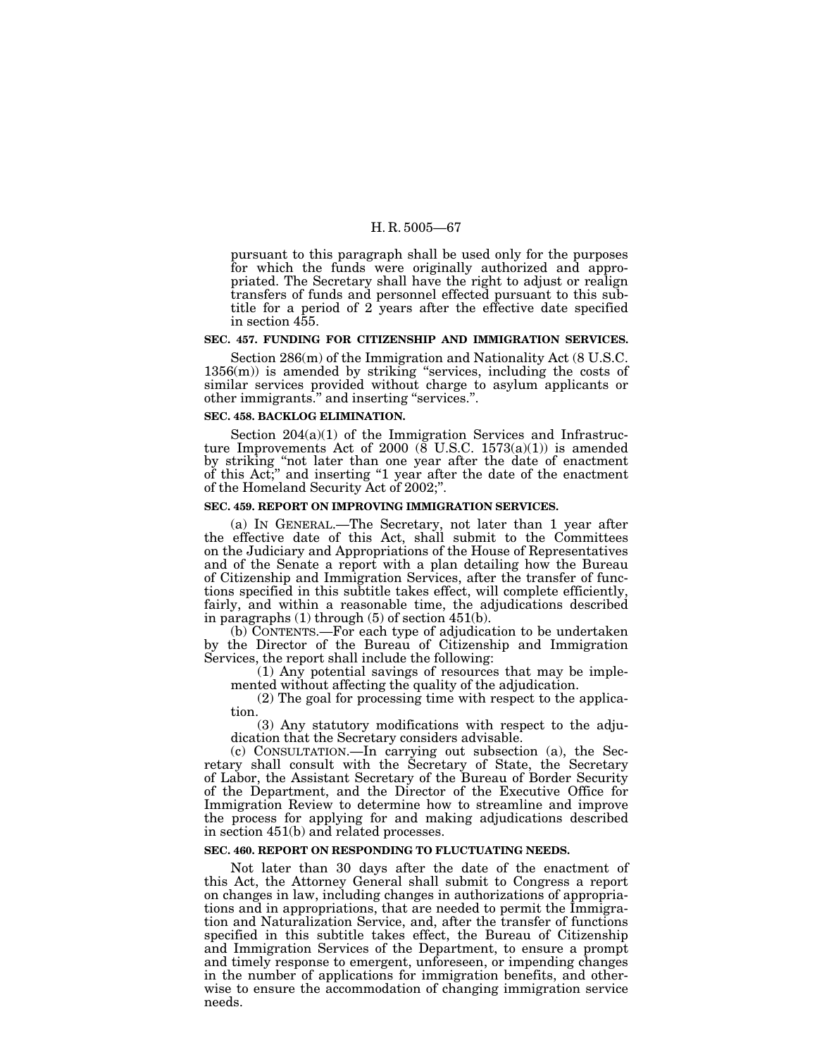pursuant to this paragraph shall be used only for the purposes for which the funds were originally authorized and appropriated. The Secretary shall have the right to adjust or realign transfers of funds and personnel effected pursuant to this subtitle for a period of 2 years after the effective date specified in section 455.

**SEC. 457. FUNDING FOR CITIZENSHIP AND IMMIGRATION SERVICES.**

Section 286(m) of the Immigration and Nationality Act (8 U.S.C. 1356(m)) is amended by striking "services, including the costs of similar services provided without charge to asylum applicants or other immigrants." and inserting "services.".

**SEC. 458. BACKLOG ELIMINATION.**

Section 204(a)(1) of the Immigration Services and Infrastructure Improvements Act of 2000 (8 U.S.C. 1573(a)(1)) is amended by striking "not later than one year after the date of enactment of this Act;" and inserting "1 year after the date of the enactment of the Homeland Security Act of 2002;".

**SEC. 459. REPORT ON IMPROVING IMMIGRATION SERVICES.**

(a) IN GENERAL.—The Secretary, not later than 1 year after the effective date of this Act, shall submit to the Committees on the Judiciary and Appropriations of the House of Representatives and of the Senate a report with a plan detailing how the Bureau of Citizenship and Immigration Services, after the transfer of functions specified in this subtitle takes effect, will complete efficiently, fairly, and within a reasonable time, the adjudications described in paragraphs (1) through (5) of section 451(b).

(b) CONTENTS.—For each type of adjudication to be undertaken by the Director of the Bureau of Citizenship and Immigration Services, the report shall include the following:

(1) Any potential savings of resources that may be implemented without affecting the quality of the adjudication.

(2) The goal for processing time with respect to the application.

(3) Any statutory modifications with respect to the adjudication that the Secretary considers advisable.

(c) CONSULTATION.—In carrying out subsection (a), the Secretary shall consult with the Secretary of State, the Secretary of Labor, the Assistant Secretary of the Bureau of Border Security of the Department, and the Director of the Executive Office for Immigration Review to determine how to streamline and improve the process for applying for and making adjudications described in section 451(b) and related processes.

**SEC. 460. REPORT ON RESPONDING TO FLUCTUATING NEEDS.**

Not later than 30 days after the date of the enactment of this Act, the Attorney General shall submit to Congress a report on changes in law, including changes in authorizations of appropriations and in appropriations, that are needed to permit the Immigration and Naturalization Service, and, after the transfer of functions specified in this subtitle takes effect, the Bureau of Citizenship and Immigration Services of the Department, to ensure a prompt and timely response to emergent, unforeseen, or impending changes in the number of applications for immigration benefits, and otherwise to ensure the accommodation of changing immigration service needs.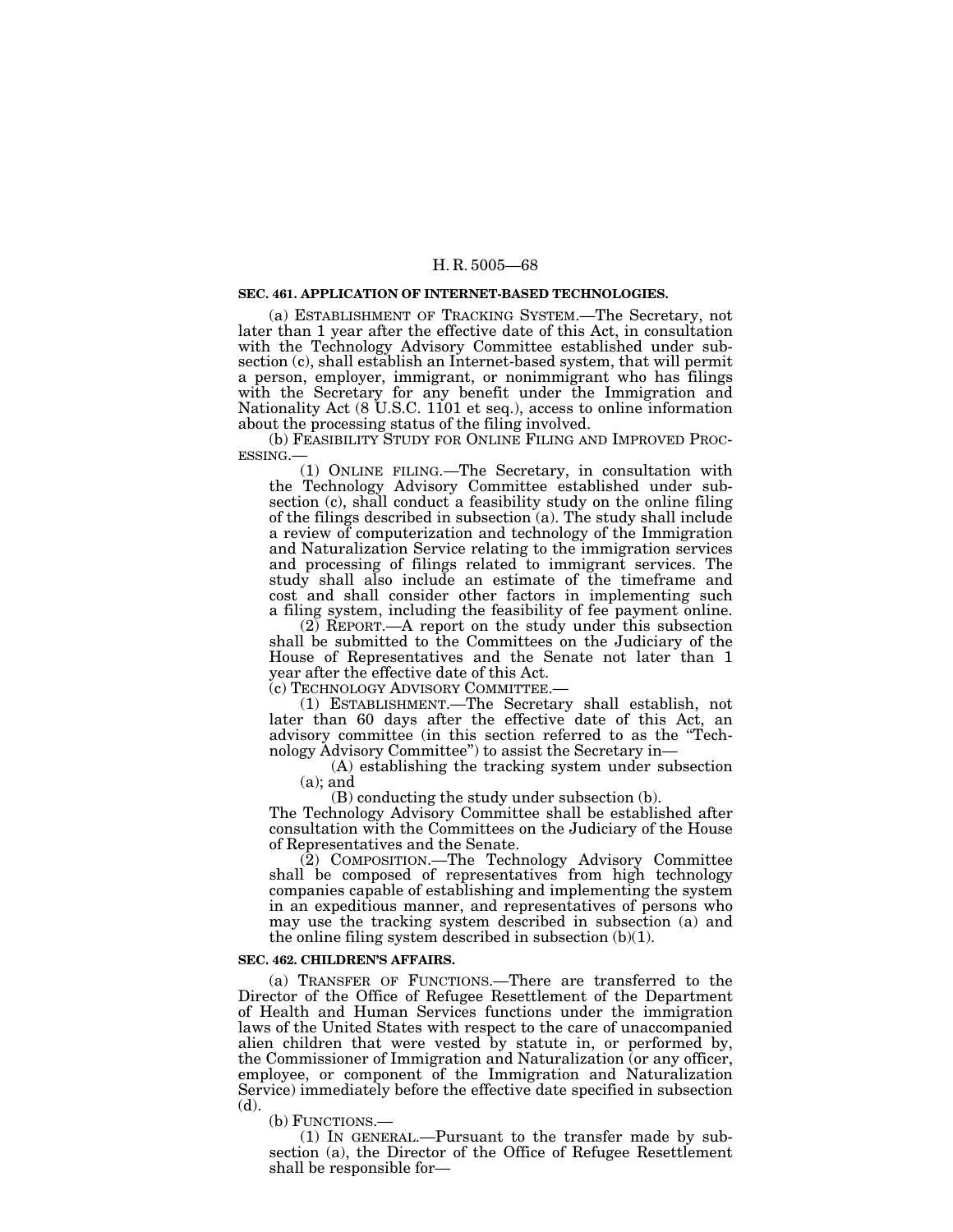## SEC. 461. APPLICATION OF INTERNET-BASED TECHNOLOGIES.

(a) ESTABLISHMENT OF TRACKING SYSTEM.—The Secretary, not later than 1 year after the effective date of this Act, in consultation with the Technology Advisory Committee established under subsection (c), shall establish an Internet-based system, that will permit a person, employer, immigrant, or nonimmigrant who has filings with the Secretary for any benefit under the Immigration and Nationality Act (8 U.S.C. 1101 et seq.), access to online information about the processing status of the filing involved.

(b) FEASIBILITY STUDY FOR ONLINE FILING AND IMPROVED PROCESSING.—

(1) ONLINE FILING.—The Secretary, in consultation with the Technology Advisory Committee established under subsection (c), shall conduct a feasibility study on the online filing of the filings described in subsection (a). The study shall include a review of computerization and technology of the Immigration and Naturalization Service relating to the immigration services and processing of filings related to immigrant services. The study shall also include an estimate of the timeframe and cost and shall consider other factors in implementing such a filing system, including the feasibility of fee payment online.

(2) REPORT.—A report on the study under this subsection shall be submitted to the Committees on the Judiciary of the House of Representatives and the Senate not later than 1 year after the effective date of this Act.

(c) TECHNOLOGY ADVISORY COMMITTEE.—

(1) ESTABLISHMENT.—The Secretary shall establish, not later than 60 days after the effective date of this Act, an advisory committee (in this section referred to as the "Technology Advisory Committee") to assist the Secretary in—

(A) establishing the tracking system under subsection (a); and

(B) conducting the study under subsection (b).

The Technology Advisory Committee shall be established after consultation with the Committees on the Judiciary of the House of Representatives and the Senate.

(2) COMPOSITION.—The Technology Advisory Committee shall be composed of representatives from high technology companies capable of establishing and implementing the system in an expeditious manner, and representatives of persons who may use the tracking system described in subsection (a) and the online filing system described in subsection (b)(1).

## SEC. 462. CHILDREN'S AFFAIRS.

(a) TRANSFER OF FUNCTIONS.—There are transferred to the Director of the Office of Refugee Resettlement of the Department of Health and Human Services functions under the immigration laws of the United States with respect to the care of unaccompanied alien children that were vested by statute in, or performed by, the Commissioner of Immigration and Naturalization (or any officer, employee, or component of the Immigration and Naturalization Service) immediately before the effective date specified in subsection (d).

(b) FUNCTIONS.—

(1) IN GENERAL.—Pursuant to the transfer made by subsection (a), the Director of the Office of Refugee Resettlement shall be responsible for—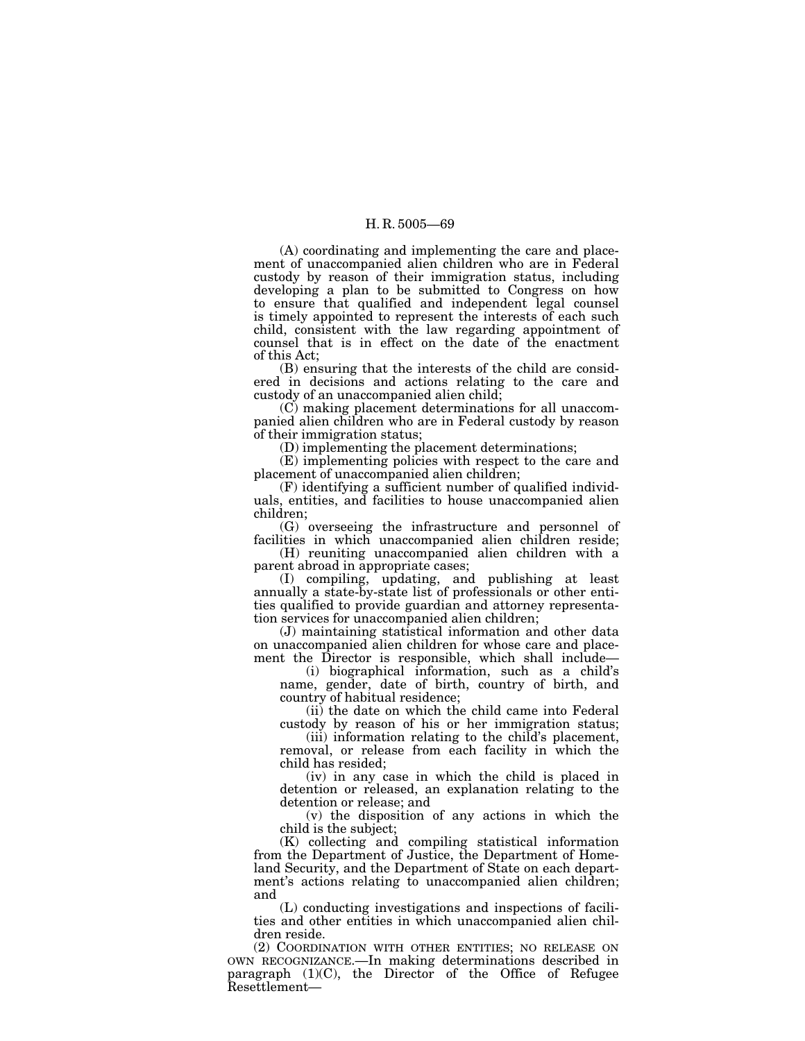(A) coordinating and implementing the care and placement of unaccompanied alien children who are in Federal custody by reason of their immigration status, including developing a plan to be submitted to Congress on how to ensure that qualified and independent legal counsel is timely appointed to represent the interests of each such child, consistent with the law regarding appointment of counsel that is in effect on the date of the enactment of this Act;

(B) ensuring that the interests of the child are considered in decisions and actions relating to the care and custody of an unaccompanied alien child;

(C) making placement determinations for all unaccompanied alien children who are in Federal custody by reason of their immigration status;

(D) implementing the placement determinations;

(E) implementing policies with respect to the care and placement of unaccompanied alien children;

(F) identifying a sufficient number of qualified individuals, entities, and facilities to house unaccompanied alien children;

(G) overseeing the infrastructure and personnel of facilities in which unaccompanied alien children reside;

(H) reuniting unaccompanied alien children with a parent abroad in appropriate cases;

(I) compiling, updating, and publishing at least annually a state-by-state list of professionals or other entities qualified to provide guardian and attorney representation services for unaccompanied alien children;

(J) maintaining statistical information and other data on unaccompanied alien children for whose care and placement the Director is responsible, which shall include—

(i) biographical information, such as a child's name, gender, date of birth, country of birth, and country of habitual residence;

(ii) the date on which the child came into Federal custody by reason of his or her immigration status;

(iii) information relating to the child's placement, removal, or release from each facility in which the child has resided;

(iv) in any case in which the child is placed in detention or released, an explanation relating to the detention or release; and

(v) the disposition of any actions in which the child is the subject;

(K) collecting and compiling statistical information from the Department of Justice, the Department of Homeland Security, and the Department of State on each department's actions relating to unaccompanied alien children; and

(L) conducting investigations and inspections of facilities and other entities in which unaccompanied alien children reside.

(2) COORDINATION WITH OTHER ENTITIES; NO RELEASE ON OWN RECOGNIZANCE.—In making determinations described in paragraph (1)(C), the Director of the Office of Refugee Resettlement—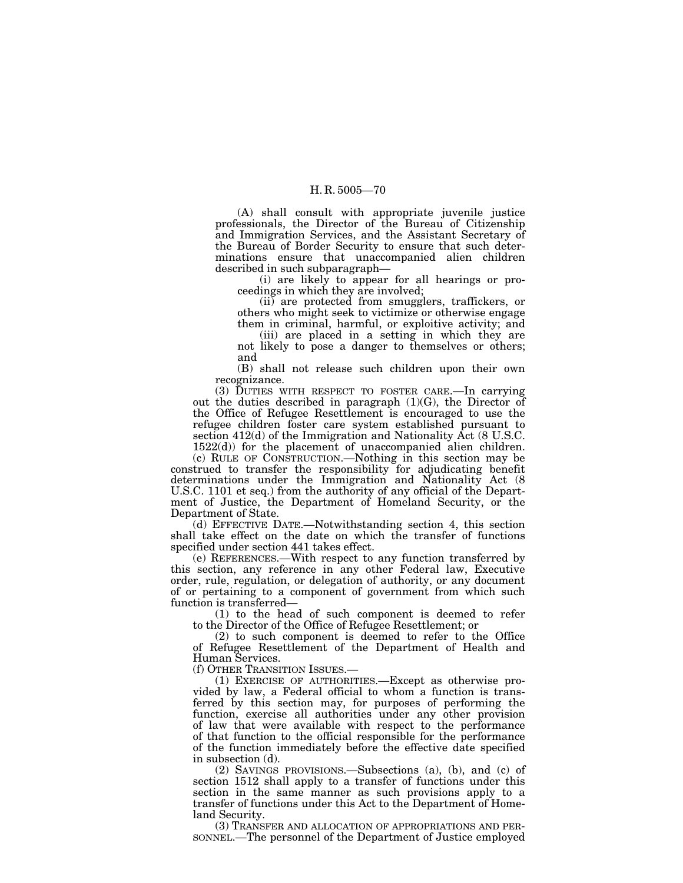(A) shall consult with appropriate juvenile justice professionals, the Director of the Bureau of Citizenship and Immigration Services, and the Assistant Secretary of the Bureau of Border Security to ensure that such determinations ensure that unaccompanied alien children described in such subparagraph—

(i) are likely to appear for all hearings or proceedings in which they are involved;

(ii) are protected from smugglers, traffickers, or others who might seek to victimize or otherwise engage them in criminal, harmful, or exploitive activity; and

(iii) are placed in a setting in which they are not likely to pose a danger to themselves or others; and

(B) shall not release such children upon their own recognizance.

(3) DUTIES WITH RESPECT TO FOSTER CARE.—In carrying out the duties described in paragraph (1)(G), the Director of the Office of Refugee Resettlement is encouraged to use the refugee children foster care system established pursuant to section 412(d) of the Immigration and Nationality Act (8 U.S.C. 1522(d)) for the placement of unaccompanied alien children.

(c) RULE OF CONSTRUCTION.—Nothing in this section may be construed to transfer the responsibility for adjudicating benefit determinations under the Immigration and Nationality Act (8 U.S.C. 1101 et seq.) from the authority of any official of the Department of Justice, the Department of Homeland Security, or the Department of State.

(d) EFFECTIVE DATE.—Notwithstanding section 4, this section shall take effect on the date on which the transfer of functions specified under section 441 takes effect.

(e) REFERENCES.—With respect to any function transferred by this section, any reference in any other Federal law, Executive order, rule, regulation, or delegation of authority, or any document of or pertaining to a component of government from which such function is transferred—

(1) to the head of such component is deemed to refer to the Director of the Office of Refugee Resettlement; or

(2) to such component is deemed to refer to the Office of Refugee Resettlement of the Department of Health and Human Services.

(f) OTHER TRANSITION ISSUES.—

(1) EXERCISE OF AUTHORITIES.—Except as otherwise provided by law, a Federal official to whom a function is transferred by this section may, for purposes of performing the function, exercise all authorities under any other provision of law that were available with respect to the performance of that function to the official responsible for the performance of the function immediately before the effective date specified in subsection (d).

(2) SAVINGS PROVISIONS.—Subsections (a), (b), and (c) of section 1512 shall apply to a transfer of functions under this section in the same manner as such provisions apply to a transfer of functions under this Act to the Department of Homeland Security.

(3) TRANSFER AND ALLOCATION OF APPROPRIATIONS AND PERSONNEL.—The personnel of the Department of Justice employed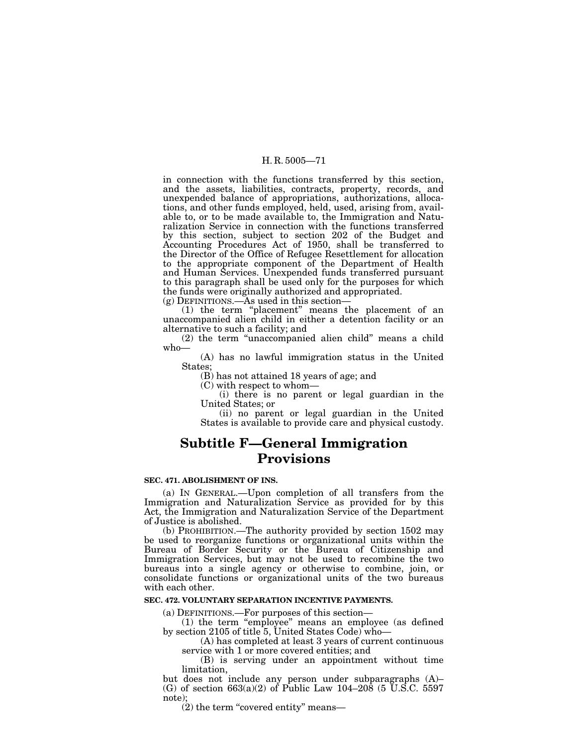in connection with the functions transferred by this section, and the assets, liabilities, contracts, property, records, and unexpended balance of appropriations, authorizations, allocations, and other funds employed, held, used, arising from, available to, or to be made available to, the Immigration and Naturalization Service in connection with the functions transferred by this section, subject to section 202 of the Budget and Accounting Procedures Act of 1950, shall be transferred to the Director of the Office of Refugee Resettlement for allocation to the appropriate component of the Department of Health and Human Services. Unexpended funds transferred pursuant to this paragraph shall be used only for the purposes for which the funds were originally authorized and appropriated.

(g) DEFINITIONS.—As used in this section—

(1) the term "placement" means the placement of an unaccompanied alien child in either a detention facility or an alternative to such a facility; and

(2) the term "unaccompanied alien child" means a child who—

(A) has no lawful immigration status in the United States;

(B) has not attained 18 years of age; and

(C) with respect to whom—

(i) there is no parent or legal guardian in the United States; or

(ii) no parent or legal guardian in the United States is available to provide care and physical custody.

# Subtitle F—General Immigration Provisions

### SEC. 471. ABOLISHMENT OF INS.

(a) IN GENERAL.—Upon completion of all transfers from the Immigration and Naturalization Service as provided for by this Act, the Immigration and Naturalization Service of the Department of Justice is abolished.

(b) PROHIBITION.—The authority provided by section 1502 may be used to reorganize functions or organizational units within the Bureau of Border Security or the Bureau of Citizenship and Immigration Services, but may not be used to recombine the two bureaus into a single agency or otherwise to combine, join, or consolidate functions or organizational units of the two bureaus with each other.

### SEC. 472. VOLUNTARY SEPARATION INCENTIVE PAYMENTS.

(a) DEFINITIONS.—For purposes of this section—

(1) the term "employee" means an employee (as defined by section 2105 of title 5, United States Code) who—

(A) has completed at least 3 years of current continuous service with 1 or more covered entities; and

(B) is serving under an appointment without time limitation,

but does not include any person under subparagraphs (A)–(G) of section 663(a)(2) of Public Law 104–208 (5 U.S.C. 5597 note);

(2) the term "covered entity" means—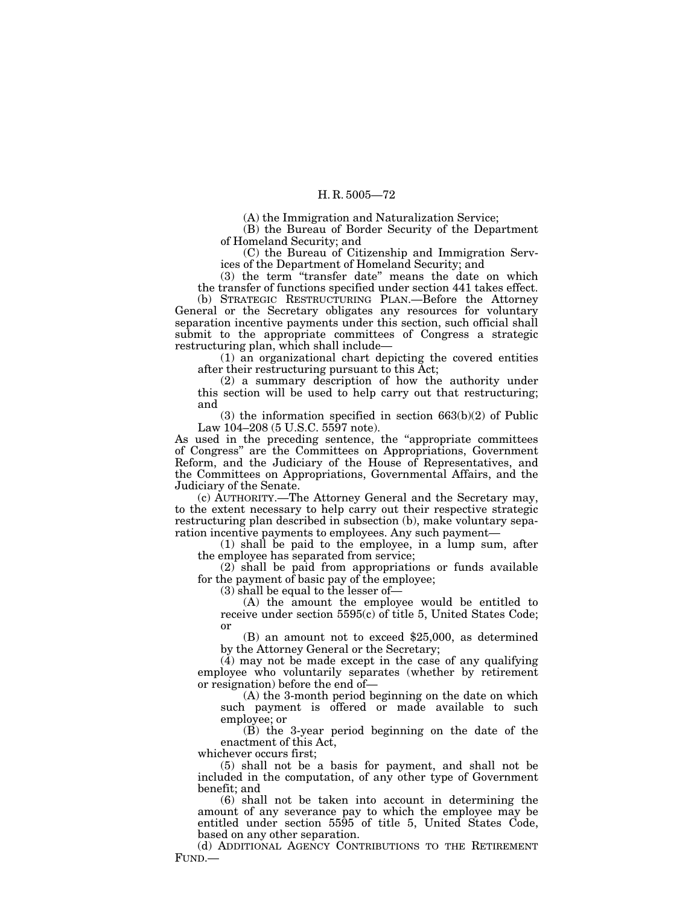(A) the Immigration and Naturalization Service;

(B) the Bureau of Border Security of the Department of Homeland Security; and

(C) the Bureau of Citizenship and Immigration Services of the Department of Homeland Security; and

(3) the term "transfer date" means the date on which the transfer of functions specified under section 441 takes effect.

(b) STRATEGIC RESTRUCTURING PLAN.—Before the Attorney General or the Secretary obligates any resources for voluntary separation incentive payments under this section, such official shall submit to the appropriate committees of Congress a strategic restructuring plan, which shall include—

(1) an organizational chart depicting the covered entities after their restructuring pursuant to this Act;

(2) a summary description of how the authority under this section will be used to help carry out that restructuring; and

(3) the information specified in section 663(b)(2) of Public Law 104–208 (5 U.S.C. 5597 note).

As used in the preceding sentence, the "appropriate committees of Congress" are the Committees on Appropriations, Government Reform, and the Judiciary of the House of Representatives, and the Committees on Appropriations, Governmental Affairs, and the Judiciary of the Senate.

(c) AUTHORITY.—The Attorney General and the Secretary may, to the extent necessary to help carry out their respective strategic restructuring plan described in subsection (b), make voluntary separation incentive payments to employees. Any such payment—

(1) shall be paid to the employee, in a lump sum, after the employee has separated from service;

(2) shall be paid from appropriations or funds available for the payment of basic pay of the employee;

(3) shall be equal to the lesser of—

(A) the amount the employee would be entitled to receive under section 5595(c) of title 5, United States Code; or

(B) an amount not to exceed $25,000, as determined by the Attorney General or the Secretary;

(4) may not be made except in the case of any qualifying employee who voluntarily separates (whether by retirement or resignation) before the end of—

(A) the 3-month period beginning on the date on which such payment is offered or made available to such employee; or

(B) the 3-year period beginning on the date of the enactment of this Act,

whichever occurs first;

(5) shall not be a basis for payment, and shall not be included in the computation, of any other type of Government benefit; and

(6) shall not be taken into account in determining the amount of any severance pay to which the employee may be entitled under section 5595 of title 5, United States Code, based on any other separation.

(d) ADDITIONAL AGENCY CONTRIBUTIONS TO THE RETIREMENT FUND.—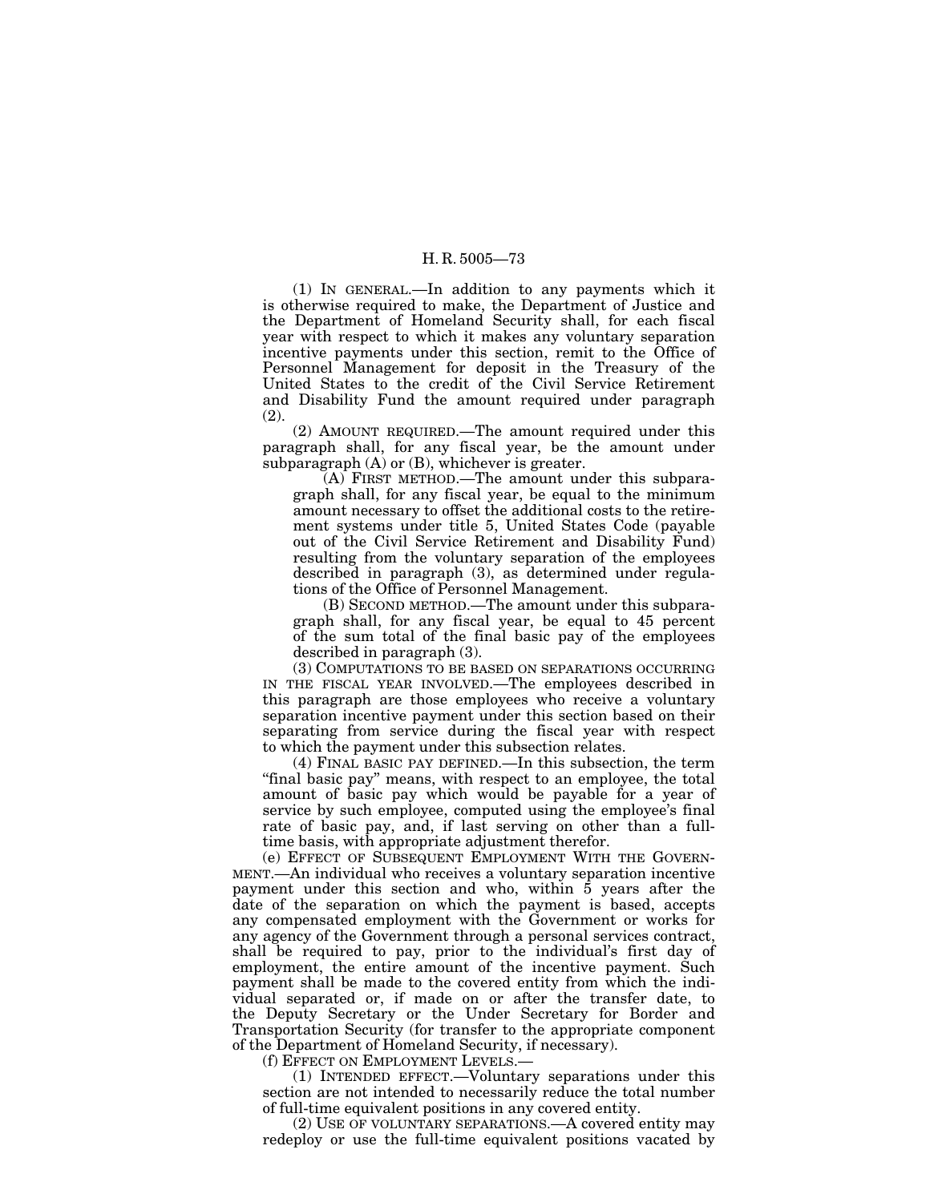(1) IN GENERAL.—In addition to any payments which it is otherwise required to make, the Department of Justice and the Department of Homeland Security shall, for each fiscal year with respect to which it makes any voluntary separation incentive payments under this section, remit to the Office of Personnel Management for deposit in the Treasury of the United States to the credit of the Civil Service Retirement and Disability Fund the amount required under paragraph (2).

(2) AMOUNT REQUIRED.—The amount required under this paragraph shall, for any fiscal year, be the amount under subparagraph (A) or (B), whichever is greater.

(A) FIRST METHOD.—The amount under this subparagraph shall, for any fiscal year, be equal to the minimum amount necessary to offset the additional costs to the retirement systems under title 5, United States Code (payable out of the Civil Service Retirement and Disability Fund) resulting from the voluntary separation of the employees described in paragraph (3), as determined under regulations of the Office of Personnel Management.

(B) SECOND METHOD.—The amount under this subparagraph shall, for any fiscal year, be equal to 45 percent of the sum total of the final basic pay of the employees described in paragraph (3).

(3) COMPUTATIONS TO BE BASED ON SEPARATIONS OCCURRING IN THE FISCAL YEAR INVOLVED.—The employees described in this paragraph are those employees who receive a voluntary separation incentive payment under this section based on their separating from service during the fiscal year with respect to which the payment under this subsection relates.

(4) FINAL BASIC PAY DEFINED.—In this subsection, the term "final basic pay" means, with respect to an employee, the total amount of basic pay which would be payable for a year of service by such employee, computed using the employee's final rate of basic pay, and, if last serving on other than a full-time basis, with appropriate adjustment therefor.

(e) EFFECT OF SUBSEQUENT EMPLOYMENT WITH THE GOVERNMENT.—An individual who receives a voluntary separation incentive payment under this section and who, within 5 years after the date of the separation on which the payment is based, accepts any compensated employment with the Government or works for any agency of the Government through a personal services contract, shall be required to pay, prior to the individual's first day of employment, the entire amount of the incentive payment. Such payment shall be made to the covered entity from which the individual separated or, if made on or after the transfer date, to the Deputy Secretary or the Under Secretary for Border and Transportation Security (for transfer to the appropriate component of the Department of Homeland Security, if necessary).

(f) EFFECT ON EMPLOYMENT LEVELS.—

(1) INTENDED EFFECT.—Voluntary separations under this section are not intended to necessarily reduce the total number of full-time equivalent positions in any covered entity.

(2) USE OF VOLUNTARY SEPARATIONS.—A covered entity may redeploy or use the full-time equivalent positions vacated by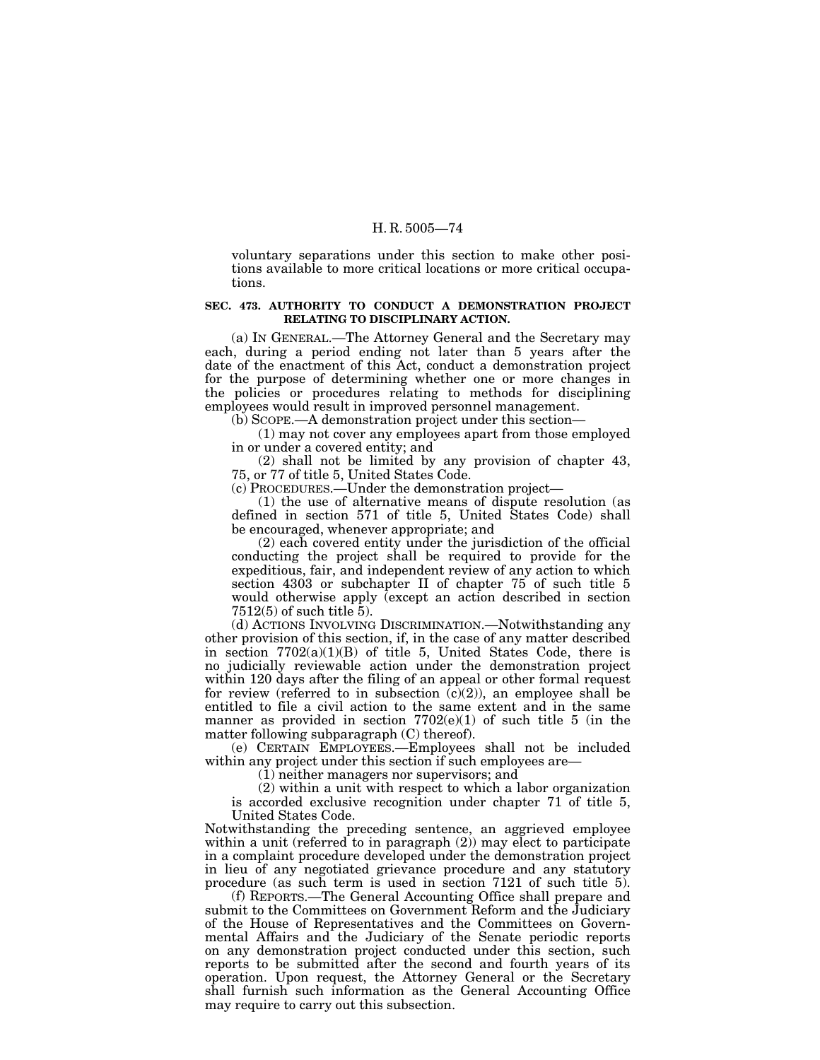voluntary separations under this section to make other positions available to more critical locations or more critical occupations.

**SEC. 473. AUTHORITY TO CONDUCT A DEMONSTRATION PROJECT RELATING TO DISCIPLINARY ACTION.**

(a) IN GENERAL.—The Attorney General and the Secretary may each, during a period ending not later than 5 years after the date of the enactment of this Act, conduct a demonstration project for the purpose of determining whether one or more changes in the policies or procedures relating to methods for disciplining employees would result in improved personnel management.

(b) SCOPE.—A demonstration project under this section—

(1) may not cover any employees apart from those employed in or under a covered entity; and

(2) shall not be limited by any provision of chapter 43, 75, or 77 of title 5, United States Code.

(c) PROCEDURES.—Under the demonstration project—

(1) the use of alternative means of dispute resolution (as defined in section 571 of title 5, United States Code) shall be encouraged, whenever appropriate; and

(2) each covered entity under the jurisdiction of the official conducting the project shall be required to provide for the expeditious, fair, and independent review of any action to which section 4303 or subchapter II of chapter 75 of such title 5 would otherwise apply (except an action described in section 7512(5) of such title 5).

(d) ACTIONS INVOLVING DISCRIMINATION.—Notwithstanding any other provision of this section, if, in the case of any matter described in section 7702(a)(1)(B) of title 5, United States Code, there is no judicially reviewable action under the demonstration project within 120 days after the filing of an appeal or other formal request for review (referred to in subsection (c)(2)), an employee shall be entitled to file a civil action to the same extent and in the same manner as provided in section 7702(e)(1) of such title 5 (in the matter following subparagraph (C) thereof).

(e) CERTAIN EMPLOYEES.—Employees shall not be included within any project under this section if such employees are—

(1) neither managers nor supervisors; and

(2) within a unit with respect to which a labor organization is accorded exclusive recognition under chapter 71 of title 5, United States Code.

Notwithstanding the preceding sentence, an aggrieved employee within a unit (referred to in paragraph (2)) may elect to participate in a complaint procedure developed under the demonstration project in lieu of any negotiated grievance procedure and any statutory procedure (as such term is used in section 7121 of such title 5).

(f) REPORTS.—The General Accounting Office shall prepare and submit to the Committees on Government Reform and the Judiciary of the House of Representatives and the Committees on Governmental Affairs and the Judiciary of the Senate periodic reports on any demonstration project conducted under this section, such reports to be submitted after the second and fourth years of its operation. Upon request, the Attorney General or the Secretary shall furnish such information as the General Accounting Office may require to carry out this subsection.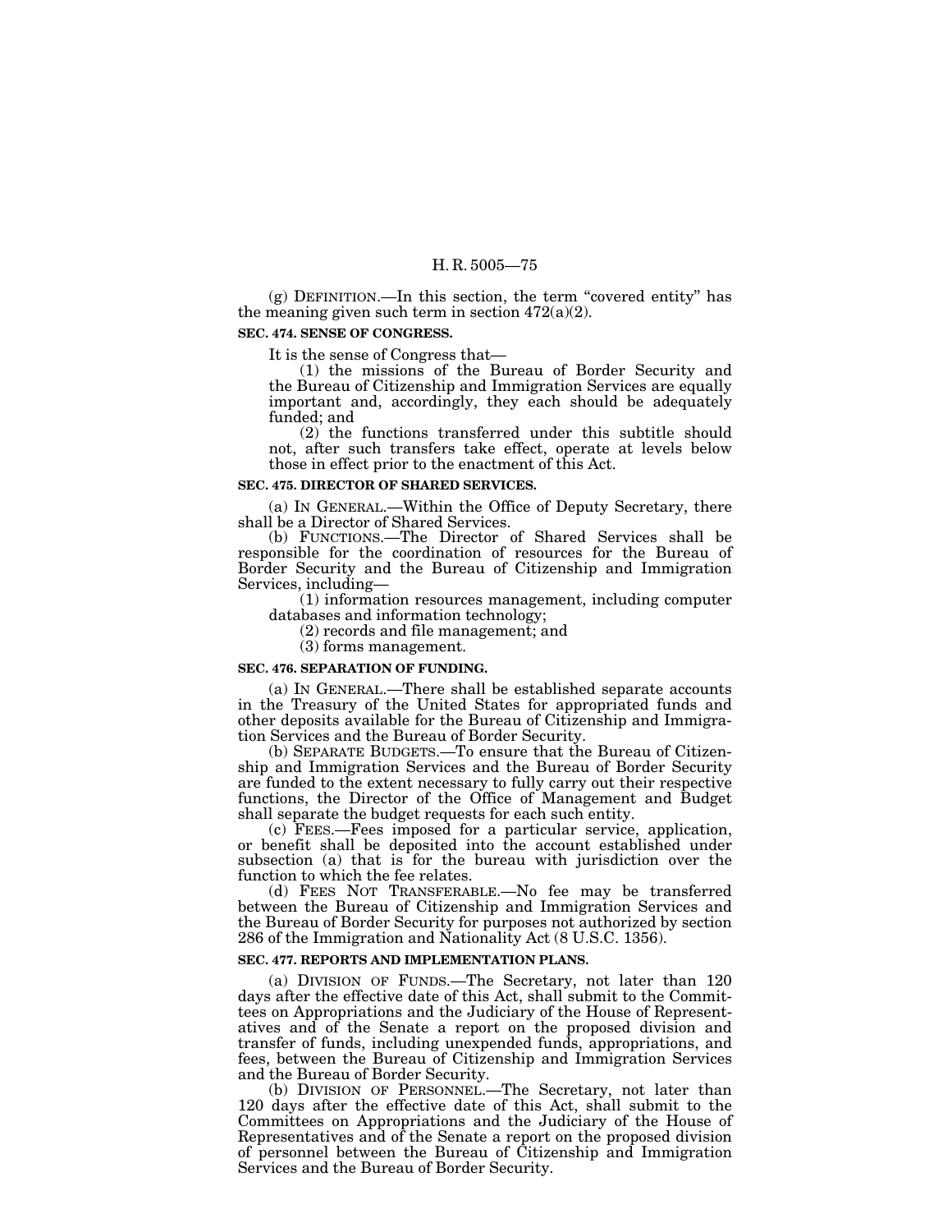(g) DEFINITION.—In this section, the term "covered entity" has the meaning given such term in section 472(a)(2).

### SEC. 474. SENSE OF CONGRESS.

It is the sense of Congress that—

(1) the missions of the Bureau of Border Security and the Bureau of Citizenship and Immigration Services are equally important and, accordingly, they each should be adequately funded; and

(2) the functions transferred under this subtitle should not, after such transfers take effect, operate at levels below those in effect prior to the enactment of this Act.

### SEC. 475. DIRECTOR OF SHARED SERVICES.

(a) IN GENERAL.—Within the Office of Deputy Secretary, there shall be a Director of Shared Services.

(b) FUNCTIONS.—The Director of Shared Services shall be responsible for the coordination of resources for the Bureau of Border Security and the Bureau of Citizenship and Immigration Services, including—

(1) information resources management, including computer databases and information technology;

(2) records and file management; and

(3) forms management.

### SEC. 476. SEPARATION OF FUNDING.

(a) IN GENERAL.—There shall be established separate accounts in the Treasury of the United States for appropriated funds and other deposits available for the Bureau of Citizenship and Immigration Services and the Bureau of Border Security.

(b) SEPARATE BUDGETS.—To ensure that the Bureau of Citizenship and Immigration Services and the Bureau of Border Security are funded to the extent necessary to fully carry out their respective functions, the Director of the Office of Management and Budget shall separate the budget requests for each such entity.

(c) FEES.—Fees imposed for a particular service, application, or benefit shall be deposited into the account established under subsection (a) that is for the bureau with jurisdiction over the function to which the fee relates.

(d) FEES NOT TRANSFERABLE.—No fee may be transferred between the Bureau of Citizenship and Immigration Services and the Bureau of Border Security for purposes not authorized by section 286 of the Immigration and Nationality Act (8 U.S.C. 1356).

### SEC. 477. REPORTS AND IMPLEMENTATION PLANS.

(a) DIVISION OF FUNDS.—The Secretary, not later than 120 days after the effective date of this Act, shall submit to the Committees on Appropriations and the Judiciary of the House of Representatives and of the Senate a report on the proposed division and transfer of funds, including unexpended funds, appropriations, and fees, between the Bureau of Citizenship and Immigration Services and the Bureau of Border Security.

(b) DIVISION OF PERSONNEL.—The Secretary, not later than 120 days after the effective date of this Act, shall submit to the Committees on Appropriations and the Judiciary of the House of Representatives and of the Senate a report on the proposed division of personnel between the Bureau of Citizenship and Immigration Services and the Bureau of Border Security.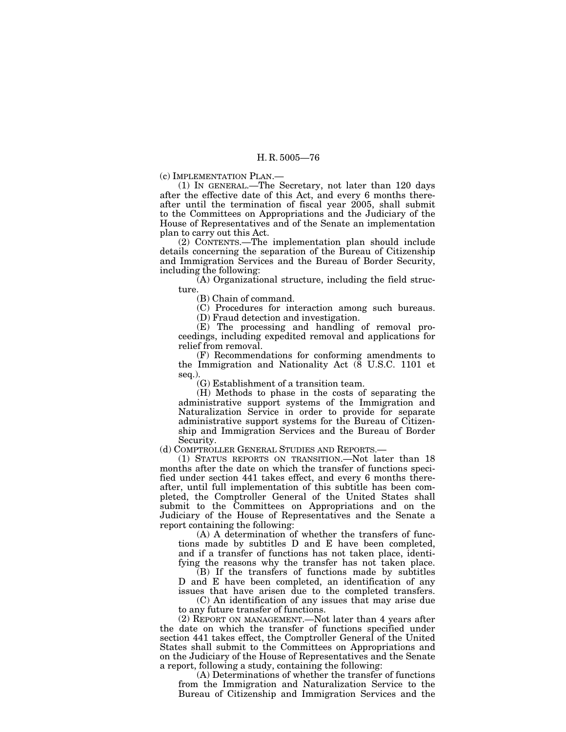(c) IMPLEMENTATION PLAN.—

(1) IN GENERAL.—The Secretary, not later than 120 days after the effective date of this Act, and every 6 months thereafter until the termination of fiscal year 2005, shall submit to the Committees on Appropriations and the Judiciary of the House of Representatives and of the Senate an implementation plan to carry out this Act.

(2) CONTENTS.—The implementation plan should include details concerning the separation of the Bureau of Citizenship and Immigration Services and the Bureau of Border Security, including the following:

(A) Organizational structure, including the field structure.

(B) Chain of command.

(C) Procedures for interaction among such bureaus.

(D) Fraud detection and investigation.

(E) The processing and handling of removal proceedings, including expedited removal and applications for relief from removal.

(F) Recommendations for conforming amendments to the Immigration and Nationality Act (8 U.S.C. 1101 et seq.).

(G) Establishment of a transition team.

(H) Methods to phase in the costs of separating the administrative support systems of the Immigration and Naturalization Service in order to provide for separate administrative support systems for the Bureau of Citizenship and Immigration Services and the Bureau of Border Security.

(d) COMPTROLLER GENERAL STUDIES AND REPORTS.—

(1) STATUS REPORTS ON TRANSITION.—Not later than 18 months after the date on which the transfer of functions specified under section 441 takes effect, and every 6 months thereafter, until full implementation of this subtitle has been completed, the Comptroller General of the United States shall submit to the Committees on Appropriations and on the Judiciary of the House of Representatives and the Senate a report containing the following:

(A) A determination of whether the transfers of functions made by subtitles D and E have been completed, and if a transfer of functions has not taken place, identifying the reasons why the transfer has not taken place.

(B) If the transfers of functions made by subtitles D and E have been completed, an identification of any issues that have arisen due to the completed transfers.

(C) An identification of any issues that may arise due to any future transfer of functions.

(2) REPORT ON MANAGEMENT.—Not later than 4 years after the date on which the transfer of functions specified under section 441 takes effect, the Comptroller General of the United States shall submit to the Committees on Appropriations and on the Judiciary of the House of Representatives and the Senate a report, following a study, containing the following:

(A) Determinations of whether the transfer of functions from the Immigration and Naturalization Service to the Bureau of Citizenship and Immigration Services and the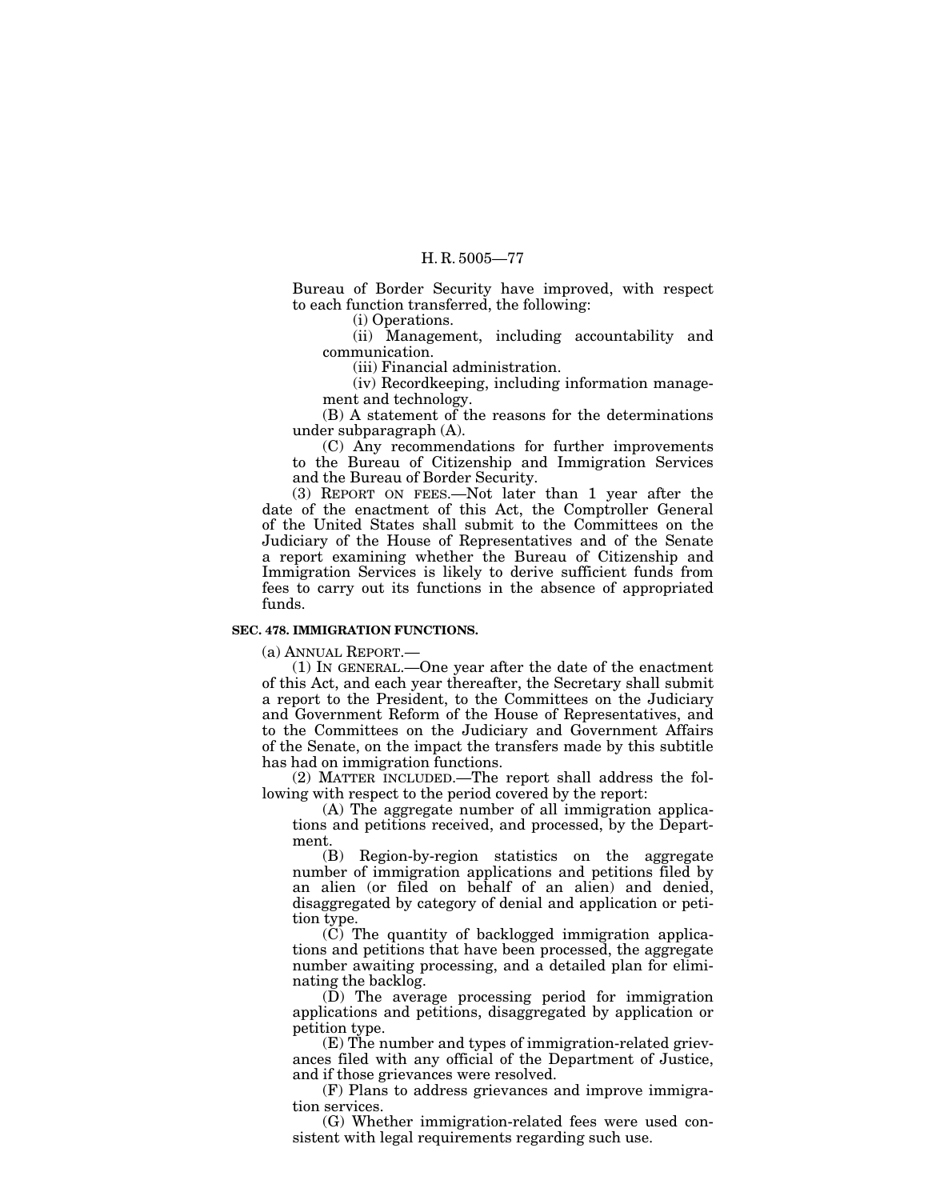Bureau of Border Security have improved, with respect to each function transferred, the following:

(i) Operations.

(ii) Management, including accountability and communication.

(iii) Financial administration.

(iv) Recordkeeping, including information management and technology.

(B) A statement of the reasons for the determinations under subparagraph (A).

(C) Any recommendations for further improvements to the Bureau of Citizenship and Immigration Services and the Bureau of Border Security.

(3) REPORT ON FEES.—Not later than 1 year after the date of the enactment of this Act, the Comptroller General of the United States shall submit to the Committees on the Judiciary of the House of Representatives and of the Senate a report examining whether the Bureau of Citizenship and Immigration Services is likely to derive sufficient funds from fees to carry out its functions in the absence of appropriated funds.

**SEC. 478. IMMIGRATION FUNCTIONS.**

(a) ANNUAL REPORT.—

(1) IN GENERAL.—One year after the date of the enactment of this Act, and each year thereafter, the Secretary shall submit a report to the President, to the Committees on the Judiciary and Government Reform of the House of Representatives, and to the Committees on the Judiciary and Government Affairs of the Senate, on the impact the transfers made by this subtitle has had on immigration functions.

(2) MATTER INCLUDED.—The report shall address the following with respect to the period covered by the report:

(A) The aggregate number of all immigration applications and petitions received, and processed, by the Department.

(B) Region-by-region statistics on the aggregate number of immigration applications and petitions filed by an alien (or filed on behalf of an alien) and denied, disaggregated by category of denial and application or petition type.

(C) The quantity of backlogged immigration applications and petitions that have been processed, the aggregate number awaiting processing, and a detailed plan for eliminating the backlog.

(D) The average processing period for immigration applications and petitions, disaggregated by application or petition type.

(E) The number and types of immigration-related grievances filed with any official of the Department of Justice, and if those grievances were resolved.

(F) Plans to address grievances and improve immigration services.

(G) Whether immigration-related fees were used consistent with legal requirements regarding such use.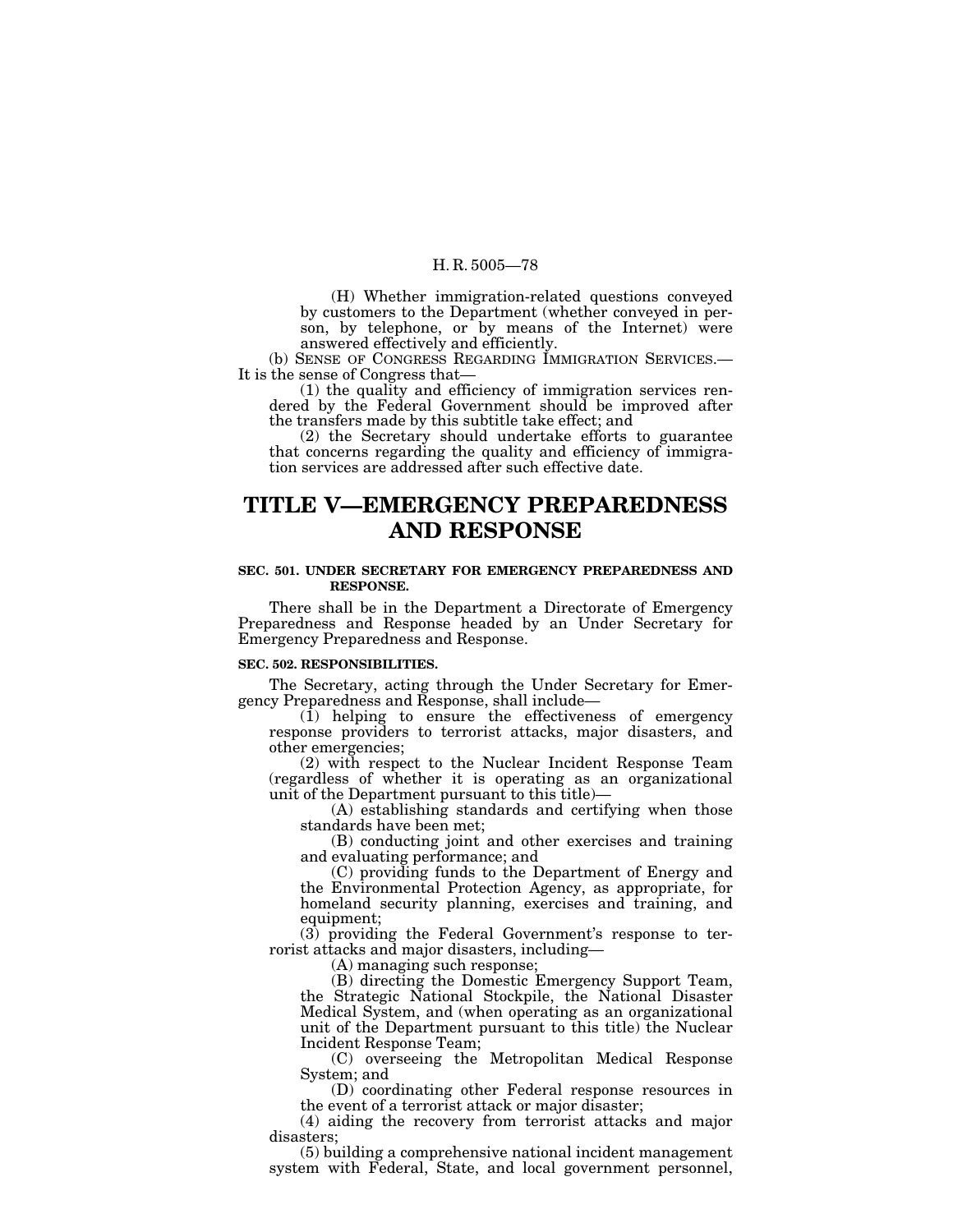(H) Whether immigration-related questions conveyed by customers to the Department (whether conveyed in person, by telephone, or by means of the Internet) were answered effectively and efficiently.

(b) SENSE OF CONGRESS REGARDING IMMIGRATION SERVICES.—It is the sense of Congress that—

(1) the quality and efficiency of immigration services rendered by the Federal Government should be improved after the transfers made by this subtitle take effect; and

(2) the Secretary should undertake efforts to guarantee that concerns regarding the quality and efficiency of immigration services are addressed after such effective date.

# TITLE V—EMERGENCY PREPAREDNESS AND RESPONSE

### SEC. 501. UNDER SECRETARY FOR EMERGENCY PREPAREDNESS AND RESPONSE.

There shall be in the Department a Directorate of Emergency Preparedness and Response headed by an Under Secretary for Emergency Preparedness and Response.

### SEC. 502. RESPONSIBILITIES.

The Secretary, acting through the Under Secretary for Emergency Preparedness and Response, shall include—

(1) helping to ensure the effectiveness of emergency response providers to terrorist attacks, major disasters, and other emergencies;

(2) with respect to the Nuclear Incident Response Team (regardless of whether it is operating as an organizational unit of the Department pursuant to this title)—

(A) establishing standards and certifying when those standards have been met;

(B) conducting joint and other exercises and training and evaluating performance; and

(C) providing funds to the Department of Energy and the Environmental Protection Agency, as appropriate, for homeland security planning, exercises and training, and equipment;

(3) providing the Federal Government's response to terrorist attacks and major disasters, including—

(A) managing such response;

(B) directing the Domestic Emergency Support Team, the Strategic National Stockpile, the National Disaster Medical System, and (when operating as an organizational unit of the Department pursuant to this title) the Nuclear Incident Response Team;

(C) overseeing the Metropolitan Medical Response System; and

(D) coordinating other Federal response resources in the event of a terrorist attack or major disaster;

(4) aiding the recovery from terrorist attacks and major disasters;

(5) building a comprehensive national incident management system with Federal, State, and local government personnel,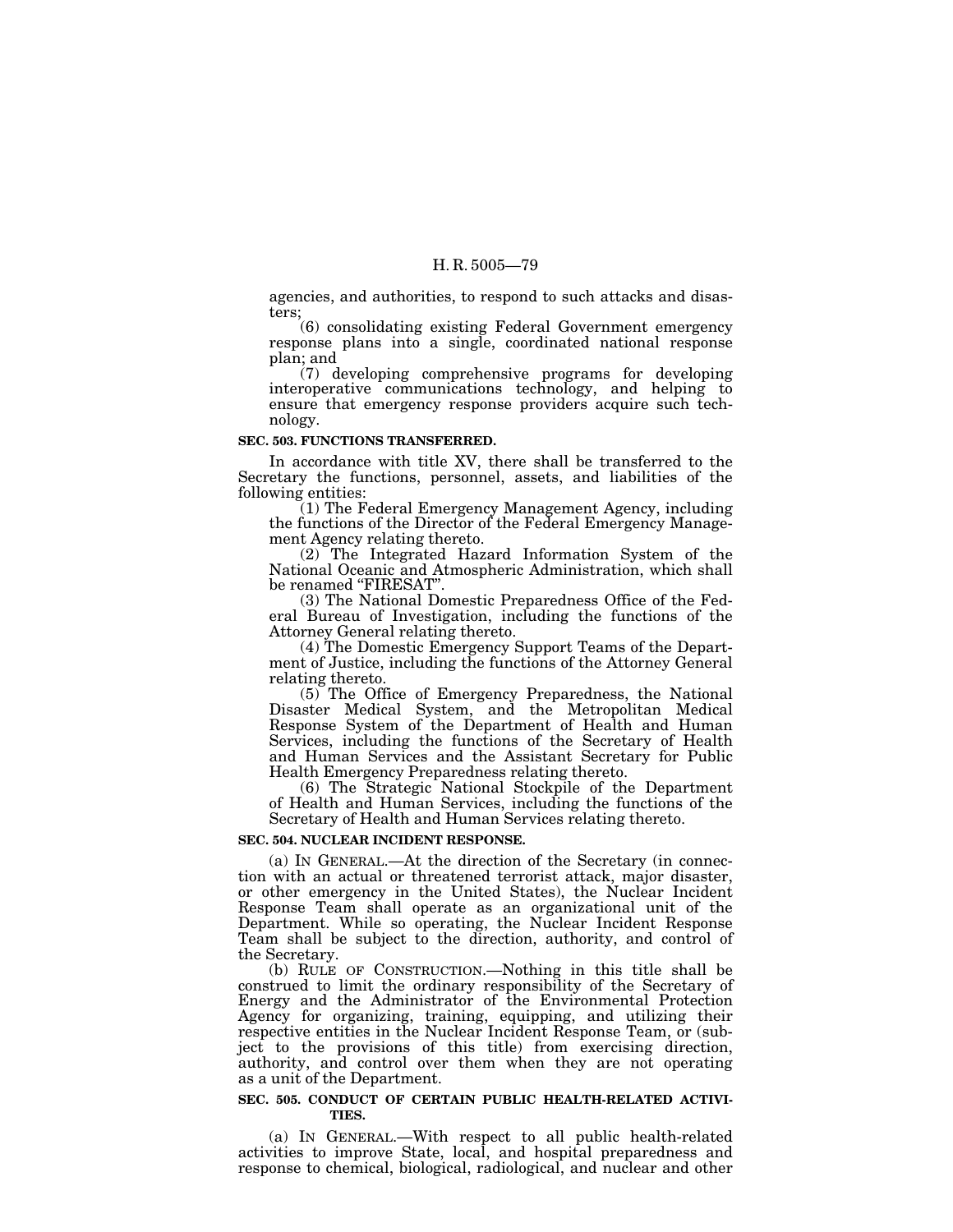agencies, and authorities, to respond to such attacks and disasters;

(6) consolidating existing Federal Government emergency response plans into a single, coordinated national response plan; and

(7) developing comprehensive programs for developing interoperative communications technology, and helping to ensure that emergency response providers acquire such technology.

**SEC. 503. FUNCTIONS TRANSFERRED.**

In accordance with title XV, there shall be transferred to the Secretary the functions, personnel, assets, and liabilities of the following entities:

(1) The Federal Emergency Management Agency, including the functions of the Director of the Federal Emergency Management Agency relating thereto.

(2) The Integrated Hazard Information System of the National Oceanic and Atmospheric Administration, which shall be renamed "FIRESAT".

(3) The National Domestic Preparedness Office of the Federal Bureau of Investigation, including the functions of the Attorney General relating thereto.

(4) The Domestic Emergency Support Teams of the Department of Justice, including the functions of the Attorney General relating thereto.

(5) The Office of Emergency Preparedness, the National Disaster Medical System, and the Metropolitan Medical Response System of the Department of Health and Human Services, including the functions of the Secretary of Health and Human Services and the Assistant Secretary for Public Health Emergency Preparedness relating thereto.

(6) The Strategic National Stockpile of the Department of Health and Human Services, including the functions of the Secretary of Health and Human Services relating thereto.

**SEC. 504. NUCLEAR INCIDENT RESPONSE.**

(a) IN GENERAL.—At the direction of the Secretary (in connection with an actual or threatened terrorist attack, major disaster, or other emergency in the United States), the Nuclear Incident Response Team shall operate as an organizational unit of the Department. While so operating, the Nuclear Incident Response Team shall be subject to the direction, authority, and control of the Secretary.

(b) RULE OF CONSTRUCTION.—Nothing in this title shall be construed to limit the ordinary responsibility of the Secretary of Energy and the Administrator of the Environmental Protection Agency for organizing, training, equipping, and utilizing their respective entities in the Nuclear Incident Response Team, or (subject to the provisions of this title) from exercising direction, authority, and control over them when they are not operating as a unit of the Department.

**SEC. 505. CONDUCT OF CERTAIN PUBLIC HEALTH-RELATED ACTIVITIES.**

(a) IN GENERAL.—With respect to all public health-related activities to improve State, local, and hospital preparedness and response to chemical, biological, radiological, and nuclear and other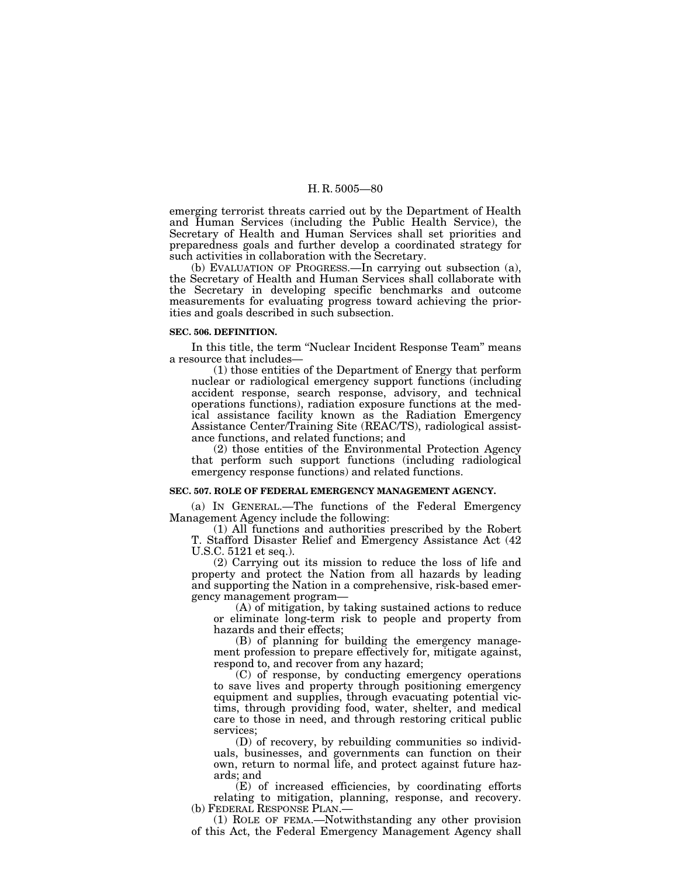emerging terrorist threats carried out by the Department of Health and Human Services (including the Public Health Service), the Secretary of Health and Human Services shall set priorities and preparedness goals and further develop a coordinated strategy for such activities in collaboration with the Secretary.

(b) EVALUATION OF PROGRESS.—In carrying out subsection (a), the Secretary of Health and Human Services shall collaborate with the Secretary in developing specific benchmarks and outcome measurements for evaluating progress toward achieving the priorities and goals described in such subsection.

**SEC. 506. DEFINITION.**

In this title, the term "Nuclear Incident Response Team" means a resource that includes—

(1) those entities of the Department of Energy that perform nuclear or radiological emergency support functions (including accident response, search response, advisory, and technical operations functions), radiation exposure functions at the medical assistance facility known as the Radiation Emergency Assistance Center/Training Site (REAC/TS), radiological assistance functions, and related functions; and

(2) those entities of the Environmental Protection Agency that perform such support functions (including radiological emergency response functions) and related functions.

**SEC. 507. ROLE OF FEDERAL EMERGENCY MANAGEMENT AGENCY.**

(a) IN GENERAL.—The functions of the Federal Emergency Management Agency include the following:

(1) All functions and authorities prescribed by the Robert T. Stafford Disaster Relief and Emergency Assistance Act (42 U.S.C. 5121 et seq.).

(2) Carrying out its mission to reduce the loss of life and property and protect the Nation from all hazards by leading and supporting the Nation in a comprehensive, risk-based emergency management program—

(A) of mitigation, by taking sustained actions to reduce or eliminate long-term risk to people and property from hazards and their effects;

(B) of planning for building the emergency management profession to prepare effectively for, mitigate against, respond to, and recover from any hazard;

(C) of response, by conducting emergency operations to save lives and property through positioning emergency equipment and supplies, through evacuating potential victims, through providing food, water, shelter, and medical care to those in need, and through restoring critical public services;

(D) of recovery, by rebuilding communities so individuals, businesses, and governments can function on their own, return to normal life, and protect against future hazards; and

(E) of increased efficiencies, by coordinating efforts relating to mitigation, planning, response, and recovery.

(b) FEDERAL RESPONSE PLAN.—

(1) ROLE OF FEMA.—Notwithstanding any other provision of this Act, the Federal Emergency Management Agency shall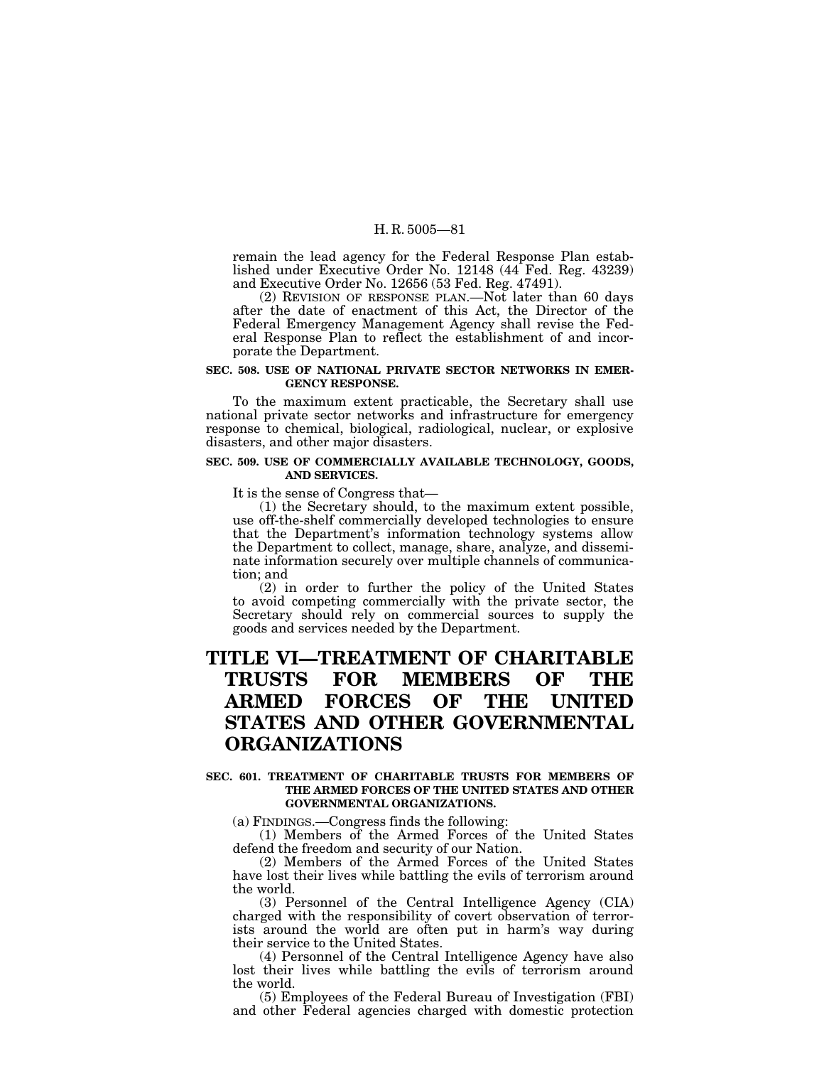remain the lead agency for the Federal Response Plan established under Executive Order No. 12148 (44 Fed. Reg. 43239) and Executive Order No. 12656 (53 Fed. Reg. 47491).

(2) REVISION OF RESPONSE PLAN.—Not later than 60 days after the date of enactment of this Act, the Director of the Federal Emergency Management Agency shall revise the Federal Response Plan to reflect the establishment of and incorporate the Department.

**SEC. 508. USE OF NATIONAL PRIVATE SECTOR NETWORKS IN EMERGENCY RESPONSE.**

To the maximum extent practicable, the Secretary shall use national private sector networks and infrastructure for emergency response to chemical, biological, radiological, nuclear, or explosive disasters, and other major disasters.

**SEC. 509. USE OF COMMERCIALLY AVAILABLE TECHNOLOGY, GOODS, AND SERVICES.**

It is the sense of Congress that—

(1) the Secretary should, to the maximum extent possible, use off-the-shelf commercially developed technologies to ensure that the Department's information technology systems allow the Department to collect, manage, share, analyze, and disseminate information securely over multiple channels of communication; and

(2) in order to further the policy of the United States to avoid competing commercially with the private sector, the Secretary should rely on commercial sources to supply the goods and services needed by the Department.

# TITLE VI—TREATMENT OF CHARITABLE TRUSTS FOR MEMBERS OF THE ARMED FORCES OF THE UNITED STATES AND OTHER GOVERNMENTAL ORGANIZATIONS

**SEC. 601. TREATMENT OF CHARITABLE TRUSTS FOR MEMBERS OF THE ARMED FORCES OF THE UNITED STATES AND OTHER GOVERNMENTAL ORGANIZATIONS.**

(a) FINDINGS.—Congress finds the following:

(1) Members of the Armed Forces of the United States defend the freedom and security of our Nation.

(2) Members of the Armed Forces of the United States have lost their lives while battling the evils of terrorism around the world.

(3) Personnel of the Central Intelligence Agency (CIA) charged with the responsibility of covert observation of terrorists around the world are often put in harm's way during their service to the United States.

(4) Personnel of the Central Intelligence Agency have also lost their lives while battling the evils of terrorism around the world.

(5) Employees of the Federal Bureau of Investigation (FBI) and other Federal agencies charged with domestic protection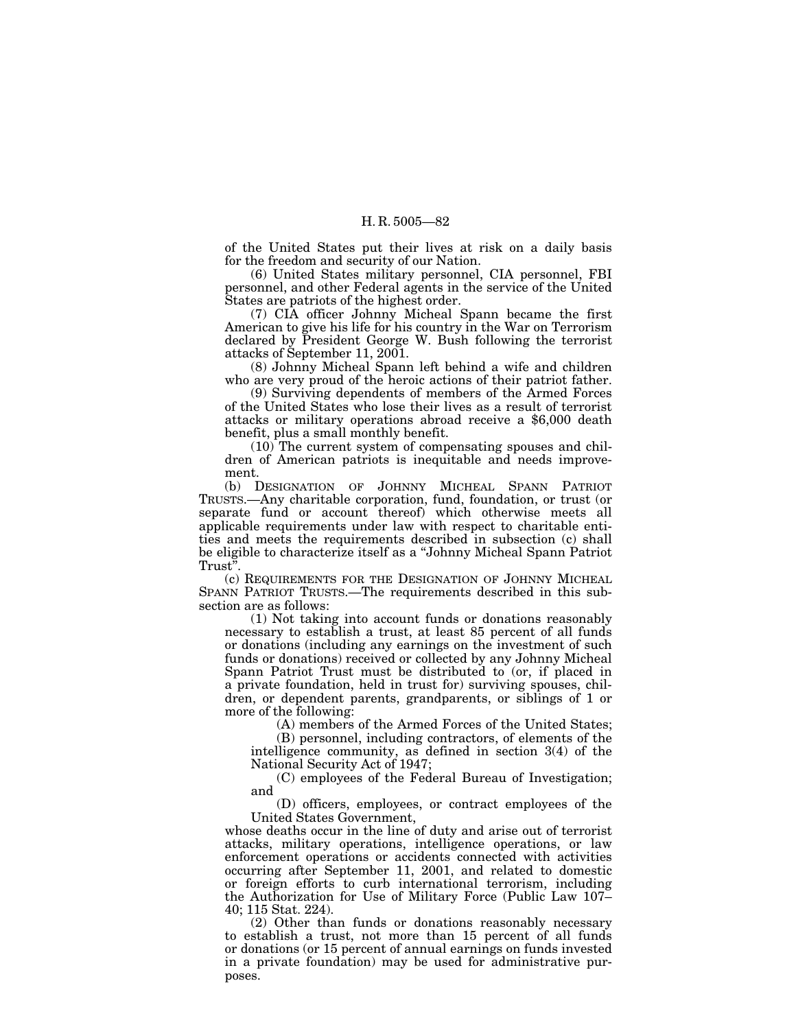of the United States put their lives at risk on a daily basis for the freedom and security of our Nation.

(6) United States military personnel, CIA personnel, FBI personnel, and other Federal agents in the service of the United States are patriots of the highest order.

(7) CIA officer Johnny Micheal Spann became the first American to give his life for his country in the War on Terrorism declared by President George W. Bush following the terrorist attacks of September 11, 2001.

(8) Johnny Micheal Spann left behind a wife and children who are very proud of the heroic actions of their patriot father.

(9) Surviving dependents of members of the Armed Forces of the United States who lose their lives as a result of terrorist attacks or military operations abroad receive a $6,000 death benefit, plus a small monthly benefit.

(10) The current system of compensating spouses and children of American patriots is inequitable and needs improvement.

(b) DESIGNATION OF JOHNNY MICHEAL SPANN PATRIOT TRUSTS.—Any charitable corporation, fund, foundation, or trust (or separate fund or account thereof) which otherwise meets all applicable requirements under law with respect to charitable entities and meets the requirements described in subsection (c) shall be eligible to characterize itself as a "Johnny Micheal Spann Patriot Trust".

(c) REQUIREMENTS FOR THE DESIGNATION OF JOHNNY MICHEAL SPANN PATRIOT TRUSTS.—The requirements described in this subsection are as follows:

(1) Not taking into account funds or donations reasonably necessary to establish a trust, at least 85 percent of all funds or donations (including any earnings on the investment of such funds or donations) received or collected by any Johnny Micheal Spann Patriot Trust must be distributed to (or, if placed in a private foundation, held in trust for) surviving spouses, children, or dependent parents, grandparents, or siblings of 1 or more of the following:

(A) members of the Armed Forces of the United States;

(B) personnel, including contractors, of elements of the intelligence community, as defined in section 3(4) of the National Security Act of 1947;

(C) employees of the Federal Bureau of Investigation; and

(D) officers, employees, or contract employees of the United States Government,

whose deaths occur in the line of duty and arise out of terrorist attacks, military operations, intelligence operations, or law enforcement operations or accidents connected with activities occurring after September 11, 2001, and related to domestic or foreign efforts to curb international terrorism, including the Authorization for Use of Military Force (Public Law 107–40; 115 Stat. 224).

(2) Other than funds or donations reasonably necessary to establish a trust, not more than 15 percent of all funds or donations (or 15 percent of annual earnings on funds invested in a private foundation) may be used for administrative purposes.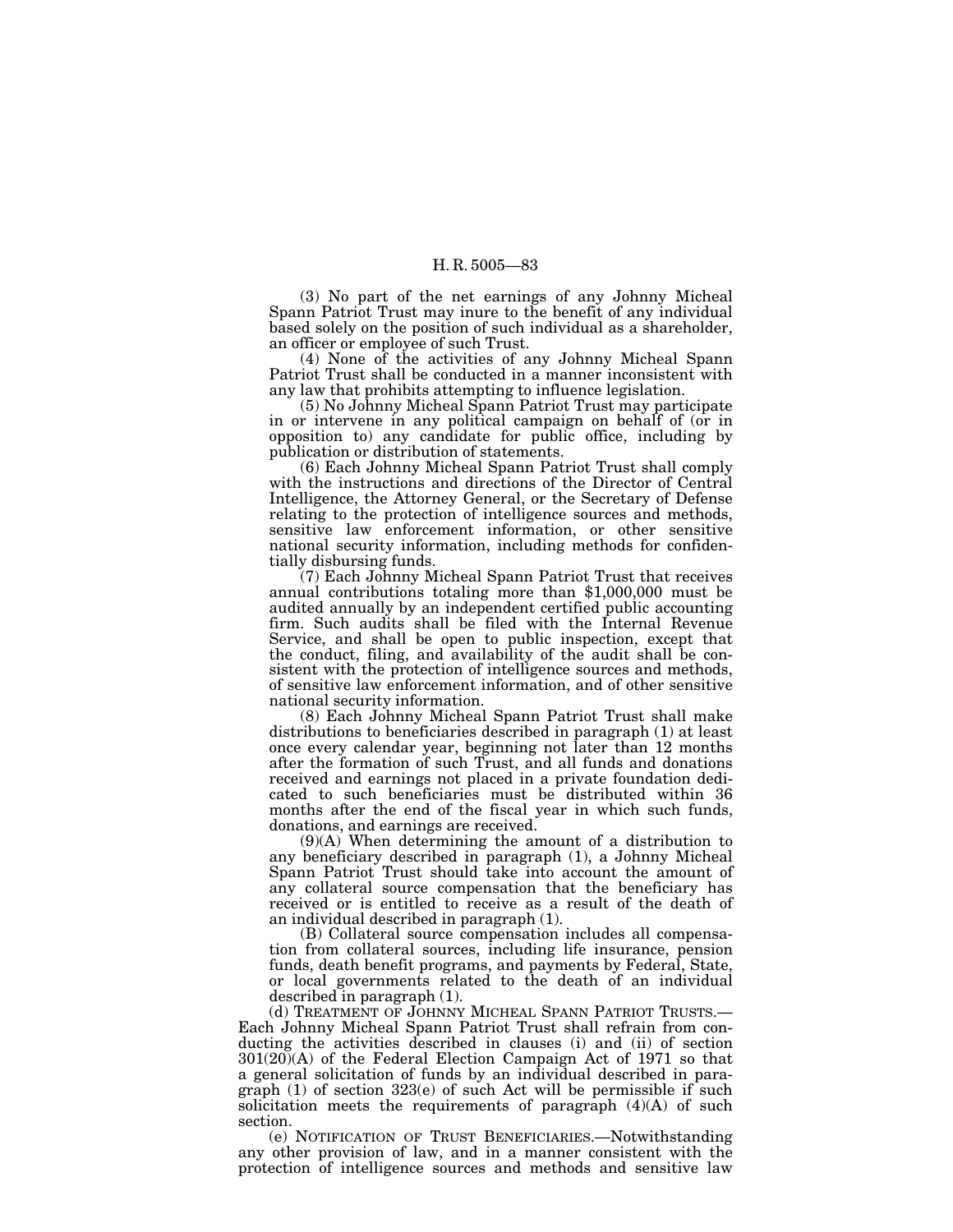(3) No part of the net earnings of any Johnny Micheal Spann Patriot Trust may inure to the benefit of any individual based solely on the position of such individual as a shareholder, an officer or employee of such Trust.

(4) None of the activities of any Johnny Micheal Spann Patriot Trust shall be conducted in a manner inconsistent with any law that prohibits attempting to influence legislation.

(5) No Johnny Micheal Spann Patriot Trust may participate in or intervene in any political campaign on behalf of (or in opposition to) any candidate for public office, including by publication or distribution of statements.

(6) Each Johnny Micheal Spann Patriot Trust shall comply with the instructions and directions of the Director of Central Intelligence, the Attorney General, or the Secretary of Defense relating to the protection of intelligence sources and methods, sensitive law enforcement information, or other sensitive national security information, including methods for confidentially disbursing funds.

(7) Each Johnny Micheal Spann Patriot Trust that receives annual contributions totaling more than $1,000,000 must be audited annually by an independent certified public accounting firm. Such audits shall be filed with the Internal Revenue Service, and shall be open to public inspection, except that the conduct, filing, and availability of the audit shall be consistent with the protection of intelligence sources and methods, of sensitive law enforcement information, and of other sensitive national security information.

(8) Each Johnny Micheal Spann Patriot Trust shall make distributions to beneficiaries described in paragraph (1) at least once every calendar year, beginning not later than 12 months after the formation of such Trust, and all funds and donations received and earnings not placed in a private foundation dedicated to such beneficiaries must be distributed within 36 months after the end of the fiscal year in which such funds, donations, and earnings are received.

(9)(A) When determining the amount of a distribution to any beneficiary described in paragraph (1), a Johnny Micheal Spann Patriot Trust should take into account the amount of any collateral source compensation that the beneficiary has received or is entitled to receive as a result of the death of an individual described in paragraph (1).

(B) Collateral source compensation includes all compensation from collateral sources, including life insurance, pension funds, death benefit programs, and payments by Federal, State, or local governments related to the death of an individual described in paragraph (1).

(d) TREATMENT OF JOHNNY MICHEAL SPANN PATRIOT TRUSTS.—Each Johnny Micheal Spann Patriot Trust shall refrain from conducting the activities described in clauses (i) and (ii) of section 301(20)(A) of the Federal Election Campaign Act of 1971 so that a general solicitation of funds by an individual described in paragraph (1) of section 323(e) of such Act will be permissible if such solicitation meets the requirements of paragraph (4)(A) of such section.

(e) NOTIFICATION OF TRUST BENEFICIARIES.—Notwithstanding any other provision of law, and in a manner consistent with the protection of intelligence sources and methods and sensitive law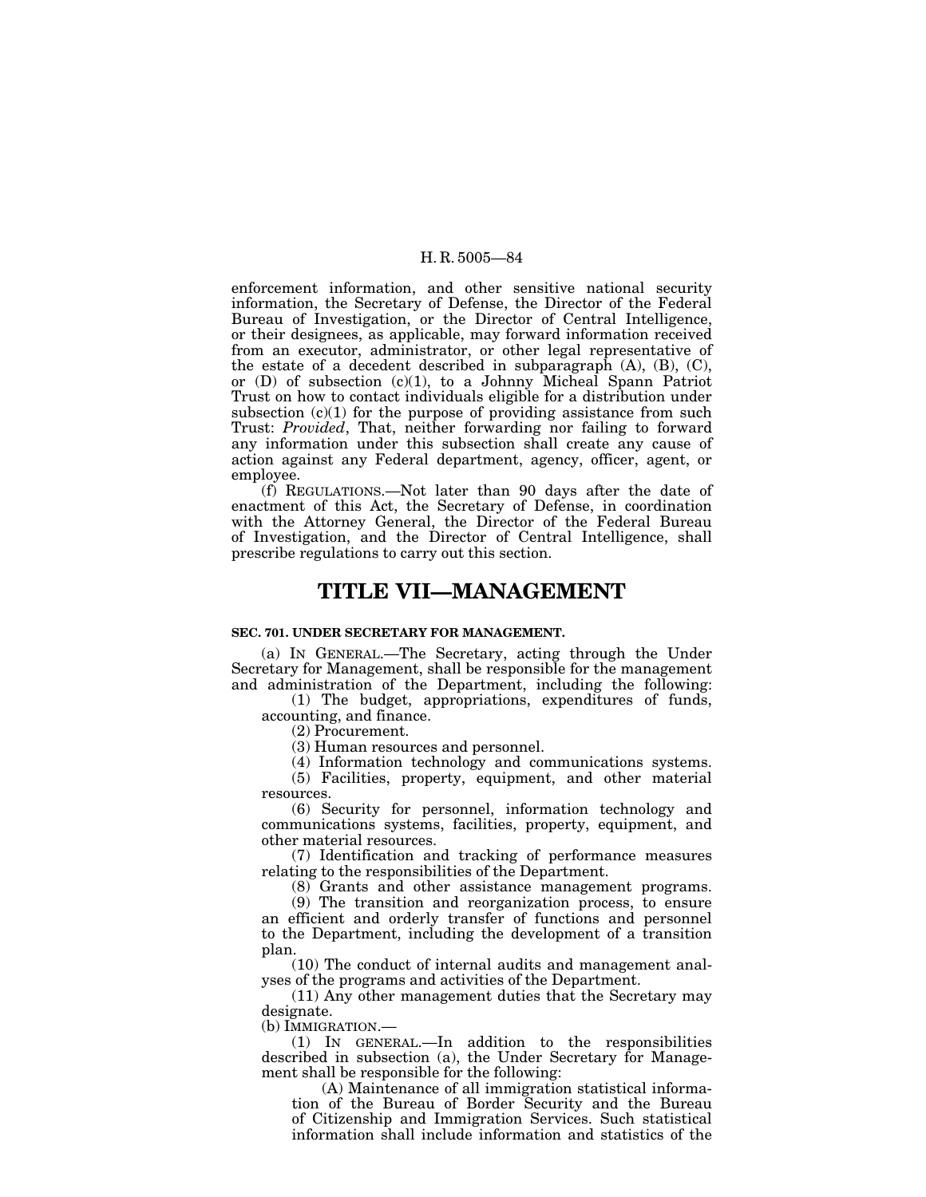enforcement information, and other sensitive national security information, the Secretary of Defense, the Director of the Federal Bureau of Investigation, or the Director of Central Intelligence, or their designees, as applicable, may forward information received from an executor, administrator, or other legal representative of the estate of a decedent described in subparagraph (A), (B), (C), or (D) of subsection (c)(1), to a Johnny Micheal Spann Patriot Trust on how to contact individuals eligible for a distribution under subsection (c)(1) for the purpose of providing assistance from such Trust: *Provided*, That, neither forwarding nor failing to forward any information under this subsection shall create any cause of action against any Federal department, agency, officer, agent, or employee.

(f) REGULATIONS.—Not later than 90 days after the date of enactment of this Act, the Secretary of Defense, in coordination with the Attorney General, the Director of the Federal Bureau of Investigation, and the Director of Central Intelligence, shall prescribe regulations to carry out this section.

# TITLE VII—MANAGEMENT

### SEC. 701. UNDER SECRETARY FOR MANAGEMENT.

(a) IN GENERAL.—The Secretary, acting through the Under Secretary for Management, shall be responsible for the management and administration of the Department, including the following:

(1) The budget, appropriations, expenditures of funds, accounting, and finance.

(2) Procurement.

(3) Human resources and personnel.

(4) Information technology and communications systems.

(5) Facilities, property, equipment, and other material resources.

(6) Security for personnel, information technology and communications systems, facilities, property, equipment, and other material resources.

(7) Identification and tracking of performance measures relating to the responsibilities of the Department.

(8) Grants and other assistance management programs.

(9) The transition and reorganization process, to ensure an efficient and orderly transfer of functions and personnel to the Department, including the development of a transition plan.

(10) The conduct of internal audits and management analyses of the programs and activities of the Department.

(11) Any other management duties that the Secretary may designate.

(b) IMMIGRATION.—

(1) IN GENERAL.—In addition to the responsibilities described in subsection (a), the Under Secretary for Management shall be responsible for the following:

(A) Maintenance of all immigration statistical information of the Bureau of Border Security and the Bureau of Citizenship and Immigration Services. Such statistical information shall include information and statistics of the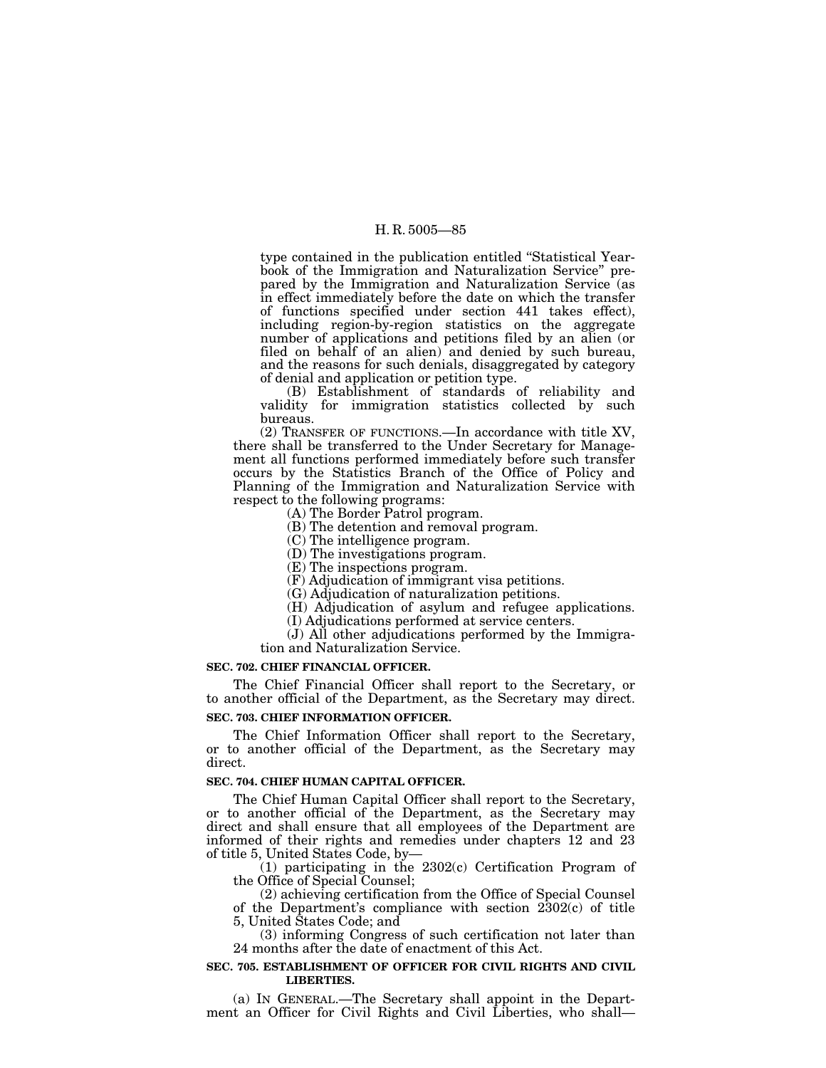type contained in the publication entitled "Statistical Yearbook of the Immigration and Naturalization Service" prepared by the Immigration and Naturalization Service (as in effect immediately before the date on which the transfer of functions specified under section 441 takes effect), including region-by-region statistics on the aggregate number of applications and petitions filed by an alien (or filed on behalf of an alien) and denied by such bureau, and the reasons for such denials, disaggregated by category of denial and application or petition type.

(B) Establishment of standards of reliability and validity for immigration statistics collected by such bureaus.

(2) TRANSFER OF FUNCTIONS.—In accordance with title XV, there shall be transferred to the Under Secretary for Management all functions performed immediately before such transfer occurs by the Statistics Branch of the Office of Policy and Planning of the Immigration and Naturalization Service with respect to the following programs:

(A) The Border Patrol program.

(B) The detention and removal program.

(C) The intelligence program.

(D) The investigations program.

(E) The inspections program.

(F) Adjudication of immigrant visa petitions.

(G) Adjudication of naturalization petitions.

(H) Adjudication of asylum and refugee applications.

(I) Adjudications performed at service centers.

(J) All other adjudications performed by the Immigration and Naturalization Service.

**SEC. 702. CHIEF FINANCIAL OFFICER.**

The Chief Financial Officer shall report to the Secretary, or to another official of the Department, as the Secretary may direct.

**SEC. 703. CHIEF INFORMATION OFFICER.**

The Chief Information Officer shall report to the Secretary, or to another official of the Department, as the Secretary may direct.

**SEC. 704. CHIEF HUMAN CAPITAL OFFICER.**

The Chief Human Capital Officer shall report to the Secretary, or to another official of the Department, as the Secretary may direct and shall ensure that all employees of the Department are informed of their rights and remedies under chapters 12 and 23 of title 5, United States Code, by—

(1) participating in the 2302(c) Certification Program of the Office of Special Counsel;

(2) achieving certification from the Office of Special Counsel of the Department's compliance with section 2302(c) of title 5, United States Code; and

(3) informing Congress of such certification not later than 24 months after the date of enactment of this Act.

**SEC. 705. ESTABLISHMENT OF OFFICER FOR CIVIL RIGHTS AND CIVIL LIBERTIES.**

(a) IN GENERAL.—The Secretary shall appoint in the Department an Officer for Civil Rights and Civil Liberties, who shall—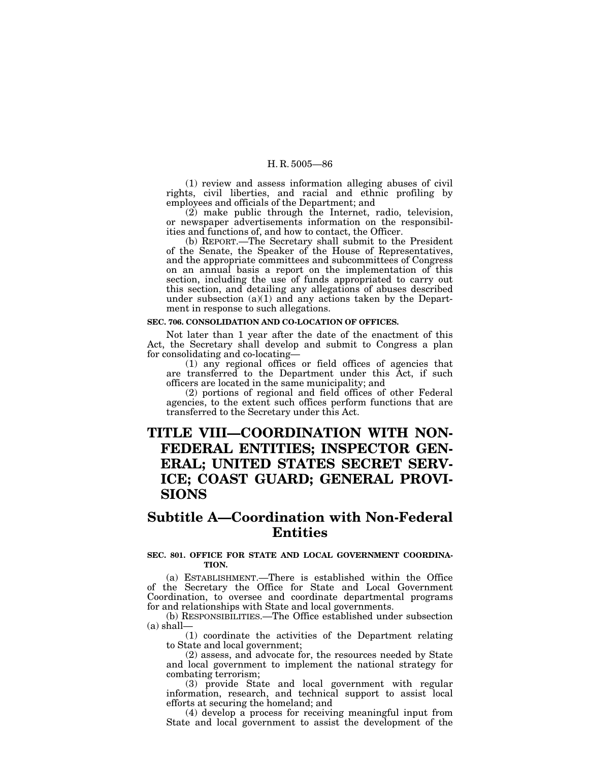(1) review and assess information alleging abuses of civil rights, civil liberties, and racial and ethnic profiling by employees and officials of the Department; and

(2) make public through the Internet, radio, television, or newspaper advertisements information on the responsibilities and functions of, and how to contact, the Officer.

(b) REPORT.—The Secretary shall submit to the President of the Senate, the Speaker of the House of Representatives, and the appropriate committees and subcommittees of Congress on an annual basis a report on the implementation of this section, including the use of funds appropriated to carry out this section, and detailing any allegations of abuses described under subsection (a)(1) and any actions taken by the Department in response to such allegations.

**SEC. 706. CONSOLIDATION AND CO-LOCATION OF OFFICES.**

Not later than 1 year after the date of the enactment of this Act, the Secretary shall develop and submit to Congress a plan for consolidating and co-locating—

(1) any regional offices or field offices of agencies that are transferred to the Department under this Act, if such officers are located in the same municipality; and

(2) portions of regional and field offices of other Federal agencies, to the extent such offices perform functions that are transferred to the Secretary under this Act.

# TITLE VIII—COORDINATION WITH NON-FEDERAL ENTITIES; INSPECTOR GENERAL; UNITED STATES SECRET SERVICE; COAST GUARD; GENERAL PROVISIONS

## Subtitle A—Coordination with Non-Federal Entities

**SEC. 801. OFFICE FOR STATE AND LOCAL GOVERNMENT COORDINATION.**

(a) ESTABLISHMENT.—There is established within the Office of the Secretary the Office for State and Local Government Coordination, to oversee and coordinate departmental programs for and relationships with State and local governments.

(b) RESPONSIBILITIES.—The Office established under subsection (a) shall—

(1) coordinate the activities of the Department relating to State and local government;

(2) assess, and advocate for, the resources needed by State and local government to implement the national strategy for combating terrorism;

(3) provide State and local government with regular information, research, and technical support to assist local efforts at securing the homeland; and

(4) develop a process for receiving meaningful input from State and local government to assist the development of the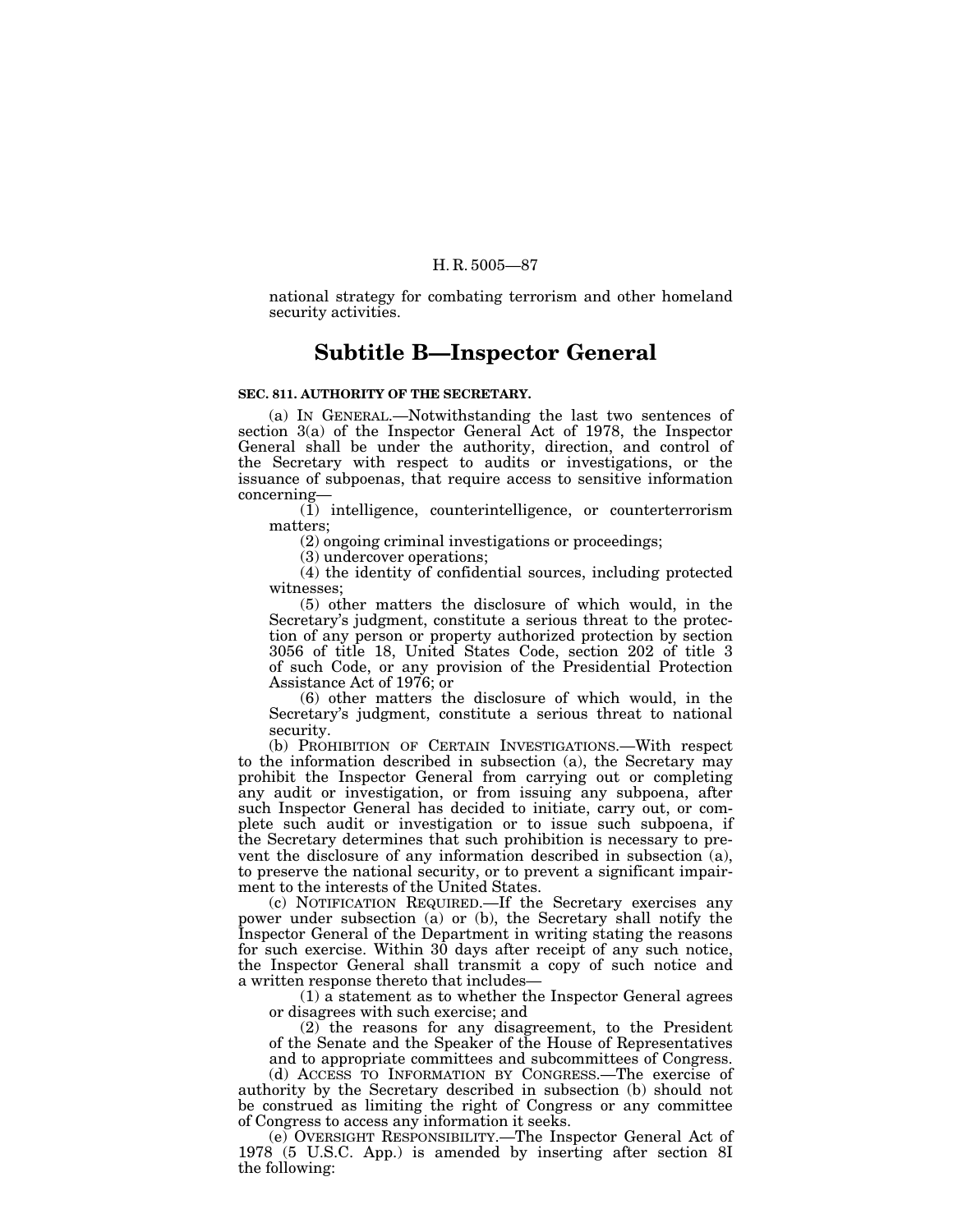national strategy for combating terrorism and other homeland security activities.

## Subtitle B—Inspector General

### SEC. 811. AUTHORITY OF THE SECRETARY.

(a) IN GENERAL.—Notwithstanding the last two sentences of section 3(a) of the Inspector General Act of 1978, the Inspector General shall be under the authority, direction, and control of the Secretary with respect to audits or investigations, or the issuance of subpoenas, that require access to sensitive information concerning—

(1) intelligence, counterintelligence, or counterterrorism matters;

(2) ongoing criminal investigations or proceedings;

(3) undercover operations;

(4) the identity of confidential sources, including protected witnesses;

(5) other matters the disclosure of which would, in the Secretary's judgment, constitute a serious threat to the protection of any person or property authorized protection by section 3056 of title 18, United States Code, section 202 of title 3 of such Code, or any provision of the Presidential Protection Assistance Act of 1976; or

(6) other matters the disclosure of which would, in the Secretary's judgment, constitute a serious threat to national security.

(b) PROHIBITION OF CERTAIN INVESTIGATIONS.—With respect to the information described in subsection (a), the Secretary may prohibit the Inspector General from carrying out or completing any audit or investigation, or from issuing any subpoena, after such Inspector General has decided to initiate, carry out, or complete such audit or investigation or to issue such subpoena, if the Secretary determines that such prohibition is necessary to prevent the disclosure of any information described in subsection (a), to preserve the national security, or to prevent a significant impairment to the interests of the United States.

(c) NOTIFICATION REQUIRED.—If the Secretary exercises any power under subsection (a) or (b), the Secretary shall notify the Inspector General of the Department in writing stating the reasons for such exercise. Within 30 days after receipt of any such notice, the Inspector General shall transmit a copy of such notice and a written response thereto that includes—

(1) a statement as to whether the Inspector General agrees or disagrees with such exercise; and

(2) the reasons for any disagreement, to the President of the Senate and the Speaker of the House of Representatives and to appropriate committees and subcommittees of Congress.

(d) ACCESS TO INFORMATION BY CONGRESS.—The exercise of authority by the Secretary described in subsection (b) should not be construed as limiting the right of Congress or any committee of Congress to access any information it seeks.

(e) OVERSIGHT RESPONSIBILITY.—The Inspector General Act of 1978 (5 U.S.C. App.) is amended by inserting after section 8I the following: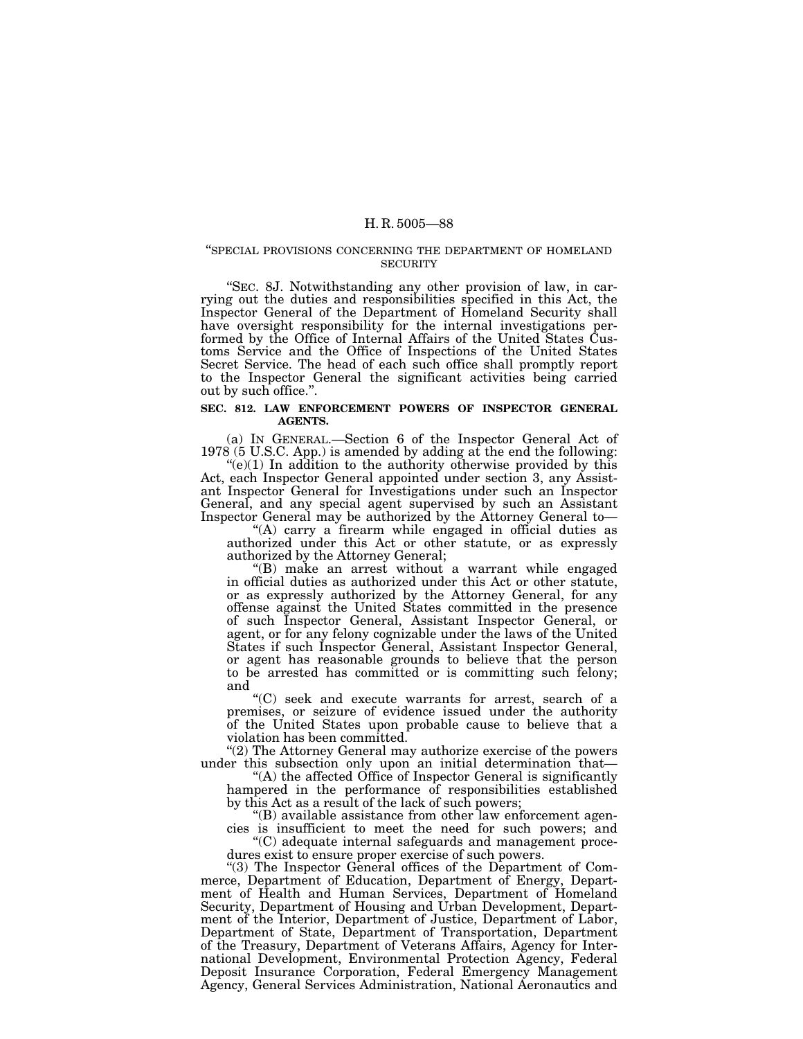"SPECIAL PROVISIONS CONCERNING THE DEPARTMENT OF HOMELAND SECURITY

"SEC. 8J. Notwithstanding any other provision of law, in carrying out the duties and responsibilities specified in this Act, the Inspector General of the Department of Homeland Security shall have oversight responsibility for the internal investigations performed by the Office of Internal Affairs of the United States Customs Service and the Office of Inspections of the United States Secret Service. The head of each such office shall promptly report to the Inspector General the significant activities being carried out by such office.".

**SEC. 812. LAW ENFORCEMENT POWERS OF INSPECTOR GENERAL AGENTS.**

(a) IN GENERAL.—Section 6 of the Inspector General Act of 1978 (5 U.S.C. App.) is amended by adding at the end the following:

"(e)(1) In addition to the authority otherwise provided by this Act, each Inspector General appointed under section 3, any Assistant Inspector General for Investigations under such an Inspector General, and any special agent supervised by such an Assistant Inspector General may be authorized by the Attorney General to—

"(A) carry a firearm while engaged in official duties as authorized under this Act or other statute, or as expressly authorized by the Attorney General;

"(B) make an arrest without a warrant while engaged in official duties as authorized under this Act or other statute, or as expressly authorized by the Attorney General, for any offense against the United States committed in the presence of such Inspector General, Assistant Inspector General, or agent, or for any felony cognizable under the laws of the United States if such Inspector General, Assistant Inspector General, or agent has reasonable grounds to believe that the person to be arrested has committed or is committing such felony; and

"(C) seek and execute warrants for arrest, search of a premises, or seizure of evidence issued under the authority of the United States upon probable cause to believe that a violation has been committed.

"(2) The Attorney General may authorize exercise of the powers under this subsection only upon an initial determination that—

"(A) the affected Office of Inspector General is significantly hampered in the performance of responsibilities established by this Act as a result of the lack of such powers;

"(B) available assistance from other law enforcement agencies is insufficient to meet the need for such powers; and

"(C) adequate internal safeguards and management procedures exist to ensure proper exercise of such powers.

"(3) The Inspector General offices of the Department of Commerce, Department of Education, Department of Energy, Department of Health and Human Services, Department of Homeland Security, Department of Housing and Urban Development, Department of the Interior, Department of Justice, Department of Labor, Department of State, Department of Transportation, Department of the Treasury, Department of Veterans Affairs, Agency for International Development, Environmental Protection Agency, Federal Deposit Insurance Corporation, Federal Emergency Management Agency, General Services Administration, National Aeronautics and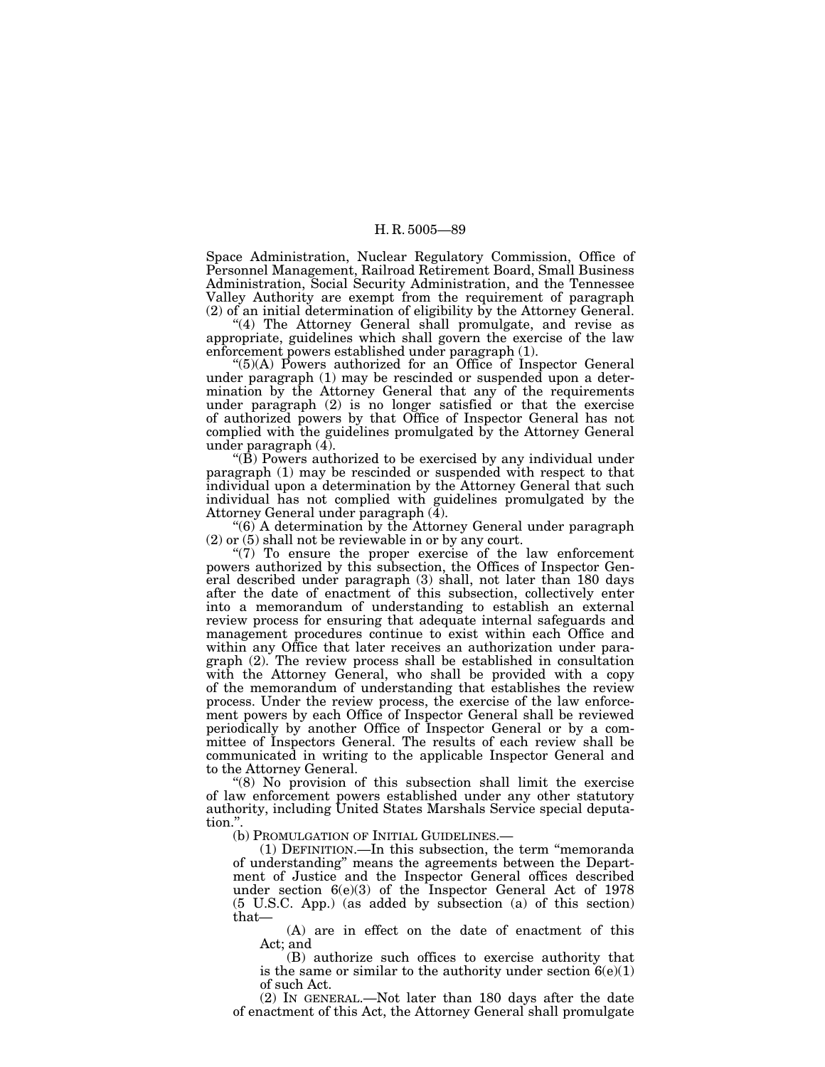Space Administration, Nuclear Regulatory Commission, Office of Personnel Management, Railroad Retirement Board, Small Business Administration, Social Security Administration, and the Tennessee Valley Authority are exempt from the requirement of paragraph (2) of an initial determination of eligibility by the Attorney General.

"(4) The Attorney General shall promulgate, and revise as appropriate, guidelines which shall govern the exercise of the law enforcement powers established under paragraph (1).

"(5)(A) Powers authorized for an Office of Inspector General under paragraph (1) may be rescinded or suspended upon a determination by the Attorney General that any of the requirements under paragraph (2) is no longer satisfied or that the exercise of authorized powers by that Office of Inspector General has not complied with the guidelines promulgated by the Attorney General under paragraph (4).

"(B) Powers authorized to be exercised by any individual under paragraph (1) may be rescinded or suspended with respect to that individual upon a determination by the Attorney General that such individual has not complied with guidelines promulgated by the Attorney General under paragraph (4).

"(6) A determination by the Attorney General under paragraph (2) or (5) shall not be reviewable in or by any court.

"(7) To ensure the proper exercise of the law enforcement powers authorized by this subsection, the Offices of Inspector General described under paragraph (3) shall, not later than 180 days after the date of enactment of this subsection, collectively enter into a memorandum of understanding to establish an external review process for ensuring that adequate internal safeguards and management procedures continue to exist within each Office and within any Office that later receives an authorization under paragraph (2). The review process shall be established in consultation with the Attorney General, who shall be provided with a copy of the memorandum of understanding that establishes the review process. Under the review process, the exercise of the law enforcement powers by each Office of Inspector General shall be reviewed periodically by another Office of Inspector General or by a committee of Inspectors General. The results of each review shall be communicated in writing to the applicable Inspector General and to the Attorney General.

"(8) No provision of this subsection shall limit the exercise of law enforcement powers established under any other statutory authority, including United States Marshals Service special deputation.".

(b) PROMULGATION OF INITIAL GUIDELINES.—

(1) DEFINITION.—In this subsection, the term "memoranda of understanding" means the agreements between the Department of Justice and the Inspector General offices described under section 6(e)(3) of the Inspector General Act of 1978 (5 U.S.C. App.) (as added by subsection (a) of this section) that—

(A) are in effect on the date of enactment of this Act; and

(B) authorize such offices to exercise authority that is the same or similar to the authority under section 6(e)(1) of such Act.

(2) IN GENERAL.—Not later than 180 days after the date of enactment of this Act, the Attorney General shall promulgate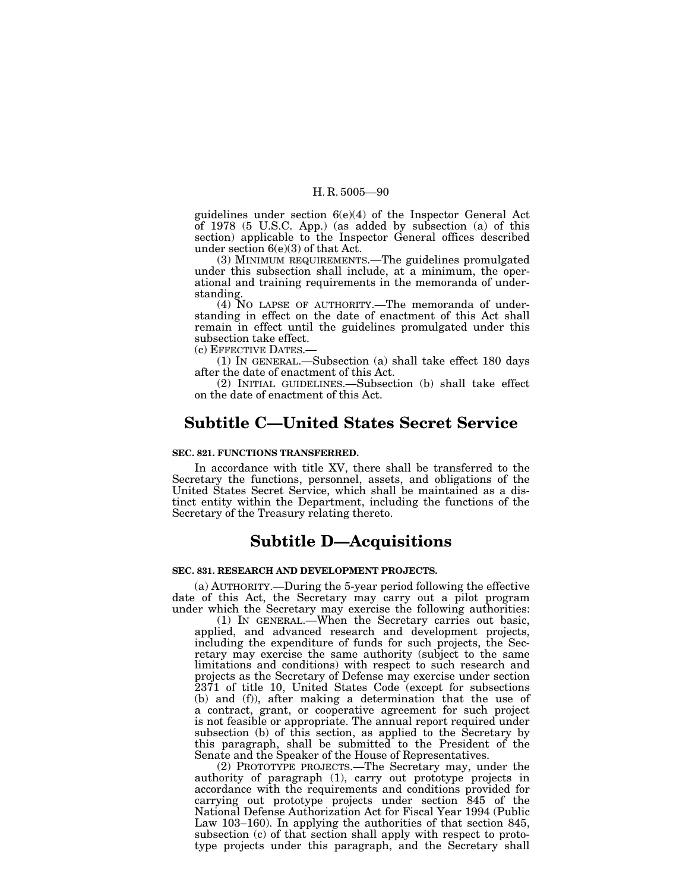guidelines under section 6(e)(4) of the Inspector General Act of 1978 (5 U.S.C. App.) (as added by subsection (a) of this section) applicable to the Inspector General offices described under section 6(e)(3) of that Act.

(3) MINIMUM REQUIREMENTS.—The guidelines promulgated under this subsection shall include, at a minimum, the operational and training requirements in the memoranda of understanding.

(4) NO LAPSE OF AUTHORITY.—The memoranda of understanding in effect on the date of enactment of this Act shall remain in effect until the guidelines promulgated under this subsection take effect.

(c) EFFECTIVE DATES.—

(1) IN GENERAL.—Subsection (a) shall take effect 180 days after the date of enactment of this Act.

(2) INITIAL GUIDELINES.—Subsection (b) shall take effect on the date of enactment of this Act.

## Subtitle C—United States Secret Service

### SEC. 821. FUNCTIONS TRANSFERRED.

In accordance with title XV, there shall be transferred to the Secretary the functions, personnel, assets, and obligations of the United States Secret Service, which shall be maintained as a distinct entity within the Department, including the functions of the Secretary of the Treasury relating thereto.

## Subtitle D—Acquisitions

### SEC. 831. RESEARCH AND DEVELOPMENT PROJECTS.

(a) AUTHORITY.—During the 5-year period following the effective date of this Act, the Secretary may carry out a pilot program under which the Secretary may exercise the following authorities:

(1) IN GENERAL.—When the Secretary carries out basic, applied, and advanced research and development projects, including the expenditure of funds for such projects, the Secretary may exercise the same authority (subject to the same limitations and conditions) with respect to such research and projects as the Secretary of Defense may exercise under section 2371 of title 10, United States Code (except for subsections (b) and (f)), after making a determination that the use of a contract, grant, or cooperative agreement for such project is not feasible or appropriate. The annual report required under subsection (b) of this section, as applied to the Secretary by this paragraph, shall be submitted to the President of the Senate and the Speaker of the House of Representatives.

(2) PROTOTYPE PROJECTS.—The Secretary may, under the authority of paragraph (1), carry out prototype projects in accordance with the requirements and conditions provided for carrying out prototype projects under section 845 of the National Defense Authorization Act for Fiscal Year 1994 (Public Law 103–160). In applying the authorities of that section 845, subsection (c) of that section shall apply with respect to prototype projects under this paragraph, and the Secretary shall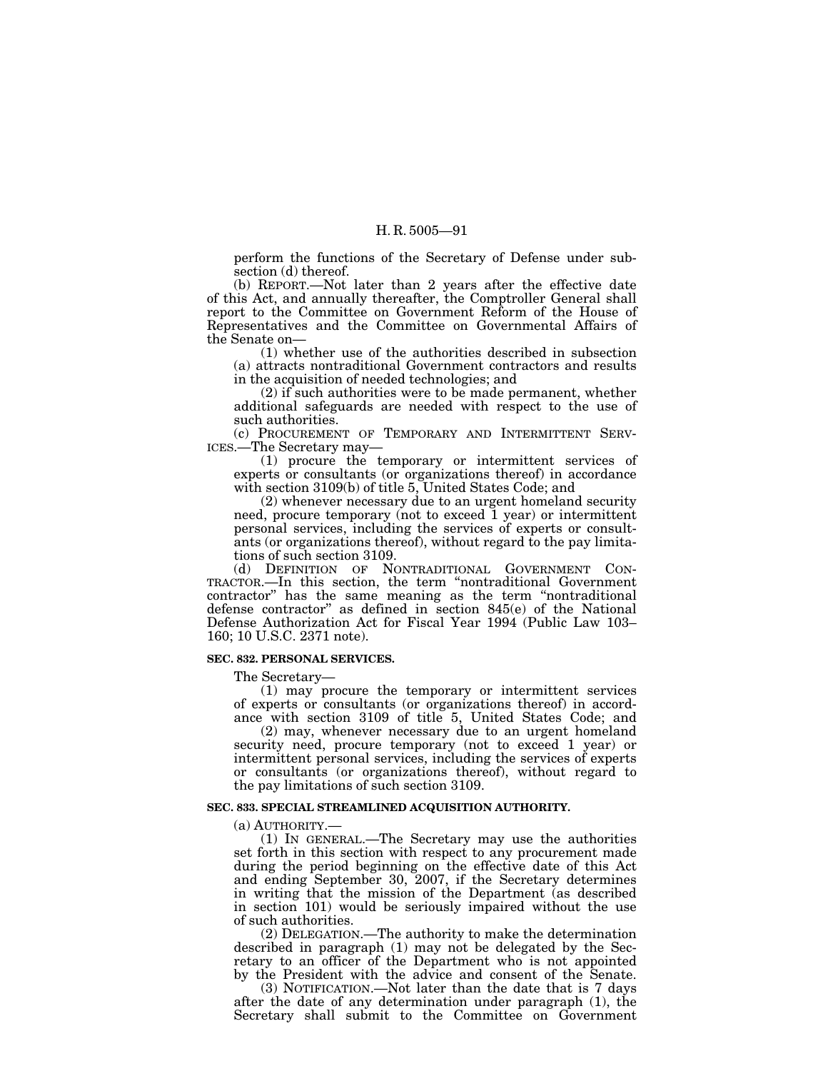perform the functions of the Secretary of Defense under subsection (d) thereof.

(b) REPORT.—Not later than 2 years after the effective date of this Act, and annually thereafter, the Comptroller General shall report to the Committee on Government Reform of the House of Representatives and the Committee on Governmental Affairs of the Senate on—

(1) whether use of the authorities described in subsection (a) attracts nontraditional Government contractors and results in the acquisition of needed technologies; and

(2) if such authorities were to be made permanent, whether additional safeguards are needed with respect to the use of such authorities.

(c) PROCUREMENT OF TEMPORARY AND INTERMITTENT SERVICES.—The Secretary may—

(1) procure the temporary or intermittent services of experts or consultants (or organizations thereof) in accordance with section 3109(b) of title 5, United States Code; and

(2) whenever necessary due to an urgent homeland security need, procure temporary (not to exceed 1 year) or intermittent personal services, including the services of experts or consultants (or organizations thereof), without regard to the pay limitations of such section 3109.

(d) DEFINITION OF NONTRADITIONAL GOVERNMENT CONTRACTOR.—In this section, the term "nontraditional Government contractor" has the same meaning as the term "nontraditional defense contractor" as defined in section 845(e) of the National Defense Authorization Act for Fiscal Year 1994 (Public Law 103–160; 10 U.S.C. 2371 note).

**SEC. 832. PERSONAL SERVICES.**

The Secretary—

(1) may procure the temporary or intermittent services of experts or consultants (or organizations thereof) in accordance with section 3109 of title 5, United States Code; and

(2) may, whenever necessary due to an urgent homeland security need, procure temporary (not to exceed 1 year) or intermittent personal services, including the services of experts or consultants (or organizations thereof), without regard to the pay limitations of such section 3109.

**SEC. 833. SPECIAL STREAMLINED ACQUISITION AUTHORITY.**

(a) AUTHORITY.—

(1) IN GENERAL.—The Secretary may use the authorities set forth in this section with respect to any procurement made during the period beginning on the effective date of this Act and ending September 30, 2007, if the Secretary determines in writing that the mission of the Department (as described in section 101) would be seriously impaired without the use of such authorities.

(2) DELEGATION.—The authority to make the determination described in paragraph (1) may not be delegated by the Secretary to an officer of the Department who is not appointed by the President with the advice and consent of the Senate.

(3) NOTIFICATION.—Not later than the date that is 7 days after the date of any determination under paragraph (1), the Secretary shall submit to the Committee on Government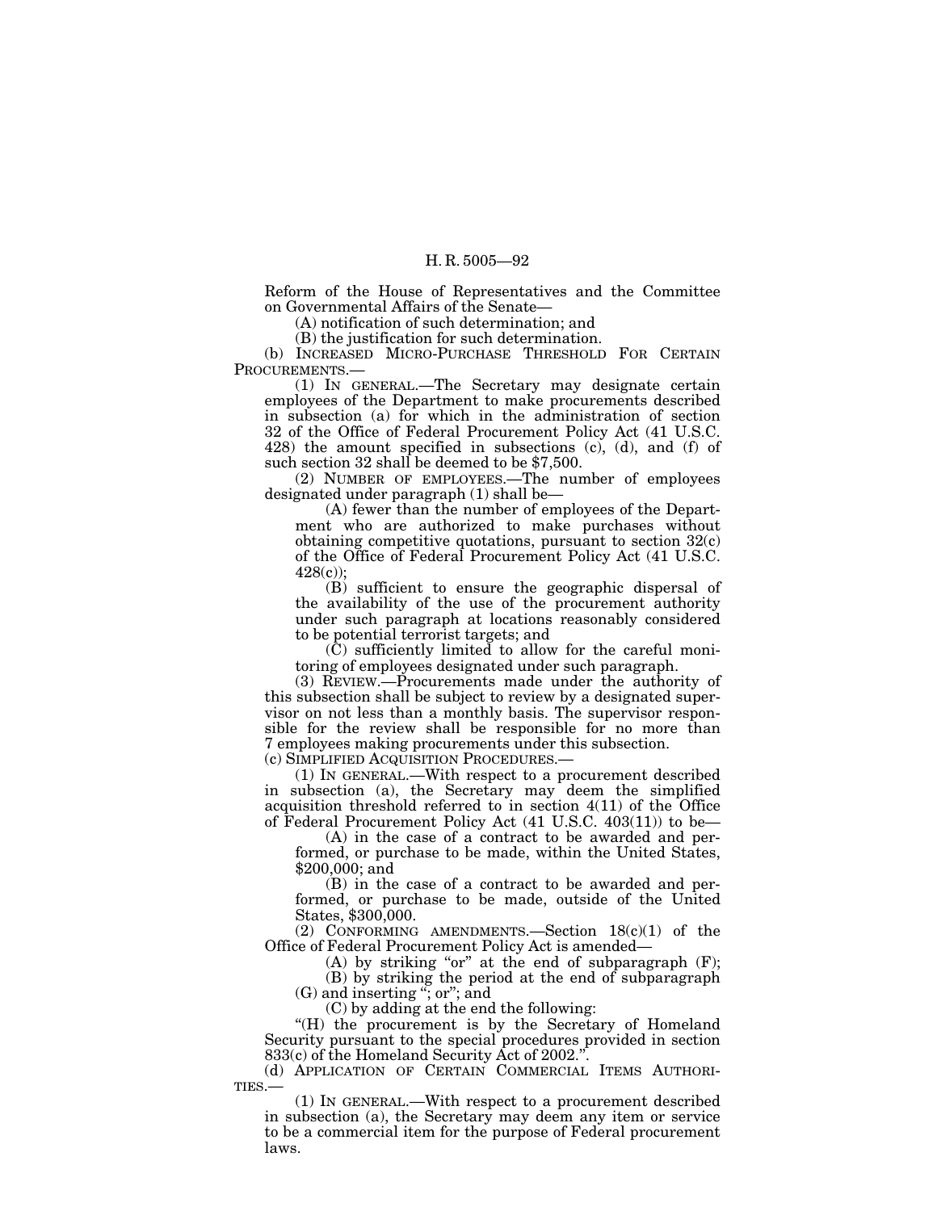Reform of the House of Representatives and the Committee on Governmental Affairs of the Senate—

(A) notification of such determination; and

(B) the justification for such determination.

(b) INCREASED MICRO-PURCHASE THRESHOLD FOR CERTAIN PROCUREMENTS.—

(1) IN GENERAL.—The Secretary may designate certain employees of the Department to make procurements described in subsection (a) for which in the administration of section 32 of the Office of Federal Procurement Policy Act (41 U.S.C. 428) the amount specified in subsections (c), (d), and (f) of such section 32 shall be deemed to be $7,500.

(2) NUMBER OF EMPLOYEES.—The number of employees designated under paragraph (1) shall be—

(A) fewer than the number of employees of the Department who are authorized to make purchases without obtaining competitive quotations, pursuant to section 32(c) of the Office of Federal Procurement Policy Act (41 U.S.C. 428(c));

(B) sufficient to ensure the geographic dispersal of the availability of the use of the procurement authority under such paragraph at locations reasonably considered to be potential terrorist targets; and

(C) sufficiently limited to allow for the careful monitoring of employees designated under such paragraph.

(3) REVIEW.—Procurements made under the authority of this subsection shall be subject to review by a designated supervisor on not less than a monthly basis. The supervisor responsible for the review shall be responsible for no more than 7 employees making procurements under this subsection.

(c) SIMPLIFIED ACQUISITION PROCEDURES.—

(1) IN GENERAL.—With respect to a procurement described in subsection (a), the Secretary may deem the simplified acquisition threshold referred to in section 4(11) of the Office of Federal Procurement Policy Act (41 U.S.C. 403(11)) to be—

(A) in the case of a contract to be awarded and performed, or purchase to be made, within the United States, $200,000; and

(B) in the case of a contract to be awarded and performed, or purchase to be made, outside of the United States, $300,000.

(2) CONFORMING AMENDMENTS.—Section 18(c)(1) of the Office of Federal Procurement Policy Act is amended—

(A) by striking "or" at the end of subparagraph (F);

(B) by striking the period at the end of subparagraph (G) and inserting "; or"; and

(C) by adding at the end the following:

"(H) the procurement is by the Secretary of Homeland Security pursuant to the special procedures provided in section 833(c) of the Homeland Security Act of 2002.".

(d) APPLICATION OF CERTAIN COMMERCIAL ITEMS AUTHORITIES.—

(1) IN GENERAL.—With respect to a procurement described in subsection (a), the Secretary may deem any item or service to be a commercial item for the purpose of Federal procurement laws.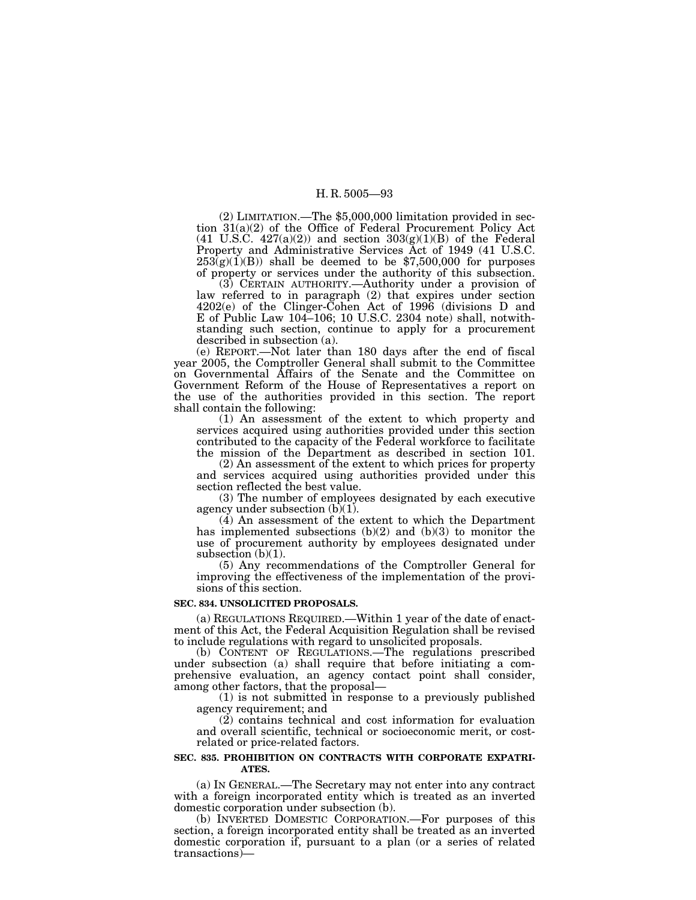(2) LIMITATION.—The $5,000,000 limitation provided in section 31(a)(2) of the Office of Federal Procurement Policy Act (41 U.S.C. 427(a)(2)) and section 303(g)(1)(B) of the Federal Property and Administrative Services Act of 1949 (41 U.S.C. 253(g)(1)(B)) shall be deemed to be $7,500,000 for purposes of property or services under the authority of this subsection.

(3) CERTAIN AUTHORITY.—Authority under a provision of law referred to in paragraph (2) that expires under section 4202(e) of the Clinger-Cohen Act of 1996 (divisions D and E of Public Law 104–106; 10 U.S.C. 2304 note) shall, notwithstanding such section, continue to apply for a procurement described in subsection (a).

(e) REPORT.—Not later than 180 days after the end of fiscal year 2005, the Comptroller General shall submit to the Committee on Governmental Affairs of the Senate and the Committee on Government Reform of the House of Representatives a report on the use of the authorities provided in this section. The report shall contain the following:

(1) An assessment of the extent to which property and services acquired using authorities provided under this section contributed to the capacity of the Federal workforce to facilitate the mission of the Department as described in section 101.

(2) An assessment of the extent to which prices for property and services acquired using authorities provided under this section reflected the best value.

(3) The number of employees designated by each executive agency under subsection (b)(1).

(4) An assessment of the extent to which the Department has implemented subsections (b)(2) and (b)(3) to monitor the use of procurement authority by employees designated under subsection (b)(1).

(5) Any recommendations of the Comptroller General for improving the effectiveness of the implementation of the provisions of this section.

**SEC. 834. UNSOLICITED PROPOSALS.**

(a) REGULATIONS REQUIRED.—Within 1 year of the date of enactment of this Act, the Federal Acquisition Regulation shall be revised to include regulations with regard to unsolicited proposals.

(b) CONTENT OF REGULATIONS.—The regulations prescribed under subsection (a) shall require that before initiating a comprehensive evaluation, an agency contact point shall consider, among other factors, that the proposal—

(1) is not submitted in response to a previously published agency requirement; and

(2) contains technical and cost information for evaluation and overall scientific, technical or socioeconomic merit, or cost-related or price-related factors.

**SEC. 835. PROHIBITION ON CONTRACTS WITH CORPORATE EXPATRIATES.**

(a) IN GENERAL.—The Secretary may not enter into any contract with a foreign incorporated entity which is treated as an inverted domestic corporation under subsection (b).

(b) INVERTED DOMESTIC CORPORATION.—For purposes of this section, a foreign incorporated entity shall be treated as an inverted domestic corporation if, pursuant to a plan (or a series of related transactions)—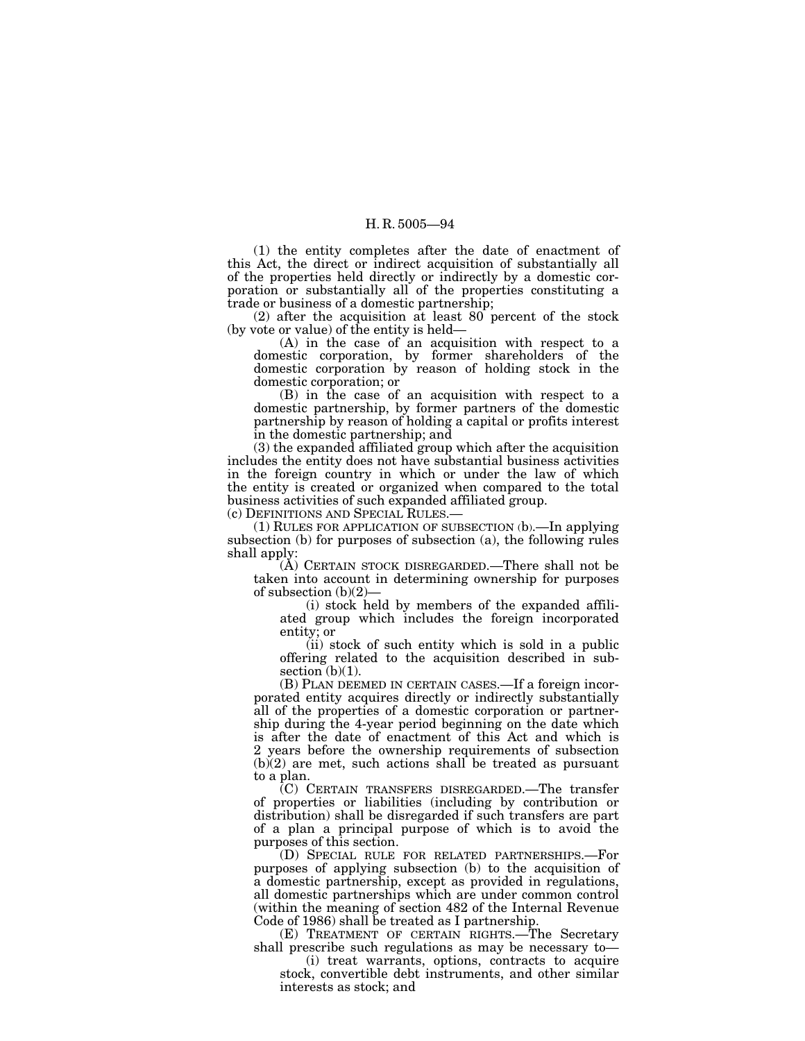(1) the entity completes after the date of enactment of this Act, the direct or indirect acquisition of substantially all of the properties held directly or indirectly by a domestic corporation or substantially all of the properties constituting a trade or business of a domestic partnership;

(2) after the acquisition at least 80 percent of the stock (by vote or value) of the entity is held—

(A) in the case of an acquisition with respect to a domestic corporation, by former shareholders of the domestic corporation by reason of holding stock in the domestic corporation; or

(B) in the case of an acquisition with respect to a domestic partnership, by former partners of the domestic partnership by reason of holding a capital or profits interest in the domestic partnership; and

(3) the expanded affiliated group which after the acquisition includes the entity does not have substantial business activities in the foreign country in which or under the law of which the entity is created or organized when compared to the total business activities of such expanded affiliated group.

(c) DEFINITIONS AND SPECIAL RULES.—

(1) RULES FOR APPLICATION OF SUBSECTION (b).—In applying subsection (b) for purposes of subsection (a), the following rules shall apply:

(A) CERTAIN STOCK DISREGARDED.—There shall not be taken into account in determining ownership for purposes of subsection (b)(2)—

(i) stock held by members of the expanded affiliated group which includes the foreign incorporated entity; or

(ii) stock of such entity which is sold in a public offering related to the acquisition described in subsection (b)(1).

(B) PLAN DEEMED IN CERTAIN CASES.—If a foreign incorporated entity acquires directly or indirectly substantially all of the properties of a domestic corporation or partnership during the 4-year period beginning on the date which is after the date of enactment of this Act and which is 2 years before the ownership requirements of subsection (b)(2) are met, such actions shall be treated as pursuant to a plan.

(C) CERTAIN TRANSFERS DISREGARDED.—The transfer of properties or liabilities (including by contribution or distribution) shall be disregarded if such transfers are part of a plan a principal purpose of which is to avoid the purposes of this section.

(D) SPECIAL RULE FOR RELATED PARTNERSHIPS.—For purposes of applying subsection (b) to the acquisition of a domestic partnership, except as provided in regulations, all domestic partnerships which are under common control (within the meaning of section 482 of the Internal Revenue Code of 1986) shall be treated as I partnership.

(E) TREATMENT OF CERTAIN RIGHTS.—The Secretary shall prescribe such regulations as may be necessary to—

(i) treat warrants, options, contracts to acquire stock, convertible debt instruments, and other similar interests as stock; and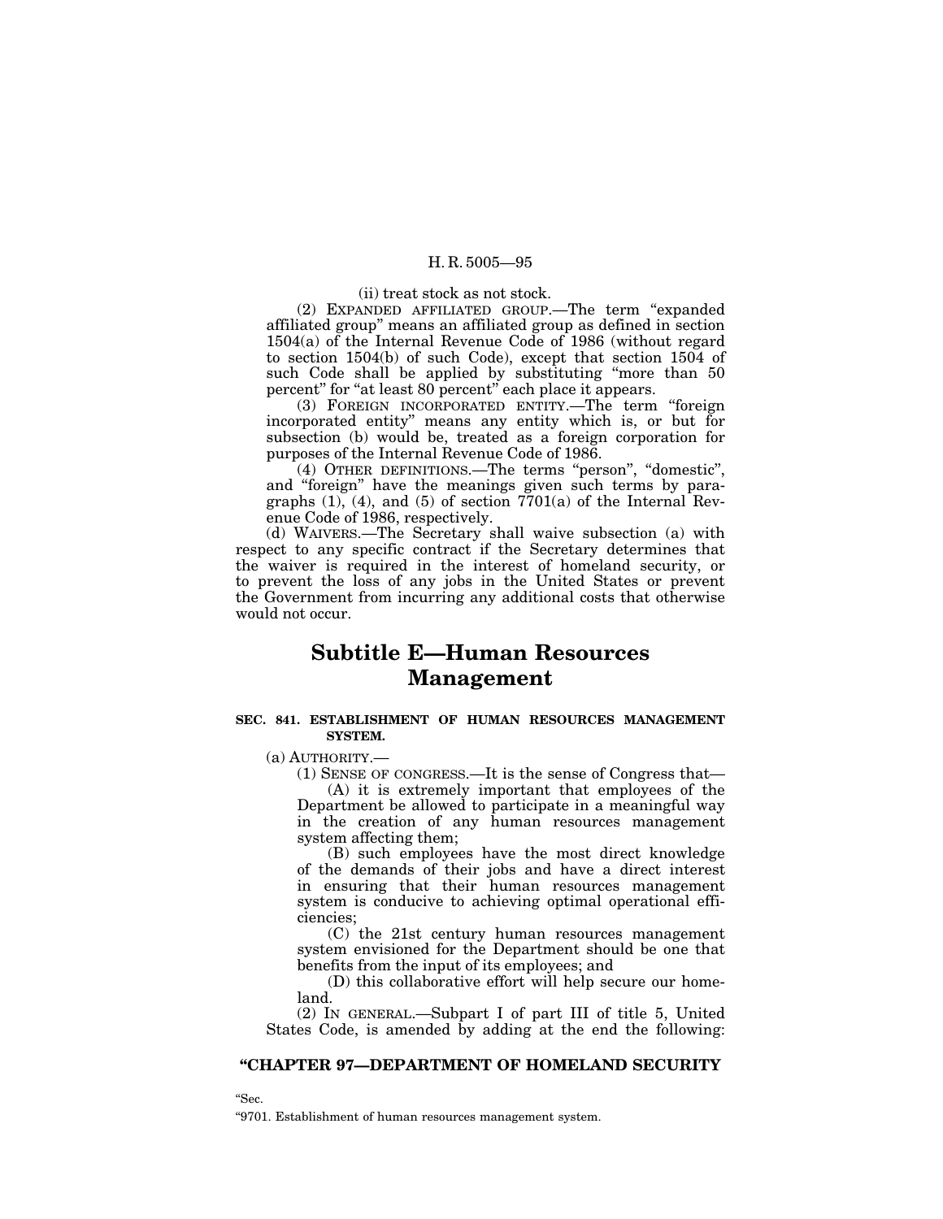(ii) treat stock as not stock.

(2) EXPANDED AFFILIATED GROUP.—The term "expanded affiliated group" means an affiliated group as defined in section 1504(a) of the Internal Revenue Code of 1986 (without regard to section 1504(b) of such Code), except that section 1504 of such Code shall be applied by substituting "more than 50 percent" for "at least 80 percent" each place it appears.

(3) FOREIGN INCORPORATED ENTITY.—The term "foreign incorporated entity" means any entity which is, or but for subsection (b) would be, treated as a foreign corporation for purposes of the Internal Revenue Code of 1986.

(4) OTHER DEFINITIONS.—The terms "person", "domestic", and "foreign" have the meanings given such terms by paragraphs (1), (4), and (5) of section 7701(a) of the Internal Revenue Code of 1986, respectively.

(d) WAIVERS.—The Secretary shall waive subsection (a) with respect to any specific contract if the Secretary determines that the waiver is required in the interest of homeland security, or to prevent the loss of any jobs in the United States or prevent the Government from incurring any additional costs that otherwise would not occur.

# Subtitle E—Human Resources Management

### SEC. 841. ESTABLISHMENT OF HUMAN RESOURCES MANAGEMENT SYSTEM.

(a) AUTHORITY.—

(1) SENSE OF CONGRESS.—It is the sense of Congress that—

(A) it is extremely important that employees of the Department be allowed to participate in a meaningful way in the creation of any human resources management system affecting them;

(B) such employees have the most direct knowledge of the demands of their jobs and have a direct interest in ensuring that their human resources management system is conducive to achieving optimal operational efficiencies;

(C) the 21st century human resources management system envisioned for the Department should be one that benefits from the input of its employees; and

(D) this collaborative effort will help secure our homeland.

(2) IN GENERAL.—Subpart I of part III of title 5, United States Code, is amended by adding at the end the following:

## "CHAPTER 97—DEPARTMENT OF HOMELAND SECURITY

"Sec.

"9701. Establishment of human resources management system.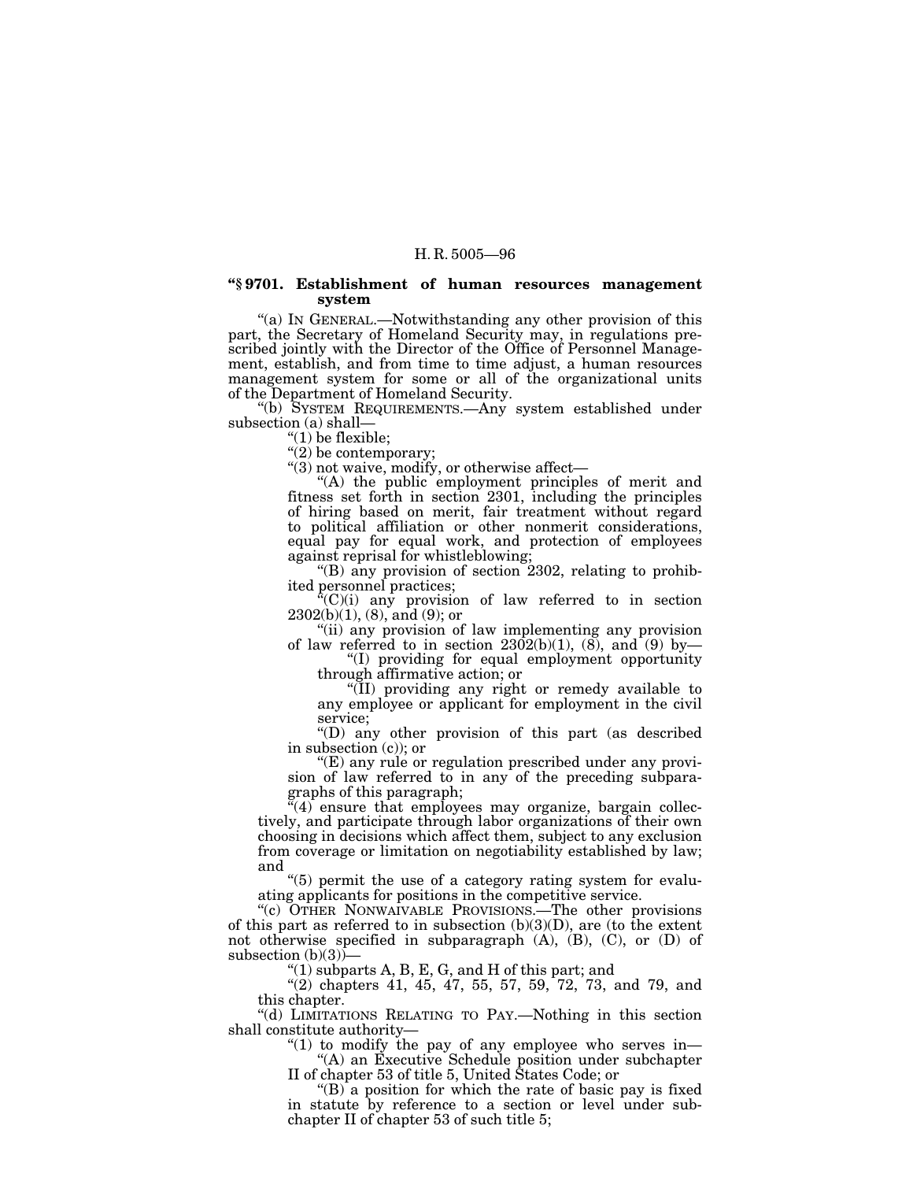**"§ 9701. Establishment of human resources management system**

"(a) IN GENERAL.—Notwithstanding any other provision of this part, the Secretary of Homeland Security may, in regulations prescribed jointly with the Director of the Office of Personnel Management, establish, and from time to time adjust, a human resources management system for some or all of the organizational units of the Department of Homeland Security.

"(b) SYSTEM REQUIREMENTS.—Any system established under subsection (a) shall—

"(1) be flexible;

"(2) be contemporary;

"(3) not waive, modify, or otherwise affect—

"(A) the public employment principles of merit and fitness set forth in section 2301, including the principles of hiring based on merit, fair treatment without regard to political affiliation or other nonmerit considerations, equal pay for equal work, and protection of employees against reprisal for whistleblowing;

"(B) any provision of section 2302, relating to prohibited personnel practices;

"(C)(i) any provision of law referred to in section 2302(b)(1), (8), and (9); or

"(ii) any provision of law implementing any provision of law referred to in section 2302(b)(1), (8), and (9) by—

"(I) providing for equal employment opportunity through affirmative action; or

"(II) providing any right or remedy available to any employee or applicant for employment in the civil service;

"(D) any other provision of this part (as described in subsection (c)); or

"(E) any rule or regulation prescribed under any provision of law referred to in any of the preceding subparagraphs of this paragraph;

"(4) ensure that employees may organize, bargain collectively, and participate through labor organizations of their own choosing in decisions which affect them, subject to any exclusion from coverage or limitation on negotiability established by law; and

"(5) permit the use of a category rating system for evaluating applicants for positions in the competitive service.

"(c) OTHER NONWAIVABLE PROVISIONS.—The other provisions of this part as referred to in subsection (b)(3)(D), are (to the extent not otherwise specified in subparagraph (A), (B), (C), or (D) of subsection (b)(3))—

"(1) subparts A, B, E, G, and H of this part; and

"(2) chapters 41, 45, 47, 55, 57, 59, 72, 73, and 79, and this chapter.

"(d) LIMITATIONS RELATING TO PAY.—Nothing in this section shall constitute authority—

"(1) to modify the pay of any employee who serves in—

"(A) an Executive Schedule position under subchapter II of chapter 53 of title 5, United States Code; or

"(B) a position for which the rate of basic pay is fixed in statute by reference to a section or level under subchapter II of chapter 53 of such title 5;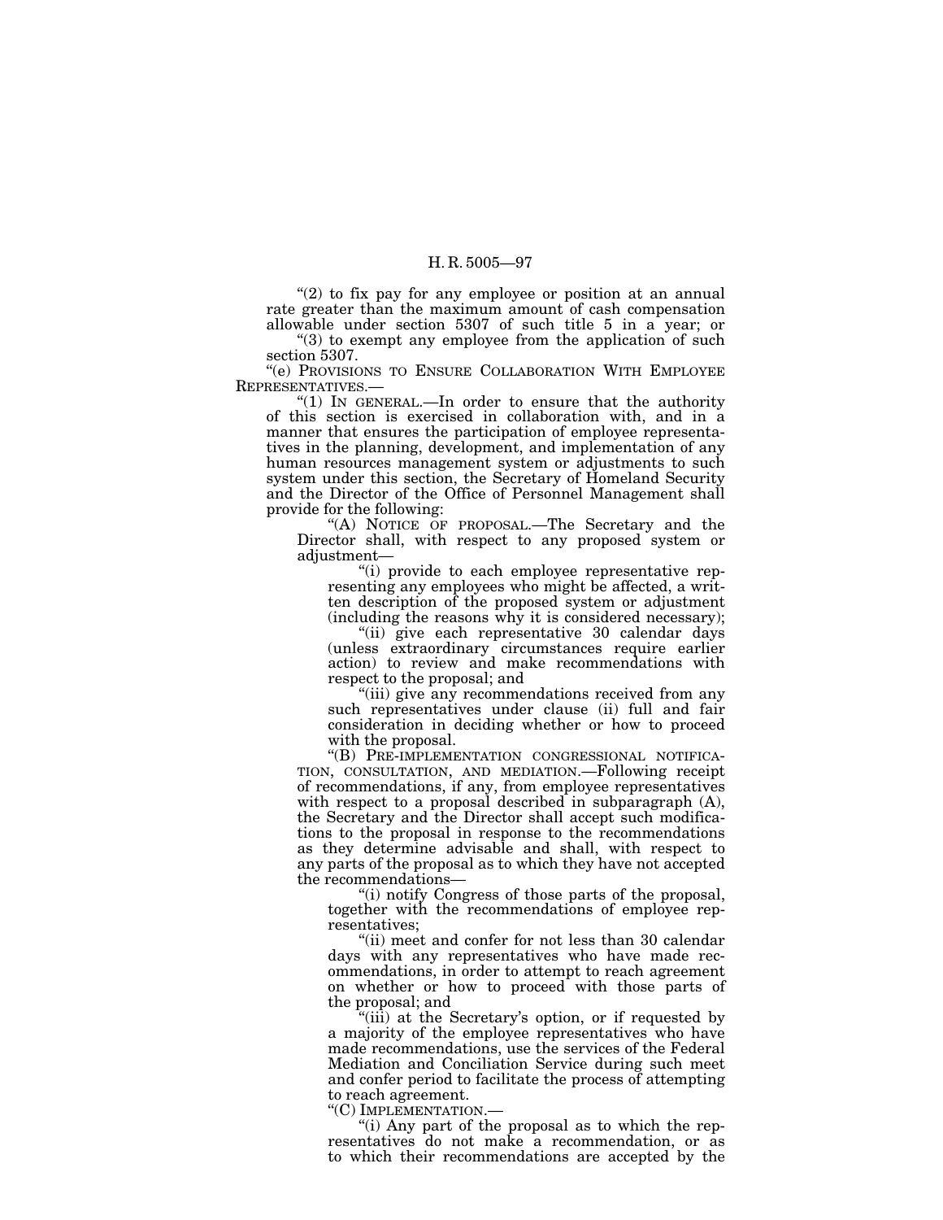"(2) to fix pay for any employee or position at an annual rate greater than the maximum amount of cash compensation allowable under section 5307 of such title 5 in a year; or

"(3) to exempt any employee from the application of such section 5307.

"(e) PROVISIONS TO ENSURE COLLABORATION WITH EMPLOYEE REPRESENTATIVES.—

"(1) IN GENERAL.—In order to ensure that the authority of this section is exercised in collaboration with, and in a manner that ensures the participation of employee representatives in the planning, development, and implementation of any human resources management system or adjustments to such system under this section, the Secretary of Homeland Security and the Director of the Office of Personnel Management shall provide for the following:

"(A) NOTICE OF PROPOSAL.—The Secretary and the Director shall, with respect to any proposed system or adjustment—

"(i) provide to each employee representative representing any employees who might be affected, a written description of the proposed system or adjustment (including the reasons why it is considered necessary);

"(ii) give each representative 30 calendar days (unless extraordinary circumstances require earlier action) to review and make recommendations with respect to the proposal; and

"(iii) give any recommendations received from any such representatives under clause (ii) full and fair consideration in deciding whether or how to proceed with the proposal.

"(B) PRE-IMPLEMENTATION CONGRESSIONAL NOTIFICATION, CONSULTATION, AND MEDIATION.—Following receipt of recommendations, if any, from employee representatives with respect to a proposal described in subparagraph (A), the Secretary and the Director shall accept such modifications to the proposal in response to the recommendations as they determine advisable and shall, with respect to any parts of the proposal as to which they have not accepted the recommendations—

"(i) notify Congress of those parts of the proposal, together with the recommendations of employee representatives;

"(ii) meet and confer for not less than 30 calendar days with any representatives who have made recommendations, in order to attempt to reach agreement on whether or how to proceed with those parts of the proposal; and

"(iii) at the Secretary's option, or if requested by a majority of the employee representatives who have made recommendations, use the services of the Federal Mediation and Conciliation Service during such meet and confer period to facilitate the process of attempting to reach agreement.

"(C) IMPLEMENTATION.—

"(i) Any part of the proposal as to which the representatives do not make a recommendation, or as to which their recommendations are accepted by the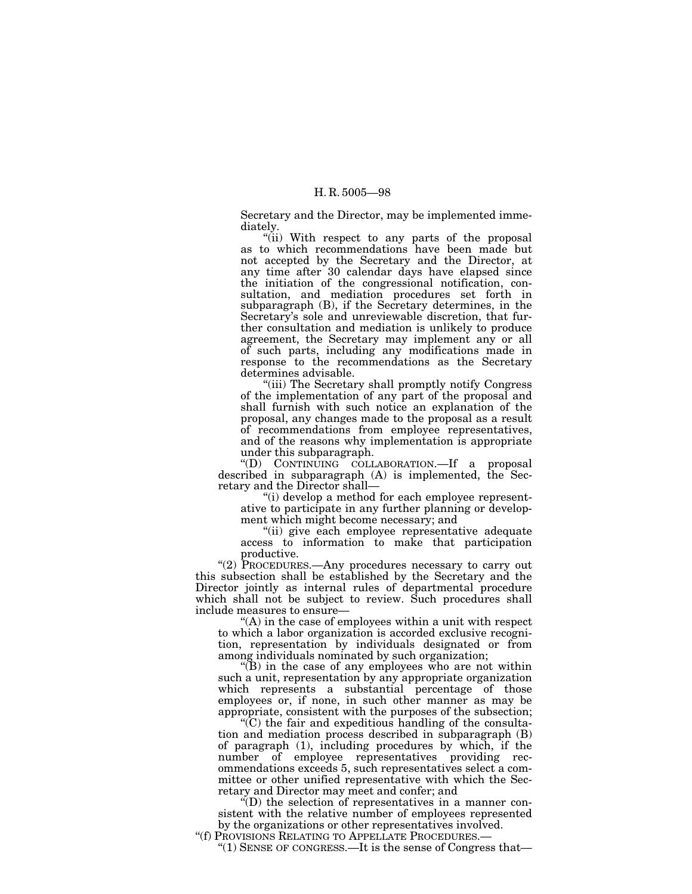Secretary and the Director, may be implemented immediately.

"(ii) With respect to any parts of the proposal as to which recommendations have been made but not accepted by the Secretary and the Director, at any time after 30 calendar days have elapsed since the initiation of the congressional notification, consultation, and mediation procedures set forth in subparagraph (B), if the Secretary determines, in the Secretary's sole and unreviewable discretion, that further consultation and mediation is unlikely to produce agreement, the Secretary may implement any or all of such parts, including any modifications made in response to the recommendations as the Secretary determines advisable.

"(iii) The Secretary shall promptly notify Congress of the implementation of any part of the proposal and shall furnish with such notice an explanation of the proposal, any changes made to the proposal as a result of recommendations from employee representatives, and of the reasons why implementation is appropriate under this subparagraph.

"(D) CONTINUING COLLABORATION.—If a proposal described in subparagraph (A) is implemented, the Secretary and the Director shall—

"(i) develop a method for each employee representative to participate in any further planning or development which might become necessary; and

"(ii) give each employee representative adequate access to information to make that participation productive.

"(2) PROCEDURES.—Any procedures necessary to carry out this subsection shall be established by the Secretary and the Director jointly as internal rules of departmental procedure which shall not be subject to review. Such procedures shall include measures to ensure—

"(A) in the case of employees within a unit with respect to which a labor organization is accorded exclusive recognition, representation by individuals designated or from among individuals nominated by such organization;

"(B) in the case of any employees who are not within such a unit, representation by any appropriate organization which represents a substantial percentage of those employees or, if none, in such other manner as may be appropriate, consistent with the purposes of the subsection;

"(C) the fair and expeditious handling of the consultation and mediation process described in subparagraph (B) of paragraph (1), including procedures by which, if the number of employee representatives providing recommendations exceeds 5, such representatives select a committee or other unified representative with which the Secretary and Director may meet and confer; and

"(D) the selection of representatives in a manner consistent with the relative number of employees represented by the organizations or other representatives involved.

"(f) PROVISIONS RELATING TO APPELLATE PROCEDURES.—

"(1) SENSE OF CONGRESS.—It is the sense of Congress that—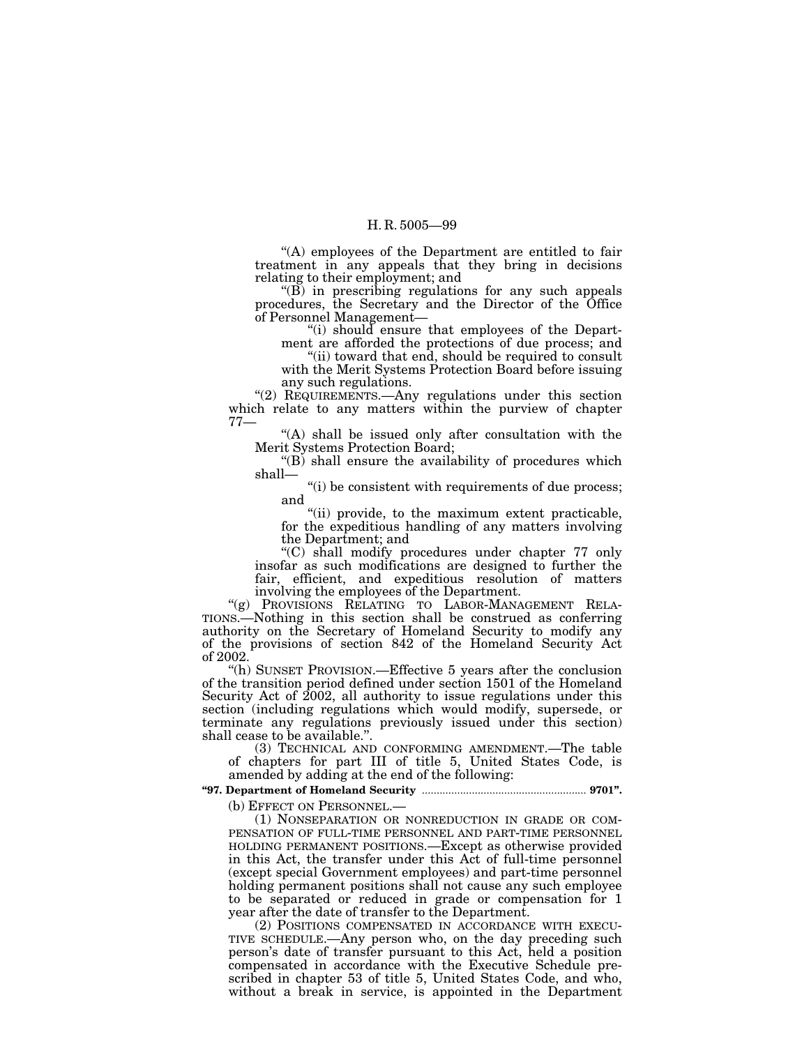"(A) employees of the Department are entitled to fair treatment in any appeals that they bring in decisions relating to their employment; and

"(B) in prescribing regulations for any such appeals procedures, the Secretary and the Director of the Office of Personnel Management—

"(i) should ensure that employees of the Department are afforded the protections of due process; and

"(ii) toward that end, should be required to consult with the Merit Systems Protection Board before issuing any such regulations.

"(2) REQUIREMENTS.—Any regulations under this section which relate to any matters within the purview of chapter 77—

"(A) shall be issued only after consultation with the Merit Systems Protection Board;

"(B) shall ensure the availability of procedures which shall—

"(i) be consistent with requirements of due process; and

"(ii) provide, to the maximum extent practicable, for the expeditious handling of any matters involving the Department; and

"(C) shall modify procedures under chapter 77 only insofar as such modifications are designed to further the fair, efficient, and expeditious resolution of matters involving the employees of the Department.

"(g) PROVISIONS RELATING TO LABOR-MANAGEMENT RELATIONS.—Nothing in this section shall be construed as conferring authority on the Secretary of Homeland Security to modify any of the provisions of section 842 of the Homeland Security Act of 2002.

"(h) SUNSET PROVISION.—Effective 5 years after the conclusion of the transition period defined under section 1501 of the Homeland Security Act of 2002, all authority to issue regulations under this section (including regulations which would modify, supersede, or terminate any regulations previously issued under this section) shall cease to be available.".

(3) TECHNICAL AND CONFORMING AMENDMENT.—The table of chapters for part III of title 5, United States Code, is amended by adding at the end of the following:

**"97. Department of Homeland Security ....................................................... 9701".**

(b) EFFECT ON PERSONNEL.—

(1) NONSEPARATION OR NONREDUCTION IN GRADE OR COMPENSATION OF FULL-TIME PERSONNEL AND PART-TIME PERSONNEL HOLDING PERMANENT POSITIONS.—Except as otherwise provided in this Act, the transfer under this Act of full-time personnel (except special Government employees) and part-time personnel holding permanent positions shall not cause any such employee to be separated or reduced in grade or compensation for 1 year after the date of transfer to the Department.

(2) POSITIONS COMPENSATED IN ACCORDANCE WITH EXECUTIVE SCHEDULE.—Any person who, on the day preceding such person's date of transfer pursuant to this Act, held a position compensated in accordance with the Executive Schedule prescribed in chapter 53 of title 5, United States Code, and who, without a break in service, is appointed in the Department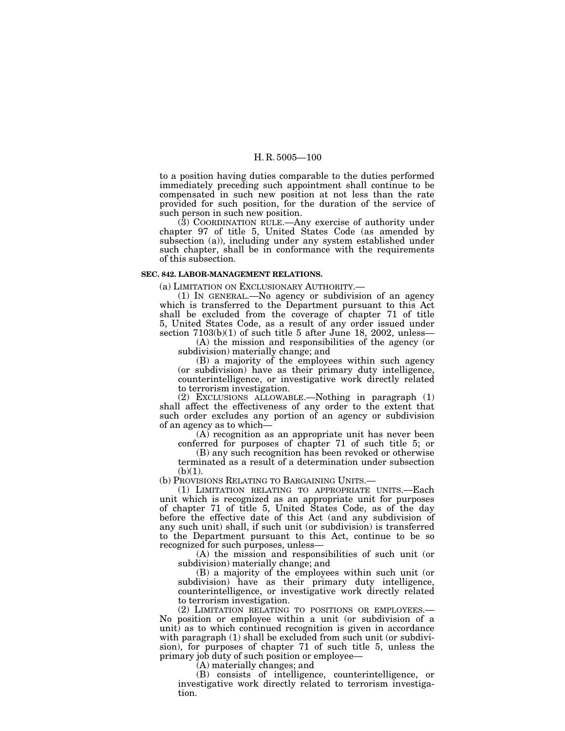to a position having duties comparable to the duties performed immediately preceding such appointment shall continue to be compensated in such new position at not less than the rate provided for such position, for the duration of the service of such person in such new position.

(3) COORDINATION RULE.—Any exercise of authority under chapter 97 of title 5, United States Code (as amended by subsection (a)), including under any system established under such chapter, shall be in conformance with the requirements of this subsection.

**SEC. 842. LABOR-MANAGEMENT RELATIONS.**

(a) LIMITATION ON EXCLUSIONARY AUTHORITY.—

(1) IN GENERAL.—No agency or subdivision of an agency which is transferred to the Department pursuant to this Act shall be excluded from the coverage of chapter 71 of title 5, United States Code, as a result of any order issued under section 7103(b)(1) of such title 5 after June 18, 2002, unless—

(A) the mission and responsibilities of the agency (or subdivision) materially change; and

(B) a majority of the employees within such agency (or subdivision) have as their primary duty intelligence, counterintelligence, or investigative work directly related to terrorism investigation.

(2) EXCLUSIONS ALLOWABLE.—Nothing in paragraph (1) shall affect the effectiveness of any order to the extent that such order excludes any portion of an agency or subdivision of an agency as to which—

(A) recognition as an appropriate unit has never been conferred for purposes of chapter 71 of such title 5; or

(B) any such recognition has been revoked or otherwise terminated as a result of a determination under subsection (b)(1).

(b) PROVISIONS RELATING TO BARGAINING UNITS.—

(1) LIMITATION RELATING TO APPROPRIATE UNITS.—Each unit which is recognized as an appropriate unit for purposes of chapter 71 of title 5, United States Code, as of the day before the effective date of this Act (and any subdivision of any such unit) shall, if such unit (or subdivision) is transferred to the Department pursuant to this Act, continue to be so recognized for such purposes, unless—

(A) the mission and responsibilities of such unit (or subdivision) materially change; and

(B) a majority of the employees within such unit (or subdivision) have as their primary duty intelligence, counterintelligence, or investigative work directly related to terrorism investigation.

(2) LIMITATION RELATING TO POSITIONS OR EMPLOYEES.—No position or employee within a unit (or subdivision of a unit) as to which continued recognition is given in accordance with paragraph (1) shall be excluded from such unit (or subdivision), for purposes of chapter 71 of such title 5, unless the primary job duty of such position or employee—

(A) materially changes; and

(B) consists of intelligence, counterintelligence, or investigative work directly related to terrorism investigation.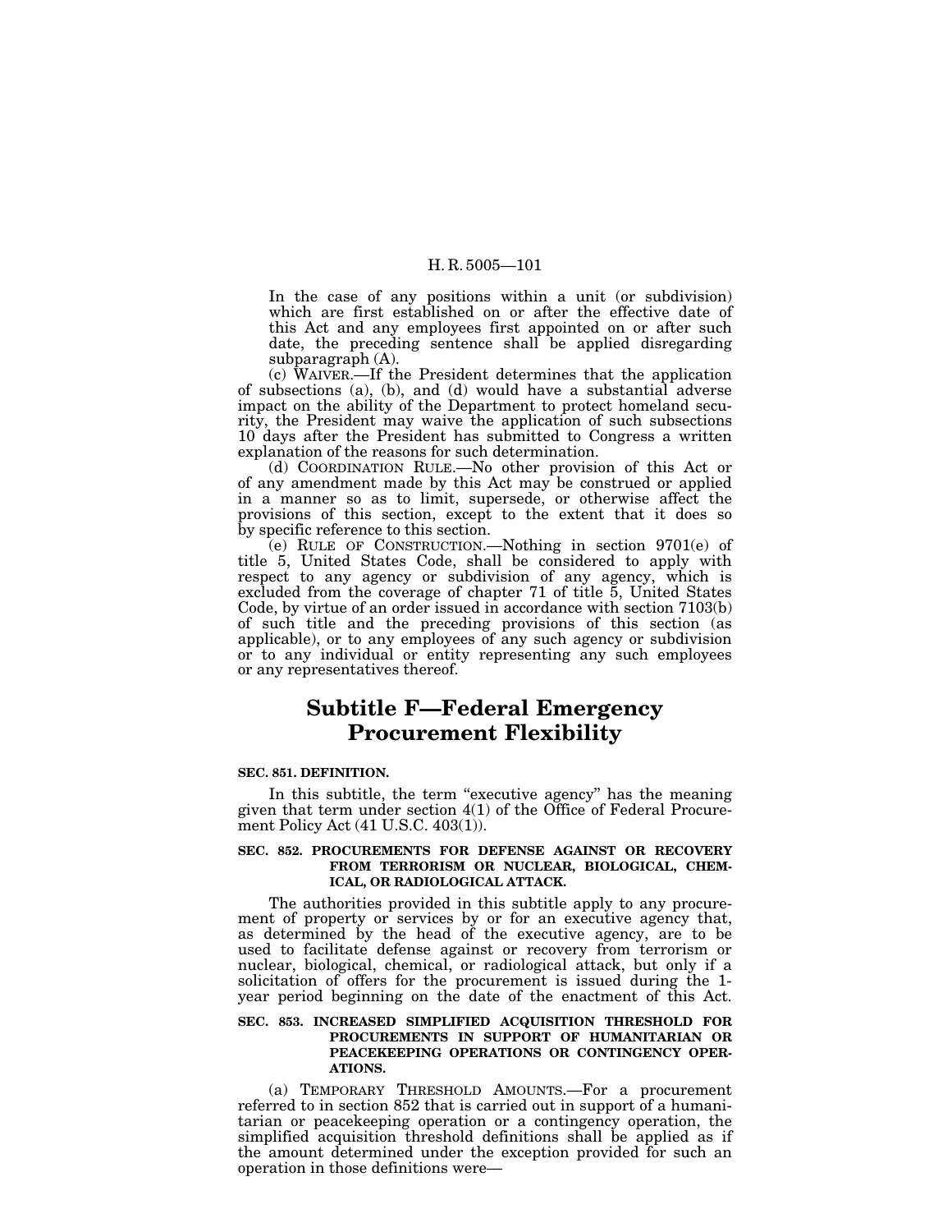In the case of any positions within a unit (or subdivision) which are first established on or after the effective date of this Act and any employees first appointed on or after such date, the preceding sentence shall be applied disregarding subparagraph (A).

(c) WAIVER.—If the President determines that the application of subsections (a), (b), and (d) would have a substantial adverse impact on the ability of the Department to protect homeland security, the President may waive the application of such subsections 10 days after the President has submitted to Congress a written explanation of the reasons for such determination.

(d) COORDINATION RULE.—No other provision of this Act or of any amendment made by this Act may be construed or applied in a manner so as to limit, supersede, or otherwise affect the provisions of this section, except to the extent that it does so by specific reference to this section.

(e) RULE OF CONSTRUCTION.—Nothing in section 9701(e) of title 5, United States Code, shall be considered to apply with respect to any agency or subdivision of any agency, which is excluded from the coverage of chapter 71 of title 5, United States Code, by virtue of an order issued in accordance with section 7103(b) of such title and the preceding provisions of this section (as applicable), or to any employees of any such agency or subdivision or to any individual or entity representing any such employees or any representatives thereof.

## Subtitle F—Federal Emergency Procurement Flexibility

**SEC. 851. DEFINITION.**

In this subtitle, the term "executive agency" has the meaning given that term under section 4(1) of the Office of Federal Procurement Policy Act (41 U.S.C. 403(1)).

**SEC. 852. PROCUREMENTS FOR DEFENSE AGAINST OR RECOVERY FROM TERRORISM OR NUCLEAR, BIOLOGICAL, CHEMICAL, OR RADIOLOGICAL ATTACK.**

The authorities provided in this subtitle apply to any procurement of property or services by or for an executive agency that, as determined by the head of the executive agency, are to be used to facilitate defense against or recovery from terrorism or nuclear, biological, chemical, or radiological attack, but only if a solicitation of offers for the procurement is issued during the 1-year period beginning on the date of the enactment of this Act.

**SEC. 853. INCREASED SIMPLIFIED ACQUISITION THRESHOLD FOR PROCUREMENTS IN SUPPORT OF HUMANITARIAN OR PEACEKEEPING OPERATIONS OR CONTINGENCY OPERATIONS.**

(a) TEMPORARY THRESHOLD AMOUNTS.—For a procurement referred to in section 852 that is carried out in support of a humanitarian or peacekeeping operation or a contingency operation, the simplified acquisition threshold definitions shall be applied as if the amount determined under the exception provided for such an operation in those definitions were—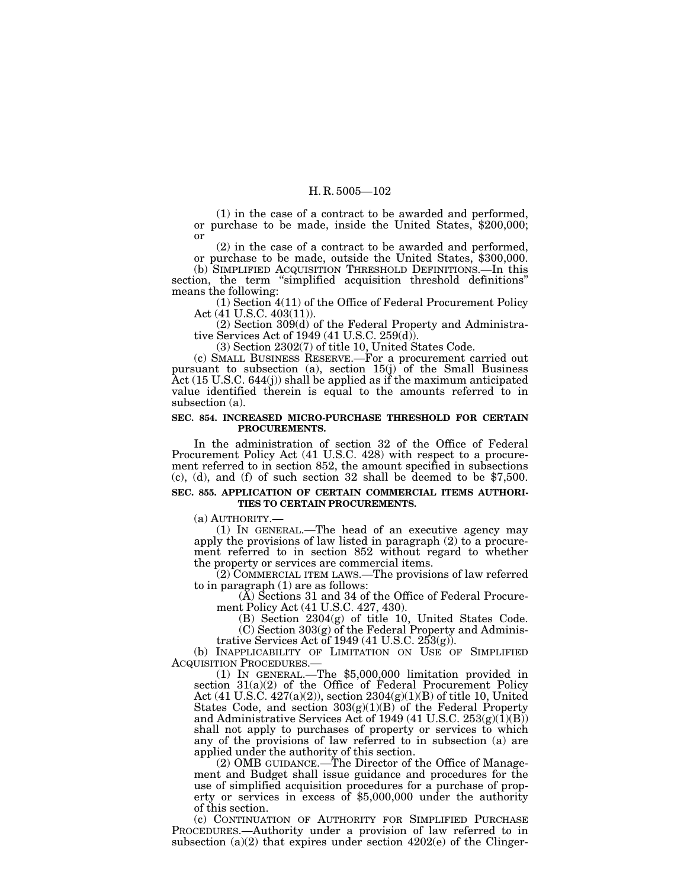(1) in the case of a contract to be awarded and performed, or purchase to be made, inside the United States, $200,000; or

(2) in the case of a contract to be awarded and performed, or purchase to be made, outside the United States, $300,000.

(b) SIMPLIFIED ACQUISITION THRESHOLD DEFINITIONS.—In this section, the term "simplified acquisition threshold definitions" means the following:

(1) Section 4(11) of the Office of Federal Procurement Policy Act (41 U.S.C. 403(11)).

(2) Section 309(d) of the Federal Property and Administrative Services Act of 1949 (41 U.S.C. 259(d)).

(3) Section 2302(7) of title 10, United States Code.

(c) SMALL BUSINESS RESERVE.—For a procurement carried out pursuant to subsection (a), section 15(j) of the Small Business Act (15 U.S.C. 644(j)) shall be applied as if the maximum anticipated value identified therein is equal to the amounts referred to in subsection (a).

**SEC. 854. INCREASED MICRO-PURCHASE THRESHOLD FOR CERTAIN PROCUREMENTS.**

In the administration of section 32 of the Office of Federal Procurement Policy Act (41 U.S.C. 428) with respect to a procurement referred to in section 852, the amount specified in subsections (c), (d), and (f) of such section 32 shall be deemed to be $7,500.

**SEC. 855. APPLICATION OF CERTAIN COMMERCIAL ITEMS AUTHORITIES TO CERTAIN PROCUREMENTS.**

(a) AUTHORITY.—

(1) IN GENERAL.—The head of an executive agency may apply the provisions of law listed in paragraph (2) to a procurement referred to in section 852 without regard to whether the property or services are commercial items.

(2) COMMERCIAL ITEM LAWS.—The provisions of law referred to in paragraph (1) are as follows:

(A) Sections 31 and 34 of the Office of Federal Procurement Policy Act (41 U.S.C. 427, 430).

(B) Section 2304(g) of title 10, United States Code.

(C) Section 303(g) of the Federal Property and Administrative Services Act of 1949 (41 U.S.C. 253(g)).

(b) INAPPLICABILITY OF LIMITATION ON USE OF SIMPLIFIED ACQUISITION PROCEDURES.—

(1) IN GENERAL.—The $5,000,000 limitation provided in section 31(a)(2) of the Office of Federal Procurement Policy Act (41 U.S.C. 427(a)(2)), section 2304(g)(1)(B) of title 10, United States Code, and section 303(g)(1)(B) of the Federal Property and Administrative Services Act of 1949 (41 U.S.C. 253(g)(1)(B)) shall not apply to purchases of property or services to which any of the provisions of law referred to in subsection (a) are applied under the authority of this section.

(2) OMB GUIDANCE.—The Director of the Office of Management and Budget shall issue guidance and procedures for the use of simplified acquisition procedures for a purchase of property or services in excess of $5,000,000 under the authority of this section.

(c) CONTINUATION OF AUTHORITY FOR SIMPLIFIED PURCHASE PROCEDURES.—Authority under a provision of law referred to in subsection (a)(2) that expires under section 4202(e) of the Clinger-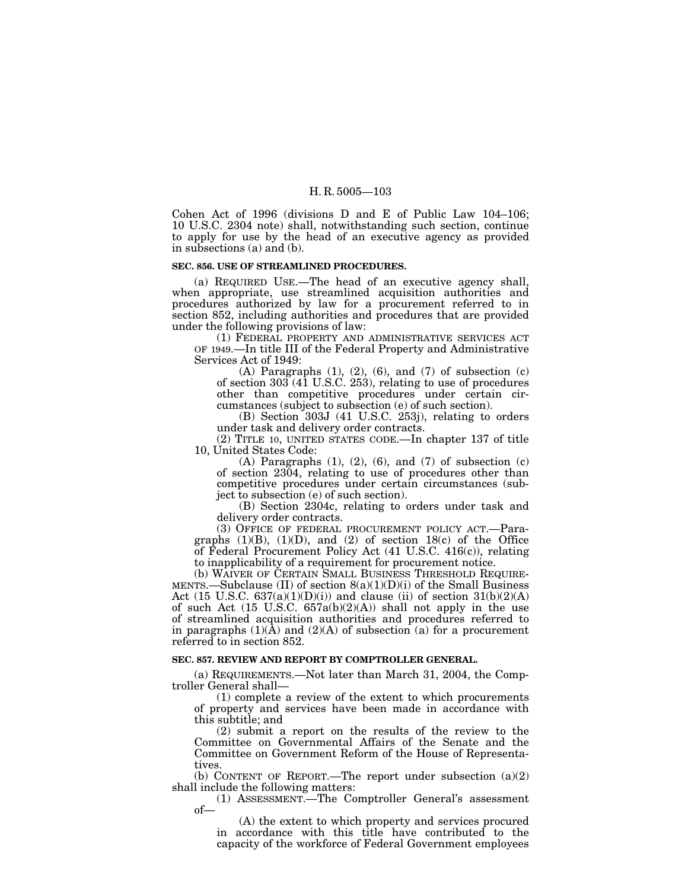Cohen Act of 1996 (divisions D and E of Public Law 104–106; 10 U.S.C. 2304 note) shall, notwithstanding such section, continue to apply for use by the head of an executive agency as provided in subsections (a) and (b).

**SEC. 856. USE OF STREAMLINED PROCEDURES.**

(a) REQUIRED USE.—The head of an executive agency shall, when appropriate, use streamlined acquisition authorities and procedures authorized by law for a procurement referred to in section 852, including authorities and procedures that are provided under the following provisions of law:

(1) FEDERAL PROPERTY AND ADMINISTRATIVE SERVICES ACT OF 1949.—In title III of the Federal Property and Administrative Services Act of 1949:

(A) Paragraphs (1), (2), (6), and (7) of subsection (c) of section 303 (41 U.S.C. 253), relating to use of procedures other than competitive procedures under certain circumstances (subject to subsection (e) of such section).

(B) Section 303J (41 U.S.C. 253j), relating to orders under task and delivery order contracts.

(2) TITLE 10, UNITED STATES CODE.—In chapter 137 of title 10, United States Code:

(A) Paragraphs (1), (2), (6), and (7) of subsection (c) of section 2304, relating to use of procedures other than competitive procedures under certain circumstances (subject to subsection (e) of such section).

(B) Section 2304c, relating to orders under task and delivery order contracts.

(3) OFFICE OF FEDERAL PROCUREMENT POLICY ACT.—Paragraphs (1)(B), (1)(D), and (2) of section 18(c) of the Office of Federal Procurement Policy Act (41 U.S.C. 416(c)), relating to inapplicability of a requirement for procurement notice.

(b) WAIVER OF CERTAIN SMALL BUSINESS THRESHOLD REQUIREMENTS.—Subclause (II) of section 8(a)(1)(D)(i) of the Small Business Act (15 U.S.C. 637(a)(1)(D)(i)) and clause (ii) of section 31(b)(2)(A) of such Act (15 U.S.C. 657a(b)(2)(A)) shall not apply in the use of streamlined acquisition authorities and procedures referred to in paragraphs (1)(A) and (2)(A) of subsection (a) for a procurement referred to in section 852.

**SEC. 857. REVIEW AND REPORT BY COMPTROLLER GENERAL.**

(a) REQUIREMENTS.—Not later than March 31, 2004, the Comptroller General shall—

(1) complete a review of the extent to which procurements of property and services have been made in accordance with this subtitle; and

(2) submit a report on the results of the review to the Committee on Governmental Affairs of the Senate and the Committee on Government Reform of the House of Representatives.

(b) CONTENT OF REPORT.—The report under subsection (a)(2) shall include the following matters:

(1) ASSESSMENT.—The Comptroller General's assessment of—

(A) the extent to which property and services procured in accordance with this title have contributed to the capacity of the workforce of Federal Government employees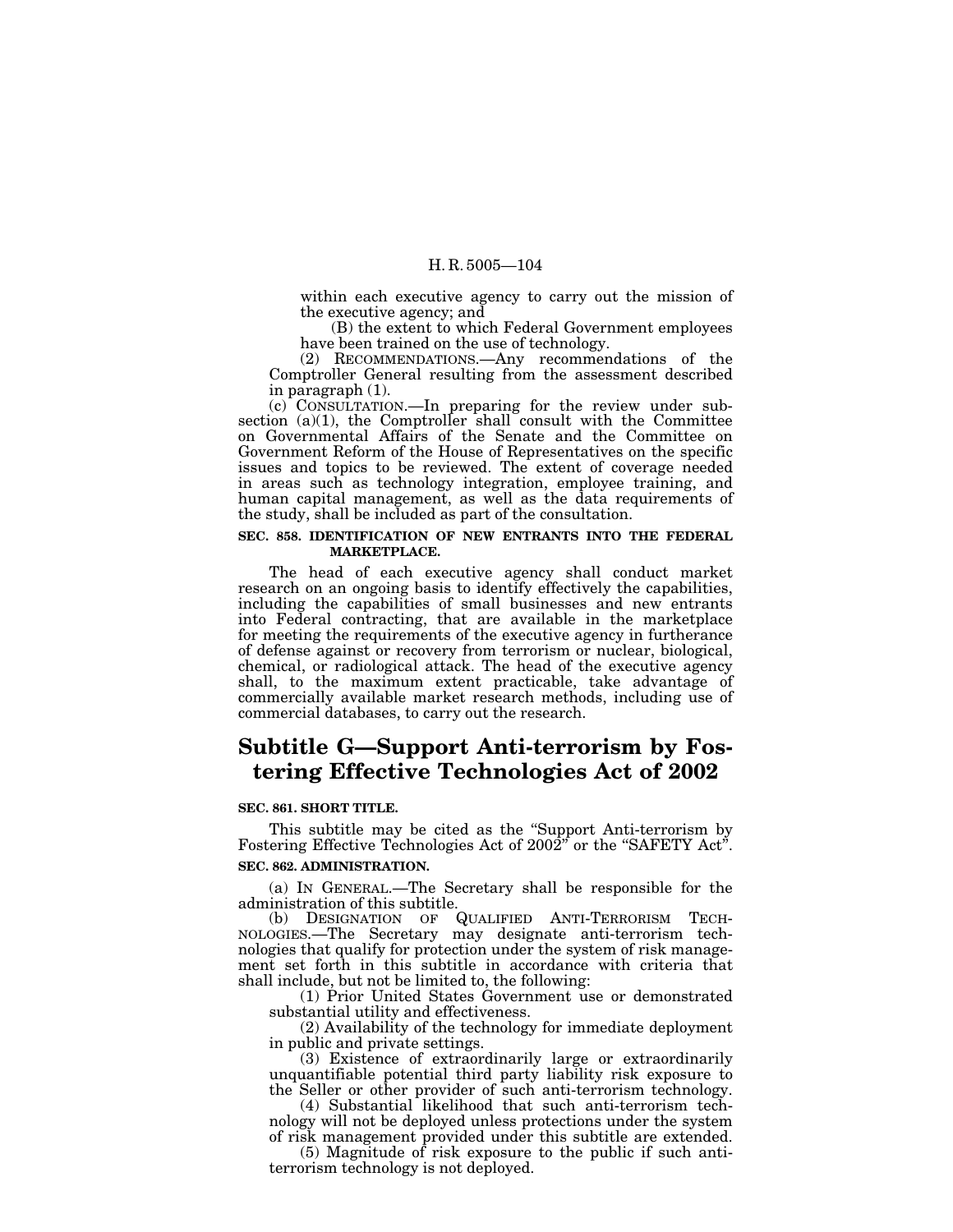within each executive agency to carry out the mission of the executive agency; and

(B) the extent to which Federal Government employees have been trained on the use of technology.

(2) RECOMMENDATIONS.—Any recommendations of the Comptroller General resulting from the assessment described in paragraph (1).

(c) CONSULTATION.—In preparing for the review under subsection (a)(1), the Comptroller shall consult with the Committee on Governmental Affairs of the Senate and the Committee on Government Reform of the House of Representatives on the specific issues and topics to be reviewed. The extent of coverage needed in areas such as technology integration, employee training, and human capital management, as well as the data requirements of the study, shall be included as part of the consultation.

**SEC. 858. IDENTIFICATION OF NEW ENTRANTS INTO THE FEDERAL MARKETPLACE.**

The head of each executive agency shall conduct market research on an ongoing basis to identify effectively the capabilities, including the capabilities of small businesses and new entrants into Federal contracting, that are available in the marketplace for meeting the requirements of the executive agency in furtherance of defense against or recovery from terrorism or nuclear, biological, chemical, or radiological attack. The head of the executive agency shall, to the maximum extent practicable, take advantage of commercially available market research methods, including use of commercial databases, to carry out the research.

# Subtitle G—Support Anti-terrorism by Fostering Effective Technologies Act of 2002

**SEC. 861. SHORT TITLE.**

This subtitle may be cited as the "Support Anti-terrorism by Fostering Effective Technologies Act of 2002" or the "SAFETY Act".

**SEC. 862. ADMINISTRATION.**

(a) IN GENERAL.—The Secretary shall be responsible for the administration of this subtitle.

(b) DESIGNATION OF QUALIFIED ANTI-TERRORISM TECHNOLOGIES.—The Secretary may designate anti-terrorism technologies that qualify for protection under the system of risk management set forth in this subtitle in accordance with criteria that shall include, but not be limited to, the following:

(1) Prior United States Government use or demonstrated substantial utility and effectiveness.

(2) Availability of the technology for immediate deployment in public and private settings.

(3) Existence of extraordinarily large or extraordinarily unquantifiable potential third party liability risk exposure to the Seller or other provider of such anti-terrorism technology.

(4) Substantial likelihood that such anti-terrorism technology will not be deployed unless protections under the system of risk management provided under this subtitle are extended.

(5) Magnitude of risk exposure to the public if such anti-terrorism technology is not deployed.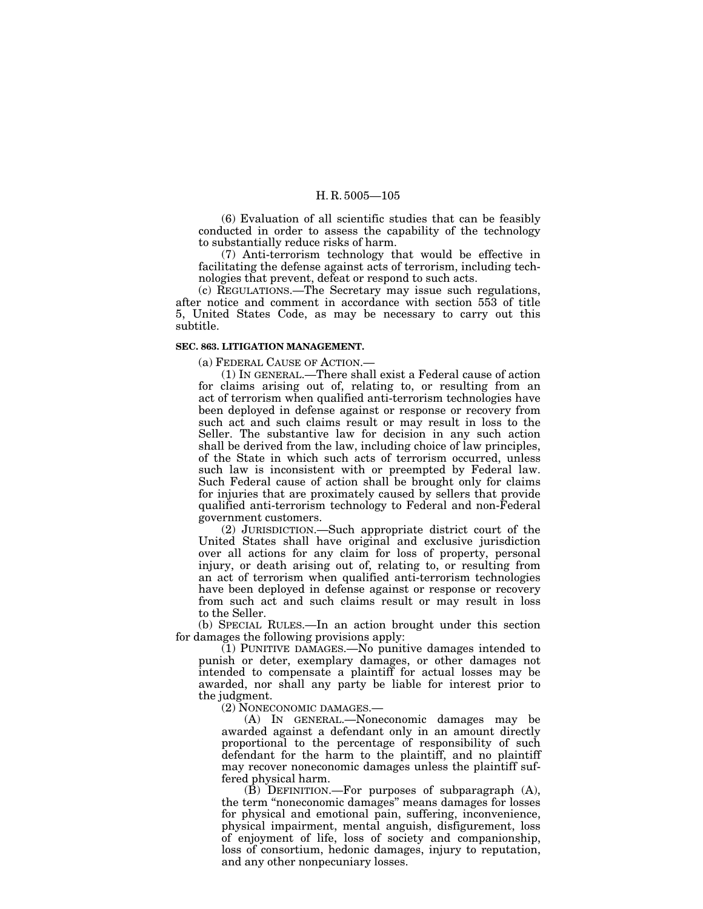(6) Evaluation of all scientific studies that can be feasibly conducted in order to assess the capability of the technology to substantially reduce risks of harm.

(7) Anti-terrorism technology that would be effective in facilitating the defense against acts of terrorism, including technologies that prevent, defeat or respond to such acts.

(c) REGULATIONS.—The Secretary may issue such regulations, after notice and comment in accordance with section 553 of title 5, United States Code, as may be necessary to carry out this subtitle.

### SEC. 863. LITIGATION MANAGEMENT.

(a) FEDERAL CAUSE OF ACTION.—

(1) IN GENERAL.—There shall exist a Federal cause of action for claims arising out of, relating to, or resulting from an act of terrorism when qualified anti-terrorism technologies have been deployed in defense against or response or recovery from such act and such claims result or may result in loss to the Seller. The substantive law for decision in any such action shall be derived from the law, including choice of law principles, of the State in which such acts of terrorism occurred, unless such law is inconsistent with or preempted by Federal law. Such Federal cause of action shall be brought only for claims for injuries that are proximately caused by sellers that provide qualified anti-terrorism technology to Federal and non-Federal government customers.

(2) JURISDICTION.—Such appropriate district court of the United States shall have original and exclusive jurisdiction over all actions for any claim for loss of property, personal injury, or death arising out of, relating to, or resulting from an act of terrorism when qualified anti-terrorism technologies have been deployed in defense against or response or recovery from such act and such claims result or may result in loss to the Seller.

(b) SPECIAL RULES.—In an action brought under this section for damages the following provisions apply:

(1) PUNITIVE DAMAGES.—No punitive damages intended to punish or deter, exemplary damages, or other damages not intended to compensate a plaintiff for actual losses may be awarded, nor shall any party be liable for interest prior to the judgment.

(2) NONECONOMIC DAMAGES.—

(A) IN GENERAL.—Noneconomic damages may be awarded against a defendant only in an amount directly proportional to the percentage of responsibility of such defendant for the harm to the plaintiff, and no plaintiff may recover noneconomic damages unless the plaintiff suffered physical harm.

(B) DEFINITION.—For purposes of subparagraph (A), the term "noneconomic damages" means damages for losses for physical and emotional pain, suffering, inconvenience, physical impairment, mental anguish, disfigurement, loss of enjoyment of life, loss of society and companionship, loss of consortium, hedonic damages, injury to reputation, and any other nonpecuniary losses.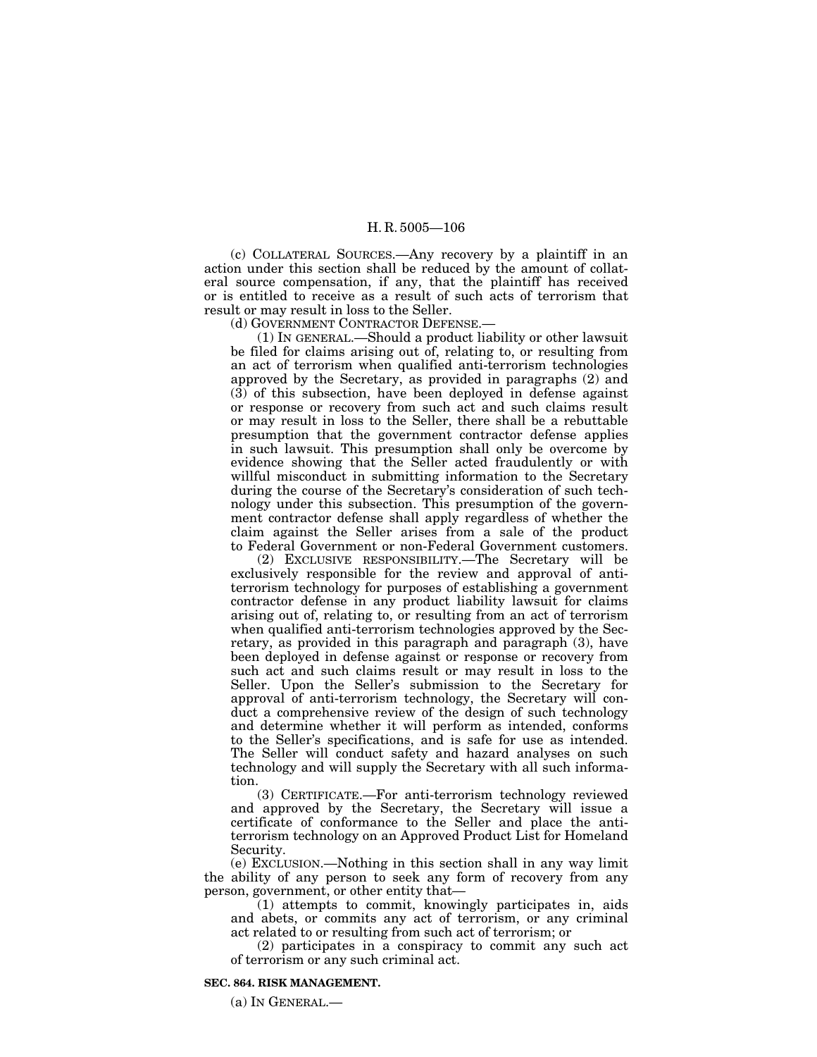(c) COLLATERAL SOURCES.—Any recovery by a plaintiff in an action under this section shall be reduced by the amount of collateral source compensation, if any, that the plaintiff has received or is entitled to receive as a result of such acts of terrorism that result or may result in loss to the Seller.

(d) GOVERNMENT CONTRACTOR DEFENSE.—

(1) IN GENERAL.—Should a product liability or other lawsuit be filed for claims arising out of, relating to, or resulting from an act of terrorism when qualified anti-terrorism technologies approved by the Secretary, as provided in paragraphs (2) and (3) of this subsection, have been deployed in defense against or response or recovery from such act and such claims result or may result in loss to the Seller, there shall be a rebuttable presumption that the government contractor defense applies in such lawsuit. This presumption shall only be overcome by evidence showing that the Seller acted fraudulently or with willful misconduct in submitting information to the Secretary during the course of the Secretary's consideration of such technology under this subsection. This presumption of the government contractor defense shall apply regardless of whether the claim against the Seller arises from a sale of the product to Federal Government or non-Federal Government customers.

(2) EXCLUSIVE RESPONSIBILITY.—The Secretary will be exclusively responsible for the review and approval of anti-terrorism technology for purposes of establishing a government contractor defense in any product liability lawsuit for claims arising out of, relating to, or resulting from an act of terrorism when qualified anti-terrorism technologies approved by the Secretary, as provided in this paragraph and paragraph (3), have been deployed in defense against or response or recovery from such act and such claims result or may result in loss to the Seller. Upon the Seller's submission to the Secretary for approval of anti-terrorism technology, the Secretary will conduct a comprehensive review of the design of such technology and determine whether it will perform as intended, conforms to the Seller's specifications, and is safe for use as intended. The Seller will conduct safety and hazard analyses on such technology and will supply the Secretary with all such information.

(3) CERTIFICATE.—For anti-terrorism technology reviewed and approved by the Secretary, the Secretary will issue a certificate of conformance to the Seller and place the anti-terrorism technology on an Approved Product List for Homeland Security.

(e) EXCLUSION.—Nothing in this section shall in any way limit the ability of any person to seek any form of recovery from any person, government, or other entity that—

(1) attempts to commit, knowingly participates in, aids and abets, or commits any act of terrorism, or any criminal act related to or resulting from such act of terrorism; or

(2) participates in a conspiracy to commit any such act of terrorism or any such criminal act.

**SEC. 864. RISK MANAGEMENT.**

(a) IN GENERAL.—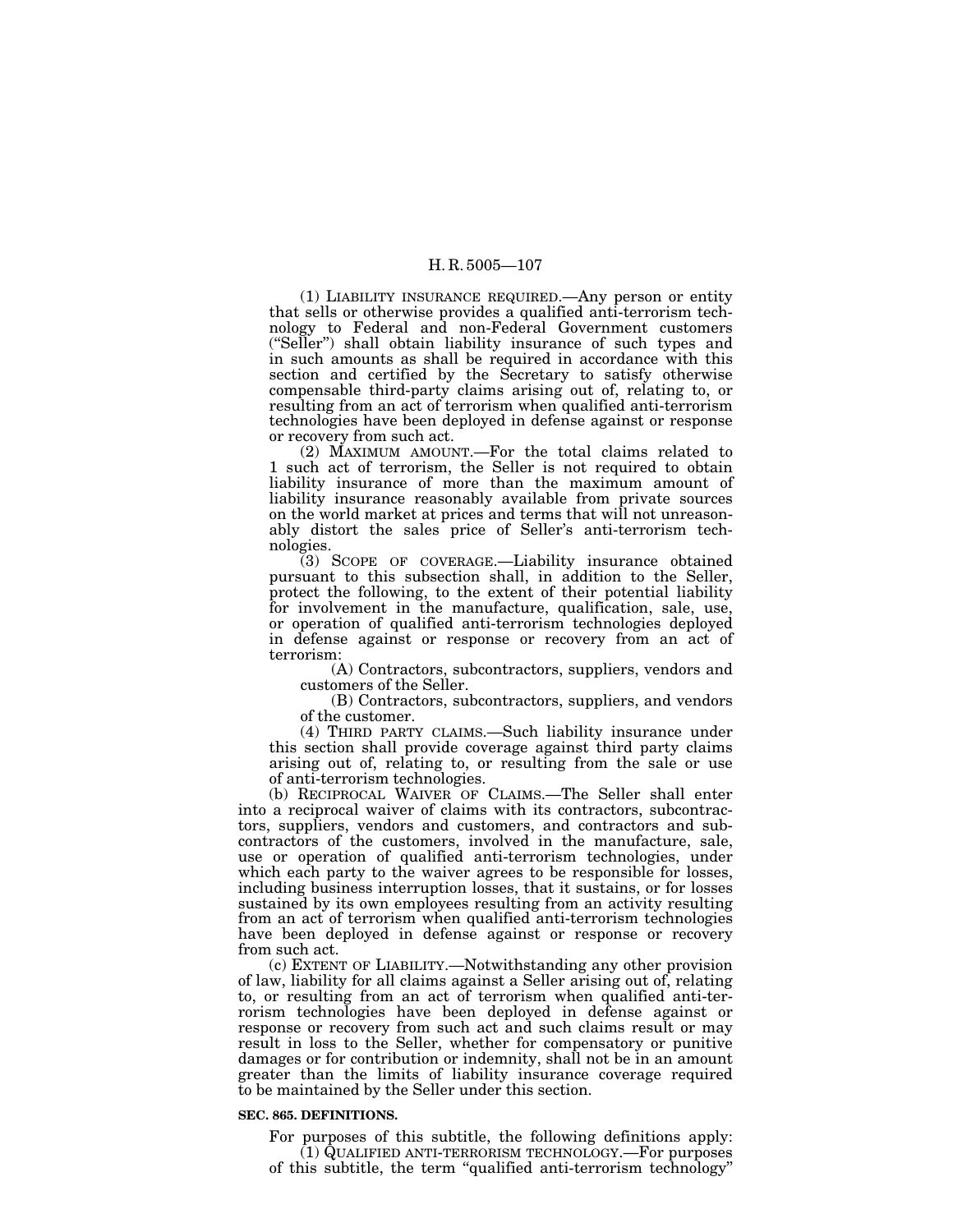(1) LIABILITY INSURANCE REQUIRED.—Any person or entity that sells or otherwise provides a qualified anti-terrorism technology to Federal and non-Federal Government customers ("Seller") shall obtain liability insurance of such types and in such amounts as shall be required in accordance with this section and certified by the Secretary to satisfy otherwise compensable third-party claims arising out of, relating to, or resulting from an act of terrorism when qualified anti-terrorism technologies have been deployed in defense against or response or recovery from such act.

(2) MAXIMUM AMOUNT.—For the total claims related to 1 such act of terrorism, the Seller is not required to obtain liability insurance of more than the maximum amount of liability insurance reasonably available from private sources on the world market at prices and terms that will not unreasonably distort the sales price of Seller's anti-terrorism technologies.

(3) SCOPE OF COVERAGE.—Liability insurance obtained pursuant to this subsection shall, in addition to the Seller, protect the following, to the extent of their potential liability for involvement in the manufacture, qualification, sale, use, or operation of qualified anti-terrorism technologies deployed in defense against or response or recovery from an act of terrorism:

(A) Contractors, subcontractors, suppliers, vendors and customers of the Seller.

(B) Contractors, subcontractors, suppliers, and vendors of the customer.

(4) THIRD PARTY CLAIMS.—Such liability insurance under this section shall provide coverage against third party claims arising out of, relating to, or resulting from the sale or use of anti-terrorism technologies.

(b) RECIPROCAL WAIVER OF CLAIMS.—The Seller shall enter into a reciprocal waiver of claims with its contractors, subcontractors, suppliers, vendors and customers, and contractors and subcontractors of the customers, involved in the manufacture, sale, use or operation of qualified anti-terrorism technologies, under which each party to the waiver agrees to be responsible for losses, including business interruption losses, that it sustains, or for losses sustained by its own employees resulting from an activity resulting from an act of terrorism when qualified anti-terrorism technologies have been deployed in defense against or response or recovery from such act.

(c) EXTENT OF LIABILITY.—Notwithstanding any other provision of law, liability for all claims against a Seller arising out of, relating to, or resulting from an act of terrorism when qualified anti-terrorism technologies have been deployed in defense against or response or recovery from such act and such claims result or may result in loss to the Seller, whether for compensatory or punitive damages or for contribution or indemnity, shall not be in an amount greater than the limits of liability insurance coverage required to be maintained by the Seller under this section.

**SEC. 865. DEFINITIONS.**

For purposes of this subtitle, the following definitions apply:

(1) QUALIFIED ANTI-TERRORISM TECHNOLOGY.—For purposes of this subtitle, the term "qualified anti-terrorism technology"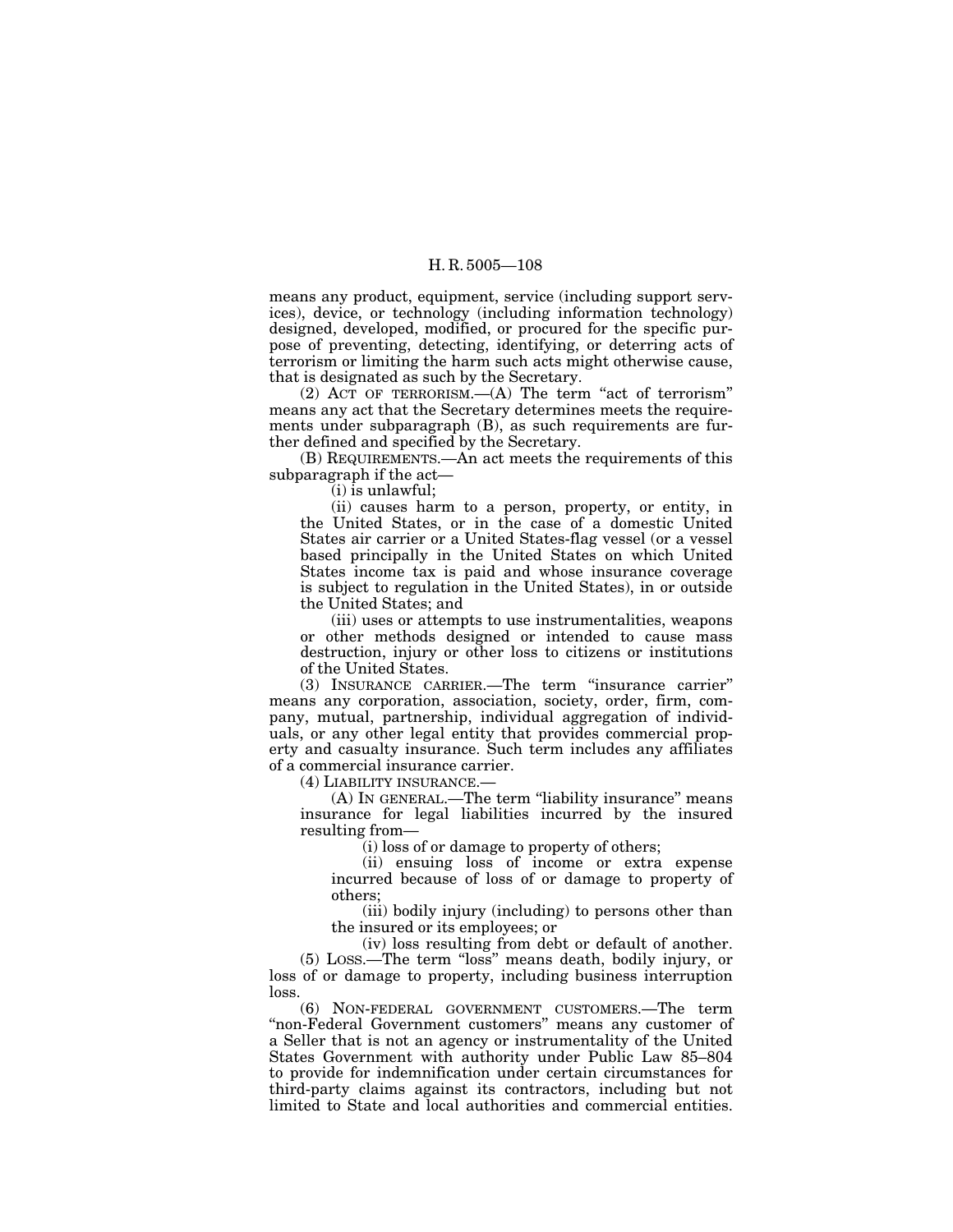means any product, equipment, service (including support services), device, or technology (including information technology) designed, developed, modified, or procured for the specific purpose of preventing, detecting, identifying, or deterring acts of terrorism or limiting the harm such acts might otherwise cause, that is designated as such by the Secretary.

(2) ACT OF TERRORISM.—(A) The term "act of terrorism" means any act that the Secretary determines meets the requirements under subparagraph (B), as such requirements are further defined and specified by the Secretary.

(B) REQUIREMENTS.—An act meets the requirements of this subparagraph if the act—

(i) is unlawful;

(ii) causes harm to a person, property, or entity, in the United States, or in the case of a domestic United States air carrier or a United States-flag vessel (or a vessel based principally in the United States on which United States income tax is paid and whose insurance coverage is subject to regulation in the United States), in or outside the United States; and

(iii) uses or attempts to use instrumentalities, weapons or other methods designed or intended to cause mass destruction, injury or other loss to citizens or institutions of the United States.

(3) INSURANCE CARRIER.—The term "insurance carrier" means any corporation, association, society, order, firm, company, mutual, partnership, individual aggregation of individuals, or any other legal entity that provides commercial property and casualty insurance. Such term includes any affiliates of a commercial insurance carrier.

(4) LIABILITY INSURANCE.—

(A) IN GENERAL.—The term "liability insurance" means insurance for legal liabilities incurred by the insured resulting from—

(i) loss of or damage to property of others;

(ii) ensuing loss of income or extra expense incurred because of loss of or damage to property of others;

(iii) bodily injury (including) to persons other than the insured or its employees; or

(iv) loss resulting from debt or default of another.

(5) LOSS.—The term "loss" means death, bodily injury, or loss of or damage to property, including business interruption loss.

(6) NON-FEDERAL GOVERNMENT CUSTOMERS.—The term "non-Federal Government customers" means any customer of a Seller that is not an agency or instrumentality of the United States Government with authority under Public Law 85–804 to provide for indemnification under certain circumstances for third-party claims against its contractors, including but not limited to State and local authorities and commercial entities.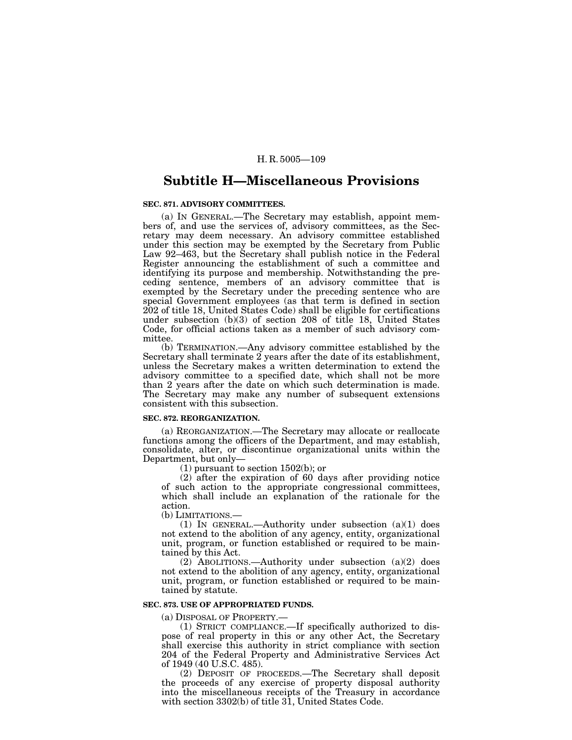# Subtitle H—Miscellaneous Provisions

**SEC. 871. ADVISORY COMMITTEES.**

(a) IN GENERAL.—The Secretary may establish, appoint members of, and use the services of, advisory committees, as the Secretary may deem necessary. An advisory committee established under this section may be exempted by the Secretary from Public Law 92–463, but the Secretary shall publish notice in the Federal Register announcing the establishment of such a committee and identifying its purpose and membership. Notwithstanding the preceding sentence, members of an advisory committee that is exempted by the Secretary under the preceding sentence who are special Government employees (as that term is defined in section 202 of title 18, United States Code) shall be eligible for certifications under subsection (b)(3) of section 208 of title 18, United States Code, for official actions taken as a member of such advisory committee.

(b) TERMINATION.—Any advisory committee established by the Secretary shall terminate 2 years after the date of its establishment, unless the Secretary makes a written determination to extend the advisory committee to a specified date, which shall not be more than 2 years after the date on which such determination is made. The Secretary may make any number of subsequent extensions consistent with this subsection.

**SEC. 872. REORGANIZATION.**

(a) REORGANIZATION.—The Secretary may allocate or reallocate functions among the officers of the Department, and may establish, consolidate, alter, or discontinue organizational units within the Department, but only—

(1) pursuant to section 1502(b); or

(2) after the expiration of 60 days after providing notice of such action to the appropriate congressional committees, which shall include an explanation of the rationale for the action.

(b) LIMITATIONS.—

(1) IN GENERAL.—Authority under subsection (a)(1) does not extend to the abolition of any agency, entity, organizational unit, program, or function established or required to be maintained by this Act.

(2) ABOLITIONS.—Authority under subsection (a)(2) does not extend to the abolition of any agency, entity, organizational unit, program, or function established or required to be maintained by statute.

**SEC. 873. USE OF APPROPRIATED FUNDS.**

(a) DISPOSAL OF PROPERTY.—

(1) STRICT COMPLIANCE.—If specifically authorized to dispose of real property in this or any other Act, the Secretary shall exercise this authority in strict compliance with section 204 of the Federal Property and Administrative Services Act of 1949 (40 U.S.C. 485).

(2) DEPOSIT OF PROCEEDS.—The Secretary shall deposit the proceeds of any exercise of property disposal authority into the miscellaneous receipts of the Treasury in accordance with section 3302(b) of title 31, United States Code.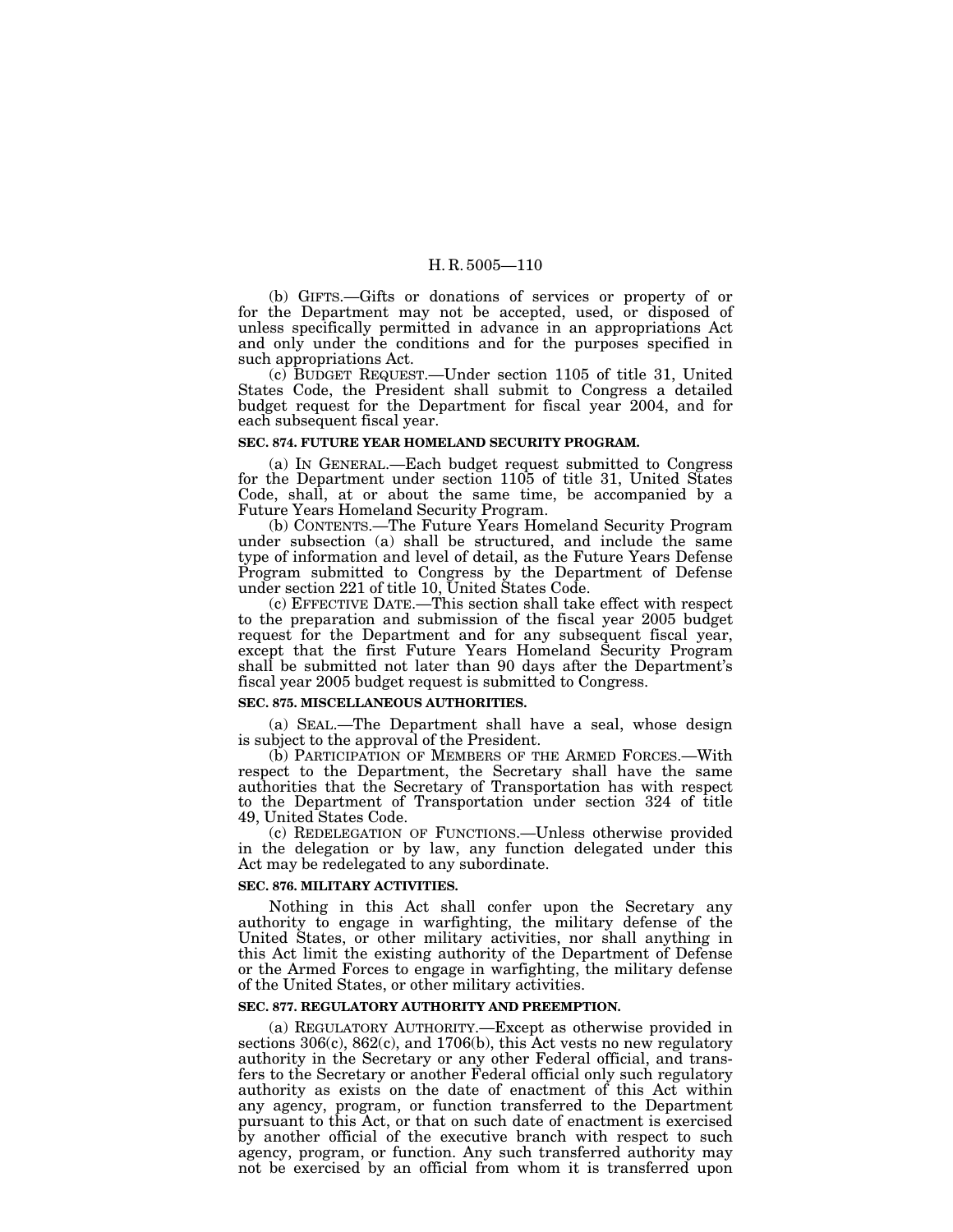(b) GIFTS.—Gifts or donations of services or property of or for the Department may not be accepted, used, or disposed of unless specifically permitted in advance in an appropriations Act and only under the conditions and for the purposes specified in such appropriations Act.

(c) BUDGET REQUEST.—Under section 1105 of title 31, United States Code, the President shall submit to Congress a detailed budget request for the Department for fiscal year 2004, and for each subsequent fiscal year.

**SEC. 874. FUTURE YEAR HOMELAND SECURITY PROGRAM.**

(a) IN GENERAL.—Each budget request submitted to Congress for the Department under section 1105 of title 31, United States Code, shall, at or about the same time, be accompanied by a Future Years Homeland Security Program.

(b) CONTENTS.—The Future Years Homeland Security Program under subsection (a) shall be structured, and include the same type of information and level of detail, as the Future Years Defense Program submitted to Congress by the Department of Defense under section 221 of title 10, United States Code.

(c) EFFECTIVE DATE.—This section shall take effect with respect to the preparation and submission of the fiscal year 2005 budget request for the Department and for any subsequent fiscal year, except that the first Future Years Homeland Security Program shall be submitted not later than 90 days after the Department's fiscal year 2005 budget request is submitted to Congress.

**SEC. 875. MISCELLANEOUS AUTHORITIES.**

(a) SEAL.—The Department shall have a seal, whose design is subject to the approval of the President.

(b) PARTICIPATION OF MEMBERS OF THE ARMED FORCES.—With respect to the Department, the Secretary shall have the same authorities that the Secretary of Transportation has with respect to the Department of Transportation under section 324 of title 49, United States Code.

(c) REDELEGATION OF FUNCTIONS.—Unless otherwise provided in the delegation or by law, any function delegated under this Act may be redelegated to any subordinate.

**SEC. 876. MILITARY ACTIVITIES.**

Nothing in this Act shall confer upon the Secretary any authority to engage in warfighting, the military defense of the United States, or other military activities, nor shall anything in this Act limit the existing authority of the Department of Defense or the Armed Forces to engage in warfighting, the military defense of the United States, or other military activities.

**SEC. 877. REGULATORY AUTHORITY AND PREEMPTION.**

(a) REGULATORY AUTHORITY.—Except as otherwise provided in sections 306(c), 862(c), and 1706(b), this Act vests no new regulatory authority in the Secretary or any other Federal official, and transfers to the Secretary or another Federal official only such regulatory authority as exists on the date of enactment of this Act within any agency, program, or function transferred to the Department pursuant to this Act, or that on such date of enactment is exercised by another official of the executive branch with respect to such agency, program, or function. Any such transferred authority may not be exercised by an official from whom it is transferred upon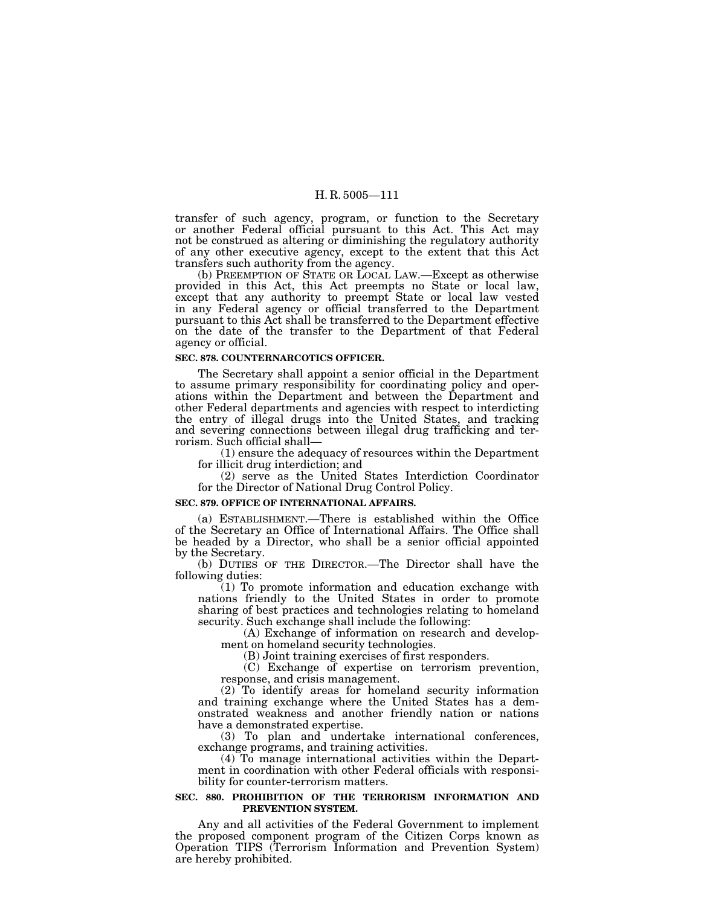transfer of such agency, program, or function to the Secretary or another Federal official pursuant to this Act. This Act may not be construed as altering or diminishing the regulatory authority of any other executive agency, except to the extent that this Act transfers such authority from the agency.

(b) PREEMPTION OF STATE OR LOCAL LAW.—Except as otherwise provided in this Act, this Act preempts no State or local law, except that any authority to preempt State or local law vested in any Federal agency or official transferred to the Department pursuant to this Act shall be transferred to the Department effective on the date of the transfer to the Department of that Federal agency or official.

**SEC. 878. COUNTERNARCOTICS OFFICER.**

The Secretary shall appoint a senior official in the Department to assume primary responsibility for coordinating policy and operations within the Department and between the Department and other Federal departments and agencies with respect to interdicting the entry of illegal drugs into the United States, and tracking and severing connections between illegal drug trafficking and terrorism. Such official shall—

(1) ensure the adequacy of resources within the Department for illicit drug interdiction; and

(2) serve as the United States Interdiction Coordinator for the Director of National Drug Control Policy.

**SEC. 879. OFFICE OF INTERNATIONAL AFFAIRS.**

(a) ESTABLISHMENT.—There is established within the Office of the Secretary an Office of International Affairs. The Office shall be headed by a Director, who shall be a senior official appointed by the Secretary.

(b) DUTIES OF THE DIRECTOR.—The Director shall have the following duties:

(1) To promote information and education exchange with nations friendly to the United States in order to promote sharing of best practices and technologies relating to homeland security. Such exchange shall include the following:

(A) Exchange of information on research and development on homeland security technologies.

(B) Joint training exercises of first responders.

(C) Exchange of expertise on terrorism prevention, response, and crisis management.

(2) To identify areas for homeland security information and training exchange where the United States has a demonstrated weakness and another friendly nation or nations have a demonstrated expertise.

(3) To plan and undertake international conferences, exchange programs, and training activities.

(4) To manage international activities within the Department in coordination with other Federal officials with responsibility for counter-terrorism matters.

**SEC. 880. PROHIBITION OF THE TERRORISM INFORMATION AND PREVENTION SYSTEM.**

Any and all activities of the Federal Government to implement the proposed component program of the Citizen Corps known as Operation TIPS (Terrorism Information and Prevention System) are hereby prohibited.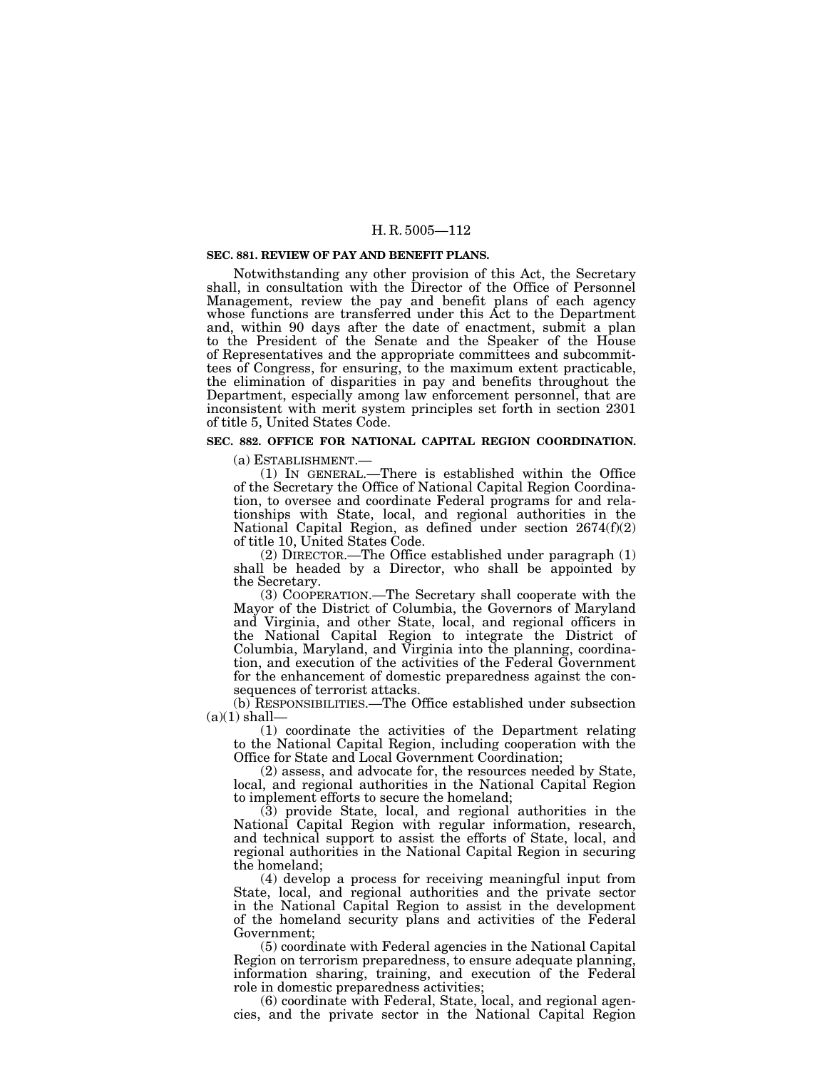### SEC. 881. REVIEW OF PAY AND BENEFIT PLANS.

Notwithstanding any other provision of this Act, the Secretary shall, in consultation with the Director of the Office of Personnel Management, review the pay and benefit plans of each agency whose functions are transferred under this Act to the Department and, within 90 days after the date of enactment, submit a plan to the President of the Senate and the Speaker of the House of Representatives and the appropriate committees and subcommittees of Congress, for ensuring, to the maximum extent practicable, the elimination of disparities in pay and benefits throughout the Department, especially among law enforcement personnel, that are inconsistent with merit system principles set forth in section 2301 of title 5, United States Code.

### SEC. 882. OFFICE FOR NATIONAL CAPITAL REGION COORDINATION.

(a) ESTABLISHMENT.—

(1) IN GENERAL.—There is established within the Office of the Secretary the Office of National Capital Region Coordination, to oversee and coordinate Federal programs for and relationships with State, local, and regional authorities in the National Capital Region, as defined under section 2674(f)(2) of title 10, United States Code.

(2) DIRECTOR.—The Office established under paragraph (1) shall be headed by a Director, who shall be appointed by the Secretary.

(3) COOPERATION.—The Secretary shall cooperate with the Mayor of the District of Columbia, the Governors of Maryland and Virginia, and other State, local, and regional officers in the National Capital Region to integrate the District of Columbia, Maryland, and Virginia into the planning, coordination, and execution of the activities of the Federal Government for the enhancement of domestic preparedness against the consequences of terrorist attacks.

(b) RESPONSIBILITIES.—The Office established under subsection (a)(1) shall—

(1) coordinate the activities of the Department relating to the National Capital Region, including cooperation with the Office for State and Local Government Coordination;

(2) assess, and advocate for, the resources needed by State, local, and regional authorities in the National Capital Region to implement efforts to secure the homeland;

(3) provide State, local, and regional authorities in the National Capital Region with regular information, research, and technical support to assist the efforts of State, local, and regional authorities in the National Capital Region in securing the homeland;

(4) develop a process for receiving meaningful input from State, local, and regional authorities and the private sector in the National Capital Region to assist in the development of the homeland security plans and activities of the Federal Government;

(5) coordinate with Federal agencies in the National Capital Region on terrorism preparedness, to ensure adequate planning, information sharing, training, and execution of the Federal role in domestic preparedness activities;

(6) coordinate with Federal, State, local, and regional agencies, and the private sector in the National Capital Region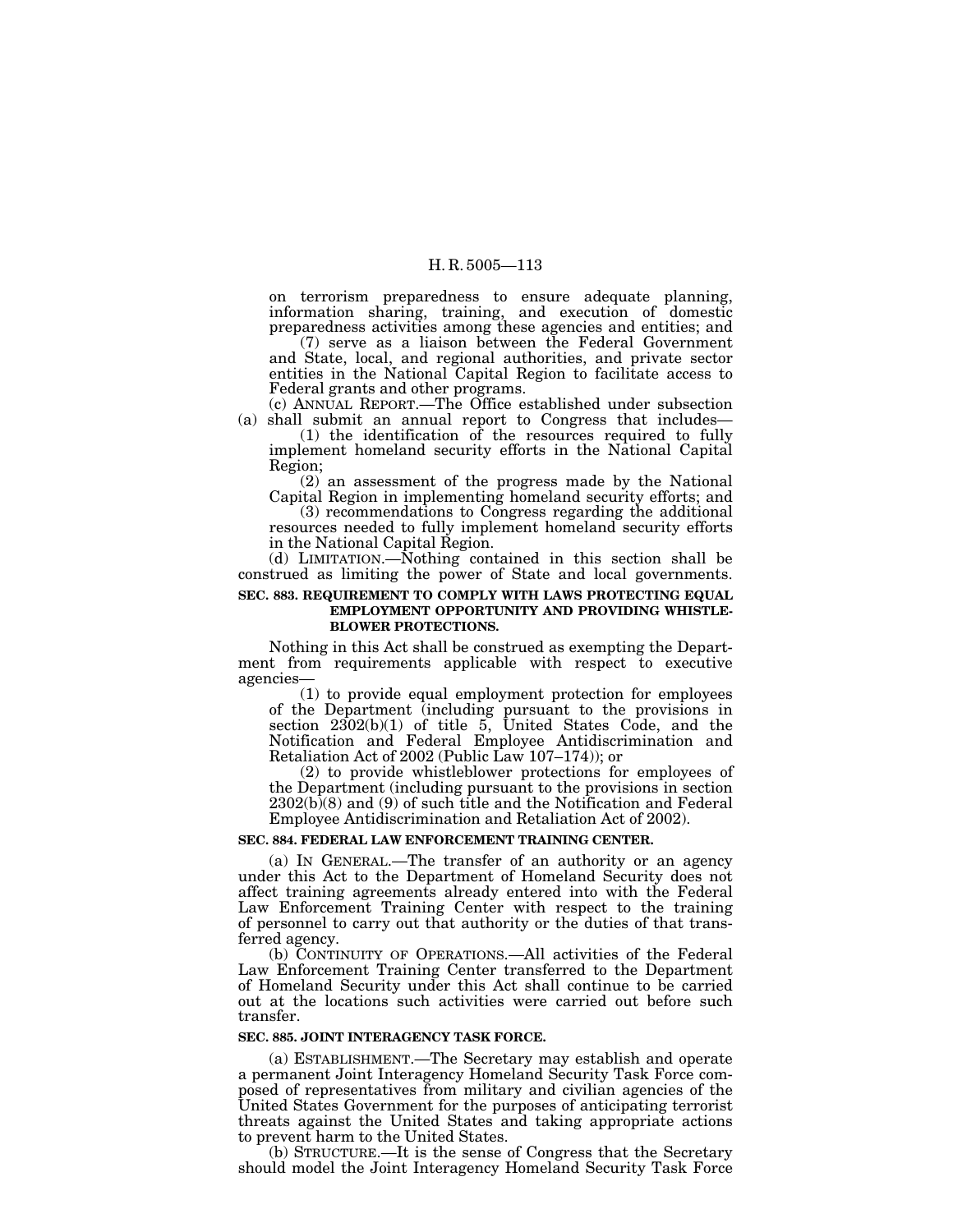on terrorism preparedness to ensure adequate planning, information sharing, training, and execution of domestic preparedness activities among these agencies and entities; and

(7) serve as a liaison between the Federal Government and State, local, and regional authorities, and private sector entities in the National Capital Region to facilitate access to Federal grants and other programs.

(c) ANNUAL REPORT.—The Office established under subsection (a) shall submit an annual report to Congress that includes—

(1) the identification of the resources required to fully implement homeland security efforts in the National Capital Region;

(2) an assessment of the progress made by the National Capital Region in implementing homeland security efforts; and

(3) recommendations to Congress regarding the additional resources needed to fully implement homeland security efforts in the National Capital Region.

(d) LIMITATION.—Nothing contained in this section shall be construed as limiting the power of State and local governments.

### SEC. 883. REQUIREMENT TO COMPLY WITH LAWS PROTECTING EQUAL EMPLOYMENT OPPORTUNITY AND PROVIDING WHISTLEBLOWER PROTECTIONS.

Nothing in this Act shall be construed as exempting the Department from requirements applicable with respect to executive agencies—

(1) to provide equal employment protection for employees of the Department (including pursuant to the provisions in section 2302(b)(1) of title 5, United States Code, and the Notification and Federal Employee Antidiscrimination and Retaliation Act of 2002 (Public Law 107–174)); or

(2) to provide whistleblower protections for employees of the Department (including pursuant to the provisions in section 2302(b)(8) and (9) of such title and the Notification and Federal Employee Antidiscrimination and Retaliation Act of 2002).

### SEC. 884. FEDERAL LAW ENFORCEMENT TRAINING CENTER.

(a) IN GENERAL.—The transfer of an authority or an agency under this Act to the Department of Homeland Security does not affect training agreements already entered into with the Federal Law Enforcement Training Center with respect to the training of personnel to carry out that authority or the duties of that transferred agency.

(b) CONTINUITY OF OPERATIONS.—All activities of the Federal Law Enforcement Training Center transferred to the Department of Homeland Security under this Act shall continue to be carried out at the locations such activities were carried out before such transfer.

### SEC. 885. JOINT INTERAGENCY TASK FORCE.

(a) ESTABLISHMENT.—The Secretary may establish and operate a permanent Joint Interagency Homeland Security Task Force composed of representatives from military and civilian agencies of the United States Government for the purposes of anticipating terrorist threats against the United States and taking appropriate actions to prevent harm to the United States.

(b) STRUCTURE.—It is the sense of Congress that the Secretary should model the Joint Interagency Homeland Security Task Force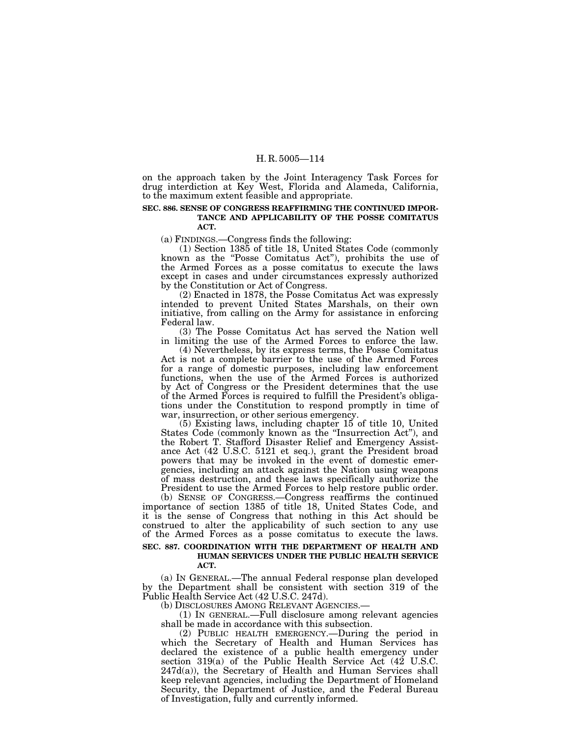on the approach taken by the Joint Interagency Task Forces for drug interdiction at Key West, Florida and Alameda, California, to the maximum extent feasible and appropriate.

**SEC. 886. SENSE OF CONGRESS REAFFIRMING THE CONTINUED IMPORTANCE AND APPLICABILITY OF THE POSSE COMITATUS ACT.**

(a) FINDINGS.—Congress finds the following:

(1) Section 1385 of title 18, United States Code (commonly known as the "Posse Comitatus Act"), prohibits the use of the Armed Forces as a posse comitatus to execute the laws except in cases and under circumstances expressly authorized by the Constitution or Act of Congress.

(2) Enacted in 1878, the Posse Comitatus Act was expressly intended to prevent United States Marshals, on their own initiative, from calling on the Army for assistance in enforcing Federal law.

(3) The Posse Comitatus Act has served the Nation well in limiting the use of the Armed Forces to enforce the law.

(4) Nevertheless, by its express terms, the Posse Comitatus Act is not a complete barrier to the use of the Armed Forces for a range of domestic purposes, including law enforcement functions, when the use of the Armed Forces is authorized by Act of Congress or the President determines that the use of the Armed Forces is required to fulfill the President's obligations under the Constitution to respond promptly in time of war, insurrection, or other serious emergency.

(5) Existing laws, including chapter 15 of title 10, United States Code (commonly known as the "Insurrection Act"), and the Robert T. Stafford Disaster Relief and Emergency Assistance Act (42 U.S.C. 5121 et seq.), grant the President broad powers that may be invoked in the event of domestic emergencies, including an attack against the Nation using weapons of mass destruction, and these laws specifically authorize the President to use the Armed Forces to help restore public order.

(b) SENSE OF CONGRESS.—Congress reaffirms the continued importance of section 1385 of title 18, United States Code, and it is the sense of Congress that nothing in this Act should be construed to alter the applicability of such section to any use of the Armed Forces as a posse comitatus to execute the laws.

**SEC. 887. COORDINATION WITH THE DEPARTMENT OF HEALTH AND HUMAN SERVICES UNDER THE PUBLIC HEALTH SERVICE ACT.**

(a) IN GENERAL.—The annual Federal response plan developed by the Department shall be consistent with section 319 of the Public Health Service Act (42 U.S.C. 247d).

(b) DISCLOSURES AMONG RELEVANT AGENCIES.—

(1) IN GENERAL.—Full disclosure among relevant agencies shall be made in accordance with this subsection.

(2) PUBLIC HEALTH EMERGENCY.—During the period in which the Secretary of Health and Human Services has declared the existence of a public health emergency under section 319(a) of the Public Health Service Act (42 U.S.C. 247d(a)), the Secretary of Health and Human Services shall keep relevant agencies, including the Department of Homeland Security, the Department of Justice, and the Federal Bureau of Investigation, fully and currently informed.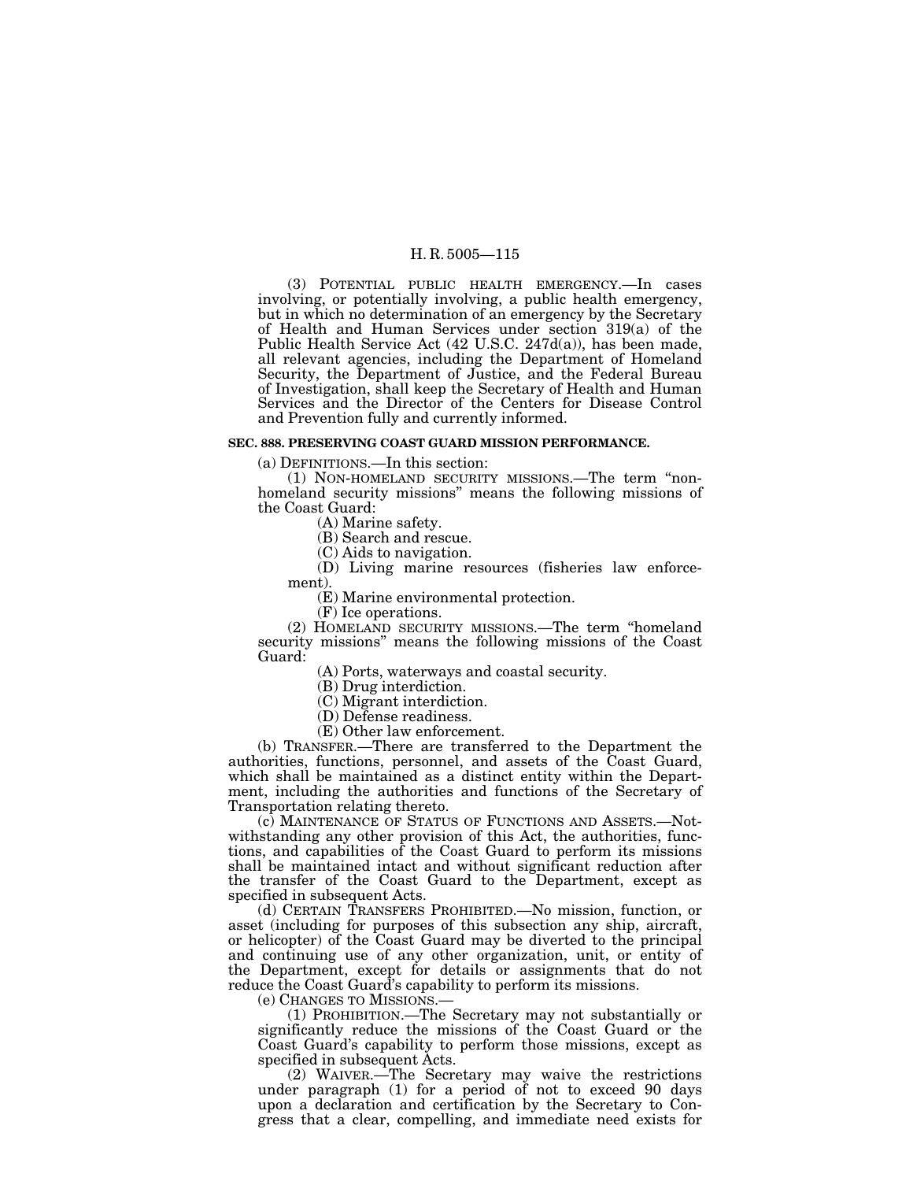(3) POTENTIAL PUBLIC HEALTH EMERGENCY.—In cases involving, or potentially involving, a public health emergency, but in which no determination of an emergency by the Secretary of Health and Human Services under section 319(a) of the Public Health Service Act (42 U.S.C. 247d(a)), has been made, all relevant agencies, including the Department of Homeland Security, the Department of Justice, and the Federal Bureau of Investigation, shall keep the Secretary of Health and Human Services and the Director of the Centers for Disease Control and Prevention fully and currently informed.

**SEC. 888. PRESERVING COAST GUARD MISSION PERFORMANCE.**

(a) DEFINITIONS.—In this section:

(1) NON-HOMELAND SECURITY MISSIONS.—The term "non-homeland security missions" means the following missions of the Coast Guard:

(A) Marine safety.

(B) Search and rescue.

(C) Aids to navigation.

(D) Living marine resources (fisheries law enforcement).

(E) Marine environmental protection.

(F) Ice operations.

(2) HOMELAND SECURITY MISSIONS.—The term "homeland security missions" means the following missions of the Coast Guard:

(A) Ports, waterways and coastal security.

(B) Drug interdiction.

(C) Migrant interdiction.

(D) Defense readiness.

(E) Other law enforcement.

(b) TRANSFER.—There are transferred to the Department the authorities, functions, personnel, and assets of the Coast Guard, which shall be maintained as a distinct entity within the Department, including the authorities and functions of the Secretary of Transportation relating thereto.

(c) MAINTENANCE OF STATUS OF FUNCTIONS AND ASSETS.—Notwithstanding any other provision of this Act, the authorities, functions, and capabilities of the Coast Guard to perform its missions shall be maintained intact and without significant reduction after the transfer of the Coast Guard to the Department, except as specified in subsequent Acts.

(d) CERTAIN TRANSFERS PROHIBITED.—No mission, function, or asset (including for purposes of this subsection any ship, aircraft, or helicopter) of the Coast Guard may be diverted to the principal and continuing use of any other organization, unit, or entity of the Department, except for details or assignments that do not reduce the Coast Guard's capability to perform its missions.

(e) CHANGES TO MISSIONS.—

(1) PROHIBITION.—The Secretary may not substantially or significantly reduce the missions of the Coast Guard or the Coast Guard's capability to perform those missions, except as specified in subsequent Acts.

(2) WAIVER.—The Secretary may waive the restrictions under paragraph (1) for a period of not to exceed 90 days upon a declaration and certification by the Secretary to Congress that a clear, compelling, and immediate need exists for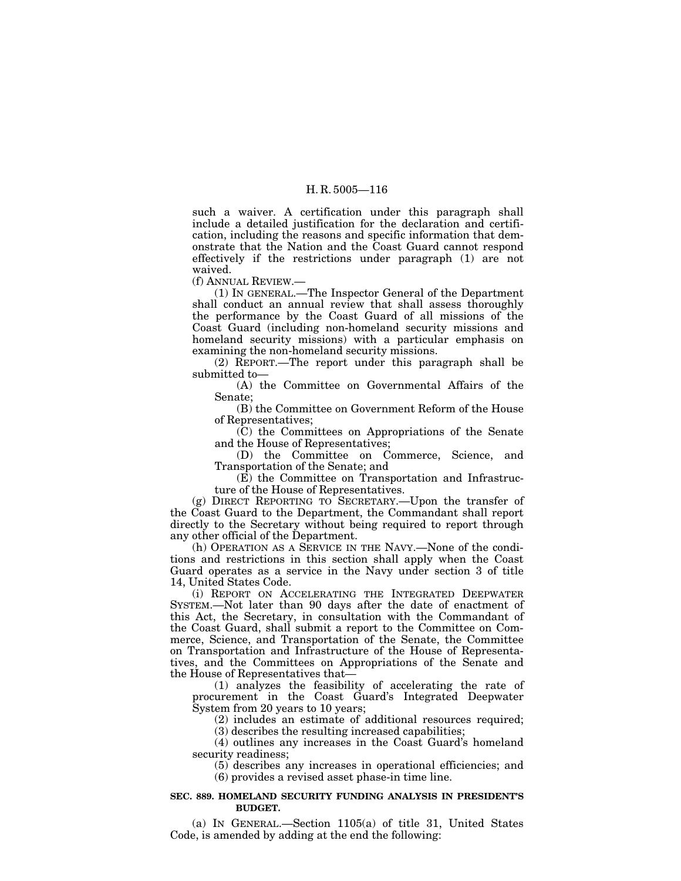such a waiver. A certification under this paragraph shall include a detailed justification for the declaration and certification, including the reasons and specific information that demonstrate that the Nation and the Coast Guard cannot respond effectively if the restrictions under paragraph (1) are not waived.

(f) ANNUAL REVIEW.—

(1) IN GENERAL.—The Inspector General of the Department shall conduct an annual review that shall assess thoroughly the performance by the Coast Guard of all missions of the Coast Guard (including non-homeland security missions and homeland security missions) with a particular emphasis on examining the non-homeland security missions.

(2) REPORT.—The report under this paragraph shall be submitted to—

(A) the Committee on Governmental Affairs of the Senate;

(B) the Committee on Government Reform of the House of Representatives;

(C) the Committees on Appropriations of the Senate and the House of Representatives;

(D) the Committee on Commerce, Science, and Transportation of the Senate; and

(E) the Committee on Transportation and Infrastructure of the House of Representatives.

(g) DIRECT REPORTING TO SECRETARY.—Upon the transfer of the Coast Guard to the Department, the Commandant shall report directly to the Secretary without being required to report through any other official of the Department.

(h) OPERATION AS A SERVICE IN THE NAVY.—None of the conditions and restrictions in this section shall apply when the Coast Guard operates as a service in the Navy under section 3 of title 14, United States Code.

(i) REPORT ON ACCELERATING THE INTEGRATED DEEPWATER SYSTEM.—Not later than 90 days after the date of enactment of this Act, the Secretary, in consultation with the Commandant of the Coast Guard, shall submit a report to the Committee on Commerce, Science, and Transportation of the Senate, the Committee on Transportation and Infrastructure of the House of Representatives, and the Committees on Appropriations of the Senate and the House of Representatives that—

(1) analyzes the feasibility of accelerating the rate of procurement in the Coast Guard's Integrated Deepwater System from 20 years to 10 years;

(2) includes an estimate of additional resources required;

(3) describes the resulting increased capabilities;

(4) outlines any increases in the Coast Guard's homeland security readiness;

(5) describes any increases in operational efficiencies; and

(6) provides a revised asset phase-in time line.

**SEC. 889. HOMELAND SECURITY FUNDING ANALYSIS IN PRESIDENT'S BUDGET.**

(a) IN GENERAL.—Section 1105(a) of title 31, United States Code, is amended by adding at the end the following: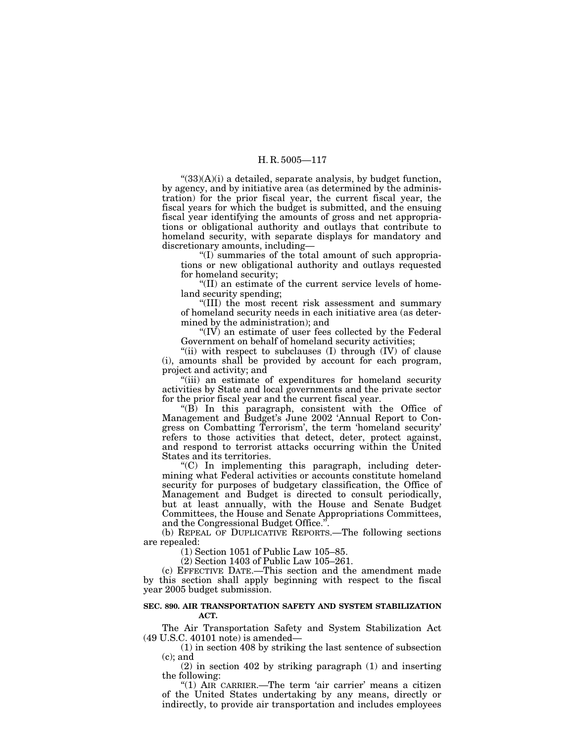"(33)(A)(i) a detailed, separate analysis, by budget function, by agency, and by initiative area (as determined by the administration) for the prior fiscal year, the current fiscal year, the fiscal years for which the budget is submitted, and the ensuing fiscal year identifying the amounts of gross and net appropriations or obligational authority and outlays that contribute to homeland security, with separate displays for mandatory and discretionary amounts, including—

"(I) summaries of the total amount of such appropriations or new obligational authority and outlays requested for homeland security;

"(II) an estimate of the current service levels of homeland security spending;

"(III) the most recent risk assessment and summary of homeland security needs in each initiative area (as determined by the administration); and

"(IV) an estimate of user fees collected by the Federal Government on behalf of homeland security activities;

"(ii) with respect to subclauses (I) through (IV) of clause (i), amounts shall be provided by account for each program, project and activity; and

"(iii) an estimate of expenditures for homeland security activities by State and local governments and the private sector for the prior fiscal year and the current fiscal year.

"(B) In this paragraph, consistent with the Office of Management and Budget's June 2002 'Annual Report to Congress on Combatting Terrorism', the term 'homeland security' refers to those activities that detect, deter, protect against, and respond to terrorist attacks occurring within the United States and its territories.

"(C) In implementing this paragraph, including determining what Federal activities or accounts constitute homeland security for purposes of budgetary classification, the Office of Management and Budget is directed to consult periodically, but at least annually, with the House and Senate Budget Committees, the House and Senate Appropriations Committees, and the Congressional Budget Office.".

(b) REPEAL OF DUPLICATIVE REPORTS.—The following sections are repealed:

(1) Section 1051 of Public Law 105–85.

(2) Section 1403 of Public Law 105–261.

(c) EFFECTIVE DATE.—This section and the amendment made by this section shall apply beginning with respect to the fiscal year 2005 budget submission.

**SEC. 890. AIR TRANSPORTATION SAFETY AND SYSTEM STABILIZATION ACT.**

The Air Transportation Safety and System Stabilization Act (49 U.S.C. 40101 note) is amended—

(1) in section 408 by striking the last sentence of subsection (c); and

(2) in section 402 by striking paragraph (1) and inserting the following:

"(1) AIR CARRIER.—The term 'air carrier' means a citizen of the United States undertaking by any means, directly or indirectly, to provide air transportation and includes employees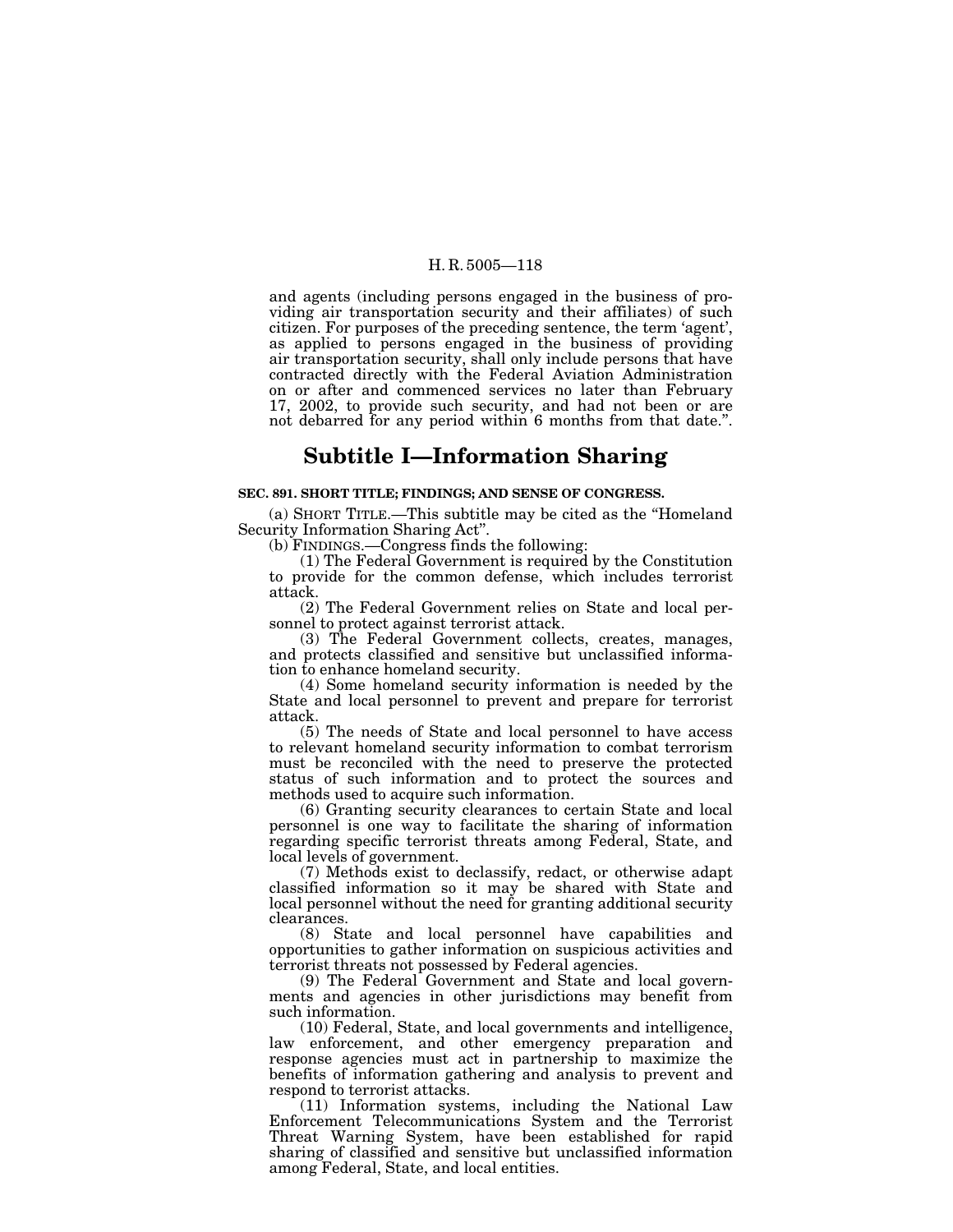and agents (including persons engaged in the business of providing air transportation security and their affiliates) of such citizen. For purposes of the preceding sentence, the term 'agent', as applied to persons engaged in the business of providing air transportation security, shall only include persons that have contracted directly with the Federal Aviation Administration on or after and commenced services no later than February 17, 2002, to provide such security, and had not been or are not debarred for any period within 6 months from that date.".

# Subtitle I—Information Sharing

**SEC. 891. SHORT TITLE; FINDINGS; AND SENSE OF CONGRESS.**

(a) SHORT TITLE.—This subtitle may be cited as the "Homeland Security Information Sharing Act".

(b) FINDINGS.—Congress finds the following:

(1) The Federal Government is required by the Constitution to provide for the common defense, which includes terrorist attack.

(2) The Federal Government relies on State and local personnel to protect against terrorist attack.

(3) The Federal Government collects, creates, manages, and protects classified and sensitive but unclassified information to enhance homeland security.

(4) Some homeland security information is needed by the State and local personnel to prevent and prepare for terrorist attack.

(5) The needs of State and local personnel to have access to relevant homeland security information to combat terrorism must be reconciled with the need to preserve the protected status of such information and to protect the sources and methods used to acquire such information.

(6) Granting security clearances to certain State and local personnel is one way to facilitate the sharing of information regarding specific terrorist threats among Federal, State, and local levels of government.

(7) Methods exist to declassify, redact, or otherwise adapt classified information so it may be shared with State and local personnel without the need for granting additional security clearances.

(8) State and local personnel have capabilities and opportunities to gather information on suspicious activities and terrorist threats not possessed by Federal agencies.

(9) The Federal Government and State and local governments and agencies in other jurisdictions may benefit from such information.

(10) Federal, State, and local governments and intelligence, law enforcement, and other emergency preparation and response agencies must act in partnership to maximize the benefits of information gathering and analysis to prevent and respond to terrorist attacks.

(11) Information systems, including the National Law Enforcement Telecommunications System and the Terrorist Threat Warning System, have been established for rapid sharing of classified and sensitive but unclassified information among Federal, State, and local entities.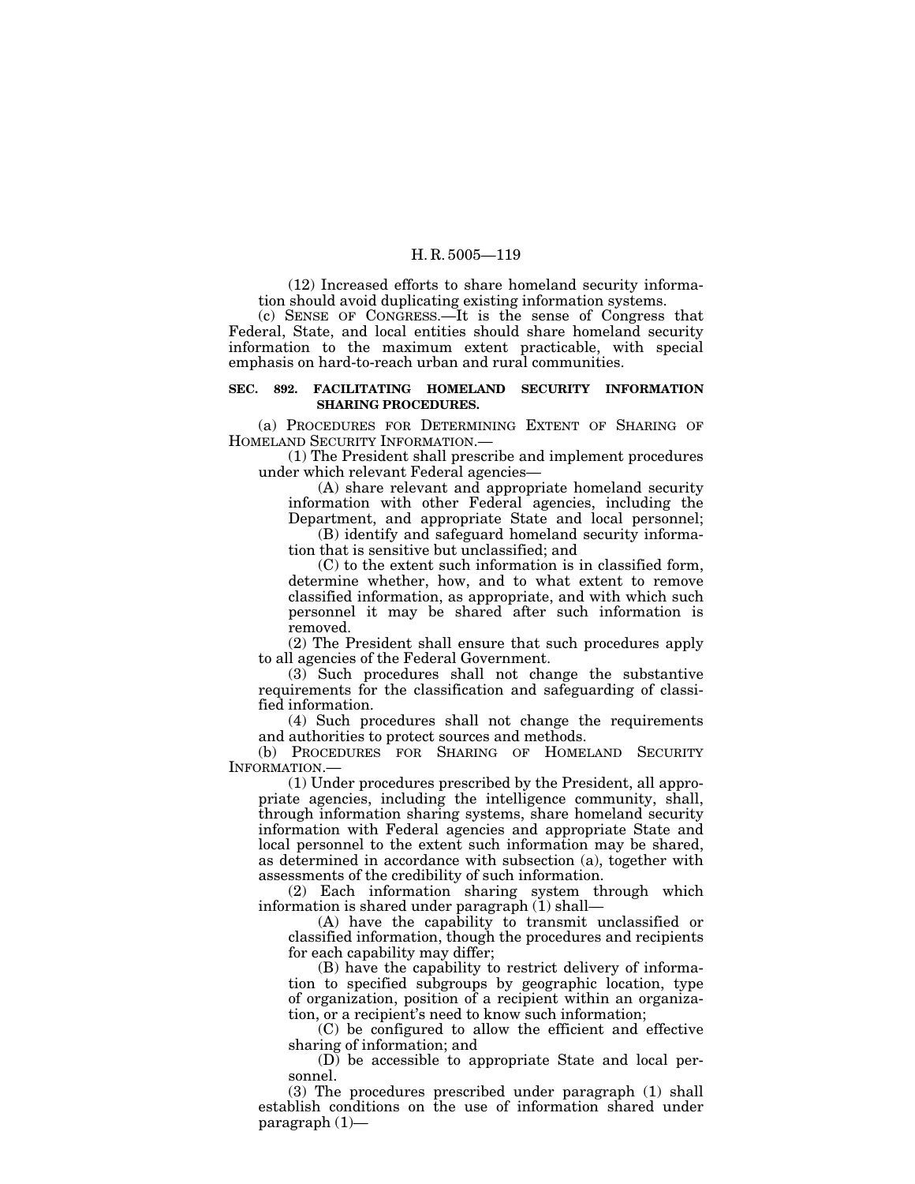(12) Increased efforts to share homeland security information should avoid duplicating existing information systems.

(c) SENSE OF CONGRESS.—It is the sense of Congress that Federal, State, and local entities should share homeland security information to the maximum extent practicable, with special emphasis on hard-to-reach urban and rural communities.

**SEC. 892. FACILITATING HOMELAND SECURITY INFORMATION SHARING PROCEDURES.**

(a) PROCEDURES FOR DETERMINING EXTENT OF SHARING OF HOMELAND SECURITY INFORMATION.—

(1) The President shall prescribe and implement procedures under which relevant Federal agencies—

(A) share relevant and appropriate homeland security information with other Federal agencies, including the Department, and appropriate State and local personnel;

(B) identify and safeguard homeland security information that is sensitive but unclassified; and

(C) to the extent such information is in classified form, determine whether, how, and to what extent to remove classified information, as appropriate, and with which such personnel it may be shared after such information is removed.

(2) The President shall ensure that such procedures apply to all agencies of the Federal Government.

(3) Such procedures shall not change the substantive requirements for the classification and safeguarding of classified information.

(4) Such procedures shall not change the requirements and authorities to protect sources and methods.

(b) PROCEDURES FOR SHARING OF HOMELAND SECURITY INFORMATION.—

(1) Under procedures prescribed by the President, all appropriate agencies, including the intelligence community, shall, through information sharing systems, share homeland security information with Federal agencies and appropriate State and local personnel to the extent such information may be shared, as determined in accordance with subsection (a), together with assessments of the credibility of such information.

(2) Each information sharing system through which information is shared under paragraph (1) shall—

(A) have the capability to transmit unclassified or classified information, though the procedures and recipients for each capability may differ;

(B) have the capability to restrict delivery of information to specified subgroups by geographic location, type of organization, position of a recipient within an organization, or a recipient's need to know such information;

(C) be configured to allow the efficient and effective sharing of information; and

(D) be accessible to appropriate State and local personnel.

(3) The procedures prescribed under paragraph (1) shall establish conditions on the use of information shared under paragraph (1)—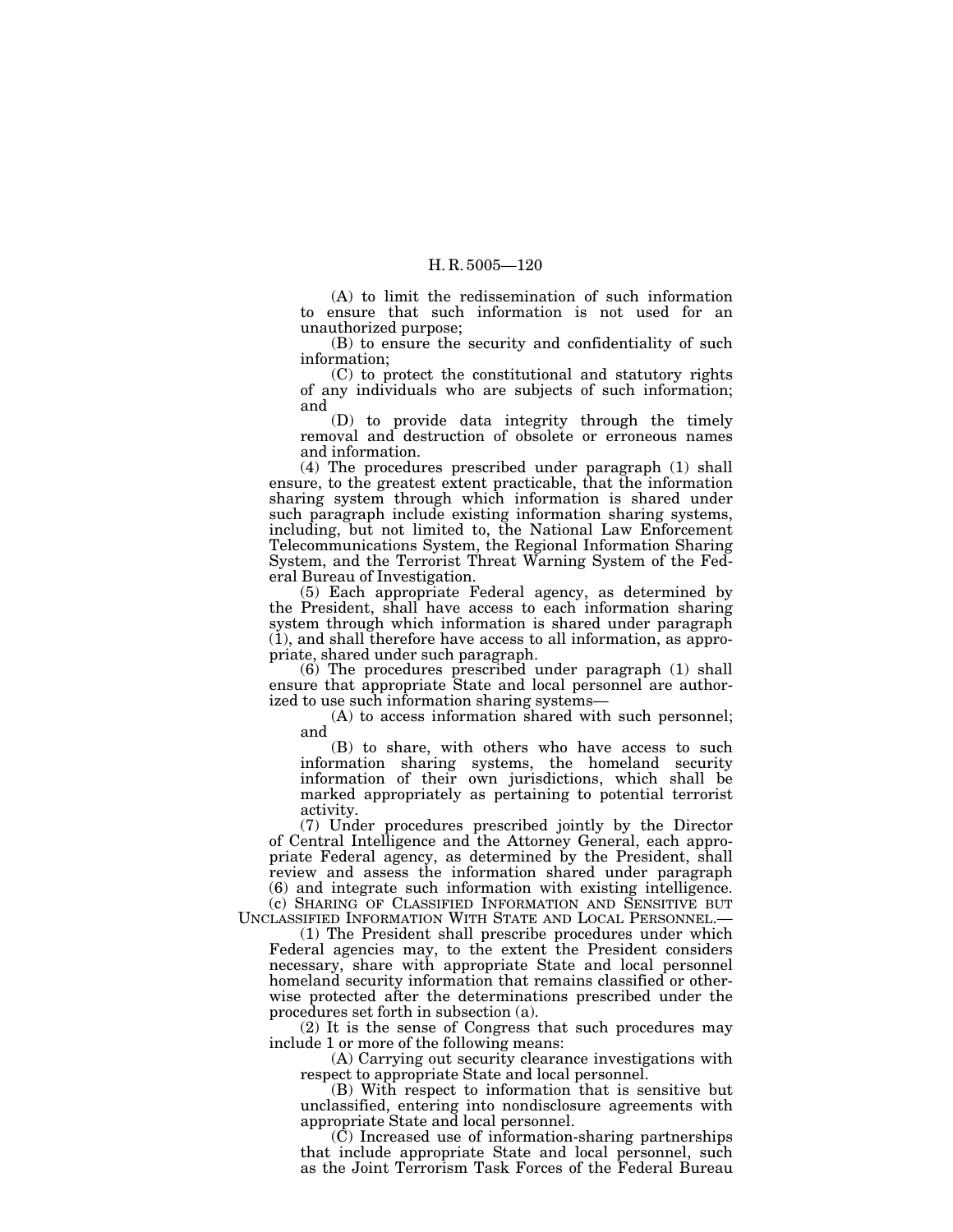(A) to limit the redissemination of such information to ensure that such information is not used for an unauthorized purpose;

(B) to ensure the security and confidentiality of such information;

(C) to protect the constitutional and statutory rights of any individuals who are subjects of such information; and

(D) to provide data integrity through the timely removal and destruction of obsolete or erroneous names and information.

(4) The procedures prescribed under paragraph (1) shall ensure, to the greatest extent practicable, that the information sharing system through which information is shared under such paragraph include existing information sharing systems, including, but not limited to, the National Law Enforcement Telecommunications System, the Regional Information Sharing System, and the Terrorist Threat Warning System of the Federal Bureau of Investigation.

(5) Each appropriate Federal agency, as determined by the President, shall have access to each information sharing system through which information is shared under paragraph (1), and shall therefore have access to all information, as appropriate, shared under such paragraph.

(6) The procedures prescribed under paragraph (1) shall ensure that appropriate State and local personnel are authorized to use such information sharing systems—

(A) to access information shared with such personnel; and

(B) to share, with others who have access to such information sharing systems, the homeland security information of their own jurisdictions, which shall be marked appropriately as pertaining to potential terrorist activity.

(7) Under procedures prescribed jointly by the Director of Central Intelligence and the Attorney General, each appropriate Federal agency, as determined by the President, shall review and assess the information shared under paragraph (6) and integrate such information with existing intelligence.

(c) SHARING OF CLASSIFIED INFORMATION AND SENSITIVE BUT UNCLASSIFIED INFORMATION WITH STATE AND LOCAL PERSONNEL.—

(1) The President shall prescribe procedures under which Federal agencies may, to the extent the President considers necessary, share with appropriate State and local personnel homeland security information that remains classified or otherwise protected after the determinations prescribed under the procedures set forth in subsection (a).

(2) It is the sense of Congress that such procedures may include 1 or more of the following means:

(A) Carrying out security clearance investigations with respect to appropriate State and local personnel.

(B) With respect to information that is sensitive but unclassified, entering into nondisclosure agreements with appropriate State and local personnel.

(C) Increased use of information-sharing partnerships that include appropriate State and local personnel, such as the Joint Terrorism Task Forces of the Federal Bureau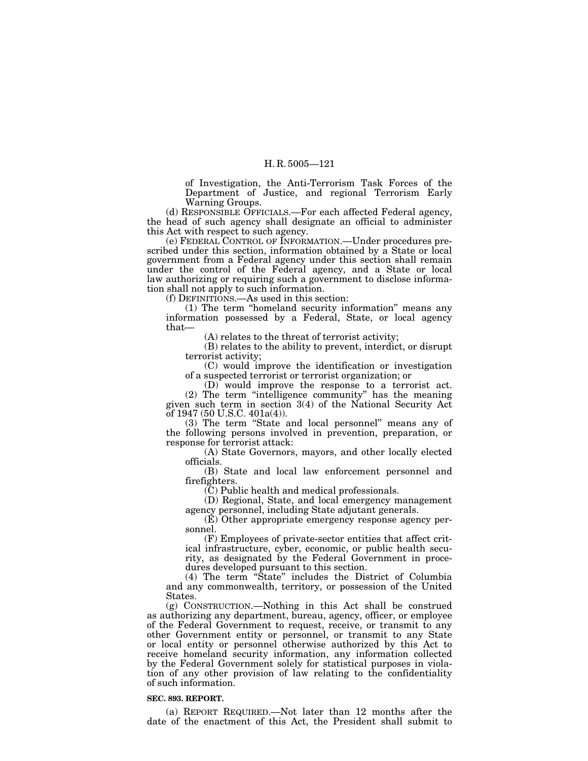of Investigation, the Anti-Terrorism Task Forces of the Department of Justice, and regional Terrorism Early Warning Groups.

(d) RESPONSIBLE OFFICIALS.—For each affected Federal agency, the head of such agency shall designate an official to administer this Act with respect to such agency.

(e) FEDERAL CONTROL OF INFORMATION.—Under procedures prescribed under this section, information obtained by a State or local government from a Federal agency under this section shall remain under the control of the Federal agency, and a State or local law authorizing or requiring such a government to disclose information shall not apply to such information.

(f) DEFINITIONS.—As used in this section:

(1) The term "homeland security information" means any information possessed by a Federal, State, or local agency that—

(A) relates to the threat of terrorist activity;

(B) relates to the ability to prevent, interdict, or disrupt terrorist activity;

(C) would improve the identification or investigation of a suspected terrorist or terrorist organization; or

(D) would improve the response to a terrorist act.

(2) The term "intelligence community" has the meaning given such term in section 3(4) of the National Security Act of 1947 (50 U.S.C. 401a(4)).

(3) The term "State and local personnel" means any of the following persons involved in prevention, preparation, or response for terrorist attack:

(A) State Governors, mayors, and other locally elected officials.

(B) State and local law enforcement personnel and firefighters.

(C) Public health and medical professionals.

(D) Regional, State, and local emergency management agency personnel, including State adjutant generals.

(E) Other appropriate emergency response agency personnel.

(F) Employees of private-sector entities that affect critical infrastructure, cyber, economic, or public health security, as designated by the Federal Government in procedures developed pursuant to this section.

(4) The term "State" includes the District of Columbia and any commonwealth, territory, or possession of the United States.

(g) CONSTRUCTION.—Nothing in this Act shall be construed as authorizing any department, bureau, agency, officer, or employee of the Federal Government to request, receive, or transmit to any other Government entity or personnel, or transmit to any State or local entity or personnel otherwise authorized by this Act to receive homeland security information, any information collected by the Federal Government solely for statistical purposes in violation of any other provision of law relating to the confidentiality of such information.

**SEC. 893. REPORT.**

(a) REPORT REQUIRED.—Not later than 12 months after the date of the enactment of this Act, the President shall submit to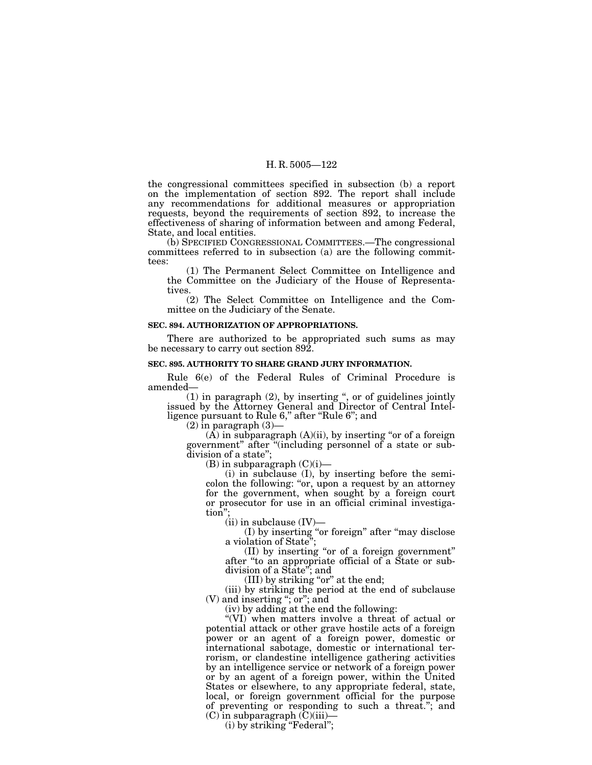the congressional committees specified in subsection (b) a report on the implementation of section 892. The report shall include any recommendations for additional measures or appropriation requests, beyond the requirements of section 892, to increase the effectiveness of sharing of information between and among Federal, State, and local entities.

(b) SPECIFIED CONGRESSIONAL COMMITTEES.—The congressional committees referred to in subsection (a) are the following committees:

(1) The Permanent Select Committee on Intelligence and the Committee on the Judiciary of the House of Representatives.

(2) The Select Committee on Intelligence and the Committee on the Judiciary of the Senate.

**SEC. 894. AUTHORIZATION OF APPROPRIATIONS.**

There are authorized to be appropriated such sums as may be necessary to carry out section 892.

**SEC. 895. AUTHORITY TO SHARE GRAND JURY INFORMATION.**

Rule 6(e) of the Federal Rules of Criminal Procedure is amended—

(1) in paragraph (2), by inserting ", or of guidelines jointly issued by the Attorney General and Director of Central Intelligence pursuant to Rule 6," after "Rule 6"; and

(2) in paragraph (3)—

(A) in subparagraph (A)(ii), by inserting "or of a foreign government" after "(including personnel of a state or subdivision of a state";

(B) in subparagraph (C)(i)—

(i) in subclause (I), by inserting before the semicolon the following: "or, upon a request by an attorney for the government, when sought by a foreign court or prosecutor for use in an official criminal investigation";

(ii) in subclause (IV)—

(I) by inserting "or foreign" after "may disclose a violation of State";

(II) by inserting "or of a foreign government" after "to an appropriate official of a State or subdivision of a State"; and

(III) by striking "or" at the end;

(iii) by striking the period at the end of subclause (V) and inserting "; or"; and

(iv) by adding at the end the following:

"(VI) when matters involve a threat of actual or potential attack or other grave hostile acts of a foreign power or an agent of a foreign power, domestic or international sabotage, domestic or international terrorism, or clandestine intelligence gathering activities by an intelligence service or network of a foreign power or by an agent of a foreign power, within the United States or elsewhere, to any appropriate federal, state, local, or foreign government official for the purpose of preventing or responding to such a threat."; and

(C) in subparagraph (C)(iii)—

(i) by striking "Federal";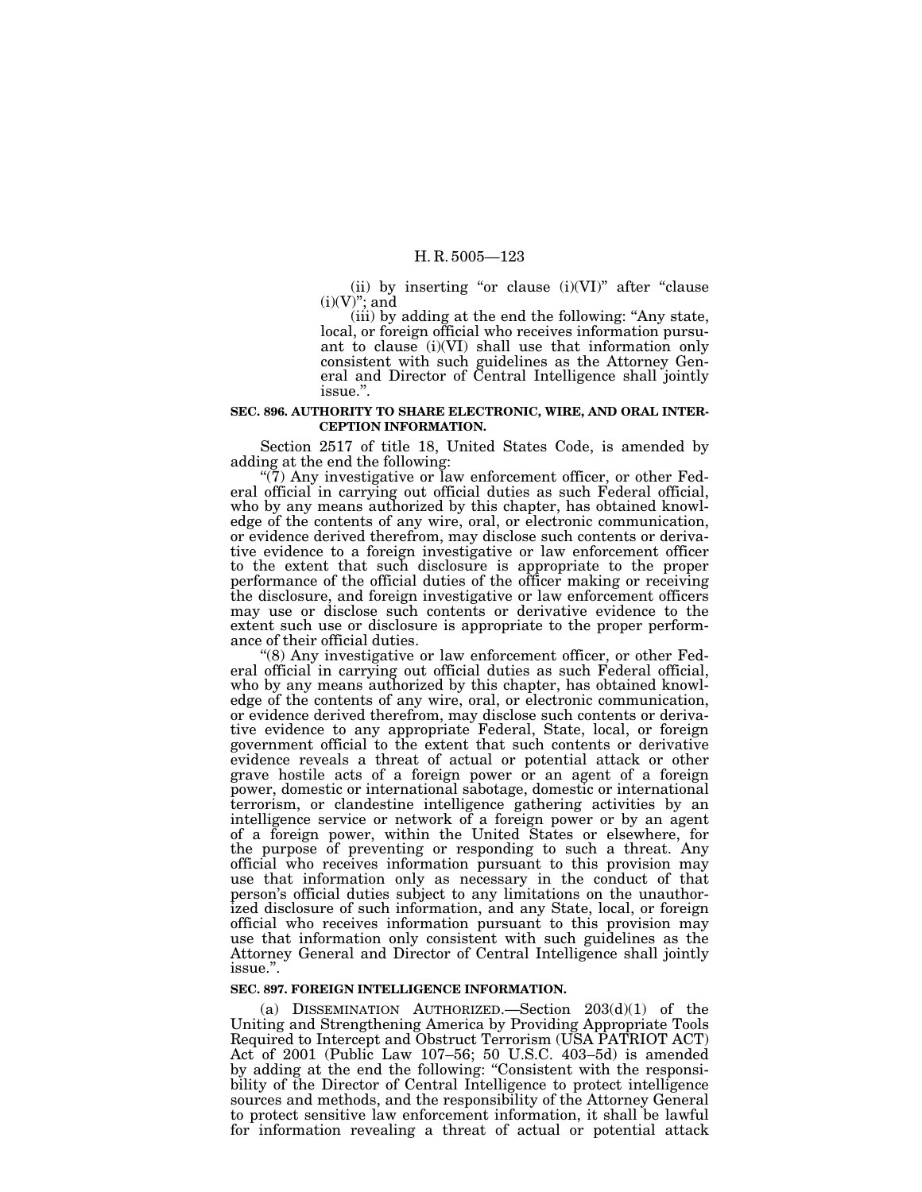(ii) by inserting "or clause (i)(VI)" after "clause (i)(V)"; and

(iii) by adding at the end the following: "Any state, local, or foreign official who receives information pursuant to clause (i)(VI) shall use that information only consistent with such guidelines as the Attorney General and Director of Central Intelligence shall jointly issue.".

**SEC. 896. AUTHORITY TO SHARE ELECTRONIC, WIRE, AND ORAL INTERCEPTION INFORMATION.**

Section 2517 of title 18, United States Code, is amended by adding at the end the following:

"(7) Any investigative or law enforcement officer, or other Federal official in carrying out official duties as such Federal official, who by any means authorized by this chapter, has obtained knowledge of the contents of any wire, oral, or electronic communication, or evidence derived therefrom, may disclose such contents or derivative evidence to a foreign investigative or law enforcement officer to the extent that such disclosure is appropriate to the proper performance of the official duties of the officer making or receiving the disclosure, and foreign investigative or law enforcement officers may use or disclose such contents or derivative evidence to the extent such use or disclosure is appropriate to the proper performance of their official duties.

"(8) Any investigative or law enforcement officer, or other Federal official in carrying out official duties as such Federal official, who by any means authorized by this chapter, has obtained knowledge of the contents of any wire, oral, or electronic communication, or evidence derived therefrom, may disclose such contents or derivative evidence to any appropriate Federal, State, local, or foreign government official to the extent that such contents or derivative evidence reveals a threat of actual or potential attack or other grave hostile acts of a foreign power or an agent of a foreign power, domestic or international sabotage, domestic or international terrorism, or clandestine intelligence gathering activities by an intelligence service or network of a foreign power or by an agent of a foreign power, within the United States or elsewhere, for the purpose of preventing or responding to such a threat. Any official who receives information pursuant to this provision may use that information only as necessary in the conduct of that person's official duties subject to any limitations on the unauthorized disclosure of such information, and any State, local, or foreign official who receives information pursuant to this provision may use that information only consistent with such guidelines as the Attorney General and Director of Central Intelligence shall jointly issue.".

**SEC. 897. FOREIGN INTELLIGENCE INFORMATION.**

(a) DISSEMINATION AUTHORIZED.—Section 203(d)(1) of the Uniting and Strengthening America by Providing Appropriate Tools Required to Intercept and Obstruct Terrorism (USA PATRIOT ACT) Act of 2001 (Public Law 107–56; 50 U.S.C. 403–5d) is amended by adding at the end the following: "Consistent with the responsibility of the Director of Central Intelligence to protect intelligence sources and methods, and the responsibility of the Attorney General to protect sensitive law enforcement information, it shall be lawful for information revealing a threat of actual or potential attack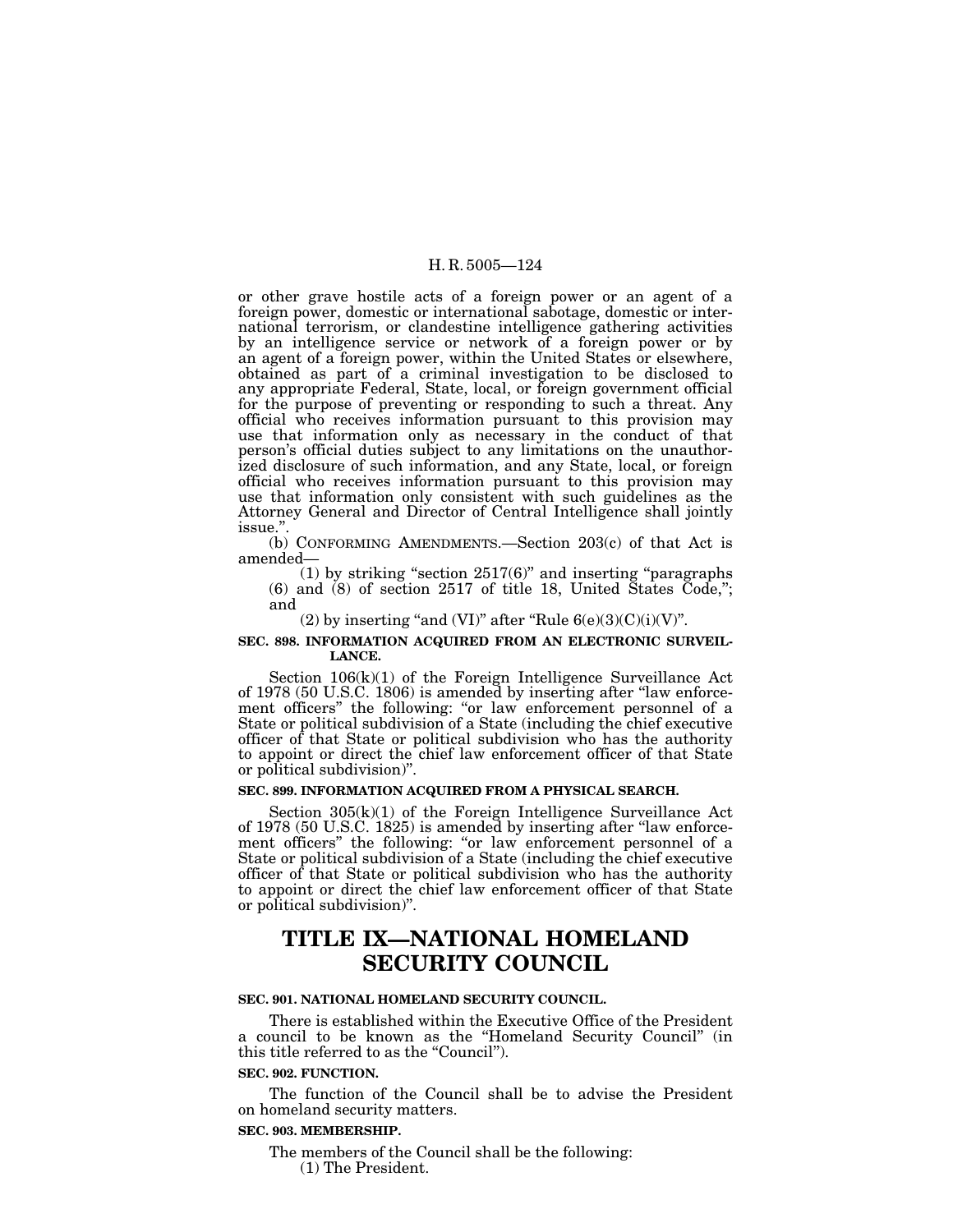or other grave hostile acts of a foreign power or an agent of a foreign power, domestic or international sabotage, domestic or international terrorism, or clandestine intelligence gathering activities by an intelligence service or network of a foreign power or by an agent of a foreign power, within the United States or elsewhere, obtained as part of a criminal investigation to be disclosed to any appropriate Federal, State, local, or foreign government official for the purpose of preventing or responding to such a threat. Any official who receives information pursuant to this provision may use that information only as necessary in the conduct of that person's official duties subject to any limitations on the unauthorized disclosure of such information, and any State, local, or foreign official who receives information pursuant to this provision may use that information only consistent with such guidelines as the Attorney General and Director of Central Intelligence shall jointly issue.".

(b) CONFORMING AMENDMENTS.—Section 203(c) of that Act is amended—

(1) by striking "section 2517(6)" and inserting "paragraphs (6) and (8) of section 2517 of title 18, United States Code,"; and

(2) by inserting "and (VI)" after "Rule 6(e)(3)(C)(i)(V)".

**SEC. 898. INFORMATION ACQUIRED FROM AN ELECTRONIC SURVEILLANCE.**

Section 106(k)(1) of the Foreign Intelligence Surveillance Act of 1978 (50 U.S.C. 1806) is amended by inserting after "law enforcement officers" the following: "or law enforcement personnel of a State or political subdivision of a State (including the chief executive officer of that State or political subdivision who has the authority to appoint or direct the chief law enforcement officer of that State or political subdivision)".

**SEC. 899. INFORMATION ACQUIRED FROM A PHYSICAL SEARCH.**

Section 305(k)(1) of the Foreign Intelligence Surveillance Act of 1978 (50 U.S.C. 1825) is amended by inserting after "law enforcement officers" the following: "or law enforcement personnel of a State or political subdivision of a State (including the chief executive officer of that State or political subdivision who has the authority to appoint or direct the chief law enforcement officer of that State or political subdivision)".

# TITLE IX—NATIONAL HOMELAND SECURITY COUNCIL

**SEC. 901. NATIONAL HOMELAND SECURITY COUNCIL.**

There is established within the Executive Office of the President a council to be known as the "Homeland Security Council" (in this title referred to as the "Council").

**SEC. 902. FUNCTION.**

The function of the Council shall be to advise the President on homeland security matters.

**SEC. 903. MEMBERSHIP.**

The members of the Council shall be the following:

(1) The President.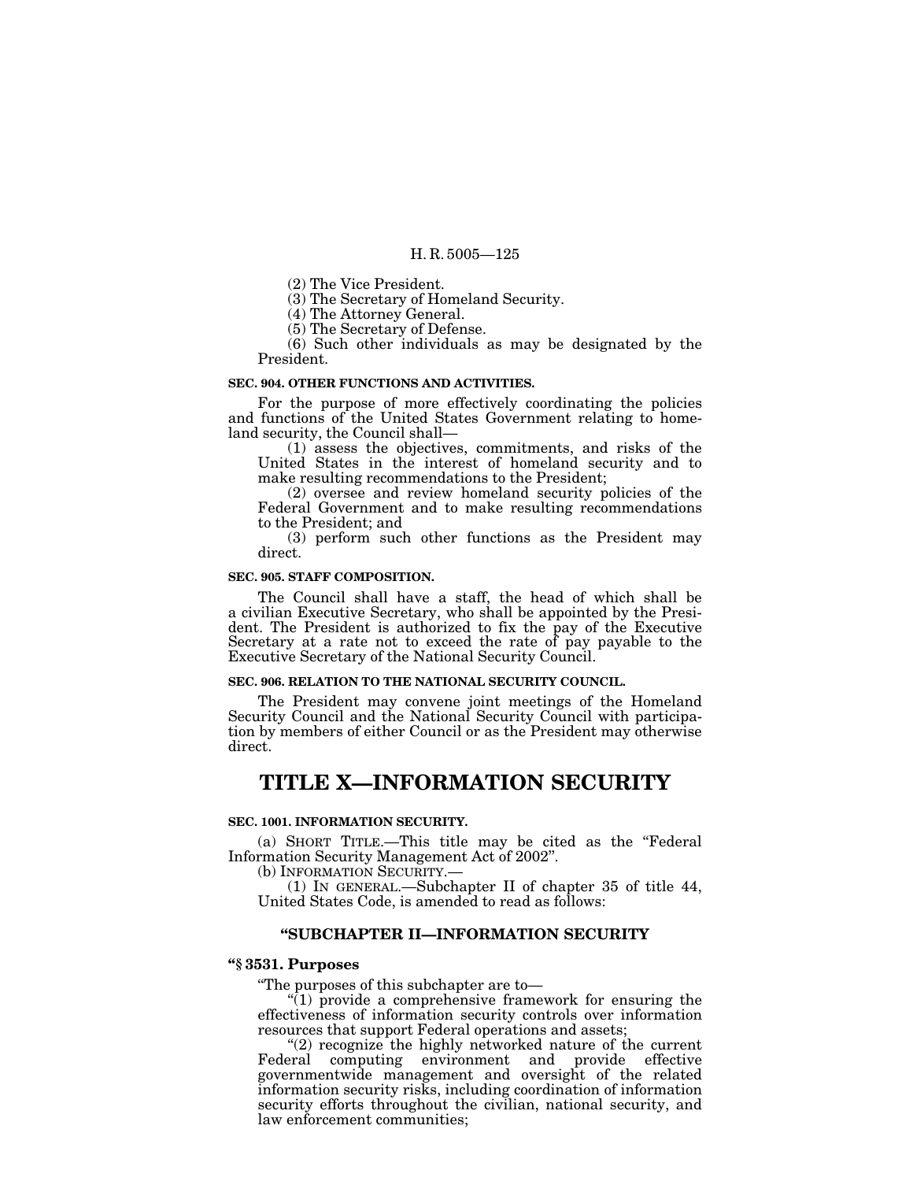(2) The Vice President.

(3) The Secretary of Homeland Security.

(4) The Attorney General.

(5) The Secretary of Defense.

(6) Such other individuals as may be designated by the President.

**SEC. 904. OTHER FUNCTIONS AND ACTIVITIES.**

For the purpose of more effectively coordinating the policies and functions of the United States Government relating to homeland security, the Council shall—

(1) assess the objectives, commitments, and risks of the United States in the interest of homeland security and to make resulting recommendations to the President;

(2) oversee and review homeland security policies of the Federal Government and to make resulting recommendations to the President; and

(3) perform such other functions as the President may direct.

**SEC. 905. STAFF COMPOSITION.**

The Council shall have a staff, the head of which shall be a civilian Executive Secretary, who shall be appointed by the President. The President is authorized to fix the pay of the Executive Secretary at a rate not to exceed the rate of pay payable to the Executive Secretary of the National Security Council.

**SEC. 906. RELATION TO THE NATIONAL SECURITY COUNCIL.**

The President may convene joint meetings of the Homeland Security Council and the National Security Council with participation by members of either Council or as the President may otherwise direct.

# TITLE X—INFORMATION SECURITY

**SEC. 1001. INFORMATION SECURITY.**

(a) SHORT TITLE.—This title may be cited as the "Federal Information Security Management Act of 2002".

(b) INFORMATION SECURITY.—

(1) IN GENERAL.—Subchapter II of chapter 35 of title 44, United States Code, is amended to read as follows:

## "SUBCHAPTER II—INFORMATION SECURITY

### "§ 3531. Purposes

"The purposes of this subchapter are to—

"(1) provide a comprehensive framework for ensuring the effectiveness of information security controls over information resources that support Federal operations and assets;

"(2) recognize the highly networked nature of the current Federal computing environment and provide effective governmentwide management and oversight of the related information security risks, including coordination of information security efforts throughout the civilian, national security, and law enforcement communities;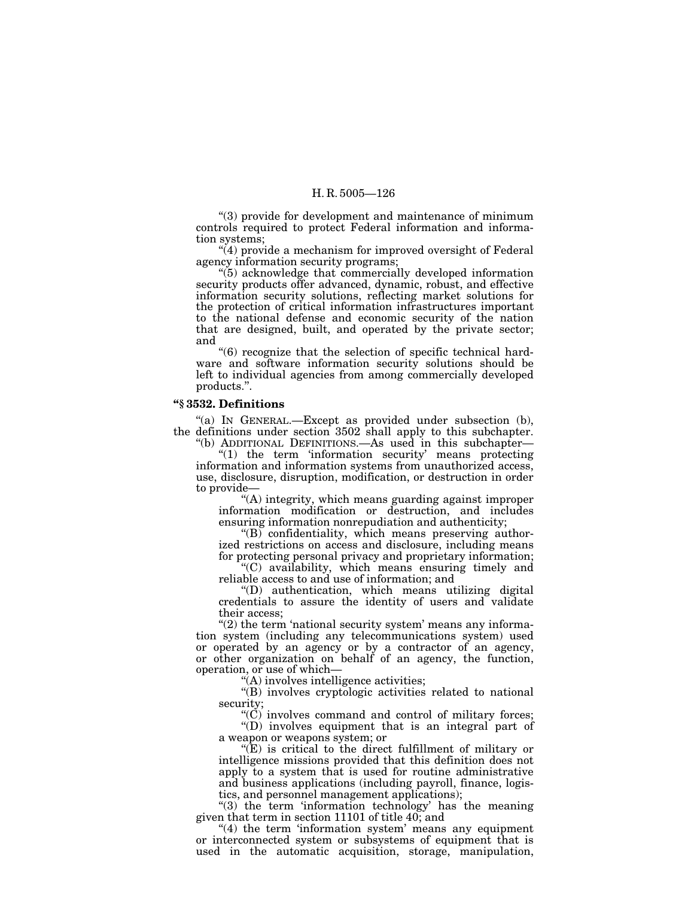"(3) provide for development and maintenance of minimum controls required to protect Federal information and information systems;

"(4) provide a mechanism for improved oversight of Federal agency information security programs;

"(5) acknowledge that commercially developed information security products offer advanced, dynamic, robust, and effective information security solutions, reflecting market solutions for the protection of critical information infrastructures important to the national defense and economic security of the nation that are designed, built, and operated by the private sector; and

"(6) recognize that the selection of specific technical hardware and software information security solutions should be left to individual agencies from among commercially developed products.".

**"§ 3532. Definitions**

"(a) IN GENERAL.—Except as provided under subsection (b), the definitions under section 3502 shall apply to this subchapter.

"(b) ADDITIONAL DEFINITIONS.—As used in this subchapter—

"(1) the term 'information security' means protecting information and information systems from unauthorized access, use, disclosure, disruption, modification, or destruction in order to provide—

"(A) integrity, which means guarding against improper information modification or destruction, and includes ensuring information nonrepudiation and authenticity;

"(B) confidentiality, which means preserving authorized restrictions on access and disclosure, including means for protecting personal privacy and proprietary information;

"(C) availability, which means ensuring timely and reliable access to and use of information; and

"(D) authentication, which means utilizing digital credentials to assure the identity of users and validate their access;

"(2) the term 'national security system' means any information system (including any telecommunications system) used or operated by an agency or by a contractor of an agency, or other organization on behalf of an agency, the function, operation, or use of which—

"(A) involves intelligence activities;

"(B) involves cryptologic activities related to national security;

"(C) involves command and control of military forces;

"(D) involves equipment that is an integral part of a weapon or weapons system; or

"(E) is critical to the direct fulfillment of military or intelligence missions provided that this definition does not apply to a system that is used for routine administrative and business applications (including payroll, finance, logistics, and personnel management applications);

"(3) the term 'information technology' has the meaning given that term in section 11101 of title 40; and

"(4) the term 'information system' means any equipment or interconnected system or subsystems of equipment that is used in the automatic acquisition, storage, manipulation,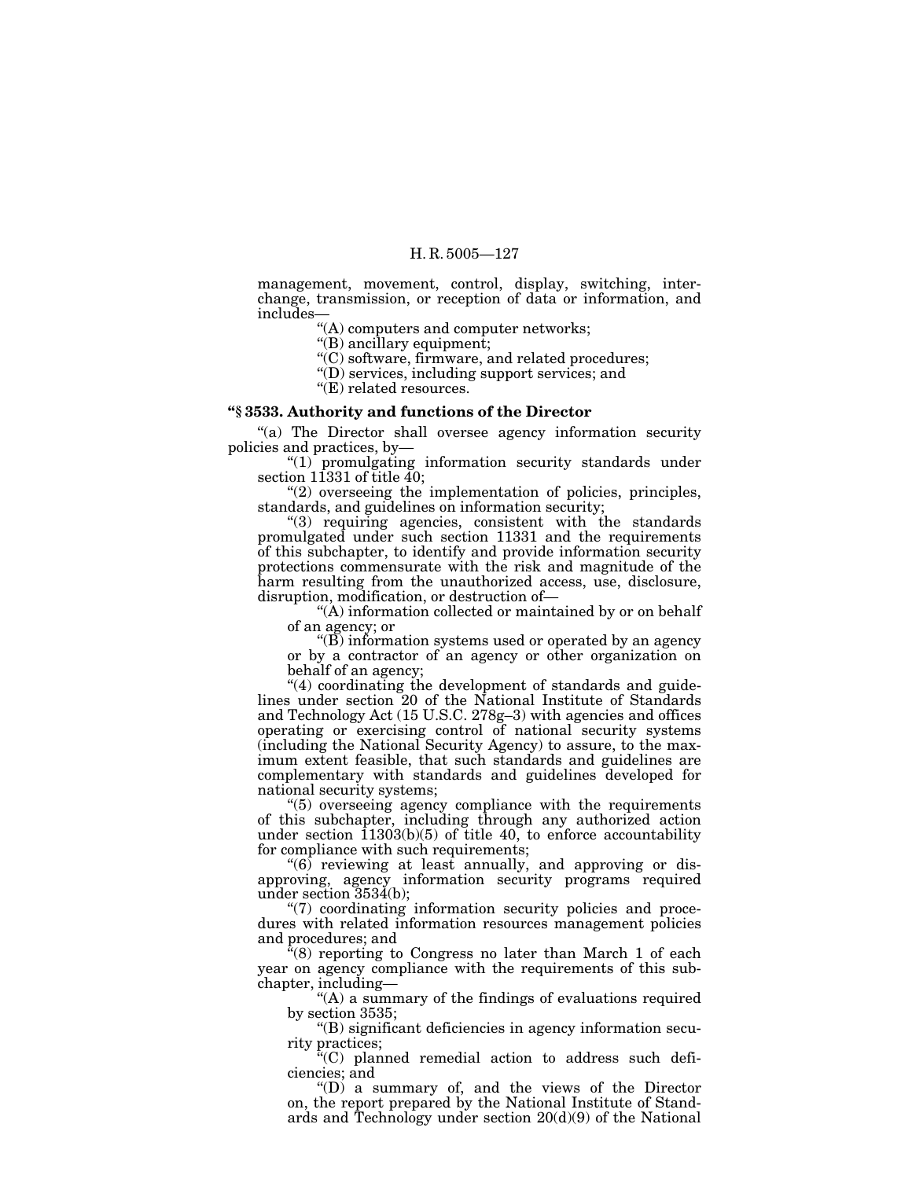management, movement, control, display, switching, interchange, transmission, or reception of data or information, and includes—

"(A) computers and computer networks;

"(B) ancillary equipment;

"(C) software, firmware, and related procedures;

"(D) services, including support services; and

"(E) related resources.

**"§ 3533. Authority and functions of the Director**

"(a) The Director shall oversee agency information security policies and practices, by—

"(1) promulgating information security standards under section 11331 of title 40;

"(2) overseeing the implementation of policies, principles, standards, and guidelines on information security;

"(3) requiring agencies, consistent with the standards promulgated under such section 11331 and the requirements of this subchapter, to identify and provide information security protections commensurate with the risk and magnitude of the harm resulting from the unauthorized access, use, disclosure, disruption, modification, or destruction of—

"(A) information collected or maintained by or on behalf of an agency; or

"(B) information systems used or operated by an agency or by a contractor of an agency or other organization on behalf of an agency;

"(4) coordinating the development of standards and guidelines under section 20 of the National Institute of Standards and Technology Act (15 U.S.C. 278g–3) with agencies and offices operating or exercising control of national security systems (including the National Security Agency) to assure, to the maximum extent feasible, that such standards and guidelines are complementary with standards and guidelines developed for national security systems;

"(5) overseeing agency compliance with the requirements of this subchapter, including through any authorized action under section 11303(b)(5) of title 40, to enforce accountability for compliance with such requirements;

"(6) reviewing at least annually, and approving or disapproving, agency information security programs required under section 3534(b);

"(7) coordinating information security policies and procedures with related information resources management policies and procedures; and

"(8) reporting to Congress no later than March 1 of each year on agency compliance with the requirements of this subchapter, including—

"(A) a summary of the findings of evaluations required by section 3535;

"(B) significant deficiencies in agency information security practices;

"(C) planned remedial action to address such deficiencies; and

"(D) a summary of, and the views of the Director on, the report prepared by the National Institute of Standards and Technology under section 20(d)(9) of the National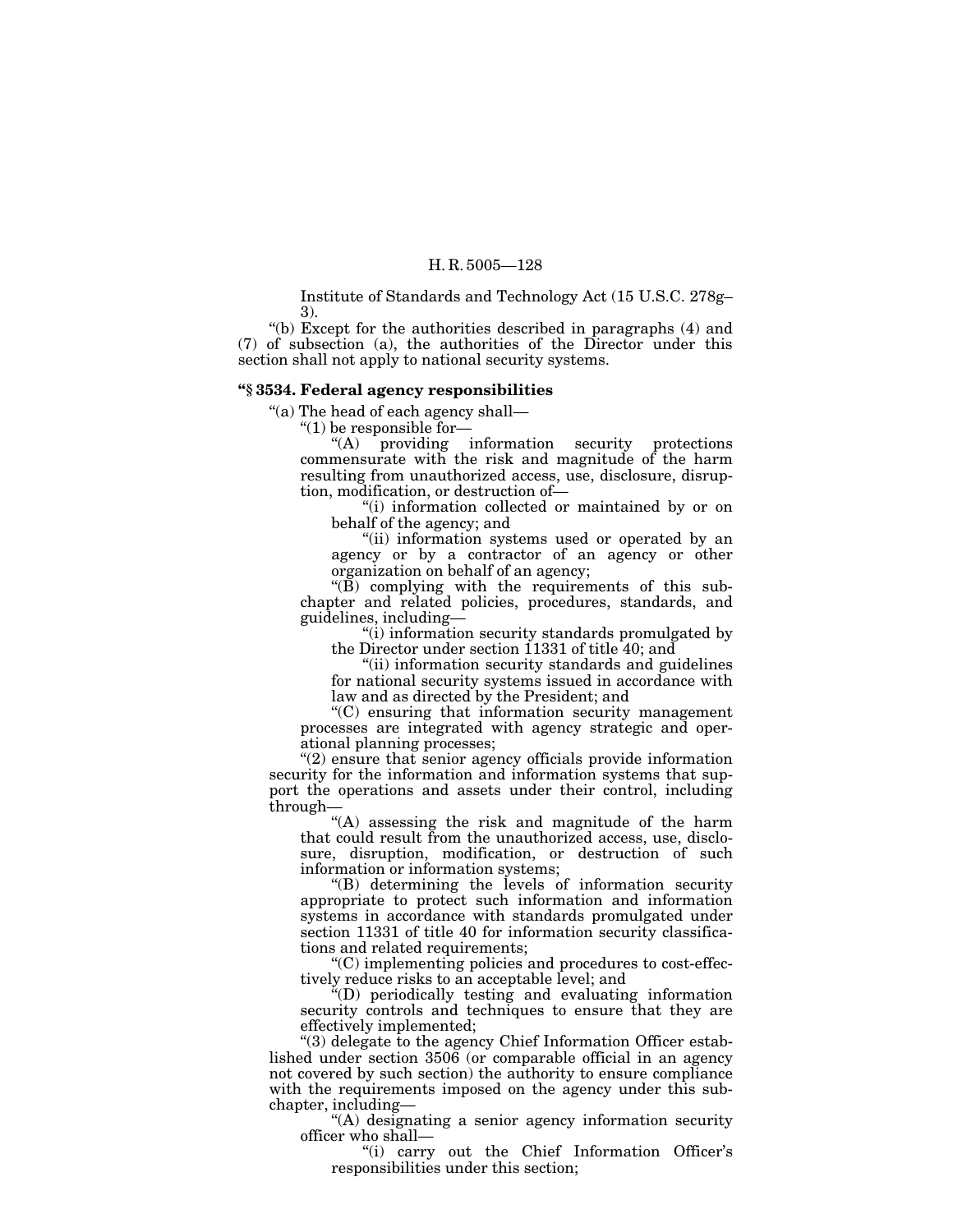Institute of Standards and Technology Act (15 U.S.C. 278g–3).

"(b) Except for the authorities described in paragraphs (4) and (7) of subsection (a), the authorities of the Director under this section shall not apply to national security systems.

**"§ 3534. Federal agency responsibilities**

"(a) The head of each agency shall—

"(1) be responsible for—

"(A) providing information security protections commensurate with the risk and magnitude of the harm resulting from unauthorized access, use, disclosure, disruption, modification, or destruction of—

"(i) information collected or maintained by or on behalf of the agency; and

"(ii) information systems used or operated by an agency or by a contractor of an agency or other organization on behalf of an agency;

"(B) complying with the requirements of this subchapter and related policies, procedures, standards, and guidelines, including—

"(i) information security standards promulgated by the Director under section 11331 of title 40; and

"(ii) information security standards and guidelines for national security systems issued in accordance with law and as directed by the President; and

"(C) ensuring that information security management processes are integrated with agency strategic and operational planning processes;

"(2) ensure that senior agency officials provide information security for the information and information systems that support the operations and assets under their control, including through—

"(A) assessing the risk and magnitude of the harm that could result from the unauthorized access, use, disclosure, disruption, modification, or destruction of such information or information systems;

"(B) determining the levels of information security appropriate to protect such information and information systems in accordance with standards promulgated under section 11331 of title 40 for information security classifications and related requirements;

"(C) implementing policies and procedures to cost-effectively reduce risks to an acceptable level; and

"(D) periodically testing and evaluating information security controls and techniques to ensure that they are effectively implemented;

"(3) delegate to the agency Chief Information Officer established under section 3506 (or comparable official in an agency not covered by such section) the authority to ensure compliance with the requirements imposed on the agency under this subchapter, including—

"(A) designating a senior agency information security officer who shall—

"(i) carry out the Chief Information Officer's responsibilities under this section;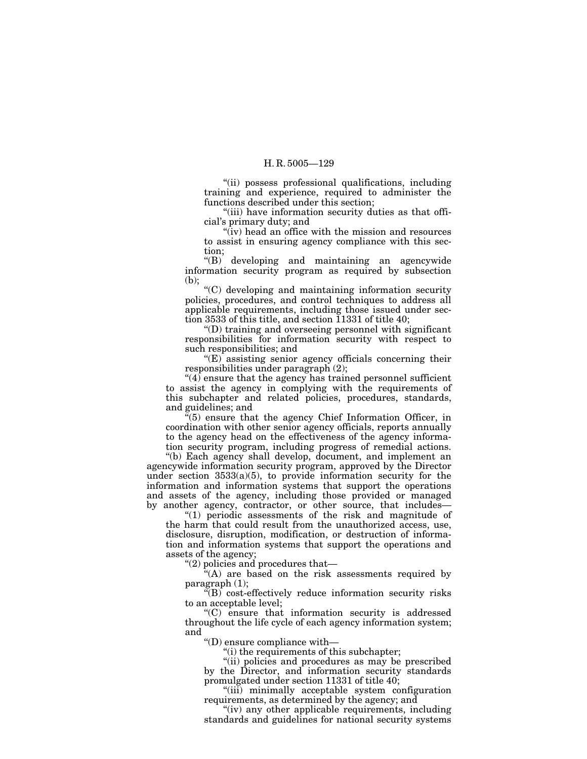"(ii) possess professional qualifications, including training and experience, required to administer the functions described under this section;

"(iii) have information security duties as that official's primary duty; and

"(iv) head an office with the mission and resources to assist in ensuring agency compliance with this section;

"(B) developing and maintaining an agencywide information security program as required by subsection (b);

"(C) developing and maintaining information security policies, procedures, and control techniques to address all applicable requirements, including those issued under section 3533 of this title, and section 11331 of title 40;

"(D) training and overseeing personnel with significant responsibilities for information security with respect to such responsibilities; and

"(E) assisting senior agency officials concerning their responsibilities under paragraph (2);

"(4) ensure that the agency has trained personnel sufficient to assist the agency in complying with the requirements of this subchapter and related policies, procedures, standards, and guidelines; and

"(5) ensure that the agency Chief Information Officer, in coordination with other senior agency officials, reports annually to the agency head on the effectiveness of the agency information security program, including progress of remedial actions.

"(b) Each agency shall develop, document, and implement an agencywide information security program, approved by the Director under section 3533(a)(5), to provide information security for the information and information systems that support the operations and assets of the agency, including those provided or managed by another agency, contractor, or other source, that includes—

"(1) periodic assessments of the risk and magnitude of the harm that could result from the unauthorized access, use, disclosure, disruption, modification, or destruction of information and information systems that support the operations and assets of the agency;

"(2) policies and procedures that—

"(A) are based on the risk assessments required by paragraph (1);

"(B) cost-effectively reduce information security risks to an acceptable level;

"(C) ensure that information security is addressed throughout the life cycle of each agency information system; and

"(D) ensure compliance with—

"(i) the requirements of this subchapter;

"(ii) policies and procedures as may be prescribed by the Director, and information security standards promulgated under section 11331 of title 40;

"(iii) minimally acceptable system configuration requirements, as determined by the agency; and

"(iv) any other applicable requirements, including standards and guidelines for national security systems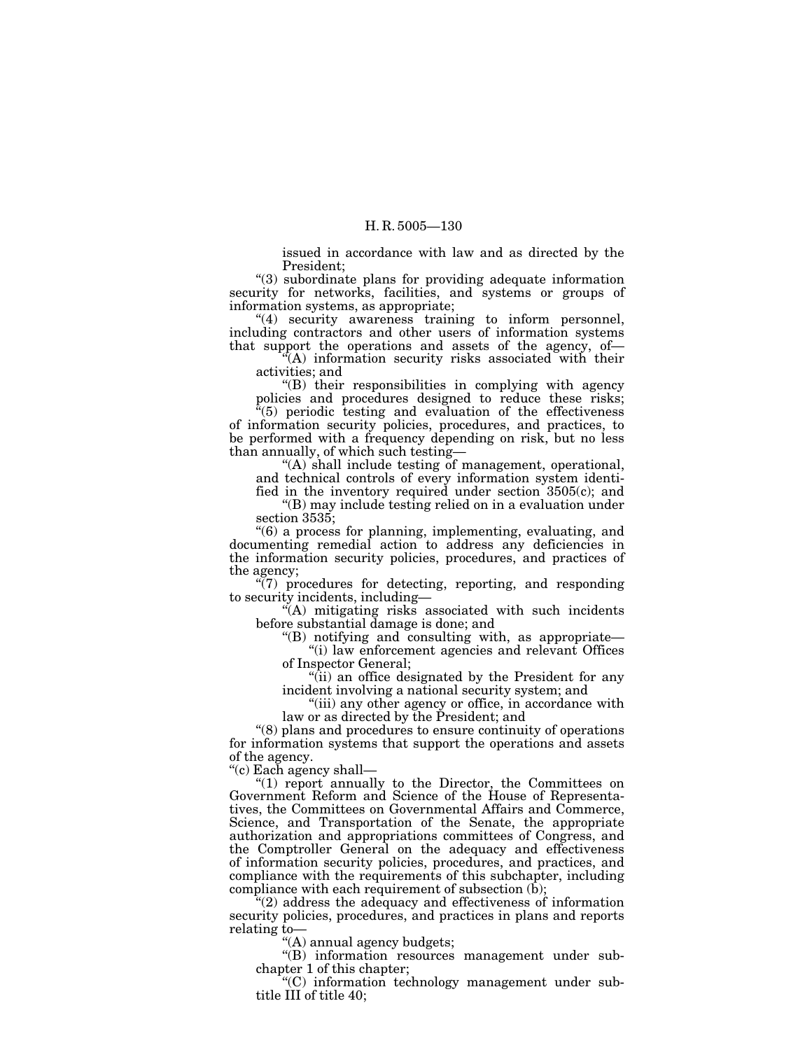issued in accordance with law and as directed by the President;

"(3) subordinate plans for providing adequate information security for networks, facilities, and systems or groups of information systems, as appropriate;

"(4) security awareness training to inform personnel, including contractors and other users of information systems that support the operations and assets of the agency, of—

"(A) information security risks associated with their activities; and

"(B) their responsibilities in complying with agency policies and procedures designed to reduce these risks;

"(5) periodic testing and evaluation of the effectiveness of information security policies, procedures, and practices, to be performed with a frequency depending on risk, but no less than annually, of which such testing—

"(A) shall include testing of management, operational, and technical controls of every information system identified in the inventory required under section 3505(c); and

"(B) may include testing relied on in a evaluation under section 3535;

"(6) a process for planning, implementing, evaluating, and documenting remedial action to address any deficiencies in the information security policies, procedures, and practices of the agency;

"(7) procedures for detecting, reporting, and responding to security incidents, including—

"(A) mitigating risks associated with such incidents before substantial damage is done; and

"(B) notifying and consulting with, as appropriate—

"(i) law enforcement agencies and relevant Offices of Inspector General;

"(ii) an office designated by the President for any incident involving a national security system; and

"(iii) any other agency or office, in accordance with law or as directed by the President; and

"(8) plans and procedures to ensure continuity of operations for information systems that support the operations and assets of the agency.

"(c) Each agency shall—

"(1) report annually to the Director, the Committees on Government Reform and Science of the House of Representatives, the Committees on Governmental Affairs and Commerce, Science, and Transportation of the Senate, the appropriate authorization and appropriations committees of Congress, and the Comptroller General on the adequacy and effectiveness of information security policies, procedures, and practices, and compliance with the requirements of this subchapter, including compliance with each requirement of subsection (b);

"(2) address the adequacy and effectiveness of information security policies, procedures, and practices in plans and reports relating to—

"(A) annual agency budgets;

"(B) information resources management under subchapter 1 of this chapter;

"(C) information technology management under subtitle III of title 40;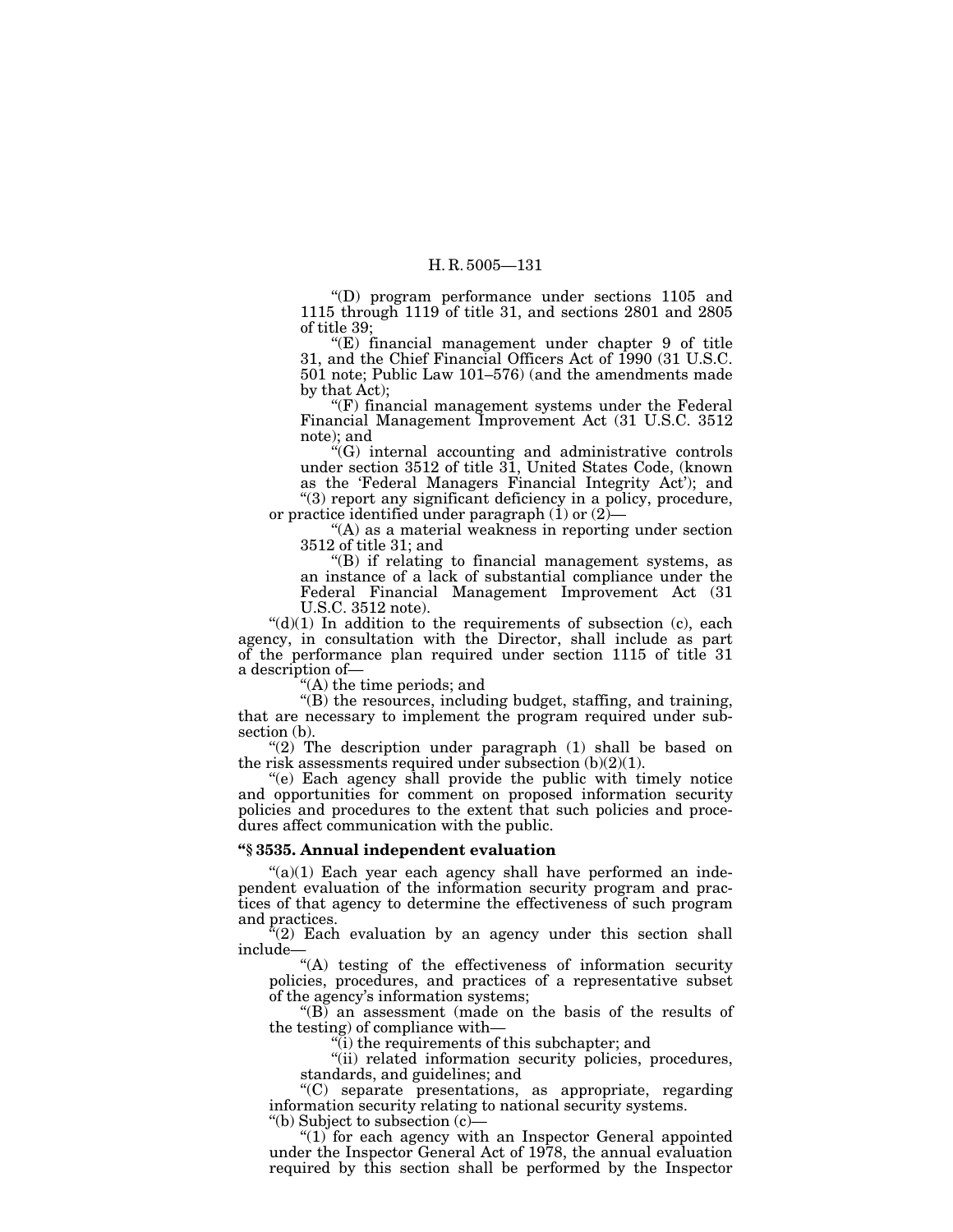"(D) program performance under sections 1105 and 1115 through 1119 of title 31, and sections 2801 and 2805 of title 39;

"(E) financial management under chapter 9 of title 31, and the Chief Financial Officers Act of 1990 (31 U.S.C. 501 note; Public Law 101–576) (and the amendments made by that Act);

"(F) financial management systems under the Federal Financial Management Improvement Act (31 U.S.C. 3512 note); and

"(G) internal accounting and administrative controls under section 3512 of title 31, United States Code, (known as the 'Federal Managers Financial Integrity Act'); and

"(3) report any significant deficiency in a policy, procedure, or practice identified under paragraph (1) or (2)—

"(A) as a material weakness in reporting under section 3512 of title 31; and

"(B) if relating to financial management systems, as an instance of a lack of substantial compliance under the Federal Financial Management Improvement Act (31 U.S.C. 3512 note).

"(d)(1) In addition to the requirements of subsection (c), each agency, in consultation with the Director, shall include as part of the performance plan required under section 1115 of title 31 a description of—

"(A) the time periods; and

"(B) the resources, including budget, staffing, and training, that are necessary to implement the program required under subsection (b).

"(2) The description under paragraph (1) shall be based on the risk assessments required under subsection (b)(2)(1).

"(e) Each agency shall provide the public with timely notice and opportunities for comment on proposed information security policies and procedures to the extent that such policies and procedures affect communication with the public.

**"§ 3535. Annual independent evaluation**

"(a)(1) Each year each agency shall have performed an independent evaluation of the information security program and practices of that agency to determine the effectiveness of such program and practices.

"(2) Each evaluation by an agency under this section shall include—

"(A) testing of the effectiveness of information security policies, procedures, and practices of a representative subset of the agency's information systems;

"(B) an assessment (made on the basis of the results of the testing) of compliance with—

"(i) the requirements of this subchapter; and

"(ii) related information security policies, procedures, standards, and guidelines; and

"(C) separate presentations, as appropriate, regarding information security relating to national security systems.

"(b) Subject to subsection (c)—

"(1) for each agency with an Inspector General appointed under the Inspector General Act of 1978, the annual evaluation required by this section shall be performed by the Inspector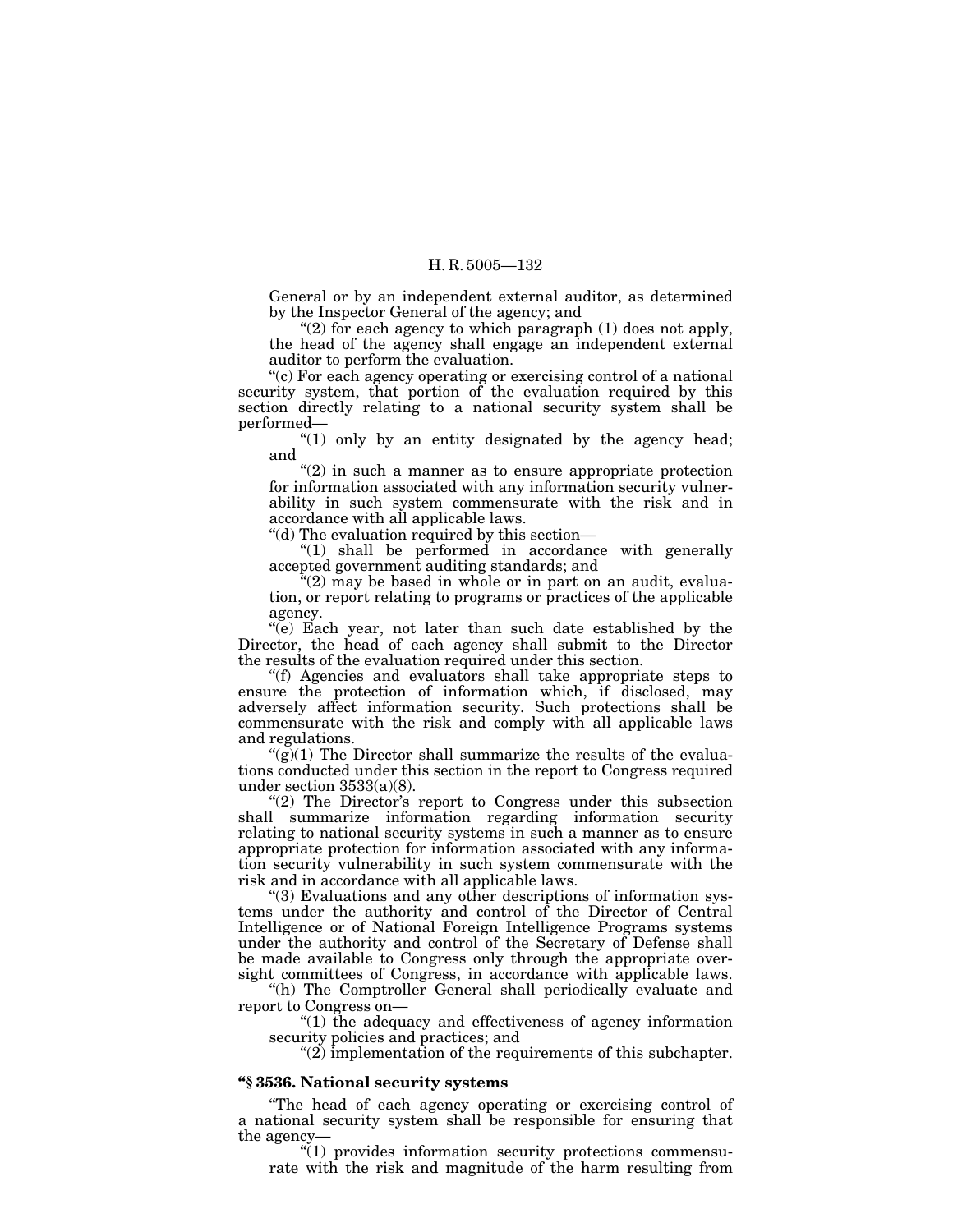General or by an independent external auditor, as determined by the Inspector General of the agency; and

"(2) for each agency to which paragraph (1) does not apply, the head of the agency shall engage an independent external auditor to perform the evaluation.

"(c) For each agency operating or exercising control of a national security system, that portion of the evaluation required by this section directly relating to a national security system shall be performed—

"(1) only by an entity designated by the agency head; and

"(2) in such a manner as to ensure appropriate protection for information associated with any information security vulnerability in such system commensurate with the risk and in accordance with all applicable laws.

"(d) The evaluation required by this section—

"(1) shall be performed in accordance with generally accepted government auditing standards; and

"(2) may be based in whole or in part on an audit, evaluation, or report relating to programs or practices of the applicable agency.

"(e) Each year, not later than such date established by the Director, the head of each agency shall submit to the Director the results of the evaluation required under this section.

"(f) Agencies and evaluators shall take appropriate steps to ensure the protection of information which, if disclosed, may adversely affect information security. Such protections shall be commensurate with the risk and comply with all applicable laws and regulations.

"(g)(1) The Director shall summarize the results of the evaluations conducted under this section in the report to Congress required under section 3533(a)(8).

"(2) The Director's report to Congress under this subsection shall summarize information regarding information security relating to national security systems in such a manner as to ensure appropriate protection for information associated with any information security vulnerability in such system commensurate with the risk and in accordance with all applicable laws.

"(3) Evaluations and any other descriptions of information systems under the authority and control of the Director of Central Intelligence or of National Foreign Intelligence Programs systems under the authority and control of the Secretary of Defense shall be made available to Congress only through the appropriate oversight committees of Congress, in accordance with applicable laws.

"(h) The Comptroller General shall periodically evaluate and report to Congress on—

"(1) the adequacy and effectiveness of agency information security policies and practices; and

"(2) implementation of the requirements of this subchapter.

**"§ 3536. National security systems**

"The head of each agency operating or exercising control of a national security system shall be responsible for ensuring that the agency—

"(1) provides information security protections commensurate with the risk and magnitude of the harm resulting from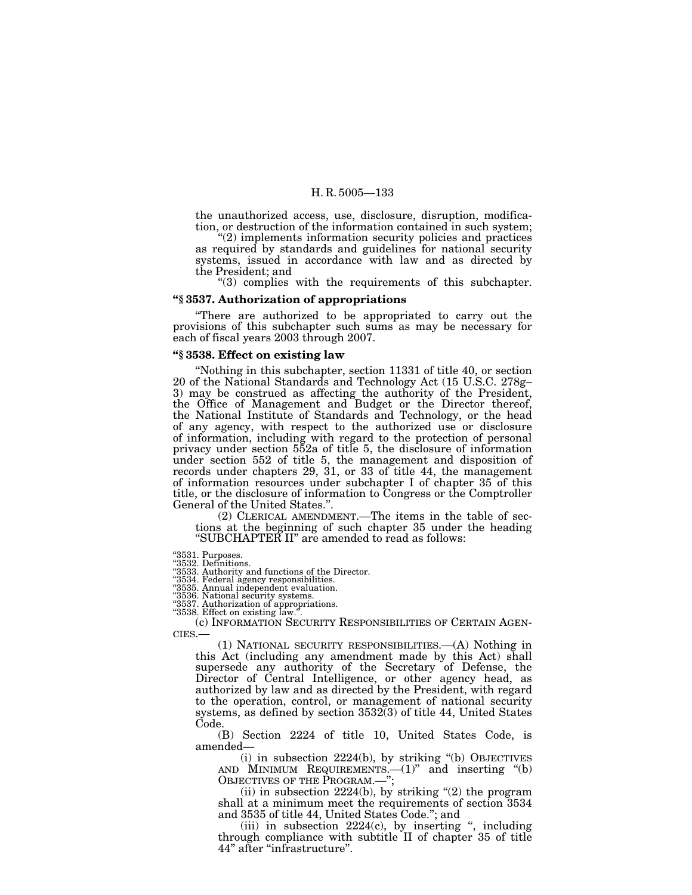the unauthorized access, use, disclosure, disruption, modification, or destruction of the information contained in such system;

"(2) implements information security policies and practices as required by standards and guidelines for national security systems, issued in accordance with law and as directed by the President; and

"(3) complies with the requirements of this subchapter.

**"§ 3537. Authorization of appropriations**

"There are authorized to be appropriated to carry out the provisions of this subchapter such sums as may be necessary for each of fiscal years 2003 through 2007.

**"§ 3538. Effect on existing law**

"Nothing in this subchapter, section 11331 of title 40, or section 20 of the National Standards and Technology Act (15 U.S.C. 278g–3) may be construed as affecting the authority of the President, the Office of Management and Budget or the Director thereof, the National Institute of Standards and Technology, or the head of any agency, with respect to the authorized use or disclosure of information, including with regard to the protection of personal privacy under section 552a of title 5, the disclosure of information under section 552 of title 5, the management and disposition of records under chapters 29, 31, or 33 of title 44, the management of information resources under subchapter I of chapter 35 of this title, or the disclosure of information to Congress or the Comptroller General of the United States.".

(2) CLERICAL AMENDMENT.—The items in the table of sections at the beginning of such chapter 35 under the heading "SUBCHAPTER II" are amended to read as follows:

"3531. Purposes.
"3532. Definitions.
"3533. Authority and functions of the Director.
"3534. Federal agency responsibilities.
"3535. Annual independent evaluation.
"3536. National security systems.
"3537. Authorization of appropriations.
"3538. Effect on existing law.".

(c) INFORMATION SECURITY RESPONSIBILITIES OF CERTAIN AGENCIES.—

(1) NATIONAL SECURITY RESPONSIBILITIES.—(A) Nothing in this Act (including any amendment made by this Act) shall supersede any authority of the Secretary of Defense, the Director of Central Intelligence, or other agency head, as authorized by law and as directed by the President, with regard to the operation, control, or management of national security systems, as defined by section 3532(3) of title 44, United States Code.

(B) Section 2224 of title 10, United States Code, is amended—

(i) in subsection 2224(b), by striking "(b) OBJECTIVES AND MINIMUM REQUIREMENTS.—(1)" and inserting "(b) OBJECTIVES OF THE PROGRAM.—";

(ii) in subsection 2224(b), by striking "(2) the program shall at a minimum meet the requirements of section 3534 and 3535 of title 44, United States Code."; and

(iii) in subsection 2224(c), by inserting ", including through compliance with subtitle II of chapter 35 of title 44" after "infrastructure".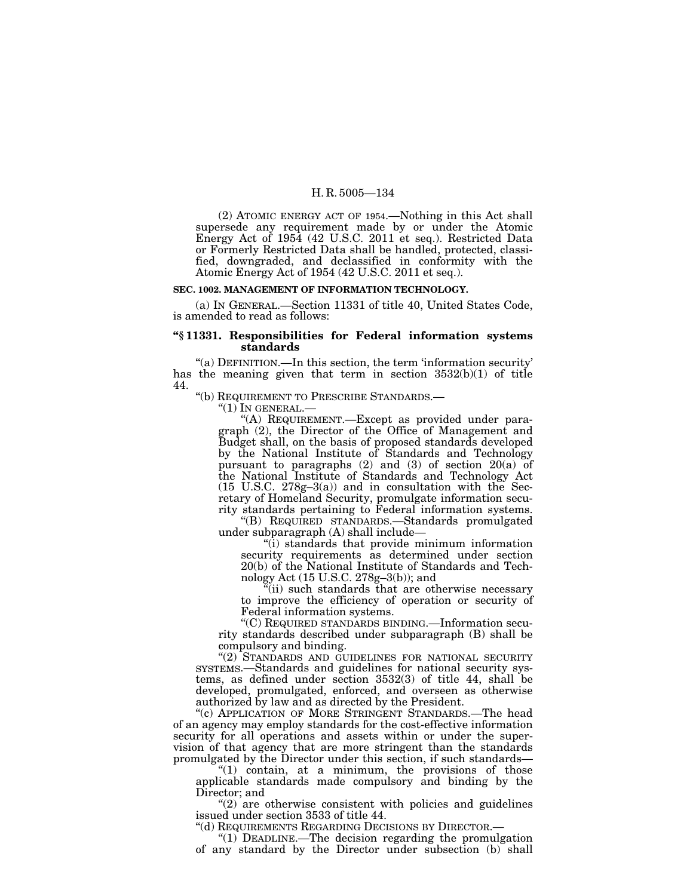(2) ATOMIC ENERGY ACT OF 1954.—Nothing in this Act shall supersede any requirement made by or under the Atomic Energy Act of 1954 (42 U.S.C. 2011 et seq.). Restricted Data or Formerly Restricted Data shall be handled, protected, classified, downgraded, and declassified in conformity with the Atomic Energy Act of 1954 (42 U.S.C. 2011 et seq.).

**SEC. 1002. MANAGEMENT OF INFORMATION TECHNOLOGY.**

(a) IN GENERAL.—Section 11331 of title 40, United States Code, is amended to read as follows:

**"§ 11331. Responsibilities for Federal information systems standards**

"(a) DEFINITION.—In this section, the term 'information security' has the meaning given that term in section 3532(b)(1) of title 44.

"(b) REQUIREMENT TO PRESCRIBE STANDARDS.—

"(1) IN GENERAL.—

"(A) REQUIREMENT.—Except as provided under paragraph (2), the Director of the Office of Management and Budget shall, on the basis of proposed standards developed by the National Institute of Standards and Technology pursuant to paragraphs (2) and (3) of section 20(a) of the National Institute of Standards and Technology Act (15 U.S.C. 278g–3(a)) and in consultation with the Secretary of Homeland Security, promulgate information security standards pertaining to Federal information systems.

"(B) REQUIRED STANDARDS.—Standards promulgated under subparagraph (A) shall include—

"(i) standards that provide minimum information security requirements as determined under section 20(b) of the National Institute of Standards and Technology Act (15 U.S.C. 278g–3(b)); and

"(ii) such standards that are otherwise necessary to improve the efficiency of operation or security of Federal information systems.

"(C) REQUIRED STANDARDS BINDING.—Information security standards described under subparagraph (B) shall be compulsory and binding.

"(2) STANDARDS AND GUIDELINES FOR NATIONAL SECURITY SYSTEMS.—Standards and guidelines for national security systems, as defined under section 3532(3) of title 44, shall be developed, promulgated, enforced, and overseen as otherwise authorized by law and as directed by the President.

"(c) APPLICATION OF MORE STRINGENT STANDARDS.—The head of an agency may employ standards for the cost-effective information security for all operations and assets within or under the supervision of that agency that are more stringent than the standards promulgated by the Director under this section, if such standards—

"(1) contain, at a minimum, the provisions of those applicable standards made compulsory and binding by the Director; and

"(2) are otherwise consistent with policies and guidelines issued under section 3533 of title 44.

"(d) REQUIREMENTS REGARDING DECISIONS BY DIRECTOR.—

"(1) DEADLINE.—The decision regarding the promulgation of any standard by the Director under subsection (b) shall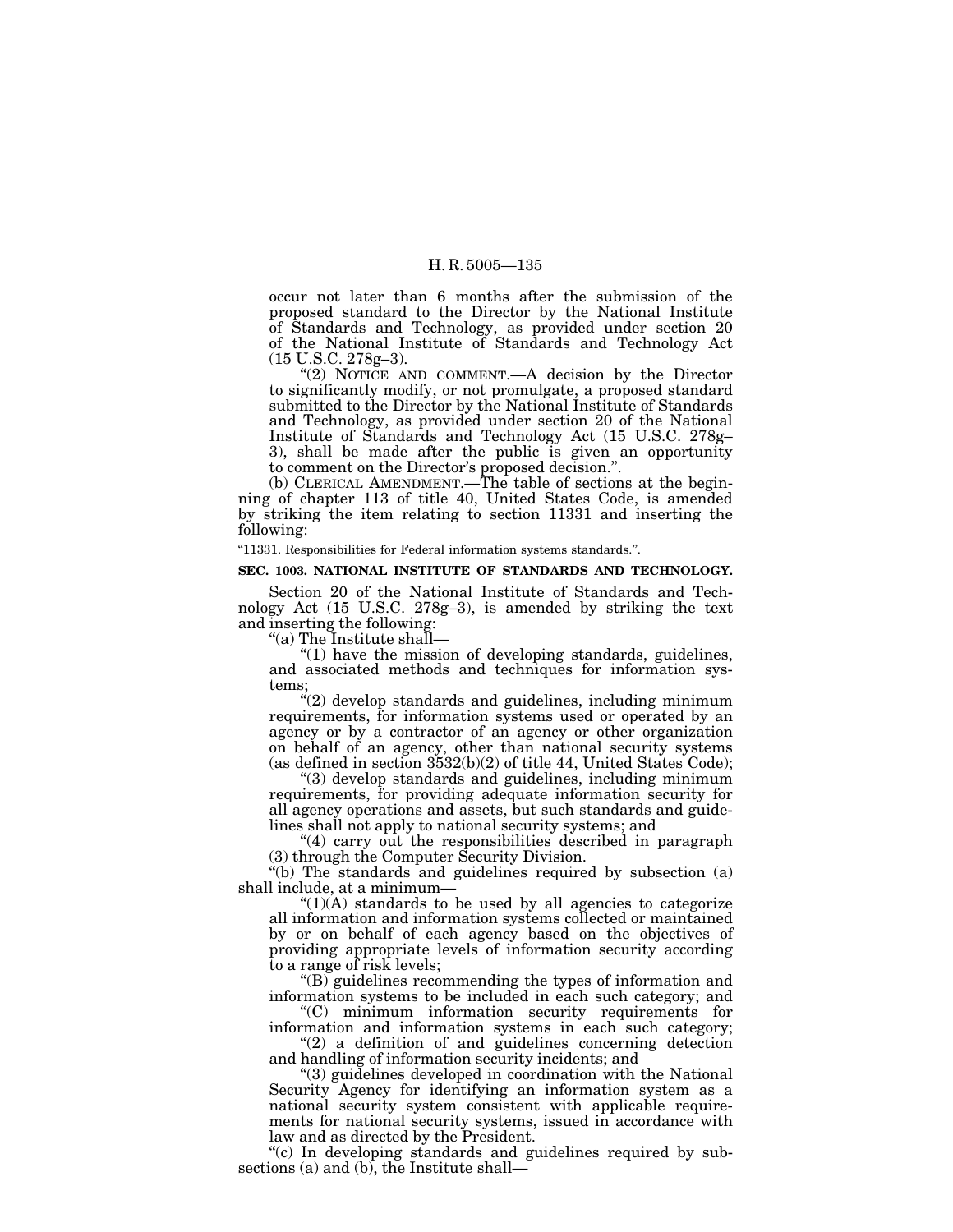occur not later than 6 months after the submission of the proposed standard to the Director by the National Institute of Standards and Technology, as provided under section 20 of the National Institute of Standards and Technology Act (15 U.S.C. 278g–3).

"(2) NOTICE AND COMMENT.—A decision by the Director to significantly modify, or not promulgate, a proposed standard submitted to the Director by the National Institute of Standards and Technology, as provided under section 20 of the National Institute of Standards and Technology Act (15 U.S.C. 278g–3), shall be made after the public is given an opportunity to comment on the Director's proposed decision.".

(b) CLERICAL AMENDMENT.—The table of sections at the beginning of chapter 113 of title 40, United States Code, is amended by striking the item relating to section 11331 and inserting the following:

"11331. Responsibilities for Federal information systems standards.".

**SEC. 1003. NATIONAL INSTITUTE OF STANDARDS AND TECHNOLOGY.**

Section 20 of the National Institute of Standards and Technology Act (15 U.S.C. 278g–3), is amended by striking the text and inserting the following:

"(a) The Institute shall—

"(1) have the mission of developing standards, guidelines, and associated methods and techniques for information systems;

"(2) develop standards and guidelines, including minimum requirements, for information systems used or operated by an agency or by a contractor of an agency or other organization on behalf of an agency, other than national security systems (as defined in section 3532(b)(2) of title 44, United States Code);

"(3) develop standards and guidelines, including minimum requirements, for providing adequate information security for all agency operations and assets, but such standards and guidelines shall not apply to national security systems; and

"(4) carry out the responsibilities described in paragraph (3) through the Computer Security Division.

"(b) The standards and guidelines required by subsection (a) shall include, at a minimum—

"(1)(A) standards to be used by all agencies to categorize all information and information systems collected or maintained by or on behalf of each agency based on the objectives of providing appropriate levels of information security according to a range of risk levels;

"(B) guidelines recommending the types of information and information systems to be included in each such category; and

"(C) minimum information security requirements for information and information systems in each such category;

"(2) a definition of and guidelines concerning detection and handling of information security incidents; and

"(3) guidelines developed in coordination with the National Security Agency for identifying an information system as a national security system consistent with applicable requirements for national security systems, issued in accordance with law and as directed by the President.

"(c) In developing standards and guidelines required by subsections (a) and (b), the Institute shall—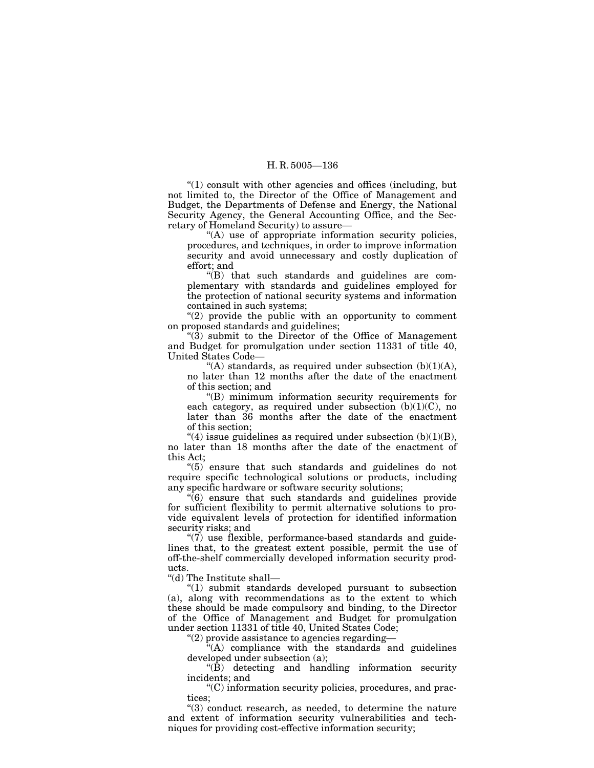"(1) consult with other agencies and offices (including, but not limited to, the Director of the Office of Management and Budget, the Departments of Defense and Energy, the National Security Agency, the General Accounting Office, and the Secretary of Homeland Security) to assure—

"(A) use of appropriate information security policies, procedures, and techniques, in order to improve information security and avoid unnecessary and costly duplication of effort; and

"(B) that such standards and guidelines are complementary with standards and guidelines employed for the protection of national security systems and information contained in such systems;

"(2) provide the public with an opportunity to comment on proposed standards and guidelines;

"(3) submit to the Director of the Office of Management and Budget for promulgation under section 11331 of title 40, United States Code—

"(A) standards, as required under subsection (b)(1)(A), no later than 12 months after the date of the enactment of this section; and

"(B) minimum information security requirements for each category, as required under subsection (b)(1)(C), no later than 36 months after the date of the enactment of this section;

"(4) issue guidelines as required under subsection (b)(1)(B), no later than 18 months after the date of the enactment of this Act;

"(5) ensure that such standards and guidelines do not require specific technological solutions or products, including any specific hardware or software security solutions;

"(6) ensure that such standards and guidelines provide for sufficient flexibility to permit alternative solutions to provide equivalent levels of protection for identified information security risks; and

"(7) use flexible, performance-based standards and guidelines that, to the greatest extent possible, permit the use of off-the-shelf commercially developed information security products.

"(d) The Institute shall—

"(1) submit standards developed pursuant to subsection (a), along with recommendations as to the extent to which these should be made compulsory and binding, to the Director of the Office of Management and Budget for promulgation under section 11331 of title 40, United States Code;

"(2) provide assistance to agencies regarding—

"(A) compliance with the standards and guidelines developed under subsection (a);

"(B) detecting and handling information security incidents; and

"(C) information security policies, procedures, and practices;

"(3) conduct research, as needed, to determine the nature and extent of information security vulnerabilities and techniques for providing cost-effective information security;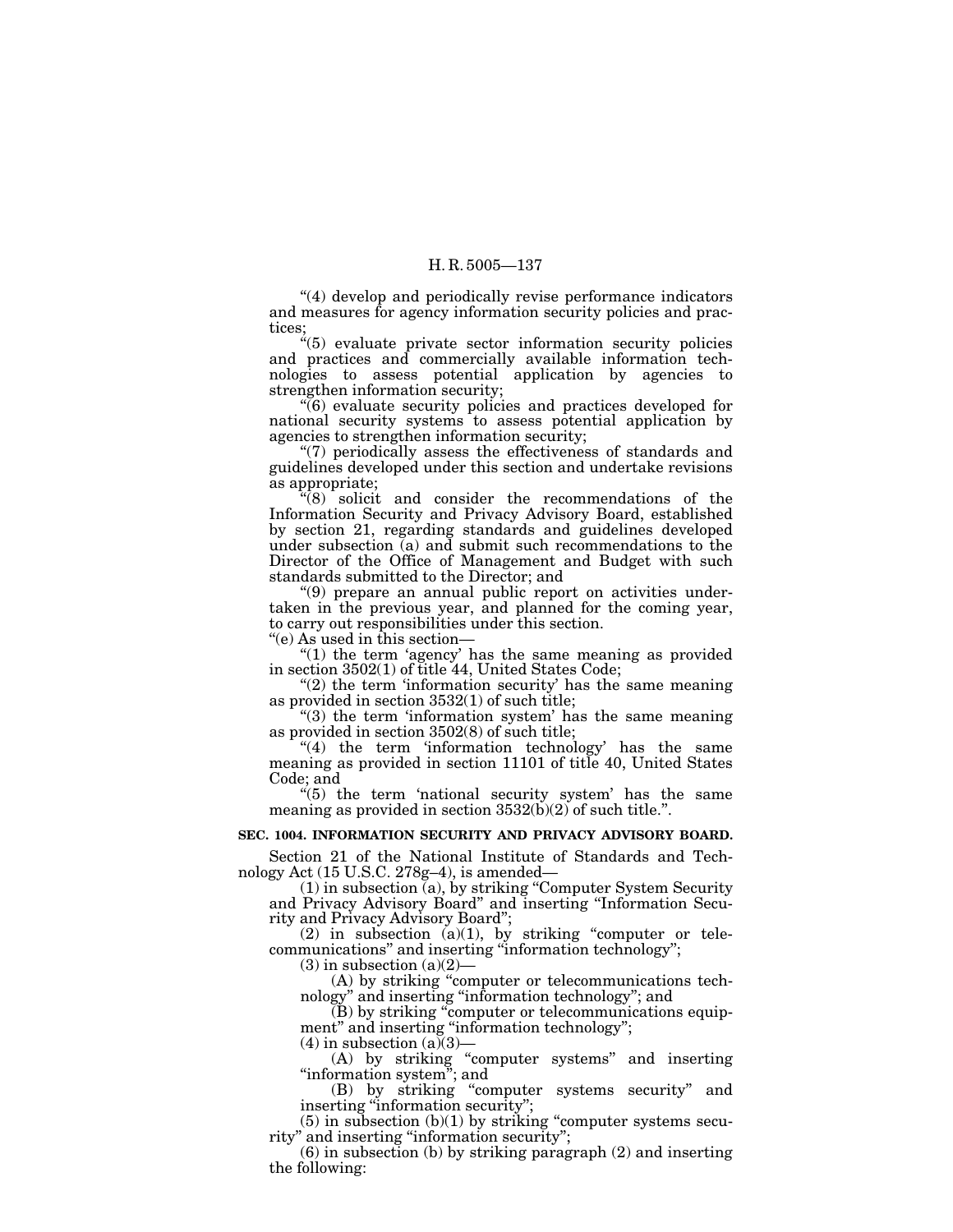"(4) develop and periodically revise performance indicators and measures for agency information security policies and practices;

"(5) evaluate private sector information security policies and practices and commercially available information technologies to assess potential application by agencies to strengthen information security;

"(6) evaluate security policies and practices developed for national security systems to assess potential application by agencies to strengthen information security;

"(7) periodically assess the effectiveness of standards and guidelines developed under this section and undertake revisions as appropriate;

"(8) solicit and consider the recommendations of the Information Security and Privacy Advisory Board, established by section 21, regarding standards and guidelines developed under subsection (a) and submit such recommendations to the Director of the Office of Management and Budget with such standards submitted to the Director; and

"(9) prepare an annual public report on activities undertaken in the previous year, and planned for the coming year, to carry out responsibilities under this section.

"(e) As used in this section—

"(1) the term 'agency' has the same meaning as provided in section 3502(1) of title 44, United States Code;

"(2) the term 'information security' has the same meaning as provided in section 3532(1) of such title;

"(3) the term 'information system' has the same meaning as provided in section 3502(8) of such title;

"(4) the term 'information technology' has the same meaning as provided in section 11101 of title 40, United States Code; and

"(5) the term 'national security system' has the same meaning as provided in section 3532(b)(2) of such title.".

**SEC. 1004. INFORMATION SECURITY AND PRIVACY ADVISORY BOARD.**

Section 21 of the National Institute of Standards and Technology Act (15 U.S.C. 278g–4), is amended—

(1) in subsection (a), by striking "Computer System Security and Privacy Advisory Board" and inserting "Information Security and Privacy Advisory Board";

(2) in subsection (a)(1), by striking "computer or telecommunications" and inserting "information technology";

(3) in subsection (a)(2)—

(A) by striking "computer or telecommunications technology" and inserting "information technology"; and

(B) by striking "computer or telecommunications equipment" and inserting "information technology";

(4) in subsection (a)(3)—

(A) by striking "computer systems" and inserting "information system"; and

(B) by striking "computer systems security" and inserting "information security";

(5) in subsection (b)(1) by striking "computer systems security" and inserting "information security";

(6) in subsection (b) by striking paragraph (2) and inserting the following: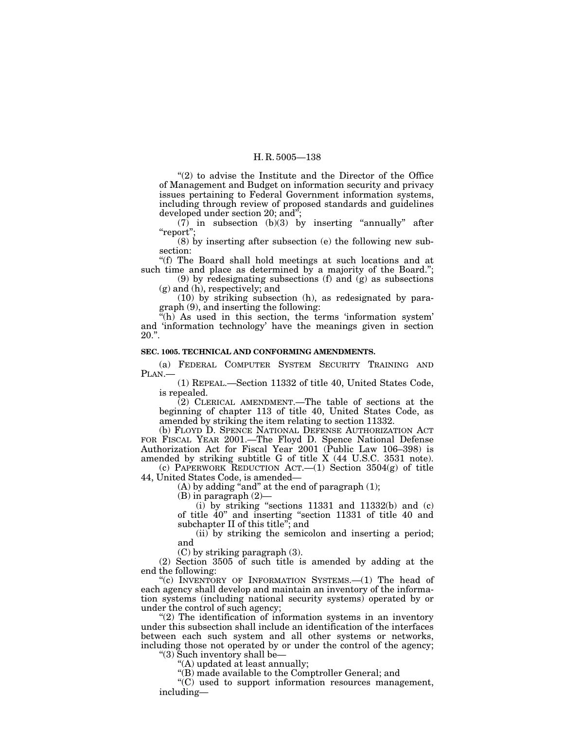"(2) to advise the Institute and the Director of the Office of Management and Budget on information security and privacy issues pertaining to Federal Government information systems, including through review of proposed standards and guidelines developed under section 20; and";

(7) in subsection (b)(3) by inserting "annually" after "report";

(8) by inserting after subsection (e) the following new subsection:

"(f) The Board shall hold meetings at such locations and at such time and place as determined by a majority of the Board.";

(9) by redesignating subsections (f) and (g) as subsections (g) and (h), respectively; and

(10) by striking subsection (h), as redesignated by paragraph (9), and inserting the following:

"(h) As used in this section, the terms 'information system' and 'information technology' have the meanings given in section 20.".

**SEC. 1005. TECHNICAL AND CONFORMING AMENDMENTS.**

(a) FEDERAL COMPUTER SYSTEM SECURITY TRAINING AND PLAN.—

(1) REPEAL.—Section 11332 of title 40, United States Code, is repealed.

(2) CLERICAL AMENDMENT.—The table of sections at the beginning of chapter 113 of title 40, United States Code, as amended by striking the item relating to section 11332.

(b) FLOYD D. SPENCE NATIONAL DEFENSE AUTHORIZATION ACT FOR FISCAL YEAR 2001.—The Floyd D. Spence National Defense Authorization Act for Fiscal Year 2001 (Public Law 106–398) is amended by striking subtitle G of title X (44 U.S.C. 3531 note).

(c) PAPERWORK REDUCTION ACT.—(1) Section 3504(g) of title 44, United States Code, is amended—

(A) by adding "and" at the end of paragraph (1);

(B) in paragraph (2)—

(i) by striking "sections 11331 and 11332(b) and (c) of title 40" and inserting "section 11331 of title 40 and subchapter II of this title"; and

(ii) by striking the semicolon and inserting a period; and

(C) by striking paragraph (3).

(2) Section 3505 of such title is amended by adding at the end the following:

"(c) INVENTORY OF INFORMATION SYSTEMS.—(1) The head of each agency shall develop and maintain an inventory of the information systems (including national security systems) operated by or under the control of such agency;

"(2) The identification of information systems in an inventory under this subsection shall include an identification of the interfaces between each such system and all other systems or networks, including those not operated by or under the control of the agency;

"(3) Such inventory shall be—

"(A) updated at least annually;

"(B) made available to the Comptroller General; and

"(C) used to support information resources management, including—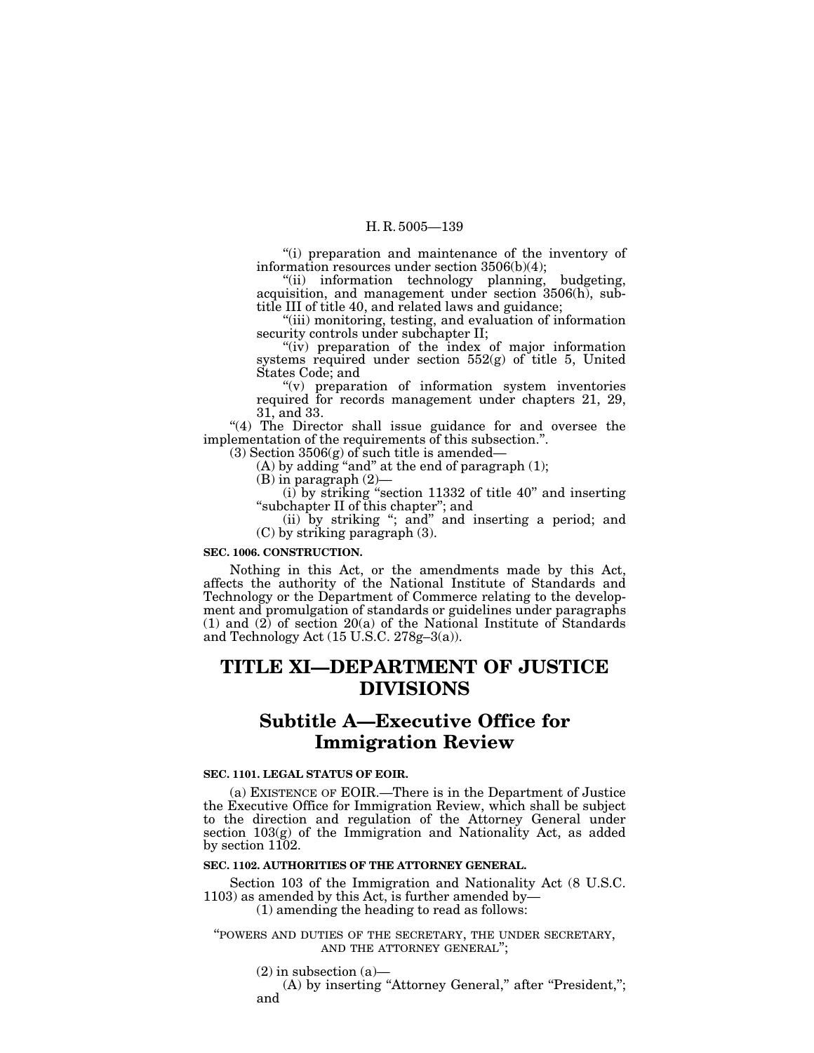"(i) preparation and maintenance of the inventory of information resources under section 3506(b)(4);

"(ii) information technology planning, budgeting, acquisition, and management under section 3506(h), subtitle III of title 40, and related laws and guidance;

"(iii) monitoring, testing, and evaluation of information security controls under subchapter II;

"(iv) preparation of the index of major information systems required under section 552(g) of title 5, United States Code; and

"(v) preparation of information system inventories required for records management under chapters 21, 29, 31, and 33.

"(4) The Director shall issue guidance for and oversee the implementation of the requirements of this subsection.".

(3) Section 3506(g) of such title is amended—

(A) by adding "and" at the end of paragraph (1);

(B) in paragraph (2)—

(i) by striking "section 11332 of title 40" and inserting "subchapter II of this chapter"; and

(ii) by striking "; and" and inserting a period; and

(C) by striking paragraph (3).

**SEC. 1006. CONSTRUCTION.**

Nothing in this Act, or the amendments made by this Act, affects the authority of the National Institute of Standards and Technology or the Department of Commerce relating to the development and promulgation of standards or guidelines under paragraphs (1) and (2) of section 20(a) of the National Institute of Standards and Technology Act (15 U.S.C. 278g–3(a)).

# TITLE XI—DEPARTMENT OF JUSTICE DIVISIONS

## Subtitle A—Executive Office for Immigration Review

**SEC. 1101. LEGAL STATUS OF EOIR.**

(a) EXISTENCE OF EOIR.—There is in the Department of Justice the Executive Office for Immigration Review, which shall be subject to the direction and regulation of the Attorney General under section 103(g) of the Immigration and Nationality Act, as added by section 1102.

**SEC. 1102. AUTHORITIES OF THE ATTORNEY GENERAL.**

Section 103 of the Immigration and Nationality Act (8 U.S.C. 1103) as amended by this Act, is further amended by—

(1) amending the heading to read as follows:

"POWERS AND DUTIES OF THE SECRETARY, THE UNDER SECRETARY, AND THE ATTORNEY GENERAL";

(2) in subsection (a)—

(A) by inserting "Attorney General," after "President,"; and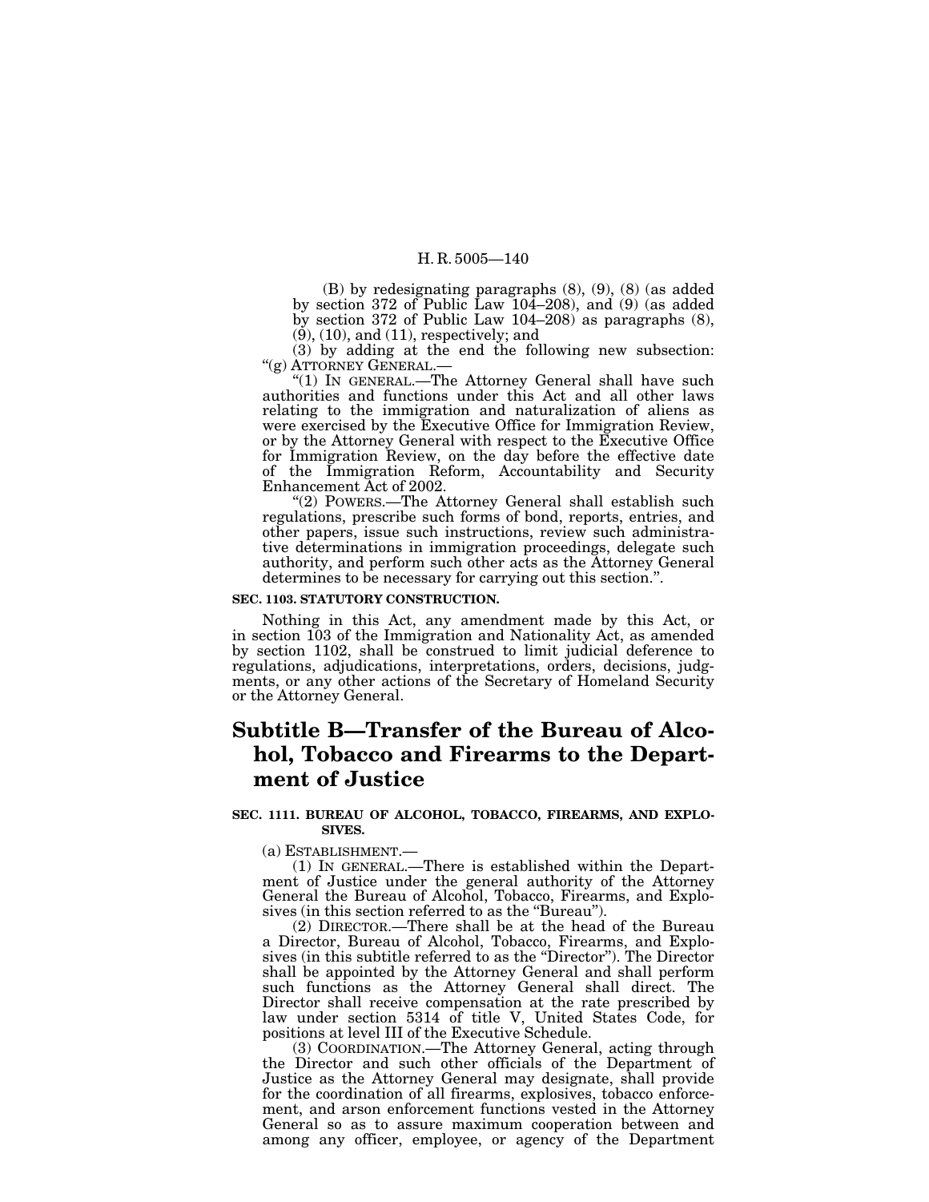(B) by redesignating paragraphs (8), (9), (8) (as added by section 372 of Public Law 104–208), and (9) (as added by section 372 of Public Law 104–208) as paragraphs (8), (9), (10), and (11), respectively; and

(3) by adding at the end the following new subsection:

"(g) ATTORNEY GENERAL.—

"(1) IN GENERAL.—The Attorney General shall have such authorities and functions under this Act and all other laws relating to the immigration and naturalization of aliens as were exercised by the Executive Office for Immigration Review, or by the Attorney General with respect to the Executive Office for Immigration Review, on the day before the effective date of the Immigration Reform, Accountability and Security Enhancement Act of 2002.

"(2) POWERS.—The Attorney General shall establish such regulations, prescribe such forms of bond, reports, entries, and other papers, issue such instructions, review such administrative determinations in immigration proceedings, delegate such authority, and perform such other acts as the Attorney General determines to be necessary for carrying out this section.".

**SEC. 1103. STATUTORY CONSTRUCTION.**

Nothing in this Act, any amendment made by this Act, or in section 103 of the Immigration and Nationality Act, as amended by section 1102, shall be construed to limit judicial deference to regulations, adjudications, interpretations, orders, decisions, judgments, or any other actions of the Secretary of Homeland Security or the Attorney General.

# Subtitle B—Transfer of the Bureau of Alcohol, Tobacco and Firearms to the Department of Justice

**SEC. 1111. BUREAU OF ALCOHOL, TOBACCO, FIREARMS, AND EXPLOSIVES.**

(a) ESTABLISHMENT.—

(1) IN GENERAL.—There is established within the Department of Justice under the general authority of the Attorney General the Bureau of Alcohol, Tobacco, Firearms, and Explosives (in this section referred to as the "Bureau").

(2) DIRECTOR.—There shall be at the head of the Bureau a Director, Bureau of Alcohol, Tobacco, Firearms, and Explosives (in this subtitle referred to as the "Director"). The Director shall be appointed by the Attorney General and shall perform such functions as the Attorney General shall direct. The Director shall receive compensation at the rate prescribed by law under section 5314 of title V, United States Code, for positions at level III of the Executive Schedule.

(3) COORDINATION.—The Attorney General, acting through the Director and such other officials of the Department of Justice as the Attorney General may designate, shall provide for the coordination of all firearms, explosives, tobacco enforcement, and arson enforcement functions vested in the Attorney General so as to assure maximum cooperation between and among any officer, employee, or agency of the Department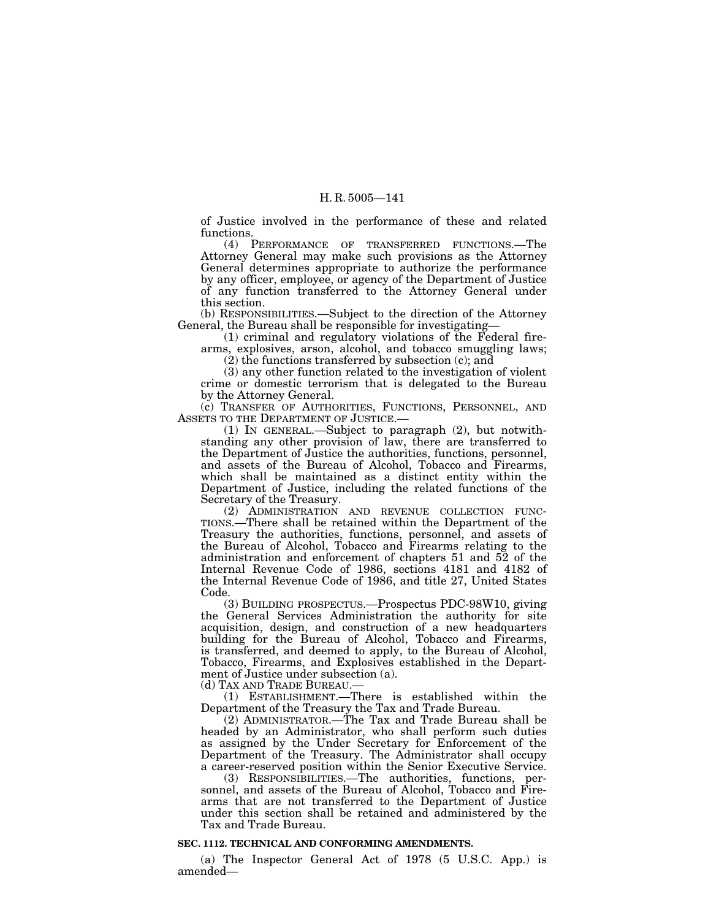of Justice involved in the performance of these and related functions.

(4) PERFORMANCE OF TRANSFERRED FUNCTIONS.—The Attorney General may make such provisions as the Attorney General determines appropriate to authorize the performance by any officer, employee, or agency of the Department of Justice of any function transferred to the Attorney General under this section.

(b) RESPONSIBILITIES.—Subject to the direction of the Attorney General, the Bureau shall be responsible for investigating—

(1) criminal and regulatory violations of the Federal firearms, explosives, arson, alcohol, and tobacco smuggling laws;

(2) the functions transferred by subsection (c); and

(3) any other function related to the investigation of violent crime or domestic terrorism that is delegated to the Bureau by the Attorney General.

(c) TRANSFER OF AUTHORITIES, FUNCTIONS, PERSONNEL, AND ASSETS TO THE DEPARTMENT OF JUSTICE.—

(1) IN GENERAL.—Subject to paragraph (2), but notwithstanding any other provision of law, there are transferred to the Department of Justice the authorities, functions, personnel, and assets of the Bureau of Alcohol, Tobacco and Firearms, which shall be maintained as a distinct entity within the Department of Justice, including the related functions of the Secretary of the Treasury.

(2) ADMINISTRATION AND REVENUE COLLECTION FUNCTIONS.—There shall be retained within the Department of the Treasury the authorities, functions, personnel, and assets of the Bureau of Alcohol, Tobacco and Firearms relating to the administration and enforcement of chapters 51 and 52 of the Internal Revenue Code of 1986, sections 4181 and 4182 of the Internal Revenue Code of 1986, and title 27, United States Code.

(3) BUILDING PROSPECTUS.—Prospectus PDC-98W10, giving the General Services Administration the authority for site acquisition, design, and construction of a new headquarters building for the Bureau of Alcohol, Tobacco and Firearms, is transferred, and deemed to apply, to the Bureau of Alcohol, Tobacco, Firearms, and Explosives established in the Department of Justice under subsection (a).

(d) TAX AND TRADE BUREAU.—

(1) ESTABLISHMENT.—There is established within the Department of the Treasury the Tax and Trade Bureau.

(2) ADMINISTRATOR.—The Tax and Trade Bureau shall be headed by an Administrator, who shall perform such duties as assigned by the Under Secretary for Enforcement of the Department of the Treasury. The Administrator shall occupy a career-reserved position within the Senior Executive Service.

(3) RESPONSIBILITIES.—The authorities, functions, personnel, and assets of the Bureau of Alcohol, Tobacco and Firearms that are not transferred to the Department of Justice under this section shall be retained and administered by the Tax and Trade Bureau.

**SEC. 1112. TECHNICAL AND CONFORMING AMENDMENTS.**

(a) The Inspector General Act of 1978 (5 U.S.C. App.) is amended—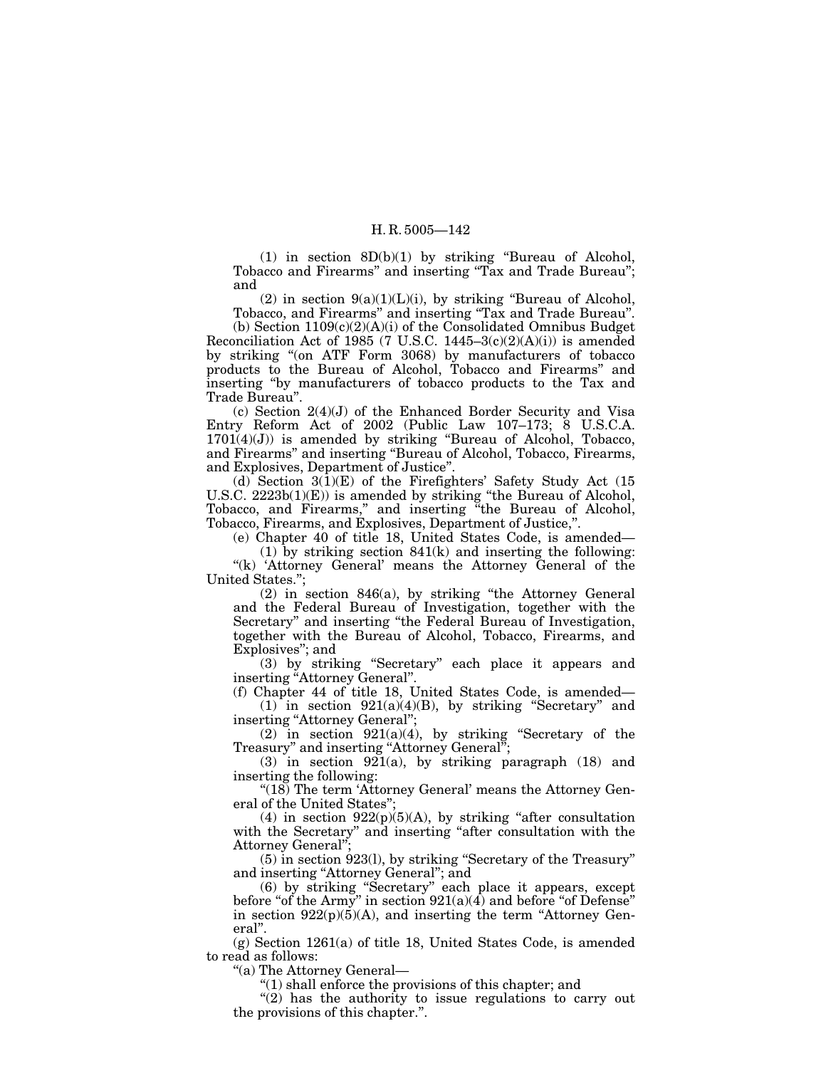(1) in section 8D(b)(1) by striking "Bureau of Alcohol, Tobacco and Firearms" and inserting "Tax and Trade Bureau"; and

(2) in section 9(a)(1)(L)(i), by striking "Bureau of Alcohol, Tobacco, and Firearms" and inserting "Tax and Trade Bureau".

(b) Section 1109(c)(2)(A)(i) of the Consolidated Omnibus Budget Reconciliation Act of 1985 (7 U.S.C. 1445–3(c)(2)(A)(i)) is amended by striking "(on ATF Form 3068) by manufacturers of tobacco products to the Bureau of Alcohol, Tobacco and Firearms" and inserting "by manufacturers of tobacco products to the Tax and Trade Bureau".

(c) Section 2(4)(J) of the Enhanced Border Security and Visa Entry Reform Act of 2002 (Public Law 107–173; 8 U.S.C.A. 1701(4)(J)) is amended by striking "Bureau of Alcohol, Tobacco, and Firearms" and inserting "Bureau of Alcohol, Tobacco, Firearms, and Explosives, Department of Justice".

(d) Section 3(1)(E) of the Firefighters' Safety Study Act (15 U.S.C. 2223b(1)(E)) is amended by striking "the Bureau of Alcohol, Tobacco, and Firearms," and inserting "the Bureau of Alcohol, Tobacco, Firearms, and Explosives, Department of Justice,".

(e) Chapter 40 of title 18, United States Code, is amended—

(1) by striking section 841(k) and inserting the following: "(k) 'Attorney General' means the Attorney General of the United States.";

(2) in section 846(a), by striking "the Attorney General and the Federal Bureau of Investigation, together with the Secretary" and inserting "the Federal Bureau of Investigation, together with the Bureau of Alcohol, Tobacco, Firearms, and Explosives"; and

(3) by striking "Secretary" each place it appears and inserting "Attorney General".

(f) Chapter 44 of title 18, United States Code, is amended—

(1) in section 921(a)(4)(B), by striking "Secretary" and inserting "Attorney General";

(2) in section 921(a)(4), by striking "Secretary of the Treasury" and inserting "Attorney General";

(3) in section 921(a), by striking paragraph (18) and inserting the following:

"(18) The term 'Attorney General' means the Attorney General of the United States";

(4) in section 922(p)(5)(A), by striking "after consultation with the Secretary" and inserting "after consultation with the Attorney General";

(5) in section 923(l), by striking "Secretary of the Treasury" and inserting "Attorney General"; and

(6) by striking "Secretary" each place it appears, except before "of the Army" in section 921(a)(4) and before "of Defense" in section 922(p)(5)(A), and inserting the term "Attorney General".

(g) Section 1261(a) of title 18, United States Code, is amended to read as follows:

"(a) The Attorney General—

"(1) shall enforce the provisions of this chapter; and

"(2) has the authority to issue regulations to carry out the provisions of this chapter.".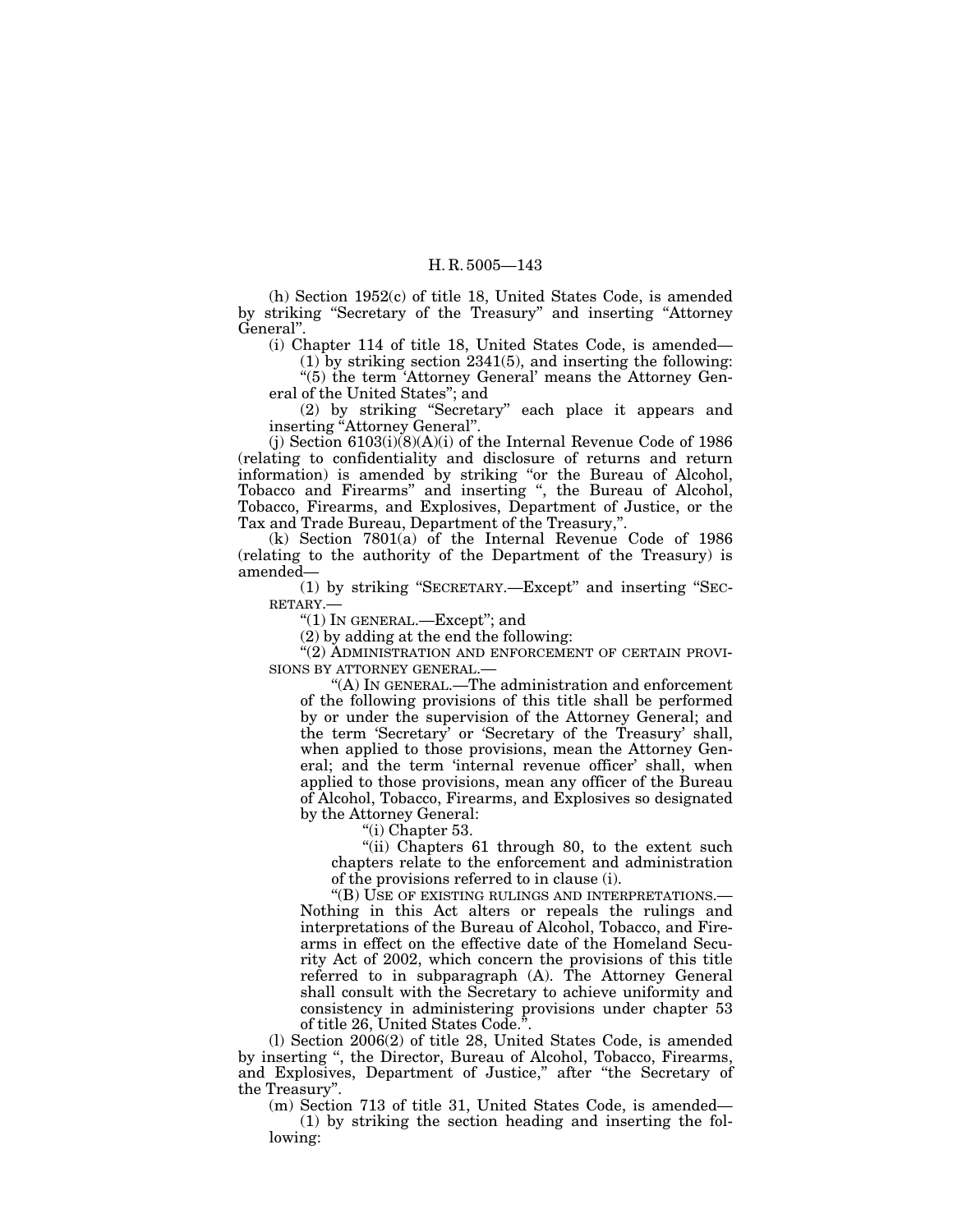(h) Section 1952(c) of title 18, United States Code, is amended by striking "Secretary of the Treasury" and inserting "Attorney General".

(i) Chapter 114 of title 18, United States Code, is amended—

(1) by striking section 2341(5), and inserting the following:

"(5) the term 'Attorney General' means the Attorney General of the United States"; and

(2) by striking "Secretary" each place it appears and inserting "Attorney General".

(j) Section 6103(i)(8)(A)(i) of the Internal Revenue Code of 1986 (relating to confidentiality and disclosure of returns and return information) is amended by striking "or the Bureau of Alcohol, Tobacco and Firearms" and inserting ", the Bureau of Alcohol, Tobacco, Firearms, and Explosives, Department of Justice, or the Tax and Trade Bureau, Department of the Treasury,".

(k) Section 7801(a) of the Internal Revenue Code of 1986 (relating to the authority of the Department of the Treasury) is amended—

(1) by striking "SECRETARY.—Except" and inserting "SECRETARY.—

"(1) IN GENERAL.—Except"; and

(2) by adding at the end the following:

"(2) ADMINISTRATION AND ENFORCEMENT OF CERTAIN PROVISIONS BY ATTORNEY GENERAL.—

"(A) IN GENERAL.—The administration and enforcement of the following provisions of this title shall be performed by or under the supervision of the Attorney General; and the term 'Secretary' or 'Secretary of the Treasury' shall, when applied to those provisions, mean the Attorney General; and the term 'internal revenue officer' shall, when applied to those provisions, mean any officer of the Bureau of Alcohol, Tobacco, Firearms, and Explosives so designated by the Attorney General:

"(i) Chapter 53.

"(ii) Chapters 61 through 80, to the extent such chapters relate to the enforcement and administration of the provisions referred to in clause (i).

"(B) USE OF EXISTING RULINGS AND INTERPRETATIONS.—Nothing in this Act alters or repeals the rulings and interpretations of the Bureau of Alcohol, Tobacco, and Firearms in effect on the effective date of the Homeland Security Act of 2002, which concern the provisions of this title referred to in subparagraph (A). The Attorney General shall consult with the Secretary to achieve uniformity and consistency in administering provisions under chapter 53 of title 26, United States Code.".

(l) Section 2006(2) of title 28, United States Code, is amended by inserting ", the Director, Bureau of Alcohol, Tobacco, Firearms, and Explosives, Department of Justice," after "the Secretary of the Treasury".

(m) Section 713 of title 31, United States Code, is amended—

(1) by striking the section heading and inserting the following: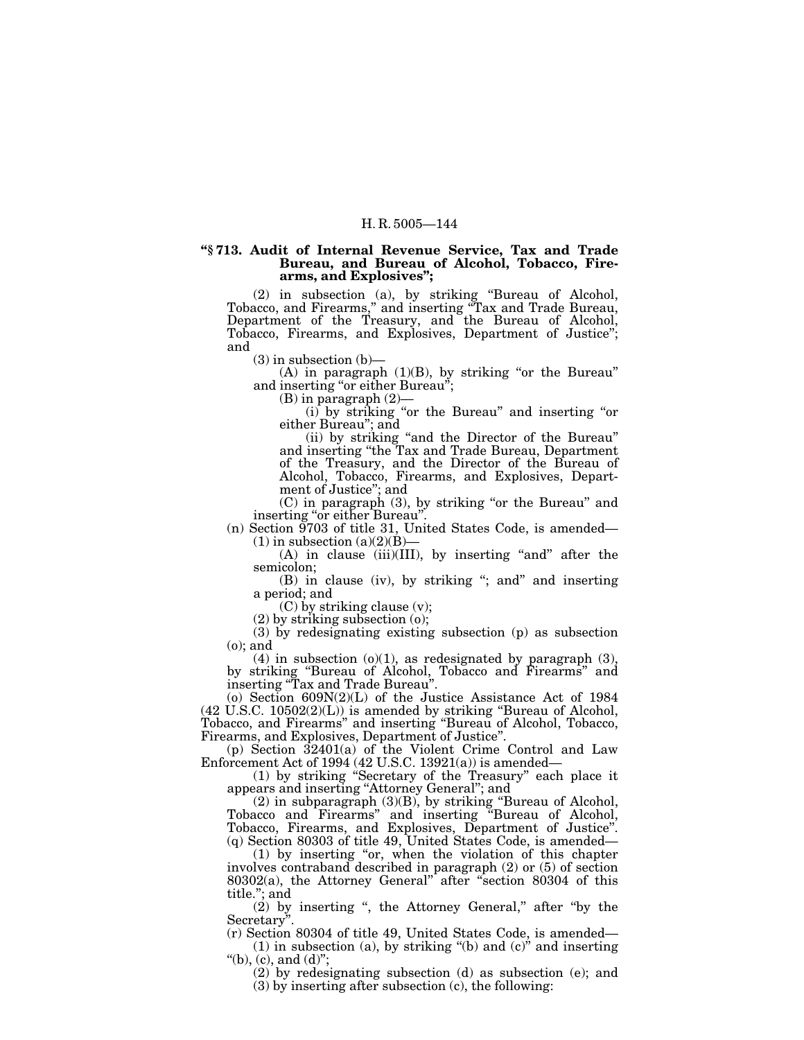**"§ 713. Audit of Internal Revenue Service, Tax and Trade Bureau, and Bureau of Alcohol, Tobacco, Firearms, and Explosives";**

(2) in subsection (a), by striking "Bureau of Alcohol, Tobacco, and Firearms," and inserting "Tax and Trade Bureau, Department of the Treasury, and the Bureau of Alcohol, Tobacco, Firearms, and Explosives, Department of Justice"; and

(3) in subsection (b)—

(A) in paragraph (1)(B), by striking "or the Bureau" and inserting "or either Bureau";

(B) in paragraph (2)—

(i) by striking "or the Bureau" and inserting "or either Bureau"; and

(ii) by striking "and the Director of the Bureau" and inserting "the Tax and Trade Bureau, Department of the Treasury, and the Director of the Bureau of Alcohol, Tobacco, Firearms, and Explosives, Department of Justice"; and

(C) in paragraph (3), by striking "or the Bureau" and inserting "or either Bureau".

(n) Section 9703 of title 31, United States Code, is amended—

(1) in subsection (a)(2)(B)—

(A) in clause (iii)(III), by inserting "and" after the semicolon;

(B) in clause (iv), by striking "; and" and inserting a period; and

(C) by striking clause (v);

(2) by striking subsection (o);

(3) by redesignating existing subsection (p) as subsection (o); and

(4) in subsection (o)(1), as redesignated by paragraph (3), by striking "Bureau of Alcohol, Tobacco and Firearms" and inserting "Tax and Trade Bureau".

(o) Section 609N(2)(L) of the Justice Assistance Act of 1984 (42 U.S.C. 10502(2)(L)) is amended by striking "Bureau of Alcohol, Tobacco, and Firearms" and inserting "Bureau of Alcohol, Tobacco, Firearms, and Explosives, Department of Justice".

(p) Section 32401(a) of the Violent Crime Control and Law Enforcement Act of 1994 (42 U.S.C. 13921(a)) is amended—

(1) by striking "Secretary of the Treasury" each place it appears and inserting "Attorney General"; and

(2) in subparagraph (3)(B), by striking "Bureau of Alcohol, Tobacco and Firearms" and inserting "Bureau of Alcohol, Tobacco, Firearms, and Explosives, Department of Justice".

(q) Section 80303 of title 49, United States Code, is amended—

(1) by inserting "or, when the violation of this chapter involves contraband described in paragraph (2) or (5) of section 80302(a), the Attorney General" after "section 80304 of this title."; and

(2) by inserting ", the Attorney General," after "by the Secretary".

(r) Section 80304 of title 49, United States Code, is amended—

(1) in subsection (a), by striking "(b) and (c)" and inserting "(b), (c), and (d)";

(2) by redesignating subsection (d) as subsection (e); and

(3) by inserting after subsection (c), the following: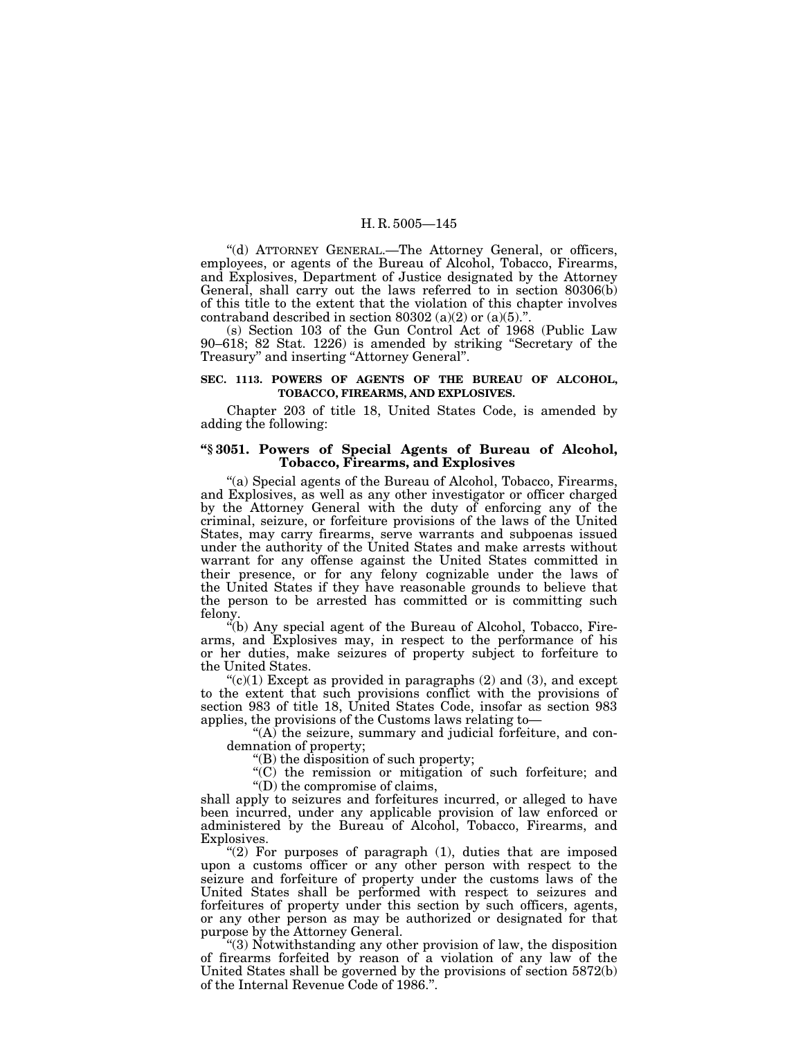"(d) ATTORNEY GENERAL.—The Attorney General, or officers, employees, or agents of the Bureau of Alcohol, Tobacco, Firearms, and Explosives, Department of Justice designated by the Attorney General, shall carry out the laws referred to in section 80306(b) of this title to the extent that the violation of this chapter involves contraband described in section 80302 (a)(2) or (a)(5).".

(s) Section 103 of the Gun Control Act of 1968 (Public Law 90–618; 82 Stat. 1226) is amended by striking "Secretary of the Treasury" and inserting "Attorney General".

**SEC. 1113. POWERS OF AGENTS OF THE BUREAU OF ALCOHOL, TOBACCO, FIREARMS, AND EXPLOSIVES.**

Chapter 203 of title 18, United States Code, is amended by adding the following:

**"§ 3051. Powers of Special Agents of Bureau of Alcohol, Tobacco, Firearms, and Explosives**

"(a) Special agents of the Bureau of Alcohol, Tobacco, Firearms, and Explosives, as well as any other investigator or officer charged by the Attorney General with the duty of enforcing any of the criminal, seizure, or forfeiture provisions of the laws of the United States, may carry firearms, serve warrants and subpoenas issued under the authority of the United States and make arrests without warrant for any offense against the United States committed in their presence, or for any felony cognizable under the laws of the United States if they have reasonable grounds to believe that the person to be arrested has committed or is committing such felony.

"(b) Any special agent of the Bureau of Alcohol, Tobacco, Firearms, and Explosives may, in respect to the performance of his or her duties, make seizures of property subject to forfeiture to the United States.

"(c)(1) Except as provided in paragraphs (2) and (3), and except to the extent that such provisions conflict with the provisions of section 983 of title 18, United States Code, insofar as section 983 applies, the provisions of the Customs laws relating to—

"(A) the seizure, summary and judicial forfeiture, and condemnation of property;

"(B) the disposition of such property;

"(C) the remission or mitigation of such forfeiture; and

"(D) the compromise of claims,

shall apply to seizures and forfeitures incurred, or alleged to have been incurred, under any applicable provision of law enforced or administered by the Bureau of Alcohol, Tobacco, Firearms, and Explosives.

"(2) For purposes of paragraph (1), duties that are imposed upon a customs officer or any other person with respect to the seizure and forfeiture of property under the customs laws of the United States shall be performed with respect to seizures and forfeitures of property under this section by such officers, agents, or any other person as may be authorized or designated for that purpose by the Attorney General.

"(3) Notwithstanding any other provision of law, the disposition of firearms forfeited by reason of a violation of any law of the United States shall be governed by the provisions of section 5872(b) of the Internal Revenue Code of 1986.".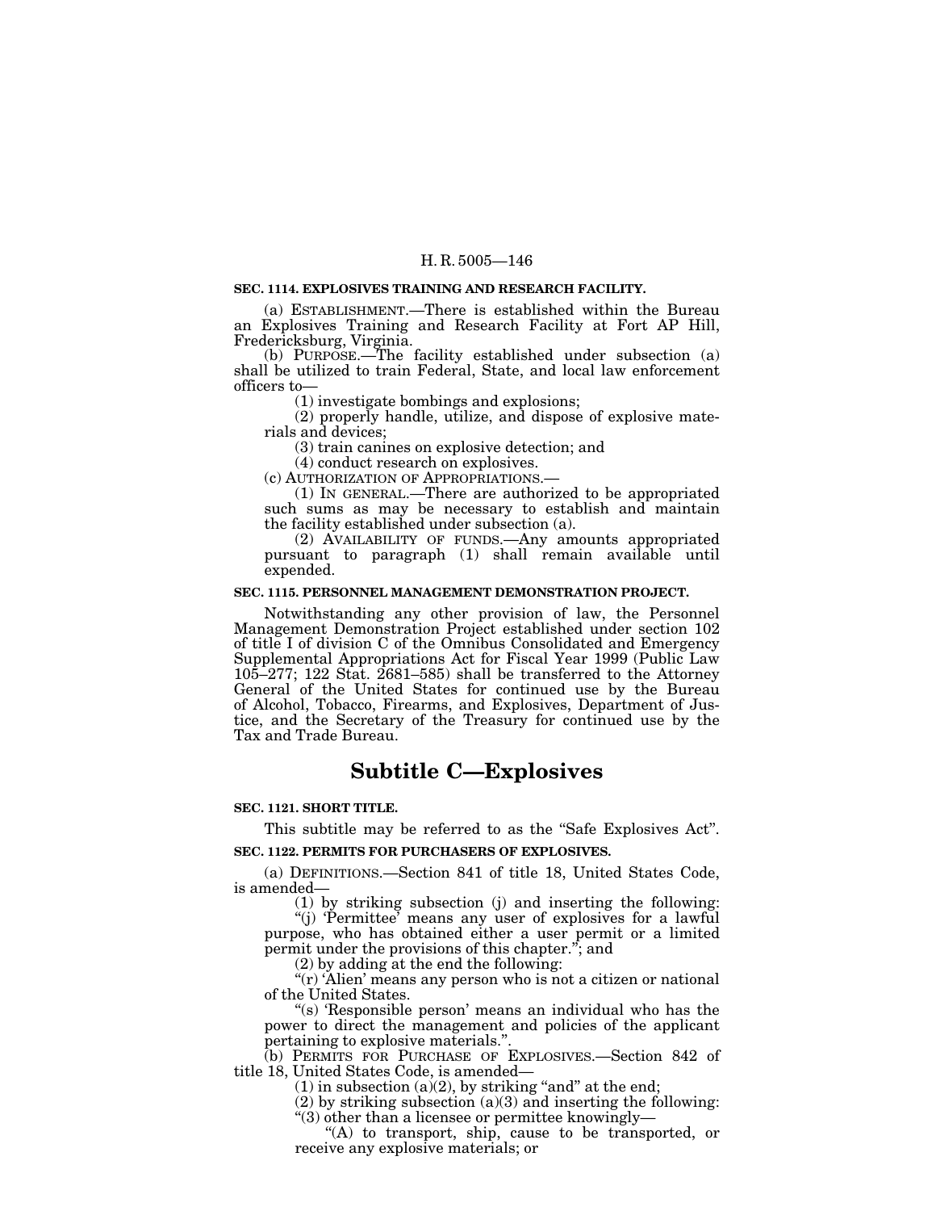**SEC. 1114. EXPLOSIVES TRAINING AND RESEARCH FACILITY.**

(a) ESTABLISHMENT.—There is established within the Bureau an Explosives Training and Research Facility at Fort AP Hill, Fredericksburg, Virginia.

(b) PURPOSE.—The facility established under subsection (a) shall be utilized to train Federal, State, and local law enforcement officers to—

(1) investigate bombings and explosions;

(2) properly handle, utilize, and dispose of explosive materials and devices;

(3) train canines on explosive detection; and

(4) conduct research on explosives.

(c) AUTHORIZATION OF APPROPRIATIONS.—

(1) IN GENERAL.—There are authorized to be appropriated such sums as may be necessary to establish and maintain the facility established under subsection (a).

(2) AVAILABILITY OF FUNDS.—Any amounts appropriated pursuant to paragraph (1) shall remain available until expended.

**SEC. 1115. PERSONNEL MANAGEMENT DEMONSTRATION PROJECT.**

Notwithstanding any other provision of law, the Personnel Management Demonstration Project established under section 102 of title I of division C of the Omnibus Consolidated and Emergency Supplemental Appropriations Act for Fiscal Year 1999 (Public Law 105–277; 122 Stat. 2681–585) shall be transferred to the Attorney General of the United States for continued use by the Bureau of Alcohol, Tobacco, Firearms, and Explosives, Department of Justice, and the Secretary of the Treasury for continued use by the Tax and Trade Bureau.

# Subtitle C—Explosives

**SEC. 1121. SHORT TITLE.**

This subtitle may be referred to as the "Safe Explosives Act".

**SEC. 1122. PERMITS FOR PURCHASERS OF EXPLOSIVES.**

(a) DEFINITIONS.—Section 841 of title 18, United States Code, is amended—

(1) by striking subsection (j) and inserting the following:

"(j) 'Permittee' means any user of explosives for a lawful purpose, who has obtained either a user permit or a limited permit under the provisions of this chapter."; and

(2) by adding at the end the following:

"(r) 'Alien' means any person who is not a citizen or national of the United States.

"(s) 'Responsible person' means an individual who has the power to direct the management and policies of the applicant pertaining to explosive materials.".

(b) PERMITS FOR PURCHASE OF EXPLOSIVES.—Section 842 of title 18, United States Code, is amended—

(1) in subsection (a)(2), by striking "and" at the end;

(2) by striking subsection (a)(3) and inserting the following:

"(3) other than a licensee or permittee knowingly—

"(A) to transport, ship, cause to be transported, or receive any explosive materials; or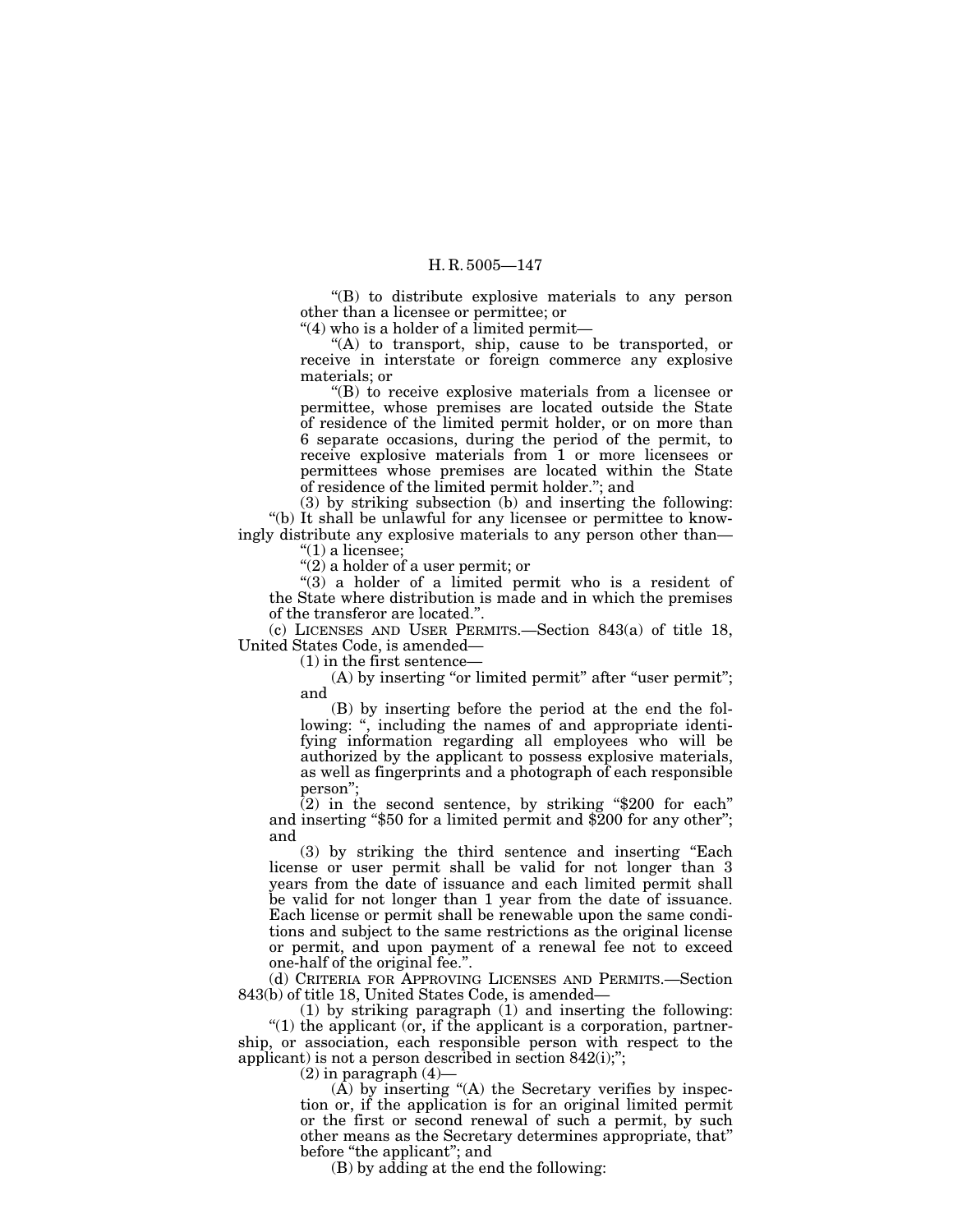"(B) to distribute explosive materials to any person other than a licensee or permittee; or

"(4) who is a holder of a limited permit—

"(A) to transport, ship, cause to be transported, or receive in interstate or foreign commerce any explosive materials; or

"(B) to receive explosive materials from a licensee or permittee, whose premises are located outside the State of residence of the limited permit holder, or on more than 6 separate occasions, during the period of the permit, to receive explosive materials from 1 or more licensees or permittees whose premises are located within the State of residence of the limited permit holder."; and

(3) by striking subsection (b) and inserting the following:

"(b) It shall be unlawful for any licensee or permittee to knowingly distribute any explosive materials to any person other than—

"(1) a licensee;

"(2) a holder of a user permit; or

"(3) a holder of a limited permit who is a resident of the State where distribution is made and in which the premises of the transferor are located.".

(c) LICENSES AND USER PERMITS.—Section 843(a) of title 18, United States Code, is amended—

(1) in the first sentence—

(A) by inserting "or limited permit" after "user permit"; and

(B) by inserting before the period at the end the following: ", including the names of and appropriate identifying information regarding all employees who will be authorized by the applicant to possess explosive materials, as well as fingerprints and a photograph of each responsible person";

(2) in the second sentence, by striking "$200 for each" and inserting "$50 for a limited permit and $200 for any other"; and

(3) by striking the third sentence and inserting "Each license or user permit shall be valid for not longer than 3 years from the date of issuance and each limited permit shall be valid for not longer than 1 year from the date of issuance. Each license or permit shall be renewable upon the same conditions and subject to the same restrictions as the original license or permit, and upon payment of a renewal fee not to exceed one-half of the original fee.".

(d) CRITERIA FOR APPROVING LICENSES AND PERMITS.—Section 843(b) of title 18, United States Code, is amended—

(1) by striking paragraph (1) and inserting the following:

"(1) the applicant (or, if the applicant is a corporation, partnership, or association, each responsible person with respect to the applicant) is not a person described in section 842(i);";

(2) in paragraph (4)—

(A) by inserting "(A) the Secretary verifies by inspection or, if the application is for an original limited permit or the first or second renewal of such a permit, by such other means as the Secretary determines appropriate, that" before "the applicant"; and

(B) by adding at the end the following: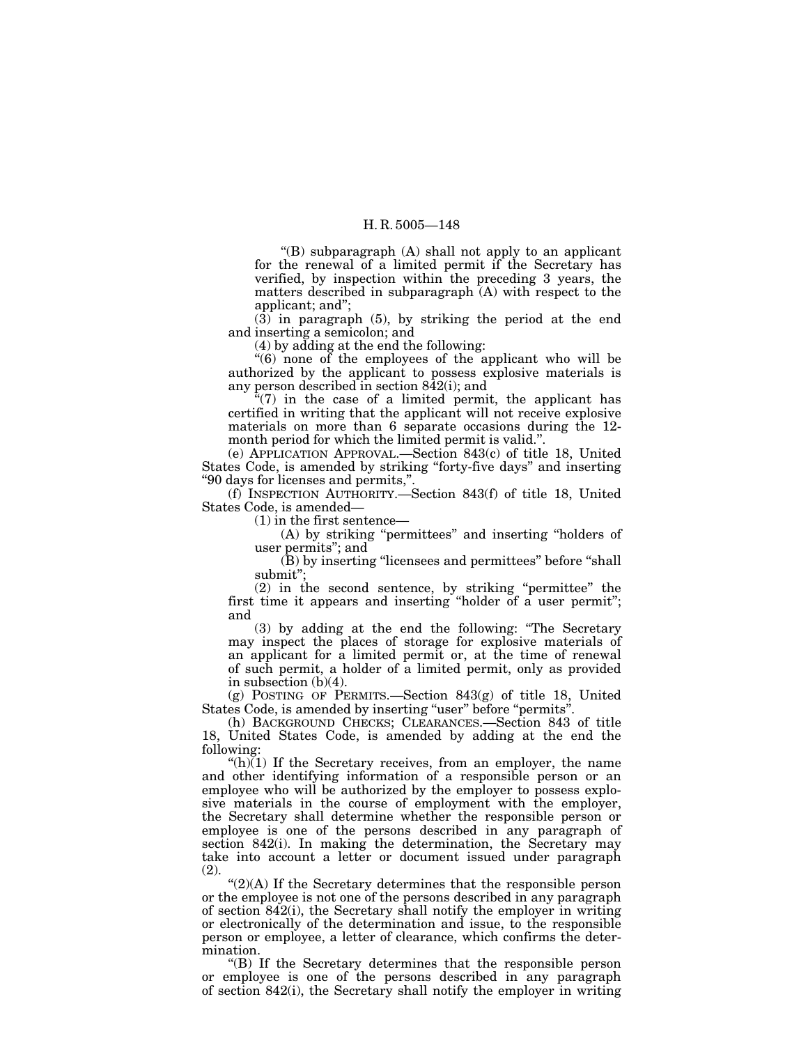"(B) subparagraph (A) shall not apply to an applicant for the renewal of a limited permit if the Secretary has verified, by inspection within the preceding 3 years, the matters described in subparagraph (A) with respect to the applicant; and";

(3) in paragraph (5), by striking the period at the end and inserting a semicolon; and

(4) by adding at the end the following:

"(6) none of the employees of the applicant who will be authorized by the applicant to possess explosive materials is any person described in section 842(i); and

"(7) in the case of a limited permit, the applicant has certified in writing that the applicant will not receive explosive materials on more than 6 separate occasions during the 12-month period for which the limited permit is valid.".

(e) APPLICATION APPROVAL.—Section 843(c) of title 18, United States Code, is amended by striking "forty-five days" and inserting "90 days for licenses and permits,".

(f) INSPECTION AUTHORITY.—Section 843(f) of title 18, United States Code, is amended—

(1) in the first sentence—

(A) by striking "permittees" and inserting "holders of user permits"; and

(B) by inserting "licensees and permittees" before "shall submit";

(2) in the second sentence, by striking "permittee" the first time it appears and inserting "holder of a user permit"; and

(3) by adding at the end the following: "The Secretary may inspect the places of storage for explosive materials of an applicant for a limited permit or, at the time of renewal of such permit, a holder of a limited permit, only as provided in subsection (b)(4).

(g) POSTING OF PERMITS.—Section 843(g) of title 18, United States Code, is amended by inserting "user" before "permits".

(h) BACKGROUND CHECKS; CLEARANCES.—Section 843 of title 18, United States Code, is amended by adding at the end the following:

"(h)(1) If the Secretary receives, from an employer, the name and other identifying information of a responsible person or an employee who will be authorized by the employer to possess explosive materials in the course of employment with the employer, the Secretary shall determine whether the responsible person or employee is one of the persons described in any paragraph of section 842(i). In making the determination, the Secretary may take into account a letter or document issued under paragraph (2).

"(2)(A) If the Secretary determines that the responsible person or the employee is not one of the persons described in any paragraph of section 842(i), the Secretary shall notify the employer in writing or electronically of the determination and issue, to the responsible person or employee, a letter of clearance, which confirms the determination.

"(B) If the Secretary determines that the responsible person or employee is one of the persons described in any paragraph of section 842(i), the Secretary shall notify the employer in writing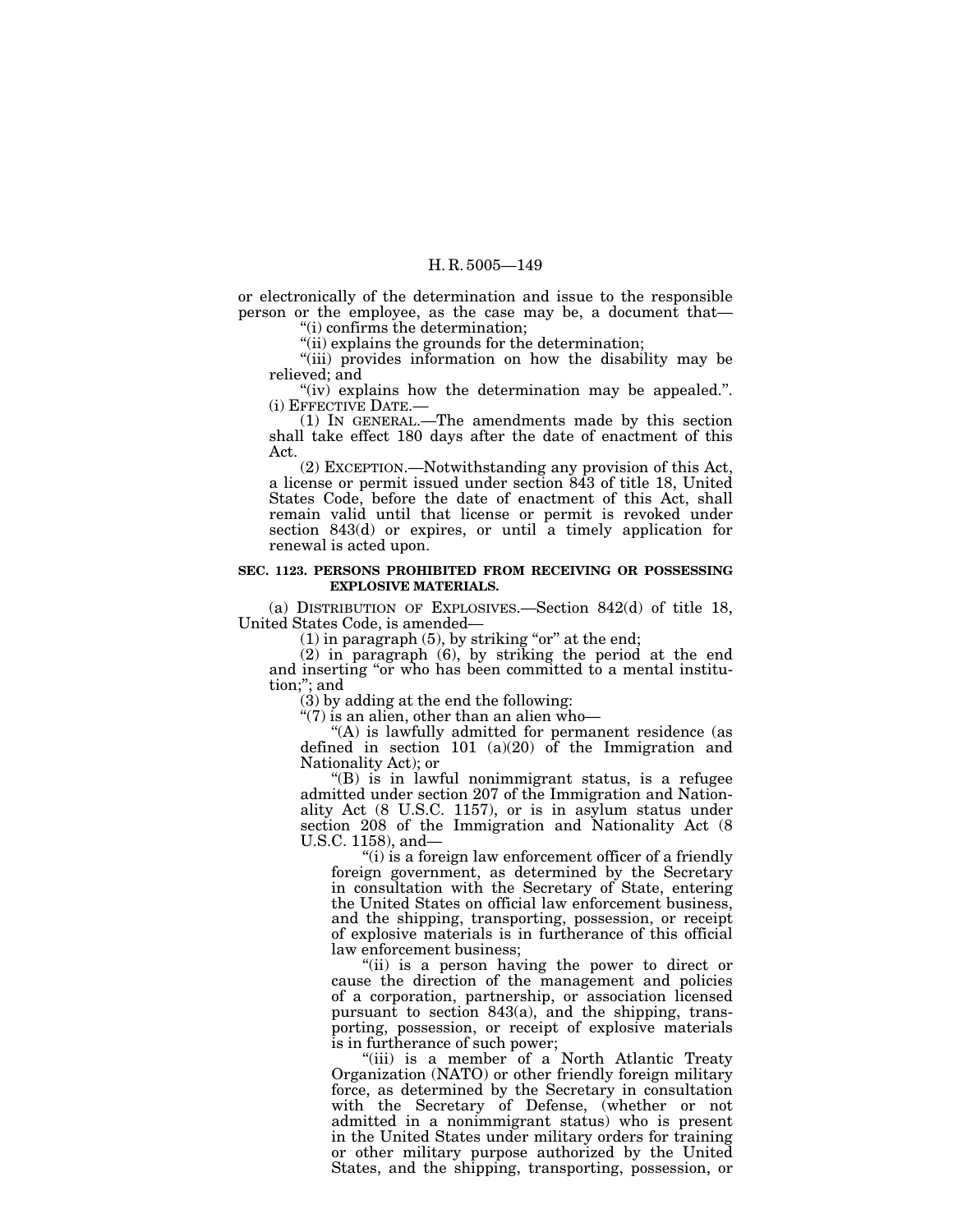or electronically of the determination and issue to the responsible person or the employee, as the case may be, a document that—

"(i) confirms the determination;

"(ii) explains the grounds for the determination;

"(iii) provides information on how the disability may be relieved; and

"(iv) explains how the determination may be appealed.".

(i) EFFECTIVE DATE.—

(1) IN GENERAL.—The amendments made by this section shall take effect 180 days after the date of enactment of this Act.

(2) EXCEPTION.—Notwithstanding any provision of this Act, a license or permit issued under section 843 of title 18, United States Code, before the date of enactment of this Act, shall remain valid until that license or permit is revoked under section 843(d) or expires, or until a timely application for renewal is acted upon.

**SEC. 1123. PERSONS PROHIBITED FROM RECEIVING OR POSSESSING EXPLOSIVE MATERIALS.**

(a) DISTRIBUTION OF EXPLOSIVES.—Section 842(d) of title 18, United States Code, is amended—

(1) in paragraph (5), by striking "or" at the end;

(2) in paragraph (6), by striking the period at the end and inserting "or who has been committed to a mental institution;"; and

(3) by adding at the end the following:

"(7) is an alien, other than an alien who—

"(A) is lawfully admitted for permanent residence (as defined in section 101 (a)(20) of the Immigration and Nationality Act); or

"(B) is in lawful nonimmigrant status, is a refugee admitted under section 207 of the Immigration and Nationality Act (8 U.S.C. 1157), or is in asylum status under section 208 of the Immigration and Nationality Act (8 U.S.C. 1158), and—

"(i) is a foreign law enforcement officer of a friendly foreign government, as determined by the Secretary in consultation with the Secretary of State, entering the United States on official law enforcement business, and the shipping, transporting, possession, or receipt of explosive materials is in furtherance of this official law enforcement business;

"(ii) is a person having the power to direct or cause the direction of the management and policies of a corporation, partnership, or association licensed pursuant to section 843(a), and the shipping, transporting, possession, or receipt of explosive materials is in furtherance of such power;

"(iii) is a member of a North Atlantic Treaty Organization (NATO) or other friendly foreign military force, as determined by the Secretary in consultation with the Secretary of Defense, (whether or not admitted in a nonimmigrant status) who is present in the United States under military orders for training or other military purpose authorized by the United States, and the shipping, transporting, possession, or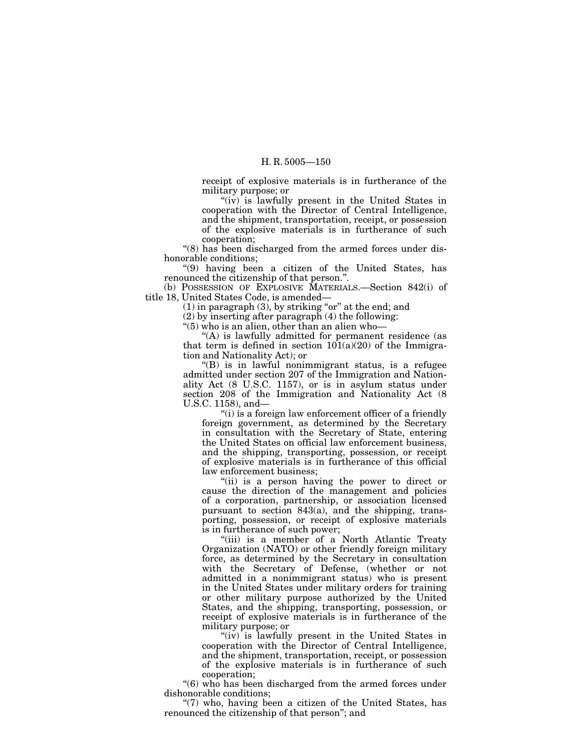receipt of explosive materials is in furtherance of the military purpose; or

"(iv) is lawfully present in the United States in cooperation with the Director of Central Intelligence, and the shipment, transportation, receipt, or possession of the explosive materials is in furtherance of such cooperation;

"(8) has been discharged from the armed forces under dishonorable conditions;

"(9) having been a citizen of the United States, has renounced the citizenship of that person.".

(b) POSSESSION OF EXPLOSIVE MATERIALS.—Section 842(i) of title 18, United States Code, is amended—

(1) in paragraph (3), by striking "or" at the end; and

(2) by inserting after paragraph (4) the following:

"(5) who is an alien, other than an alien who—

"(A) is lawfully admitted for permanent residence (as that term is defined in section 101(a)(20) of the Immigration and Nationality Act); or

"(B) is in lawful nonimmigrant status, is a refugee admitted under section 207 of the Immigration and Nationality Act (8 U.S.C. 1157), or is in asylum status under section 208 of the Immigration and Nationality Act (8 U.S.C. 1158), and—

"(i) is a foreign law enforcement officer of a friendly foreign government, as determined by the Secretary in consultation with the Secretary of State, entering the United States on official law enforcement business, and the shipping, transporting, possession, or receipt of explosive materials is in furtherance of this official law enforcement business;

"(ii) is a person having the power to direct or cause the direction of the management and policies of a corporation, partnership, or association licensed pursuant to section 843(a), and the shipping, transporting, possession, or receipt of explosive materials is in furtherance of such power;

"(iii) is a member of a North Atlantic Treaty Organization (NATO) or other friendly foreign military force, as determined by the Secretary in consultation with the Secretary of Defense, (whether or not admitted in a nonimmigrant status) who is present in the United States under military orders for training or other military purpose authorized by the United States, and the shipping, transporting, possession, or receipt of explosive materials is in furtherance of the military purpose; or

"(iv) is lawfully present in the United States in cooperation with the Director of Central Intelligence, and the shipment, transportation, receipt, or possession of the explosive materials is in furtherance of such cooperation;

"(6) who has been discharged from the armed forces under dishonorable conditions;

"(7) who, having been a citizen of the United States, has renounced the citizenship of that person"; and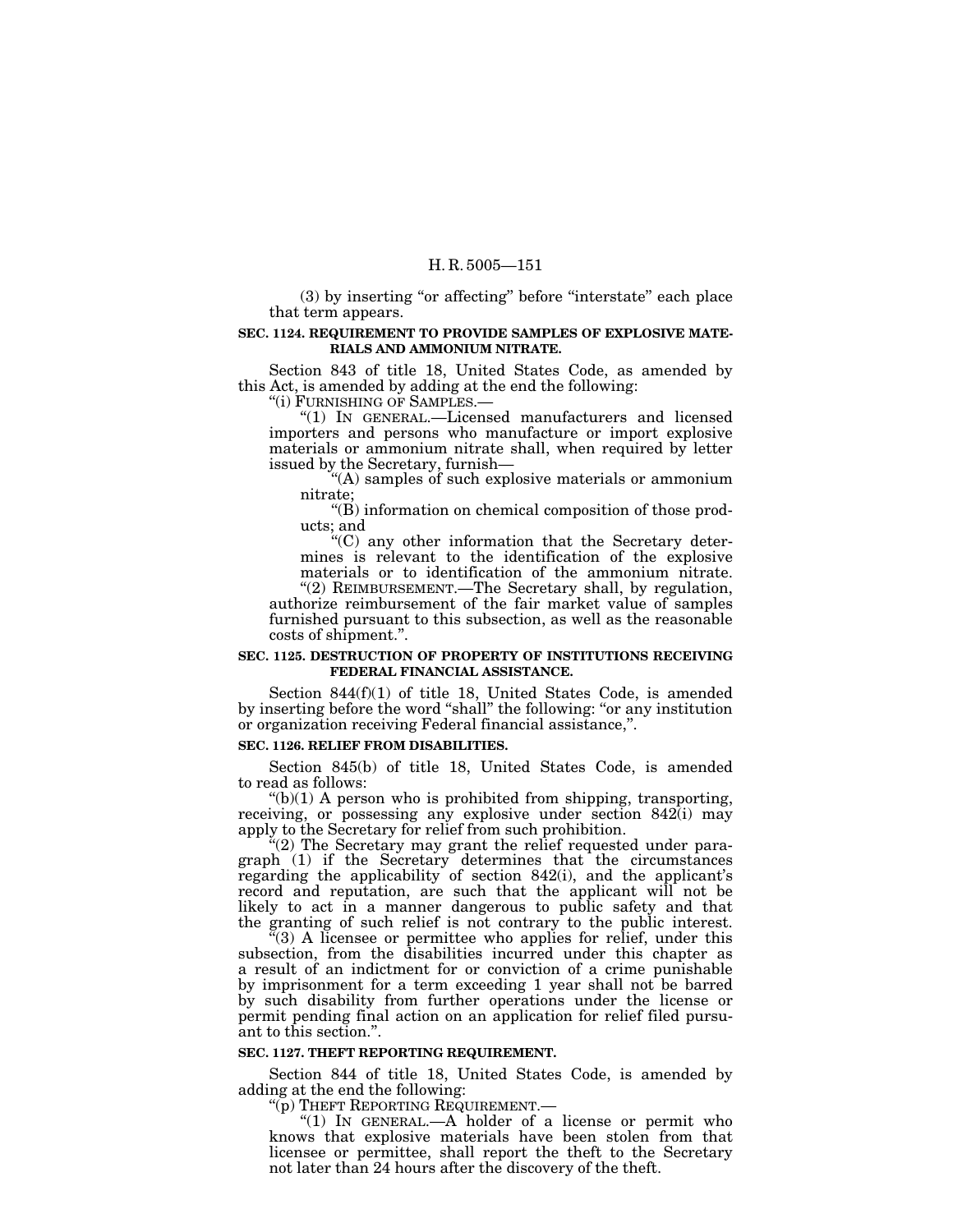(3) by inserting "or affecting" before "interstate" each place that term appears.

### SEC. 1124. REQUIREMENT TO PROVIDE SAMPLES OF EXPLOSIVE MATERIALS AND AMMONIUM NITRATE.

Section 843 of title 18, United States Code, as amended by this Act, is amended by adding at the end the following:

"(i) FURNISHING OF SAMPLES.—

"(1) IN GENERAL.—Licensed manufacturers and licensed importers and persons who manufacture or import explosive materials or ammonium nitrate shall, when required by letter issued by the Secretary, furnish—

"(A) samples of such explosive materials or ammonium nitrate;

"(B) information on chemical composition of those products; and

"(C) any other information that the Secretary determines is relevant to the identification of the explosive materials or to identification of the ammonium nitrate.

"(2) REIMBURSEMENT.—The Secretary shall, by regulation, authorize reimbursement of the fair market value of samples furnished pursuant to this subsection, as well as the reasonable costs of shipment.".

### SEC. 1125. DESTRUCTION OF PROPERTY OF INSTITUTIONS RECEIVING FEDERAL FINANCIAL ASSISTANCE.

Section 844(f)(1) of title 18, United States Code, is amended by inserting before the word "shall" the following: "or any institution or organization receiving Federal financial assistance,".

### SEC. 1126. RELIEF FROM DISABILITIES.

Section 845(b) of title 18, United States Code, is amended to read as follows:

"(b)(1) A person who is prohibited from shipping, transporting, receiving, or possessing any explosive under section 842(i) may apply to the Secretary for relief from such prohibition.

"(2) The Secretary may grant the relief requested under paragraph (1) if the Secretary determines that the circumstances regarding the applicability of section 842(i), and the applicant's record and reputation, are such that the applicant will not be likely to act in a manner dangerous to public safety and that the granting of such relief is not contrary to the public interest.

"(3) A licensee or permittee who applies for relief, under this subsection, from the disabilities incurred under this chapter as a result of an indictment for or conviction of a crime punishable by imprisonment for a term exceeding 1 year shall not be barred by such disability from further operations under the license or permit pending final action on an application for relief filed pursuant to this section.".

### SEC. 1127. THEFT REPORTING REQUIREMENT.

Section 844 of title 18, United States Code, is amended by adding at the end the following:

"(p) THEFT REPORTING REQUIREMENT.—

"(1) IN GENERAL.—A holder of a license or permit who knows that explosive materials have been stolen from that licensee or permittee, shall report the theft to the Secretary not later than 24 hours after the discovery of the theft.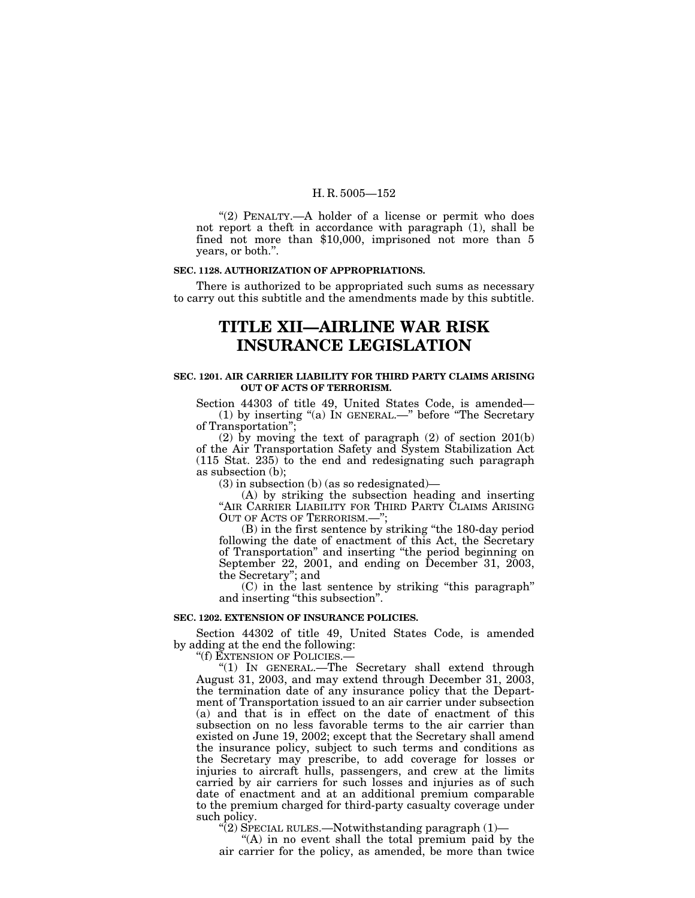"(2) PENALTY.—A holder of a license or permit who does not report a theft in accordance with paragraph (1), shall be fined not more than $10,000, imprisoned not more than 5 years, or both.".

**SEC. 1128. AUTHORIZATION OF APPROPRIATIONS.**

There is authorized to be appropriated such sums as necessary to carry out this subtitle and the amendments made by this subtitle.

# TITLE XII—AIRLINE WAR RISK INSURANCE LEGISLATION

**SEC. 1201. AIR CARRIER LIABILITY FOR THIRD PARTY CLAIMS ARISING OUT OF ACTS OF TERRORISM.**

Section 44303 of title 49, United States Code, is amended—

(1) by inserting "(a) IN GENERAL.—" before "The Secretary of Transportation";

(2) by moving the text of paragraph (2) of section 201(b) of the Air Transportation Safety and System Stabilization Act (115 Stat. 235) to the end and redesignating such paragraph as subsection (b);

(3) in subsection (b) (as so redesignated)—

(A) by striking the subsection heading and inserting "AIR CARRIER LIABILITY FOR THIRD PARTY CLAIMS ARISING OUT OF ACTS OF TERRORISM.—";

(B) in the first sentence by striking "the 180-day period following the date of enactment of this Act, the Secretary of Transportation" and inserting "the period beginning on September 22, 2001, and ending on December 31, 2003, the Secretary"; and

(C) in the last sentence by striking "this paragraph" and inserting "this subsection".

**SEC. 1202. EXTENSION OF INSURANCE POLICIES.**

Section 44302 of title 49, United States Code, is amended by adding at the end the following:

"(f) EXTENSION OF POLICIES.—

"(1) IN GENERAL.—The Secretary shall extend through August 31, 2003, and may extend through December 31, 2003, the termination date of any insurance policy that the Department of Transportation issued to an air carrier under subsection (a) and that is in effect on the date of enactment of this subsection on no less favorable terms to the air carrier than existed on June 19, 2002; except that the Secretary shall amend the insurance policy, subject to such terms and conditions as the Secretary may prescribe, to add coverage for losses or injuries to aircraft hulls, passengers, and crew at the limits carried by air carriers for such losses and injuries as of such date of enactment and at an additional premium comparable to the premium charged for third-party casualty coverage under such policy.

"(2) SPECIAL RULES.—Notwithstanding paragraph (1)—

"(A) in no event shall the total premium paid by the air carrier for the policy, as amended, be more than twice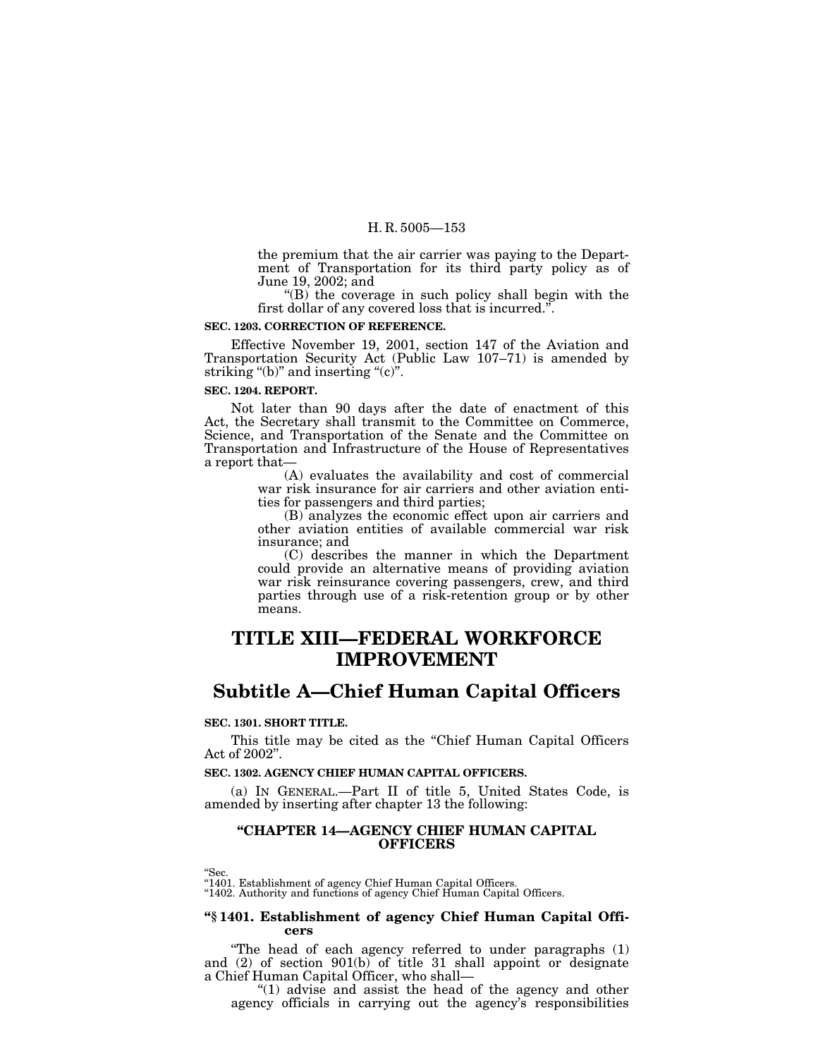the premium that the air carrier was paying to the Department of Transportation for its third party policy as of June 19, 2002; and

"(B) the coverage in such policy shall begin with the first dollar of any covered loss that is incurred.".

**SEC. 1203. CORRECTION OF REFERENCE.**

Effective November 19, 2001, section 147 of the Aviation and Transportation Security Act (Public Law 107–71) is amended by striking "(b)" and inserting "(c)".

**SEC. 1204. REPORT.**

Not later than 90 days after the date of enactment of this Act, the Secretary shall transmit to the Committee on Commerce, Science, and Transportation of the Senate and the Committee on Transportation and Infrastructure of the House of Representatives a report that—

(A) evaluates the availability and cost of commercial war risk insurance for air carriers and other aviation entities for passengers and third parties;

(B) analyzes the economic effect upon air carriers and other aviation entities of available commercial war risk insurance; and

(C) describes the manner in which the Department could provide an alternative means of providing aviation war risk reinsurance covering passengers, crew, and third parties through use of a risk-retention group or by other means.

# TITLE XIII—FEDERAL WORKFORCE IMPROVEMENT

## Subtitle A—Chief Human Capital Officers

**SEC. 1301. SHORT TITLE.**

This title may be cited as the "Chief Human Capital Officers Act of 2002".

**SEC. 1302. AGENCY CHIEF HUMAN CAPITAL OFFICERS.**

(a) IN GENERAL.—Part II of title 5, United States Code, is amended by inserting after chapter 13 the following:

### "CHAPTER 14—AGENCY CHIEF HUMAN CAPITAL OFFICERS

"Sec.
"1401. Establishment of agency Chief Human Capital Officers.
"1402. Authority and functions of agency Chief Human Capital Officers.

**"§ 1401. Establishment of agency Chief Human Capital Officers**

"The head of each agency referred to under paragraphs (1) and (2) of section 901(b) of title 31 shall appoint or designate a Chief Human Capital Officer, who shall—

"(1) advise and assist the head of the agency and other agency officials in carrying out the agency's responsibilities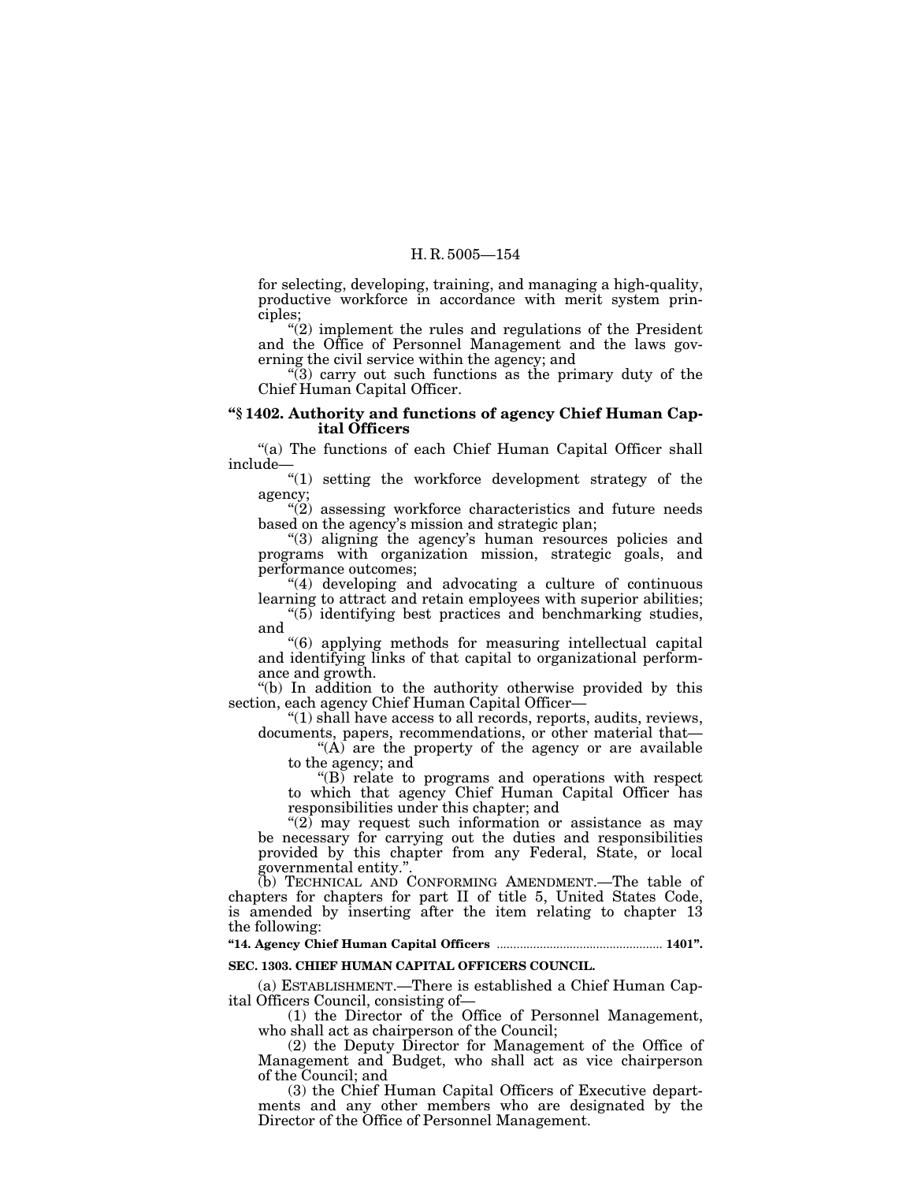for selecting, developing, training, and managing a high-quality, productive workforce in accordance with merit system principles;

"(2) implement the rules and regulations of the President and the Office of Personnel Management and the laws governing the civil service within the agency; and

"(3) carry out such functions as the primary duty of the Chief Human Capital Officer.

### "§ 1402. Authority and functions of agency Chief Human Capital Officers

"(a) The functions of each Chief Human Capital Officer shall include—

"(1) setting the workforce development strategy of the agency;

"(2) assessing workforce characteristics and future needs based on the agency's mission and strategic plan;

"(3) aligning the agency's human resources policies and programs with organization mission, strategic goals, and performance outcomes;

"(4) developing and advocating a culture of continuous learning to attract and retain employees with superior abilities;

"(5) identifying best practices and benchmarking studies, and

"(6) applying methods for measuring intellectual capital and identifying links of that capital to organizational performance and growth.

"(b) In addition to the authority otherwise provided by this section, each agency Chief Human Capital Officer—

"(1) shall have access to all records, reports, audits, reviews, documents, papers, recommendations, or other material that—

"(A) are the property of the agency or are available to the agency; and

"(B) relate to programs and operations with respect to which that agency Chief Human Capital Officer has responsibilities under this chapter; and

"(2) may request such information or assistance as may be necessary for carrying out the duties and responsibilities provided by this chapter from any Federal, State, or local governmental entity.".

(b) TECHNICAL AND CONFORMING AMENDMENT.—The table of chapters for chapters for part II of title 5, United States Code, is amended by inserting after the item relating to chapter 13 the following:

**"14. Agency Chief Human Capital Officers .................................................. 1401".**

**SEC. 1303. CHIEF HUMAN CAPITAL OFFICERS COUNCIL.**

(a) ESTABLISHMENT.—There is established a Chief Human Capital Officers Council, consisting of—

(1) the Director of the Office of Personnel Management, who shall act as chairperson of the Council;

(2) the Deputy Director for Management of the Office of Management and Budget, who shall act as vice chairperson of the Council; and

(3) the Chief Human Capital Officers of Executive departments and any other members who are designated by the Director of the Office of Personnel Management.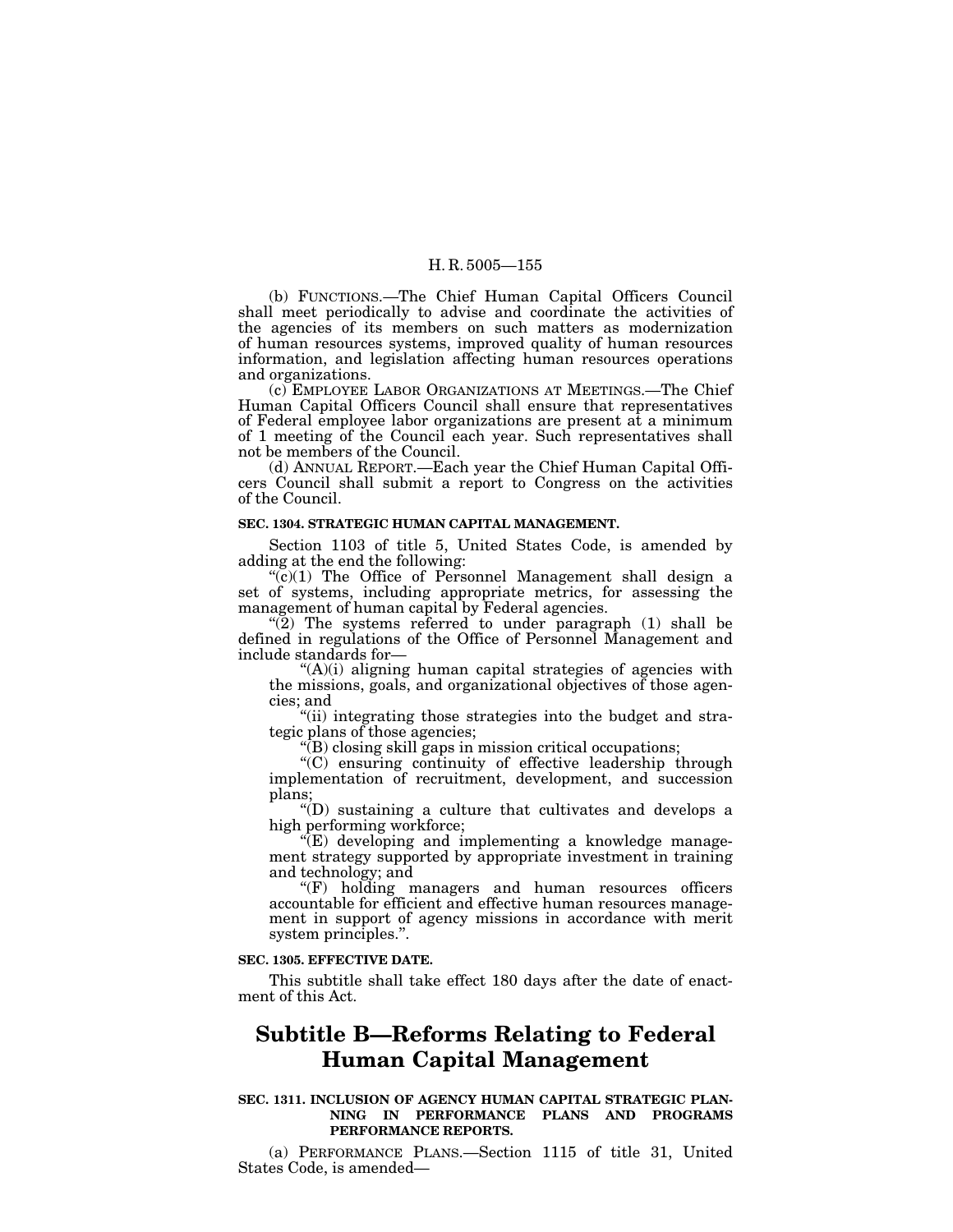(b) FUNCTIONS.—The Chief Human Capital Officers Council shall meet periodically to advise and coordinate the activities of the agencies of its members on such matters as modernization of human resources systems, improved quality of human resources information, and legislation affecting human resources operations and organizations.

(c) EMPLOYEE LABOR ORGANIZATIONS AT MEETINGS.—The Chief Human Capital Officers Council shall ensure that representatives of Federal employee labor organizations are present at a minimum of 1 meeting of the Council each year. Such representatives shall not be members of the Council.

(d) ANNUAL REPORT.—Each year the Chief Human Capital Officers Council shall submit a report to Congress on the activities of the Council.

**SEC. 1304. STRATEGIC HUMAN CAPITAL MANAGEMENT.**

Section 1103 of title 5, United States Code, is amended by adding at the end the following:

"(c)(1) The Office of Personnel Management shall design a set of systems, including appropriate metrics, for assessing the management of human capital by Federal agencies.

"(2) The systems referred to under paragraph (1) shall be defined in regulations of the Office of Personnel Management and include standards for—

"(A)(i) aligning human capital strategies of agencies with the missions, goals, and organizational objectives of those agencies; and

"(ii) integrating those strategies into the budget and strategic plans of those agencies;

"(B) closing skill gaps in mission critical occupations;

"(C) ensuring continuity of effective leadership through implementation of recruitment, development, and succession plans;

"(D) sustaining a culture that cultivates and develops a high performing workforce;

"(E) developing and implementing a knowledge management strategy supported by appropriate investment in training and technology; and

"(F) holding managers and human resources officers accountable for efficient and effective human resources management in support of agency missions in accordance with merit system principles.".

**SEC. 1305. EFFECTIVE DATE.**

This subtitle shall take effect 180 days after the date of enactment of this Act.

# Subtitle B—Reforms Relating to Federal Human Capital Management

**SEC. 1311. INCLUSION OF AGENCY HUMAN CAPITAL STRATEGIC PLANNING IN PERFORMANCE PLANS AND PROGRAMS PERFORMANCE REPORTS.**

(a) PERFORMANCE PLANS.—Section 1115 of title 31, United States Code, is amended—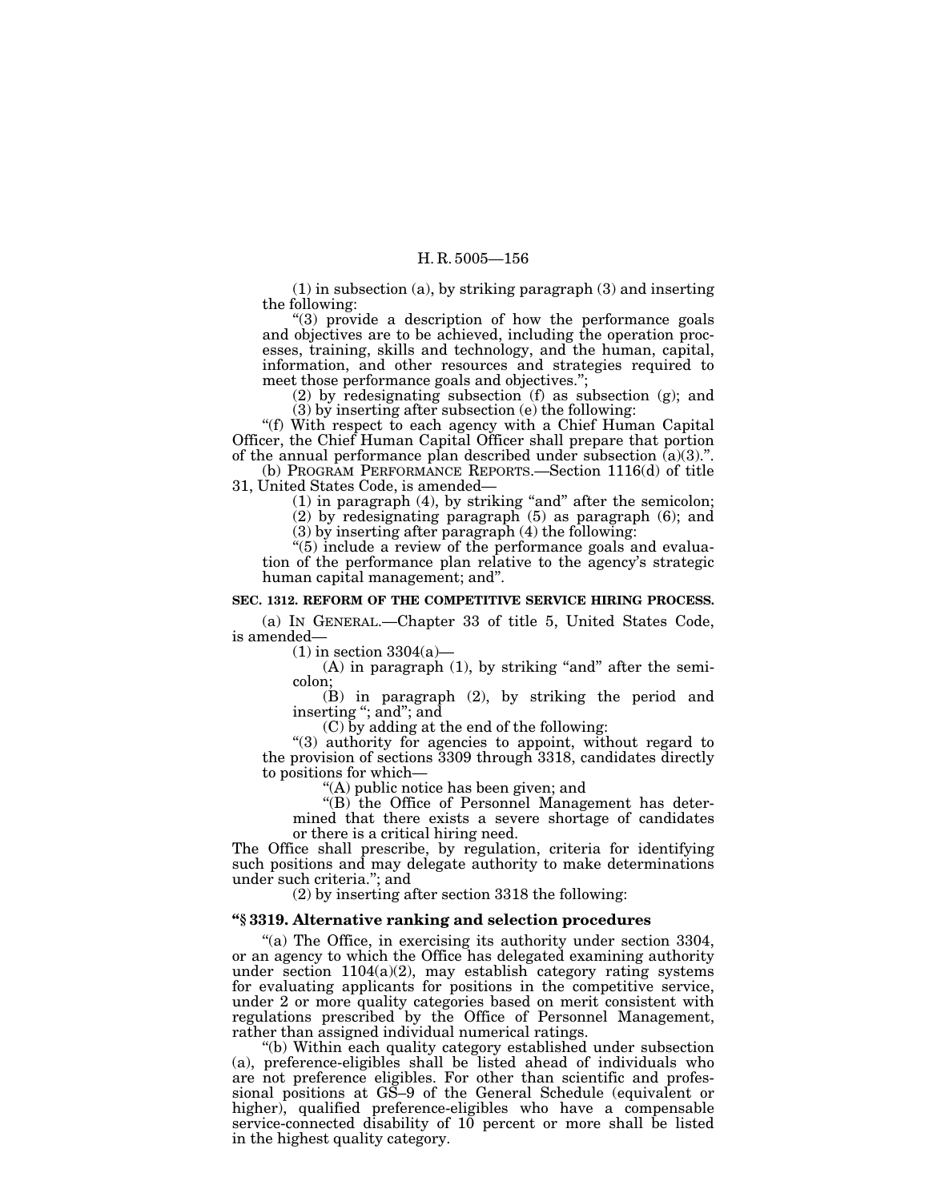(1) in subsection (a), by striking paragraph (3) and inserting the following:

"(3) provide a description of how the performance goals and objectives are to be achieved, including the operation processes, training, skills and technology, and the human, capital, information, and other resources and strategies required to meet those performance goals and objectives.";

(2) by redesignating subsection (f) as subsection (g); and

(3) by inserting after subsection (e) the following:

"(f) With respect to each agency with a Chief Human Capital Officer, the Chief Human Capital Officer shall prepare that portion of the annual performance plan described under subsection (a)(3).".

(b) PROGRAM PERFORMANCE REPORTS.—Section 1116(d) of title 31, United States Code, is amended—

(1) in paragraph (4), by striking "and" after the semicolon;

(2) by redesignating paragraph (5) as paragraph (6); and

(3) by inserting after paragraph (4) the following:

"(5) include a review of the performance goals and evaluation of the performance plan relative to the agency's strategic human capital management; and".

**SEC. 1312. REFORM OF THE COMPETITIVE SERVICE HIRING PROCESS.**

(a) IN GENERAL.—Chapter 33 of title 5, United States Code, is amended—

(1) in section 3304(a)—

(A) in paragraph (1), by striking "and" after the semicolon;

(B) in paragraph (2), by striking the period and inserting "; and"; and

(C) by adding at the end of the following:

"(3) authority for agencies to appoint, without regard to the provision of sections 3309 through 3318, candidates directly to positions for which—

"(A) public notice has been given; and

"(B) the Office of Personnel Management has determined that there exists a severe shortage of candidates or there is a critical hiring need.

The Office shall prescribe, by regulation, criteria for identifying such positions and may delegate authority to make determinations under such criteria."; and

(2) by inserting after section 3318 the following:

**"§ 3319. Alternative ranking and selection procedures**

"(a) The Office, in exercising its authority under section 3304, or an agency to which the Office has delegated examining authority under section 1104(a)(2), may establish category rating systems for evaluating applicants for positions in the competitive service, under 2 or more quality categories based on merit consistent with regulations prescribed by the Office of Personnel Management, rather than assigned individual numerical ratings.

"(b) Within each quality category established under subsection (a), preference-eligibles shall be listed ahead of individuals who are not preference eligibles. For other than scientific and professional positions at GS–9 of the General Schedule (equivalent or higher), qualified preference-eligibles who have a compensable service-connected disability of 10 percent or more shall be listed in the highest quality category.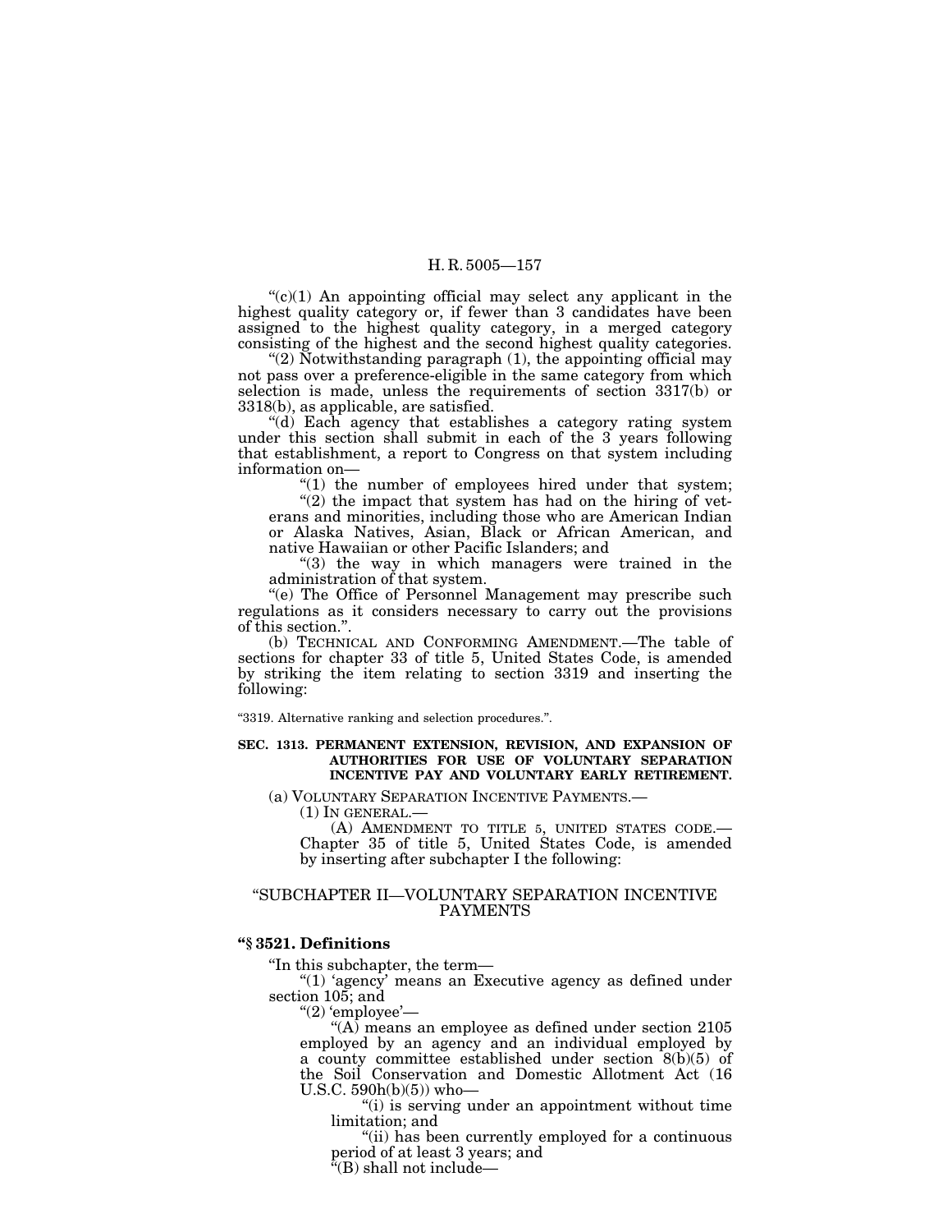"(c)(1) An appointing official may select any applicant in the highest quality category or, if fewer than 3 candidates have been assigned to the highest quality category, in a merged category consisting of the highest and the second highest quality categories.

"(2) Notwithstanding paragraph (1), the appointing official may not pass over a preference-eligible in the same category from which selection is made, unless the requirements of section 3317(b) or 3318(b), as applicable, are satisfied.

"(d) Each agency that establishes a category rating system under this section shall submit in each of the 3 years following that establishment, a report to Congress on that system including information on—

"(1) the number of employees hired under that system;

"(2) the impact that system has had on the hiring of veterans and minorities, including those who are American Indian or Alaska Natives, Asian, Black or African American, and native Hawaiian or other Pacific Islanders; and

"(3) the way in which managers were trained in the administration of that system.

"(e) The Office of Personnel Management may prescribe such regulations as it considers necessary to carry out the provisions of this section.".

(b) TECHNICAL AND CONFORMING AMENDMENT.—The table of sections for chapter 33 of title 5, United States Code, is amended by striking the item relating to section 3319 and inserting the following:

"3319. Alternative ranking and selection procedures.".

**SEC. 1313. PERMANENT EXTENSION, REVISION, AND EXPANSION OF AUTHORITIES FOR USE OF VOLUNTARY SEPARATION INCENTIVE PAY AND VOLUNTARY EARLY RETIREMENT.**

(a) VOLUNTARY SEPARATION INCENTIVE PAYMENTS.—

(1) IN GENERAL.—

(A) AMENDMENT TO TITLE 5, UNITED STATES CODE.—Chapter 35 of title 5, United States Code, is amended by inserting after subchapter I the following:

"SUBCHAPTER II—VOLUNTARY SEPARATION INCENTIVE PAYMENTS

**"§ 3521. Definitions**

"In this subchapter, the term—

"(1) 'agency' means an Executive agency as defined under section 105; and

"(2) 'employee'—

"(A) means an employee as defined under section 2105 employed by an agency and an individual employed by a county committee established under section 8(b)(5) of the Soil Conservation and Domestic Allotment Act (16 U.S.C. 590h(b)(5)) who—

"(i) is serving under an appointment without time limitation; and

"(ii) has been currently employed for a continuous period of at least 3 years; and

"(B) shall not include—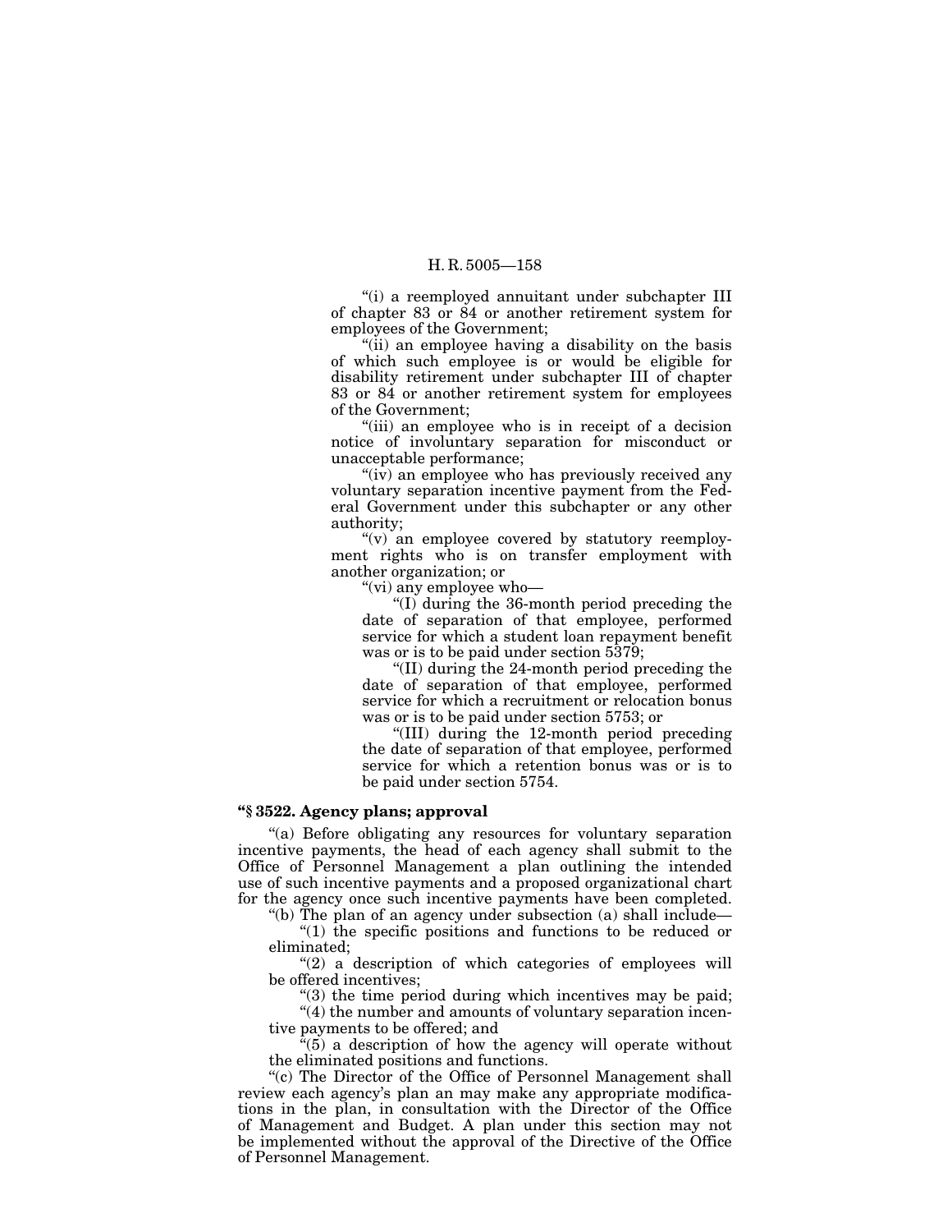"(i) a reemployed annuitant under subchapter III of chapter 83 or 84 or another retirement system for employees of the Government;

"(ii) an employee having a disability on the basis of which such employee is or would be eligible for disability retirement under subchapter III of chapter 83 or 84 or another retirement system for employees of the Government;

"(iii) an employee who is in receipt of a decision notice of involuntary separation for misconduct or unacceptable performance;

"(iv) an employee who has previously received any voluntary separation incentive payment from the Federal Government under this subchapter or any other authority;

"(v) an employee covered by statutory reemployment rights who is on transfer employment with another organization; or

"(vi) any employee who—

"(I) during the 36-month period preceding the date of separation of that employee, performed service for which a student loan repayment benefit was or is to be paid under section 5379;

"(II) during the 24-month period preceding the date of separation of that employee, performed service for which a recruitment or relocation bonus was or is to be paid under section 5753; or

"(III) during the 12-month period preceding the date of separation of that employee, performed service for which a retention bonus was or is to be paid under section 5754.

**"§ 3522. Agency plans; approval**

"(a) Before obligating any resources for voluntary separation incentive payments, the head of each agency shall submit to the Office of Personnel Management a plan outlining the intended use of such incentive payments and a proposed organizational chart for the agency once such incentive payments have been completed.

"(b) The plan of an agency under subsection (a) shall include—

"(1) the specific positions and functions to be reduced or eliminated;

"(2) a description of which categories of employees will be offered incentives;

"(3) the time period during which incentives may be paid;

"(4) the number and amounts of voluntary separation incentive payments to be offered; and

"(5) a description of how the agency will operate without the eliminated positions and functions.

"(c) The Director of the Office of Personnel Management shall review each agency's plan an may make any appropriate modifications in the plan, in consultation with the Director of the Office of Management and Budget. A plan under this section may not be implemented without the approval of the Directive of the Office of Personnel Management.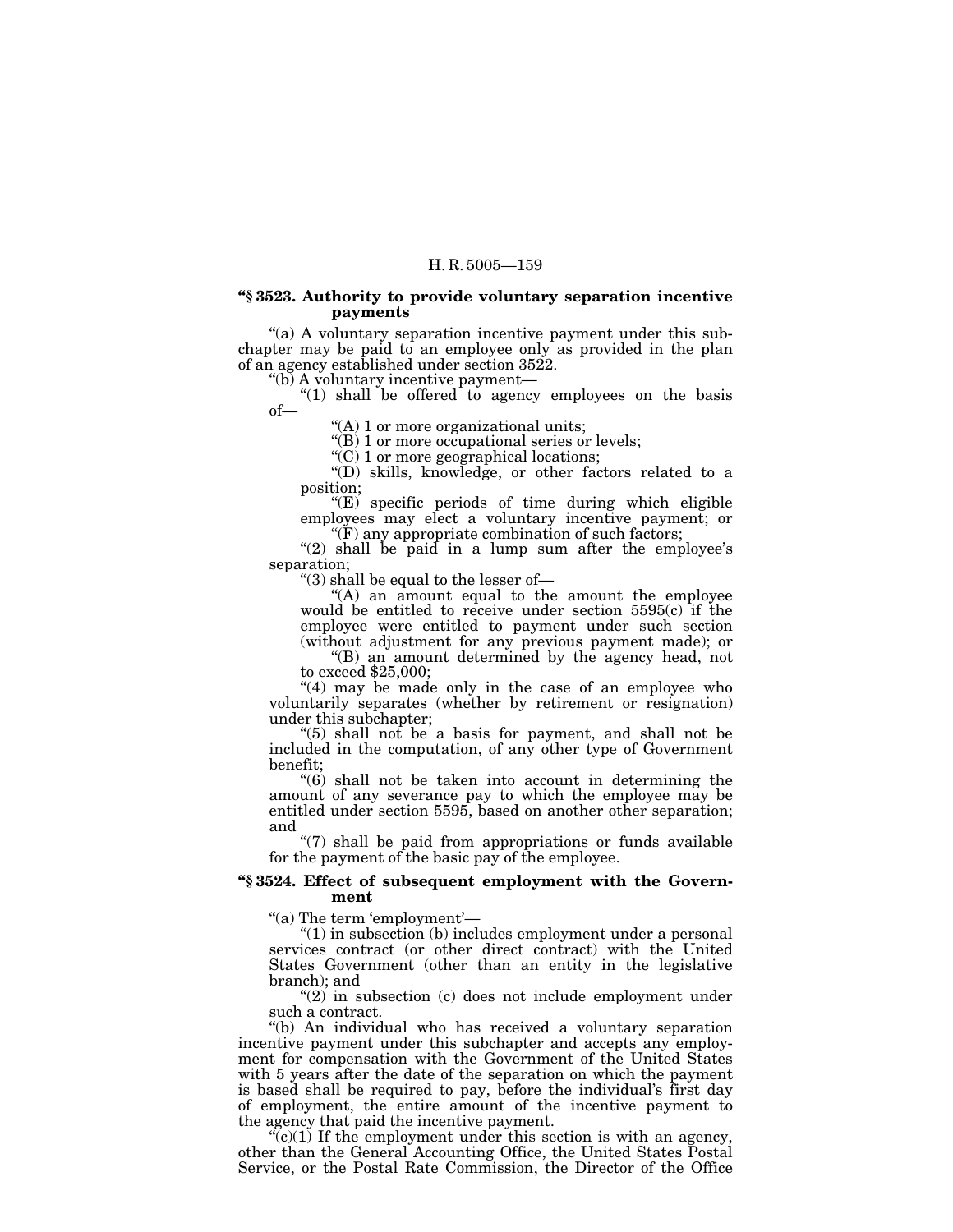**"§ 3523. Authority to provide voluntary separation incentive payments**

"(a) A voluntary separation incentive payment under this subchapter may be paid to an employee only as provided in the plan of an agency established under section 3522.

"(b) A voluntary incentive payment—

"(1) shall be offered to agency employees on the basis of—

"(A) 1 or more organizational units;

"(B) 1 or more occupational series or levels;

"(C) 1 or more geographical locations;

"(D) skills, knowledge, or other factors related to a position;

"(E) specific periods of time during which eligible employees may elect a voluntary incentive payment; or

"(F) any appropriate combination of such factors;

"(2) shall be paid in a lump sum after the employee's separation;

"(3) shall be equal to the lesser of—

"(A) an amount equal to the amount the employee would be entitled to receive under section 5595(c) if the employee were entitled to payment under such section (without adjustment for any previous payment made); or

"(B) an amount determined by the agency head, not to exceed $25,000;

"(4) may be made only in the case of an employee who voluntarily separates (whether by retirement or resignation) under this subchapter;

"(5) shall not be a basis for payment, and shall not be included in the computation, of any other type of Government benefit;

"(6) shall not be taken into account in determining the amount of any severance pay to which the employee may be entitled under section 5595, based on another other separation; and

"(7) shall be paid from appropriations or funds available for the payment of the basic pay of the employee.

**"§ 3524. Effect of subsequent employment with the Government**

"(a) The term 'employment'—

"(1) in subsection (b) includes employment under a personal services contract (or other direct contract) with the United States Government (other than an entity in the legislative branch); and

"(2) in subsection (c) does not include employment under such a contract.

"(b) An individual who has received a voluntary separation incentive payment under this subchapter and accepts any employment for compensation with the Government of the United States with 5 years after the date of the separation on which the payment is based shall be required to pay, before the individual's first day of employment, the entire amount of the incentive payment to the agency that paid the incentive payment.

"(c)(1) If the employment under this section is with an agency, other than the General Accounting Office, the United States Postal Service, or the Postal Rate Commission, the Director of the Office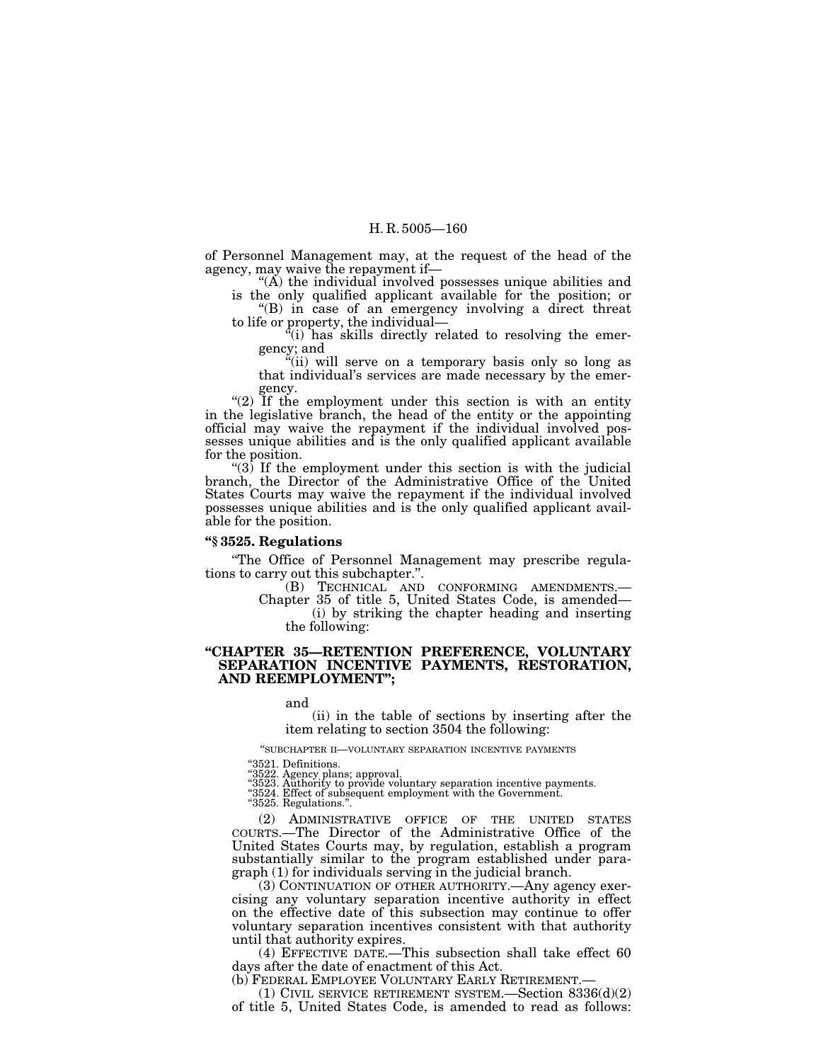of Personnel Management may, at the request of the head of the agency, may waive the repayment if—

"(A) the individual involved possesses unique abilities and is the only qualified applicant available for the position; or

"(B) in case of an emergency involving a direct threat to life or property, the individual—

"(i) has skills directly related to resolving the emergency; and

"(ii) will serve on a temporary basis only so long as that individual's services are made necessary by the emergency.

"(2) If the employment under this section is with an entity in the legislative branch, the head of the entity or the appointing official may waive the repayment if the individual involved possesses unique abilities and is the only qualified applicant available for the position.

"(3) If the employment under this section is with the judicial branch, the Director of the Administrative Office of the United States Courts may waive the repayment if the individual involved possesses unique abilities and is the only qualified applicant available for the position.

**"§ 3525. Regulations**

"The Office of Personnel Management may prescribe regulations to carry out this subchapter.".

(B) TECHNICAL AND CONFORMING AMENDMENTS.—Chapter 35 of title 5, United States Code, is amended—

(i) by striking the chapter heading and inserting the following:

**"CHAPTER 35—RETENTION PREFERENCE, VOLUNTARY SEPARATION INCENTIVE PAYMENTS, RESTORATION, AND REEMPLOYMENT";**

and

(ii) in the table of sections by inserting after the item relating to section 3504 the following:

"SUBCHAPTER II—VOLUNTARY SEPARATION INCENTIVE PAYMENTS

"3521. Definitions.
"3522. Agency plans; approval.
"3523. Authority to provide voluntary separation incentive payments.
"3524. Effect of subsequent employment with the Government.
"3525. Regulations.".

(2) ADMINISTRATIVE OFFICE OF THE UNITED STATES COURTS.—The Director of the Administrative Office of the United States Courts may, by regulation, establish a program substantially similar to the program established under paragraph (1) for individuals serving in the judicial branch.

(3) CONTINUATION OF OTHER AUTHORITY.—Any agency exercising any voluntary separation incentive authority in effect on the effective date of this subsection may continue to offer voluntary separation incentives consistent with that authority until that authority expires.

(4) EFFECTIVE DATE.—This subsection shall take effect 60 days after the date of enactment of this Act.

(b) FEDERAL EMPLOYEE VOLUNTARY EARLY RETIREMENT.—

(1) CIVIL SERVICE RETIREMENT SYSTEM.—Section 8336(d)(2) of title 5, United States Code, is amended to read as follows: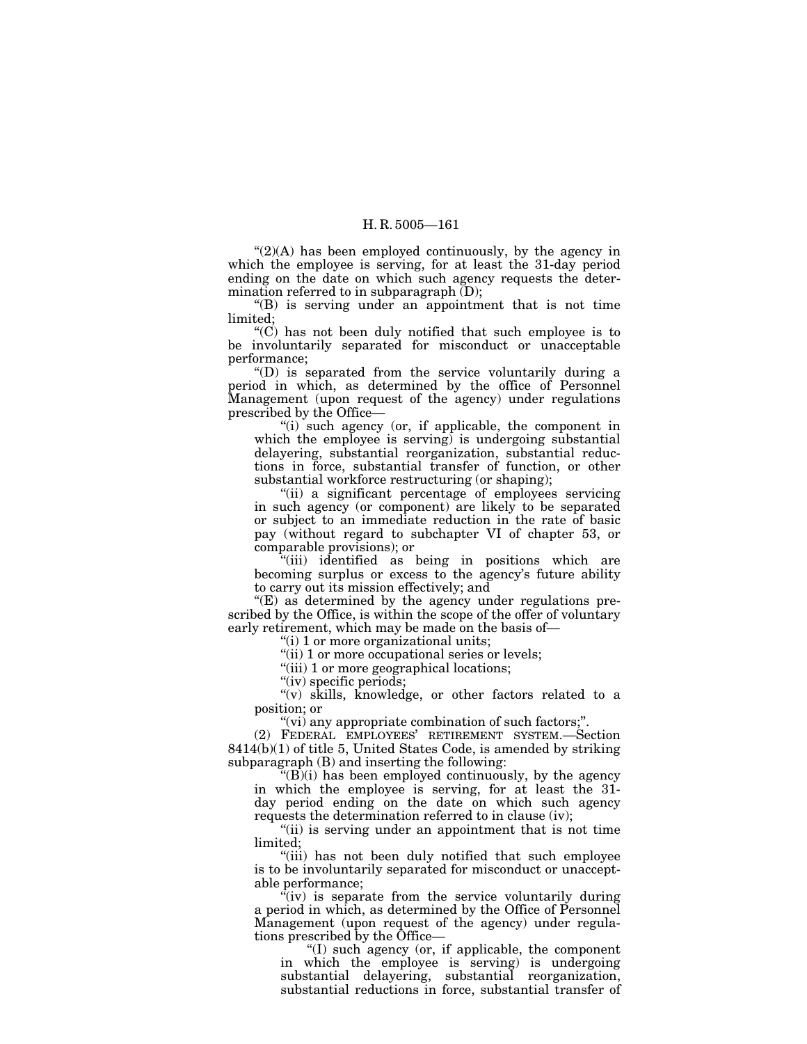"(2)(A) has been employed continuously, by the agency in which the employee is serving, for at least the 31-day period ending on the date on which such agency requests the determination referred to in subparagraph (D);

"(B) is serving under an appointment that is not time limited;

"(C) has not been duly notified that such employee is to be involuntarily separated for misconduct or unacceptable performance;

"(D) is separated from the service voluntarily during a period in which, as determined by the office of Personnel Management (upon request of the agency) under regulations prescribed by the Office—

"(i) such agency (or, if applicable, the component in which the employee is serving) is undergoing substantial delayering, substantial reorganization, substantial reductions in force, substantial transfer of function, or other substantial workforce restructuring (or shaping);

"(ii) a significant percentage of employees servicing in such agency (or component) are likely to be separated or subject to an immediate reduction in the rate of basic pay (without regard to subchapter VI of chapter 53, or comparable provisions); or

"(iii) identified as being in positions which are becoming surplus or excess to the agency's future ability to carry out its mission effectively; and

"(E) as determined by the agency under regulations prescribed by the Office, is within the scope of the offer of voluntary early retirement, which may be made on the basis of—

"(i) 1 or more organizational units;

"(ii) 1 or more occupational series or levels;

"(iii) 1 or more geographical locations;

"(iv) specific periods;

"(v) skills, knowledge, or other factors related to a position; or

"(vi) any appropriate combination of such factors;".

(2) FEDERAL EMPLOYEES' RETIREMENT SYSTEM.—Section 8414(b)(1) of title 5, United States Code, is amended by striking subparagraph (B) and inserting the following:

"(B)(i) has been employed continuously, by the agency in which the employee is serving, for at least the 31-day period ending on the date on which such agency requests the determination referred to in clause (iv);

"(ii) is serving under an appointment that is not time limited;

"(iii) has not been duly notified that such employee is to be involuntarily separated for misconduct or unacceptable performance;

"(iv) is separate from the service voluntarily during a period in which, as determined by the Office of Personnel Management (upon request of the agency) under regulations prescribed by the Office—

"(I) such agency (or, if applicable, the component in which the employee is serving) is undergoing substantial delayering, substantial reorganization, substantial reductions in force, substantial transfer of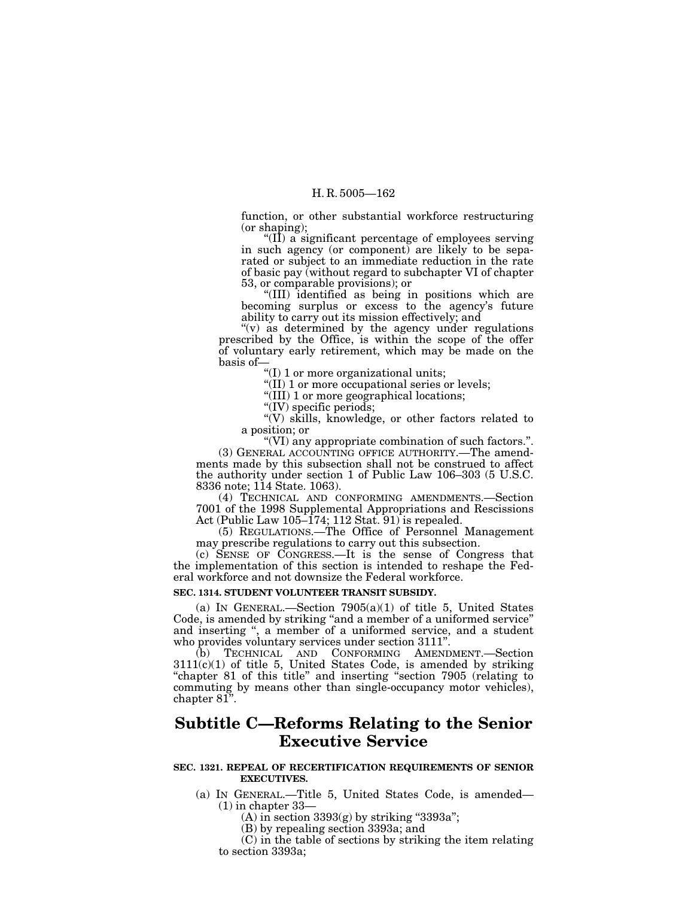function, or other substantial workforce restructuring (or shaping);

"(II) a significant percentage of employees serving in such agency (or component) are likely to be separated or subject to an immediate reduction in the rate of basic pay (without regard to subchapter VI of chapter 53, or comparable provisions); or

"(III) identified as being in positions which are becoming surplus or excess to the agency's future ability to carry out its mission effectively; and

"(v) as determined by the agency under regulations prescribed by the Office, is within the scope of the offer of voluntary early retirement, which may be made on the basis of—

"(I) 1 or more organizational units;

"(II) 1 or more occupational series or levels;

"(III) 1 or more geographical locations;

"(IV) specific periods;

"(V) skills, knowledge, or other factors related to a position; or

"(VI) any appropriate combination of such factors.".

(3) GENERAL ACCOUNTING OFFICE AUTHORITY.—The amendments made by this subsection shall not be construed to affect the authority under section 1 of Public Law 106–303 (5 U.S.C. 8336 note; 114 State. 1063).

(4) TECHNICAL AND CONFORMING AMENDMENTS.—Section 7001 of the 1998 Supplemental Appropriations and Rescissions Act (Public Law 105–174; 112 Stat. 91) is repealed.

(5) REGULATIONS.—The Office of Personnel Management may prescribe regulations to carry out this subsection.

(c) SENSE OF CONGRESS.—It is the sense of Congress that the implementation of this section is intended to reshape the Federal workforce and not downsize the Federal workforce.

**SEC. 1314. STUDENT VOLUNTEER TRANSIT SUBSIDY.**

(a) IN GENERAL.—Section 7905(a)(1) of title 5, United States Code, is amended by striking "and a member of a uniformed service" and inserting ", a member of a uniformed service, and a student who provides voluntary services under section 3111".

(b) TECHNICAL AND CONFORMING AMENDMENT.—Section 3111(c)(1) of title 5, United States Code, is amended by striking "chapter 81 of this title" and inserting "section 7905 (relating to commuting by means other than single-occupancy motor vehicles), chapter 81".

# Subtitle C—Reforms Relating to the Senior Executive Service

**SEC. 1321. REPEAL OF RECERTIFICATION REQUIREMENTS OF SENIOR EXECUTIVES.**

(a) IN GENERAL.—Title 5, United States Code, is amended—

(1) in chapter 33—

(A) in section 3393(g) by striking "3393a";

(B) by repealing section 3393a; and

(C) in the table of sections by striking the item relating to section 3393a;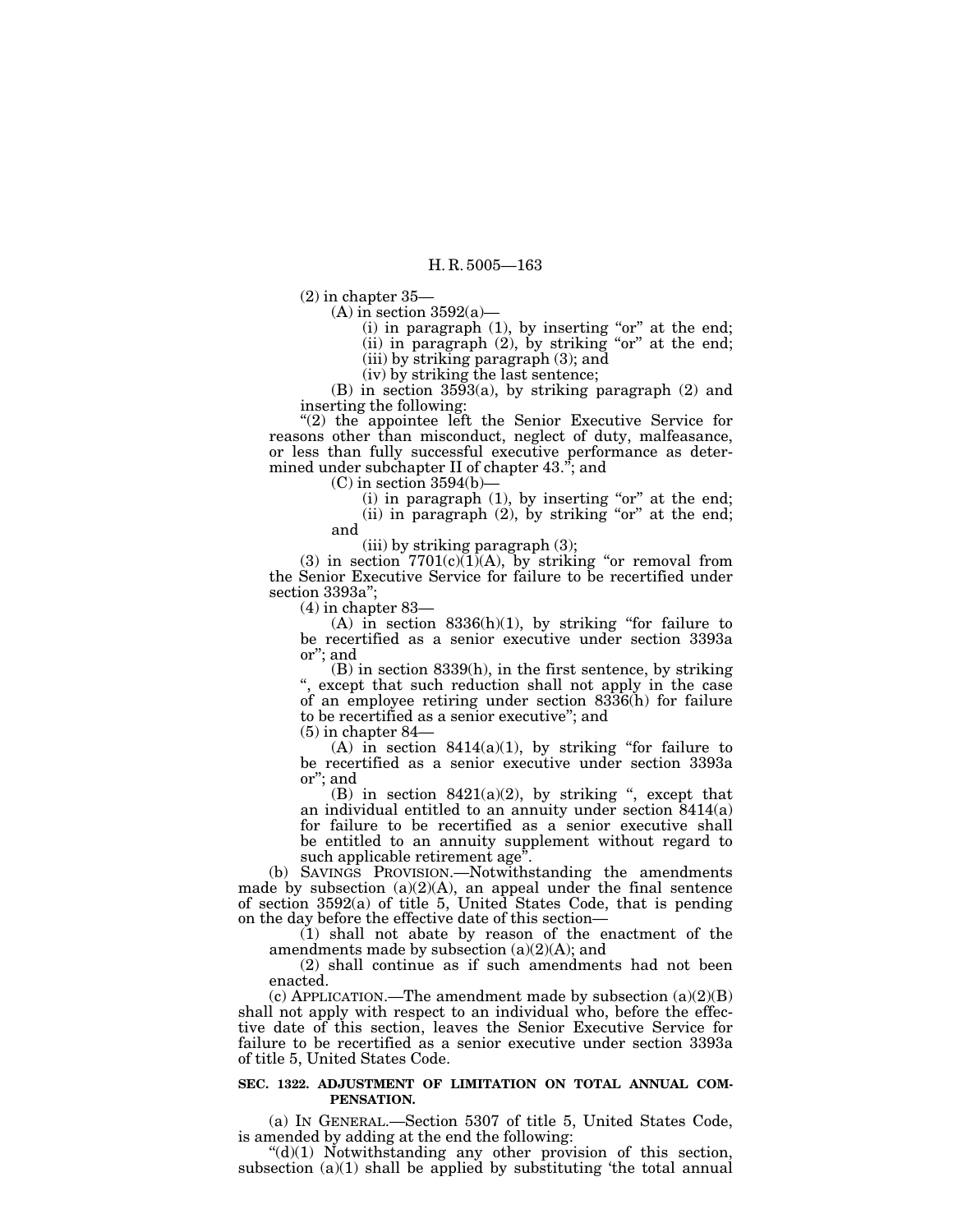(2) in chapter 35—

(A) in section 3592(a)—

(i) in paragraph (1), by inserting "or" at the end;

(ii) in paragraph (2), by striking "or" at the end;

(iii) by striking paragraph (3); and

(iv) by striking the last sentence;

(B) in section 3593(a), by striking paragraph (2) and inserting the following:

"(2) the appointee left the Senior Executive Service for reasons other than misconduct, neglect of duty, malfeasance, or less than fully successful executive performance as determined under subchapter II of chapter 43."; and

(C) in section 3594(b)—

(i) in paragraph (1), by inserting "or" at the end;

(ii) in paragraph (2), by striking "or" at the end; and

(iii) by striking paragraph (3);

(3) in section 7701(c)(1)(A), by striking "or removal from the Senior Executive Service for failure to be recertified under section 3393a";

(4) in chapter 83—

(A) in section 8336(h)(1), by striking "for failure to be recertified as a senior executive under section 3393a or"; and

(B) in section 8339(h), in the first sentence, by striking ", except that such reduction shall not apply in the case of an employee retiring under section 8336(h) for failure to be recertified as a senior executive"; and

(5) in chapter 84—

(A) in section 8414(a)(1), by striking "for failure to be recertified as a senior executive under section 3393a or"; and

(B) in section 8421(a)(2), by striking ", except that an individual entitled to an annuity under section 8414(a) for failure to be recertified as a senior executive shall be entitled to an annuity supplement without regard to such applicable retirement age".

(b) SAVINGS PROVISION.—Notwithstanding the amendments made by subsection (a)(2)(A), an appeal under the final sentence of section 3592(a) of title 5, United States Code, that is pending on the day before the effective date of this section—

(1) shall not abate by reason of the enactment of the amendments made by subsection (a)(2)(A); and

(2) shall continue as if such amendments had not been enacted.

(c) APPLICATION.—The amendment made by subsection (a)(2)(B) shall not apply with respect to an individual who, before the effective date of this section, leaves the Senior Executive Service for failure to be recertified as a senior executive under section 3393a of title 5, United States Code.

**SEC. 1322. ADJUSTMENT OF LIMITATION ON TOTAL ANNUAL COMPENSATION.**

(a) IN GENERAL.—Section 5307 of title 5, United States Code, is amended by adding at the end the following:

"(d)(1) Notwithstanding any other provision of this section, subsection (a)(1) shall be applied by substituting 'the total annual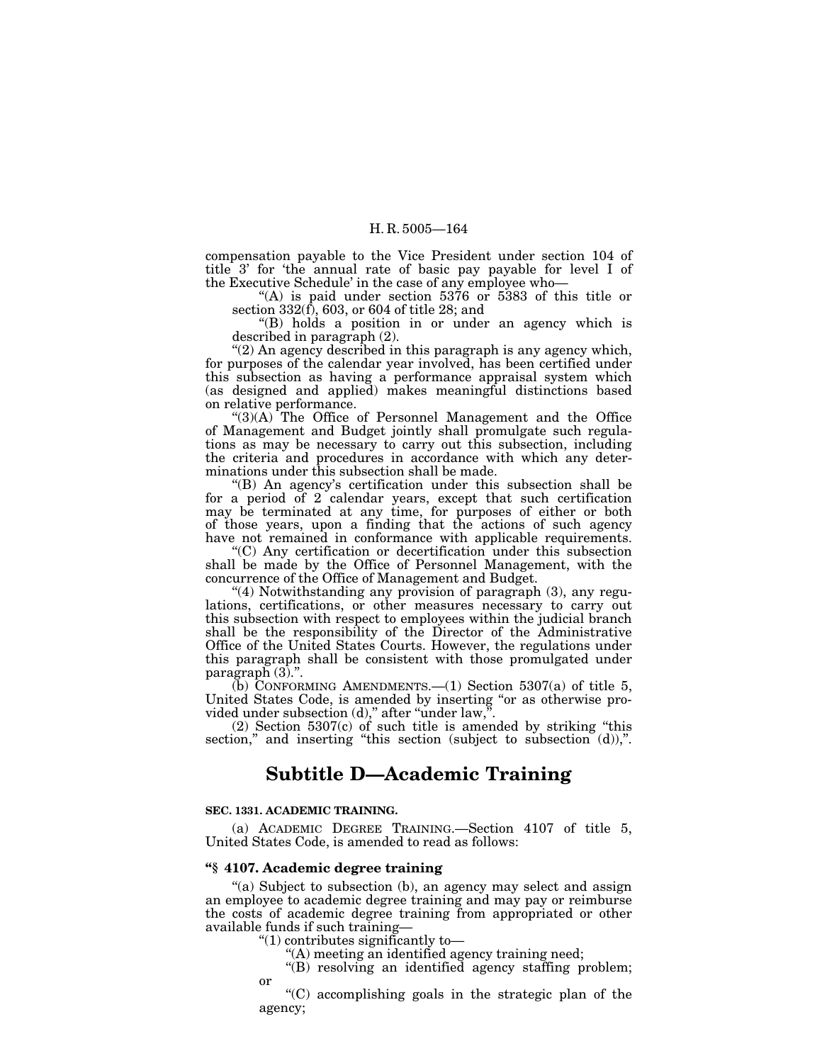compensation payable to the Vice President under section 104 of title 3' for 'the annual rate of basic pay payable for level I of the Executive Schedule' in the case of any employee who—

"(A) is paid under section 5376 or 5383 of this title or section 332(f), 603, or 604 of title 28; and

"(B) holds a position in or under an agency which is described in paragraph (2).

"(2) An agency described in this paragraph is any agency which, for purposes of the calendar year involved, has been certified under this subsection as having a performance appraisal system which (as designed and applied) makes meaningful distinctions based on relative performance.

"(3)(A) The Office of Personnel Management and the Office of Management and Budget jointly shall promulgate such regulations as may be necessary to carry out this subsection, including the criteria and procedures in accordance with which any determinations under this subsection shall be made.

"(B) An agency's certification under this subsection shall be for a period of 2 calendar years, except that such certification may be terminated at any time, for purposes of either or both of those years, upon a finding that the actions of such agency have not remained in conformance with applicable requirements.

"(C) Any certification or decertification under this subsection shall be made by the Office of Personnel Management, with the concurrence of the Office of Management and Budget.

"(4) Notwithstanding any provision of paragraph (3), any regulations, certifications, or other measures necessary to carry out this subsection with respect to employees within the judicial branch shall be the responsibility of the Director of the Administrative Office of the United States Courts. However, the regulations under this paragraph shall be consistent with those promulgated under paragraph (3).".

(b) CONFORMING AMENDMENTS.—(1) Section 5307(a) of title 5, United States Code, is amended by inserting "or as otherwise provided under subsection (d)," after "under law,".

(2) Section 5307(c) of such title is amended by striking "this section," and inserting "this section (subject to subsection (d)),".

## Subtitle D—Academic Training

**SEC. 1331. ACADEMIC TRAINING.**

(a) ACADEMIC DEGREE TRAINING.—Section 4107 of title 5, United States Code, is amended to read as follows:

**"§ 4107. Academic degree training**

"(a) Subject to subsection (b), an agency may select and assign an employee to academic degree training and may pay or reimburse the costs of academic degree training from appropriated or other available funds if such training—

"(1) contributes significantly to—

"(A) meeting an identified agency training need;

"(B) resolving an identified agency staffing problem; or

"(C) accomplishing goals in the strategic plan of the agency;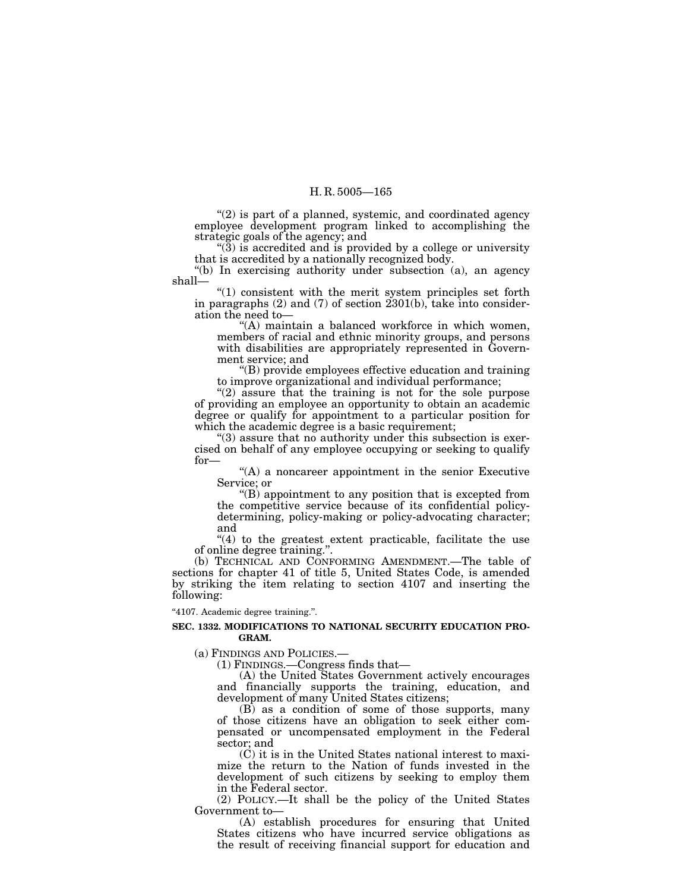"(2) is part of a planned, systemic, and coordinated agency employee development program linked to accomplishing the strategic goals of the agency; and

"(3) is accredited and is provided by a college or university that is accredited by a nationally recognized body.

"(b) In exercising authority under subsection (a), an agency shall—

"(1) consistent with the merit system principles set forth in paragraphs (2) and (7) of section 2301(b), take into consideration the need to—

"(A) maintain a balanced workforce in which women, members of racial and ethnic minority groups, and persons with disabilities are appropriately represented in Government service; and

"(B) provide employees effective education and training to improve organizational and individual performance;

"(2) assure that the training is not for the sole purpose of providing an employee an opportunity to obtain an academic degree or qualify for appointment to a particular position for which the academic degree is a basic requirement;

"(3) assure that no authority under this subsection is exercised on behalf of any employee occupying or seeking to qualify for—

"(A) a noncareer appointment in the senior Executive Service; or

"(B) appointment to any position that is excepted from the competitive service because of its confidential policy-determining, policy-making or policy-advocating character; and

"(4) to the greatest extent practicable, facilitate the use of online degree training.".

(b) TECHNICAL AND CONFORMING AMENDMENT.—The table of sections for chapter 41 of title 5, United States Code, is amended by striking the item relating to section 4107 and inserting the following:

"4107. Academic degree training.".

**SEC. 1332. MODIFICATIONS TO NATIONAL SECURITY EDUCATION PROGRAM.**

(a) FINDINGS AND POLICIES.—

(1) FINDINGS.—Congress finds that—

(A) the United States Government actively encourages and financially supports the training, education, and development of many United States citizens;

(B) as a condition of some of those supports, many of those citizens have an obligation to seek either compensated or uncompensated employment in the Federal sector; and

(C) it is in the United States national interest to maximize the return to the Nation of funds invested in the development of such citizens by seeking to employ them in the Federal sector.

(2) POLICY.—It shall be the policy of the United States Government to—

(A) establish procedures for ensuring that United States citizens who have incurred service obligations as the result of receiving financial support for education and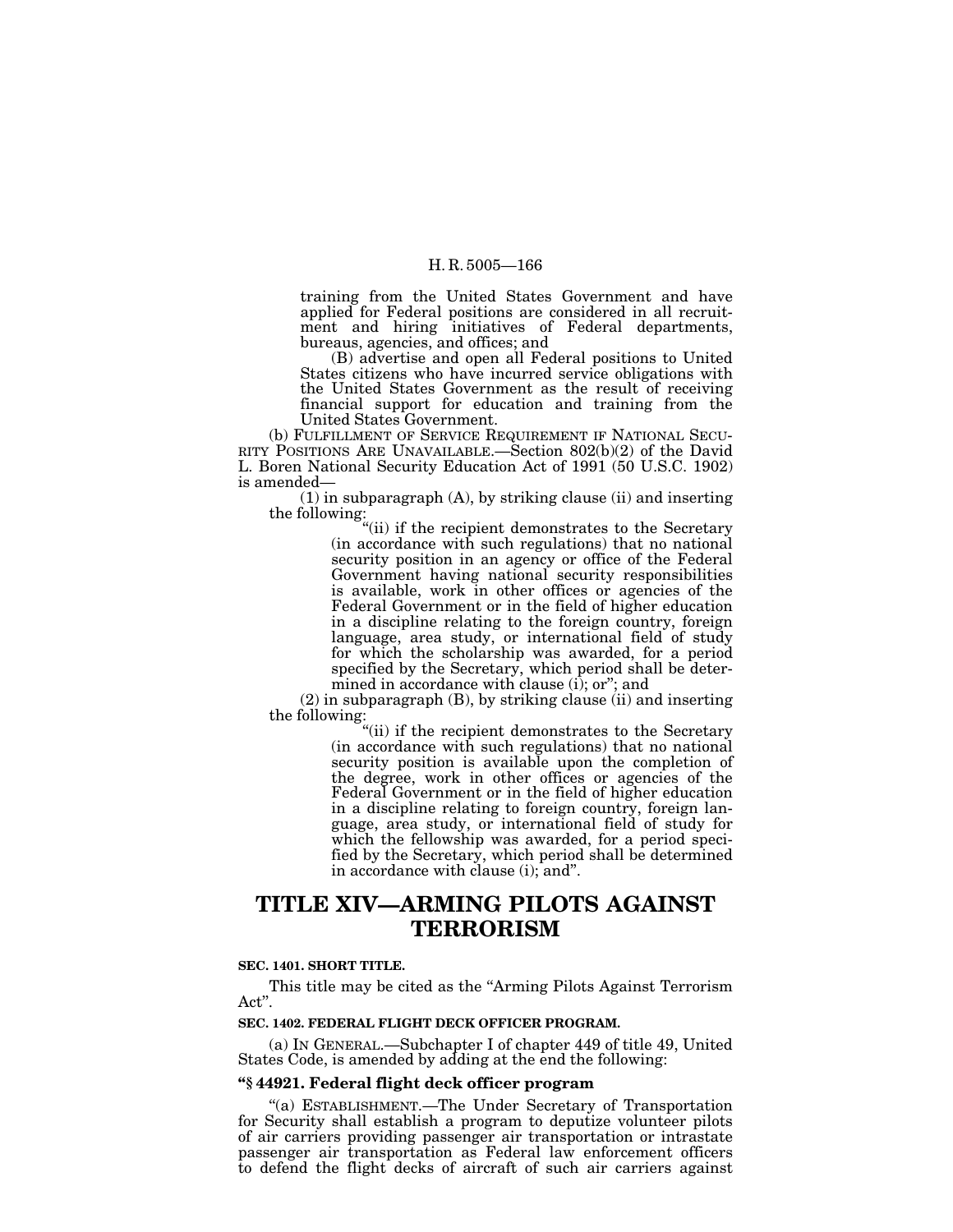training from the United States Government and have applied for Federal positions are considered in all recruitment and hiring initiatives of Federal departments, bureaus, agencies, and offices; and

(B) advertise and open all Federal positions to United States citizens who have incurred service obligations with the United States Government as the result of receiving financial support for education and training from the United States Government.

(b) FULFILLMENT OF SERVICE REQUIREMENT IF NATIONAL SECURITY POSITIONS ARE UNAVAILABLE.—Section 802(b)(2) of the David L. Boren National Security Education Act of 1991 (50 U.S.C. 1902) is amended—

(1) in subparagraph (A), by striking clause (ii) and inserting the following:

"(ii) if the recipient demonstrates to the Secretary (in accordance with such regulations) that no national security position in an agency or office of the Federal Government having national security responsibilities is available, work in other offices or agencies of the Federal Government or in the field of higher education in a discipline relating to the foreign country, foreign language, area study, or international field of study for which the scholarship was awarded, for a period specified by the Secretary, which period shall be determined in accordance with clause (i); or"; and

(2) in subparagraph (B), by striking clause (ii) and inserting the following:

"(ii) if the recipient demonstrates to the Secretary (in accordance with such regulations) that no national security position is available upon the completion of the degree, work in other offices or agencies of the Federal Government or in the field of higher education in a discipline relating to foreign country, foreign language, area study, or international field of study for which the fellowship was awarded, for a period specified by the Secretary, which period shall be determined in accordance with clause (i); and".

# TITLE XIV—ARMING PILOTS AGAINST TERRORISM

**SEC. 1401. SHORT TITLE.**

This title may be cited as the "Arming Pilots Against Terrorism Act".

**SEC. 1402. FEDERAL FLIGHT DECK OFFICER PROGRAM.**

(a) IN GENERAL.—Subchapter I of chapter 449 of title 49, United States Code, is amended by adding at the end the following:

**"§ 44921. Federal flight deck officer program**

"(a) ESTABLISHMENT.—The Under Secretary of Transportation for Security shall establish a program to deputize volunteer pilots of air carriers providing passenger air transportation or intrastate passenger air transportation as Federal law enforcement officers to defend the flight decks of aircraft of such air carriers against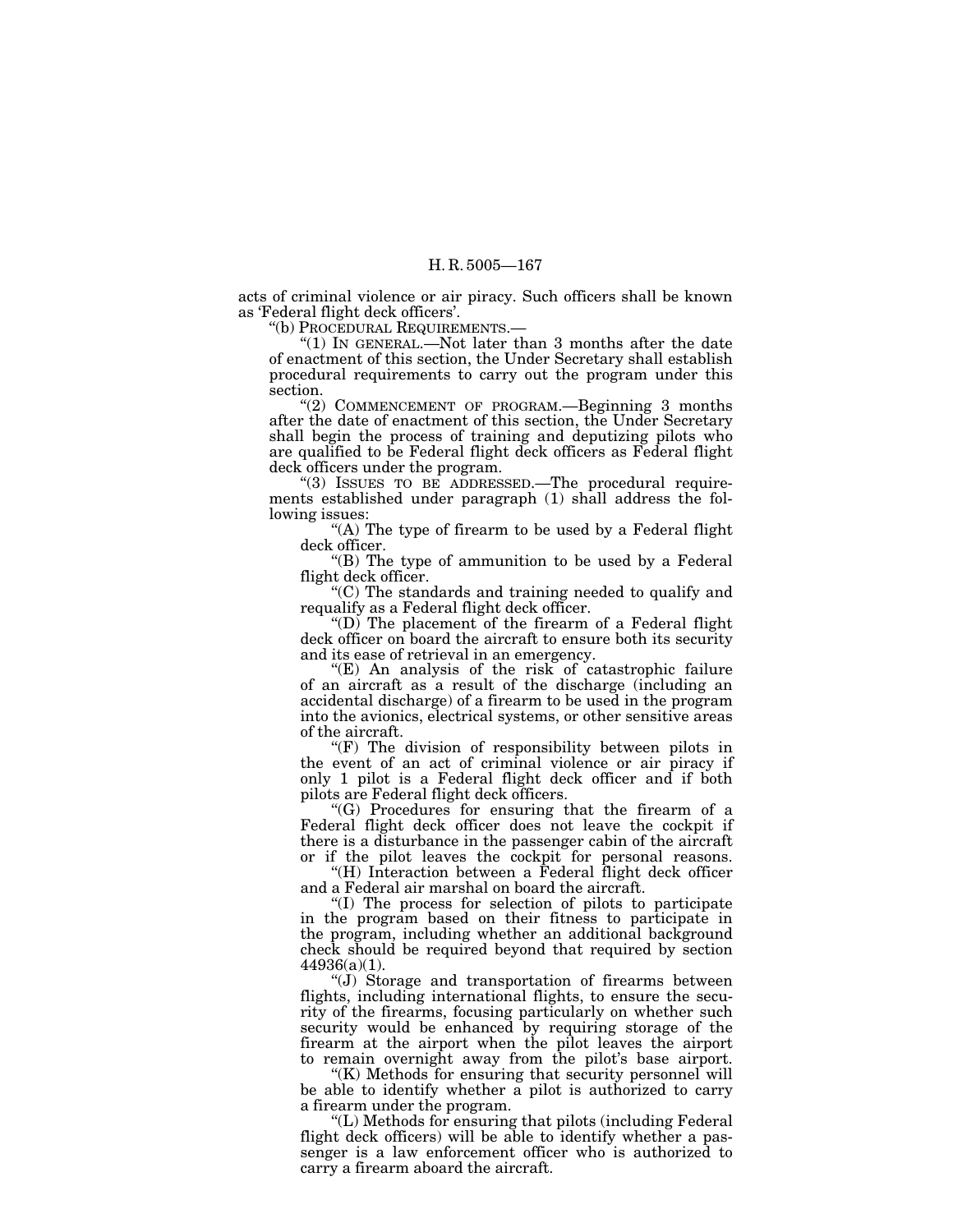acts of criminal violence or air piracy. Such officers shall be known as 'Federal flight deck officers'.

"(b) PROCEDURAL REQUIREMENTS.—

"(1) IN GENERAL.—Not later than 3 months after the date of enactment of this section, the Under Secretary shall establish procedural requirements to carry out the program under this section.

"(2) COMMENCEMENT OF PROGRAM.—Beginning 3 months after the date of enactment of this section, the Under Secretary shall begin the process of training and deputizing pilots who are qualified to be Federal flight deck officers as Federal flight deck officers under the program.

"(3) ISSUES TO BE ADDRESSED.—The procedural requirements established under paragraph (1) shall address the following issues:

"(A) The type of firearm to be used by a Federal flight deck officer.

"(B) The type of ammunition to be used by a Federal flight deck officer.

"(C) The standards and training needed to qualify and requalify as a Federal flight deck officer.

"(D) The placement of the firearm of a Federal flight deck officer on board the aircraft to ensure both its security and its ease of retrieval in an emergency.

"(E) An analysis of the risk of catastrophic failure of an aircraft as a result of the discharge (including an accidental discharge) of a firearm to be used in the program into the avionics, electrical systems, or other sensitive areas of the aircraft.

"(F) The division of responsibility between pilots in the event of an act of criminal violence or air piracy if only 1 pilot is a Federal flight deck officer and if both pilots are Federal flight deck officers.

"(G) Procedures for ensuring that the firearm of a Federal flight deck officer does not leave the cockpit if there is a disturbance in the passenger cabin of the aircraft or if the pilot leaves the cockpit for personal reasons.

"(H) Interaction between a Federal flight deck officer and a Federal air marshal on board the aircraft.

"(I) The process for selection of pilots to participate in the program based on their fitness to participate in the program, including whether an additional background check should be required beyond that required by section 44936(a)(1).

"(J) Storage and transportation of firearms between flights, including international flights, to ensure the security of the firearms, focusing particularly on whether such security would be enhanced by requiring storage of the firearm at the airport when the pilot leaves the airport to remain overnight away from the pilot's base airport.

"(K) Methods for ensuring that security personnel will be able to identify whether a pilot is authorized to carry a firearm under the program.

"(L) Methods for ensuring that pilots (including Federal flight deck officers) will be able to identify whether a passenger is a law enforcement officer who is authorized to carry a firearm aboard the aircraft.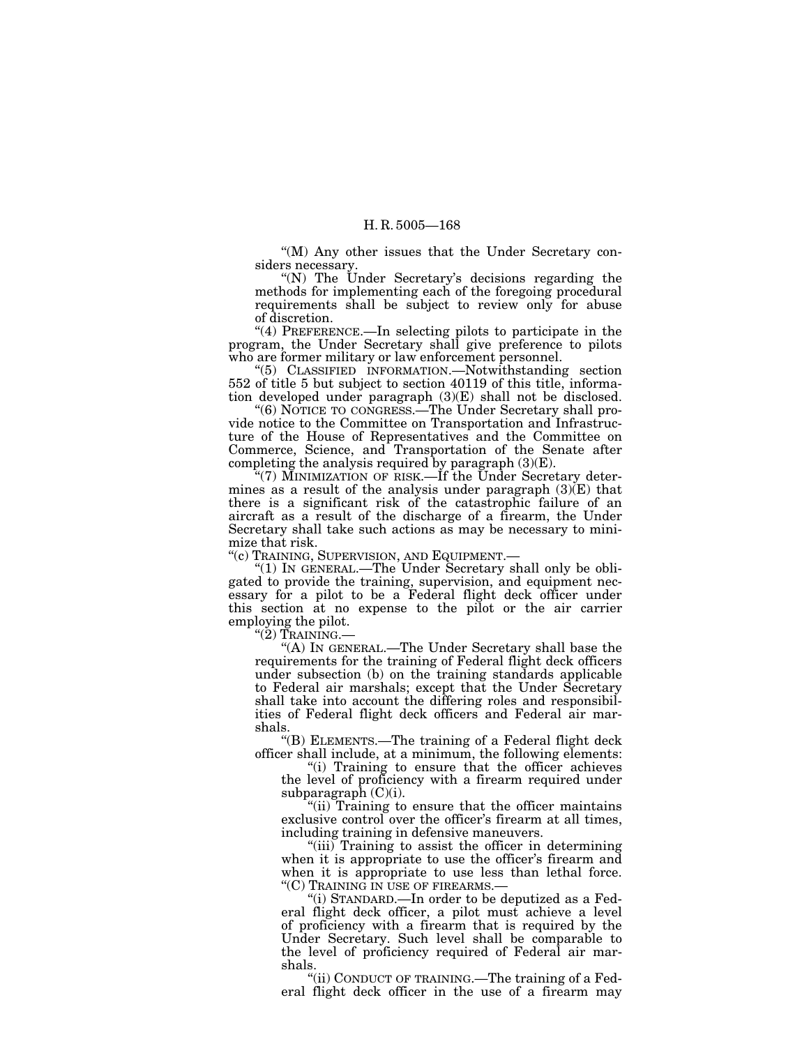"(M) Any other issues that the Under Secretary considers necessary.

"(N) The Under Secretary's decisions regarding the methods for implementing each of the foregoing procedural requirements shall be subject to review only for abuse of discretion.

"(4) PREFERENCE.—In selecting pilots to participate in the program, the Under Secretary shall give preference to pilots who are former military or law enforcement personnel.

"(5) CLASSIFIED INFORMATION.—Notwithstanding section 552 of title 5 but subject to section 40119 of this title, information developed under paragraph (3)(E) shall not be disclosed.

"(6) NOTICE TO CONGRESS.—The Under Secretary shall provide notice to the Committee on Transportation and Infrastructure of the House of Representatives and the Committee on Commerce, Science, and Transportation of the Senate after completing the analysis required by paragraph (3)(E).

"(7) MINIMIZATION OF RISK.—If the Under Secretary determines as a result of the analysis under paragraph (3)(E) that there is a significant risk of the catastrophic failure of an aircraft as a result of the discharge of a firearm, the Under Secretary shall take such actions as may be necessary to minimize that risk.

"(c) TRAINING, SUPERVISION, AND EQUIPMENT.—

"(1) IN GENERAL.—The Under Secretary shall only be obligated to provide the training, supervision, and equipment necessary for a pilot to be a Federal flight deck officer under this section at no expense to the pilot or the air carrier employing the pilot.

"(2) TRAINING.—

"(A) IN GENERAL.—The Under Secretary shall base the requirements for the training of Federal flight deck officers under subsection (b) on the training standards applicable to Federal air marshals; except that the Under Secretary shall take into account the differing roles and responsibilities of Federal flight deck officers and Federal air marshals.

"(B) ELEMENTS.—The training of a Federal flight deck officer shall include, at a minimum, the following elements:

"(i) Training to ensure that the officer achieves the level of proficiency with a firearm required under subparagraph (C)(i).

"(ii) Training to ensure that the officer maintains exclusive control over the officer's firearm at all times, including training in defensive maneuvers.

"(iii) Training to assist the officer in determining when it is appropriate to use the officer's firearm and when it is appropriate to use less than lethal force.

"(C) TRAINING IN USE OF FIREARMS.—

"(i) STANDARD.—In order to be deputized as a Federal flight deck officer, a pilot must achieve a level of proficiency with a firearm that is required by the Under Secretary. Such level shall be comparable to the level of proficiency required of Federal air marshals.

"(ii) CONDUCT OF TRAINING.—The training of a Federal flight deck officer in the use of a firearm may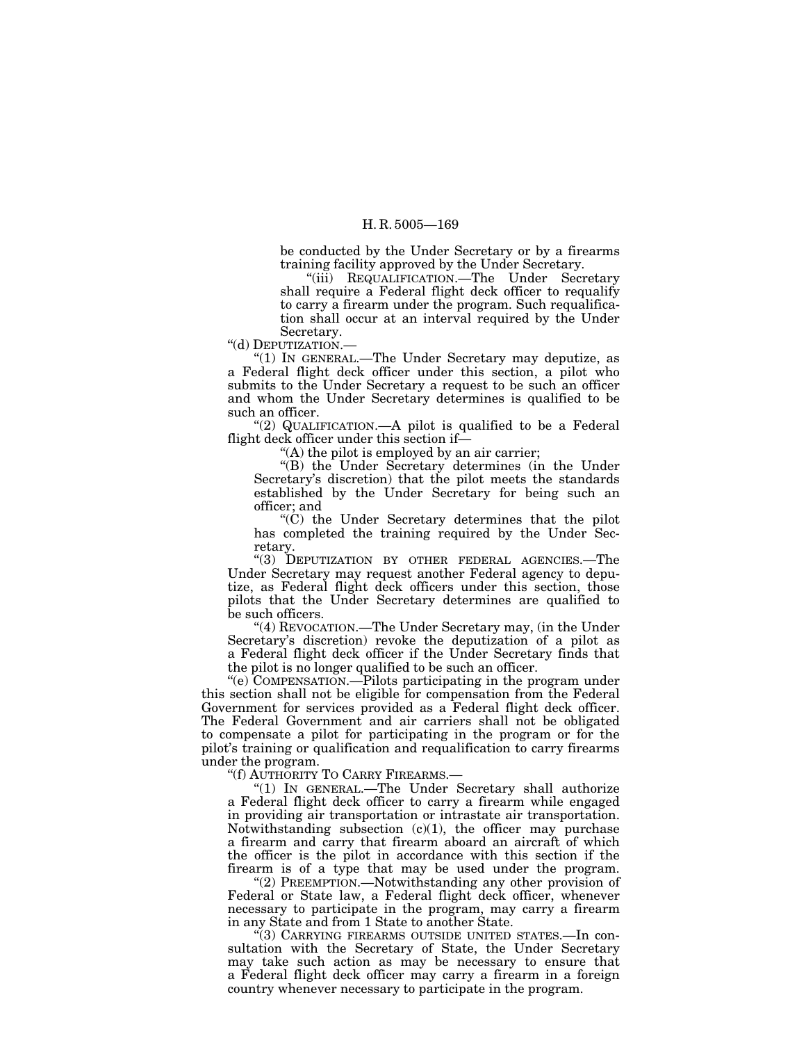be conducted by the Under Secretary or by a firearms training facility approved by the Under Secretary.

"(iii) REQUALIFICATION.—The Under Secretary shall require a Federal flight deck officer to requalify to carry a firearm under the program. Such requalification shall occur at an interval required by the Under Secretary.

"(d) DEPUTIZATION.—

"(1) IN GENERAL.—The Under Secretary may deputize, as a Federal flight deck officer under this section, a pilot who submits to the Under Secretary a request to be such an officer and whom the Under Secretary determines is qualified to be such an officer.

"(2) QUALIFICATION.—A pilot is qualified to be a Federal flight deck officer under this section if—

"(A) the pilot is employed by an air carrier;

"(B) the Under Secretary determines (in the Under Secretary's discretion) that the pilot meets the standards established by the Under Secretary for being such an officer; and

"(C) the Under Secretary determines that the pilot has completed the training required by the Under Secretary.

"(3) DEPUTIZATION BY OTHER FEDERAL AGENCIES.—The Under Secretary may request another Federal agency to deputize, as Federal flight deck officers under this section, those pilots that the Under Secretary determines are qualified to be such officers.

"(4) REVOCATION.—The Under Secretary may, (in the Under Secretary's discretion) revoke the deputization of a pilot as a Federal flight deck officer if the Under Secretary finds that the pilot is no longer qualified to be such an officer.

"(e) COMPENSATION.—Pilots participating in the program under this section shall not be eligible for compensation from the Federal Government for services provided as a Federal flight deck officer. The Federal Government and air carriers shall not be obligated to compensate a pilot for participating in the program or for the pilot's training or qualification and requalification to carry firearms under the program.

"(f) AUTHORITY TO CARRY FIREARMS.—

"(1) IN GENERAL.—The Under Secretary shall authorize a Federal flight deck officer to carry a firearm while engaged in providing air transportation or intrastate air transportation. Notwithstanding subsection (c)(1), the officer may purchase a firearm and carry that firearm aboard an aircraft of which the officer is the pilot in accordance with this section if the firearm is of a type that may be used under the program.

"(2) PREEMPTION.—Notwithstanding any other provision of Federal or State law, a Federal flight deck officer, whenever necessary to participate in the program, may carry a firearm in any State and from 1 State to another State.

"(3) CARRYING FIREARMS OUTSIDE UNITED STATES.—In consultation with the Secretary of State, the Under Secretary may take such action as may be necessary to ensure that a Federal flight deck officer may carry a firearm in a foreign country whenever necessary to participate in the program.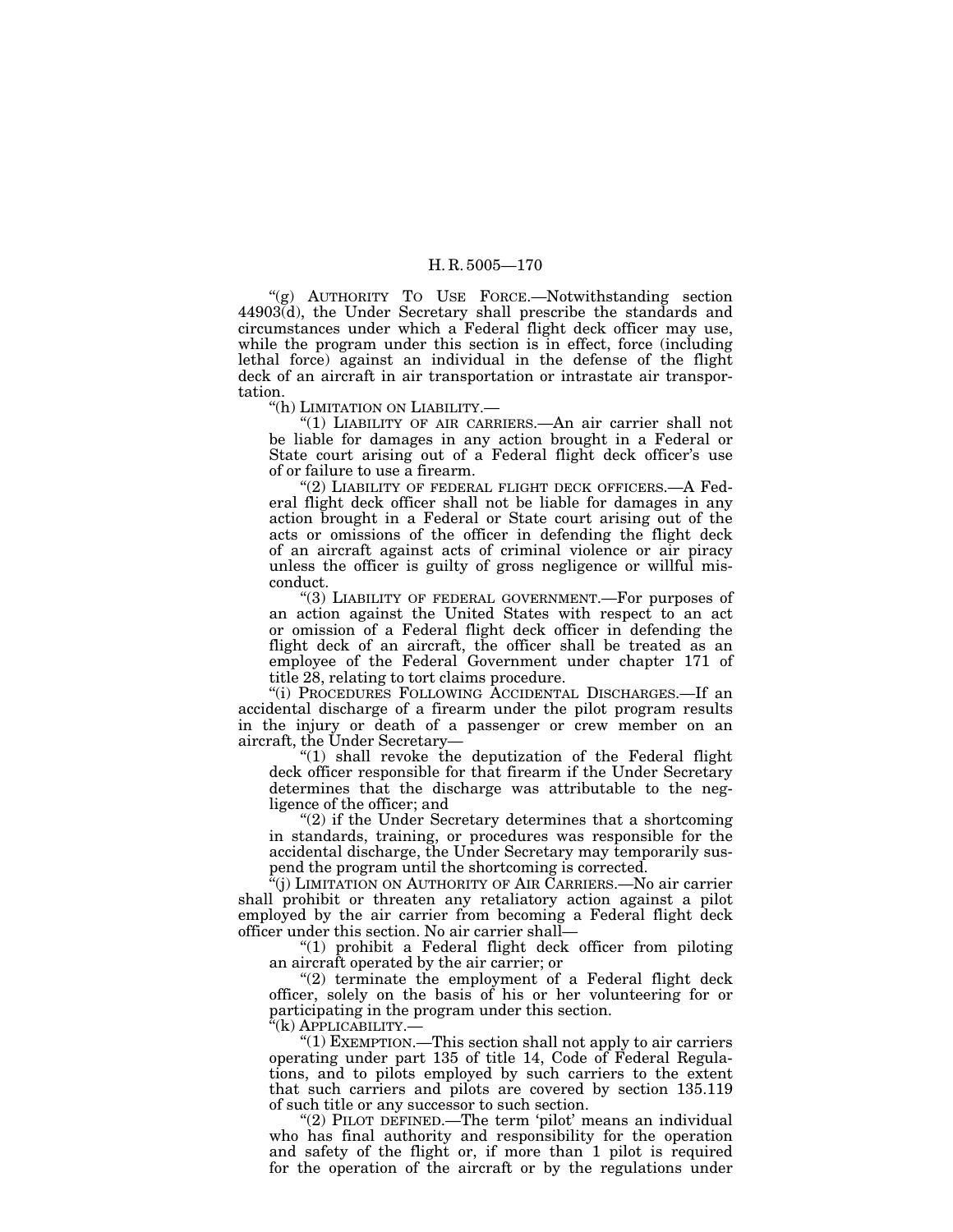“(g) AUTHORITY TO USE FORCE.—Notwithstanding section 44903(d), the Under Secretary shall prescribe the standards and circumstances under which a Federal flight deck officer may use, while the program under this section is in effect, force (including lethal force) against an individual in the defense of the flight deck of an aircraft in air transportation or intrastate air transportation.

“(h) LIMITATION ON LIABILITY.—

“(1) LIABILITY OF AIR CARRIERS.—An air carrier shall not be liable for damages in any action brought in a Federal or State court arising out of a Federal flight deck officer’s use of or failure to use a firearm.

“(2) LIABILITY OF FEDERAL FLIGHT DECK OFFICERS.—A Federal flight deck officer shall not be liable for damages in any action brought in a Federal or State court arising out of the acts or omissions of the officer in defending the flight deck of an aircraft against acts of criminal violence or air piracy unless the officer is guilty of gross negligence or willful misconduct.

“(3) LIABILITY OF FEDERAL GOVERNMENT.—For purposes of an action against the United States with respect to an act or omission of a Federal flight deck officer in defending the flight deck of an aircraft, the officer shall be treated as an employee of the Federal Government under chapter 171 of title 28, relating to tort claims procedure.

“(i) PROCEDURES FOLLOWING ACCIDENTAL DISCHARGES.—If an accidental discharge of a firearm under the pilot program results in the injury or death of a passenger or crew member on an aircraft, the Under Secretary—

“(1) shall revoke the deputization of the Federal flight deck officer responsible for that firearm if the Under Secretary determines that the discharge was attributable to the negligence of the officer; and

“(2) if the Under Secretary determines that a shortcoming in standards, training, or procedures was responsible for the accidental discharge, the Under Secretary may temporarily suspend the program until the shortcoming is corrected.

“(j) LIMITATION ON AUTHORITY OF AIR CARRIERS.—No air carrier shall prohibit or threaten any retaliatory action against a pilot employed by the air carrier from becoming a Federal flight deck officer under this section. No air carrier shall—

“(1) prohibit a Federal flight deck officer from piloting an aircraft operated by the air carrier; or

“(2) terminate the employment of a Federal flight deck officer, solely on the basis of his or her volunteering for or participating in the program under this section.

“(k) APPLICABILITY.—

“(1) EXEMPTION.—This section shall not apply to air carriers operating under part 135 of title 14, Code of Federal Regulations, and to pilots employed by such carriers to the extent that such carriers and pilots are covered by section 135.119 of such title or any successor to such section.

“(2) PILOT DEFINED.—The term ‘pilot’ means an individual who has final authority and responsibility for the operation and safety of the flight or, if more than 1 pilot is required for the operation of the aircraft or by the regulations under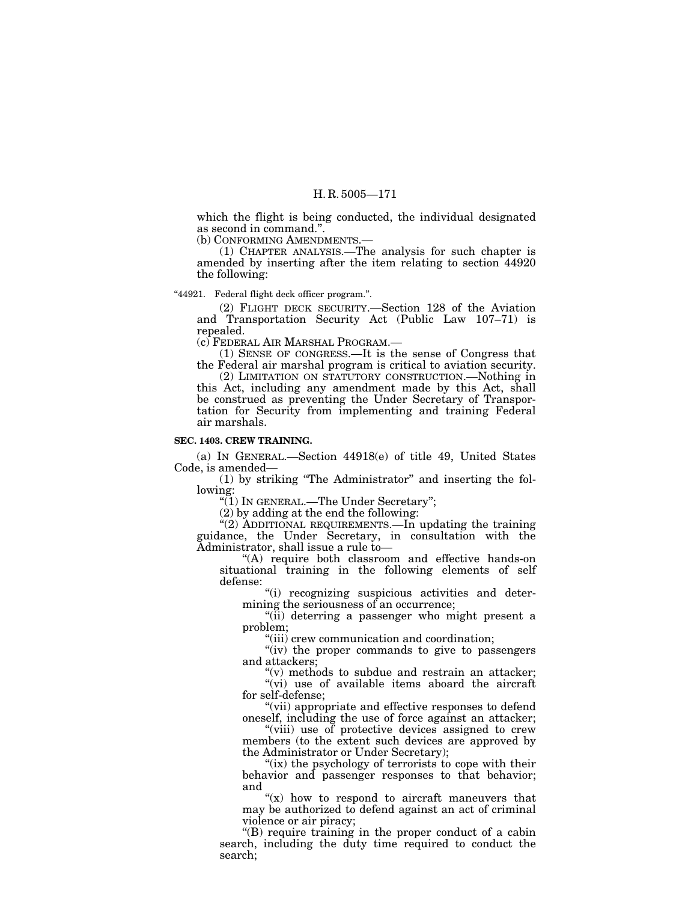which the flight is being conducted, the individual designated as second in command.".

(b) CONFORMING AMENDMENTS.—

(1) CHAPTER ANALYSIS.—The analysis for such chapter is amended by inserting after the item relating to section 44920 the following:

"44921. Federal flight deck officer program.".

(2) FLIGHT DECK SECURITY.—Section 128 of the Aviation and Transportation Security Act (Public Law 107–71) is repealed.

(c) FEDERAL AIR MARSHAL PROGRAM.—

(1) SENSE OF CONGRESS.—It is the sense of Congress that the Federal air marshal program is critical to aviation security.

(2) LIMITATION ON STATUTORY CONSTRUCTION.—Nothing in this Act, including any amendment made by this Act, shall be construed as preventing the Under Secretary of Transportation for Security from implementing and training Federal air marshals.

**SEC. 1403. CREW TRAINING.**

(a) IN GENERAL.—Section 44918(e) of title 49, United States Code, is amended—

(1) by striking "The Administrator" and inserting the following:

"(1) IN GENERAL.—The Under Secretary";

(2) by adding at the end the following:

"(2) ADDITIONAL REQUIREMENTS.—In updating the training guidance, the Under Secretary, in consultation with the Administrator, shall issue a rule to—

"(A) require both classroom and effective hands-on situational training in the following elements of self defense:

"(i) recognizing suspicious activities and determining the seriousness of an occurrence;

"(ii) deterring a passenger who might present a problem;

"(iii) crew communication and coordination;

"(iv) the proper commands to give to passengers and attackers;

"(v) methods to subdue and restrain an attacker;

"(vi) use of available items aboard the aircraft for self-defense;

"(vii) appropriate and effective responses to defend oneself, including the use of force against an attacker;

"(viii) use of protective devices assigned to crew members (to the extent such devices are approved by the Administrator or Under Secretary);

"(ix) the psychology of terrorists to cope with their behavior and passenger responses to that behavior; and

"(x) how to respond to aircraft maneuvers that may be authorized to defend against an act of criminal violence or air piracy;

"(B) require training in the proper conduct of a cabin search, including the duty time required to conduct the search;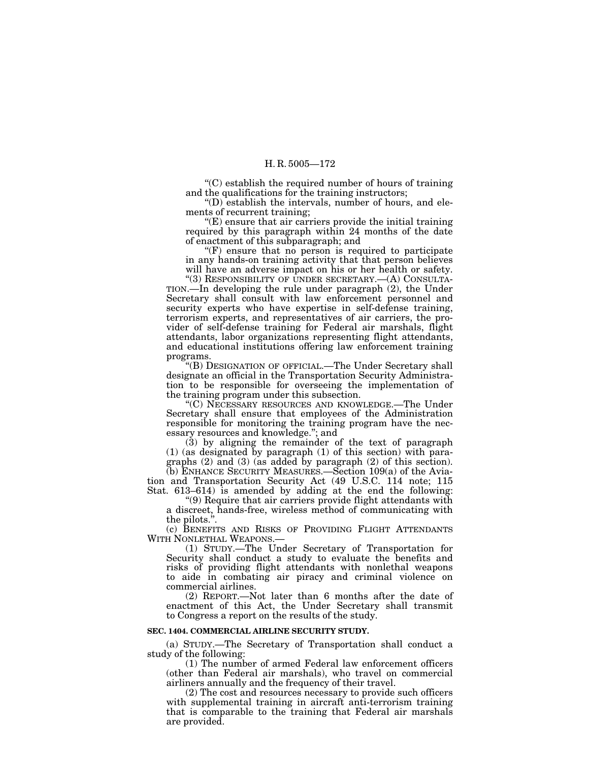"(C) establish the required number of hours of training and the qualifications for the training instructors;

"(D) establish the intervals, number of hours, and elements of recurrent training;

"(E) ensure that air carriers provide the initial training required by this paragraph within 24 months of the date of enactment of this subparagraph; and

"(F) ensure that no person is required to participate in any hands-on training activity that that person believes will have an adverse impact on his or her health or safety.

"(3) RESPONSIBILITY OF UNDER SECRETARY.—(A) CONSULTATION.—In developing the rule under paragraph (2), the Under Secretary shall consult with law enforcement personnel and security experts who have expertise in self-defense training, terrorism experts, and representatives of air carriers, the provider of self-defense training for Federal air marshals, flight attendants, labor organizations representing flight attendants, and educational institutions offering law enforcement training programs.

"(B) DESIGNATION OF OFFICIAL.—The Under Secretary shall designate an official in the Transportation Security Administration to be responsible for overseeing the implementation of the training program under this subsection.

"(C) NECESSARY RESOURCES AND KNOWLEDGE.—The Under Secretary shall ensure that employees of the Administration responsible for monitoring the training program have the necessary resources and knowledge."; and

(3) by aligning the remainder of the text of paragraph (1) (as designated by paragraph (1) of this section) with paragraphs (2) and (3) (as added by paragraph (2) of this section).

(b) ENHANCE SECURITY MEASURES.—Section 109(a) of the Aviation and Transportation Security Act (49 U.S.C. 114 note; 115 Stat. 613–614) is amended by adding at the end the following:

"(9) Require that air carriers provide flight attendants with a discreet, hands-free, wireless method of communicating with the pilots.".

(c) BENEFITS AND RISKS OF PROVIDING FLIGHT ATTENDANTS WITH NONLETHAL WEAPONS.—

(1) STUDY.—The Under Secretary of Transportation for Security shall conduct a study to evaluate the benefits and risks of providing flight attendants with nonlethal weapons to aide in combating air piracy and criminal violence on commercial airlines.

(2) REPORT.—Not later than 6 months after the date of enactment of this Act, the Under Secretary shall transmit to Congress a report on the results of the study.

**SEC. 1404. COMMERCIAL AIRLINE SECURITY STUDY.**

(a) STUDY.—The Secretary of Transportation shall conduct a study of the following:

(1) The number of armed Federal law enforcement officers (other than Federal air marshals), who travel on commercial airliners annually and the frequency of their travel.

(2) The cost and resources necessary to provide such officers with supplemental training in aircraft anti-terrorism training that is comparable to the training that Federal air marshals are provided.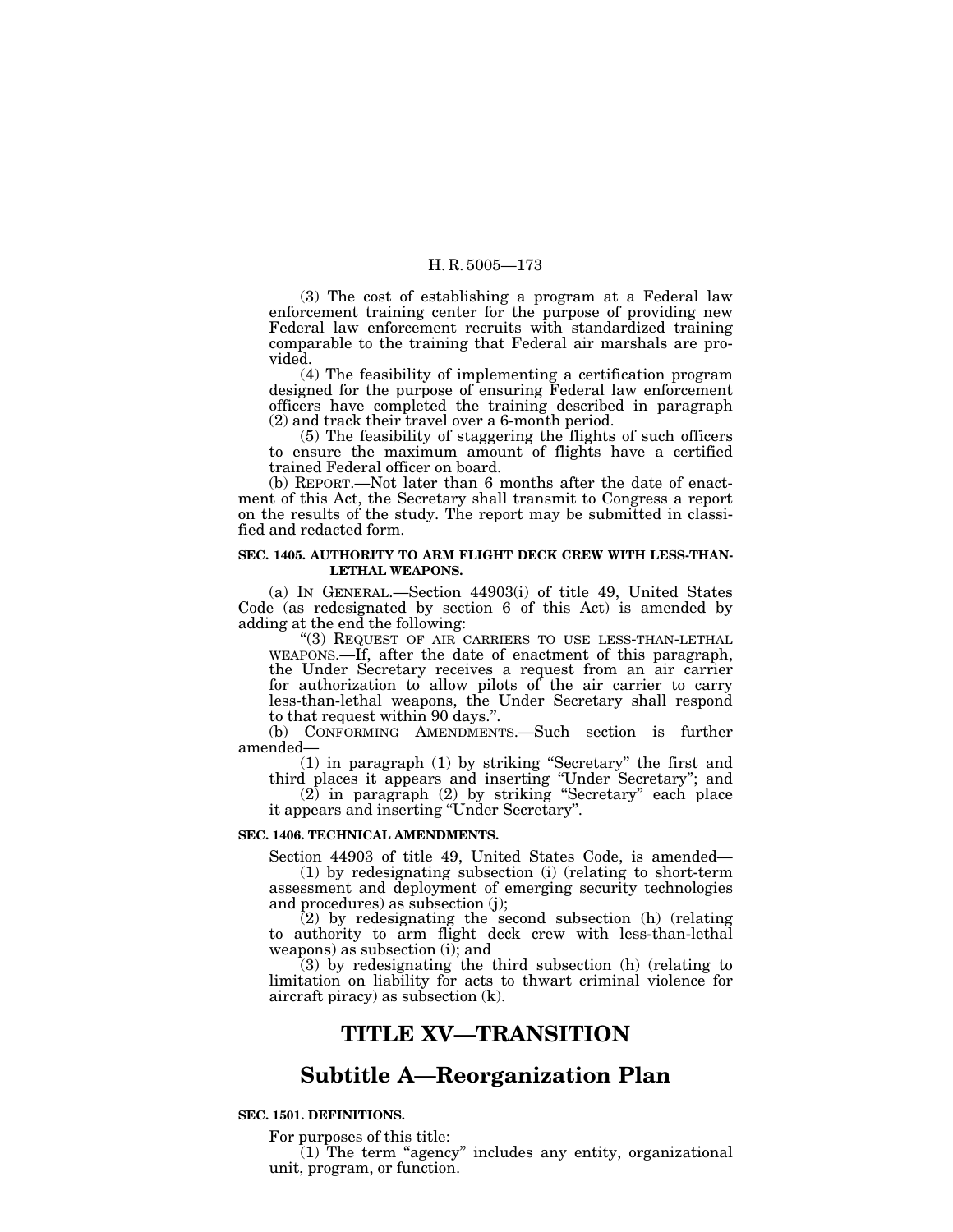(3) The cost of establishing a program at a Federal law enforcement training center for the purpose of providing new Federal law enforcement recruits with standardized training comparable to the training that Federal air marshals are provided.

(4) The feasibility of implementing a certification program designed for the purpose of ensuring Federal law enforcement officers have completed the training described in paragraph (2) and track their travel over a 6-month period.

(5) The feasibility of staggering the flights of such officers to ensure the maximum amount of flights have a certified trained Federal officer on board.

(b) REPORT.—Not later than 6 months after the date of enactment of this Act, the Secretary shall transmit to Congress a report on the results of the study. The report may be submitted in classified and redacted form.

**SEC. 1405. AUTHORITY TO ARM FLIGHT DECK CREW WITH LESS-THAN-LETHAL WEAPONS.**

(a) IN GENERAL.—Section 44903(i) of title 49, United States Code (as redesignated by section 6 of this Act) is amended by adding at the end the following:

"(3) REQUEST OF AIR CARRIERS TO USE LESS-THAN-LETHAL WEAPONS.—If, after the date of enactment of this paragraph, the Under Secretary receives a request from an air carrier for authorization to allow pilots of the air carrier to carry less-than-lethal weapons, the Under Secretary shall respond to that request within 90 days.".

(b) CONFORMING AMENDMENTS.—Such section is further amended—

(1) in paragraph (1) by striking "Secretary" the first and third places it appears and inserting "Under Secretary"; and

(2) in paragraph (2) by striking "Secretary" each place it appears and inserting "Under Secretary".

**SEC. 1406. TECHNICAL AMENDMENTS.**

Section 44903 of title 49, United States Code, is amended—

(1) by redesignating subsection (i) (relating to short-term assessment and deployment of emerging security technologies and procedures) as subsection (j);

(2) by redesignating the second subsection (h) (relating to authority to arm flight deck crew with less-than-lethal weapons) as subsection (i); and

(3) by redesignating the third subsection (h) (relating to limitation on liability for acts to thwart criminal violence for aircraft piracy) as subsection (k).

# TITLE XV—TRANSITION

## Subtitle A—Reorganization Plan

**SEC. 1501. DEFINITIONS.**

For purposes of this title:

(1) The term "agency" includes any entity, organizational unit, program, or function.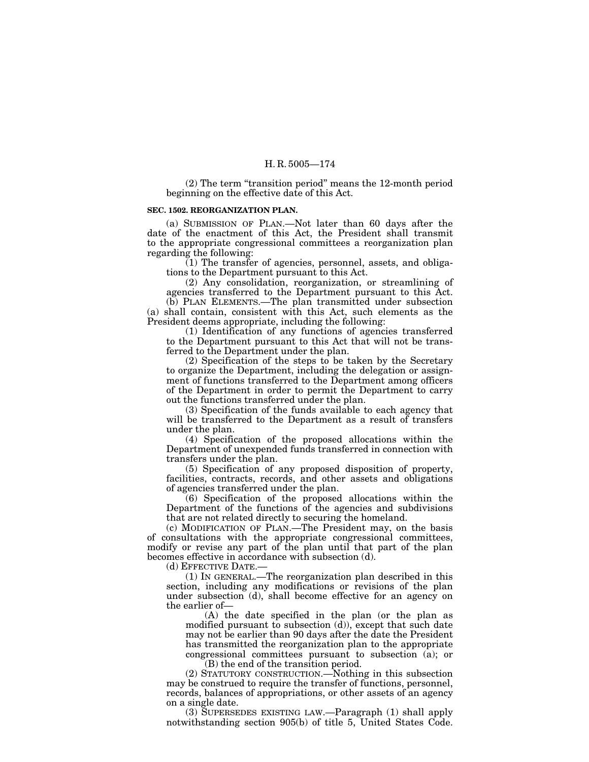(2) The term "transition period" means the 12-month period beginning on the effective date of this Act.

**SEC. 1502. REORGANIZATION PLAN.**

(a) SUBMISSION OF PLAN.—Not later than 60 days after the date of the enactment of this Act, the President shall transmit to the appropriate congressional committees a reorganization plan regarding the following:

(1) The transfer of agencies, personnel, assets, and obligations to the Department pursuant to this Act.

(2) Any consolidation, reorganization, or streamlining of agencies transferred to the Department pursuant to this Act.

(b) PLAN ELEMENTS.—The plan transmitted under subsection (a) shall contain, consistent with this Act, such elements as the President deems appropriate, including the following:

(1) Identification of any functions of agencies transferred to the Department pursuant to this Act that will not be transferred to the Department under the plan.

(2) Specification of the steps to be taken by the Secretary to organize the Department, including the delegation or assignment of functions transferred to the Department among officers of the Department in order to permit the Department to carry out the functions transferred under the plan.

(3) Specification of the funds available to each agency that will be transferred to the Department as a result of transfers under the plan.

(4) Specification of the proposed allocations within the Department of unexpended funds transferred in connection with transfers under the plan.

(5) Specification of any proposed disposition of property, facilities, contracts, records, and other assets and obligations of agencies transferred under the plan.

(6) Specification of the proposed allocations within the Department of the functions of the agencies and subdivisions that are not related directly to securing the homeland.

(c) MODIFICATION OF PLAN.—The President may, on the basis of consultations with the appropriate congressional committees, modify or revise any part of the plan until that part of the plan becomes effective in accordance with subsection (d).

(d) EFFECTIVE DATE.—

(1) IN GENERAL.—The reorganization plan described in this section, including any modifications or revisions of the plan under subsection (d), shall become effective for an agency on the earlier of—

(A) the date specified in the plan (or the plan as modified pursuant to subsection (d)), except that such date may not be earlier than 90 days after the date the President has transmitted the reorganization plan to the appropriate congressional committees pursuant to subsection (a); or

(B) the end of the transition period.

(2) STATUTORY CONSTRUCTION.—Nothing in this subsection may be construed to require the transfer of functions, personnel, records, balances of appropriations, or other assets of an agency on a single date.

(3) SUPERSEDES EXISTING LAW.—Paragraph (1) shall apply notwithstanding section 905(b) of title 5, United States Code.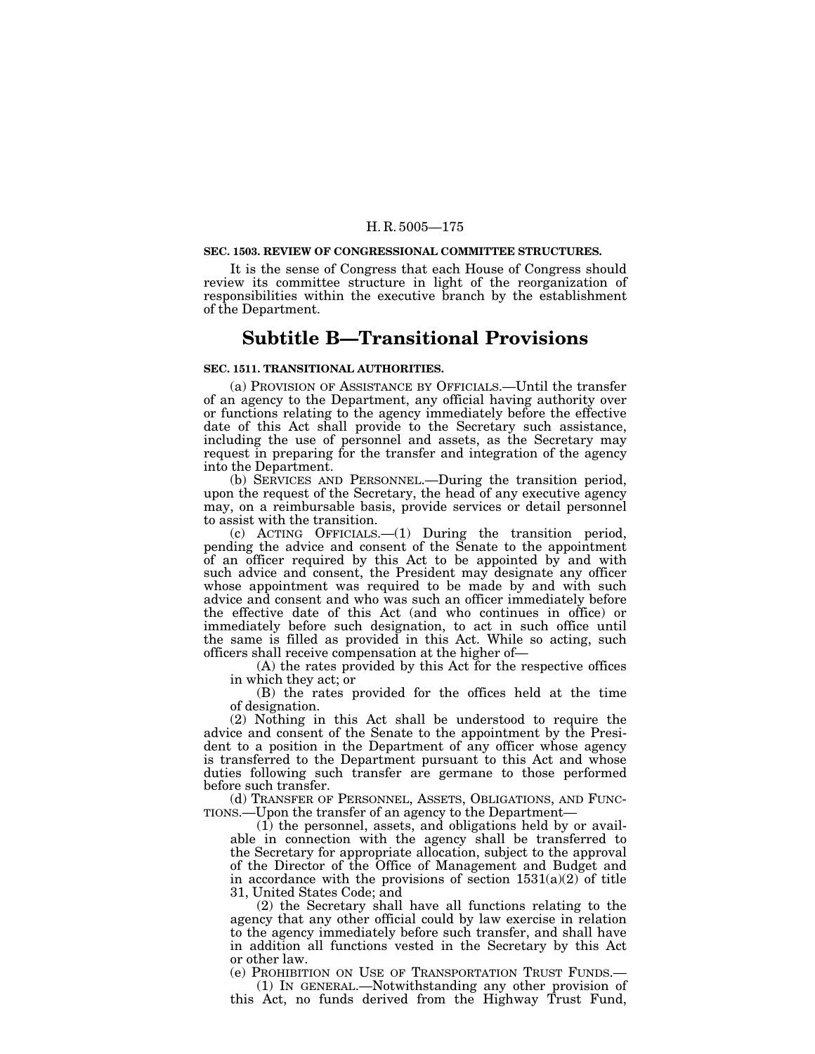**SEC. 1503. REVIEW OF CONGRESSIONAL COMMITTEE STRUCTURES.**

It is the sense of Congress that each House of Congress should review its committee structure in light of the reorganization of responsibilities within the executive branch by the establishment of the Department.

## Subtitle B—Transitional Provisions

**SEC. 1511. TRANSITIONAL AUTHORITIES.**

(a) PROVISION OF ASSISTANCE BY OFFICIALS.—Until the transfer of an agency to the Department, any official having authority over or functions relating to the agency immediately before the effective date of this Act shall provide to the Secretary such assistance, including the use of personnel and assets, as the Secretary may request in preparing for the transfer and integration of the agency into the Department.

(b) SERVICES AND PERSONNEL.—During the transition period, upon the request of the Secretary, the head of any executive agency may, on a reimbursable basis, provide services or detail personnel to assist with the transition.

(c) ACTING OFFICIALS.—(1) During the transition period, pending the advice and consent of the Senate to the appointment of an officer required by this Act to be appointed by and with such advice and consent, the President may designate any officer whose appointment was required to be made by and with such advice and consent and who was such an officer immediately before the effective date of this Act (and who continues in office) or immediately before such designation, to act in such office until the same is filled as provided in this Act. While so acting, such officers shall receive compensation at the higher of—

(A) the rates provided by this Act for the respective offices in which they act; or

(B) the rates provided for the offices held at the time of designation.

(2) Nothing in this Act shall be understood to require the advice and consent of the Senate to the appointment by the President to a position in the Department of any officer whose agency is transferred to the Department pursuant to this Act and whose duties following such transfer are germane to those performed before such transfer.

(d) TRANSFER OF PERSONNEL, ASSETS, OBLIGATIONS, AND FUNCTIONS.—Upon the transfer of an agency to the Department—

(1) the personnel, assets, and obligations held by or available in connection with the agency shall be transferred to the Secretary for appropriate allocation, subject to the approval of the Director of the Office of Management and Budget and in accordance with the provisions of section 1531(a)(2) of title 31, United States Code; and

(2) the Secretary shall have all functions relating to the agency that any other official could by law exercise in relation to the agency immediately before such transfer, and shall have in addition all functions vested in the Secretary by this Act or other law.

(e) PROHIBITION ON USE OF TRANSPORTATION TRUST FUNDS.—

(1) IN GENERAL.—Notwithstanding any other provision of this Act, no funds derived from the Highway Trust Fund,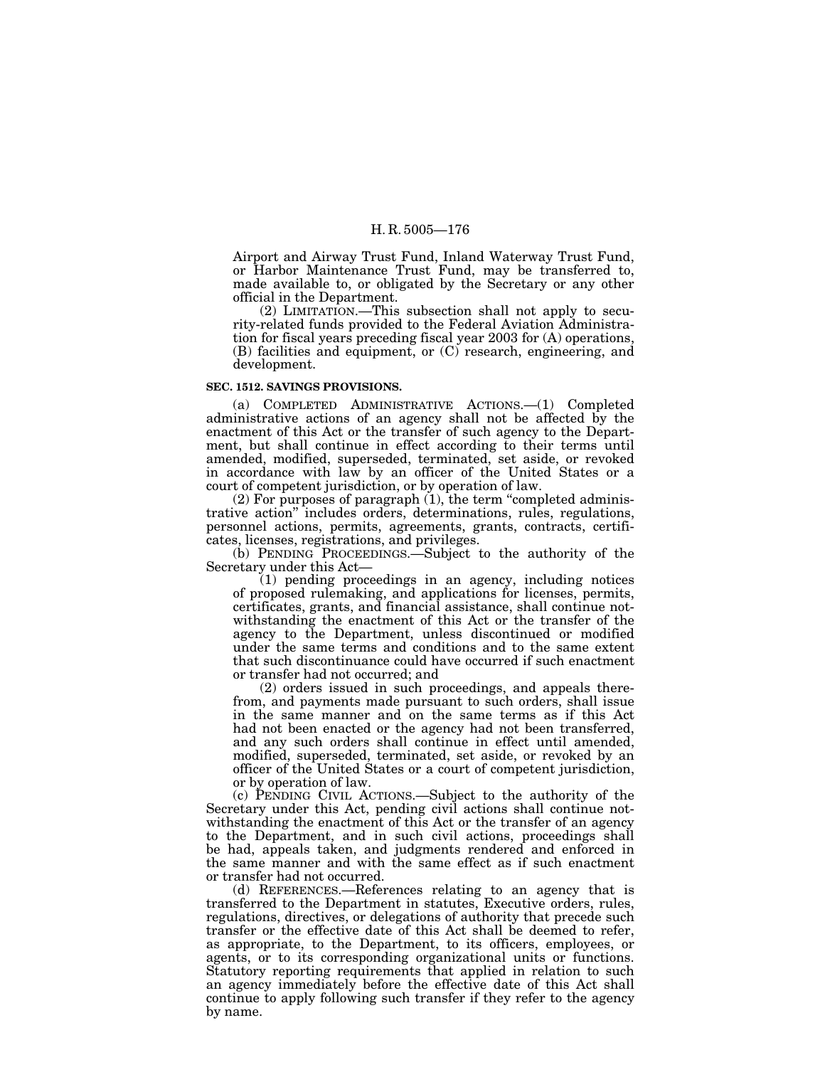Airport and Airway Trust Fund, Inland Waterway Trust Fund, or Harbor Maintenance Trust Fund, may be transferred to, made available to, or obligated by the Secretary or any other official in the Department.

(2) LIMITATION.—This subsection shall not apply to security-related funds provided to the Federal Aviation Administration for fiscal years preceding fiscal year 2003 for (A) operations, (B) facilities and equipment, or (C) research, engineering, and development.

**SEC. 1512. SAVINGS PROVISIONS.**

(a) COMPLETED ADMINISTRATIVE ACTIONS.—(1) Completed administrative actions of an agency shall not be affected by the enactment of this Act or the transfer of such agency to the Department, but shall continue in effect according to their terms until amended, modified, superseded, terminated, set aside, or revoked in accordance with law by an officer of the United States or a court of competent jurisdiction, or by operation of law.

(2) For purposes of paragraph (1), the term "completed administrative action" includes orders, determinations, rules, regulations, personnel actions, permits, agreements, grants, contracts, certificates, licenses, registrations, and privileges.

(b) PENDING PROCEEDINGS.—Subject to the authority of the Secretary under this Act—

(1) pending proceedings in an agency, including notices of proposed rulemaking, and applications for licenses, permits, certificates, grants, and financial assistance, shall continue notwithstanding the enactment of this Act or the transfer of the agency to the Department, unless discontinued or modified under the same terms and conditions and to the same extent that such discontinuance could have occurred if such enactment or transfer had not occurred; and

(2) orders issued in such proceedings, and appeals therefrom, and payments made pursuant to such orders, shall issue in the same manner and on the same terms as if this Act had not been enacted or the agency had not been transferred, and any such orders shall continue in effect until amended, modified, superseded, terminated, set aside, or revoked by an officer of the United States or a court of competent jurisdiction, or by operation of law.

(c) PENDING CIVIL ACTIONS.—Subject to the authority of the Secretary under this Act, pending civil actions shall continue notwithstanding the enactment of this Act or the transfer of an agency to the Department, and in such civil actions, proceedings shall be had, appeals taken, and judgments rendered and enforced in the same manner and with the same effect as if such enactment or transfer had not occurred.

(d) REFERENCES.—References relating to an agency that is transferred to the Department in statutes, Executive orders, rules, regulations, directives, or delegations of authority that precede such transfer or the effective date of this Act shall be deemed to refer, as appropriate, to the Department, to its officers, employees, or agents, or to its corresponding organizational units or functions. Statutory reporting requirements that applied in relation to such an agency immediately before the effective date of this Act shall continue to apply following such transfer if they refer to the agency by name.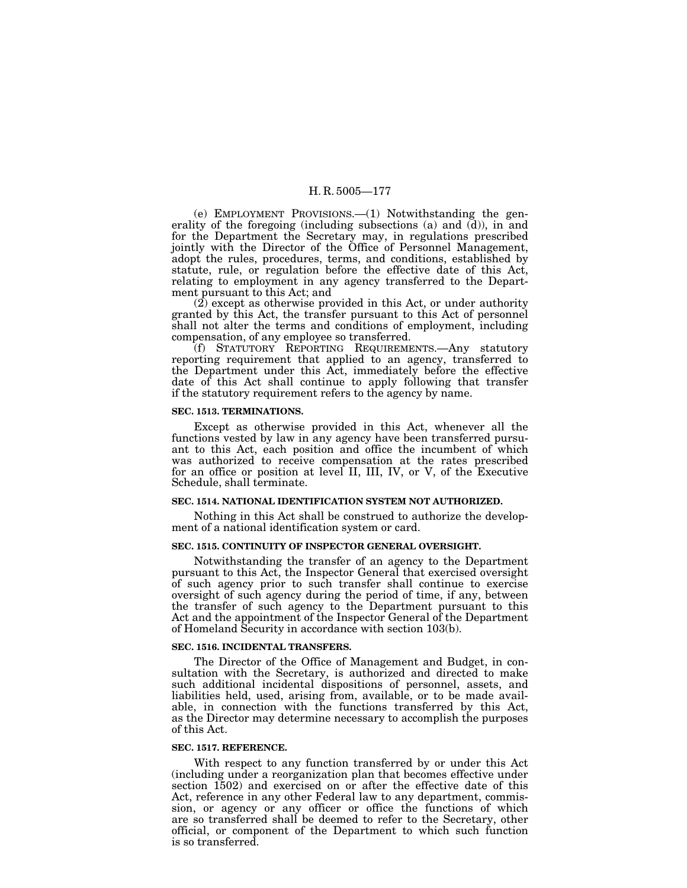(e) EMPLOYMENT PROVISIONS.—(1) Notwithstanding the generality of the foregoing (including subsections (a) and (d)), in and for the Department the Secretary may, in regulations prescribed jointly with the Director of the Office of Personnel Management, adopt the rules, procedures, terms, and conditions, established by statute, rule, or regulation before the effective date of this Act, relating to employment in any agency transferred to the Department pursuant to this Act; and

(2) except as otherwise provided in this Act, or under authority granted by this Act, the transfer pursuant to this Act of personnel shall not alter the terms and conditions of employment, including compensation, of any employee so transferred.

(f) STATUTORY REPORTING REQUIREMENTS.—Any statutory reporting requirement that applied to an agency, transferred to the Department under this Act, immediately before the effective date of this Act shall continue to apply following that transfer if the statutory requirement refers to the agency by name.

**SEC. 1513. TERMINATIONS.**

Except as otherwise provided in this Act, whenever all the functions vested by law in any agency have been transferred pursuant to this Act, each position and office the incumbent of which was authorized to receive compensation at the rates prescribed for an office or position at level II, III, IV, or V, of the Executive Schedule, shall terminate.

**SEC. 1514. NATIONAL IDENTIFICATION SYSTEM NOT AUTHORIZED.**

Nothing in this Act shall be construed to authorize the development of a national identification system or card.

**SEC. 1515. CONTINUITY OF INSPECTOR GENERAL OVERSIGHT.**

Notwithstanding the transfer of an agency to the Department pursuant to this Act, the Inspector General that exercised oversight of such agency prior to such transfer shall continue to exercise oversight of such agency during the period of time, if any, between the transfer of such agency to the Department pursuant to this Act and the appointment of the Inspector General of the Department of Homeland Security in accordance with section 103(b).

**SEC. 1516. INCIDENTAL TRANSFERS.**

The Director of the Office of Management and Budget, in consultation with the Secretary, is authorized and directed to make such additional incidental dispositions of personnel, assets, and liabilities held, used, arising from, available, or to be made available, in connection with the functions transferred by this Act, as the Director may determine necessary to accomplish the purposes of this Act.

**SEC. 1517. REFERENCE.**

With respect to any function transferred by or under this Act (including under a reorganization plan that becomes effective under section 1502) and exercised on or after the effective date of this Act, reference in any other Federal law to any department, commission, or agency or any officer or office the functions of which are so transferred shall be deemed to refer to the Secretary, other official, or component of the Department to which such function is so transferred.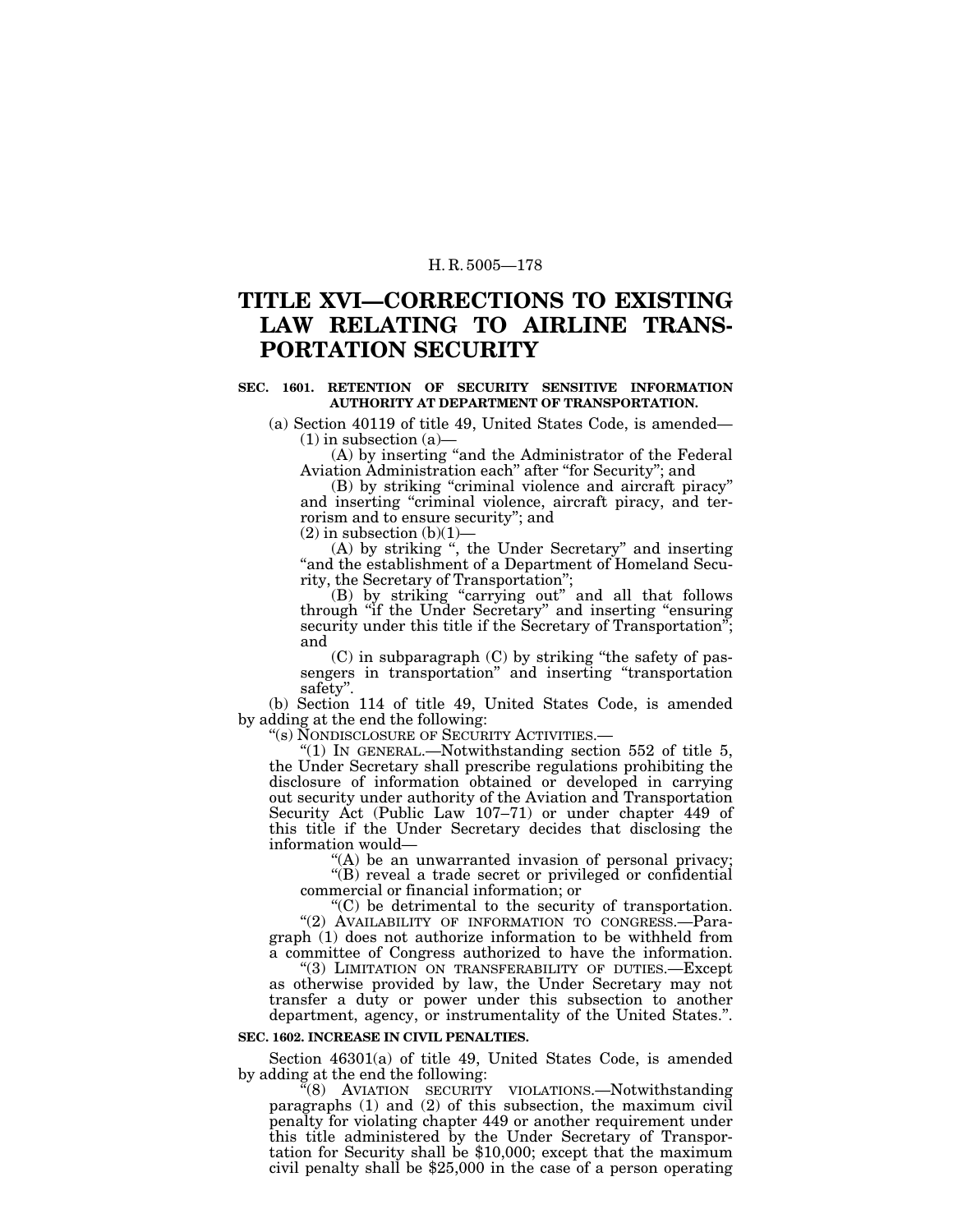# TITLE XVI—CORRECTIONS TO EXISTING LAW RELATING TO AIRLINE TRANSPORTATION SECURITY

**SEC. 1601. RETENTION OF SECURITY SENSITIVE INFORMATION AUTHORITY AT DEPARTMENT OF TRANSPORTATION.**

(a) Section 40119 of title 49, United States Code, is amended—

(1) in subsection (a)—

(A) by inserting "and the Administrator of the Federal Aviation Administration each" after "for Security"; and

(B) by striking "criminal violence and aircraft piracy" and inserting "criminal violence, aircraft piracy, and terrorism and to ensure security"; and

(2) in subsection (b)(1)—

(A) by striking ", the Under Secretary" and inserting "and the establishment of a Department of Homeland Security, the Secretary of Transportation";

(B) by striking "carrying out" and all that follows through "if the Under Secretary" and inserting "ensuring security under this title if the Secretary of Transportation"; and

(C) in subparagraph (C) by striking "the safety of passengers in transportation" and inserting "transportation safety".

(b) Section 114 of title 49, United States Code, is amended by adding at the end the following:

"(s) NONDISCLOSURE OF SECURITY ACTIVITIES.—

"(1) IN GENERAL.—Notwithstanding section 552 of title 5, the Under Secretary shall prescribe regulations prohibiting the disclosure of information obtained or developed in carrying out security under authority of the Aviation and Transportation Security Act (Public Law 107–71) or under chapter 449 of this title if the Under Secretary decides that disclosing the information would—

"(A) be an unwarranted invasion of personal privacy;

"(B) reveal a trade secret or privileged or confidential commercial or financial information; or

"(C) be detrimental to the security of transportation.

"(2) AVAILABILITY OF INFORMATION TO CONGRESS.—Paragraph (1) does not authorize information to be withheld from a committee of Congress authorized to have the information.

"(3) LIMITATION ON TRANSFERABILITY OF DUTIES.—Except as otherwise provided by law, the Under Secretary may not transfer a duty or power under this subsection to another department, agency, or instrumentality of the United States.".

**SEC. 1602. INCREASE IN CIVIL PENALTIES.**

Section 46301(a) of title 49, United States Code, is amended by adding at the end the following:

"(8) AVIATION SECURITY VIOLATIONS.—Notwithstanding paragraphs (1) and (2) of this subsection, the maximum civil penalty for violating chapter 449 or another requirement under this title administered by the Under Secretary of Transportation for Security shall be $10,000; except that the maximum civil penalty shall be $25,000 in the case of a person operating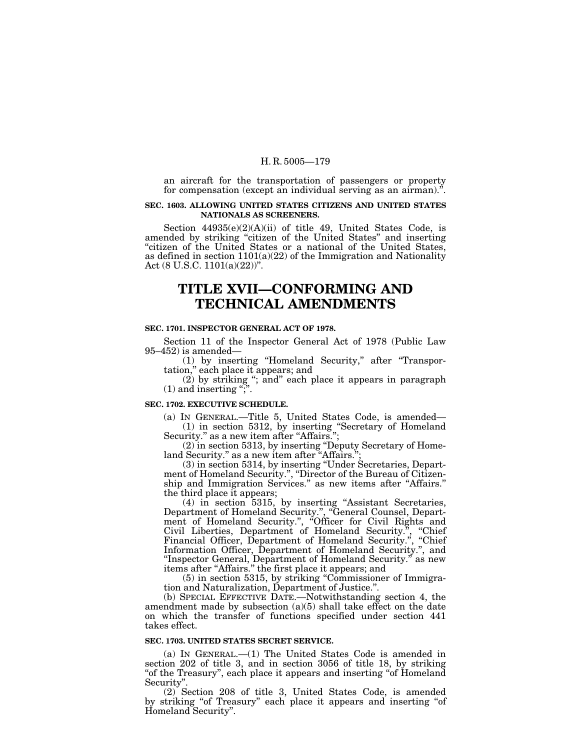an aircraft for the transportation of passengers or property for compensation (except an individual serving as an airman).''.

**SEC. 1603. ALLOWING UNITED STATES CITIZENS AND UNITED STATES NATIONALS AS SCREENERS.**

Section 44935(e)(2)(A)(ii) of title 49, United States Code, is amended by striking ''citizen of the United States'' and inserting ''citizen of the United States or a national of the United States, as defined in section 1101(a)(22) of the Immigration and Nationality Act (8 U.S.C. 1101(a)(22))''.

# TITLE XVII—CONFORMING AND TECHNICAL AMENDMENTS

**SEC. 1701. INSPECTOR GENERAL ACT OF 1978.**

Section 11 of the Inspector General Act of 1978 (Public Law 95–452) is amended—

(1) by inserting ''Homeland Security,'' after ''Transportation,'' each place it appears; and

(2) by striking ''; and'' each place it appears in paragraph (1) and inserting '';''.

**SEC. 1702. EXECUTIVE SCHEDULE.**

(a) IN GENERAL.—Title 5, United States Code, is amended—

(1) in section 5312, by inserting ''Secretary of Homeland Security.'' as a new item after ''Affairs.'';

(2) in section 5313, by inserting ''Deputy Secretary of Homeland Security.'' as a new item after ''Affairs.'';

(3) in section 5314, by inserting ''Under Secretaries, Department of Homeland Security.'', ''Director of the Bureau of Citizenship and Immigration Services.'' as new items after ''Affairs.'' the third place it appears;

(4) in section 5315, by inserting ''Assistant Secretaries, Department of Homeland Security.'', ''General Counsel, Department of Homeland Security.'', ''Officer for Civil Rights and Civil Liberties, Department of Homeland Security.'', ''Chief Financial Officer, Department of Homeland Security.'', ''Chief Information Officer, Department of Homeland Security.'', and ''Inspector General, Department of Homeland Security.'' as new items after ''Affairs.'' the first place it appears; and

(5) in section 5315, by striking ''Commissioner of Immigration and Naturalization, Department of Justice.''.

(b) SPECIAL EFFECTIVE DATE.—Notwithstanding section 4, the amendment made by subsection (a)(5) shall take effect on the date on which the transfer of functions specified under section 441 takes effect.

**SEC. 1703. UNITED STATES SECRET SERVICE.**

(a) IN GENERAL.—(1) The United States Code is amended in section 202 of title 3, and in section 3056 of title 18, by striking ''of the Treasury'', each place it appears and inserting ''of Homeland Security''.

(2) Section 208 of title 3, United States Code, is amended by striking ''of Treasury'' each place it appears and inserting ''of Homeland Security''.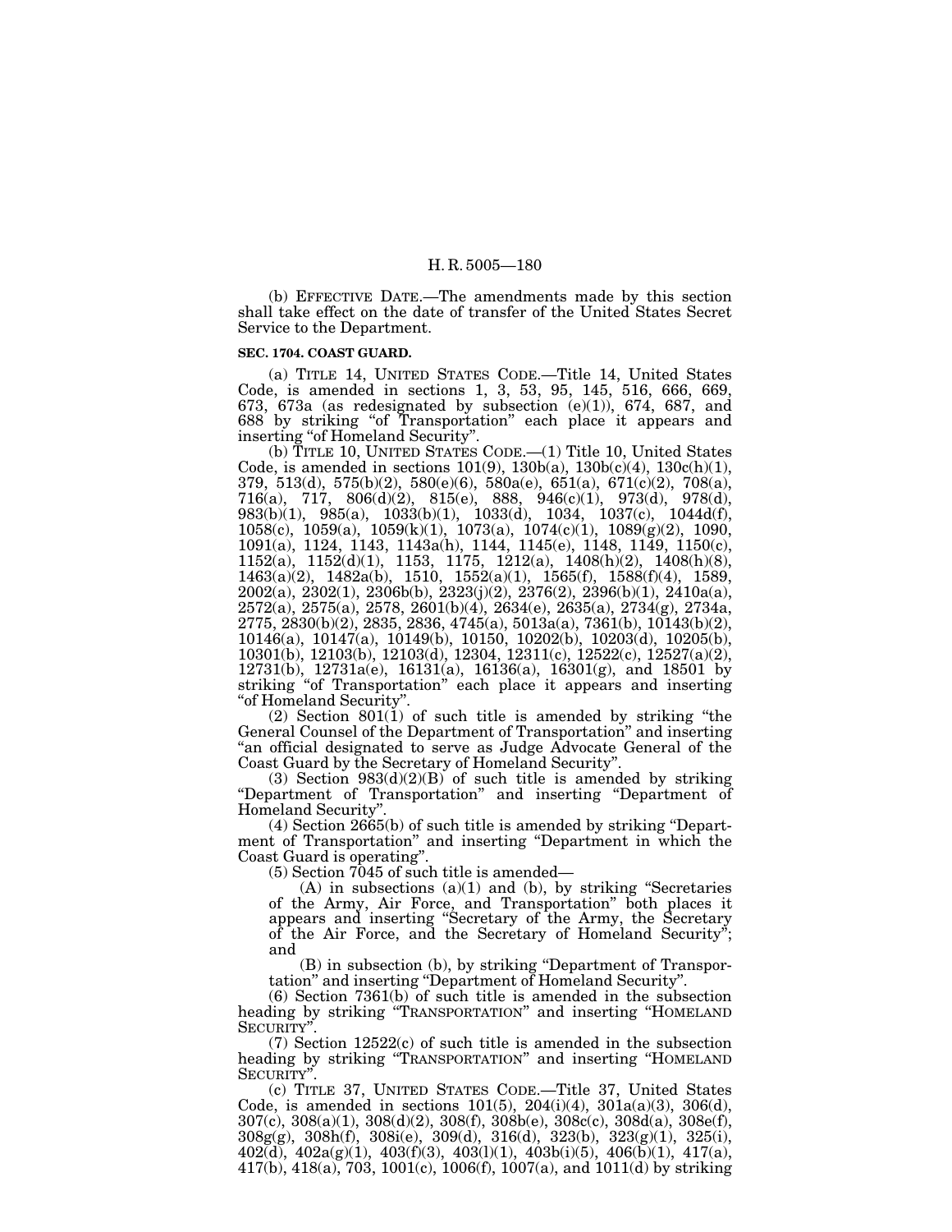(b) EFFECTIVE DATE.—The amendments made by this section shall take effect on the date of transfer of the United States Secret Service to the Department.

**SEC. 1704. COAST GUARD.**

(a) TITLE 14, UNITED STATES CODE.—Title 14, United States Code, is amended in sections 1, 3, 53, 95, 145, 516, 666, 669, 673, 673a (as redesignated by subsection (e)(1)), 674, 687, and 688 by striking "of Transportation" each place it appears and inserting "of Homeland Security".

(b) TITLE 10, UNITED STATES CODE.—(1) Title 10, United States Code, is amended in sections 101(9), 130b(a), 130b(c)(4), 130c(h)(1), 379, 513(d), 575(b)(2), 580(e)(6), 580a(e), 651(a), 671(c)(2), 708(a), 716(a), 717, 806(d)(2), 815(e), 888, 946(c)(1), 973(d), 978(d), 983(b)(1), 985(a), 1033(b)(1), 1033(d), 1034, 1037(c), 1044d(f), 1058(c), 1059(a), 1059(k)(1), 1073(a), 1074(c)(1), 1089(g)(2), 1090, 1091(a), 1124, 1143, 1143a(h), 1144, 1145(e), 1148, 1149, 1150(c), 1152(a), 1152(d)(1), 1153, 1175, 1212(a), 1408(h)(2), 1408(h)(8), 1463(a)(2), 1482a(b), 1510, 1552(a)(1), 1565(f), 1588(f)(4), 1589, 2002(a), 2302(1), 2306b(b), 2323(j)(2), 2376(2), 2396(b)(1), 2410a(a), 2572(a), 2575(a), 2578, 2601(b)(4), 2634(e), 2635(a), 2734(g), 2734a, 2775, 2830(b)(2), 2835, 2836, 4745(a), 5013a(a), 7361(b), 10143(b)(2), 10146(a), 10147(a), 10149(b), 10150, 10202(b), 10203(d), 10205(b), 10301(b), 12103(b), 12103(d), 12304, 12311(c), 12522(c), 12527(a)(2), 12731(b), 12731a(e), 16131(a), 16136(a), 16301(g), and 18501 by striking "of Transportation" each place it appears and inserting "of Homeland Security".

(2) Section 801(1) of such title is amended by striking "the General Counsel of the Department of Transportation" and inserting "an official designated to serve as Judge Advocate General of the Coast Guard by the Secretary of Homeland Security".

(3) Section 983(d)(2)(B) of such title is amended by striking "Department of Transportation" and inserting "Department of Homeland Security".

(4) Section 2665(b) of such title is amended by striking "Department of Transportation" and inserting "Department in which the Coast Guard is operating".

(5) Section 7045 of such title is amended—

(A) in subsections (a)(1) and (b), by striking "Secretaries of the Army, Air Force, and Transportation" both places it appears and inserting "Secretary of the Army, the Secretary of the Air Force, and the Secretary of Homeland Security"; and

(B) in subsection (b), by striking "Department of Transportation" and inserting "Department of Homeland Security".

(6) Section 7361(b) of such title is amended in the subsection heading by striking "TRANSPORTATION" and inserting "HOMELAND SECURITY".

(7) Section 12522(c) of such title is amended in the subsection heading by striking "TRANSPORTATION" and inserting "HOMELAND SECURITY".

(c) TITLE 37, UNITED STATES CODE.—Title 37, United States Code, is amended in sections 101(5), 204(i)(4), 301a(a)(3), 306(d), 307(c), 308(a)(1), 308(d)(2), 308(f), 308b(e), 308c(c), 308d(a), 308e(f), 308g(g), 308h(f), 308i(e), 309(d), 316(d), 323(b), 323(g)(1), 325(i), 402(d), 402a(g)(1), 403(f)(3), 403(l)(1), 403b(i)(5), 406(b)(1), 417(a), 417(b), 418(a), 703, 1001(c), 1006(f), 1007(a), and 1011(d) by striking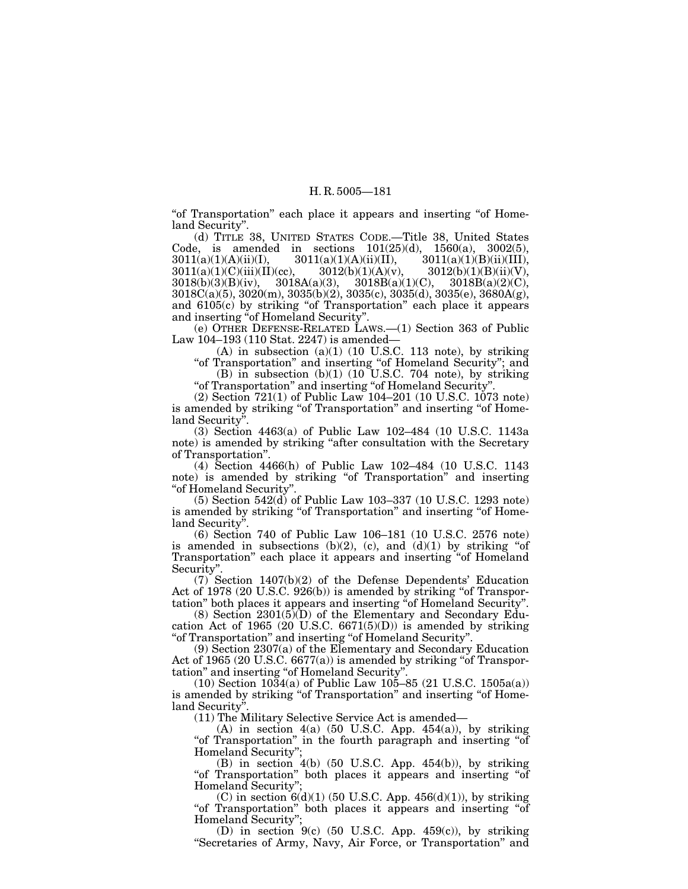"of Transportation" each place it appears and inserting "of Homeland Security".

(d) TITLE 38, UNITED STATES CODE.—Title 38, United States Code, is amended in sections 101(25)(d), 1560(a), 3002(5), 3011(a)(1)(A)(ii)(I), 3011(a)(1)(A)(ii)(II), 3011(a)(1)(B)(ii)(III), 3011(a)(1)(C)(iii)(II)(cc), 3012(b)(1)(A)(v), 3012(b)(1)(B)(ii)(V), 3018(b)(3)(B)(iv), 3018A(a)(3), 3018B(a)(1)(C), 3018B(a)(2)(C), 3018C(a)(5), 3020(m), 3035(b)(2), 3035(c), 3035(d), 3035(e), 3680A(g), and 6105(c) by striking "of Transportation" each place it appears and inserting "of Homeland Security".

(e) OTHER DEFENSE-RELATED LAWS.—(1) Section 363 of Public Law 104–193 (110 Stat. 2247) is amended—

(A) in subsection (a)(1) (10 U.S.C. 113 note), by striking "of Transportation" and inserting "of Homeland Security"; and

(B) in subsection (b)(1) (10 U.S.C. 704 note), by striking "of Transportation" and inserting "of Homeland Security".

(2) Section 721(1) of Public Law 104–201 (10 U.S.C. 1073 note) is amended by striking "of Transportation" and inserting "of Homeland Security".

(3) Section 4463(a) of Public Law 102–484 (10 U.S.C. 1143a note) is amended by striking "after consultation with the Secretary of Transportation".

(4) Section 4466(h) of Public Law 102–484 (10 U.S.C. 1143 note) is amended by striking "of Transportation" and inserting "of Homeland Security".

(5) Section 542(d) of Public Law 103–337 (10 U.S.C. 1293 note) is amended by striking "of Transportation" and inserting "of Homeland Security".

(6) Section 740 of Public Law 106–181 (10 U.S.C. 2576 note) is amended in subsections (b)(2), (c), and (d)(1) by striking "of Transportation" each place it appears and inserting "of Homeland Security".

(7) Section 1407(b)(2) of the Defense Dependents' Education Act of 1978 (20 U.S.C. 926(b)) is amended by striking "of Transportation" both places it appears and inserting "of Homeland Security".

(8) Section 2301(5)(D) of the Elementary and Secondary Education Act of 1965 (20 U.S.C. 6671(5)(D)) is amended by striking "of Transportation" and inserting "of Homeland Security".

(9) Section 2307(a) of the Elementary and Secondary Education Act of 1965 (20 U.S.C. 6677(a)) is amended by striking "of Transportation" and inserting "of Homeland Security".

(10) Section 1034(a) of Public Law 105–85 (21 U.S.C. 1505a(a)) is amended by striking "of Transportation" and inserting "of Homeland Security".

(11) The Military Selective Service Act is amended—

(A) in section 4(a) (50 U.S.C. App. 454(a)), by striking "of Transportation" in the fourth paragraph and inserting "of Homeland Security";

(B) in section 4(b) (50 U.S.C. App. 454(b)), by striking "of Transportation" both places it appears and inserting "of Homeland Security";

(C) in section 6(d)(1) (50 U.S.C. App. 456(d)(1)), by striking "of Transportation" both places it appears and inserting "of Homeland Security";

(D) in section 9(c) (50 U.S.C. App. 459(c)), by striking "Secretaries of Army, Navy, Air Force, or Transportation" and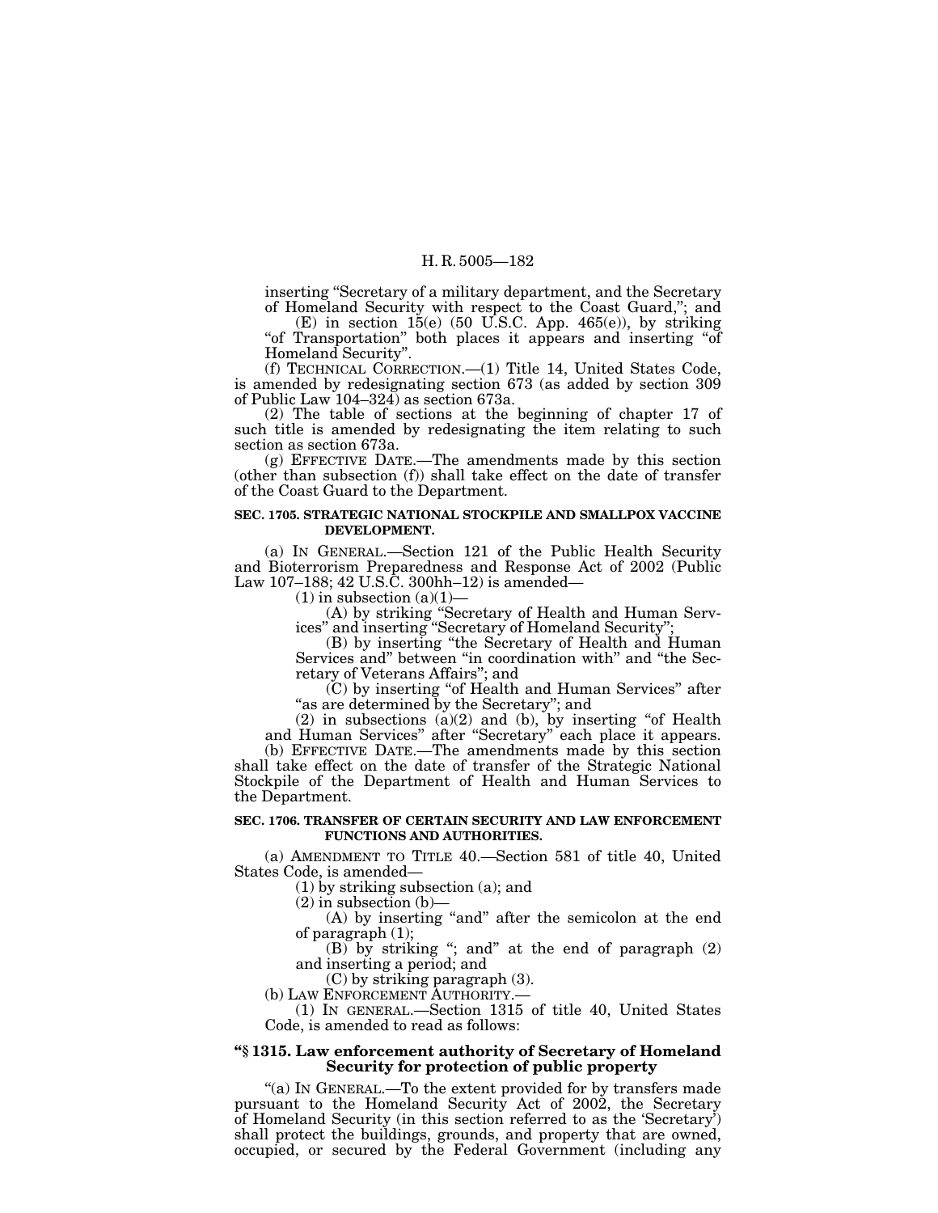inserting "Secretary of a military department, and the Secretary of Homeland Security with respect to the Coast Guard,"; and

(E) in section 15(e) (50 U.S.C. App. 465(e)), by striking "of Transportation" both places it appears and inserting "of Homeland Security".

(f) TECHNICAL CORRECTION.—(1) Title 14, United States Code, is amended by redesignating section 673 (as added by section 309 of Public Law 104–324) as section 673a.

(2) The table of sections at the beginning of chapter 17 of such title is amended by redesignating the item relating to such section as section 673a.

(g) EFFECTIVE DATE.—The amendments made by this section (other than subsection (f)) shall take effect on the date of transfer of the Coast Guard to the Department.

**SEC. 1705. STRATEGIC NATIONAL STOCKPILE AND SMALLPOX VACCINE DEVELOPMENT.**

(a) IN GENERAL.—Section 121 of the Public Health Security and Bioterrorism Preparedness and Response Act of 2002 (Public Law 107–188; 42 U.S.C. 300hh–12) is amended—

(1) in subsection (a)(1)—

(A) by striking "Secretary of Health and Human Services" and inserting "Secretary of Homeland Security";

(B) by inserting "the Secretary of Health and Human Services and" between "in coordination with" and "the Secretary of Veterans Affairs"; and

(C) by inserting "of Health and Human Services" after "as are determined by the Secretary"; and

(2) in subsections (a)(2) and (b), by inserting "of Health and Human Services" after "Secretary" each place it appears.

(b) EFFECTIVE DATE.—The amendments made by this section shall take effect on the date of transfer of the Strategic National Stockpile of the Department of Health and Human Services to the Department.

**SEC. 1706. TRANSFER OF CERTAIN SECURITY AND LAW ENFORCEMENT FUNCTIONS AND AUTHORITIES.**

(a) AMENDMENT TO TITLE 40.—Section 581 of title 40, United States Code, is amended—

(1) by striking subsection (a); and

(2) in subsection (b)—

(A) by inserting "and" after the semicolon at the end of paragraph (1);

(B) by striking "; and" at the end of paragraph (2) and inserting a period; and

(C) by striking paragraph (3).

(b) LAW ENFORCEMENT AUTHORITY.—

(1) IN GENERAL.—Section 1315 of title 40, United States Code, is amended to read as follows:

**"§ 1315. Law enforcement authority of Secretary of Homeland Security for protection of public property**

"(a) IN GENERAL.—To the extent provided for by transfers made pursuant to the Homeland Security Act of 2002, the Secretary of Homeland Security (in this section referred to as the 'Secretary') shall protect the buildings, grounds, and property that are owned, occupied, or secured by the Federal Government (including any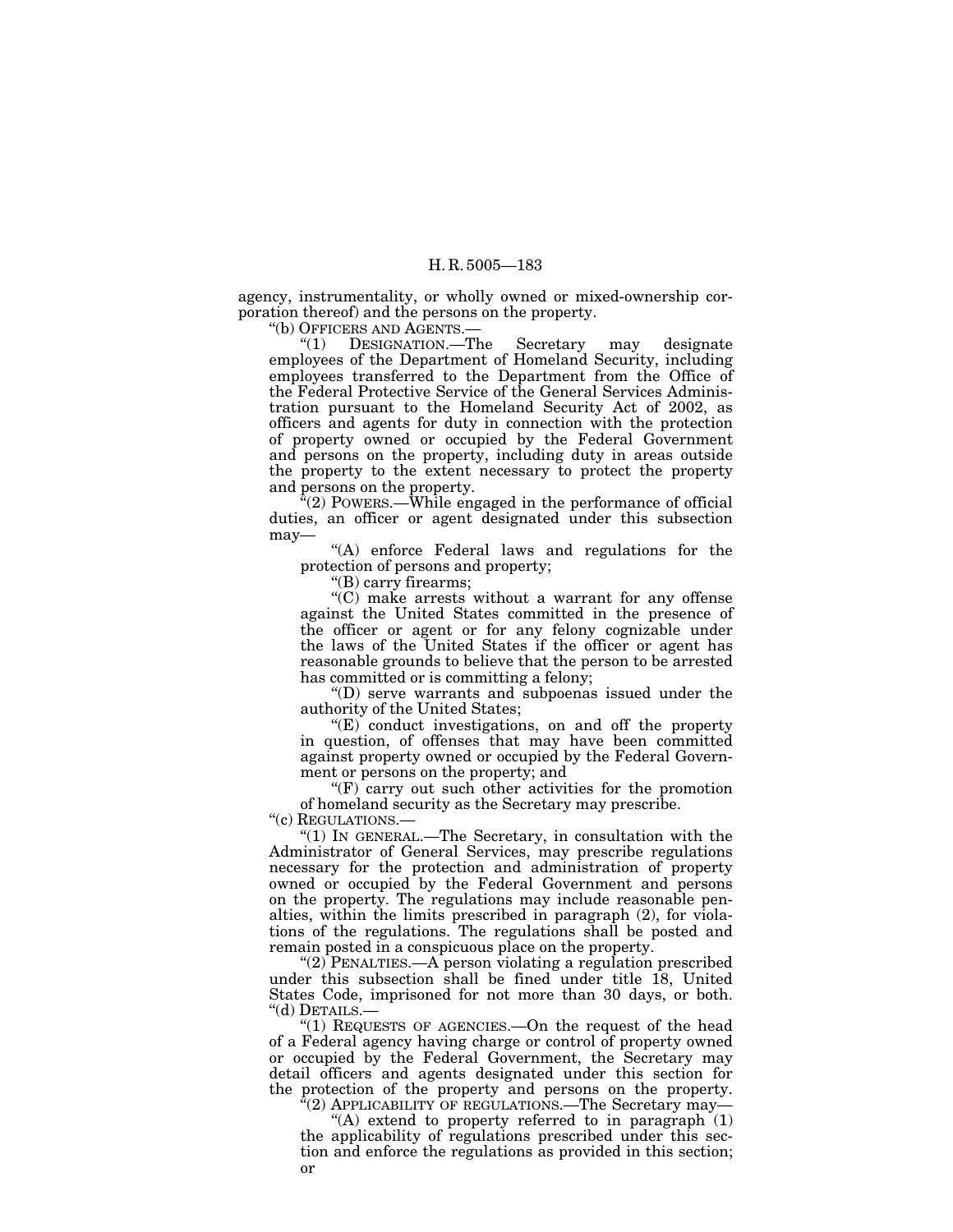agency, instrumentality, or wholly owned or mixed-ownership corporation thereof) and the persons on the property.

"(b) OFFICERS AND AGENTS.—

"(1) DESIGNATION.—The Secretary may designate employees of the Department of Homeland Security, including employees transferred to the Department from the Office of the Federal Protective Service of the General Services Administration pursuant to the Homeland Security Act of 2002, as officers and agents for duty in connection with the protection of property owned or occupied by the Federal Government and persons on the property, including duty in areas outside the property to the extent necessary to protect the property and persons on the property.

"(2) POWERS.—While engaged in the performance of official duties, an officer or agent designated under this subsection may—

"(A) enforce Federal laws and regulations for the protection of persons and property;

"(B) carry firearms;

"(C) make arrests without a warrant for any offense against the United States committed in the presence of the officer or agent or for any felony cognizable under the laws of the United States if the officer or agent has reasonable grounds to believe that the person to be arrested has committed or is committing a felony;

"(D) serve warrants and subpoenas issued under the authority of the United States;

"(E) conduct investigations, on and off the property in question, of offenses that may have been committed against property owned or occupied by the Federal Government or persons on the property; and

"(F) carry out such other activities for the promotion of homeland security as the Secretary may prescribe.

"(c) REGULATIONS.—

"(1) IN GENERAL.—The Secretary, in consultation with the Administrator of General Services, may prescribe regulations necessary for the protection and administration of property owned or occupied by the Federal Government and persons on the property. The regulations may include reasonable penalties, within the limits prescribed in paragraph (2), for violations of the regulations. The regulations shall be posted and remain posted in a conspicuous place on the property.

"(2) PENALTIES.—A person violating a regulation prescribed under this subsection shall be fined under title 18, United States Code, imprisoned for not more than 30 days, or both.

"(d) DETAILS.—

"(1) REQUESTS OF AGENCIES.—On the request of the head of a Federal agency having charge or control of property owned or occupied by the Federal Government, the Secretary may detail officers and agents designated under this section for the protection of the property and persons on the property.

"(2) APPLICABILITY OF REGULATIONS.—The Secretary may—

"(A) extend to property referred to in paragraph (1) the applicability of regulations prescribed under this section and enforce the regulations as provided in this section; or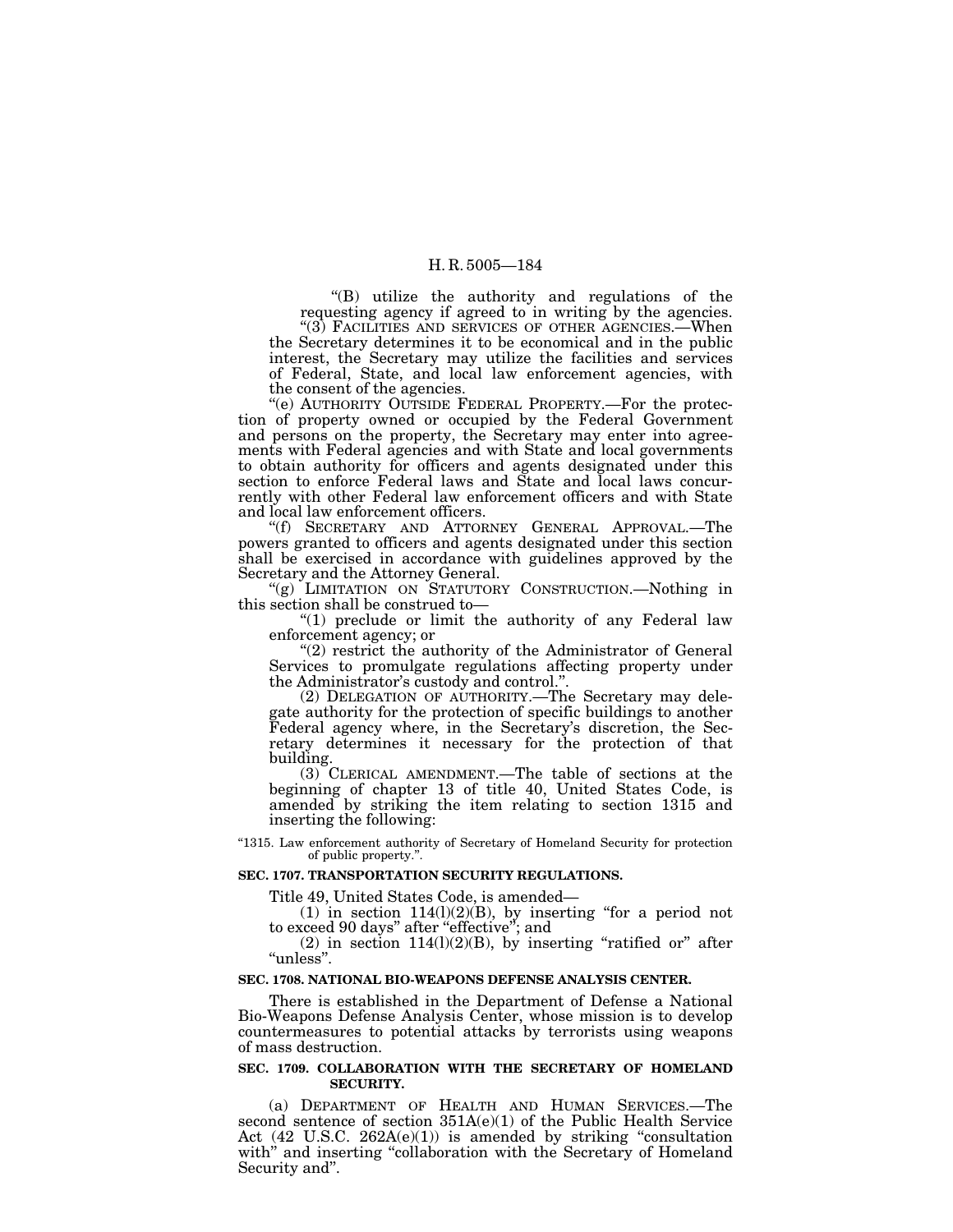"(B) utilize the authority and regulations of the requesting agency if agreed to in writing by the agencies.

"(3) FACILITIES AND SERVICES OF OTHER AGENCIES.—When the Secretary determines it to be economical and in the public interest, the Secretary may utilize the facilities and services of Federal, State, and local law enforcement agencies, with the consent of the agencies.

"(e) AUTHORITY OUTSIDE FEDERAL PROPERTY.—For the protection of property owned or occupied by the Federal Government and persons on the property, the Secretary may enter into agreements with Federal agencies and with State and local governments to obtain authority for officers and agents designated under this section to enforce Federal laws and State and local laws concurrently with other Federal law enforcement officers and with State and local law enforcement officers.

"(f) SECRETARY AND ATTORNEY GENERAL APPROVAL.—The powers granted to officers and agents designated under this section shall be exercised in accordance with guidelines approved by the Secretary and the Attorney General.

"(g) LIMITATION ON STATUTORY CONSTRUCTION.—Nothing in this section shall be construed to—

"(1) preclude or limit the authority of any Federal law enforcement agency; or

"(2) restrict the authority of the Administrator of General Services to promulgate regulations affecting property under the Administrator's custody and control.".

(2) DELEGATION OF AUTHORITY.—The Secretary may delegate authority for the protection of specific buildings to another Federal agency where, in the Secretary's discretion, the Secretary determines it necessary for the protection of that building.

(3) CLERICAL AMENDMENT.—The table of sections at the beginning of chapter 13 of title 40, United States Code, is amended by striking the item relating to section 1315 and inserting the following:

"1315. Law enforcement authority of Secretary of Homeland Security for protection of public property.".

**SEC. 1707. TRANSPORTATION SECURITY REGULATIONS.**

Title 49, United States Code, is amended—

(1) in section 114(l)(2)(B), by inserting "for a period not to exceed 90 days" after "effective"; and

(2) in section 114(l)(2)(B), by inserting "ratified or" after "unless".

**SEC. 1708. NATIONAL BIO-WEAPONS DEFENSE ANALYSIS CENTER.**

There is established in the Department of Defense a National Bio-Weapons Defense Analysis Center, whose mission is to develop countermeasures to potential attacks by terrorists using weapons of mass destruction.

**SEC. 1709. COLLABORATION WITH THE SECRETARY OF HOMELAND SECURITY.**

(a) DEPARTMENT OF HEALTH AND HUMAN SERVICES.—The second sentence of section 351A(e)(1) of the Public Health Service Act (42 U.S.C. 262A(e)(1)) is amended by striking "consultation with" and inserting "collaboration with the Secretary of Homeland Security and".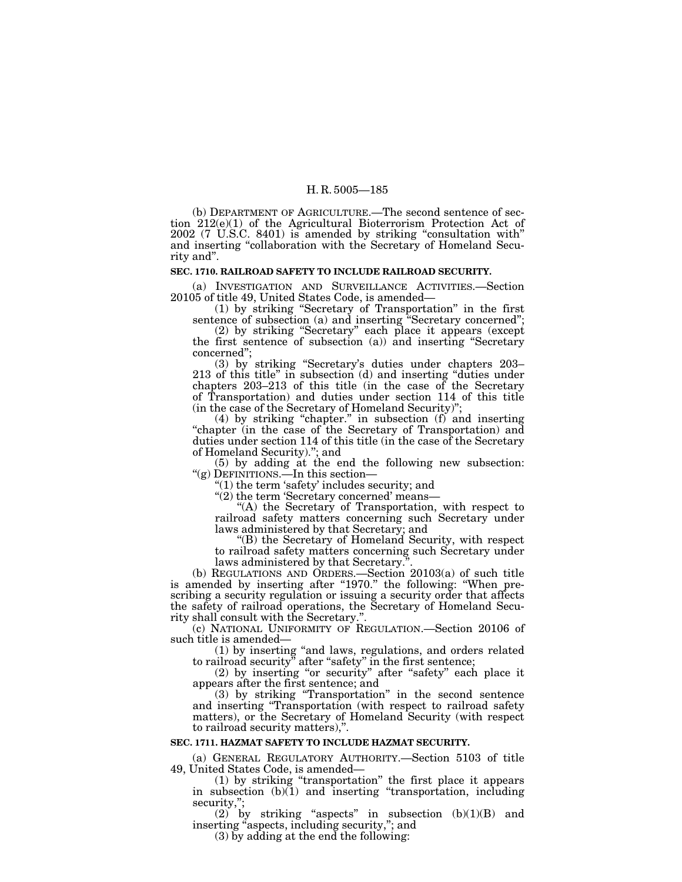(b) DEPARTMENT OF AGRICULTURE.—The second sentence of section 212(e)(1) of the Agricultural Bioterrorism Protection Act of 2002 (7 U.S.C. 8401) is amended by striking "consultation with" and inserting "collaboration with the Secretary of Homeland Security and".

**SEC. 1710. RAILROAD SAFETY TO INCLUDE RAILROAD SECURITY.**

(a) INVESTIGATION AND SURVEILLANCE ACTIVITIES.—Section 20105 of title 49, United States Code, is amended—

(1) by striking "Secretary of Transportation" in the first sentence of subsection (a) and inserting "Secretary concerned";

(2) by striking "Secretary" each place it appears (except the first sentence of subsection (a)) and inserting "Secretary concerned";

(3) by striking "Secretary's duties under chapters 203–213 of this title" in subsection (d) and inserting "duties under chapters 203–213 of this title (in the case of the Secretary of Transportation) and duties under section 114 of this title (in the case of the Secretary of Homeland Security)";

(4) by striking "chapter." in subsection (f) and inserting "chapter (in the case of the Secretary of Transportation) and duties under section 114 of this title (in the case of the Secretary of Homeland Security)."; and

(5) by adding at the end the following new subsection:

"(g) DEFINITIONS.—In this section—

"(1) the term 'safety' includes security; and

"(2) the term 'Secretary concerned' means—

"(A) the Secretary of Transportation, with respect to railroad safety matters concerning such Secretary under laws administered by that Secretary; and

"(B) the Secretary of Homeland Security, with respect to railroad safety matters concerning such Secretary under laws administered by that Secretary.".

(b) REGULATIONS AND ORDERS.—Section 20103(a) of such title is amended by inserting after "1970." the following: "When prescribing a security regulation or issuing a security order that affects the safety of railroad operations, the Secretary of Homeland Security shall consult with the Secretary.".

(c) NATIONAL UNIFORMITY OF REGULATION.—Section 20106 of such title is amended—

(1) by inserting "and laws, regulations, and orders related to railroad security" after "safety" in the first sentence;

(2) by inserting "or security" after "safety" each place it appears after the first sentence; and

(3) by striking "Transportation" in the second sentence and inserting "Transportation (with respect to railroad safety matters), or the Secretary of Homeland Security (with respect to railroad security matters),".

**SEC. 1711. HAZMAT SAFETY TO INCLUDE HAZMAT SECURITY.**

(a) GENERAL REGULATORY AUTHORITY.—Section 5103 of title 49, United States Code, is amended—

(1) by striking "transportation" the first place it appears in subsection (b)(1) and inserting "transportation, including security,";

(2) by striking "aspects" in subsection (b)(1)(B) and inserting "aspects, including security,"; and

(3) by adding at the end the following: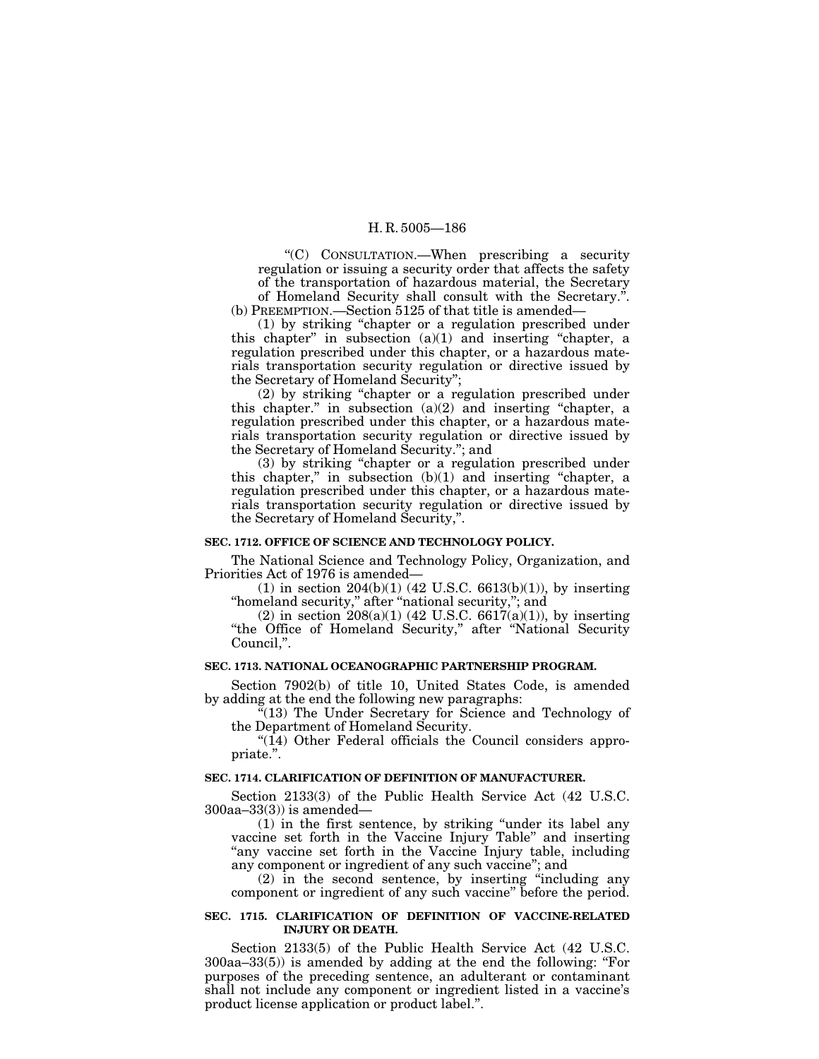"(C) CONSULTATION.—When prescribing a security regulation or issuing a security order that affects the safety of the transportation of hazardous material, the Secretary of Homeland Security shall consult with the Secretary.".

(b) PREEMPTION.—Section 5125 of that title is amended—

(1) by striking "chapter or a regulation prescribed under this chapter" in subsection (a)(1) and inserting "chapter, a regulation prescribed under this chapter, or a hazardous materials transportation security regulation or directive issued by the Secretary of Homeland Security";

(2) by striking "chapter or a regulation prescribed under this chapter." in subsection (a)(2) and inserting "chapter, a regulation prescribed under this chapter, or a hazardous materials transportation security regulation or directive issued by the Secretary of Homeland Security."; and

(3) by striking "chapter or a regulation prescribed under this chapter," in subsection (b)(1) and inserting "chapter, a regulation prescribed under this chapter, or a hazardous materials transportation security regulation or directive issued by the Secretary of Homeland Security,".

**SEC. 1712. OFFICE OF SCIENCE AND TECHNOLOGY POLICY.**

The National Science and Technology Policy, Organization, and Priorities Act of 1976 is amended—

(1) in section 204(b)(1) (42 U.S.C. 6613(b)(1)), by inserting "homeland security," after "national security,"; and

(2) in section 208(a)(1) (42 U.S.C. 6617(a)(1)), by inserting "the Office of Homeland Security," after "National Security Council,".

**SEC. 1713. NATIONAL OCEANOGRAPHIC PARTNERSHIP PROGRAM.**

Section 7902(b) of title 10, United States Code, is amended by adding at the end the following new paragraphs:

"(13) The Under Secretary for Science and Technology of the Department of Homeland Security.

"(14) Other Federal officials the Council considers appropriate.".

**SEC. 1714. CLARIFICATION OF DEFINITION OF MANUFACTURER.**

Section 2133(3) of the Public Health Service Act (42 U.S.C. 300aa–33(3)) is amended—

(1) in the first sentence, by striking "under its label any vaccine set forth in the Vaccine Injury Table" and inserting "any vaccine set forth in the Vaccine Injury table, including any component or ingredient of any such vaccine"; and

(2) in the second sentence, by inserting "including any component or ingredient of any such vaccine" before the period.

**SEC. 1715. CLARIFICATION OF DEFINITION OF VACCINE-RELATED INJURY OR DEATH.**

Section 2133(5) of the Public Health Service Act (42 U.S.C. 300aa–33(5)) is amended by adding at the end the following: "For purposes of the preceding sentence, an adulterant or contaminant shall not include any component or ingredient listed in a vaccine's product license application or product label.".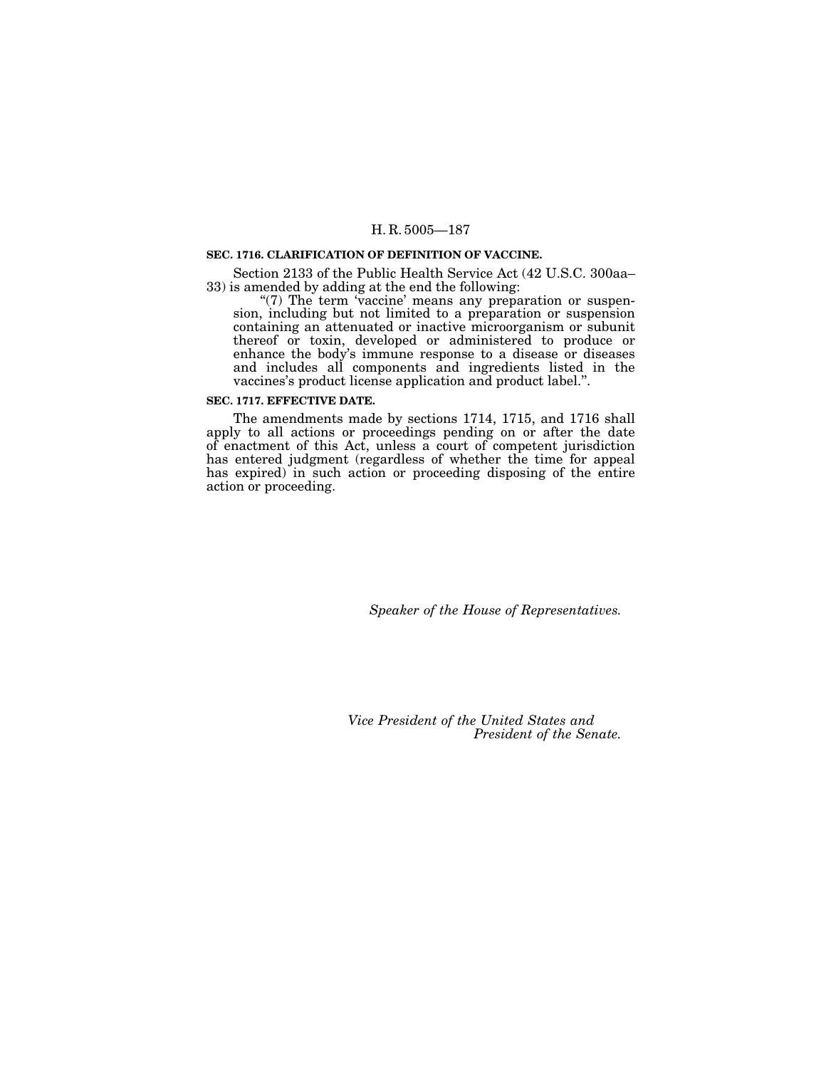**SEC. 1716. CLARIFICATION OF DEFINITION OF VACCINE.**

Section 2133 of the Public Health Service Act (42 U.S.C. 300aa–33) is amended by adding at the end the following:

"(7) The term 'vaccine' means any preparation or suspension, including but not limited to a preparation or suspension containing an attenuated or inactive microorganism or subunit thereof or toxin, developed or administered to produce or enhance the body's immune response to a disease or diseases and includes all components and ingredients listed in the vaccines's product license application and product label.".

**SEC. 1717. EFFECTIVE DATE.**

The amendments made by sections 1714, 1715, and 1716 shall apply to all actions or proceedings pending on or after the date of enactment of this Act, unless a court of competent jurisdiction has entered judgment (regardless of whether the time for appeal has expired) in such action or proceeding disposing of the entire action or proceeding.

*Speaker of the House of Representatives.*

*Vice President of the United States and President of the Senate.*